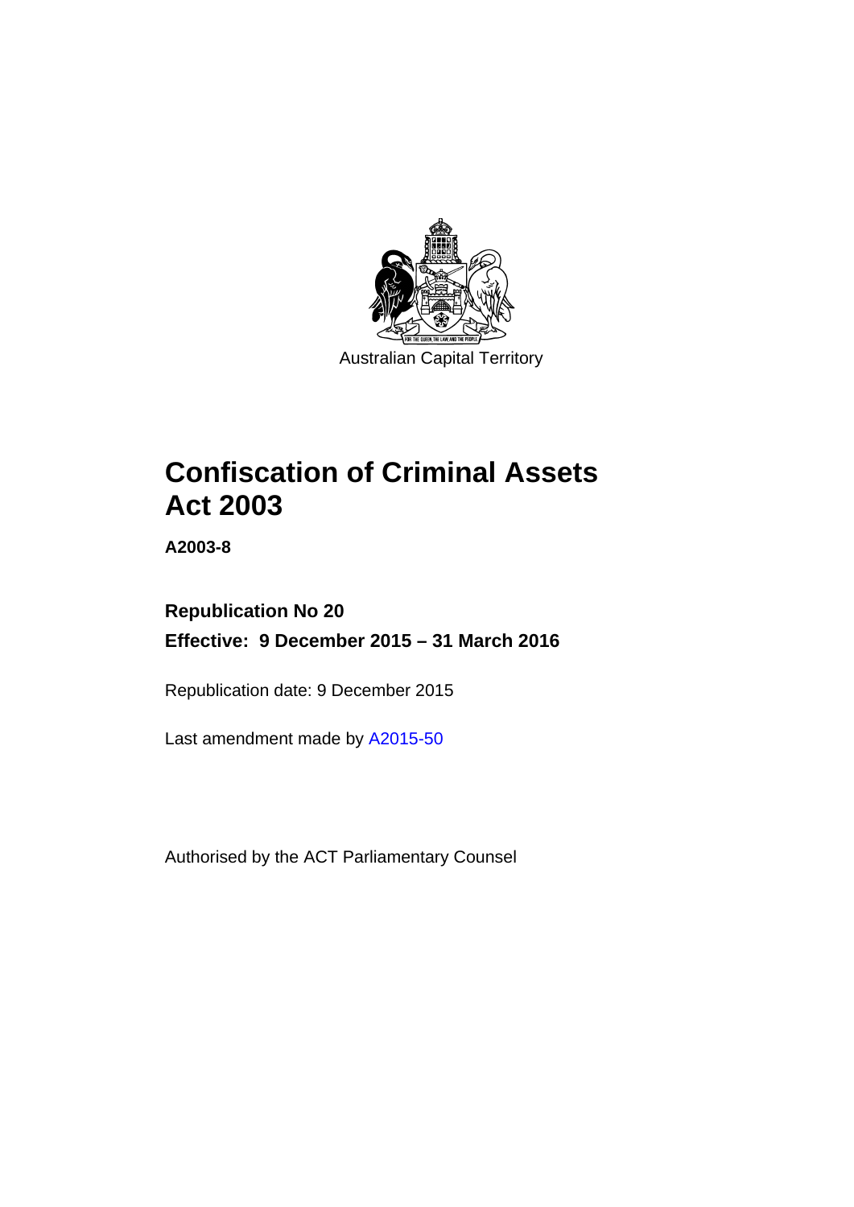Australian Capital Territory

# Confiscation of Criminal Assets Act 2003

**A2003-8**

**Republication No 20**

**Effective: 9 December 2015 – 31 March 2016**

Republication date: 9 December 2015

Last amendment made by A2015-50

Authorised by the ACT Parliamentary Counsel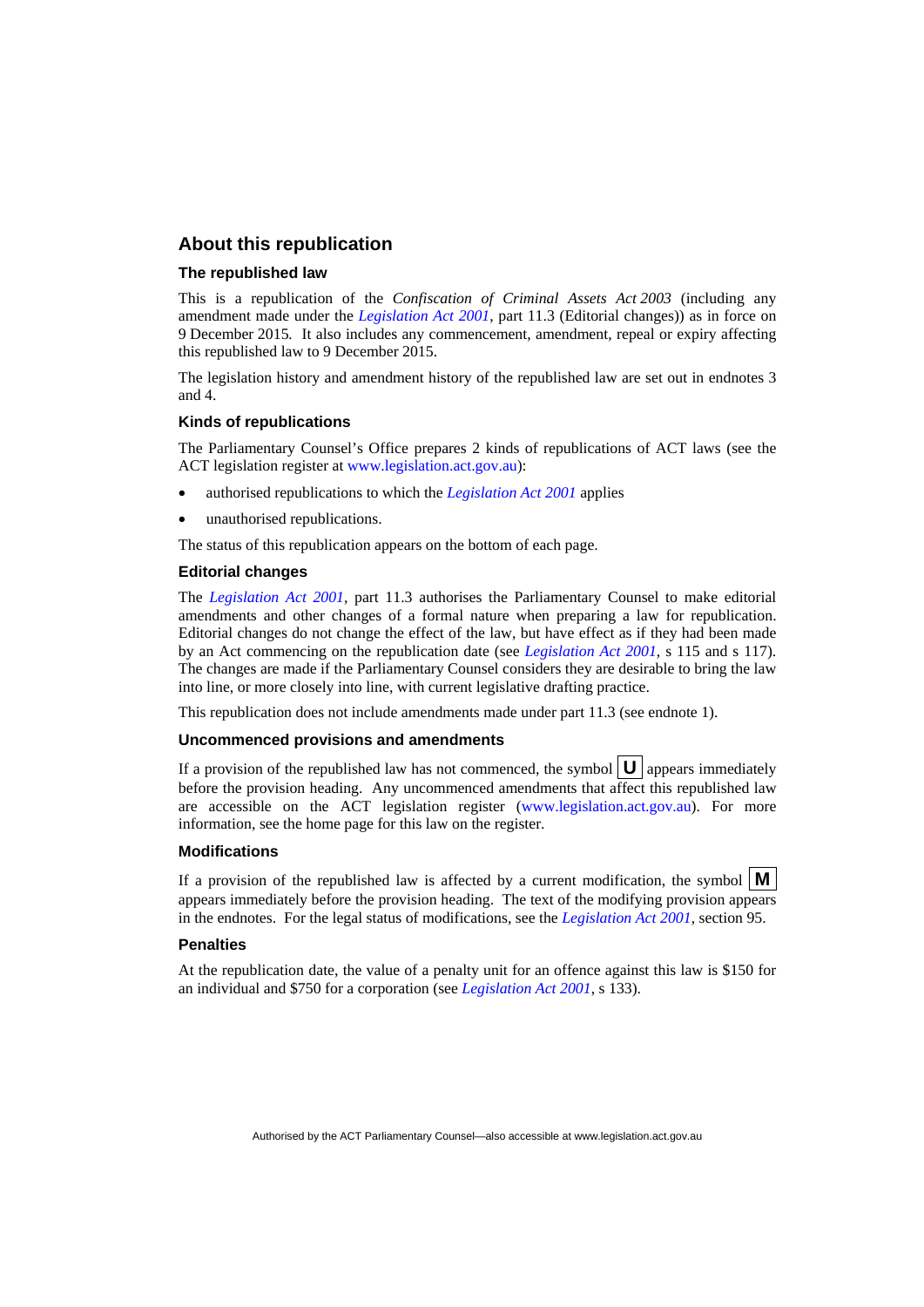## About this republication

### The republished law

This is a republication of the *Confiscation of Criminal Assets Act 2003* (including any amendment made under the *Legislation Act 2001*, part 11.3 (Editorial changes)) as in force on 9 December 2015*.* It also includes any commencement, amendment, repeal or expiry affecting this republished law to 9 December 2015.

The legislation history and amendment history of the republished law are set out in endnotes 3 and 4.

### Kinds of republications

The Parliamentary Counsel's Office prepares 2 kinds of republications of ACT laws (see the ACT legislation register at www.legislation.act.gov.au):

- authorised republications to which the *Legislation Act 2001* applies
- unauthorised republications.

The status of this republication appears on the bottom of each page.

### Editorial changes

The *Legislation Act 2001*, part 11.3 authorises the Parliamentary Counsel to make editorial amendments and other changes of a formal nature when preparing a law for republication. Editorial changes do not change the effect of the law, but have effect as if they had been made by an Act commencing on the republication date (see *Legislation Act 2001*, s 115 and s 117). The changes are made if the Parliamentary Counsel considers they are desirable to bring the law into line, or more closely into line, with current legislative drafting practice.

This republication does not include amendments made under part 11.3 (see endnote 1).

### Uncommenced provisions and amendments

If a provision of the republished law has not commenced, the symbol **U** appears immediately before the provision heading. Any uncommenced amendments that affect this republished law are accessible on the ACT legislation register (www.legislation.act.gov.au). For more information, see the home page for this law on the register.

### Modifications

If a provision of the republished law is affected by a current modification, the symbol **M** appears immediately before the provision heading. The text of the modifying provision appears in the endnotes. For the legal status of modifications, see the *Legislation Act 2001*, section 95.

### Penalties

At the republication date, the value of a penalty unit for an offence against this law is $150 for an individual and $750 for a corporation (see *Legislation Act 2001*, s 133).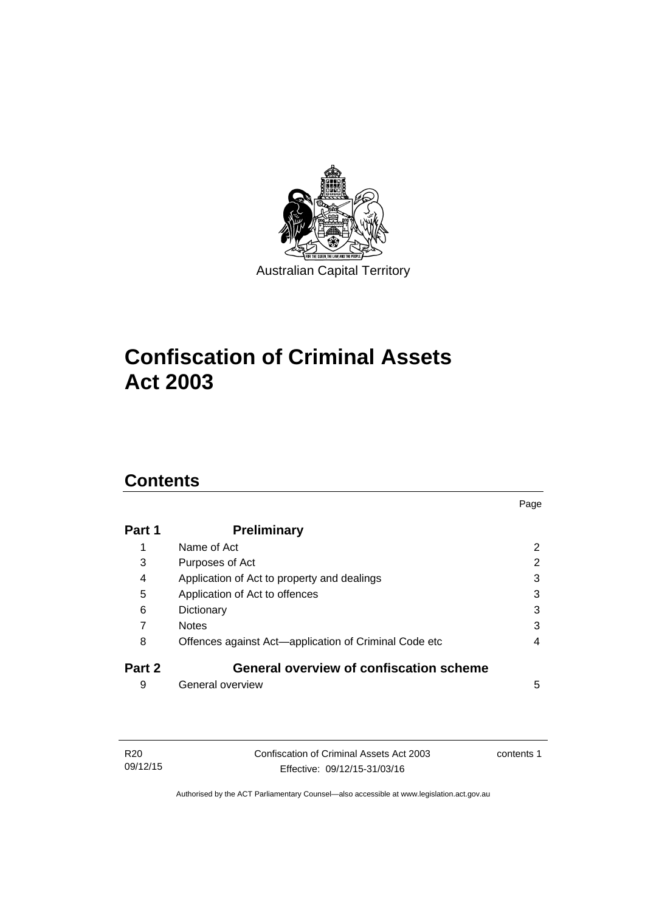Australian Capital Territory

# Confiscation of Criminal Assets Act 2003

## Contents

| | | Page |
|---|---|---|
| **Part 1** | **Preliminary** | |
| 1 | Name of Act | 2 |
| 3 | Purposes of Act | 2 |
| 4 | Application of Act to property and dealings | 3 |
| 5 | Application of Act to offences | 3 |
| 6 | Dictionary | 3 |
| 7 | Notes | 3 |
| 8 | Offences against Act—application of Criminal Code etc | 4 |
| **Part 2** | **General overview of confiscation scheme** | |
| 9 | General overview | 5 |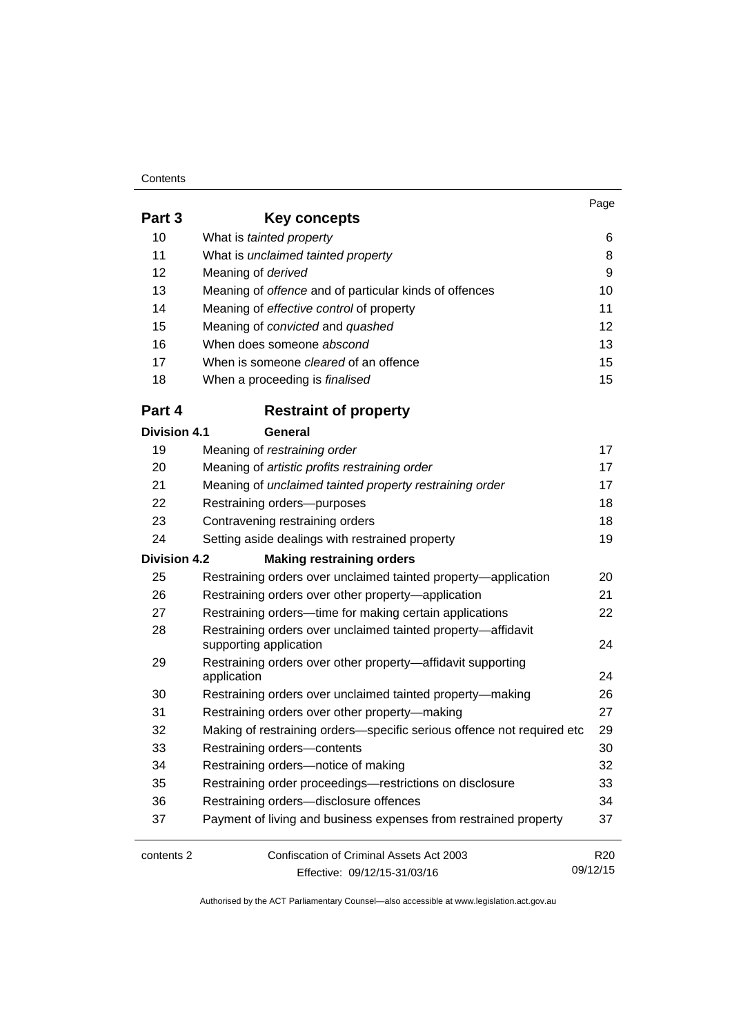| | | Page |
|---|---|---|
| **Part 3** | **Key concepts** | |
| 10 | What is *tainted property* | 6 |
| 11 | What is *unclaimed tainted property* | 8 |
| 12 | Meaning of *derived* | 9 |
| 13 | Meaning of *offence* and of particular kinds of offences | 10 |
| 14 | Meaning of *effective control* of property | 11 |
| 15 | Meaning of *convicted* and *quashed* | 12 |
| 16 | When does someone *abscond* | 13 |
| 17 | When is someone *cleared* of an offence | 15 |
| 18 | When a proceeding is *finalised* | 15 |
| **Part 4** | **Restraint of property** | |
| **Division 4.1** | **General** | |
| 19 | Meaning of *restraining order* | 17 |
| 20 | Meaning of *artistic profits restraining order* | 17 |
| 21 | Meaning of *unclaimed tainted property restraining order* | 17 |
| 22 | Restraining orders—purposes | 18 |
| 23 | Contravening restraining orders | 18 |
| 24 | Setting aside dealings with restrained property | 19 |
| **Division 4.2** | **Making restraining orders** | |
| 25 | Restraining orders over unclaimed tainted property—application | 20 |
| 26 | Restraining orders over other property—application | 21 |
| 27 | Restraining orders—time for making certain applications | 22 |
| 28 | Restraining orders over unclaimed tainted property—affidavit supporting application | 24 |
| 29 | Restraining orders over other property—affidavit supporting application | 24 |
| 30 | Restraining orders over unclaimed tainted property—making | 26 |
| 31 | Restraining orders over other property—making | 27 |
| 32 | Making of restraining orders—specific serious offence not required etc | 29 |
| 33 | Restraining orders—contents | 30 |
| 34 | Restraining orders—notice of making | 32 |
| 35 | Restraining order proceedings—restrictions on disclosure | 33 |
| 36 | Restraining orders—disclosure offences | 34 |
| 37 | Payment of living and business expenses from restrained property | 37 |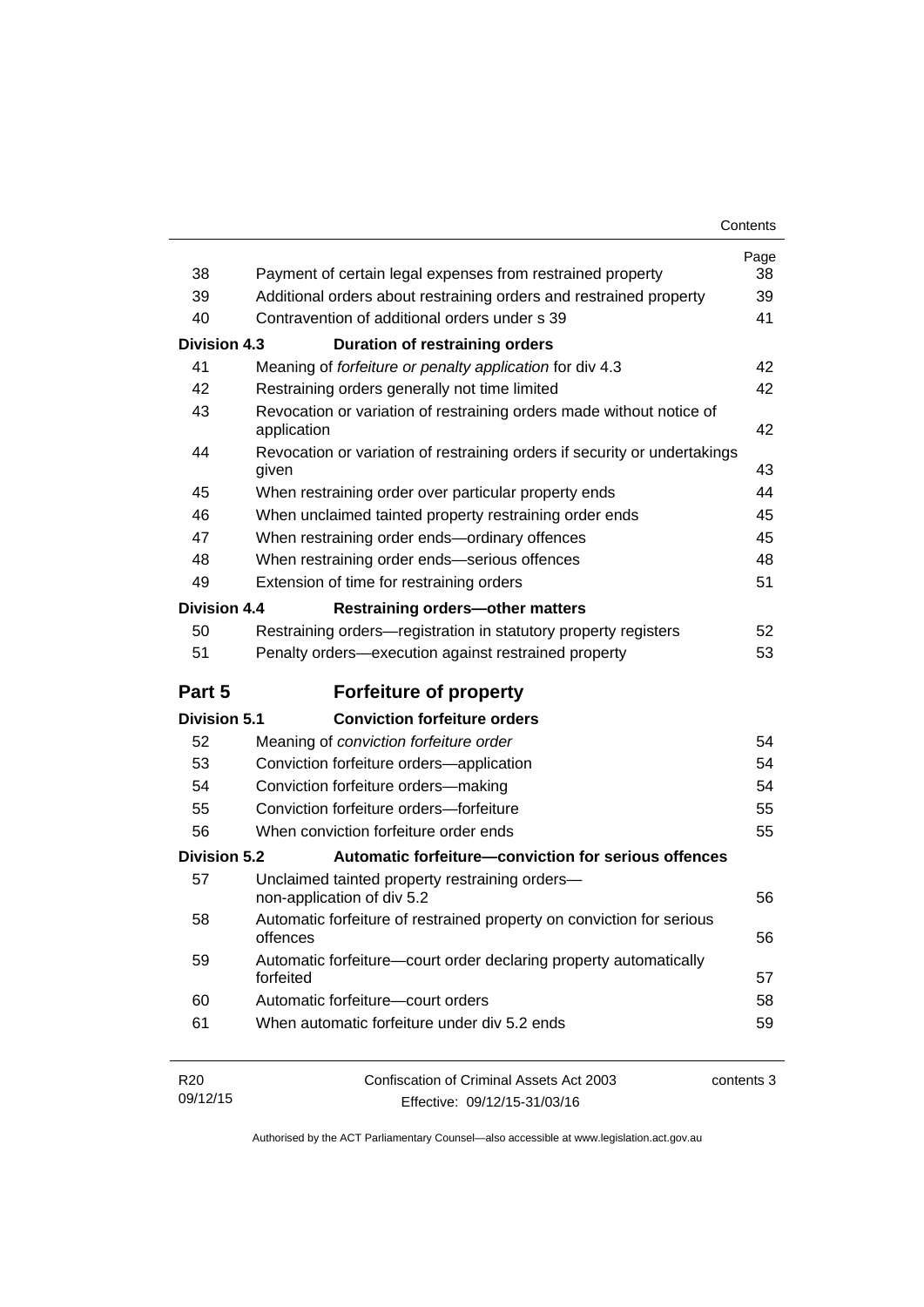| | | Page |
|---|---|---|
| 38 | Payment of certain legal expenses from restrained property | 38 |
| 39 | Additional orders about restraining orders and restrained property | 39 |
| 40 | Contravention of additional orders under s 39 | 41 |
| **Division 4.3** | **Duration of restraining orders** | |
| 41 | Meaning of *forfeiture or penalty application* for div 4.3 | 42 |
| 42 | Restraining orders generally not time limited | 42 |
| 43 | Revocation or variation of restraining orders made without notice of application | 42 |
| 44 | Revocation or variation of restraining orders if security or undertakings given | 43 |
| 45 | When restraining order over particular property ends | 44 |
| 46 | When unclaimed tainted property restraining order ends | 45 |
| 47 | When restraining order ends—ordinary offences | 45 |
| 48 | When restraining order ends—serious offences | 48 |
| 49 | Extension of time for restraining orders | 51 |
| **Division 4.4** | **Restraining orders—other matters** | |
| 50 | Restraining orders—registration in statutory property registers | 52 |
| 51 | Penalty orders—execution against restrained property | 53 |
| **Part 5** | **Forfeiture of property** | |
| **Division 5.1** | **Conviction forfeiture orders** | |
| 52 | Meaning of *conviction forfeiture order* | 54 |
| 53 | Conviction forfeiture orders—application | 54 |
| 54 | Conviction forfeiture orders—making | 54 |
| 55 | Conviction forfeiture orders—forfeiture | 55 |
| 56 | When conviction forfeiture order ends | 55 |
| **Division 5.2** | **Automatic forfeiture—conviction for serious offences** | |
| 57 | Unclaimed tainted property restraining orders—non-application of div 5.2 | 56 |
| 58 | Automatic forfeiture of restrained property on conviction for serious offences | 56 |
| 59 | Automatic forfeiture—court order declaring property automatically forfeited | 57 |
| 60 | Automatic forfeiture—court orders | 58 |
| 61 | When automatic forfeiture under div 5.2 ends | 59 |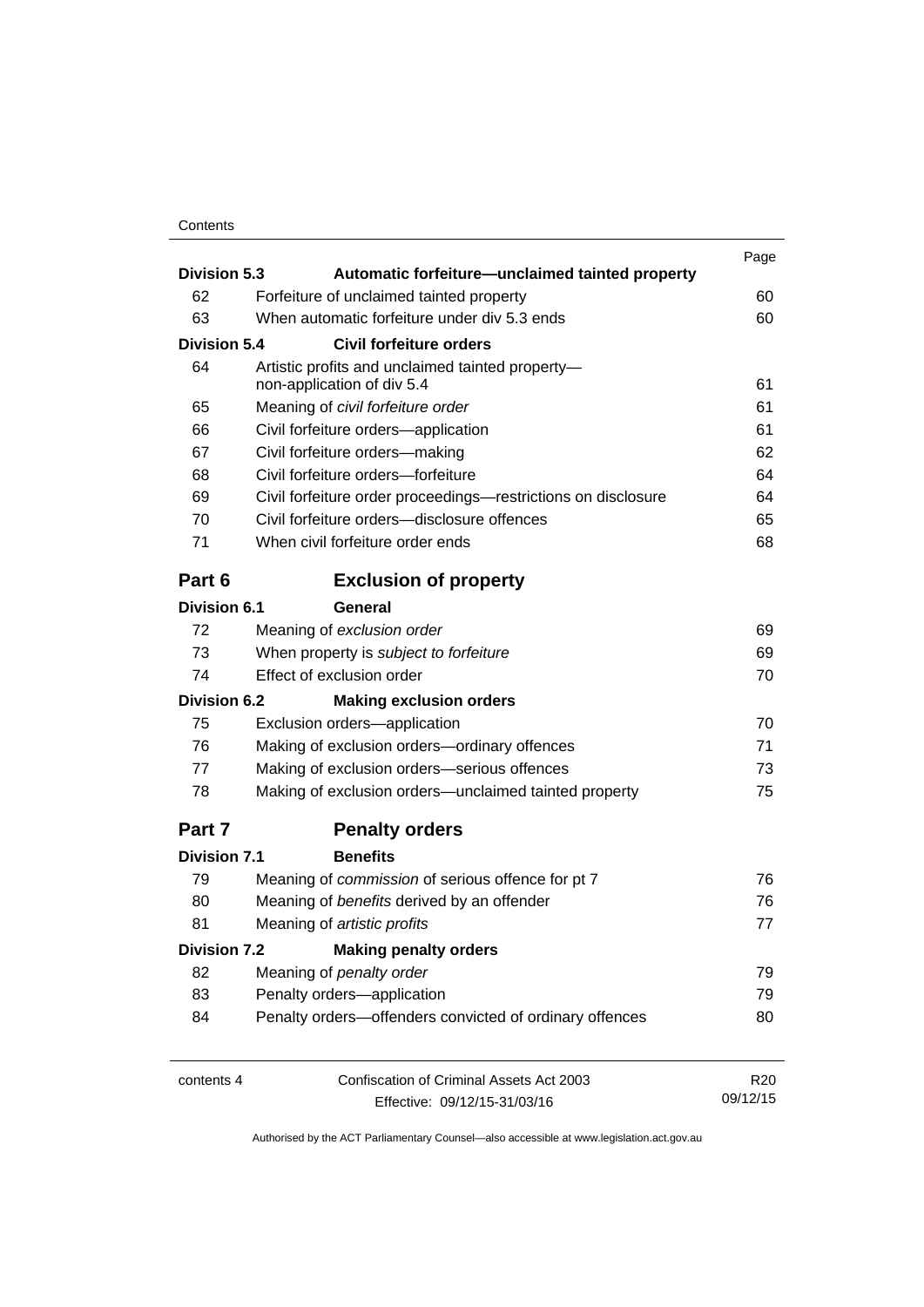| | | Page |
|---|---|---|
| **Division 5.3** | **Automatic forfeiture—unclaimed tainted property** | |
| 62 | Forfeiture of unclaimed tainted property | 60 |
| 63 | When automatic forfeiture under div 5.3 ends | 60 |
| **Division 5.4** | **Civil forfeiture orders** | |
| 64 | Artistic profits and unclaimed tainted property—non-application of div 5.4 | 61 |
| 65 | Meaning of *civil forfeiture order* | 61 |
| 66 | Civil forfeiture orders—application | 61 |
| 67 | Civil forfeiture orders—making | 62 |
| 68 | Civil forfeiture orders—forfeiture | 64 |
| 69 | Civil forfeiture order proceedings—restrictions on disclosure | 64 |
| 70 | Civil forfeiture orders—disclosure offences | 65 |
| 71 | When civil forfeiture order ends | 68 |

## Part 6 Exclusion of property

| | | |
|---|---|---|
| **Division 6.1** | **General** | |
| 72 | Meaning of *exclusion order* | 69 |
| 73 | When property is *subject to forfeiture* | 69 |
| 74 | Effect of exclusion order | 70 |
| **Division 6.2** | **Making exclusion orders** | |
| 75 | Exclusion orders—application | 70 |
| 76 | Making of exclusion orders—ordinary offences | 71 |
| 77 | Making of exclusion orders—serious offences | 73 |
| 78 | Making of exclusion orders—unclaimed tainted property | 75 |

## Part 7 Penalty orders

| | | |
|---|---|---|
| **Division 7.1** | **Benefits** | |
| 79 | Meaning of *commission* of serious offence for pt 7 | 76 |
| 80 | Meaning of *benefits* derived by an offender | 76 |
| 81 | Meaning of *artistic profits* | 77 |
| **Division 7.2** | **Making penalty orders** | |
| 82 | Meaning of *penalty order* | 79 |
| 83 | Penalty orders—application | 79 |
| 84 | Penalty orders—offenders convicted of ordinary offences | 80 |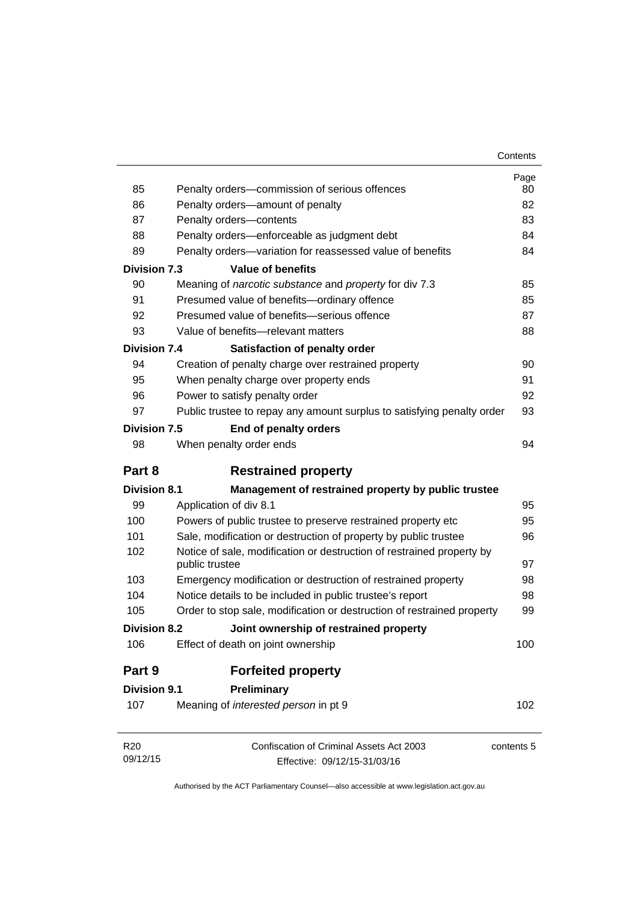| | | Page |
|---|---|---|
| 85 | Penalty orders—commission of serious offences | 80 |
| 86 | Penalty orders—amount of penalty | 82 |
| 87 | Penalty orders—contents | 83 |
| 88 | Penalty orders—enforceable as judgment debt | 84 |
| 89 | Penalty orders—variation for reassessed value of benefits | 84 |
| **Division 7.3** | **Value of benefits** | |
| 90 | Meaning of *narcotic substance* and *property* for div 7.3 | 85 |
| 91 | Presumed value of benefits—ordinary offence | 85 |
| 92 | Presumed value of benefits—serious offence | 87 |
| 93 | Value of benefits—relevant matters | 88 |
| **Division 7.4** | **Satisfaction of penalty order** | |
| 94 | Creation of penalty charge over restrained property | 90 |
| 95 | When penalty charge over property ends | 91 |
| 96 | Power to satisfy penalty order | 92 |
| 97 | Public trustee to repay any amount surplus to satisfying penalty order | 93 |
| **Division 7.5** | **End of penalty orders** | |
| 98 | When penalty order ends | 94 |
| **Part 8** | **Restrained property** | |
| **Division 8.1** | **Management of restrained property by public trustee** | |
| 99 | Application of div 8.1 | 95 |
| 100 | Powers of public trustee to preserve restrained property etc | 95 |
| 101 | Sale, modification or destruction of property by public trustee | 96 |
| 102 | Notice of sale, modification or destruction of restrained property by public trustee | 97 |
| 103 | Emergency modification or destruction of restrained property | 98 |
| 104 | Notice details to be included in public trustee's report | 98 |
| 105 | Order to stop sale, modification or destruction of restrained property | 99 |
| **Division 8.2** | **Joint ownership of restrained property** | |
| 106 | Effect of death on joint ownership | 100 |
| **Part 9** | **Forfeited property** | |
| **Division 9.1** | **Preliminary** | |
| 107 | Meaning of *interested person* in pt 9 | 102 |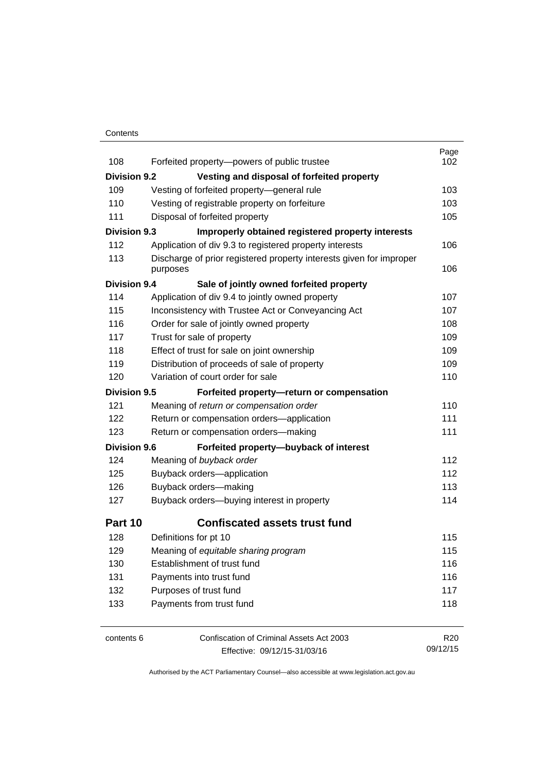| | | Page |
|---|---|---|
| 108 | Forfeited property—powers of public trustee | 102 |
| **Division 9.2** | **Vesting and disposal of forfeited property** | |
| 109 | Vesting of forfeited property—general rule | 103 |
| 110 | Vesting of registrable property on forfeiture | 103 |
| 111 | Disposal of forfeited property | 105 |
| **Division 9.3** | **Improperly obtained registered property interests** | |
| 112 | Application of div 9.3 to registered property interests | 106 |
| 113 | Discharge of prior registered property interests given for improper purposes | 106 |
| **Division 9.4** | **Sale of jointly owned forfeited property** | |
| 114 | Application of div 9.4 to jointly owned property | 107 |
| 115 | Inconsistency with Trustee Act or Conveyancing Act | 107 |
| 116 | Order for sale of jointly owned property | 108 |
| 117 | Trust for sale of property | 109 |
| 118 | Effect of trust for sale on joint ownership | 109 |
| 119 | Distribution of proceeds of sale of property | 109 |
| 120 | Variation of court order for sale | 110 |
| **Division 9.5** | **Forfeited property—return or compensation** | |
| 121 | Meaning of *return or compensation order* | 110 |
| 122 | Return or compensation orders—application | 111 |
| 123 | Return or compensation orders—making | 111 |
| **Division 9.6** | **Forfeited property—buyback of interest** | |
| 124 | Meaning of *buyback order* | 112 |
| 125 | Buyback orders—application | 112 |
| 126 | Buyback orders—making | 113 |
| 127 | Buyback orders—buying interest in property | 114 |
| **Part 10** | **Confiscated assets trust fund** | |
| 128 | Definitions for pt 10 | 115 |
| 129 | Meaning of *equitable sharing program* | 115 |
| 130 | Establishment of trust fund | 116 |
| 131 | Payments into trust fund | 116 |
| 132 | Purposes of trust fund | 117 |
| 133 | Payments from trust fund | 118 |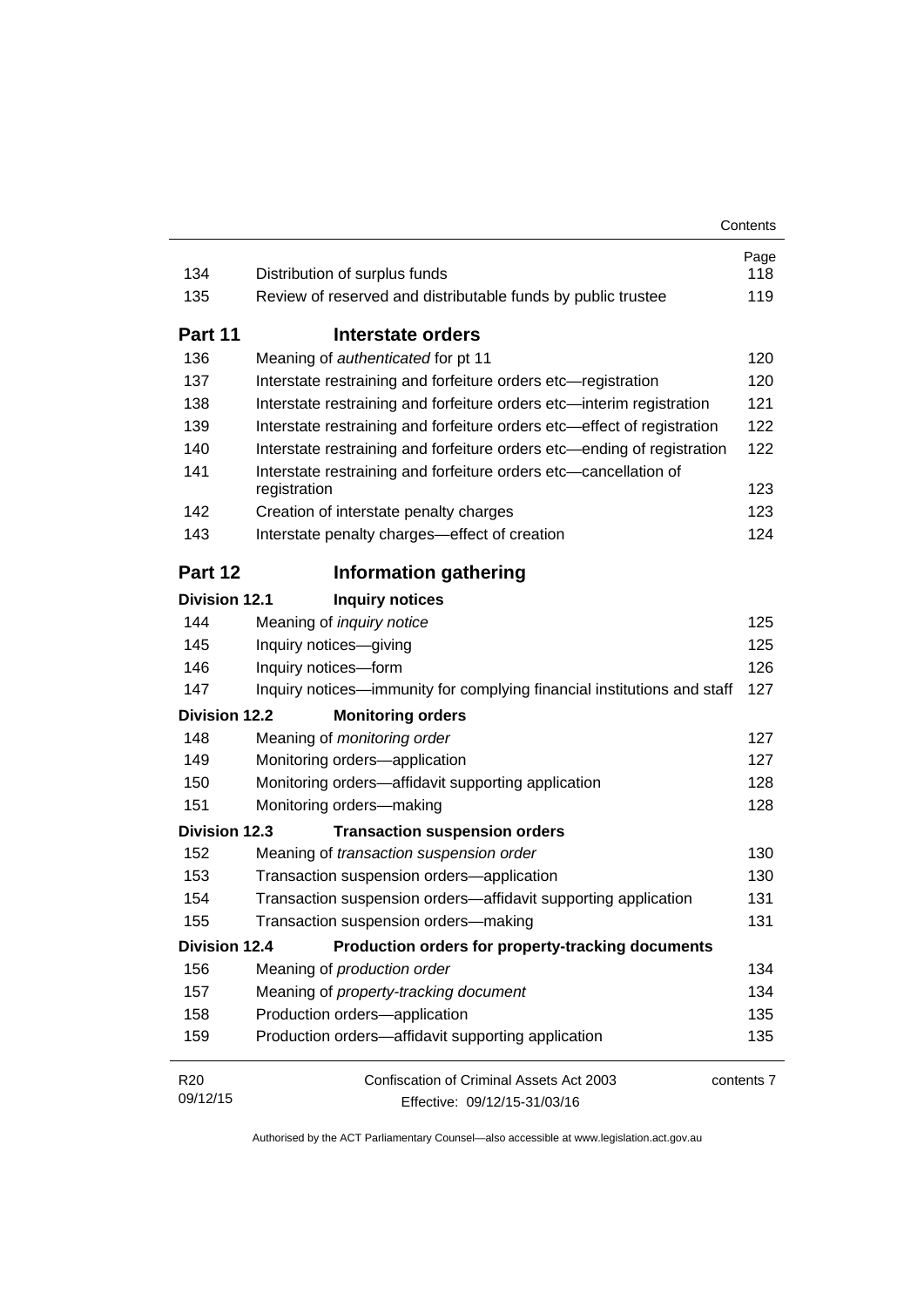| | | Page |
|---|---|---|
| 134 | Distribution of surplus funds | 118 |
| 135 | Review of reserved and distributable funds by public trustee | 119 |
| **Part 11** | **Interstate orders** | |
| 136 | Meaning of *authenticated* for pt 11 | 120 |
| 137 | Interstate restraining and forfeiture orders etc—registration | 120 |
| 138 | Interstate restraining and forfeiture orders etc—interim registration | 121 |
| 139 | Interstate restraining and forfeiture orders etc—effect of registration | 122 |
| 140 | Interstate restraining and forfeiture orders etc—ending of registration | 122 |
| 141 | Interstate restraining and forfeiture orders etc—cancellation of registration | 123 |
| 142 | Creation of interstate penalty charges | 123 |
| 143 | Interstate penalty charges—effect of creation | 124 |
| **Part 12** | **Information gathering** | |
| **Division 12.1** | **Inquiry notices** | |
| 144 | Meaning of *inquiry notice* | 125 |
| 145 | Inquiry notices—giving | 125 |
| 146 | Inquiry notices—form | 126 |
| 147 | Inquiry notices—immunity for complying financial institutions and staff | 127 |
| **Division 12.2** | **Monitoring orders** | |
| 148 | Meaning of *monitoring order* | 127 |
| 149 | Monitoring orders—application | 127 |
| 150 | Monitoring orders—affidavit supporting application | 128 |
| 151 | Monitoring orders—making | 128 |
| **Division 12.3** | **Transaction suspension orders** | |
| 152 | Meaning of *transaction suspension order* | 130 |
| 153 | Transaction suspension orders—application | 130 |
| 154 | Transaction suspension orders—affidavit supporting application | 131 |
| 155 | Transaction suspension orders—making | 131 |
| **Division 12.4** | **Production orders for property-tracking documents** | |
| 156 | Meaning of *production order* | 134 |
| 157 | Meaning of *property-tracking document* | 134 |
| 158 | Production orders—application | 135 |
| 159 | Production orders—affidavit supporting application | 135 |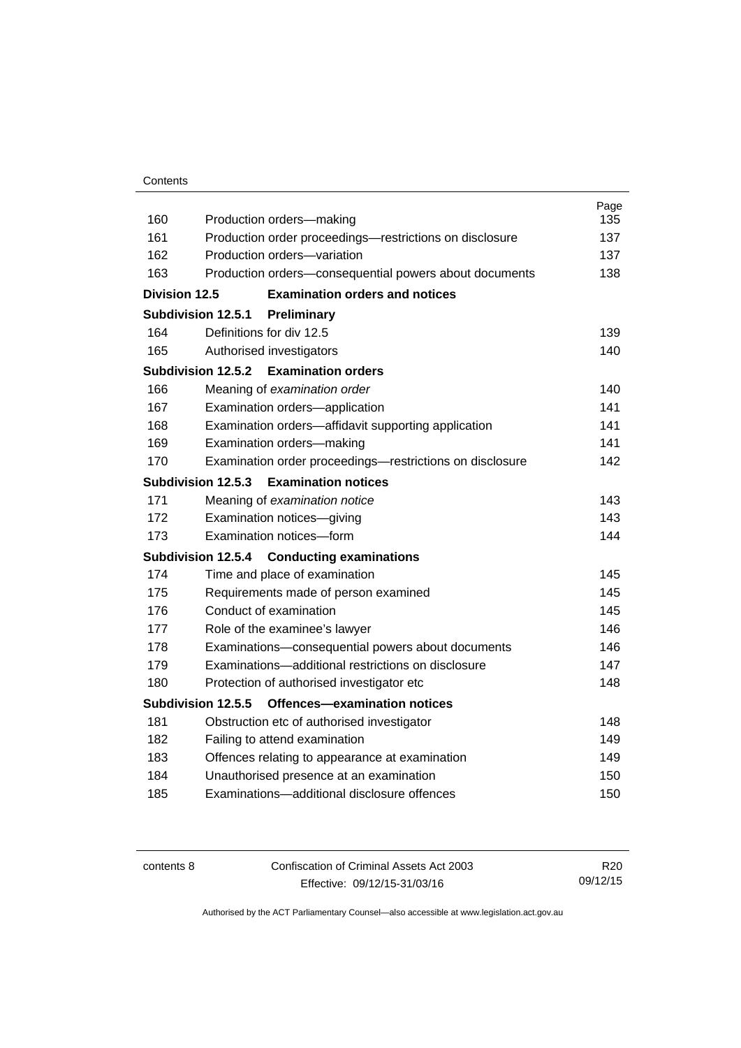| | | Page |
|---|---|---|
| 160 | Production orders—making | 135 |
| 161 | Production order proceedings—restrictions on disclosure | 137 |
| 162 | Production orders—variation | 137 |
| 163 | Production orders—consequential powers about documents | 138 |
| **Division 12.5** | **Examination orders and notices** | |
| **Subdivision 12.5.1** | **Preliminary** | |
| 164 | Definitions for div 12.5 | 139 |
| 165 | Authorised investigators | 140 |
| **Subdivision 12.5.2** | **Examination orders** | |
| 166 | Meaning of *examination order* | 140 |
| 167 | Examination orders—application | 141 |
| 168 | Examination orders—affidavit supporting application | 141 |
| 169 | Examination orders—making | 141 |
| 170 | Examination order proceedings—restrictions on disclosure | 142 |
| **Subdivision 12.5.3** | **Examination notices** | |
| 171 | Meaning of *examination notice* | 143 |
| 172 | Examination notices—giving | 143 |
| 173 | Examination notices—form | 144 |
| **Subdivision 12.5.4** | **Conducting examinations** | |
| 174 | Time and place of examination | 145 |
| 175 | Requirements made of person examined | 145 |
| 176 | Conduct of examination | 145 |
| 177 | Role of the examinee's lawyer | 146 |
| 178 | Examinations—consequential powers about documents | 146 |
| 179 | Examinations—additional restrictions on disclosure | 147 |
| 180 | Protection of authorised investigator etc | 148 |
| **Subdivision 12.5.5** | **Offences—examination notices** | |
| 181 | Obstruction etc of authorised investigator | 148 |
| 182 | Failing to attend examination | 149 |
| 183 | Offences relating to appearance at examination | 149 |
| 184 | Unauthorised presence at an examination | 150 |
| 185 | Examinations—additional disclosure offences | 150 |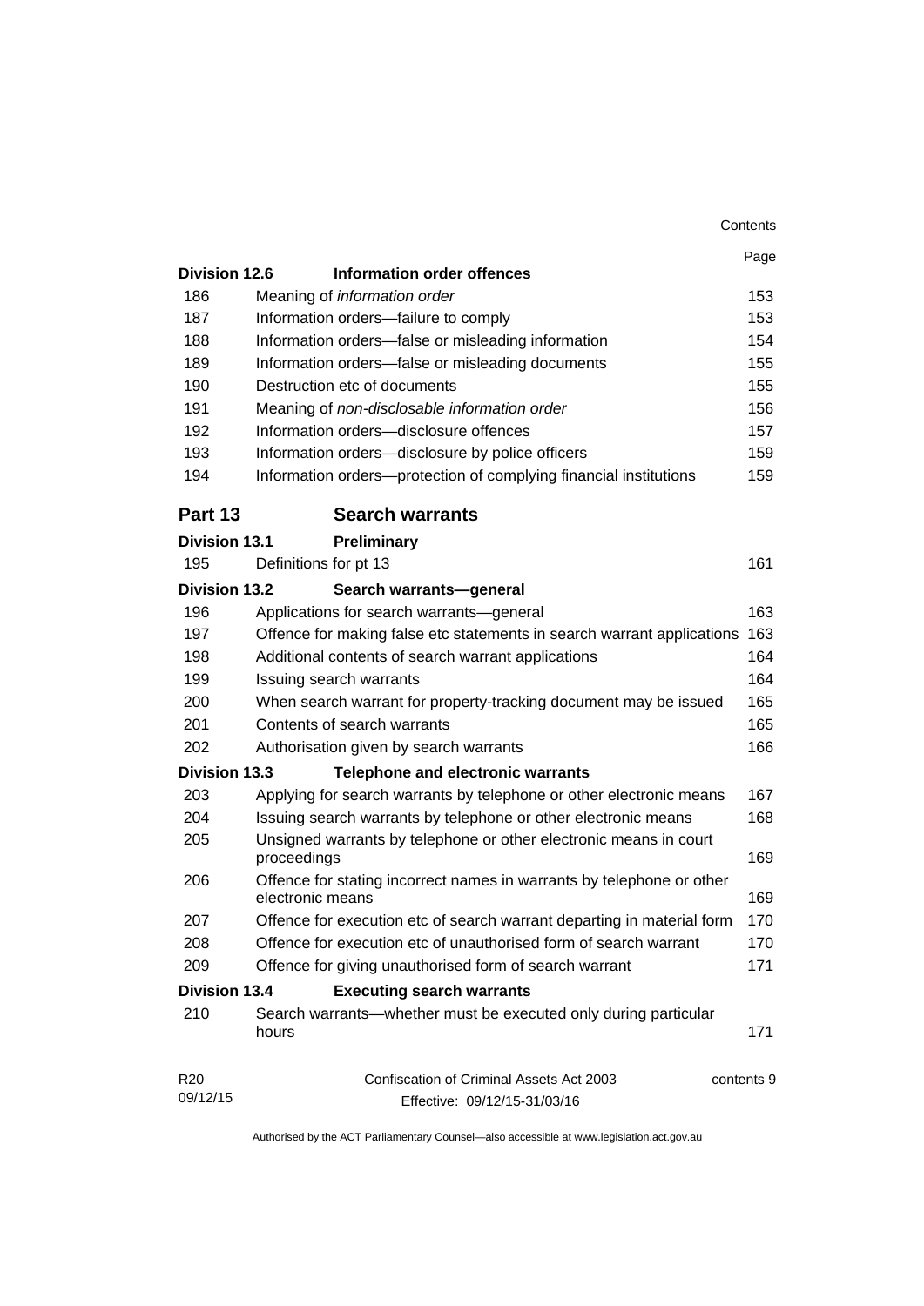| | | Page |
|---|---|---|
| **Division 12.6** | **Information order offences** | |
| 186 | Meaning of *information order* | 153 |
| 187 | Information orders—failure to comply | 153 |
| 188 | Information orders—false or misleading information | 154 |
| 189 | Information orders—false or misleading documents | 155 |
| 190 | Destruction etc of documents | 155 |
| 191 | Meaning of *non-disclosable information order* | 156 |
| 192 | Information orders—disclosure offences | 157 |
| 193 | Information orders—disclosure by police officers | 159 |
| 194 | Information orders—protection of complying financial institutions | 159 |
| **Part 13** | **Search warrants** | |
| **Division 13.1** | **Preliminary** | |
| 195 | Definitions for pt 13 | 161 |
| **Division 13.2** | **Search warrants—general** | |
| 196 | Applications for search warrants—general | 163 |
| 197 | Offence for making false etc statements in search warrant applications | 163 |
| 198 | Additional contents of search warrant applications | 164 |
| 199 | Issuing search warrants | 164 |
| 200 | When search warrant for property-tracking document may be issued | 165 |
| 201 | Contents of search warrants | 165 |
| 202 | Authorisation given by search warrants | 166 |
| **Division 13.3** | **Telephone and electronic warrants** | |
| 203 | Applying for search warrants by telephone or other electronic means | 167 |
| 204 | Issuing search warrants by telephone or other electronic means | 168 |
| 205 | Unsigned warrants by telephone or other electronic means in court proceedings | 169 |
| 206 | Offence for stating incorrect names in warrants by telephone or other electronic means | 169 |
| 207 | Offence for execution etc of search warrant departing in material form | 170 |
| 208 | Offence for execution etc of unauthorised form of search warrant | 170 |
| 209 | Offence for giving unauthorised form of search warrant | 171 |
| **Division 13.4** | **Executing search warrants** | |
| 210 | Search warrants—whether must be executed only during particular hours | 171 |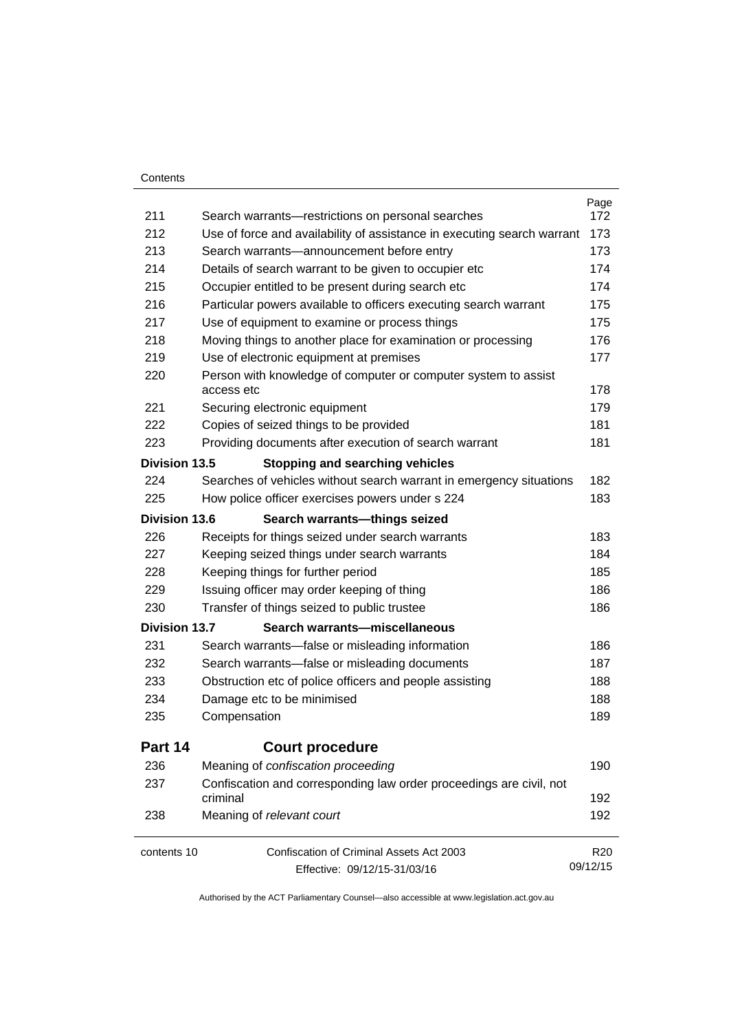| | | Page |
|---|---|---|
| 211 | Search warrants—restrictions on personal searches | 172 |
| 212 | Use of force and availability of assistance in executing search warrant | 173 |
| 213 | Search warrants—announcement before entry | 173 |
| 214 | Details of search warrant to be given to occupier etc | 174 |
| 215 | Occupier entitled to be present during search etc | 174 |
| 216 | Particular powers available to officers executing search warrant | 175 |
| 217 | Use of equipment to examine or process things | 175 |
| 218 | Moving things to another place for examination or processing | 176 |
| 219 | Use of electronic equipment at premises | 177 |
| 220 | Person with knowledge of computer or computer system to assist access etc | 178 |
| 221 | Securing electronic equipment | 179 |
| 222 | Copies of seized things to be provided | 181 |
| 223 | Providing documents after execution of search warrant | 181 |
| **Division 13.5** | **Stopping and searching vehicles** | |
| 224 | Searches of vehicles without search warrant in emergency situations | 182 |
| 225 | How police officer exercises powers under s 224 | 183 |
| **Division 13.6** | **Search warrants—things seized** | |
| 226 | Receipts for things seized under search warrants | 183 |
| 227 | Keeping seized things under search warrants | 184 |
| 228 | Keeping things for further period | 185 |
| 229 | Issuing officer may order keeping of thing | 186 |
| 230 | Transfer of things seized to public trustee | 186 |
| **Division 13.7** | **Search warrants—miscellaneous** | |
| 231 | Search warrants—false or misleading information | 186 |
| 232 | Search warrants—false or misleading documents | 187 |
| 233 | Obstruction etc of police officers and people assisting | 188 |
| 234 | Damage etc to be minimised | 188 |
| 235 | Compensation | 189 |

## Part 14 Court procedure

| | | |
|---|---|---|
| 236 | Meaning of *confiscation proceeding* | 190 |
| 237 | Confiscation and corresponding law order proceedings are civil, not criminal | 192 |
| 238 | Meaning of *relevant court* | 192 |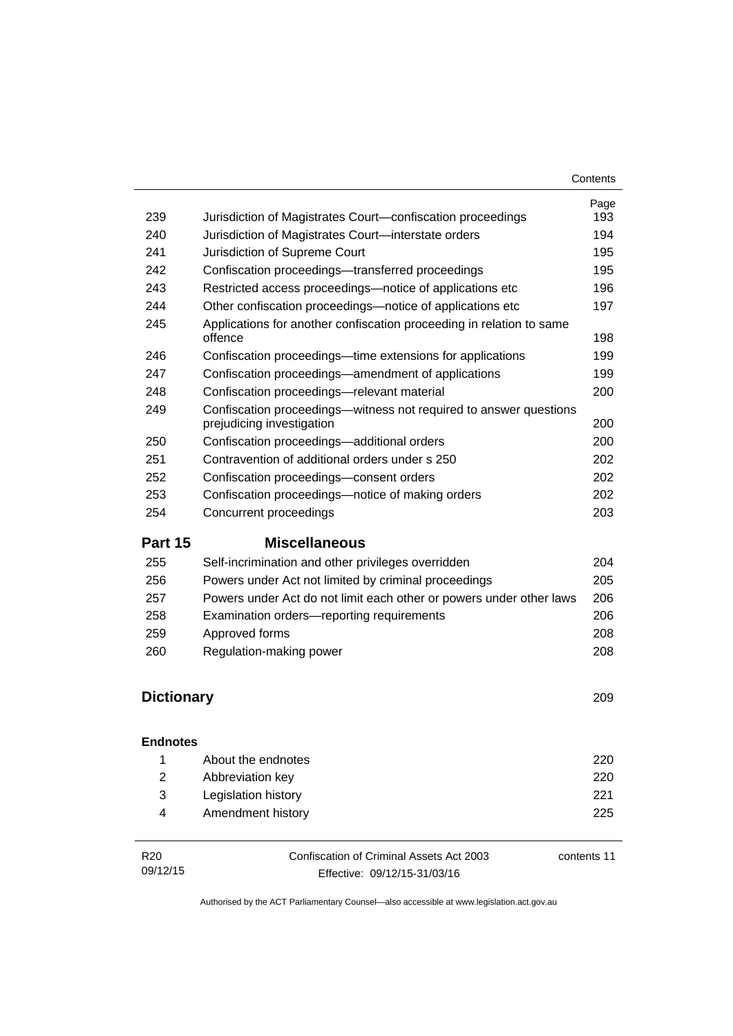| | | Page |
|---|---|---|
| 239 | Jurisdiction of Magistrates Court—confiscation proceedings | 193 |
| 240 | Jurisdiction of Magistrates Court—interstate orders | 194 |
| 241 | Jurisdiction of Supreme Court | 195 |
| 242 | Confiscation proceedings—transferred proceedings | 195 |
| 243 | Restricted access proceedings—notice of applications etc | 196 |
| 244 | Other confiscation proceedings—notice of applications etc | 197 |
| 245 | Applications for another confiscation proceeding in relation to same offence | 198 |
| 246 | Confiscation proceedings—time extensions for applications | 199 |
| 247 | Confiscation proceedings—amendment of applications | 199 |
| 248 | Confiscation proceedings—relevant material | 200 |
| 249 | Confiscation proceedings—witness not required to answer questions prejudicing investigation | 200 |
| 250 | Confiscation proceedings—additional orders | 200 |
| 251 | Contravention of additional orders under s 250 | 202 |
| 252 | Confiscation proceedings—consent orders | 202 |
| 253 | Confiscation proceedings—notice of making orders | 202 |
| 254 | Concurrent proceedings | 203 |

## Part 15 Miscellaneous

| | | |
|---|---|---|
| 255 | Self-incrimination and other privileges overridden | 204 |
| 256 | Powers under Act not limited by criminal proceedings | 205 |
| 257 | Powers under Act do not limit each other or powers under other laws | 206 |
| 258 | Examination orders—reporting requirements | 206 |
| 259 | Approved forms | 208 |
| 260 | Regulation-making power | 208 |

## Dictionary 209

### Endnotes

| | | |
|---|---|---|
| 1 | About the endnotes | 220 |
| 2 | Abbreviation key | 220 |
| 3 | Legislation history | 221 |
| 4 | Amendment history | 225 |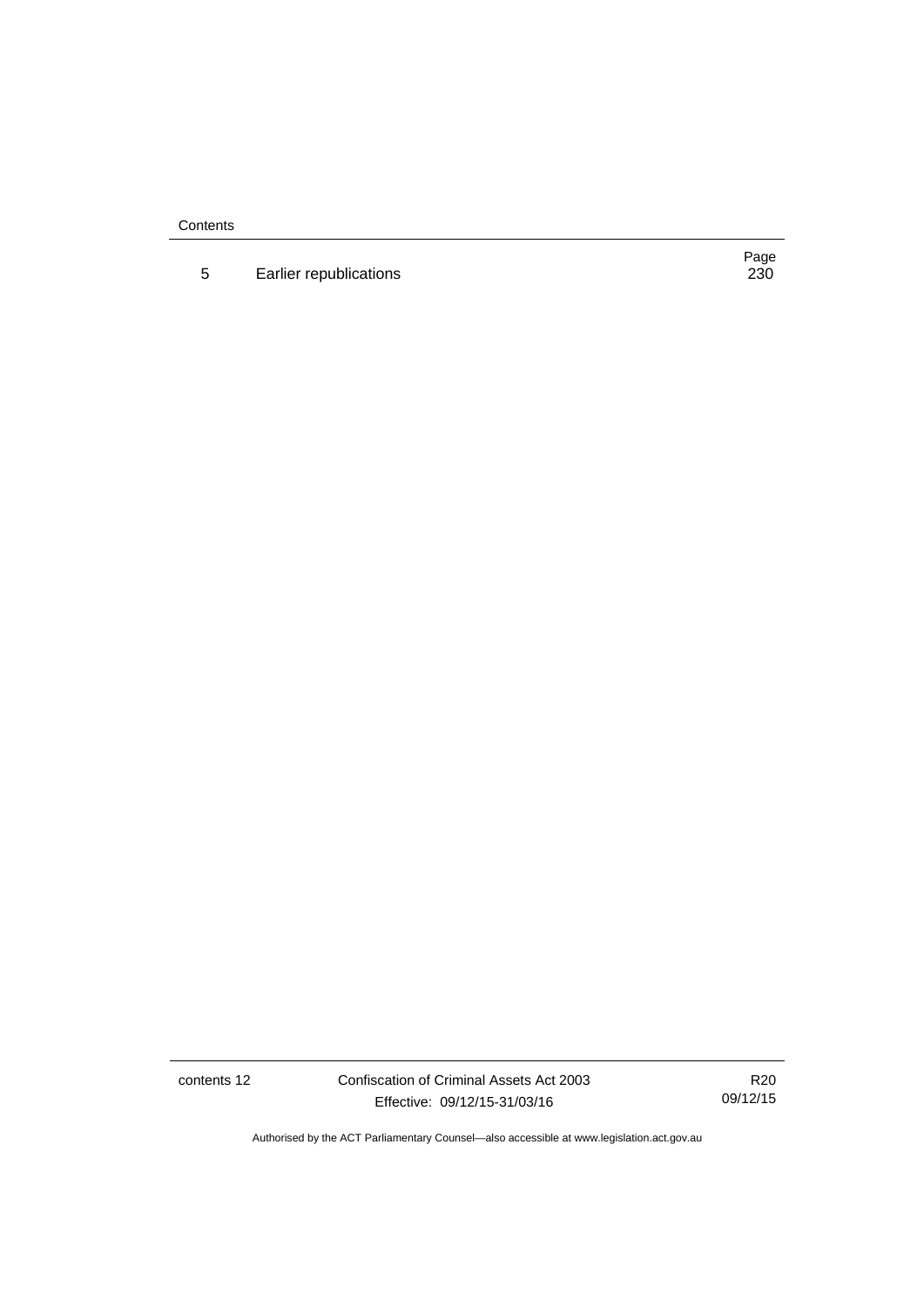| | | Page |
|---|---|---|
| 5 | Earlier republications | 230 |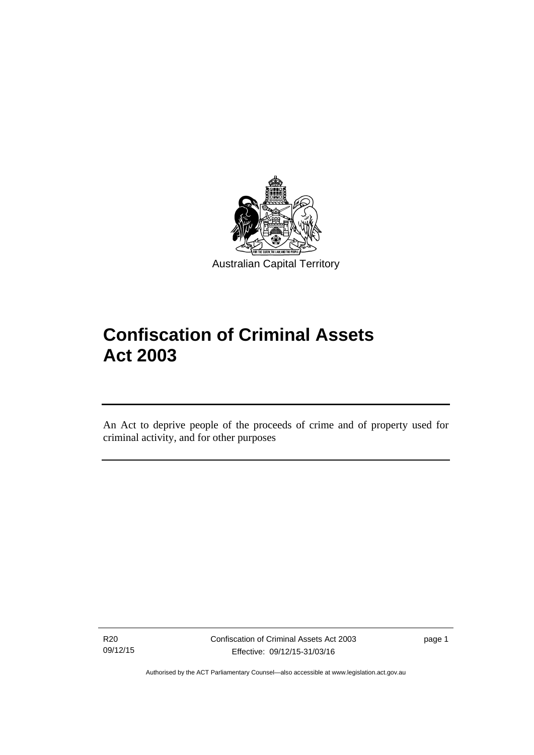Australian Capital Territory

# Confiscation of Criminal Assets Act 2003

An Act to deprive people of the proceeds of crime and of property used for criminal activity, and for other purposes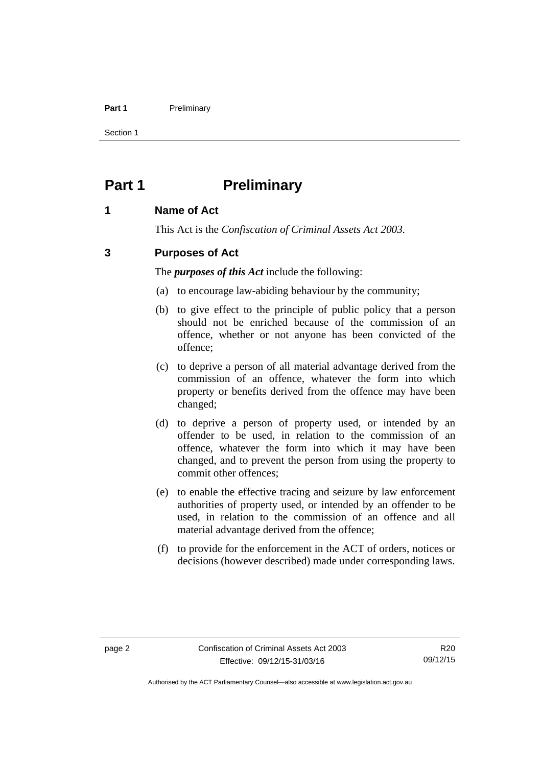# Part 1 Preliminary

## 1 Name of Act

This Act is the *Confiscation of Criminal Assets Act 2003.*

## 3 Purposes of Act

The ***purposes of this Act*** include the following:

(a) to encourage law-abiding behaviour by the community;

(b) to give effect to the principle of public policy that a person should not be enriched because of the commission of an offence, whether or not anyone has been convicted of the offence;

(c) to deprive a person of all material advantage derived from the commission of an offence, whatever the form into which property or benefits derived from the offence may have been changed;

(d) to deprive a person of property used, or intended by an offender to be used, in relation to the commission of an offence, whatever the form into which it may have been changed, and to prevent the person from using the property to commit other offences;

(e) to enable the effective tracing and seizure by law enforcement authorities of property used, or intended by an offender to be used, in relation to the commission of an offence and all material advantage derived from the offence;

(f) to provide for the enforcement in the ACT of orders, notices or decisions (however described) made under corresponding laws.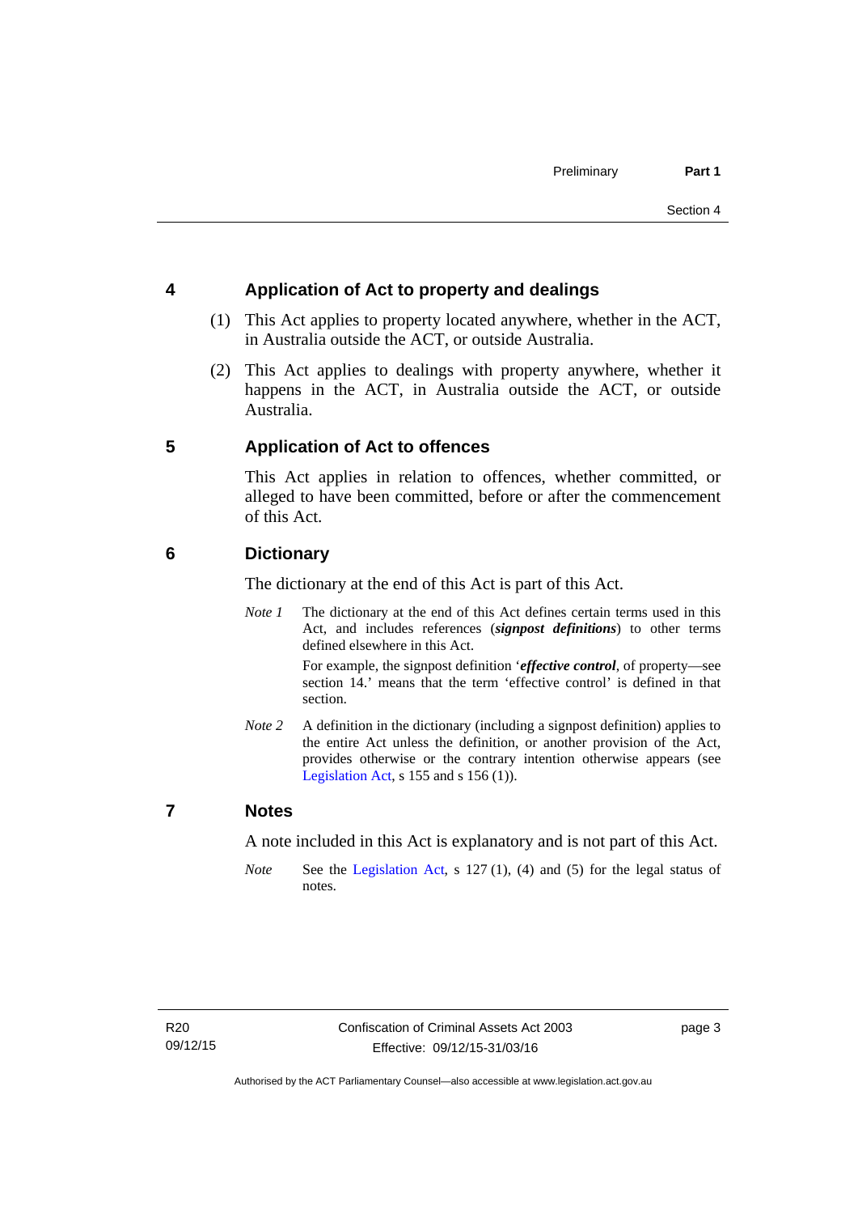## 4 Application of Act to property and dealings

(1) This Act applies to property located anywhere, whether in the ACT, in Australia outside the ACT, or outside Australia.

(2) This Act applies to dealings with property anywhere, whether it happens in the ACT, in Australia outside the ACT, or outside Australia.

## 5 Application of Act to offences

This Act applies in relation to offences, whether committed, or alleged to have been committed, before or after the commencement of this Act.

## 6 Dictionary

The dictionary at the end of this Act is part of this Act.

*Note 1* The dictionary at the end of this Act defines certain terms used in this Act, and includes references (***signpost definitions***) to other terms defined elsewhere in this Act.

For example, the signpost definition '***effective control***, of property—see section 14.' means that the term 'effective control' is defined in that section.

*Note 2* A definition in the dictionary (including a signpost definition) applies to the entire Act unless the definition, or another provision of the Act, provides otherwise or the contrary intention otherwise appears (see Legislation Act, s 155 and s 156 (1)).

## 7 Notes

A note included in this Act is explanatory and is not part of this Act.

*Note* See the Legislation Act, s 127 (1), (4) and (5) for the legal status of notes.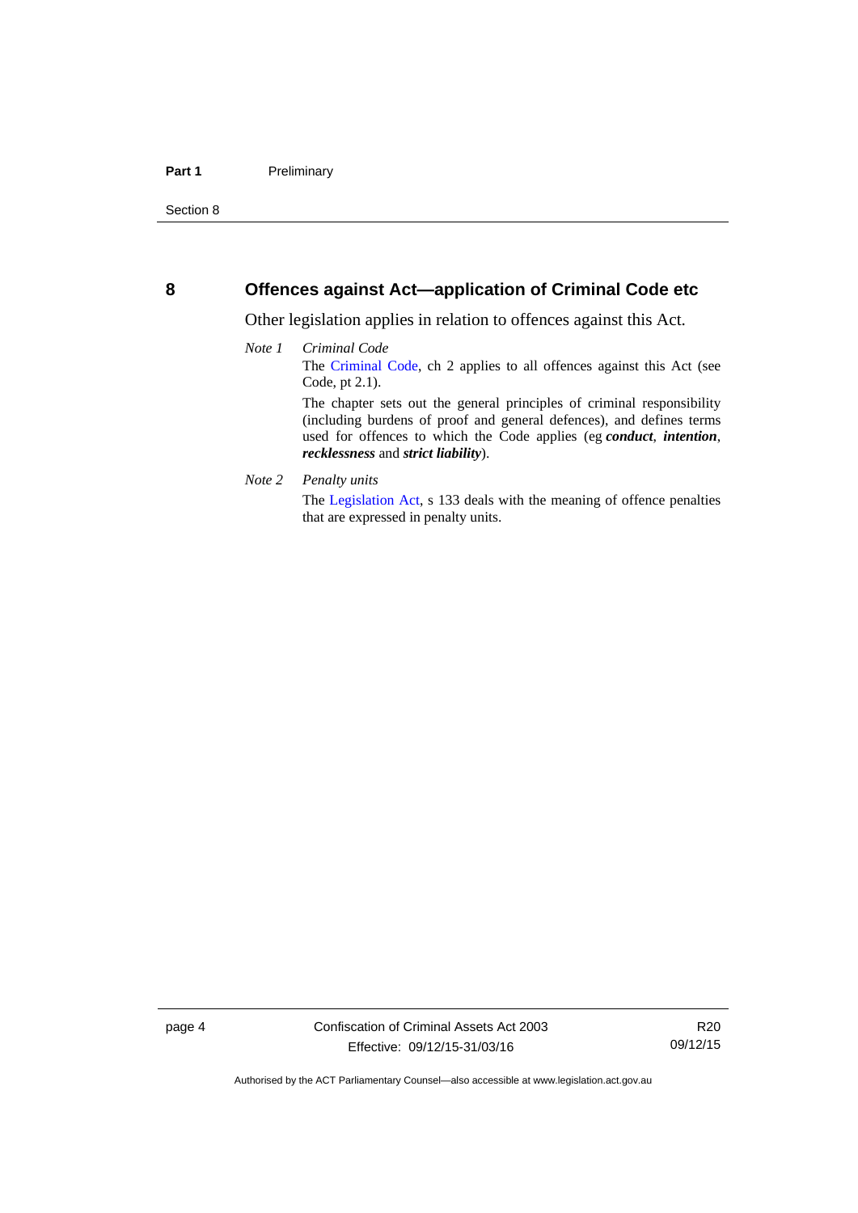## 8 Offences against Act—application of Criminal Code etc

Other legislation applies in relation to offences against this Act.

*Note 1* *Criminal Code*

The Criminal Code, ch 2 applies to all offences against this Act (see Code, pt 2.1).

The chapter sets out the general principles of criminal responsibility (including burdens of proof and general defences), and defines terms used for offences to which the Code applies (eg ***conduct***, ***intention***, ***recklessness*** and ***strict liability***).

*Note 2* *Penalty units*

The Legislation Act, s 133 deals with the meaning of offence penalties that are expressed in penalty units.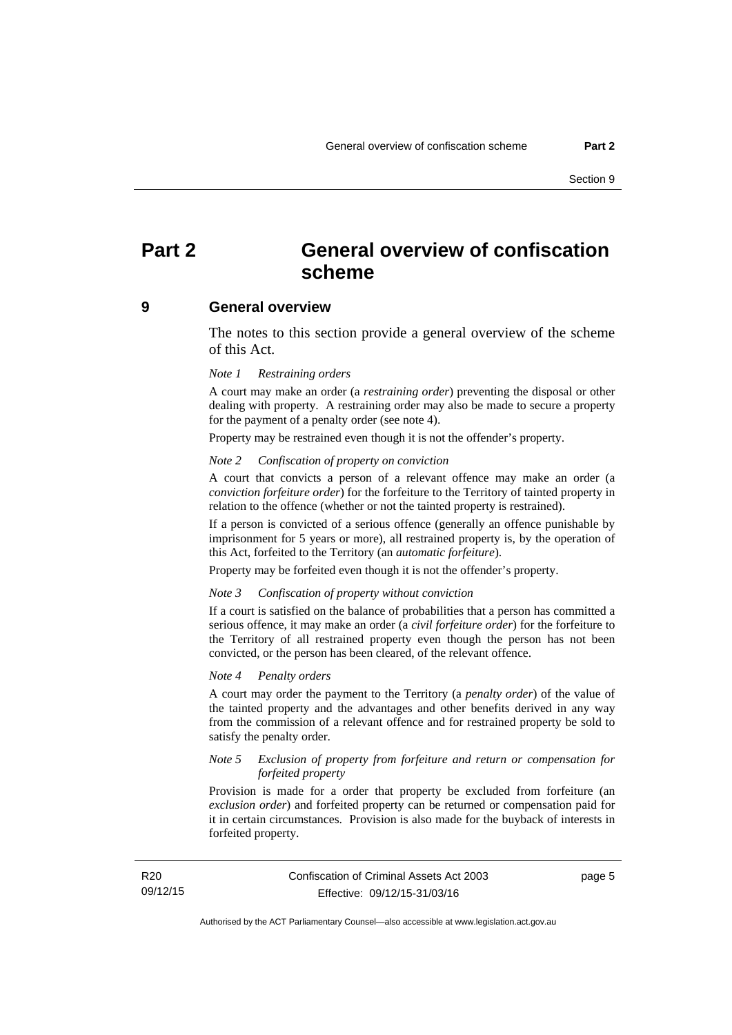# Part 2 General overview of confiscation scheme

## 9 General overview

The notes to this section provide a general overview of the scheme of this Act.

*Note 1 Restraining orders*

A court may make an order (a ***restraining order***) preventing the disposal or other dealing with property. A restraining order may also be made to secure a property for the payment of a penalty order (see note 4).

Property may be restrained even though it is not the offender's property.

*Note 2 Confiscation of property on conviction*

A court that convicts a person of a relevant offence may make an order (a ***conviction forfeiture order***) for the forfeiture to the Territory of tainted property in relation to the offence (whether or not the tainted property is restrained).

If a person is convicted of a serious offence (generally an offence punishable by imprisonment for 5 years or more), all restrained property is, by the operation of this Act, forfeited to the Territory (an ***automatic forfeiture***).

Property may be forfeited even though it is not the offender's property.

*Note 3 Confiscation of property without conviction*

If a court is satisfied on the balance of probabilities that a person has committed a serious offence, it may make an order (a ***civil forfeiture order***) for the forfeiture to the Territory of all restrained property even though the person has not been convicted, or the person has been cleared, of the relevant offence.

*Note 4 Penalty orders*

A court may order the payment to the Territory (a ***penalty order***) of the value of the tainted property and the advantages and other benefits derived in any way from the commission of a relevant offence and for restrained property be sold to satisfy the penalty order.

*Note 5 Exclusion of property from forfeiture and return or compensation for forfeited property*

Provision is made for a order that property be excluded from forfeiture (an ***exclusion order***) and forfeited property can be returned or compensation paid for it in certain circumstances. Provision is also made for the buyback of interests in forfeited property.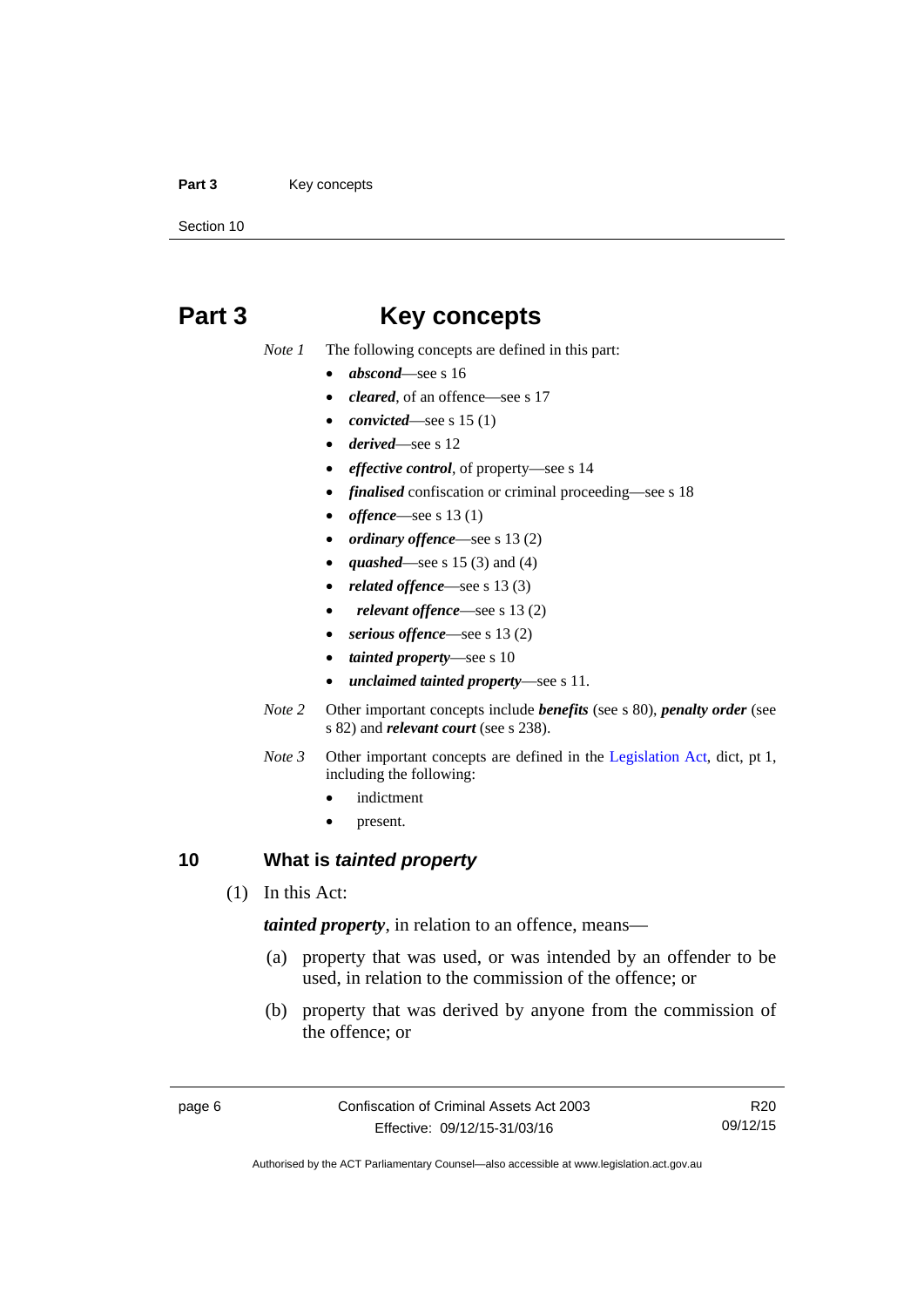# Part 3 Key concepts

*Note 1* The following concepts are defined in this part:

- ***abscond***—see s 16
- ***cleared***, of an offence—see s 17
- ***convicted***—see s 15 (1)
- ***derived***—see s 12
- ***effective control***, of property—see s 14
- ***finalised*** confiscation or criminal proceeding—see s 18
- ***offence***—see s 13 (1)
- ***ordinary offence***—see s 13 (2)
- ***quashed***—see s 15 (3) and (4)
- ***related offence***—see s 13 (3)
- ***relevant offence***—see s 13 (2)
- ***serious offence***—see s 13 (2)
- ***tainted property***—see s 10
- ***unclaimed tainted property***—see s 11.

*Note 2* Other important concepts include ***benefits*** (see s 80), ***penalty order*** (see s 82) and ***relevant court*** (see s 238).

*Note 3* Other important concepts are defined in the Legislation Act, dict, pt 1, including the following:

- indictment
- present.

## 10 What is *tainted property*

(1) In this Act:

***tainted property***, in relation to an offence, means—

(a) property that was used, or was intended by an offender to be used, in relation to the commission of the offence; or

(b) property that was derived by anyone from the commission of the offence; or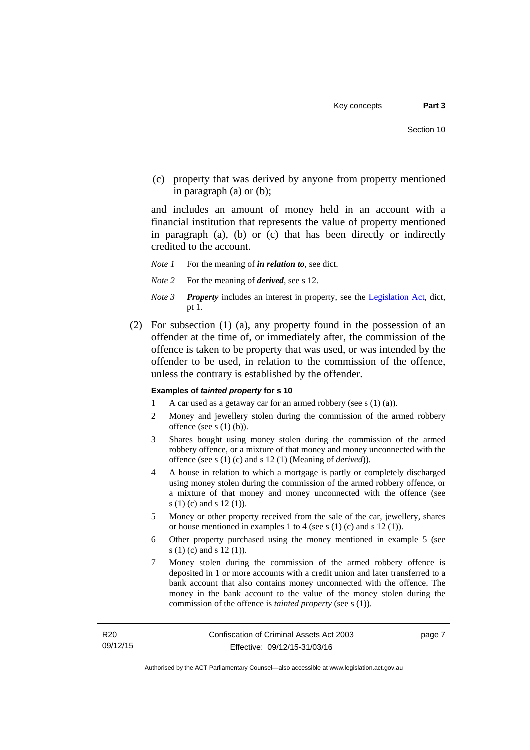(c) property that was derived by anyone from property mentioned in paragraph (a) or (b);

and includes an amount of money held in an account with a financial institution that represents the value of property mentioned in paragraph (a), (b) or (c) that has been directly or indirectly credited to the account.

*Note 1* For the meaning of ***in relation to***, see dict.

*Note 2* For the meaning of ***derived***, see s 12.

*Note 3* ***Property*** includes an interest in property, see the Legislation Act, dict, pt 1.

(2) For subsection (1) (a), any property found in the possession of an offender at the time of, or immediately after, the commission of the offence is taken to be property that was used, or was intended by the offender to be used, in relation to the commission of the offence, unless the contrary is established by the offender.

**Examples of *tainted property* for s 10**

1 A car used as a getaway car for an armed robbery (see s (1) (a)).

2 Money and jewellery stolen during the commission of the armed robbery offence (see s (1) (b)).

3 Shares bought using money stolen during the commission of the armed robbery offence, or a mixture of that money and money unconnected with the offence (see s (1) (c) and s 12 (1) (Meaning of *derived*)).

4 A house in relation to which a mortgage is partly or completely discharged using money stolen during the commission of the armed robbery offence, or a mixture of that money and money unconnected with the offence (see s (1) (c) and s 12 (1)).

5 Money or other property received from the sale of the car, jewellery, shares or house mentioned in examples 1 to 4 (see s (1) (c) and s 12 (1)).

6 Other property purchased using the money mentioned in example 5 (see s (1) (c) and s 12 (1)).

7 Money stolen during the commission of the armed robbery offence is deposited in 1 or more accounts with a credit union and later transferred to a bank account that also contains money unconnected with the offence. The money in the bank account to the value of the money stolen during the commission of the offence is *tainted property* (see s (1)).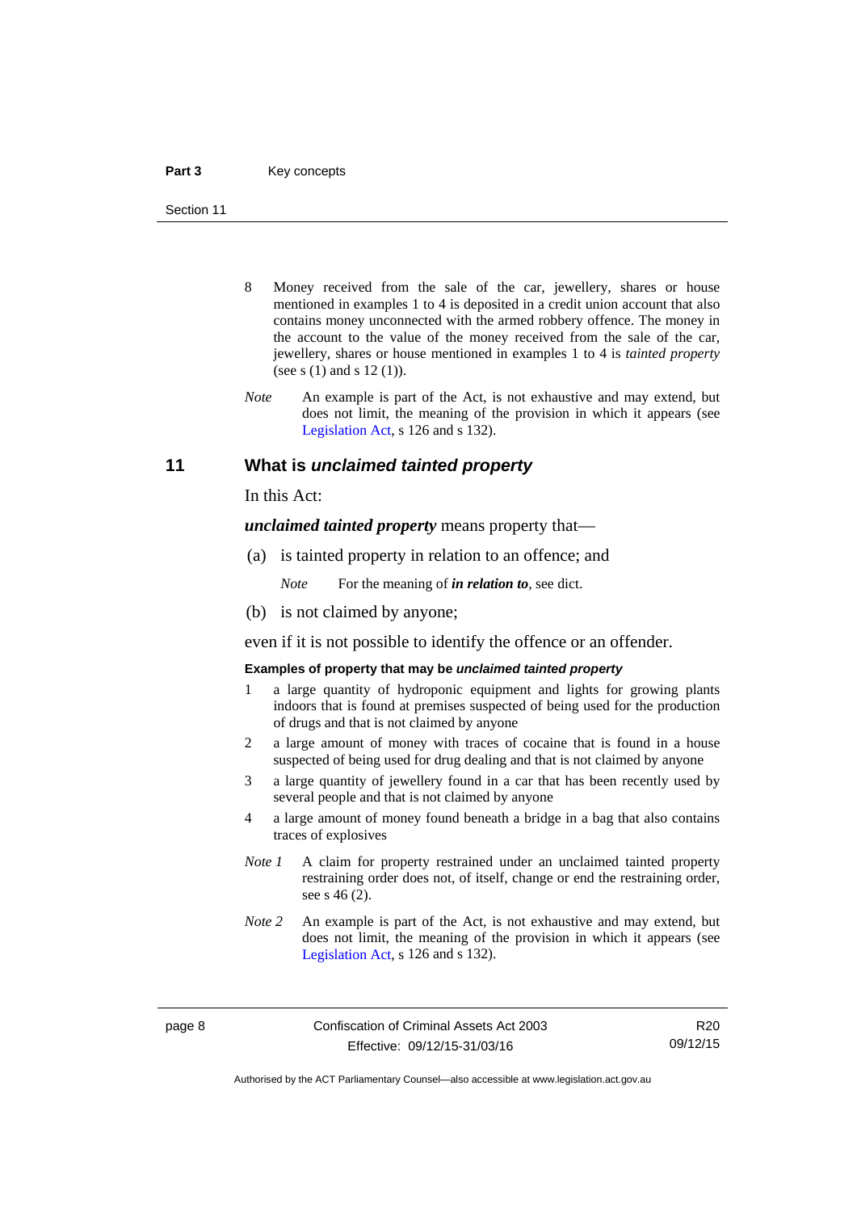8 Money received from the sale of the car, jewellery, shares or house mentioned in examples 1 to 4 is deposited in a credit union account that also contains money unconnected with the armed robbery offence. The money in the account to the value of the money received from the sale of the car, jewellery, shares or house mentioned in examples 1 to 4 is *tainted property* (see s (1) and s 12 (1)).

*Note* An example is part of the Act, is not exhaustive and may extend, but does not limit, the meaning of the provision in which it appears (see Legislation Act, s 126 and s 132).

## 11 What is *unclaimed tainted property*

In this Act:

***unclaimed tainted property*** means property that—

(a) is tainted property in relation to an offence; and

*Note* For the meaning of ***in relation to***, see dict.

(b) is not claimed by anyone;

even if it is not possible to identify the offence or an offender.

**Examples of property that may be *unclaimed tainted property***

1 a large quantity of hydroponic equipment and lights for growing plants indoors that is found at premises suspected of being used for the production of drugs and that is not claimed by anyone

2 a large amount of money with traces of cocaine that is found in a house suspected of being used for drug dealing and that is not claimed by anyone

3 a large quantity of jewellery found in a car that has been recently used by several people and that is not claimed by anyone

4 a large amount of money found beneath a bridge in a bag that also contains traces of explosives

*Note 1* A claim for property restrained under an unclaimed tainted property restraining order does not, of itself, change or end the restraining order, see s 46 (2).

*Note 2* An example is part of the Act, is not exhaustive and may extend, but does not limit, the meaning of the provision in which it appears (see Legislation Act, s 126 and s 132).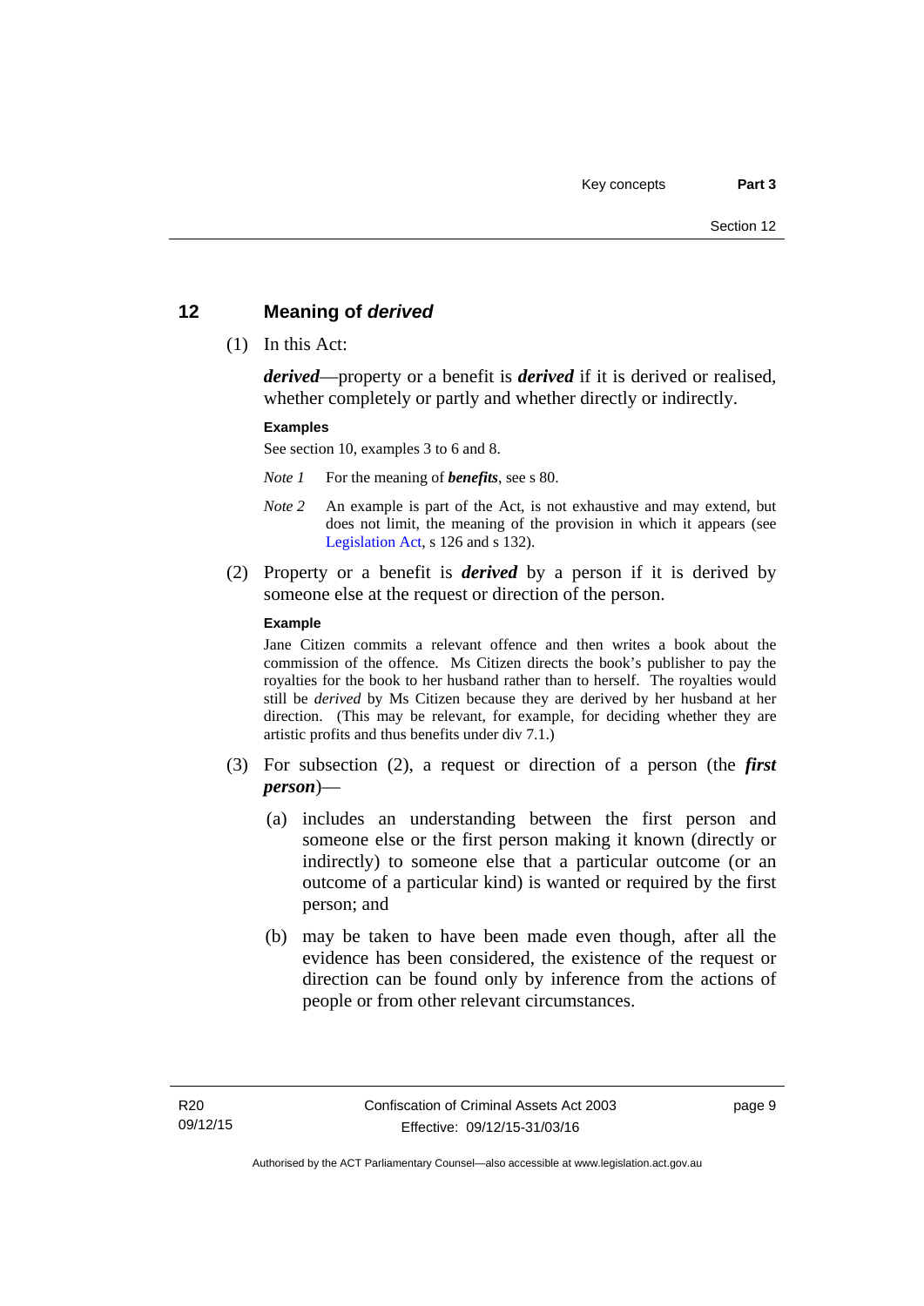## 12 Meaning of *derived*

(1) In this Act:

***derived***—property or a benefit is ***derived*** if it is derived or realised, whether completely or partly and whether directly or indirectly.

**Examples**

See section 10, examples 3 to 6 and 8.

*Note 1* For the meaning of ***benefits***, see s 80.

*Note 2* An example is part of the Act, is not exhaustive and may extend, but does not limit, the meaning of the provision in which it appears (see Legislation Act, s 126 and s 132).

(2) Property or a benefit is ***derived*** by a person if it is derived by someone else at the request or direction of the person.

**Example**

Jane Citizen commits a relevant offence and then writes a book about the commission of the offence. Ms Citizen directs the book's publisher to pay the royalties for the book to her husband rather than to herself. The royalties would still be *derived* by Ms Citizen because they are derived by her husband at her direction. (This may be relevant, for example, for deciding whether they are artistic profits and thus benefits under div 7.1.)

(3) For subsection (2), a request or direction of a person (the ***first person***)—

(a) includes an understanding between the first person and someone else or the first person making it known (directly or indirectly) to someone else that a particular outcome (or an outcome of a particular kind) is wanted or required by the first person; and

(b) may be taken to have been made even though, after all the evidence has been considered, the existence of the request or direction can be found only by inference from the actions of people or from other relevant circumstances.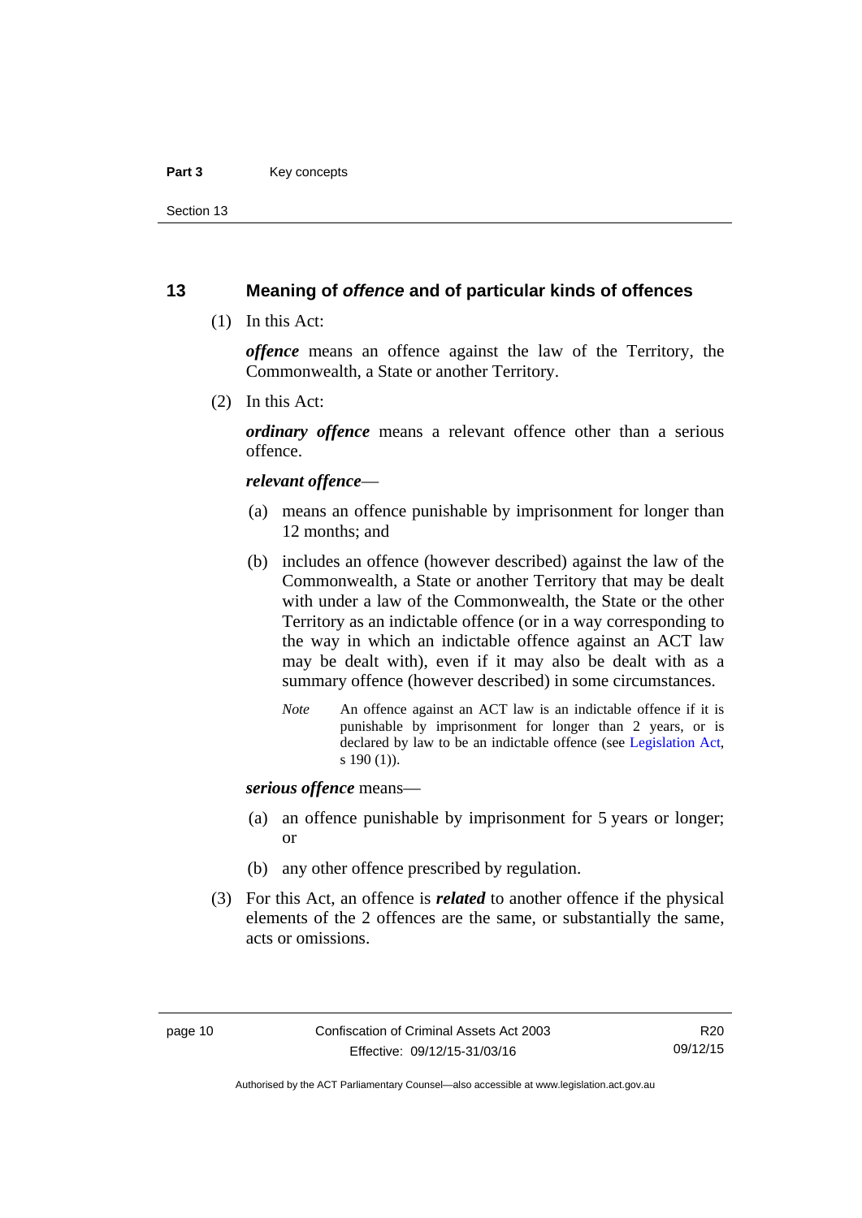## 13 Meaning of *offence* and of particular kinds of offences

(1) In this Act:

***offence*** means an offence against the law of the Territory, the Commonwealth, a State or another Territory.

(2) In this Act:

***ordinary offence*** means a relevant offence other than a serious offence.

***relevant offence***—

(a) means an offence punishable by imprisonment for longer than 12 months; and

(b) includes an offence (however described) against the law of the Commonwealth, a State or another Territory that may be dealt with under a law of the Commonwealth, the State or the other Territory as an indictable offence (or in a way corresponding to the way in which an indictable offence against an ACT law may be dealt with), even if it may also be dealt with as a summary offence (however described) in some circumstances.

*Note* An offence against an ACT law is an indictable offence if it is punishable by imprisonment for longer than 2 years, or is declared by law to be an indictable offence (see Legislation Act, s 190 (1)).

***serious offence*** means—

(a) an offence punishable by imprisonment for 5 years or longer; or

(b) any other offence prescribed by regulation.

(3) For this Act, an offence is ***related*** to another offence if the physical elements of the 2 offences are the same, or substantially the same, acts or omissions.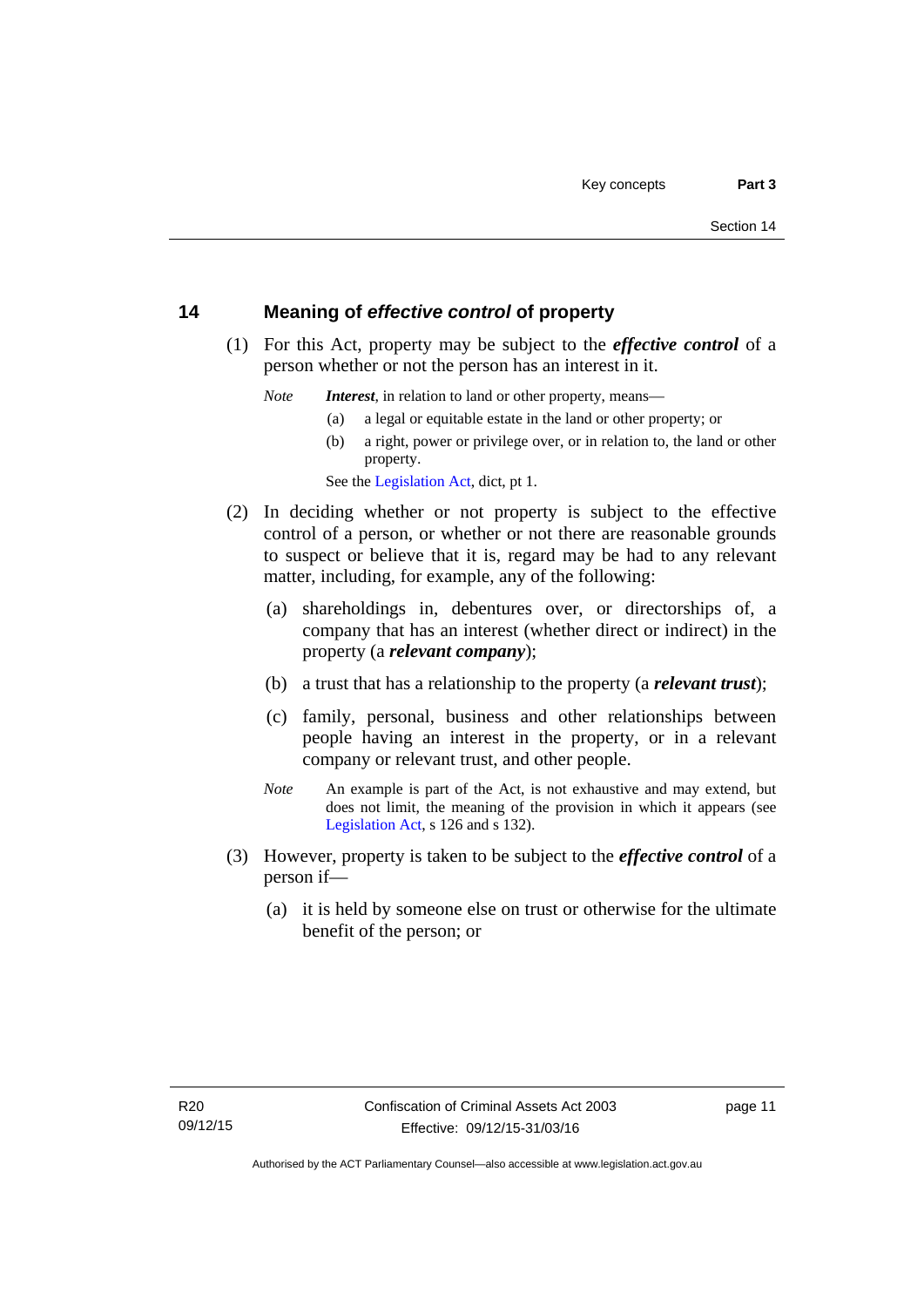## 14 Meaning of *effective control* of property

(1) For this Act, property may be subject to the ***effective control*** of a person whether or not the person has an interest in it.

*Note* ***Interest***, in relation to land or other property, means—

(a) a legal or equitable estate in the land or other property; or

(b) a right, power or privilege over, or in relation to, the land or other property.

See the Legislation Act, dict, pt 1.

(2) In deciding whether or not property is subject to the effective control of a person, or whether or not there are reasonable grounds to suspect or believe that it is, regard may be had to any relevant matter, including, for example, any of the following:

(a) shareholdings in, debentures over, or directorships of, a company that has an interest (whether direct or indirect) in the property (a ***relevant company***);

(b) a trust that has a relationship to the property (a ***relevant trust***);

(c) family, personal, business and other relationships between people having an interest in the property, or in a relevant company or relevant trust, and other people.

*Note* An example is part of the Act, is not exhaustive and may extend, but does not limit, the meaning of the provision in which it appears (see Legislation Act, s 126 and s 132).

(3) However, property is taken to be subject to the ***effective control*** of a person if—

(a) it is held by someone else on trust or otherwise for the ultimate benefit of the person; or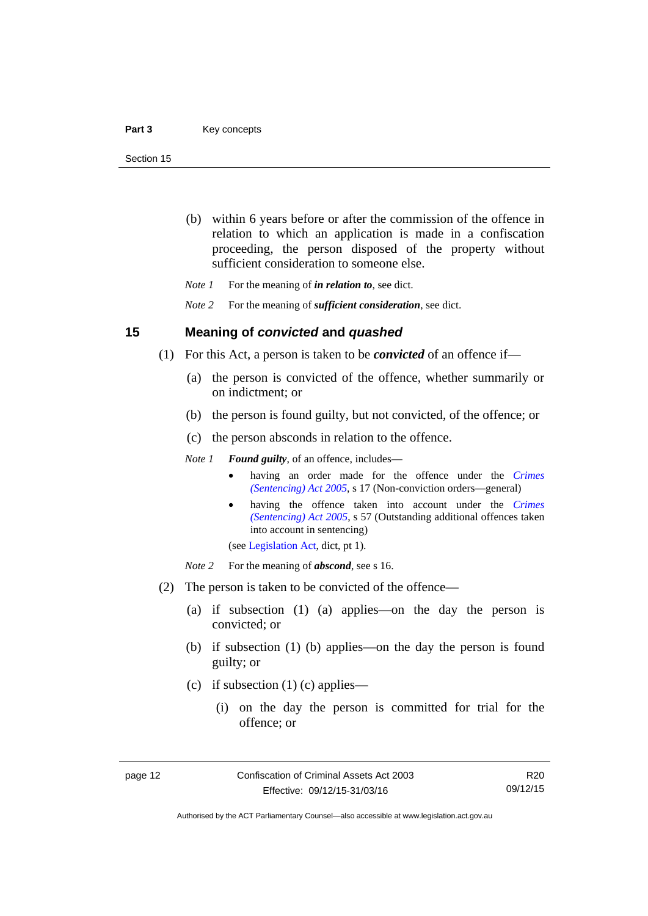(b) within 6 years before or after the commission of the offence in relation to which an application is made in a confiscation proceeding, the person disposed of the property without sufficient consideration to someone else.

*Note 1* For the meaning of ***in relation to****,* see dict.

*Note 2* For the meaning of ***sufficient consideration***, see dict.

## 15 Meaning of *convicted* and *quashed*

(1) For this Act, a person is taken to be ***convicted*** of an offence if—

(a) the person is convicted of the offence, whether summarily or on indictment; or

(b) the person is found guilty, but not convicted, of the offence; or

(c) the person absconds in relation to the offence.

*Note 1* ***Found guilty***, of an offence, includes—

- having an order made for the offence under the *Crimes (Sentencing) Act 2005*, s 17 (Non-conviction orders—general)
- having the offence taken into account under the *Crimes (Sentencing) Act 2005*, s 57 (Outstanding additional offences taken into account in sentencing)

(see Legislation Act, dict, pt 1).

*Note 2* For the meaning of ***abscond***, see s 16.

(2) The person is taken to be convicted of the offence—

(a) if subsection (1) (a) applies—on the day the person is convicted; or

(b) if subsection (1) (b) applies—on the day the person is found guilty; or

(c) if subsection (1) (c) applies—

(i) on the day the person is committed for trial for the offence; or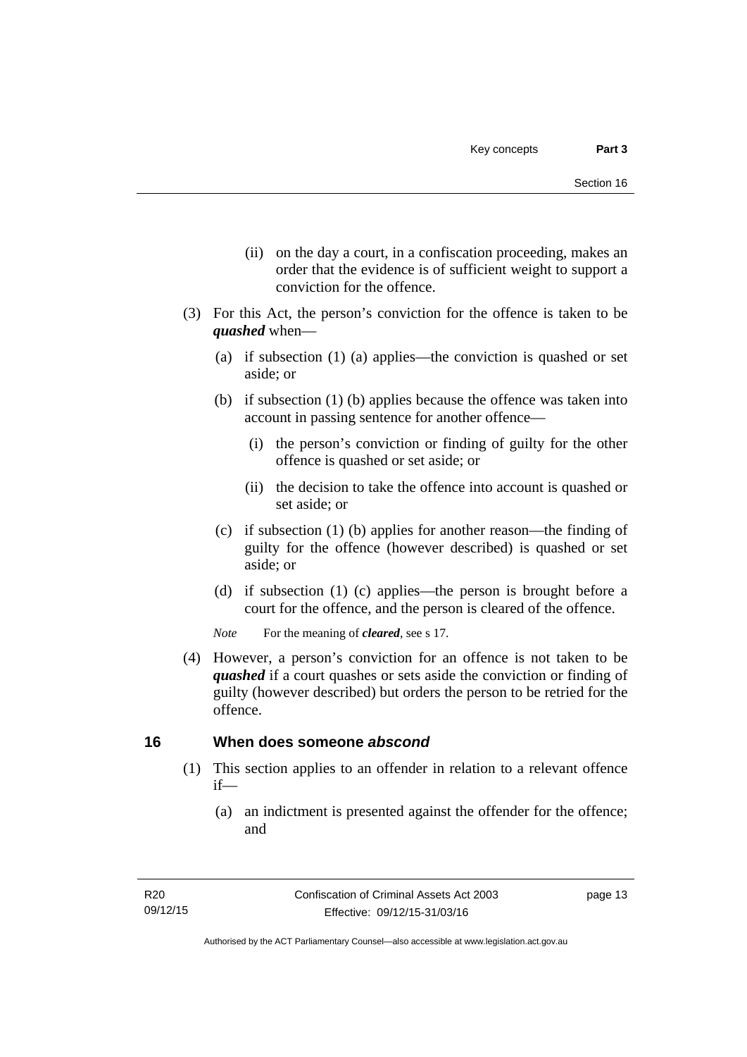(ii) on the day a court, in a confiscation proceeding, makes an order that the evidence is of sufficient weight to support a conviction for the offence.

(3) For this Act, the person's conviction for the offence is taken to be ***quashed*** when—

(a) if subsection (1) (a) applies—the conviction is quashed or set aside; or

(b) if subsection (1) (b) applies because the offence was taken into account in passing sentence for another offence—

(i) the person's conviction or finding of guilty for the other offence is quashed or set aside; or

(ii) the decision to take the offence into account is quashed or set aside; or

(c) if subsection (1) (b) applies for another reason—the finding of guilty for the offence (however described) is quashed or set aside; or

(d) if subsection (1) (c) applies—the person is brought before a court for the offence, and the person is cleared of the offence.

*Note* For the meaning of ***cleared***, see s 17.

(4) However, a person's conviction for an offence is not taken to be ***quashed*** if a court quashes or sets aside the conviction or finding of guilty (however described) but orders the person to be retried for the offence.

## 16 When does someone *abscond*

(1) This section applies to an offender in relation to a relevant offence if—

(a) an indictment is presented against the offender for the offence; and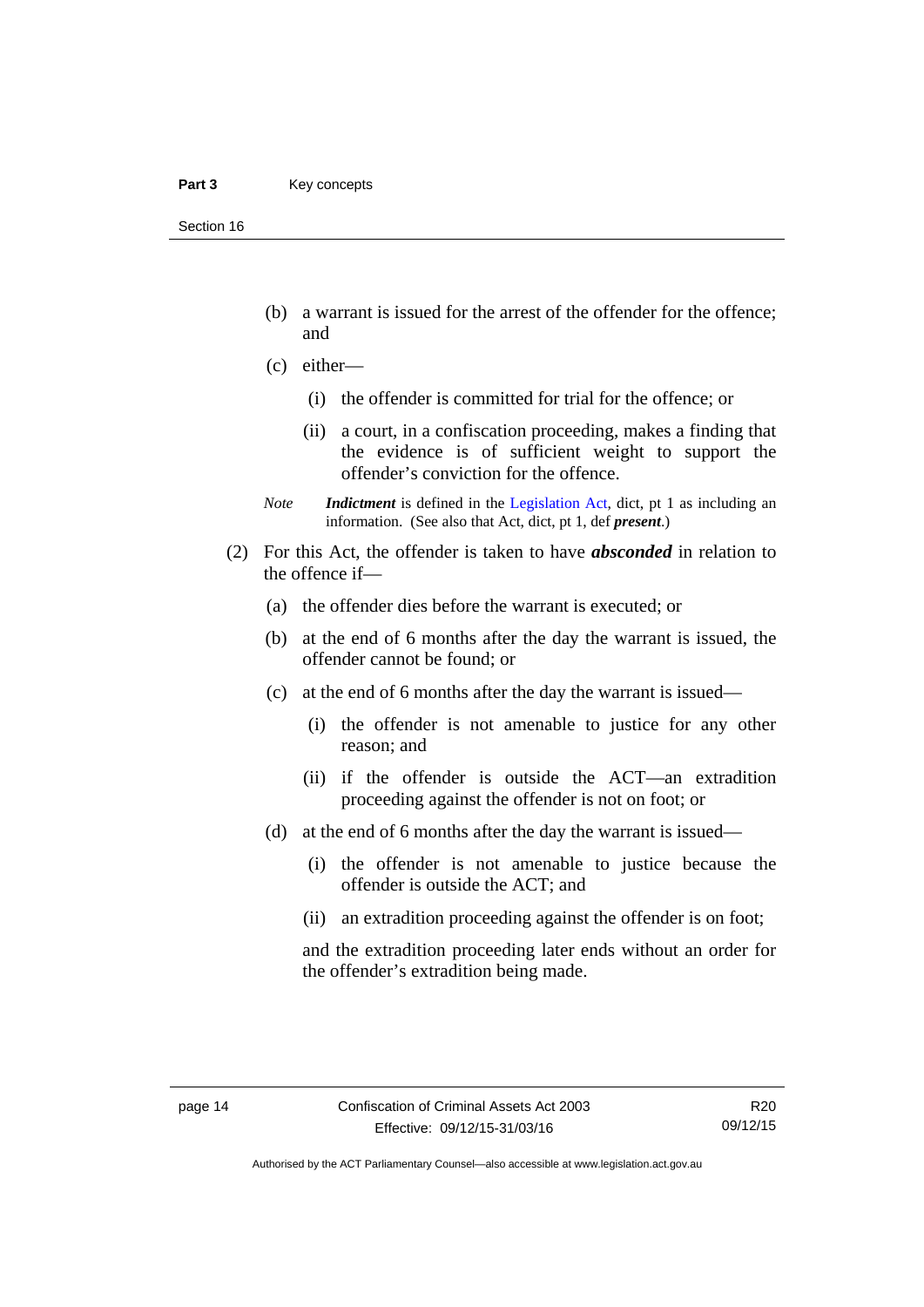(b) a warrant is issued for the arrest of the offender for the offence; and

(c) either—

(i) the offender is committed for trial for the offence; or

(ii) a court, in a confiscation proceeding, makes a finding that the evidence is of sufficient weight to support the offender's conviction for the offence.

*Note* ***Indictment*** is defined in the Legislation Act, dict, pt 1 as including an information. (See also that Act, dict, pt 1, def ***present***.)

(2) For this Act, the offender is taken to have ***absconded*** in relation to the offence if—

(a) the offender dies before the warrant is executed; or

(b) at the end of 6 months after the day the warrant is issued, the offender cannot be found; or

(c) at the end of 6 months after the day the warrant is issued—

(i) the offender is not amenable to justice for any other reason; and

(ii) if the offender is outside the ACT—an extradition proceeding against the offender is not on foot; or

(d) at the end of 6 months after the day the warrant is issued—

(i) the offender is not amenable to justice because the offender is outside the ACT; and

(ii) an extradition proceeding against the offender is on foot;

and the extradition proceeding later ends without an order for the offender's extradition being made.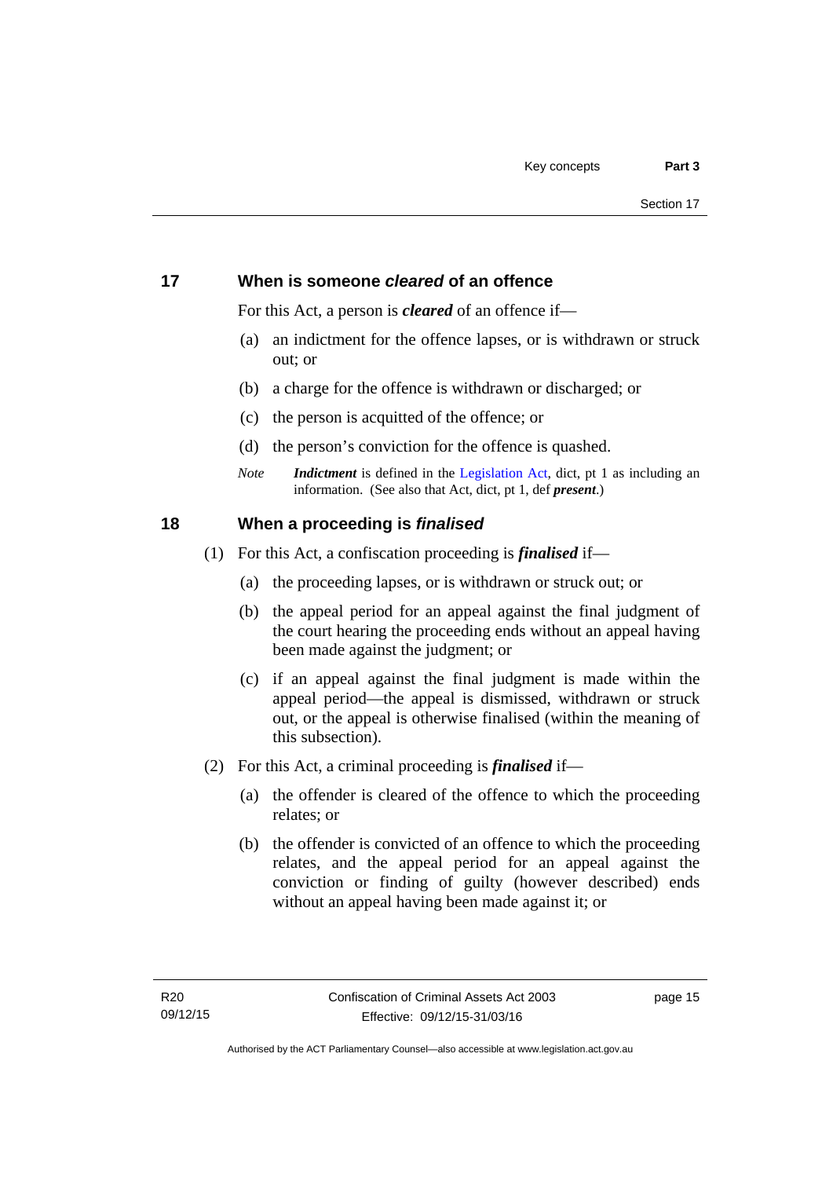## 17 When is someone *cleared* of an offence

For this Act, a person is ***cleared*** of an offence if—

(a) an indictment for the offence lapses, or is withdrawn or struck out; or

(b) a charge for the offence is withdrawn or discharged; or

(c) the person is acquitted of the offence; or

(d) the person's conviction for the offence is quashed.

*Note* ***Indictment*** is defined in the Legislation Act, dict, pt 1 as including an information. (See also that Act, dict, pt 1, def ***present***.)

## 18 When a proceeding is *finalised*

(1) For this Act, a confiscation proceeding is ***finalised*** if—

(a) the proceeding lapses, or is withdrawn or struck out; or

(b) the appeal period for an appeal against the final judgment of the court hearing the proceeding ends without an appeal having been made against the judgment; or

(c) if an appeal against the final judgment is made within the appeal period—the appeal is dismissed, withdrawn or struck out, or the appeal is otherwise finalised (within the meaning of this subsection).

(2) For this Act, a criminal proceeding is ***finalised*** if—

(a) the offender is cleared of the offence to which the proceeding relates; or

(b) the offender is convicted of an offence to which the proceeding relates, and the appeal period for an appeal against the conviction or finding of guilty (however described) ends without an appeal having been made against it; or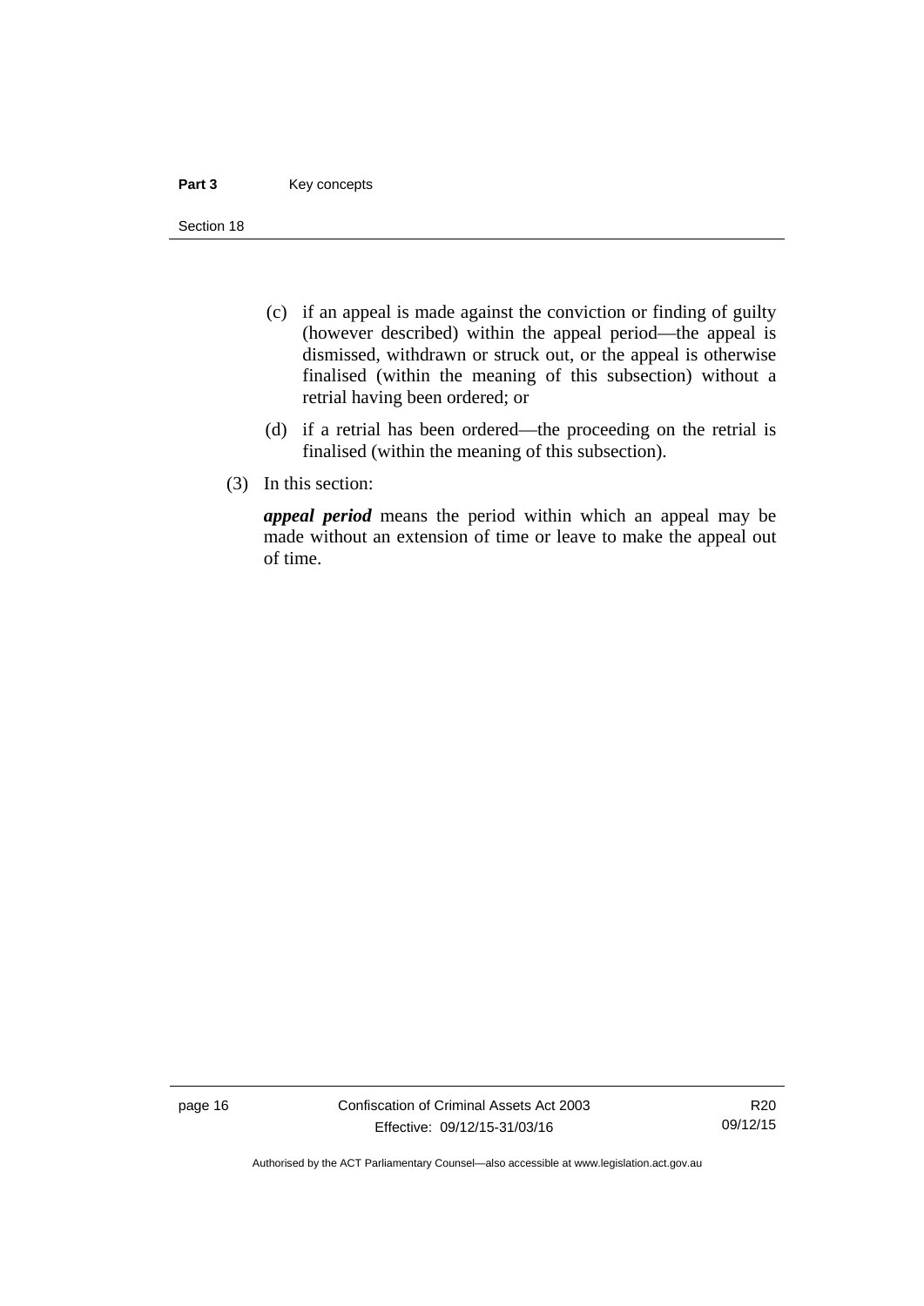(c) if an appeal is made against the conviction or finding of guilty (however described) within the appeal period—the appeal is dismissed, withdrawn or struck out, or the appeal is otherwise finalised (within the meaning of this subsection) without a retrial having been ordered; or

(d) if a retrial has been ordered—the proceeding on the retrial is finalised (within the meaning of this subsection).

(3) In this section:

***appeal period*** means the period within which an appeal may be made without an extension of time or leave to make the appeal out of time.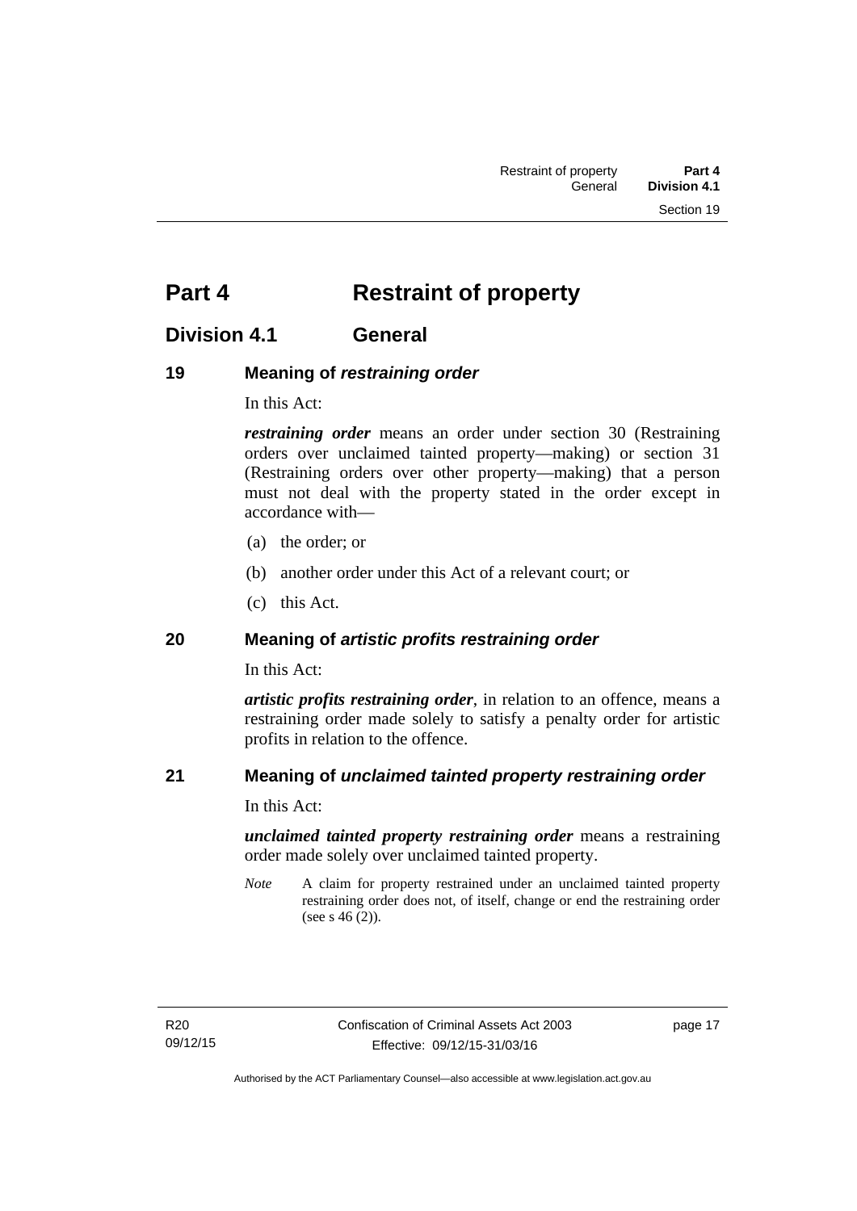# Part 4 Restraint of property

## Division 4.1 General

### 19 Meaning of *restraining order*

In this Act:

***restraining order*** means an order under section 30 (Restraining orders over unclaimed tainted property—making) or section 31 (Restraining orders over other property—making) that a person must not deal with the property stated in the order except in accordance with—

(a) the order; or

(b) another order under this Act of a relevant court; or

(c) this Act.

### 20 Meaning of *artistic profits restraining order*

In this Act:

***artistic profits restraining order***, in relation to an offence, means a restraining order made solely to satisfy a penalty order for artistic profits in relation to the offence.

### 21 Meaning of *unclaimed tainted property restraining order*

In this Act:

***unclaimed tainted property restraining order*** means a restraining order made solely over unclaimed tainted property.

*Note* A claim for property restrained under an unclaimed tainted property restraining order does not, of itself, change or end the restraining order (see s 46 (2)).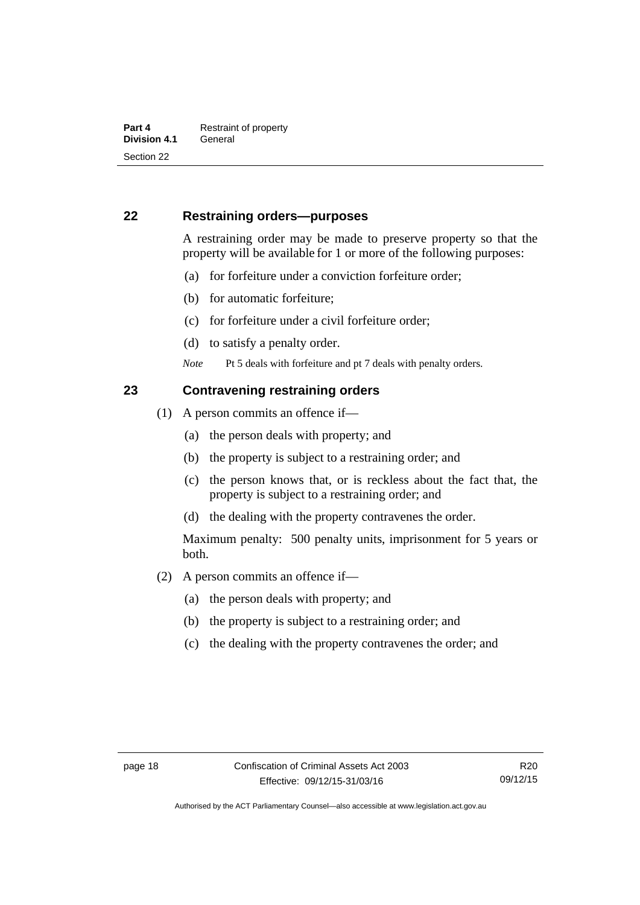## 22 Restraining orders—purposes

A restraining order may be made to preserve property so that the property will be available for 1 or more of the following purposes:

(a) for forfeiture under a conviction forfeiture order;

(b) for automatic forfeiture;

(c) for forfeiture under a civil forfeiture order;

(d) to satisfy a penalty order.

*Note* Pt 5 deals with forfeiture and pt 7 deals with penalty orders.

## 23 Contravening restraining orders

(1) A person commits an offence if—

(a) the person deals with property; and

(b) the property is subject to a restraining order; and

(c) the person knows that, or is reckless about the fact that, the property is subject to a restraining order; and

(d) the dealing with the property contravenes the order.

Maximum penalty: 500 penalty units, imprisonment for 5 years or both.

(2) A person commits an offence if—

(a) the person deals with property; and

(b) the property is subject to a restraining order; and

(c) the dealing with the property contravenes the order; and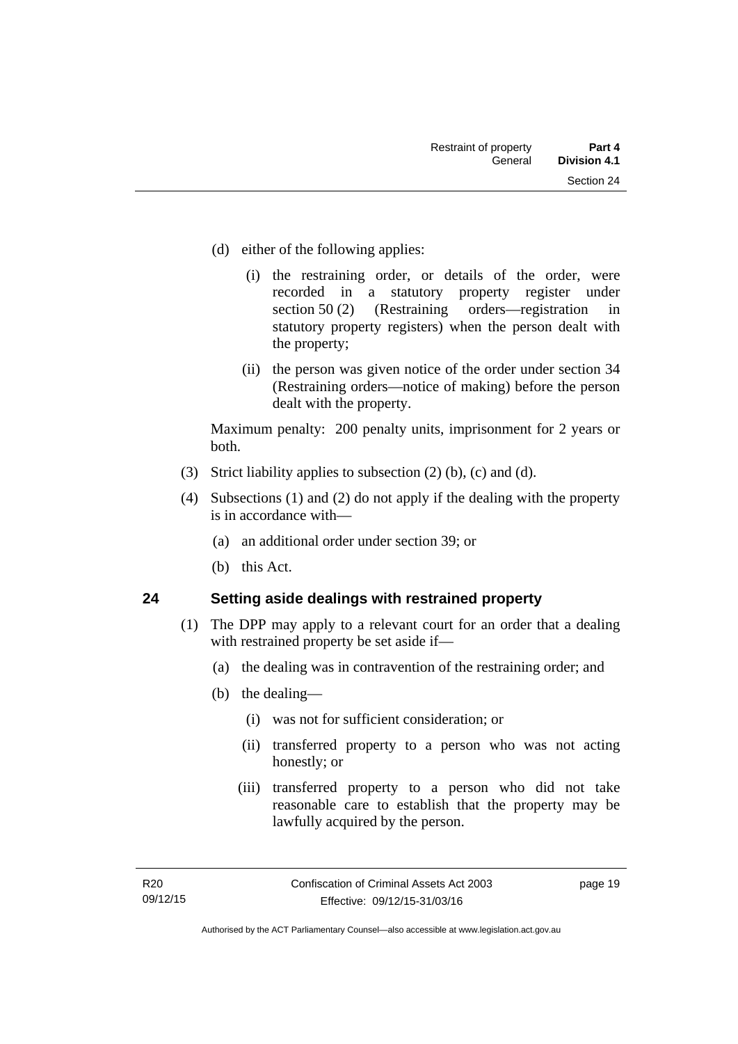(d) either of the following applies:

  (i) the restraining order, or details of the order, were recorded in a statutory property register under section 50 (2) (Restraining orders—registration in statutory property registers) when the person dealt with the property;

  (ii) the person was given notice of the order under section 34 (Restraining orders—notice of making) before the person dealt with the property.

Maximum penalty: 200 penalty units, imprisonment for 2 years or both.

(3) Strict liability applies to subsection (2) (b), (c) and (d).

(4) Subsections (1) and (2) do not apply if the dealing with the property is in accordance with—

  (a) an additional order under section 39; or

  (b) this Act.

## 24 Setting aside dealings with restrained property

(1) The DPP may apply to a relevant court for an order that a dealing with restrained property be set aside if—

  (a) the dealing was in contravention of the restraining order; and

  (b) the dealing—

    (i) was not for sufficient consideration; or

    (ii) transferred property to a person who was not acting honestly; or

    (iii) transferred property to a person who did not take reasonable care to establish that the property may be lawfully acquired by the person.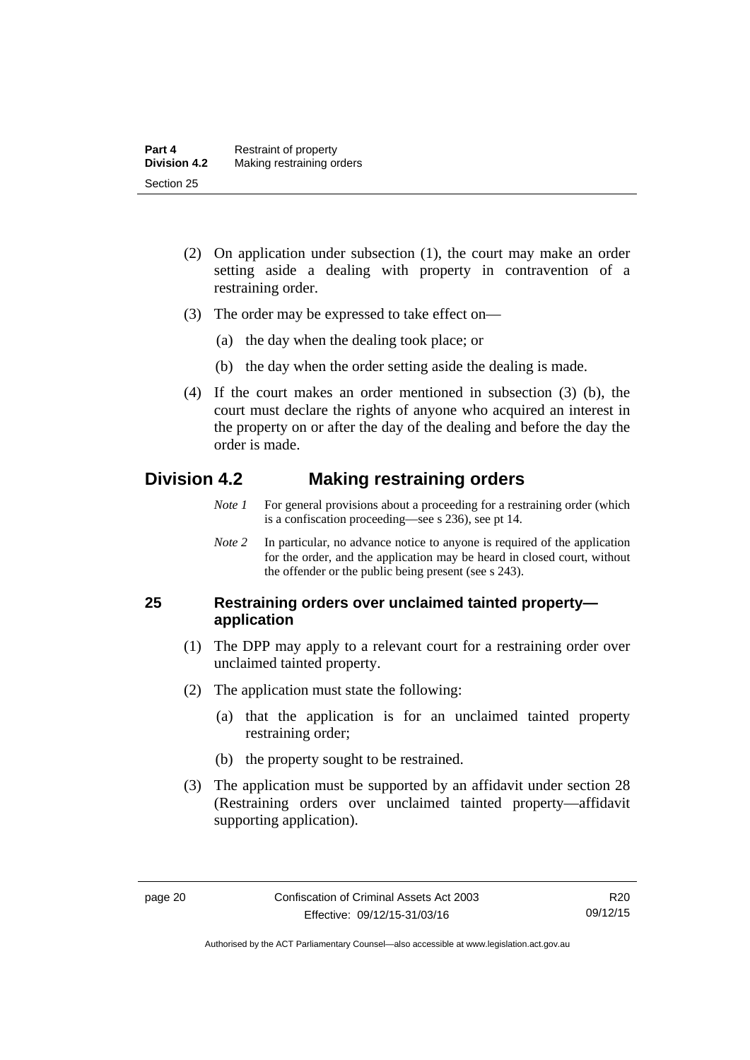(2) On application under subsection (1), the court may make an order setting aside a dealing with property in contravention of a restraining order.

(3) The order may be expressed to take effect on—

(a) the day when the dealing took place; or

(b) the day when the order setting aside the dealing is made.

(4) If the court makes an order mentioned in subsection (3) (b), the court must declare the rights of anyone who acquired an interest in the property on or after the day of the dealing and before the day the order is made.

## Division 4.2 Making restraining orders

*Note 1* For general provisions about a proceeding for a restraining order (which is a confiscation proceeding—see s 236), see pt 14.

*Note 2* In particular, no advance notice to anyone is required of the application for the order, and the application may be heard in closed court, without the offender or the public being present (see s 243).

### 25 Restraining orders over unclaimed tainted property—application

(1) The DPP may apply to a relevant court for a restraining order over unclaimed tainted property.

(2) The application must state the following:

(a) that the application is for an unclaimed tainted property restraining order;

(b) the property sought to be restrained.

(3) The application must be supported by an affidavit under section 28 (Restraining orders over unclaimed tainted property—affidavit supporting application).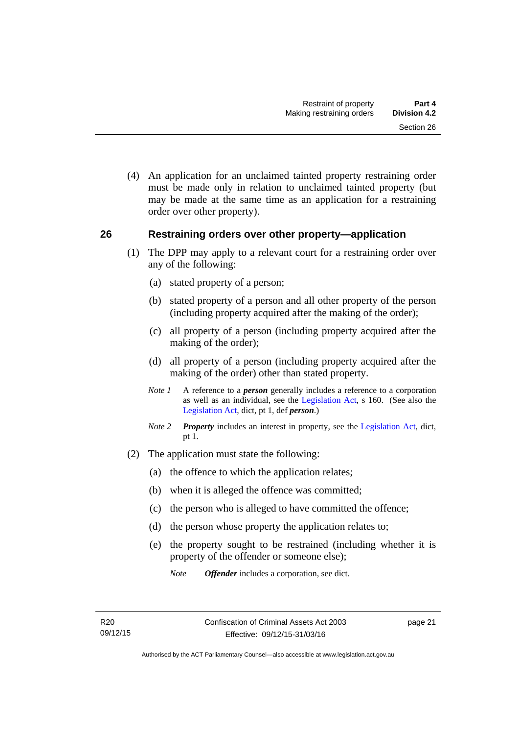(4) An application for an unclaimed tainted property restraining order must be made only in relation to unclaimed tainted property (but may be made at the same time as an application for a restraining order over other property).

## 26 Restraining orders over other property—application

(1) The DPP may apply to a relevant court for a restraining order over any of the following:

(a) stated property of a person;

(b) stated property of a person and all other property of the person (including property acquired after the making of the order);

(c) all property of a person (including property acquired after the making of the order);

(d) all property of a person (including property acquired after the making of the order) other than stated property.

*Note 1* A reference to a ***person*** generally includes a reference to a corporation as well as an individual, see the Legislation Act, s 160. (See also the Legislation Act, dict, pt 1, def ***person***.)

*Note 2* ***Property*** includes an interest in property, see the Legislation Act, dict, pt 1.

(2) The application must state the following:

(a) the offence to which the application relates;

(b) when it is alleged the offence was committed;

(c) the person who is alleged to have committed the offence;

(d) the person whose property the application relates to;

(e) the property sought to be restrained (including whether it is property of the offender or someone else);

*Note* ***Offender*** includes a corporation, see dict.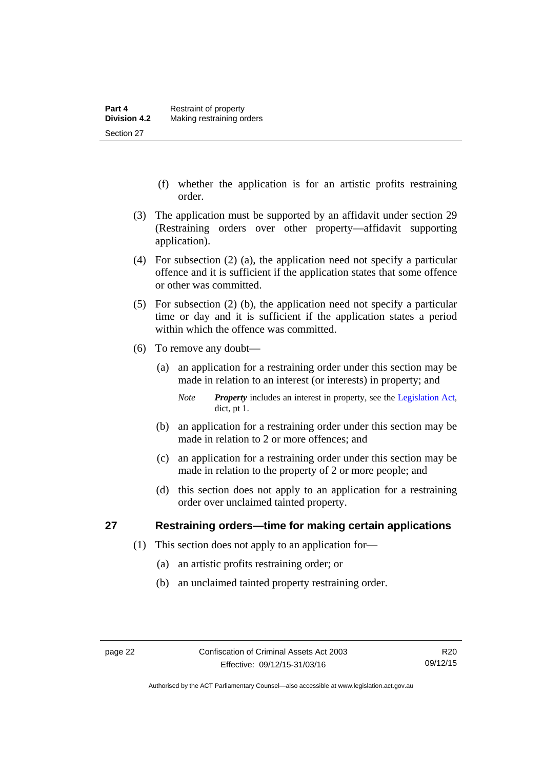(f) whether the application is for an artistic profits restraining order.

(3) The application must be supported by an affidavit under section 29 (Restraining orders over other property—affidavit supporting application).

(4) For subsection (2) (a), the application need not specify a particular offence and it is sufficient if the application states that some offence or other was committed.

(5) For subsection (2) (b), the application need not specify a particular time or day and it is sufficient if the application states a period within which the offence was committed.

(6) To remove any doubt—

(a) an application for a restraining order under this section may be made in relation to an interest (or interests) in property; and

*Note* ***Property*** includes an interest in property, see the Legislation Act, dict, pt 1.

(b) an application for a restraining order under this section may be made in relation to 2 or more offences; and

(c) an application for a restraining order under this section may be made in relation to the property of 2 or more people; and

(d) this section does not apply to an application for a restraining order over unclaimed tainted property.

## 27 Restraining orders—time for making certain applications

(1) This section does not apply to an application for—

(a) an artistic profits restraining order; or

(b) an unclaimed tainted property restraining order.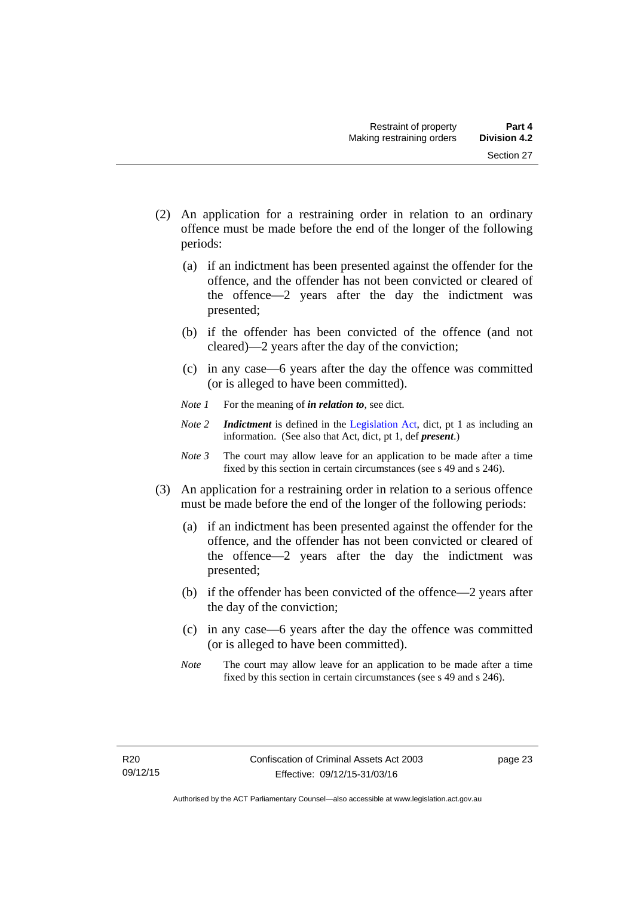(2) An application for a restraining order in relation to an ordinary offence must be made before the end of the longer of the following periods:

  (a) if an indictment has been presented against the offender for the offence, and the offender has not been convicted or cleared of the offence—2 years after the day the indictment was presented;

  (b) if the offender has been convicted of the offence (and not cleared)—2 years after the day of the conviction;

  (c) in any case—6 years after the day the offence was committed (or is alleged to have been committed).

*Note 1* For the meaning of ***in relation to***, see dict.

*Note 2* ***Indictment*** is defined in the Legislation Act, dict, pt 1 as including an information. (See also that Act, dict, pt 1, def ***present***.)

*Note 3* The court may allow leave for an application to be made after a time fixed by this section in certain circumstances (see s 49 and s 246).

(3) An application for a restraining order in relation to a serious offence must be made before the end of the longer of the following periods:

  (a) if an indictment has been presented against the offender for the offence, and the offender has not been convicted or cleared of the offence—2 years after the day the indictment was presented;

  (b) if the offender has been convicted of the offence—2 years after the day of the conviction;

  (c) in any case—6 years after the day the offence was committed (or is alleged to have been committed).

*Note* The court may allow leave for an application to be made after a time fixed by this section in certain circumstances (see s 49 and s 246).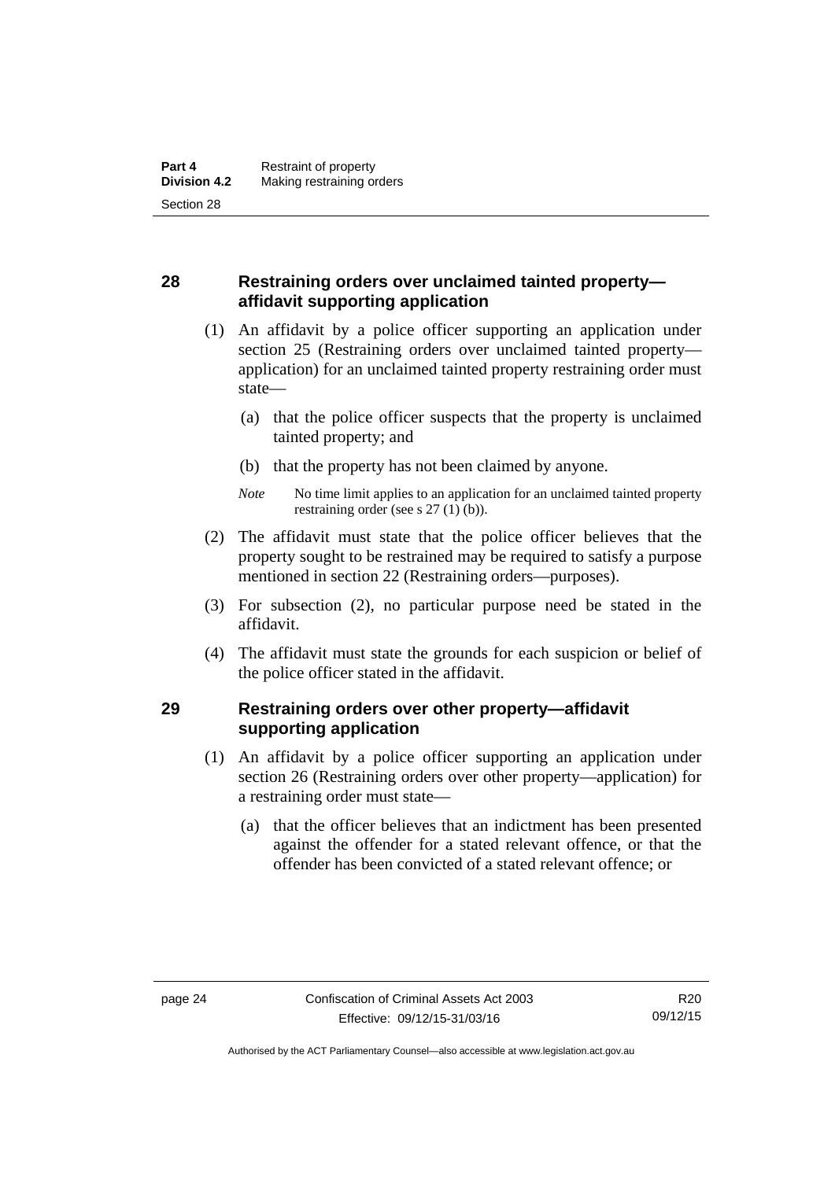## 28 Restraining orders over unclaimed tainted property—affidavit supporting application

(1) An affidavit by a police officer supporting an application under section 25 (Restraining orders over unclaimed tainted property—application) for an unclaimed tainted property restraining order must state—

(a) that the police officer suspects that the property is unclaimed tainted property; and

(b) that the property has not been claimed by anyone.

*Note* No time limit applies to an application for an unclaimed tainted property restraining order (see s 27 (1) (b)).

(2) The affidavit must state that the police officer believes that the property sought to be restrained may be required to satisfy a purpose mentioned in section 22 (Restraining orders—purposes).

(3) For subsection (2), no particular purpose need be stated in the affidavit.

(4) The affidavit must state the grounds for each suspicion or belief of the police officer stated in the affidavit.

## 29 Restraining orders over other property—affidavit supporting application

(1) An affidavit by a police officer supporting an application under section 26 (Restraining orders over other property—application) for a restraining order must state—

(a) that the officer believes that an indictment has been presented against the offender for a stated relevant offence, or that the offender has been convicted of a stated relevant offence; or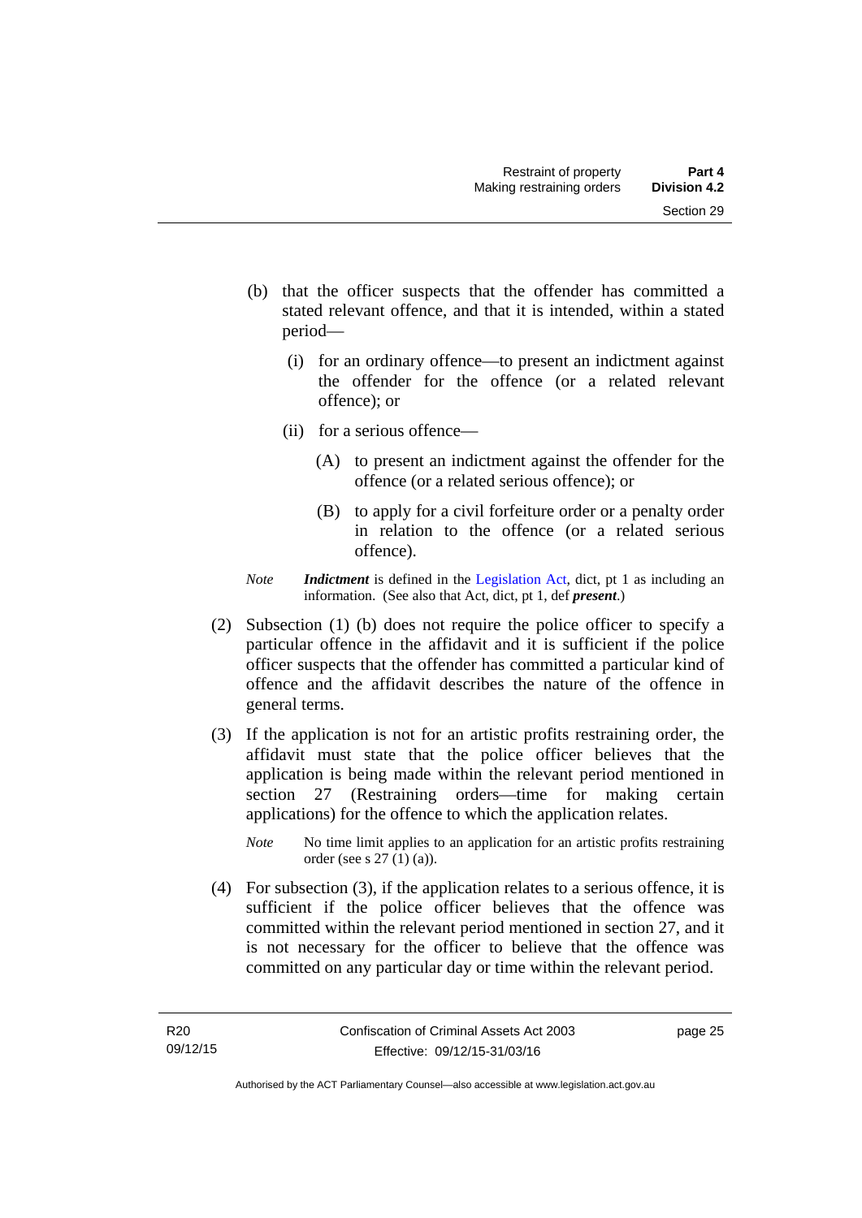(b) that the officer suspects that the offender has committed a stated relevant offence, and that it is intended, within a stated period—

  (i) for an ordinary offence—to present an indictment against the offender for the offence (or a related relevant offence); or

  (ii) for a serious offence—

    (A) to present an indictment against the offender for the offence (or a related serious offence); or

    (B) to apply for a civil forfeiture order or a penalty order in relation to the offence (or a related serious offence).

*Note* ***Indictment*** is defined in the Legislation Act, dict, pt 1 as including an information. (See also that Act, dict, pt 1, def ***present***.)

(2) Subsection (1) (b) does not require the police officer to specify a particular offence in the affidavit and it is sufficient if the police officer suspects that the offender has committed a particular kind of offence and the affidavit describes the nature of the offence in general terms.

(3) If the application is not for an artistic profits restraining order, the affidavit must state that the police officer believes that the application is being made within the relevant period mentioned in section 27 (Restraining orders—time for making certain applications) for the offence to which the application relates.

*Note* No time limit applies to an application for an artistic profits restraining order (see s 27 (1) (a)).

(4) For subsection (3), if the application relates to a serious offence, it is sufficient if the police officer believes that the offence was committed within the relevant period mentioned in section 27, and it is not necessary for the officer to believe that the offence was committed on any particular day or time within the relevant period.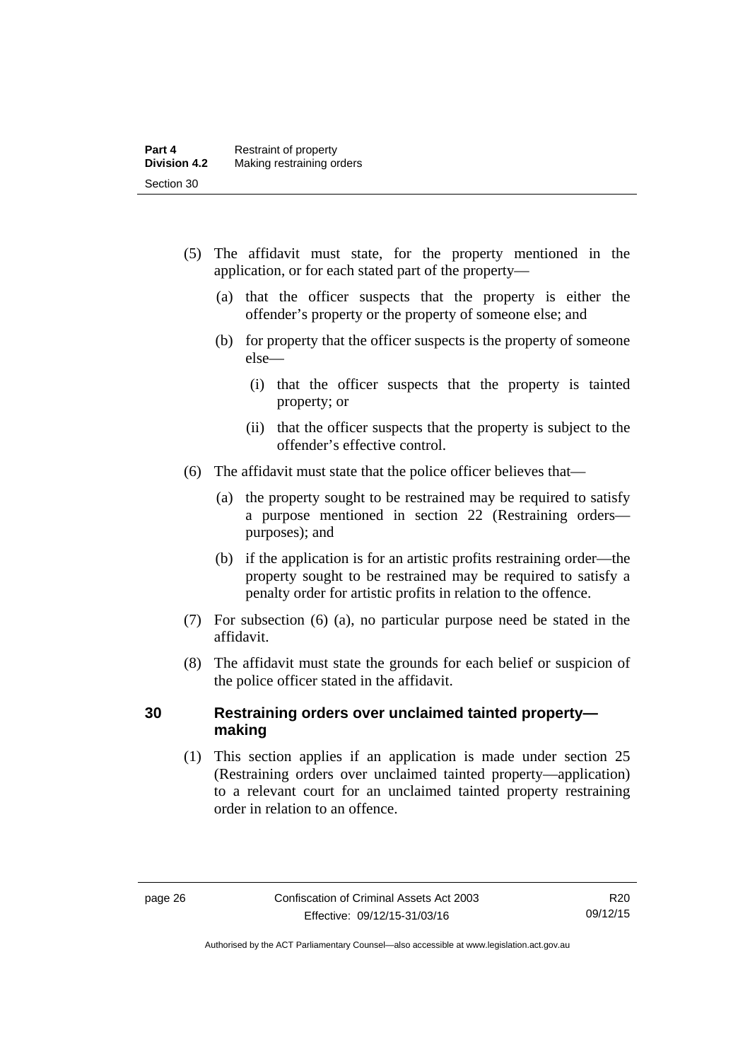(5) The affidavit must state, for the property mentioned in the application, or for each stated part of the property—

(a) that the officer suspects that the property is either the offender's property or the property of someone else; and

(b) for property that the officer suspects is the property of someone else—

(i) that the officer suspects that the property is tainted property; or

(ii) that the officer suspects that the property is subject to the offender's effective control.

(6) The affidavit must state that the police officer believes that—

(a) the property sought to be restrained may be required to satisfy a purpose mentioned in section 22 (Restraining orders—purposes); and

(b) if the application is for an artistic profits restraining order—the property sought to be restrained may be required to satisfy a penalty order for artistic profits in relation to the offence.

(7) For subsection (6) (a), no particular purpose need be stated in the affidavit.

(8) The affidavit must state the grounds for each belief or suspicion of the police officer stated in the affidavit.

## 30 Restraining orders over unclaimed tainted property—making

(1) This section applies if an application is made under section 25 (Restraining orders over unclaimed tainted property—application) to a relevant court for an unclaimed tainted property restraining order in relation to an offence.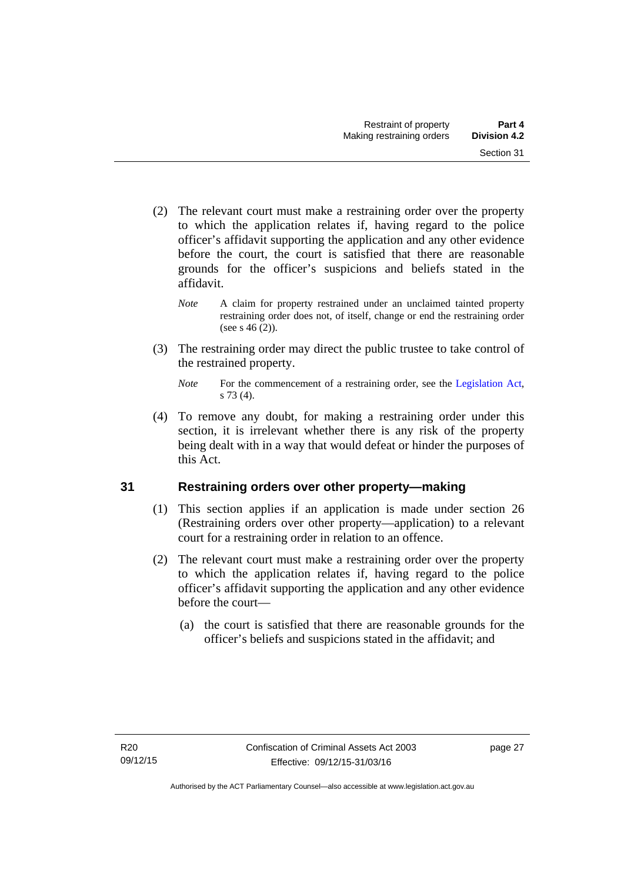(2) The relevant court must make a restraining order over the property to which the application relates if, having regard to the police officer's affidavit supporting the application and any other evidence before the court, the court is satisfied that there are reasonable grounds for the officer's suspicions and beliefs stated in the affidavit.

*Note* A claim for property restrained under an unclaimed tainted property restraining order does not, of itself, change or end the restraining order (see s 46 (2)).

(3) The restraining order may direct the public trustee to take control of the restrained property.

*Note* For the commencement of a restraining order, see the Legislation Act, s 73 (4).

(4) To remove any doubt, for making a restraining order under this section, it is irrelevant whether there is any risk of the property being dealt with in a way that would defeat or hinder the purposes of this Act.

## 31 Restraining orders over other property—making

(1) This section applies if an application is made under section 26 (Restraining orders over other property—application) to a relevant court for a restraining order in relation to an offence.

(2) The relevant court must make a restraining order over the property to which the application relates if, having regard to the police officer's affidavit supporting the application and any other evidence before the court—

(a) the court is satisfied that there are reasonable grounds for the officer's beliefs and suspicions stated in the affidavit; and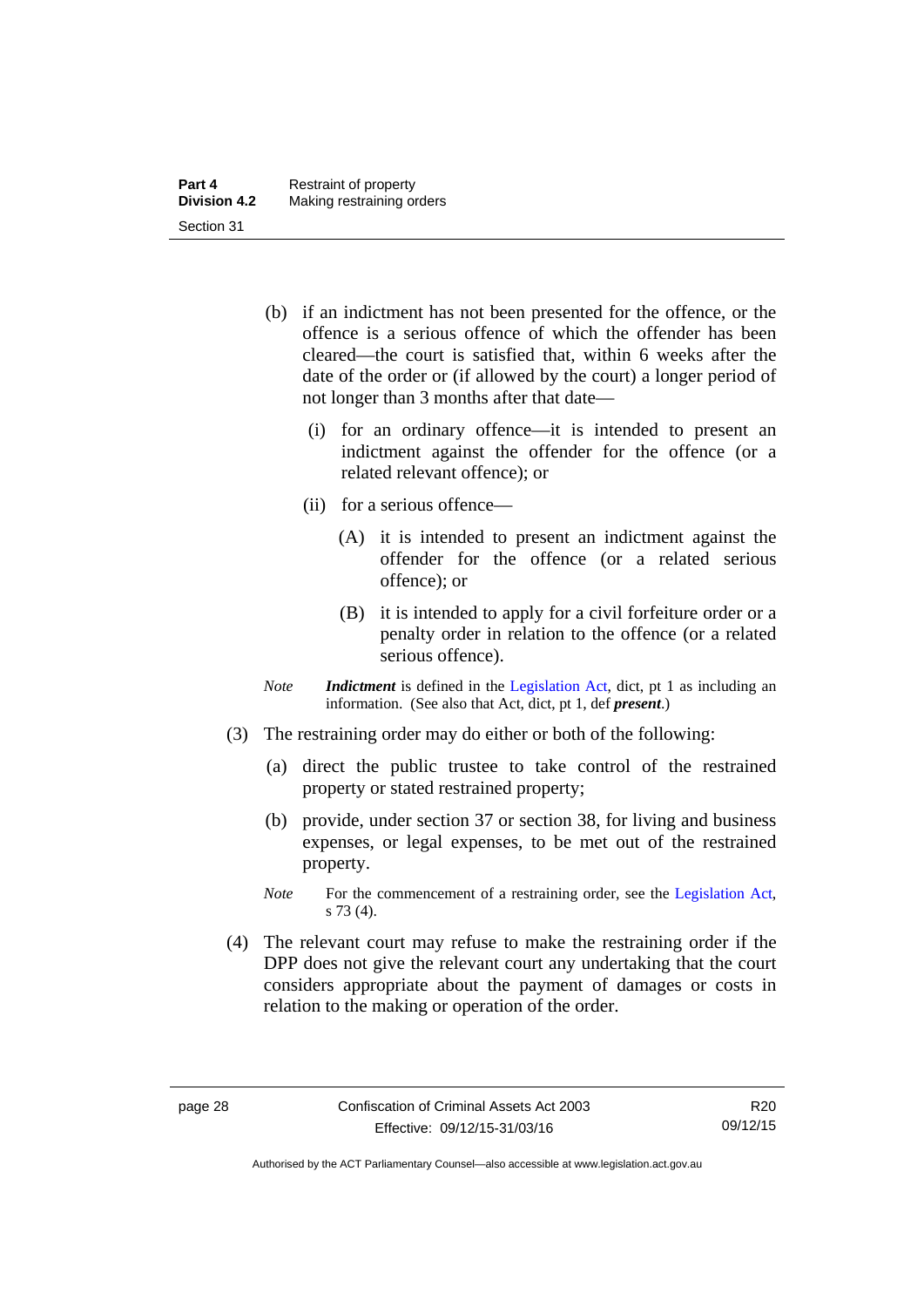(b) if an indictment has not been presented for the offence, or the offence is a serious offence of which the offender has been cleared—the court is satisfied that, within 6 weeks after the date of the order or (if allowed by the court) a longer period of not longer than 3 months after that date—

(i) for an ordinary offence—it is intended to present an indictment against the offender for the offence (or a related relevant offence); or

(ii) for a serious offence—

(A) it is intended to present an indictment against the offender for the offence (or a related serious offence); or

(B) it is intended to apply for a civil forfeiture order or a penalty order in relation to the offence (or a related serious offence).

*Note* ***Indictment*** is defined in the Legislation Act, dict, pt 1 as including an information. (See also that Act, dict, pt 1, def ***present***.)

(3) The restraining order may do either or both of the following:

(a) direct the public trustee to take control of the restrained property or stated restrained property;

(b) provide, under section 37 or section 38, for living and business expenses, or legal expenses, to be met out of the restrained property.

*Note* For the commencement of a restraining order, see the Legislation Act, s 73 (4).

(4) The relevant court may refuse to make the restraining order if the DPP does not give the relevant court any undertaking that the court considers appropriate about the payment of damages or costs in relation to the making or operation of the order.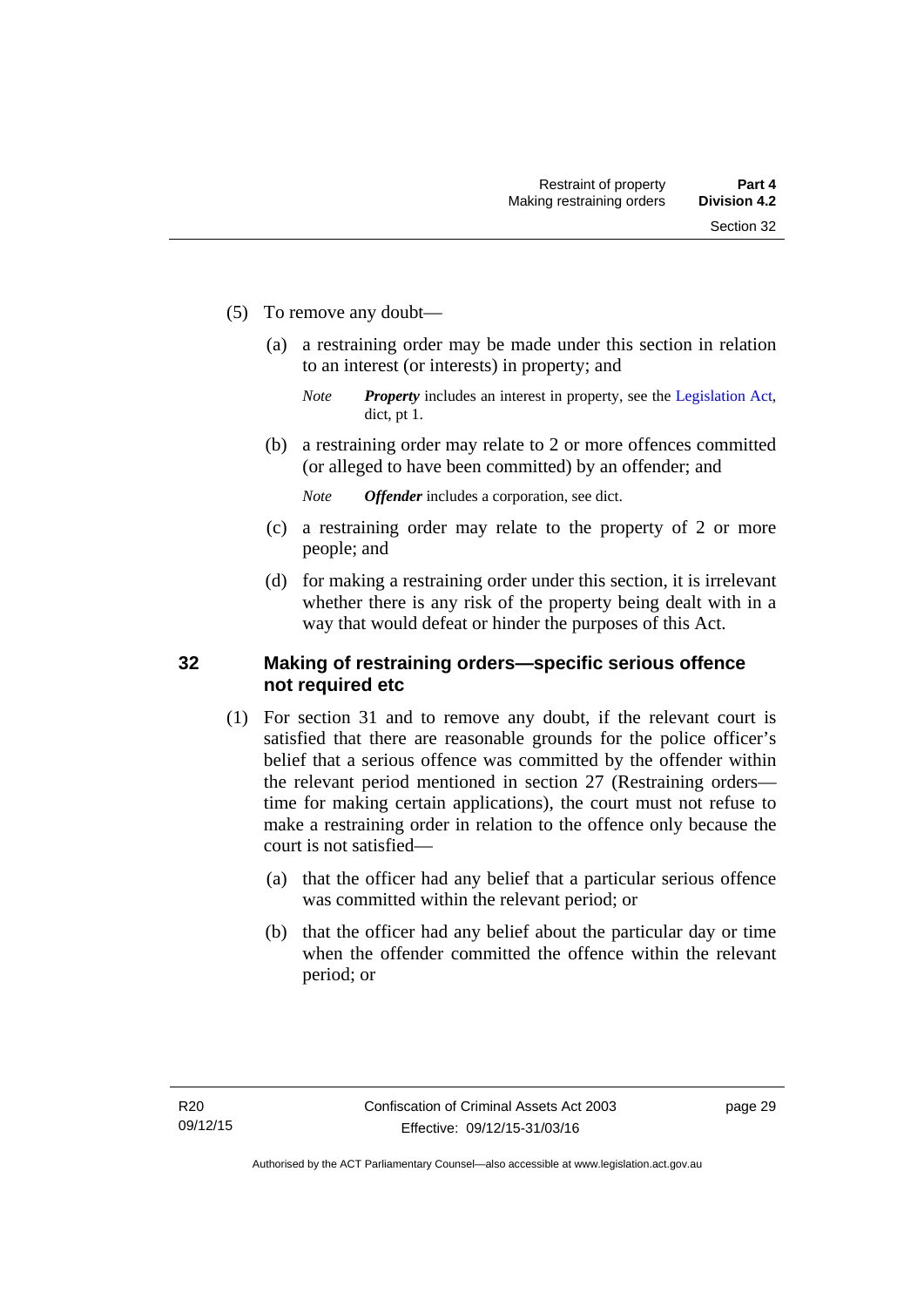(5) To remove any doubt—

(a) a restraining order may be made under this section in relation to an interest (or interests) in property; and

*Note* ***Property*** includes an interest in property, see the Legislation Act, dict, pt 1.

(b) a restraining order may relate to 2 or more offences committed (or alleged to have been committed) by an offender; and

*Note* ***Offender*** includes a corporation, see dict.

(c) a restraining order may relate to the property of 2 or more people; and

(d) for making a restraining order under this section, it is irrelevant whether there is any risk of the property being dealt with in a way that would defeat or hinder the purposes of this Act.

## 32 Making of restraining orders—specific serious offence not required etc

(1) For section 31 and to remove any doubt, if the relevant court is satisfied that there are reasonable grounds for the police officer's belief that a serious offence was committed by the offender within the relevant period mentioned in section 27 (Restraining orders—time for making certain applications), the court must not refuse to make a restraining order in relation to the offence only because the court is not satisfied—

(a) that the officer had any belief that a particular serious offence was committed within the relevant period; or

(b) that the officer had any belief about the particular day or time when the offender committed the offence within the relevant period; or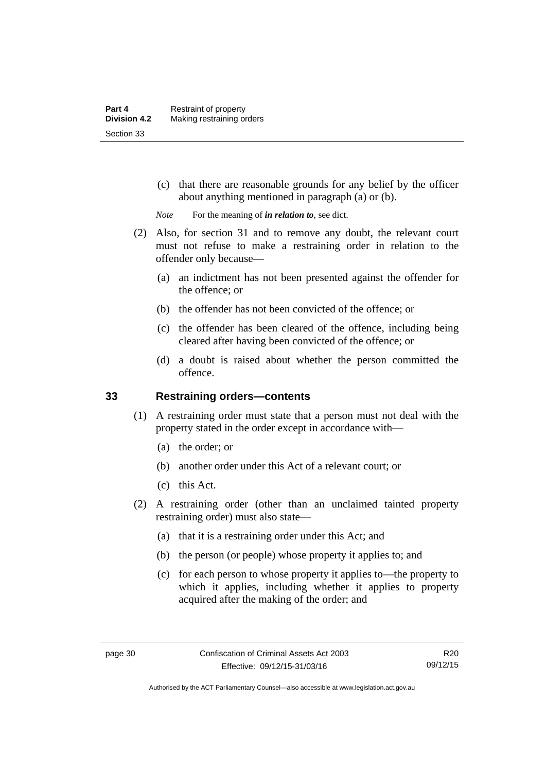(c) that there are reasonable grounds for any belief by the officer about anything mentioned in paragraph (a) or (b).

*Note* For the meaning of ***in relation to***, see dict.

(2) Also, for section 31 and to remove any doubt, the relevant court must not refuse to make a restraining order in relation to the offender only because—

(a) an indictment has not been presented against the offender for the offence; or

(b) the offender has not been convicted of the offence; or

(c) the offender has been cleared of the offence, including being cleared after having been convicted of the offence; or

(d) a doubt is raised about whether the person committed the offence.

## 33 Restraining orders—contents

(1) A restraining order must state that a person must not deal with the property stated in the order except in accordance with—

(a) the order; or

(b) another order under this Act of a relevant court; or

(c) this Act.

(2) A restraining order (other than an unclaimed tainted property restraining order) must also state—

(a) that it is a restraining order under this Act; and

(b) the person (or people) whose property it applies to; and

(c) for each person to whose property it applies to—the property to which it applies, including whether it applies to property acquired after the making of the order; and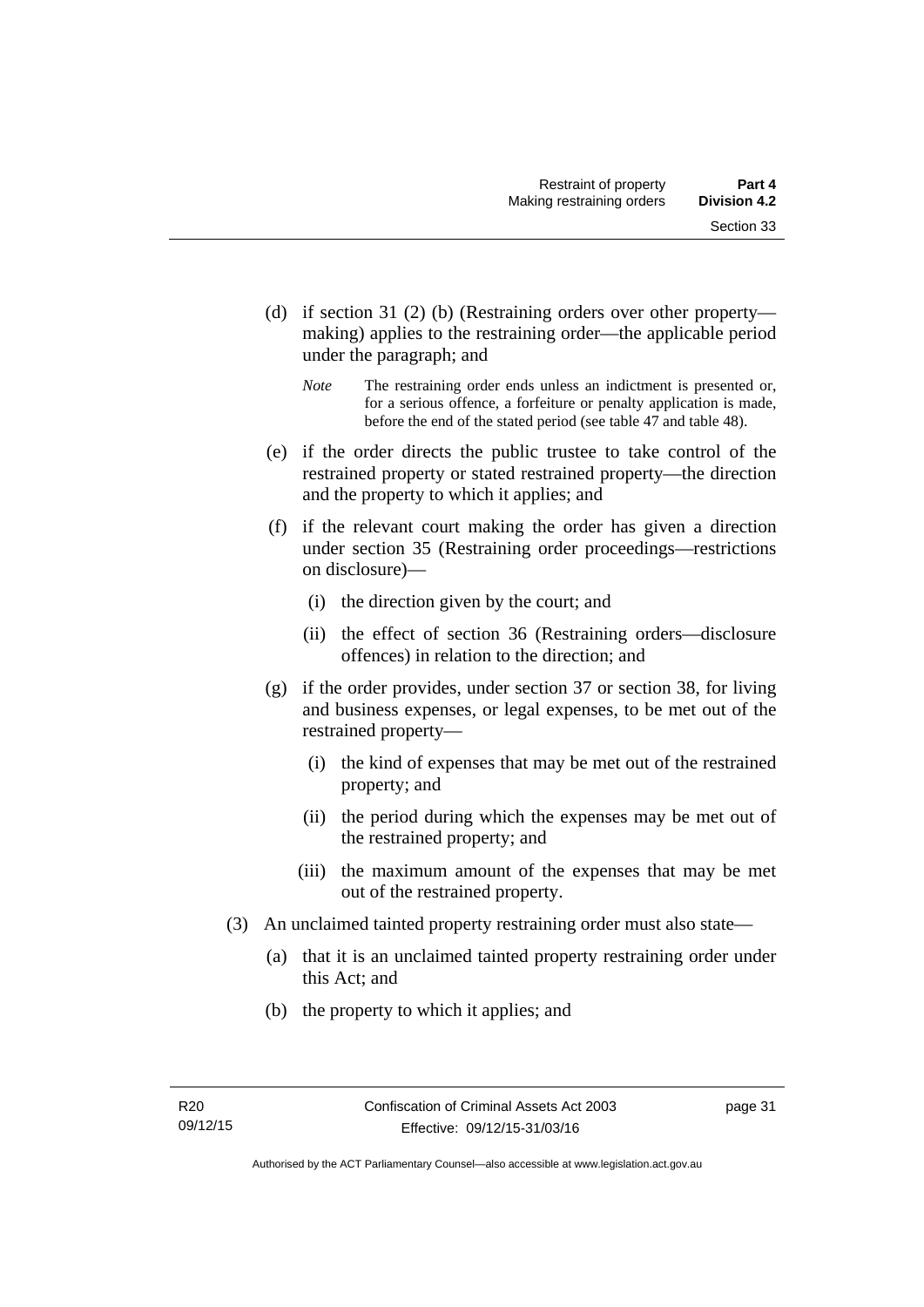(d) if section 31 (2) (b) (Restraining orders over other property—making) applies to the restraining order—the applicable period under the paragraph; and

*Note* The restraining order ends unless an indictment is presented or, for a serious offence, a forfeiture or penalty application is made, before the end of the stated period (see table 47 and table 48).

(e) if the order directs the public trustee to take control of the restrained property or stated restrained property—the direction and the property to which it applies; and

(f) if the relevant court making the order has given a direction under section 35 (Restraining order proceedings—restrictions on disclosure)—

(i) the direction given by the court; and

(ii) the effect of section 36 (Restraining orders—disclosure offences) in relation to the direction; and

(g) if the order provides, under section 37 or section 38, for living and business expenses, or legal expenses, to be met out of the restrained property—

(i) the kind of expenses that may be met out of the restrained property; and

(ii) the period during which the expenses may be met out of the restrained property; and

(iii) the maximum amount of the expenses that may be met out of the restrained property.

(3) An unclaimed tainted property restraining order must also state—

(a) that it is an unclaimed tainted property restraining order under this Act; and

(b) the property to which it applies; and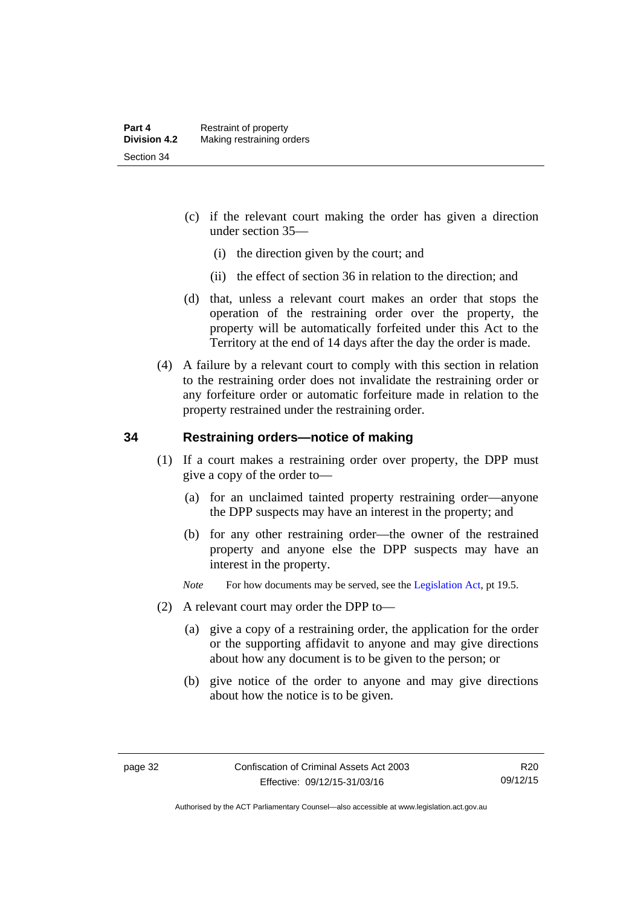(c) if the relevant court making the order has given a direction under section 35—

(i) the direction given by the court; and

(ii) the effect of section 36 in relation to the direction; and

(d) that, unless a relevant court makes an order that stops the operation of the restraining order over the property, the property will be automatically forfeited under this Act to the Territory at the end of 14 days after the day the order is made.

(4) A failure by a relevant court to comply with this section in relation to the restraining order does not invalidate the restraining order or any forfeiture order or automatic forfeiture made in relation to the property restrained under the restraining order.

## 34 Restraining orders—notice of making

(1) If a court makes a restraining order over property, the DPP must give a copy of the order to—

(a) for an unclaimed tainted property restraining order—anyone the DPP suspects may have an interest in the property; and

(b) for any other restraining order—the owner of the restrained property and anyone else the DPP suspects may have an interest in the property.

*Note* For how documents may be served, see the Legislation Act, pt 19.5.

(2) A relevant court may order the DPP to—

(a) give a copy of a restraining order, the application for the order or the supporting affidavit to anyone and may give directions about how any document is to be given to the person; or

(b) give notice of the order to anyone and may give directions about how the notice is to be given.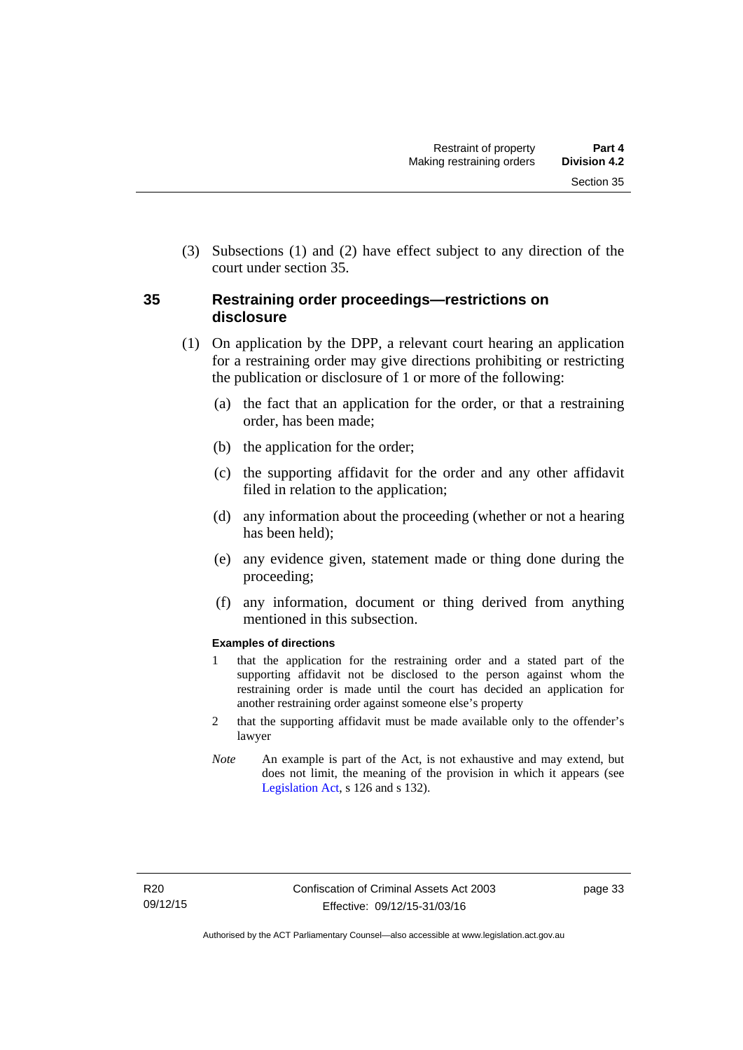(3) Subsections (1) and (2) have effect subject to any direction of the court under section 35.

## 35 Restraining order proceedings—restrictions on disclosure

(1) On application by the DPP, a relevant court hearing an application for a restraining order may give directions prohibiting or restricting the publication or disclosure of 1 or more of the following:

(a) the fact that an application for the order, or that a restraining order, has been made;

(b) the application for the order;

(c) the supporting affidavit for the order and any other affidavit filed in relation to the application;

(d) any information about the proceeding (whether or not a hearing has been held);

(e) any evidence given, statement made or thing done during the proceeding;

(f) any information, document or thing derived from anything mentioned in this subsection.

**Examples of directions**

1 that the application for the restraining order and a stated part of the supporting affidavit not be disclosed to the person against whom the restraining order is made until the court has decided an application for another restraining order against someone else's property

2 that the supporting affidavit must be made available only to the offender's lawyer

*Note* An example is part of the Act, is not exhaustive and may extend, but does not limit, the meaning of the provision in which it appears (see Legislation Act, s 126 and s 132).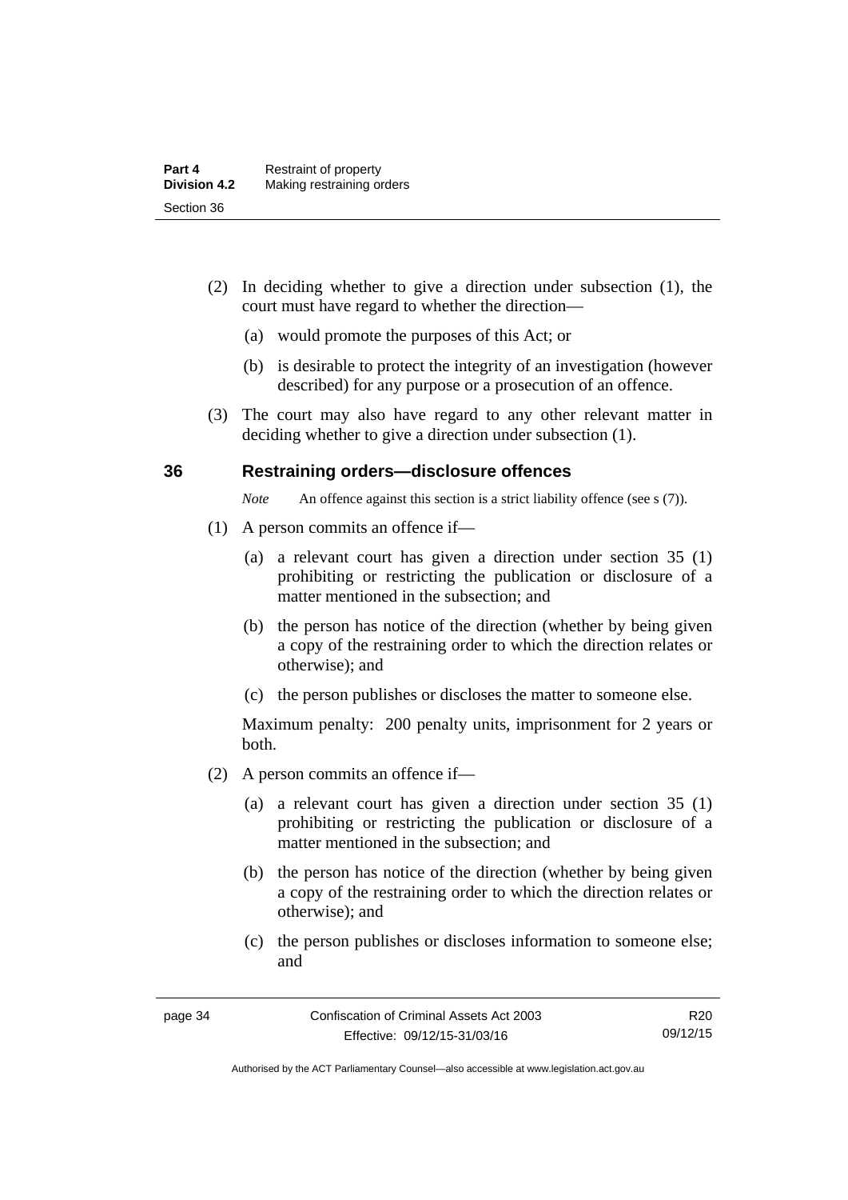(2) In deciding whether to give a direction under subsection (1), the court must have regard to whether the direction—

(a) would promote the purposes of this Act; or

(b) is desirable to protect the integrity of an investigation (however described) for any purpose or a prosecution of an offence.

(3) The court may also have regard to any other relevant matter in deciding whether to give a direction under subsection (1).

## 36 Restraining orders—disclosure offences

*Note* An offence against this section is a strict liability offence (see s (7)).

(1) A person commits an offence if—

(a) a relevant court has given a direction under section 35 (1) prohibiting or restricting the publication or disclosure of a matter mentioned in the subsection; and

(b) the person has notice of the direction (whether by being given a copy of the restraining order to which the direction relates or otherwise); and

(c) the person publishes or discloses the matter to someone else.

Maximum penalty: 200 penalty units, imprisonment for 2 years or both.

(2) A person commits an offence if—

(a) a relevant court has given a direction under section 35 (1) prohibiting or restricting the publication or disclosure of a matter mentioned in the subsection; and

(b) the person has notice of the direction (whether by being given a copy of the restraining order to which the direction relates or otherwise); and

(c) the person publishes or discloses information to someone else; and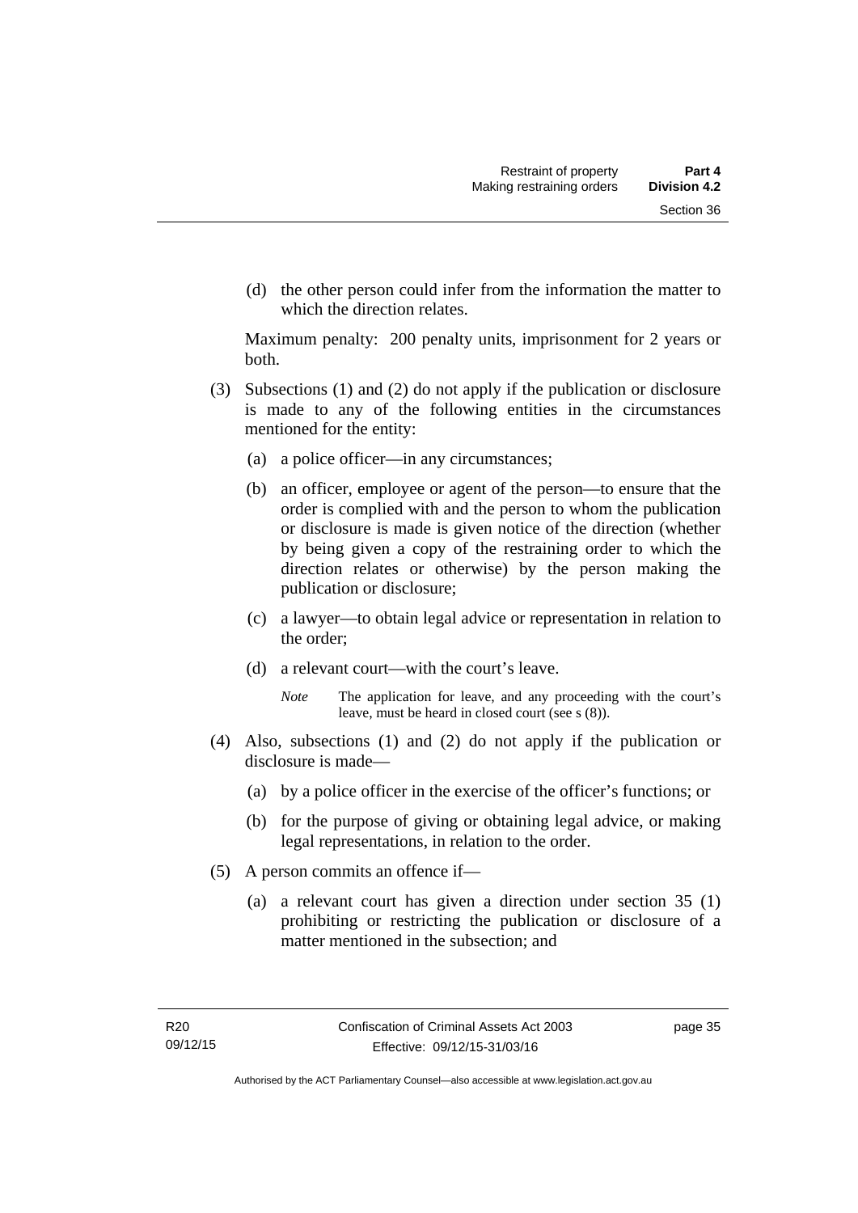(d) the other person could infer from the information the matter to which the direction relates.

Maximum penalty: 200 penalty units, imprisonment for 2 years or both.

(3) Subsections (1) and (2) do not apply if the publication or disclosure is made to any of the following entities in the circumstances mentioned for the entity:

(a) a police officer—in any circumstances;

(b) an officer, employee or agent of the person—to ensure that the order is complied with and the person to whom the publication or disclosure is made is given notice of the direction (whether by being given a copy of the restraining order to which the direction relates or otherwise) by the person making the publication or disclosure;

(c) a lawyer—to obtain legal advice or representation in relation to the order;

(d) a relevant court—with the court's leave.

*Note* The application for leave, and any proceeding with the court's leave, must be heard in closed court (see s (8)).

(4) Also, subsections (1) and (2) do not apply if the publication or disclosure is made—

(a) by a police officer in the exercise of the officer's functions; or

(b) for the purpose of giving or obtaining legal advice, or making legal representations, in relation to the order.

(5) A person commits an offence if—

(a) a relevant court has given a direction under section 35 (1) prohibiting or restricting the publication or disclosure of a matter mentioned in the subsection; and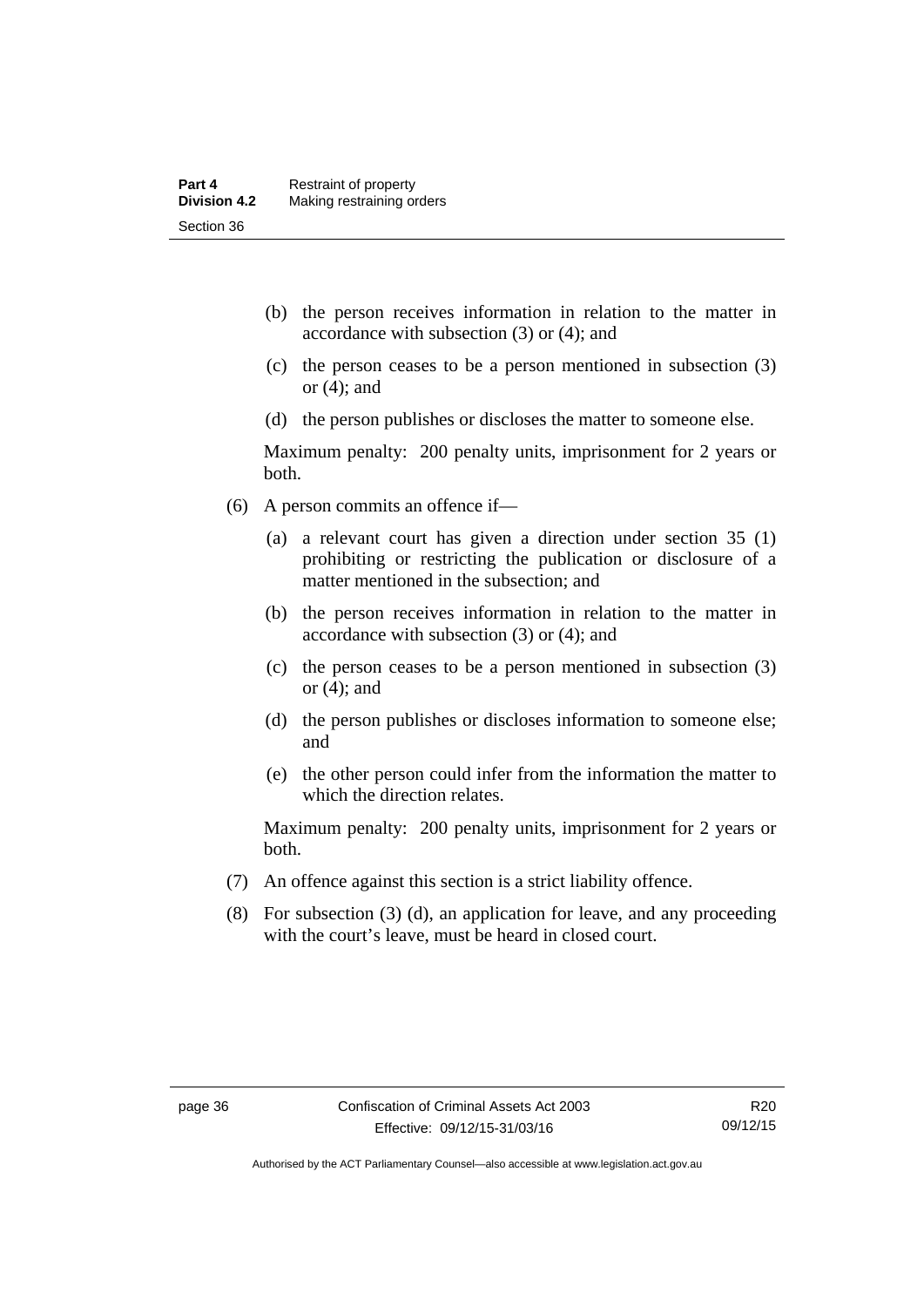(b) the person receives information in relation to the matter in accordance with subsection (3) or (4); and

(c) the person ceases to be a person mentioned in subsection (3) or (4); and

(d) the person publishes or discloses the matter to someone else.

Maximum penalty: 200 penalty units, imprisonment for 2 years or both.

(6) A person commits an offence if—

(a) a relevant court has given a direction under section 35 (1) prohibiting or restricting the publication or disclosure of a matter mentioned in the subsection; and

(b) the person receives information in relation to the matter in accordance with subsection (3) or (4); and

(c) the person ceases to be a person mentioned in subsection (3) or (4); and

(d) the person publishes or discloses information to someone else; and

(e) the other person could infer from the information the matter to which the direction relates.

Maximum penalty: 200 penalty units, imprisonment for 2 years or both.

(7) An offence against this section is a strict liability offence.

(8) For subsection (3) (d), an application for leave, and any proceeding with the court's leave, must be heard in closed court.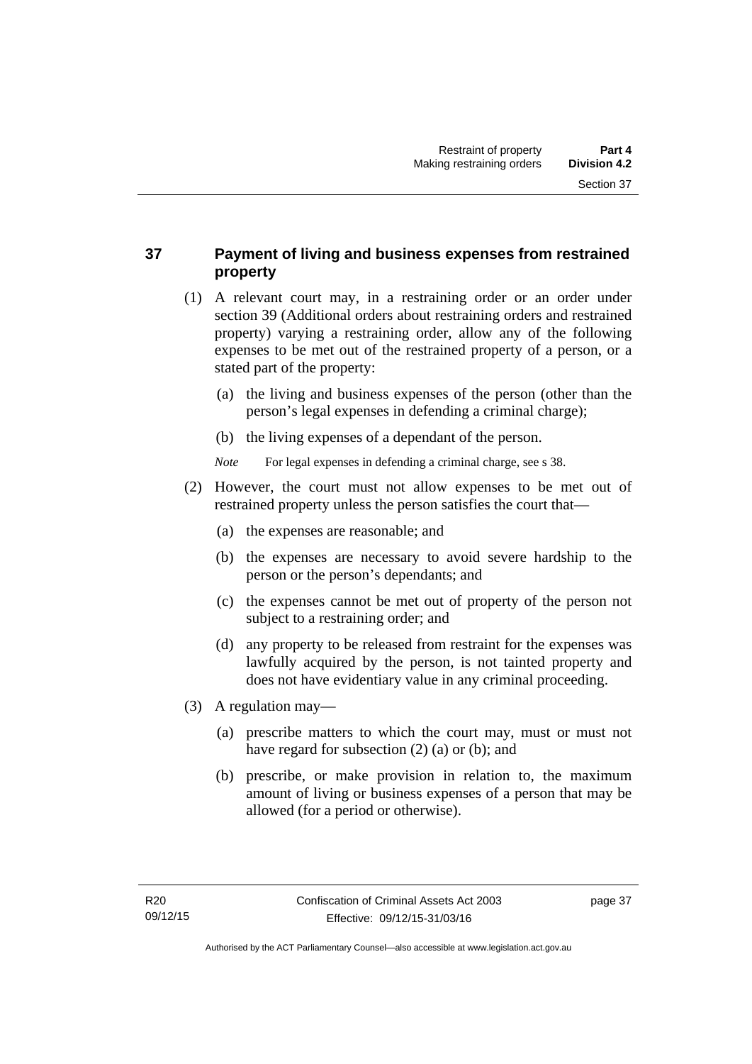## 37 Payment of living and business expenses from restrained property

(1) A relevant court may, in a restraining order or an order under section 39 (Additional orders about restraining orders and restrained property) varying a restraining order, allow any of the following expenses to be met out of the restrained property of a person, or a stated part of the property:

(a) the living and business expenses of the person (other than the person's legal expenses in defending a criminal charge);

(b) the living expenses of a dependant of the person.

*Note* For legal expenses in defending a criminal charge, see s 38.

(2) However, the court must not allow expenses to be met out of restrained property unless the person satisfies the court that—

(a) the expenses are reasonable; and

(b) the expenses are necessary to avoid severe hardship to the person or the person's dependants; and

(c) the expenses cannot be met out of property of the person not subject to a restraining order; and

(d) any property to be released from restraint for the expenses was lawfully acquired by the person, is not tainted property and does not have evidentiary value in any criminal proceeding.

(3) A regulation may—

(a) prescribe matters to which the court may, must or must not have regard for subsection (2) (a) or (b); and

(b) prescribe, or make provision in relation to, the maximum amount of living or business expenses of a person that may be allowed (for a period or otherwise).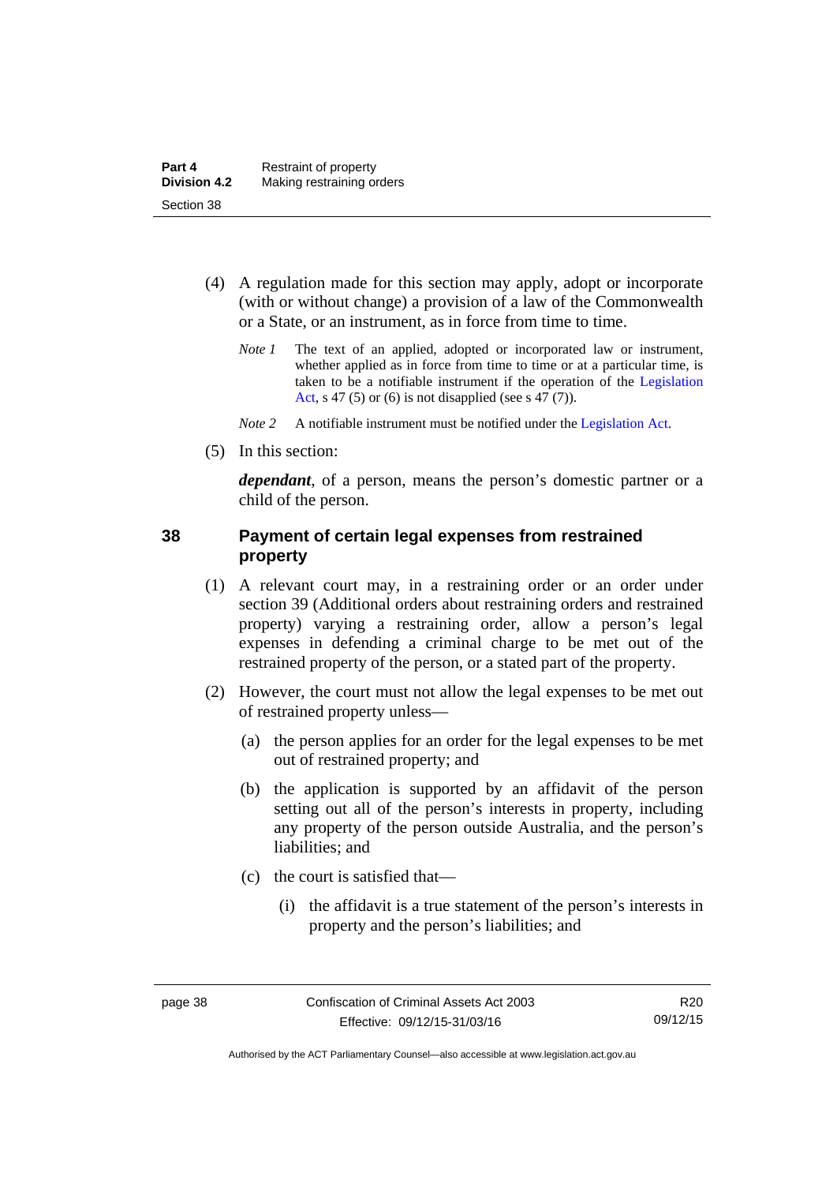(4) A regulation made for this section may apply, adopt or incorporate (with or without change) a provision of a law of the Commonwealth or a State, or an instrument, as in force from time to time.

*Note 1* The text of an applied, adopted or incorporated law or instrument, whether applied as in force from time to time or at a particular time, is taken to be a notifiable instrument if the operation of the Legislation Act, s 47 (5) or (6) is not disapplied (see s 47 (7)).

*Note 2* A notifiable instrument must be notified under the Legislation Act.

(5) In this section:

***dependant***, of a person, means the person's domestic partner or a child of the person.

## 38 Payment of certain legal expenses from restrained property

(1) A relevant court may, in a restraining order or an order under section 39 (Additional orders about restraining orders and restrained property) varying a restraining order, allow a person's legal expenses in defending a criminal charge to be met out of the restrained property of the person, or a stated part of the property.

(2) However, the court must not allow the legal expenses to be met out of restrained property unless—

(a) the person applies for an order for the legal expenses to be met out of restrained property; and

(b) the application is supported by an affidavit of the person setting out all of the person's interests in property, including any property of the person outside Australia, and the person's liabilities; and

(c) the court is satisfied that—

(i) the affidavit is a true statement of the person's interests in property and the person's liabilities; and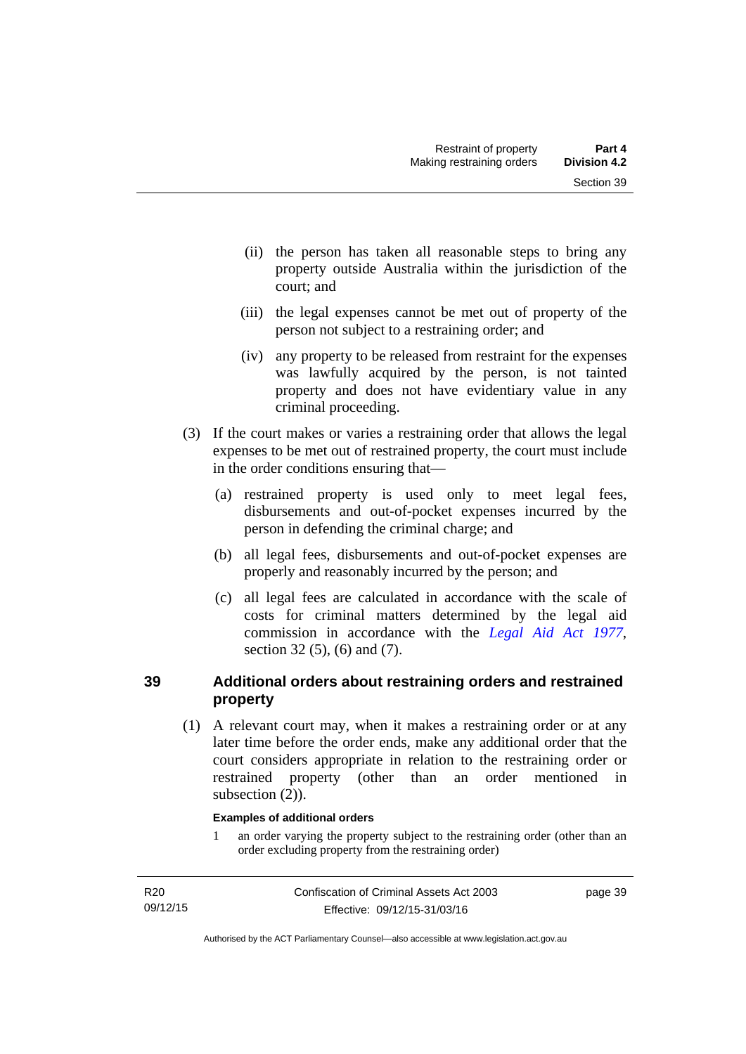(ii) the person has taken all reasonable steps to bring any property outside Australia within the jurisdiction of the court; and

(iii) the legal expenses cannot be met out of property of the person not subject to a restraining order; and

(iv) any property to be released from restraint for the expenses was lawfully acquired by the person, is not tainted property and does not have evidentiary value in any criminal proceeding.

(3) If the court makes or varies a restraining order that allows the legal expenses to be met out of restrained property, the court must include in the order conditions ensuring that—

(a) restrained property is used only to meet legal fees, disbursements and out-of-pocket expenses incurred by the person in defending the criminal charge; and

(b) all legal fees, disbursements and out-of-pocket expenses are properly and reasonably incurred by the person; and

(c) all legal fees are calculated in accordance with the scale of costs for criminal matters determined by the legal aid commission in accordance with the *Legal Aid Act 1977*, section 32 (5), (6) and (7).

## 39 Additional orders about restraining orders and restrained property

(1) A relevant court may, when it makes a restraining order or at any later time before the order ends, make any additional order that the court considers appropriate in relation to the restraining order or restrained property (other than an order mentioned in subsection (2)).

**Examples of additional orders**

1 an order varying the property subject to the restraining order (other than an order excluding property from the restraining order)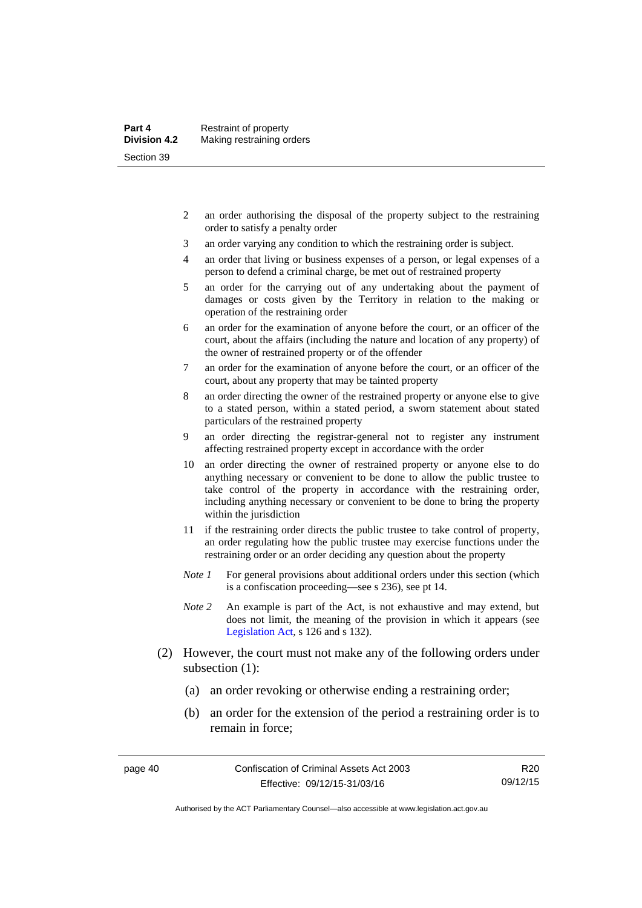2 an order authorising the disposal of the property subject to the restraining order to satisfy a penalty order

3 an order varying any condition to which the restraining order is subject.

4 an order that living or business expenses of a person, or legal expenses of a person to defend a criminal charge, be met out of restrained property

5 an order for the carrying out of any undertaking about the payment of damages or costs given by the Territory in relation to the making or operation of the restraining order

6 an order for the examination of anyone before the court, or an officer of the court, about the affairs (including the nature and location of any property) of the owner of restrained property or of the offender

7 an order for the examination of anyone before the court, or an officer of the court, about any property that may be tainted property

8 an order directing the owner of the restrained property or anyone else to give to a stated person, within a stated period, a sworn statement about stated particulars of the restrained property

9 an order directing the registrar-general not to register any instrument affecting restrained property except in accordance with the order

10 an order directing the owner of restrained property or anyone else to do anything necessary or convenient to be done to allow the public trustee to take control of the property in accordance with the restraining order, including anything necessary or convenient to be done to bring the property within the jurisdiction

11 if the restraining order directs the public trustee to take control of property, an order regulating how the public trustee may exercise functions under the restraining order or an order deciding any question about the property

*Note 1* For general provisions about additional orders under this section (which is a confiscation proceeding—see s 236), see pt 14.

*Note 2* An example is part of the Act, is not exhaustive and may extend, but does not limit, the meaning of the provision in which it appears (see Legislation Act, s 126 and s 132).

(2) However, the court must not make any of the following orders under subsection (1):

(a) an order revoking or otherwise ending a restraining order;

(b) an order for the extension of the period a restraining order is to remain in force;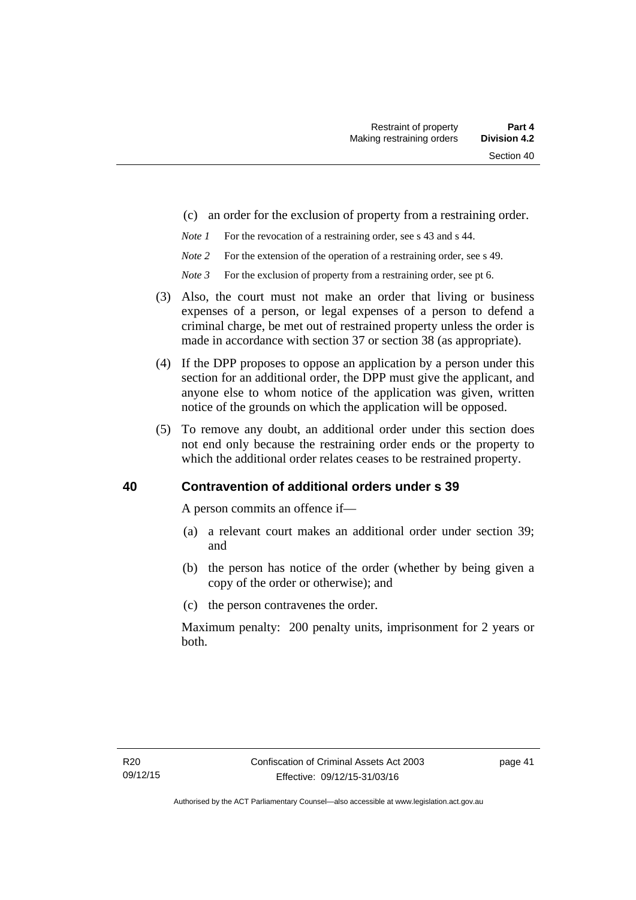(c) an order for the exclusion of property from a restraining order.

*Note 1* For the revocation of a restraining order, see s 43 and s 44.

*Note 2* For the extension of the operation of a restraining order, see s 49.

*Note 3* For the exclusion of property from a restraining order, see pt 6.

(3) Also, the court must not make an order that living or business expenses of a person, or legal expenses of a person to defend a criminal charge, be met out of restrained property unless the order is made in accordance with section 37 or section 38 (as appropriate).

(4) If the DPP proposes to oppose an application by a person under this section for an additional order, the DPP must give the applicant, and anyone else to whom notice of the application was given, written notice of the grounds on which the application will be opposed.

(5) To remove any doubt, an additional order under this section does not end only because the restraining order ends or the property to which the additional order relates ceases to be restrained property.

## 40 Contravention of additional orders under s 39

A person commits an offence if—

(a) a relevant court makes an additional order under section 39; and

(b) the person has notice of the order (whether by being given a copy of the order or otherwise); and

(c) the person contravenes the order.

Maximum penalty: 200 penalty units, imprisonment for 2 years or both.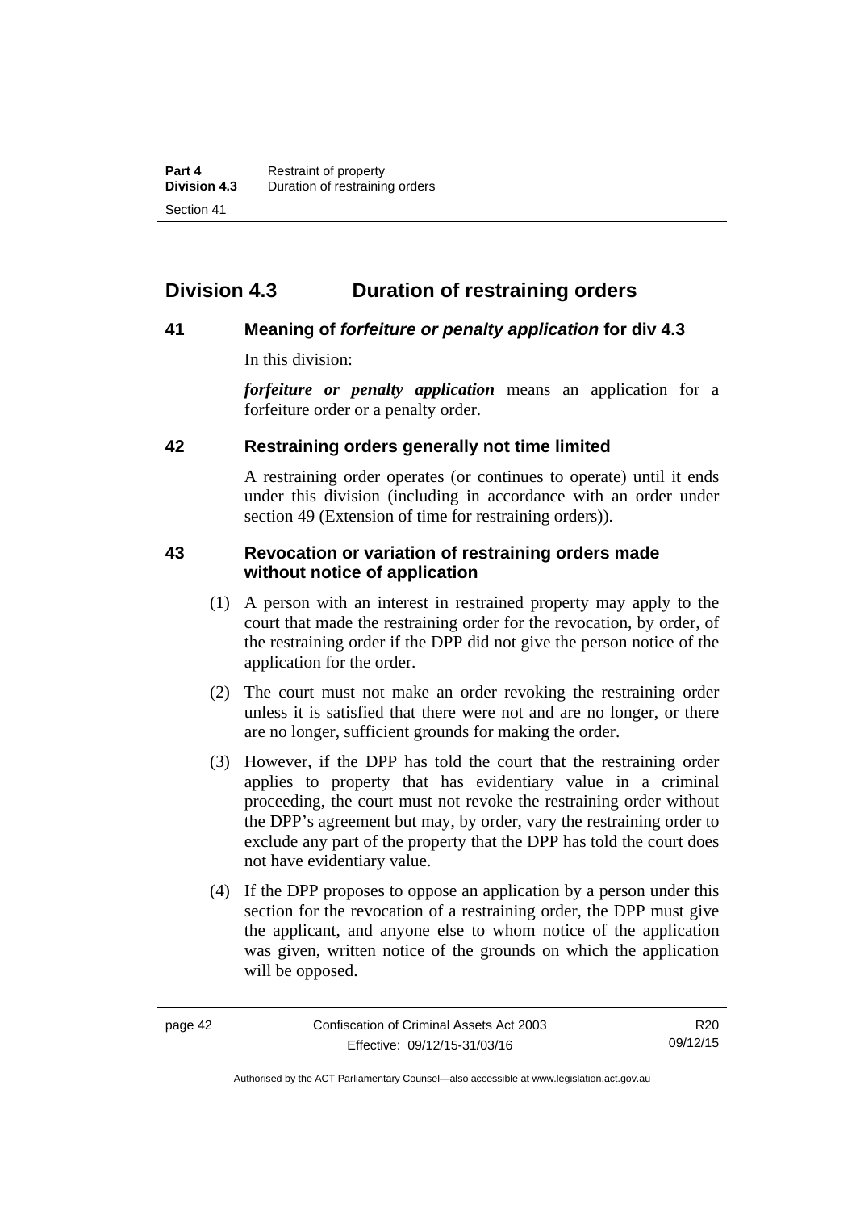## Division 4.3 Duration of restraining orders

### 41 Meaning of *forfeiture or penalty application* for div 4.3

In this division:

***forfeiture or penalty application*** means an application for a forfeiture order or a penalty order.

### 42 Restraining orders generally not time limited

A restraining order operates (or continues to operate) until it ends under this division (including in accordance with an order under section 49 (Extension of time for restraining orders)).

### 43 Revocation or variation of restraining orders made without notice of application

(1) A person with an interest in restrained property may apply to the court that made the restraining order for the revocation, by order, of the restraining order if the DPP did not give the person notice of the application for the order.

(2) The court must not make an order revoking the restraining order unless it is satisfied that there were not and are no longer, or there are no longer, sufficient grounds for making the order.

(3) However, if the DPP has told the court that the restraining order applies to property that has evidentiary value in a criminal proceeding, the court must not revoke the restraining order without the DPP's agreement but may, by order, vary the restraining order to exclude any part of the property that the DPP has told the court does not have evidentiary value.

(4) If the DPP proposes to oppose an application by a person under this section for the revocation of a restraining order, the DPP must give the applicant, and anyone else to whom notice of the application was given, written notice of the grounds on which the application will be opposed.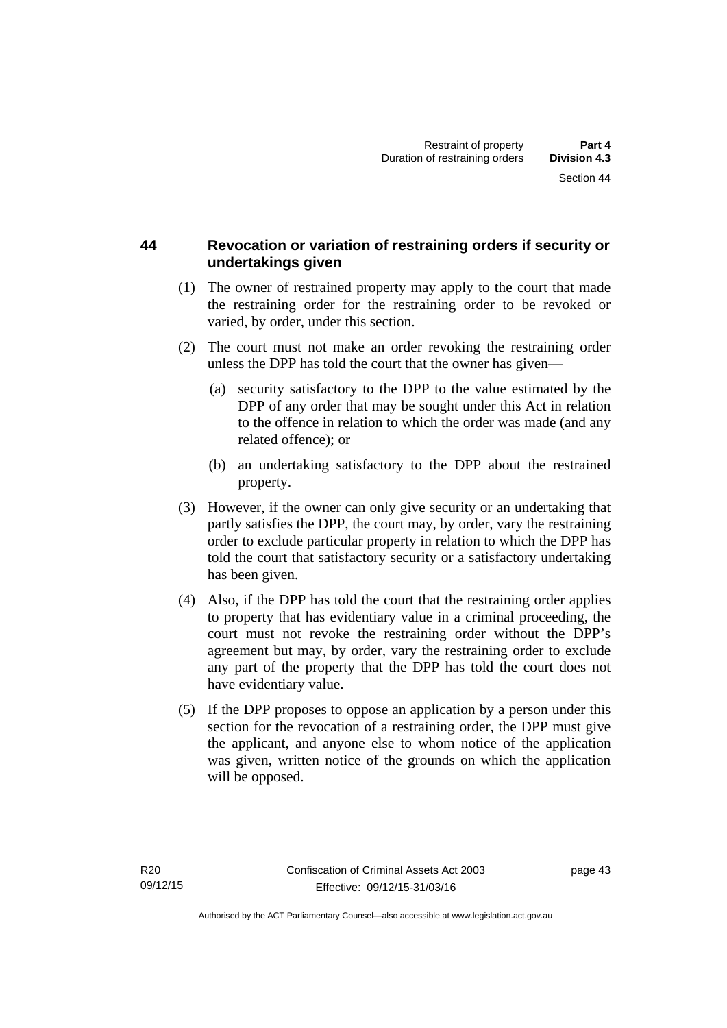## 44 Revocation or variation of restraining orders if security or undertakings given

(1) The owner of restrained property may apply to the court that made the restraining order for the restraining order to be revoked or varied, by order, under this section.

(2) The court must not make an order revoking the restraining order unless the DPP has told the court that the owner has given—

(a) security satisfactory to the DPP to the value estimated by the DPP of any order that may be sought under this Act in relation to the offence in relation to which the order was made (and any related offence); or

(b) an undertaking satisfactory to the DPP about the restrained property.

(3) However, if the owner can only give security or an undertaking that partly satisfies the DPP, the court may, by order, vary the restraining order to exclude particular property in relation to which the DPP has told the court that satisfactory security or a satisfactory undertaking has been given.

(4) Also, if the DPP has told the court that the restraining order applies to property that has evidentiary value in a criminal proceeding, the court must not revoke the restraining order without the DPP's agreement but may, by order, vary the restraining order to exclude any part of the property that the DPP has told the court does not have evidentiary value.

(5) If the DPP proposes to oppose an application by a person under this section for the revocation of a restraining order, the DPP must give the applicant, and anyone else to whom notice of the application was given, written notice of the grounds on which the application will be opposed.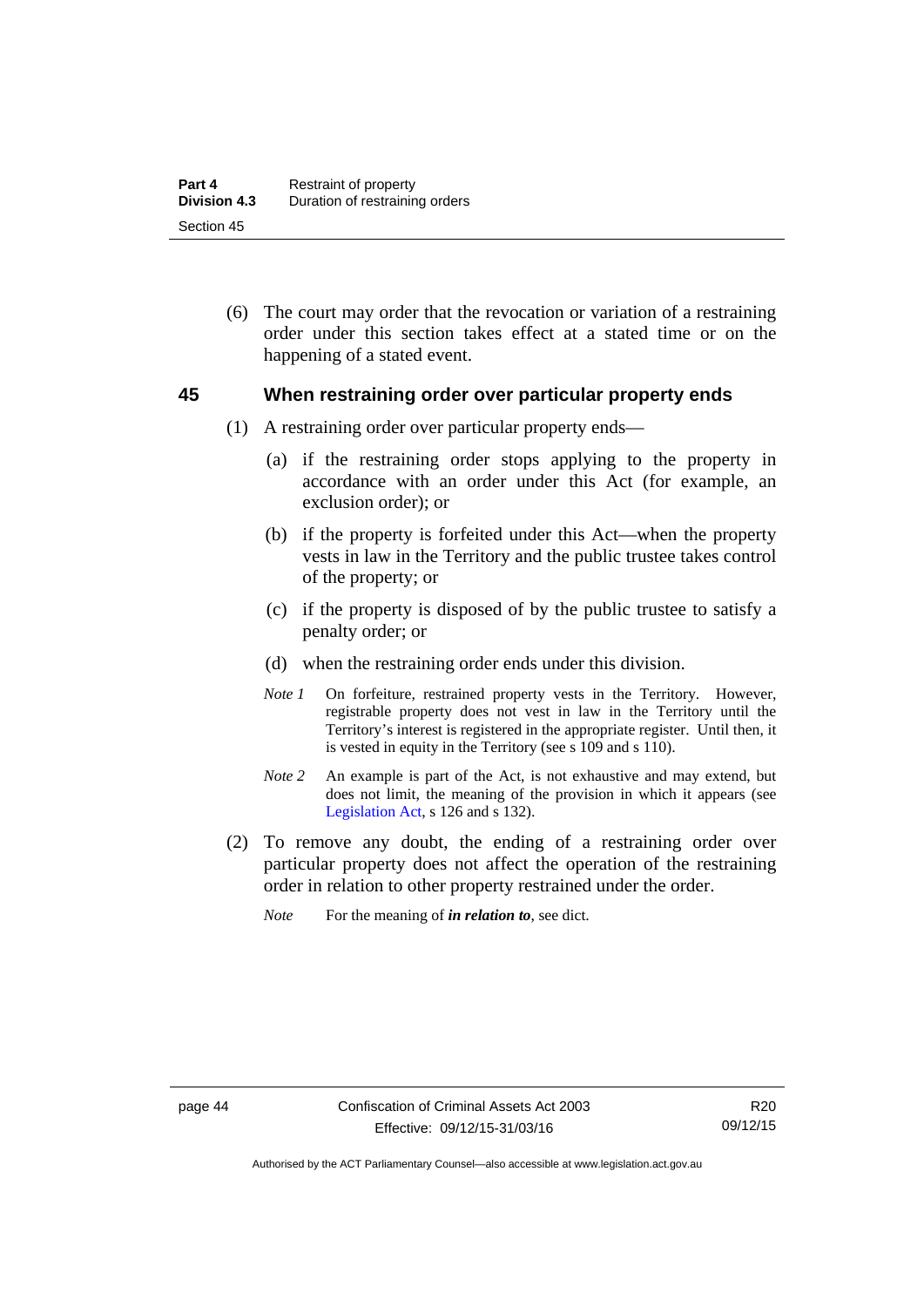(6) The court may order that the revocation or variation of a restraining order under this section takes effect at a stated time or on the happening of a stated event.

## 45 When restraining order over particular property ends

(1) A restraining order over particular property ends—

(a) if the restraining order stops applying to the property in accordance with an order under this Act (for example, an exclusion order); or

(b) if the property is forfeited under this Act—when the property vests in law in the Territory and the public trustee takes control of the property; or

(c) if the property is disposed of by the public trustee to satisfy a penalty order; or

(d) when the restraining order ends under this division.

*Note 1* On forfeiture, restrained property vests in the Territory. However, registrable property does not vest in law in the Territory until the Territory's interest is registered in the appropriate register. Until then, it is vested in equity in the Territory (see s 109 and s 110).

*Note 2* An example is part of the Act, is not exhaustive and may extend, but does not limit, the meaning of the provision in which it appears (see Legislation Act, s 126 and s 132).

(2) To remove any doubt, the ending of a restraining order over particular property does not affect the operation of the restraining order in relation to other property restrained under the order.

*Note* For the meaning of ***in relation to***, see dict.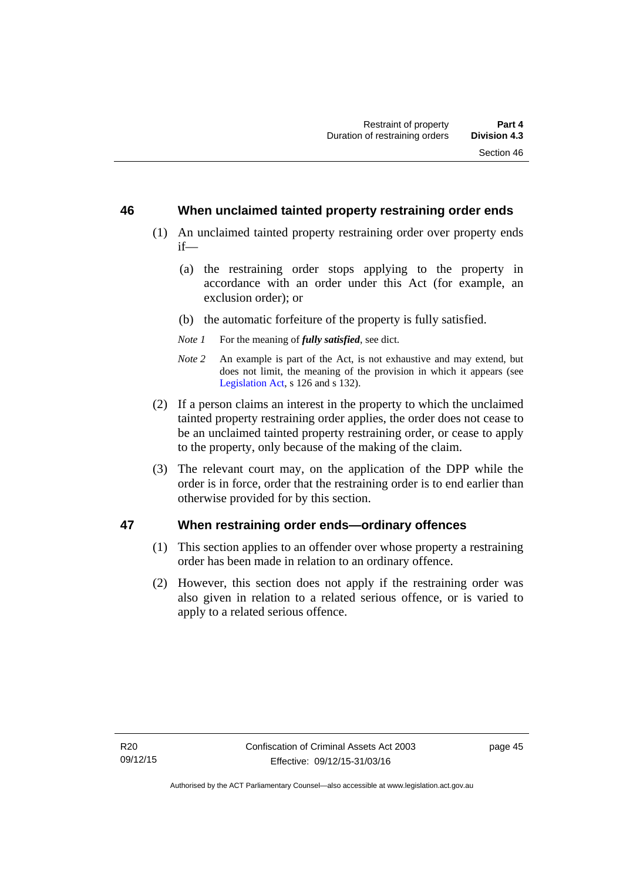## 46 When unclaimed tainted property restraining order ends

(1) An unclaimed tainted property restraining order over property ends if—

(a) the restraining order stops applying to the property in accordance with an order under this Act (for example, an exclusion order); or

(b) the automatic forfeiture of the property is fully satisfied.

*Note 1* For the meaning of ***fully satisfied***, see dict.

*Note 2* An example is part of the Act, is not exhaustive and may extend, but does not limit, the meaning of the provision in which it appears (see Legislation Act, s 126 and s 132).

(2) If a person claims an interest in the property to which the unclaimed tainted property restraining order applies, the order does not cease to be an unclaimed tainted property restraining order, or cease to apply to the property, only because of the making of the claim.

(3) The relevant court may, on the application of the DPP while the order is in force, order that the restraining order is to end earlier than otherwise provided for by this section.

## 47 When restraining order ends—ordinary offences

(1) This section applies to an offender over whose property a restraining order has been made in relation to an ordinary offence.

(2) However, this section does not apply if the restraining order was also given in relation to a related serious offence, or is varied to apply to a related serious offence.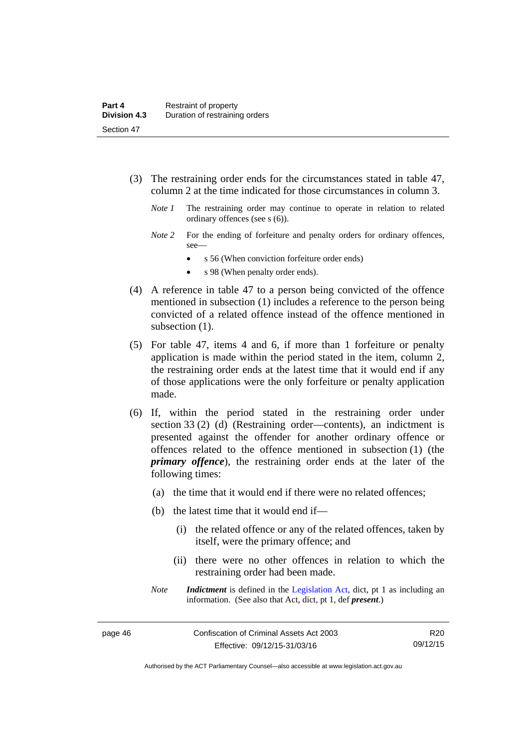(3) The restraining order ends for the circumstances stated in table 47, column 2 at the time indicated for those circumstances in column 3.

*Note 1* The restraining order may continue to operate in relation to related ordinary offences (see s (6)).

*Note 2* For the ending of forfeiture and penalty orders for ordinary offences, see—

- s 56 (When conviction forfeiture order ends)
- s 98 (When penalty order ends).

(4) A reference in table 47 to a person being convicted of the offence mentioned in subsection (1) includes a reference to the person being convicted of a related offence instead of the offence mentioned in subsection (1).

(5) For table 47, items 4 and 6, if more than 1 forfeiture or penalty application is made within the period stated in the item, column 2, the restraining order ends at the latest time that it would end if any of those applications were the only forfeiture or penalty application made.

(6) If, within the period stated in the restraining order under section 33 (2) (d) (Restraining order—contents), an indictment is presented against the offender for another ordinary offence or offences related to the offence mentioned in subsection (1) (the ***primary offence***), the restraining order ends at the later of the following times:

(a) the time that it would end if there were no related offences;

(b) the latest time that it would end if—

(i) the related offence or any of the related offences, taken by itself, were the primary offence; and

(ii) there were no other offences in relation to which the restraining order had been made.

*Note* ***Indictment*** is defined in the Legislation Act, dict, pt 1 as including an information. (See also that Act, dict, pt 1, def ***present***.)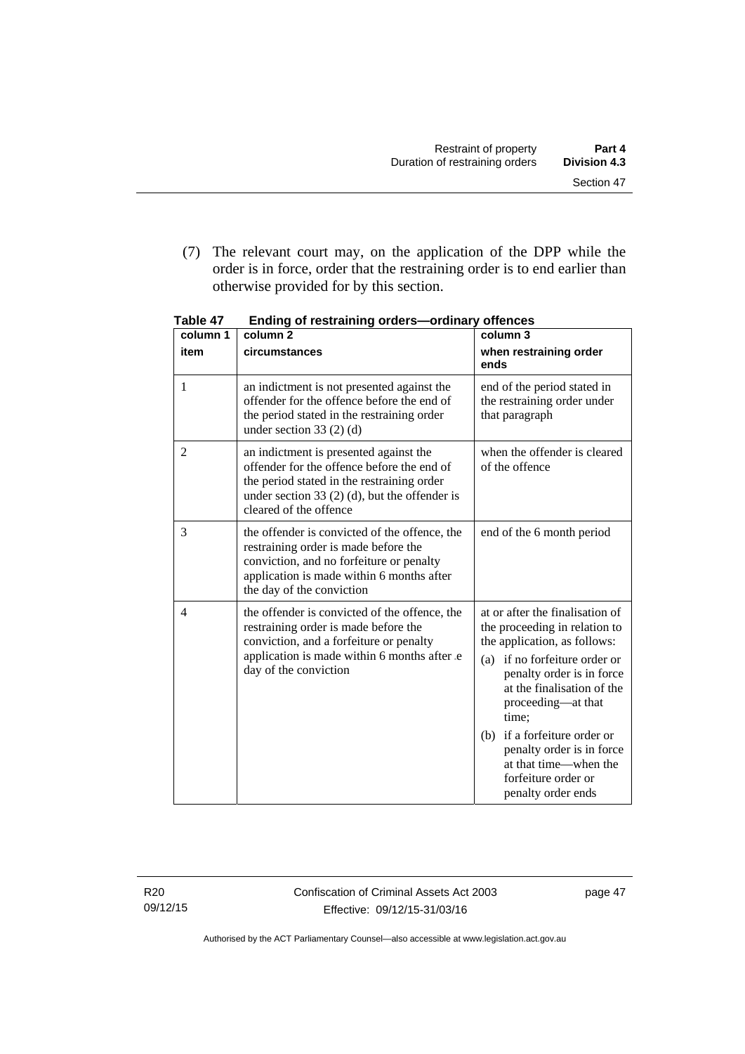(7) The relevant court may, on the application of the DPP while the order is in force, order that the restraining order is to end earlier than otherwise provided for by this section.

**Table 47 Ending of restraining orders—ordinary offences**

| column 1<br>item | column 2<br>circumstances | column 3<br>when restraining order ends |
|---|---|---|
| 1 | an indictment is not presented against the offender for the offence before the end of the period stated in the restraining order under section 33 (2) (d) | end of the period stated in the restraining order under that paragraph |
| 2 | an indictment is presented against the offender for the offence before the end of the period stated in the restraining order under section 33 (2) (d), but the offender is cleared of the offence | when the offender is cleared of the offence |
| 3 | the offender is convicted of the offence, the restraining order is made before the conviction, and no forfeiture or penalty application is made within 6 months after the day of the conviction | end of the 6 month period |
| 4 | the offender is convicted of the offence, the restraining order is made before the conviction, and a forfeiture or penalty application is made within 6 months after .e day of the conviction | at or after the finalisation of the proceeding in relation to the application, as follows:<br>(a) if no forfeiture order or penalty order is in force at the finalisation of the proceeding—at that time;<br>(b) if a forfeiture order or penalty order is in force at that time—when the forfeiture order or penalty order ends |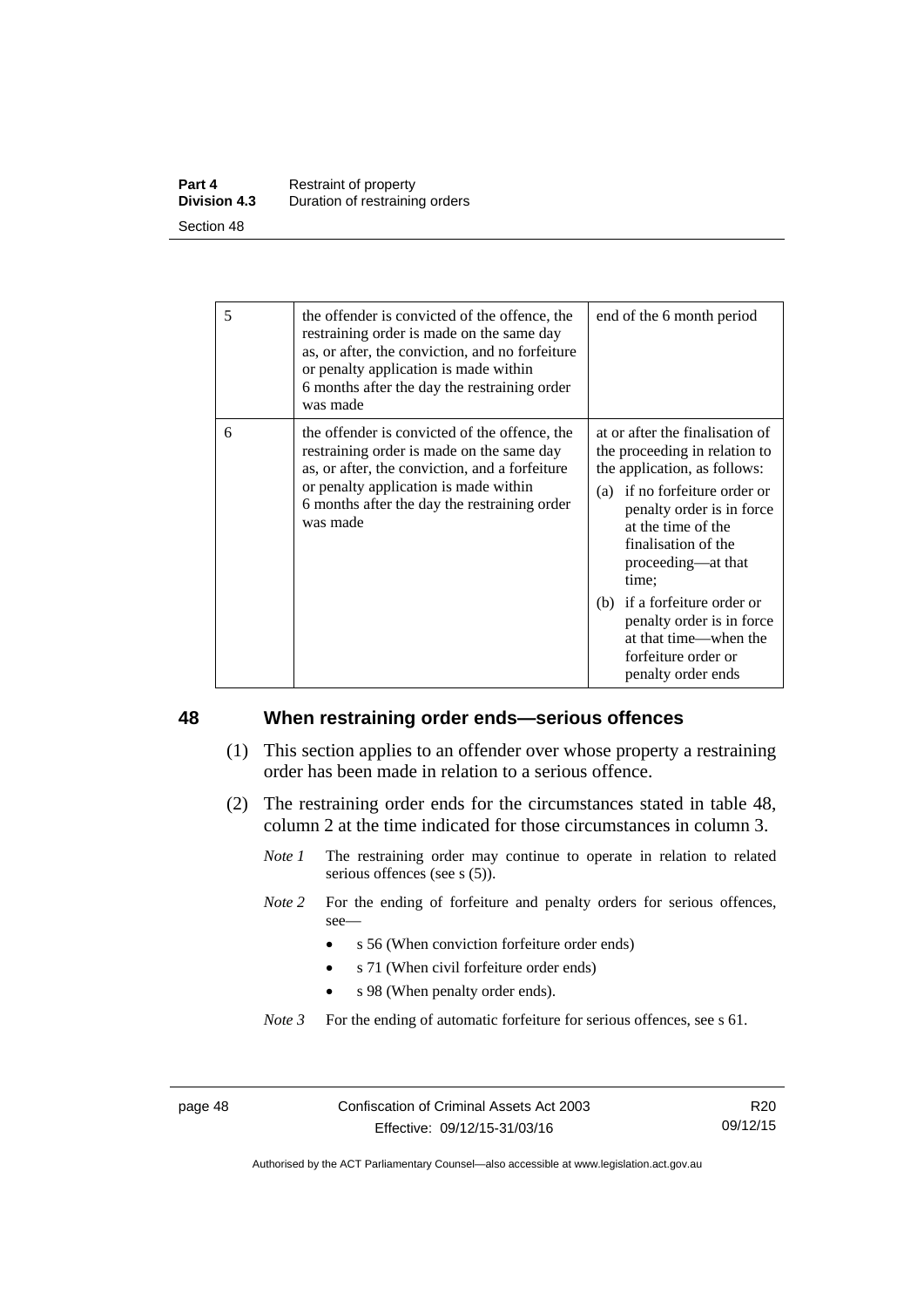| | | |
|---|---|---|
| 5 | the offender is convicted of the offence, the restraining order is made on the same day as, or after, the conviction, and no forfeiture or penalty application is made within 6 months after the day the restraining order was made | end of the 6 month period |
| 6 | the offender is convicted of the offence, the restraining order is made on the same day as, or after, the conviction, and a forfeiture or penalty application is made within 6 months after the day the restraining order was made | at or after the finalisation of the proceeding in relation to the application, as follows: (a) if no forfeiture order or penalty order is in force at the time of the finalisation of the proceeding—at that time; (b) if a forfeiture order or penalty order is in force at that time—when the forfeiture order or penalty order ends |

## 48 When restraining order ends—serious offences

(1) This section applies to an offender over whose property a restraining order has been made in relation to a serious offence.

(2) The restraining order ends for the circumstances stated in table 48, column 2 at the time indicated for those circumstances in column 3.

*Note 1* The restraining order may continue to operate in relation to related serious offences (see s (5)).

*Note 2* For the ending of forfeiture and penalty orders for serious offences, see—

- s 56 (When conviction forfeiture order ends)
- s 71 (When civil forfeiture order ends)
- s 98 (When penalty order ends).

*Note 3* For the ending of automatic forfeiture for serious offences, see s 61.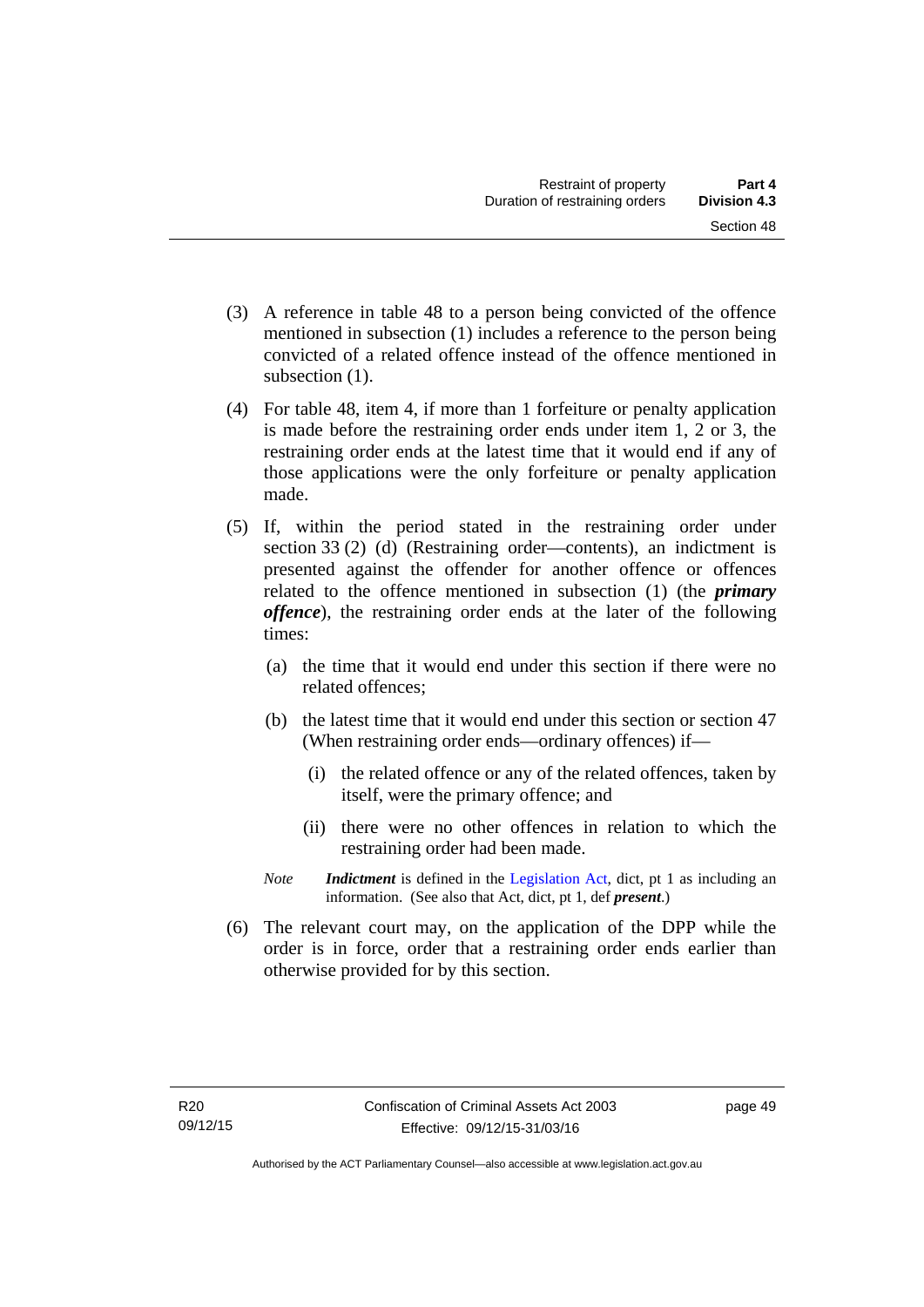(3) A reference in table 48 to a person being convicted of the offence mentioned in subsection (1) includes a reference to the person being convicted of a related offence instead of the offence mentioned in subsection (1).

(4) For table 48, item 4, if more than 1 forfeiture or penalty application is made before the restraining order ends under item 1, 2 or 3, the restraining order ends at the latest time that it would end if any of those applications were the only forfeiture or penalty application made.

(5) If, within the period stated in the restraining order under section 33 (2) (d) (Restraining order—contents), an indictment is presented against the offender for another offence or offences related to the offence mentioned in subsection (1) (the ***primary offence***), the restraining order ends at the later of the following times:

  (a) the time that it would end under this section if there were no related offences;

  (b) the latest time that it would end under this section or section 47 (When restraining order ends—ordinary offences) if—

    (i) the related offence or any of the related offences, taken by itself, were the primary offence; and

    (ii) there were no other offences in relation to which the restraining order had been made.

*Note* ***Indictment*** is defined in the Legislation Act, dict, pt 1 as including an information. (See also that Act, dict, pt 1, def ***present***.)

(6) The relevant court may, on the application of the DPP while the order is in force, order that a restraining order ends earlier than otherwise provided for by this section.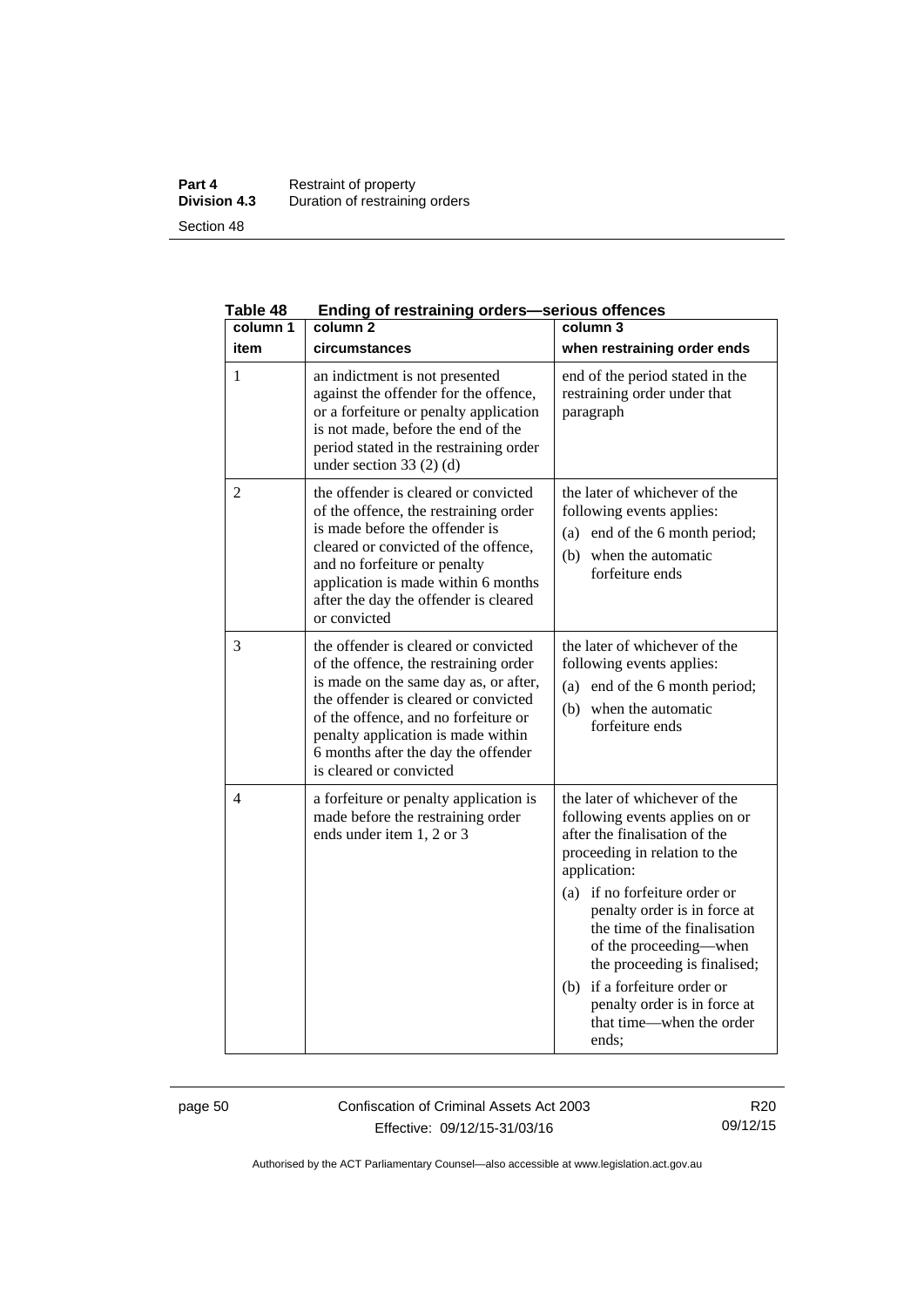Table 48 Ending of restraining orders—serious offences

| column 1<br>item | column 2<br>circumstances | column 3<br>when restraining order ends |
|---|---|---|
| 1 | an indictment is not presented against the offender for the offence, or a forfeiture or penalty application is not made, before the end of the period stated in the restraining order under section 33 (2) (d) | end of the period stated in the restraining order under that paragraph |
| 2 | the offender is cleared or convicted of the offence, the restraining order is made before the offender is cleared or convicted of the offence, and no forfeiture or penalty application is made within 6 months after the day the offender is cleared or convicted | the later of whichever of the following events applies:<br>(a) end of the 6 month period;<br>(b) when the automatic forfeiture ends |
| 3 | the offender is cleared or convicted of the offence, the restraining order is made on the same day as, or after, the offender is cleared or convicted of the offence, and no forfeiture or penalty application is made within 6 months after the day the offender is cleared or convicted | the later of whichever of the following events applies:<br>(a) end of the 6 month period;<br>(b) when the automatic forfeiture ends |
| 4 | a forfeiture or penalty application is made before the restraining order ends under item 1, 2 or 3 | the later of whichever of the following events applies on or after the finalisation of the proceeding in relation to the application:<br>(a) if no forfeiture order or penalty order is in force at the time of the finalisation of the proceeding—when the proceeding is finalised;<br>(b) if a forfeiture order or penalty order is in force at that time—when the order ends; |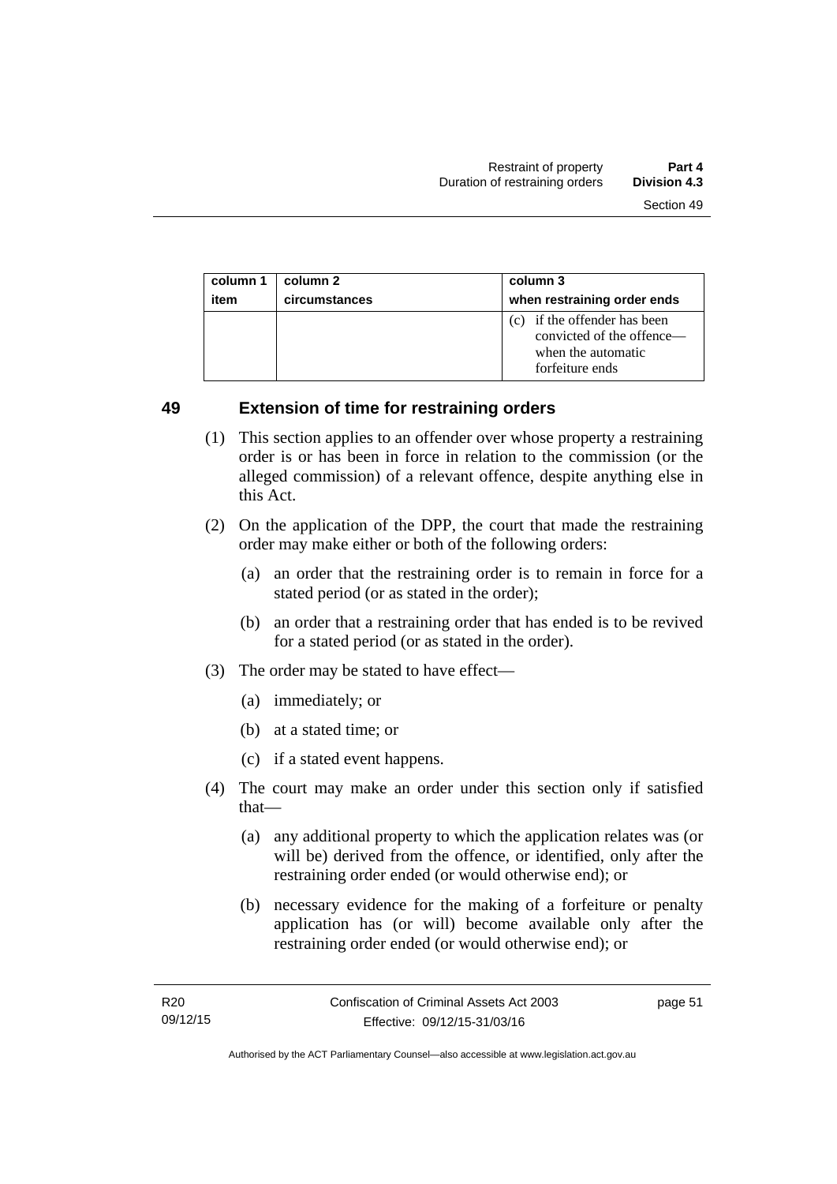| column 1 item | column 2 circumstances | column 3 when restraining order ends |
|---|---|---|
| | | (c) if the offender has been convicted of the offence—when the automatic forfeiture ends |

## 49 Extension of time for restraining orders

(1) This section applies to an offender over whose property a restraining order is or has been in force in relation to the commission (or the alleged commission) of a relevant offence, despite anything else in this Act.

(2) On the application of the DPP, the court that made the restraining order may make either or both of the following orders:

- (a) an order that the restraining order is to remain in force for a stated period (or as stated in the order);
- (b) an order that a restraining order that has ended is to be revived for a stated period (or as stated in the order).

(3) The order may be stated to have effect—

- (a) immediately; or
- (b) at a stated time; or
- (c) if a stated event happens.

(4) The court may make an order under this section only if satisfied that—

- (a) any additional property to which the application relates was (or will be) derived from the offence, or identified, only after the restraining order ended (or would otherwise end); or
- (b) necessary evidence for the making of a forfeiture or penalty application has (or will) become available only after the restraining order ended (or would otherwise end); or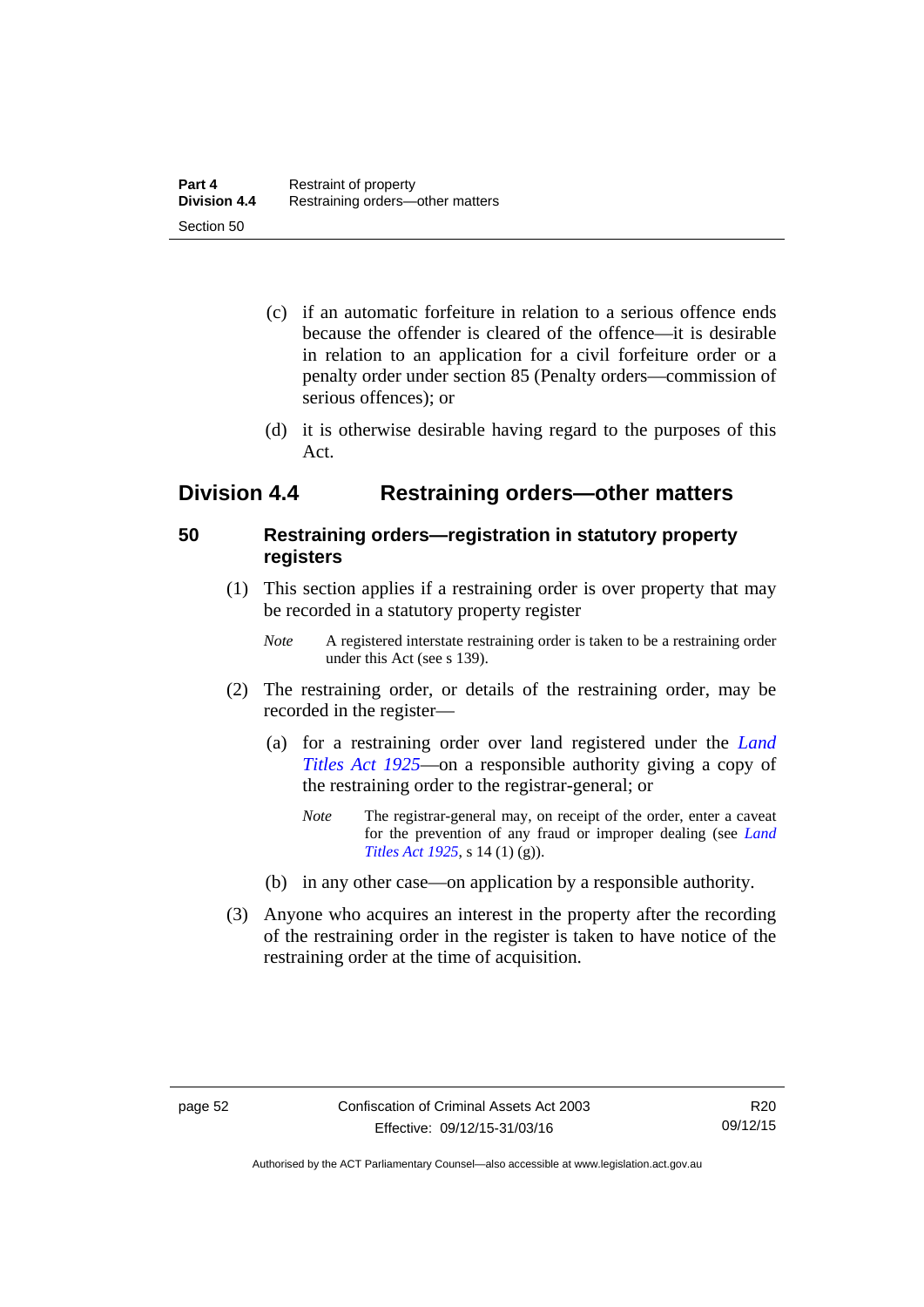(c) if an automatic forfeiture in relation to a serious offence ends because the offender is cleared of the offence—it is desirable in relation to an application for a civil forfeiture order or a penalty order under section 85 (Penalty orders—commission of serious offences); or

(d) it is otherwise desirable having regard to the purposes of this Act.

## Division 4.4 Restraining orders—other matters

### 50 Restraining orders—registration in statutory property registers

(1) This section applies if a restraining order is over property that may be recorded in a statutory property register

*Note* A registered interstate restraining order is taken to be a restraining order under this Act (see s 139).

(2) The restraining order, or details of the restraining order, may be recorded in the register—

(a) for a restraining order over land registered under the *Land Titles Act 1925*—on a responsible authority giving a copy of the restraining order to the registrar-general; or

*Note* The registrar-general may, on receipt of the order, enter a caveat for the prevention of any fraud or improper dealing (see *Land Titles Act 1925*, s 14 (1) (g)).

(b) in any other case—on application by a responsible authority.

(3) Anyone who acquires an interest in the property after the recording of the restraining order in the register is taken to have notice of the restraining order at the time of acquisition.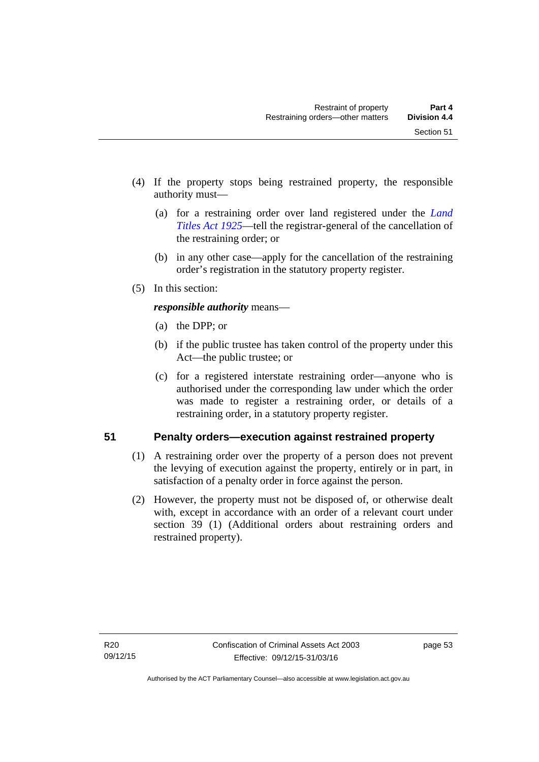(4) If the property stops being restrained property, the responsible authority must—

(a) for a restraining order over land registered under the *Land Titles Act 1925*—tell the registrar-general of the cancellation of the restraining order; or

(b) in any other case—apply for the cancellation of the restraining order's registration in the statutory property register.

(5) In this section:

***responsible authority*** means—

(a) the DPP; or

(b) if the public trustee has taken control of the property under this Act—the public trustee; or

(c) for a registered interstate restraining order—anyone who is authorised under the corresponding law under which the order was made to register a restraining order, or details of a restraining order, in a statutory property register.

## 51 Penalty orders—execution against restrained property

(1) A restraining order over the property of a person does not prevent the levying of execution against the property, entirely or in part, in satisfaction of a penalty order in force against the person.

(2) However, the property must not be disposed of, or otherwise dealt with, except in accordance with an order of a relevant court under section 39 (1) (Additional orders about restraining orders and restrained property).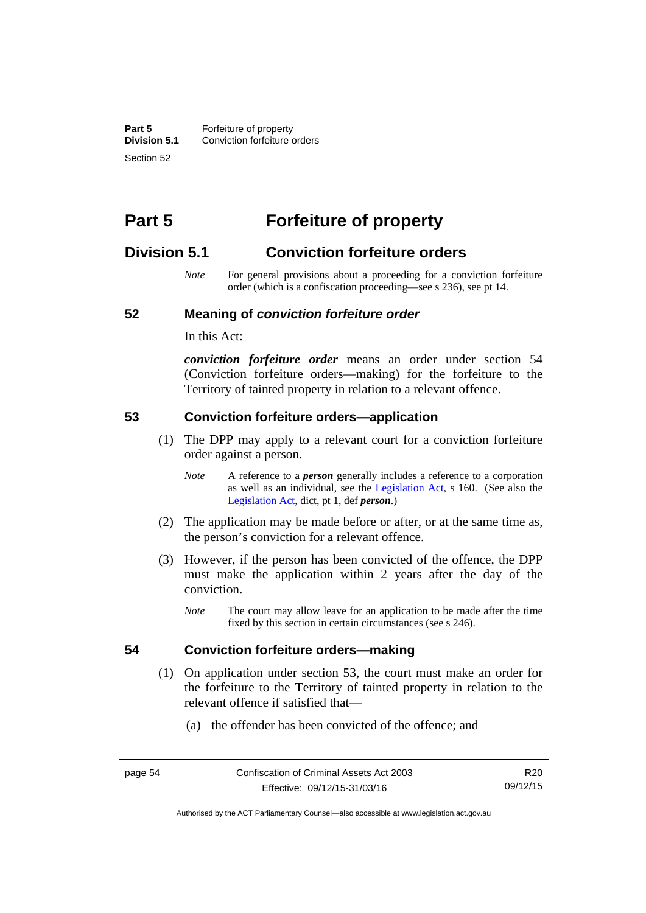# Part 5 Forfeiture of property

## Division 5.1 Conviction forfeiture orders

*Note* For general provisions about a proceeding for a conviction forfeiture order (which is a confiscation proceeding—see s 236), see pt 14.

### 52 Meaning of *conviction forfeiture order*

In this Act:

***conviction forfeiture order*** means an order under section 54 (Conviction forfeiture orders—making) for the forfeiture to the Territory of tainted property in relation to a relevant offence.

### 53 Conviction forfeiture orders—application

(1) The DPP may apply to a relevant court for a conviction forfeiture order against a person.

*Note* A reference to a ***person*** generally includes a reference to a corporation as well as an individual, see the Legislation Act, s 160. (See also the Legislation Act, dict, pt 1, def ***person***.)

(2) The application may be made before or after, or at the same time as, the person's conviction for a relevant offence.

(3) However, if the person has been convicted of the offence, the DPP must make the application within 2 years after the day of the conviction.

*Note* The court may allow leave for an application to be made after the time fixed by this section in certain circumstances (see s 246).

### 54 Conviction forfeiture orders—making

(1) On application under section 53, the court must make an order for the forfeiture to the Territory of tainted property in relation to the relevant offence if satisfied that—

(a) the offender has been convicted of the offence; and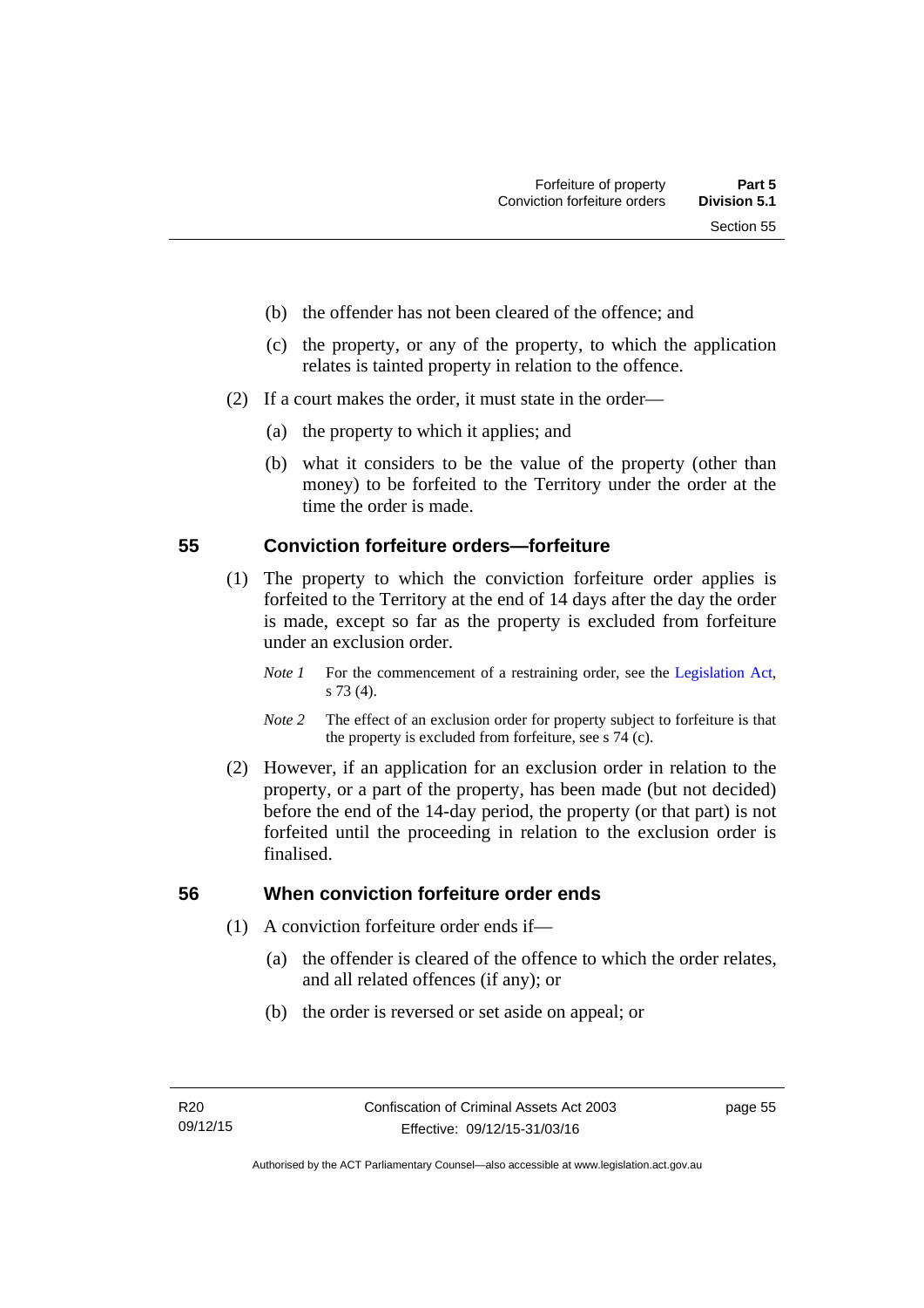(b) the offender has not been cleared of the offence; and

(c) the property, or any of the property, to which the application relates is tainted property in relation to the offence.

(2) If a court makes the order, it must state in the order—

(a) the property to which it applies; and

(b) what it considers to be the value of the property (other than money) to be forfeited to the Territory under the order at the time the order is made.

## 55 Conviction forfeiture orders—forfeiture

(1) The property to which the conviction forfeiture order applies is forfeited to the Territory at the end of 14 days after the day the order is made, except so far as the property is excluded from forfeiture under an exclusion order.

*Note 1* For the commencement of a restraining order, see the Legislation Act, s 73 (4).

*Note 2* The effect of an exclusion order for property subject to forfeiture is that the property is excluded from forfeiture, see s 74 (c).

(2) However, if an application for an exclusion order in relation to the property, or a part of the property, has been made (but not decided) before the end of the 14-day period, the property (or that part) is not forfeited until the proceeding in relation to the exclusion order is finalised.

## 56 When conviction forfeiture order ends

(1) A conviction forfeiture order ends if—

(a) the offender is cleared of the offence to which the order relates, and all related offences (if any); or

(b) the order is reversed or set aside on appeal; or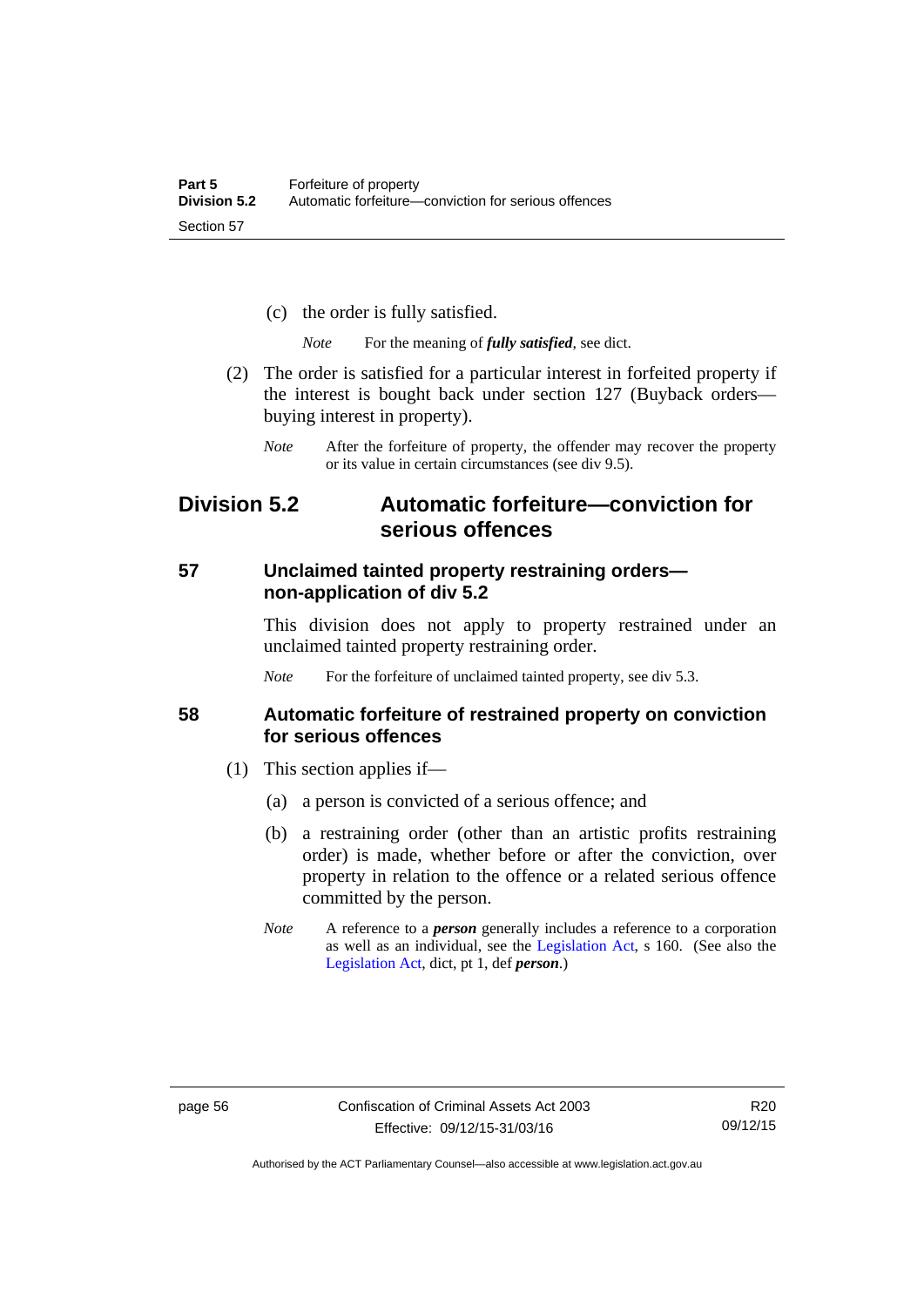(c) the order is fully satisfied.

*Note* For the meaning of ***fully satisfied***, see dict.

(2) The order is satisfied for a particular interest in forfeited property if the interest is bought back under section 127 (Buyback orders—buying interest in property).

*Note* After the forfeiture of property, the offender may recover the property or its value in certain circumstances (see div 9.5).

## Division 5.2 Automatic forfeiture—conviction for serious offences

### 57 Unclaimed tainted property restraining orders—non-application of div 5.2

This division does not apply to property restrained under an unclaimed tainted property restraining order.

*Note* For the forfeiture of unclaimed tainted property, see div 5.3.

### 58 Automatic forfeiture of restrained property on conviction for serious offences

(1) This section applies if—

(a) a person is convicted of a serious offence; and

(b) a restraining order (other than an artistic profits restraining order) is made, whether before or after the conviction, over property in relation to the offence or a related serious offence committed by the person.

*Note* A reference to a ***person*** generally includes a reference to a corporation as well as an individual, see the Legislation Act, s 160. (See also the Legislation Act, dict, pt 1, def ***person***.)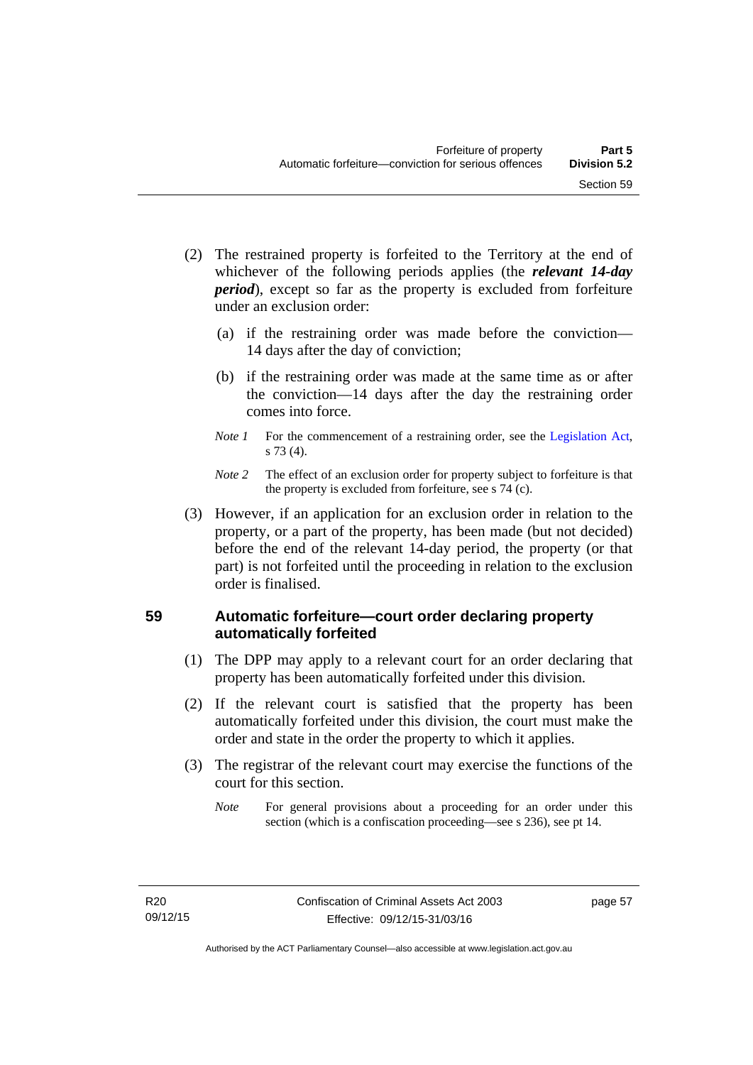(2) The restrained property is forfeited to the Territory at the end of whichever of the following periods applies (the ***relevant 14-day period***), except so far as the property is excluded from forfeiture under an exclusion order:

(a) if the restraining order was made before the conviction—14 days after the day of conviction;

(b) if the restraining order was made at the same time as or after the conviction—14 days after the day the restraining order comes into force.

*Note 1* For the commencement of a restraining order, see the Legislation Act, s 73 (4).

*Note 2* The effect of an exclusion order for property subject to forfeiture is that the property is excluded from forfeiture, see s 74 (c).

(3) However, if an application for an exclusion order in relation to the property, or a part of the property, has been made (but not decided) before the end of the relevant 14-day period, the property (or that part) is not forfeited until the proceeding in relation to the exclusion order is finalised.

## 59 Automatic forfeiture—court order declaring property automatically forfeited

(1) The DPP may apply to a relevant court for an order declaring that property has been automatically forfeited under this division.

(2) If the relevant court is satisfied that the property has been automatically forfeited under this division, the court must make the order and state in the order the property to which it applies.

(3) The registrar of the relevant court may exercise the functions of the court for this section.

*Note* For general provisions about a proceeding for an order under this section (which is a confiscation proceeding—see s 236), see pt 14.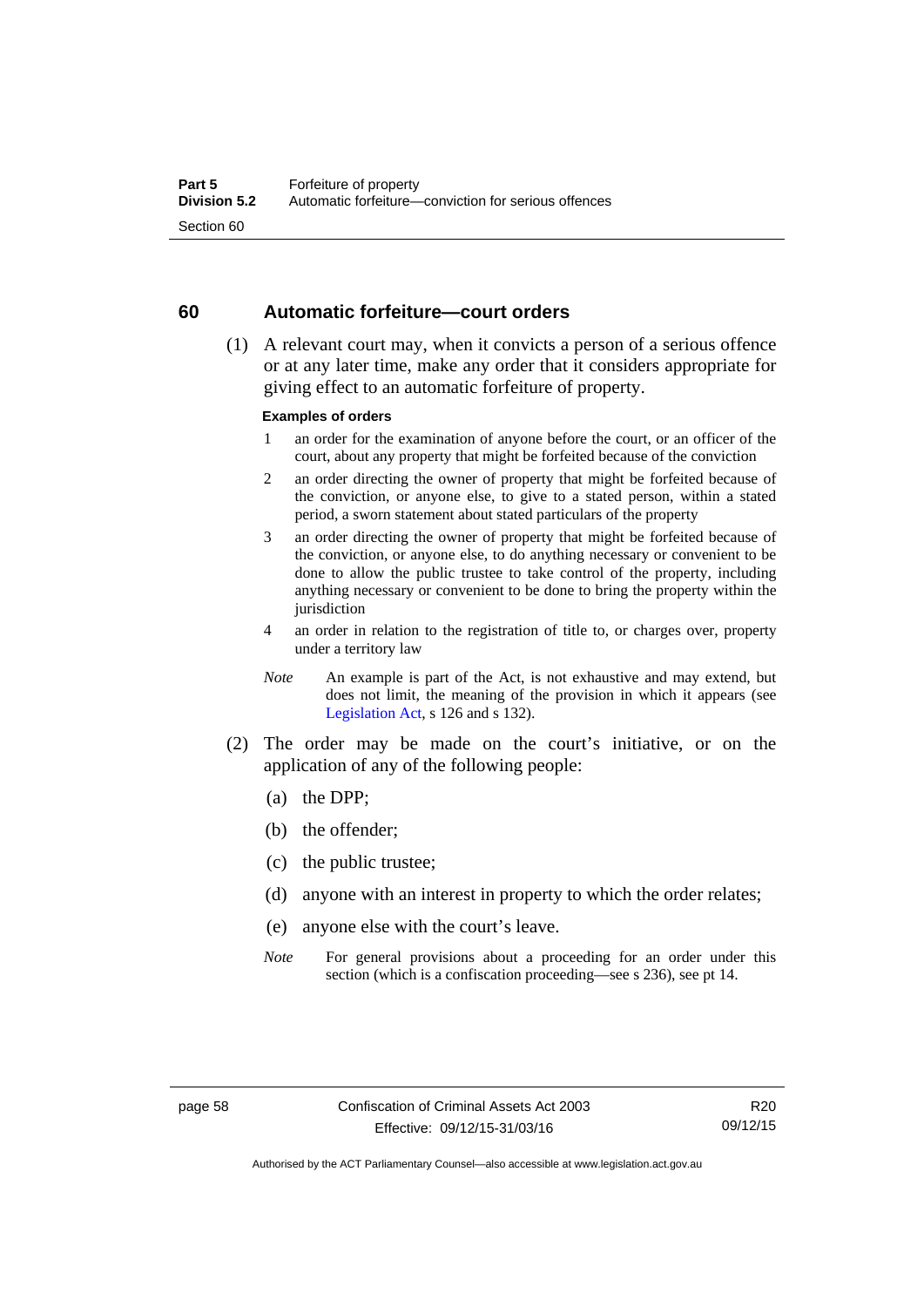## 60 Automatic forfeiture—court orders

(1) A relevant court may, when it convicts a person of a serious offence or at any later time, make any order that it considers appropriate for giving effect to an automatic forfeiture of property.

**Examples of orders**

1. an order for the examination of anyone before the court, or an officer of the court, about any property that might be forfeited because of the conviction
2. an order directing the owner of property that might be forfeited because of the conviction, or anyone else, to give to a stated person, within a stated period, a sworn statement about stated particulars of the property
3. an order directing the owner of property that might be forfeited because of the conviction, or anyone else, to do anything necessary or convenient to be done to allow the public trustee to take control of the property, including anything necessary or convenient to be done to bring the property within the jurisdiction
4. an order in relation to the registration of title to, or charges over, property under a territory law

*Note* An example is part of the Act, is not exhaustive and may extend, but does not limit, the meaning of the provision in which it appears (see Legislation Act, s 126 and s 132).

(2) The order may be made on the court's initiative, or on the application of any of the following people:

(a) the DPP;

(b) the offender;

(c) the public trustee;

(d) anyone with an interest in property to which the order relates;

(e) anyone else with the court's leave.

*Note* For general provisions about a proceeding for an order under this section (which is a confiscation proceeding—see s 236), see pt 14.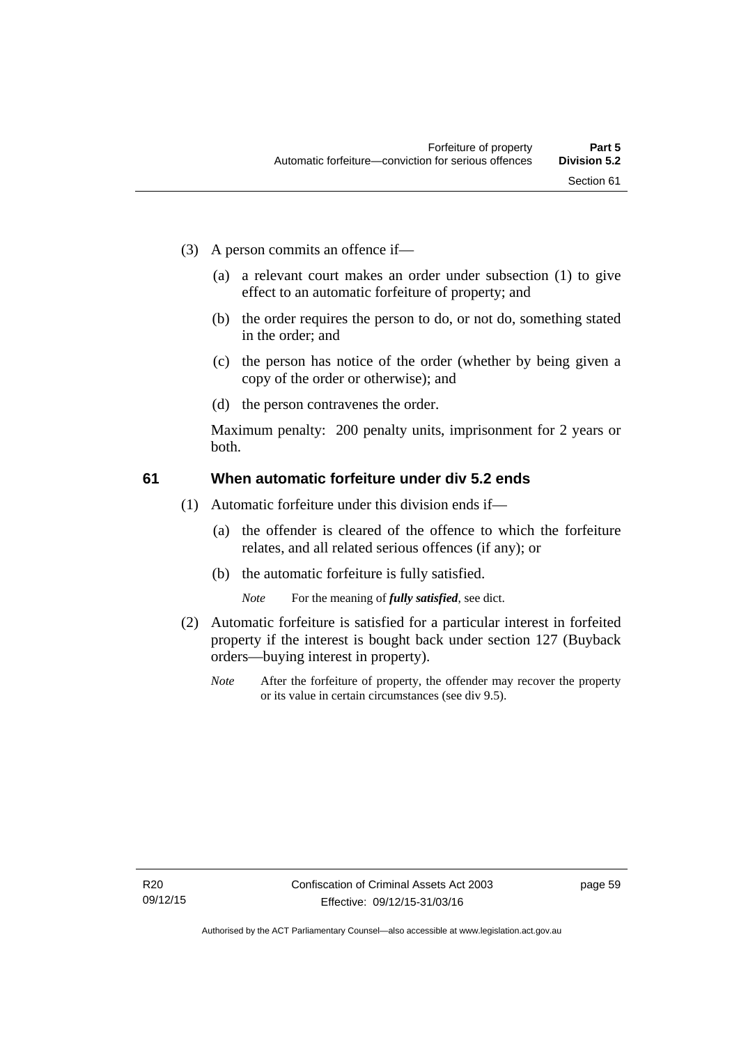(3) A person commits an offence if—

(a) a relevant court makes an order under subsection (1) to give effect to an automatic forfeiture of property; and

(b) the order requires the person to do, or not do, something stated in the order; and

(c) the person has notice of the order (whether by being given a copy of the order or otherwise); and

(d) the person contravenes the order.

Maximum penalty: 200 penalty units, imprisonment for 2 years or both.

## 61 When automatic forfeiture under div 5.2 ends

(1) Automatic forfeiture under this division ends if—

(a) the offender is cleared of the offence to which the forfeiture relates, and all related serious offences (if any); or

(b) the automatic forfeiture is fully satisfied.

*Note* For the meaning of ***fully satisfied***, see dict.

(2) Automatic forfeiture is satisfied for a particular interest in forfeited property if the interest is bought back under section 127 (Buyback orders—buying interest in property).

*Note* After the forfeiture of property, the offender may recover the property or its value in certain circumstances (see div 9.5).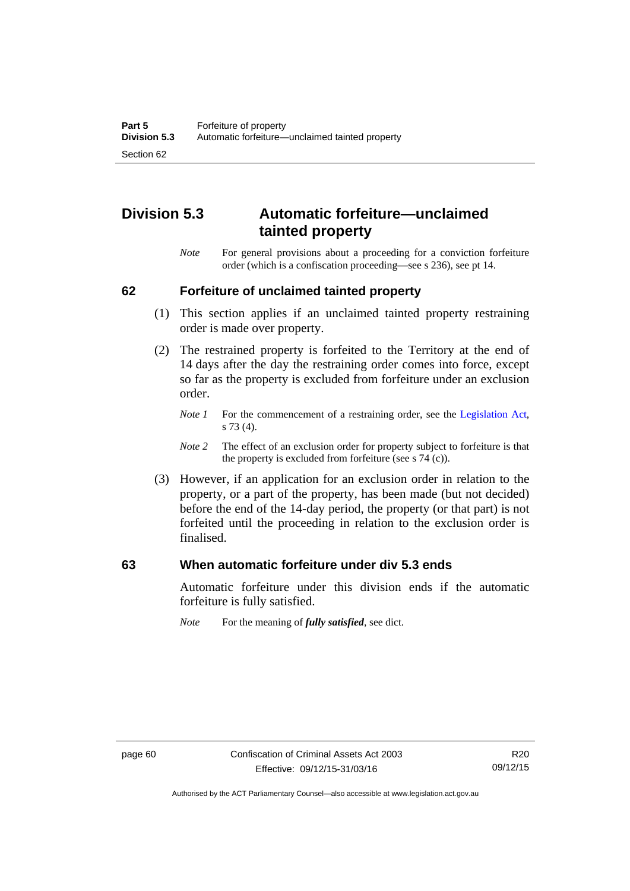## Division 5.3 Automatic forfeiture—unclaimed tainted property

*Note* For general provisions about a proceeding for a conviction forfeiture order (which is a confiscation proceeding—see s 236), see pt 14.

### 62 Forfeiture of unclaimed tainted property

(1) This section applies if an unclaimed tainted property restraining order is made over property.

(2) The restrained property is forfeited to the Territory at the end of 14 days after the day the restraining order comes into force, except so far as the property is excluded from forfeiture under an exclusion order.

*Note 1* For the commencement of a restraining order, see the Legislation Act, s 73 (4).

*Note 2* The effect of an exclusion order for property subject to forfeiture is that the property is excluded from forfeiture (see s 74 (c)).

(3) However, if an application for an exclusion order in relation to the property, or a part of the property, has been made (but not decided) before the end of the 14-day period, the property (or that part) is not forfeited until the proceeding in relation to the exclusion order is finalised.

### 63 When automatic forfeiture under div 5.3 ends

Automatic forfeiture under this division ends if the automatic forfeiture is fully satisfied.

*Note* For the meaning of ***fully satisfied***, see dict.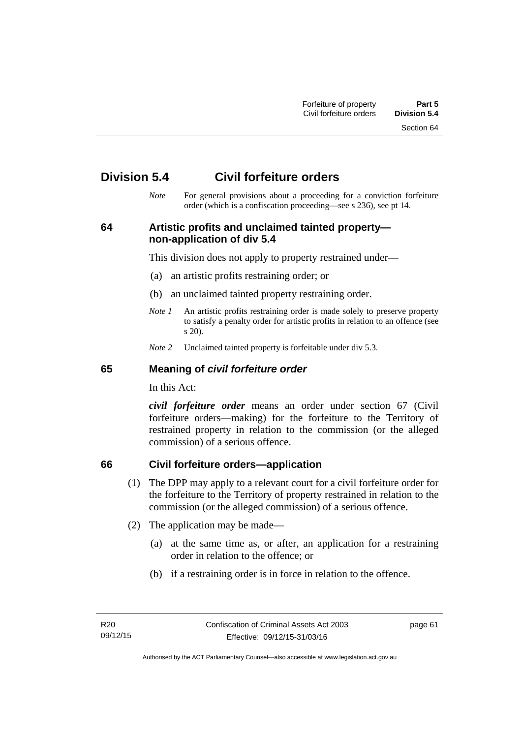## Division 5.4 Civil forfeiture orders

*Note* For general provisions about a proceeding for a conviction forfeiture order (which is a confiscation proceeding—see s 236), see pt 14.

### 64 Artistic profits and unclaimed tainted property—non-application of div 5.4

This division does not apply to property restrained under—

(a) an artistic profits restraining order; or

(b) an unclaimed tainted property restraining order.

*Note 1* An artistic profits restraining order is made solely to preserve property to satisfy a penalty order for artistic profits in relation to an offence (see s 20).

*Note 2* Unclaimed tainted property is forfeitable under div 5.3.

### 65 Meaning of *civil forfeiture order*

In this Act:

***civil forfeiture order*** means an order under section 67 (Civil forfeiture orders—making) for the forfeiture to the Territory of restrained property in relation to the commission (or the alleged commission) of a serious offence.

### 66 Civil forfeiture orders—application

(1) The DPP may apply to a relevant court for a civil forfeiture order for the forfeiture to the Territory of property restrained in relation to the commission (or the alleged commission) of a serious offence.

(2) The application may be made—

(a) at the same time as, or after, an application for a restraining order in relation to the offence; or

(b) if a restraining order is in force in relation to the offence.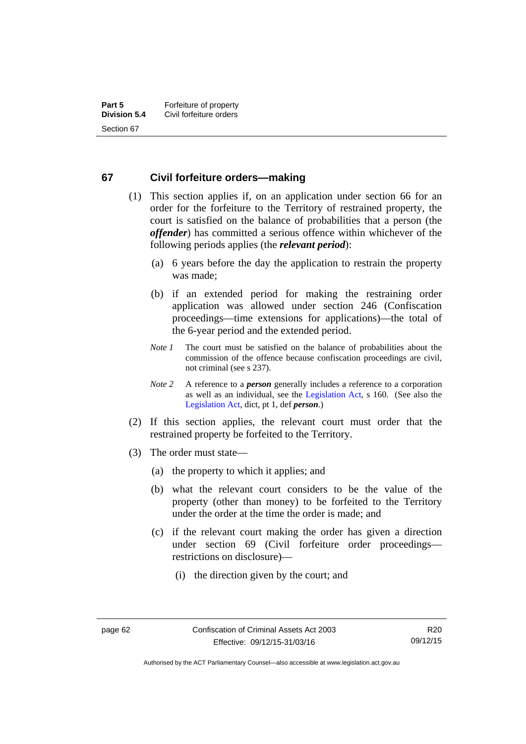## 67 Civil forfeiture orders—making

(1) This section applies if, on an application under section 66 for an order for the forfeiture to the Territory of restrained property, the court is satisfied on the balance of probabilities that a person (the ***offender***) has committed a serious offence within whichever of the following periods applies (the ***relevant period***):

(a) 6 years before the day the application to restrain the property was made;

(b) if an extended period for making the restraining order application was allowed under section 246 (Confiscation proceedings—time extensions for applications)—the total of the 6-year period and the extended period.

*Note 1* The court must be satisfied on the balance of probabilities about the commission of the offence because confiscation proceedings are civil, not criminal (see s 237).

*Note 2* A reference to a ***person*** generally includes a reference to a corporation as well as an individual, see the Legislation Act, s 160. (See also the Legislation Act, dict, pt 1, def ***person***.)

(2) If this section applies, the relevant court must order that the restrained property be forfeited to the Territory.

(3) The order must state—

(a) the property to which it applies; and

(b) what the relevant court considers to be the value of the property (other than money) to be forfeited to the Territory under the order at the time the order is made; and

(c) if the relevant court making the order has given a direction under section 69 (Civil forfeiture order proceedings—restrictions on disclosure)—

(i) the direction given by the court; and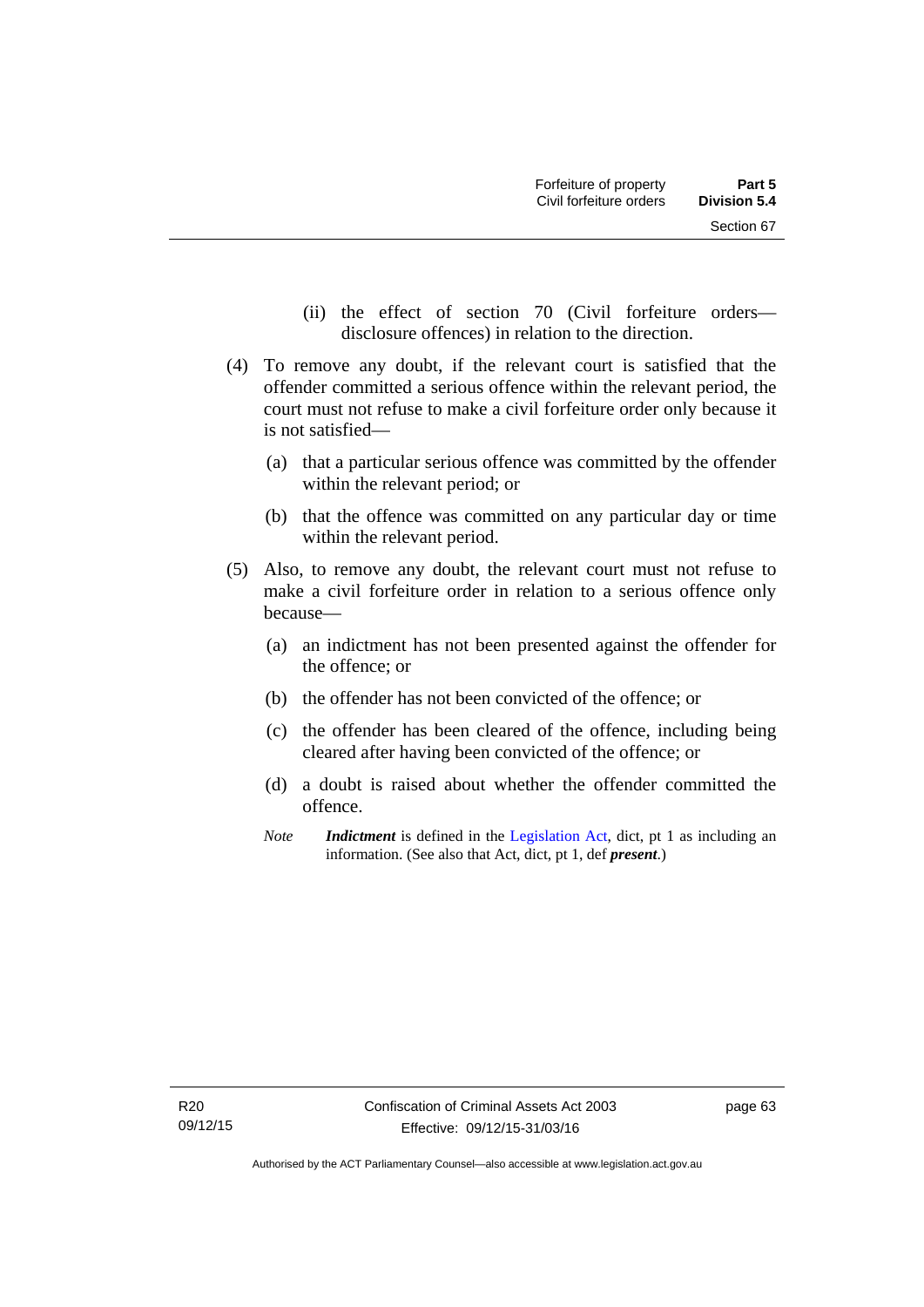(ii) the effect of section 70 (Civil forfeiture orders—disclosure offences) in relation to the direction.

(4) To remove any doubt, if the relevant court is satisfied that the offender committed a serious offence within the relevant period, the court must not refuse to make a civil forfeiture order only because it is not satisfied—

(a) that a particular serious offence was committed by the offender within the relevant period; or

(b) that the offence was committed on any particular day or time within the relevant period.

(5) Also, to remove any doubt, the relevant court must not refuse to make a civil forfeiture order in relation to a serious offence only because—

(a) an indictment has not been presented against the offender for the offence; or

(b) the offender has not been convicted of the offence; or

(c) the offender has been cleared of the offence, including being cleared after having been convicted of the offence; or

(d) a doubt is raised about whether the offender committed the offence.

*Note* ***Indictment*** is defined in the Legislation Act, dict, pt 1 as including an information. (See also that Act, dict, pt 1, def ***present***.)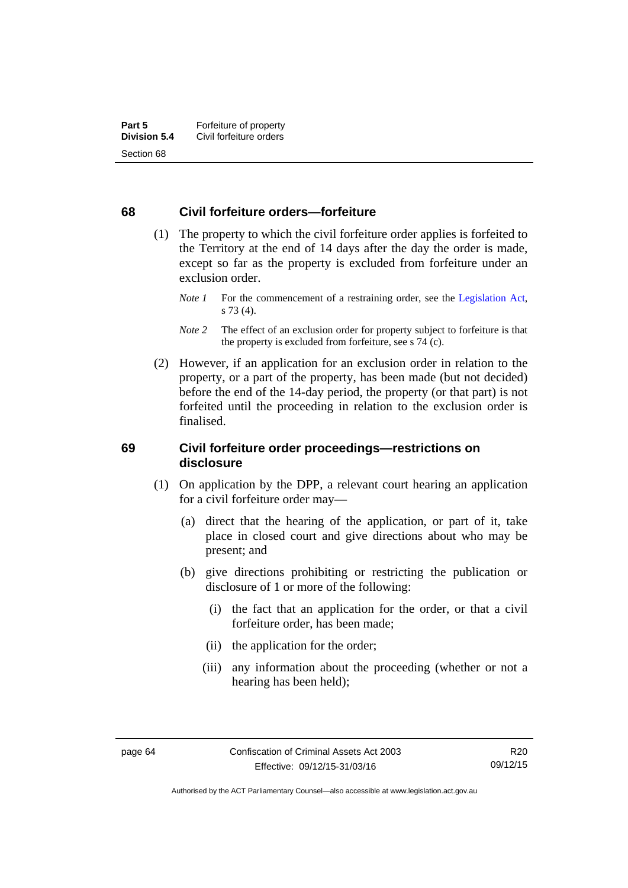## 68 Civil forfeiture orders—forfeiture

(1) The property to which the civil forfeiture order applies is forfeited to the Territory at the end of 14 days after the day the order is made, except so far as the property is excluded from forfeiture under an exclusion order.

*Note 1* For the commencement of a restraining order, see the Legislation Act, s 73 (4).

*Note 2* The effect of an exclusion order for property subject to forfeiture is that the property is excluded from forfeiture, see s 74 (c).

(2) However, if an application for an exclusion order in relation to the property, or a part of the property, has been made (but not decided) before the end of the 14-day period, the property (or that part) is not forfeited until the proceeding in relation to the exclusion order is finalised.

## 69 Civil forfeiture order proceedings—restrictions on disclosure

(1) On application by the DPP, a relevant court hearing an application for a civil forfeiture order may—

(a) direct that the hearing of the application, or part of it, take place in closed court and give directions about who may be present; and

(b) give directions prohibiting or restricting the publication or disclosure of 1 or more of the following:

(i) the fact that an application for the order, or that a civil forfeiture order, has been made;

(ii) the application for the order;

(iii) any information about the proceeding (whether or not a hearing has been held);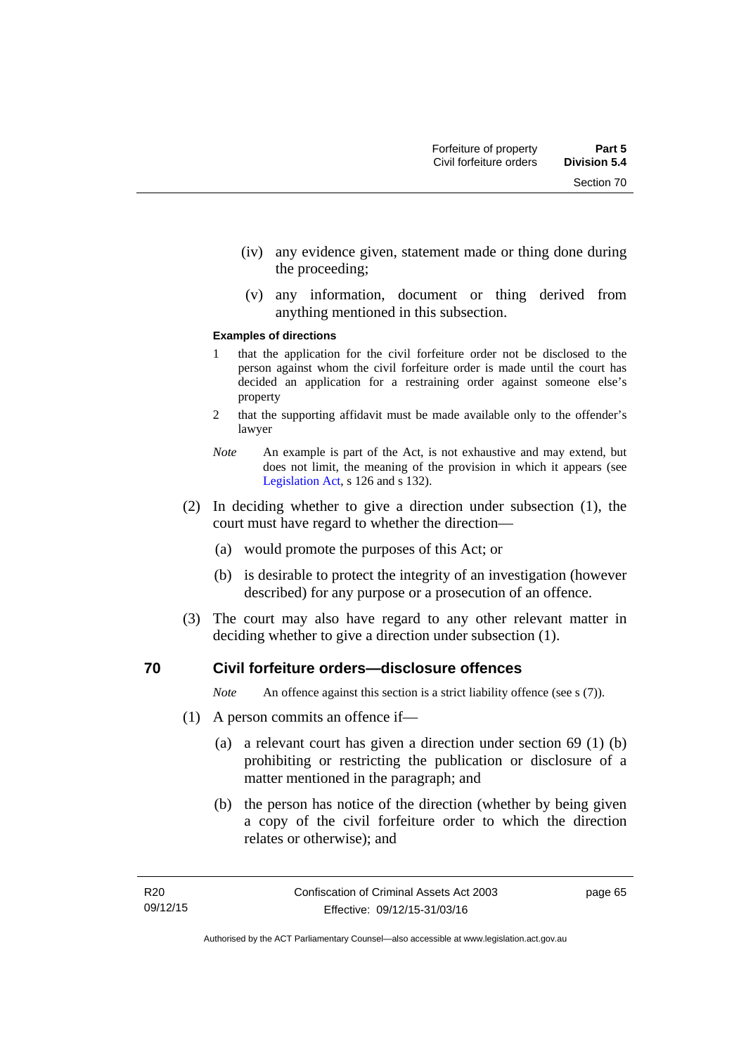(iv) any evidence given, statement made or thing done during the proceeding;

(v) any information, document or thing derived from anything mentioned in this subsection.

**Examples of directions**

1 that the application for the civil forfeiture order not be disclosed to the person against whom the civil forfeiture order is made until the court has decided an application for a restraining order against someone else's property

2 that the supporting affidavit must be made available only to the offender's lawyer

*Note* An example is part of the Act, is not exhaustive and may extend, but does not limit, the meaning of the provision in which it appears (see Legislation Act, s 126 and s 132).

(2) In deciding whether to give a direction under subsection (1), the court must have regard to whether the direction—

(a) would promote the purposes of this Act; or

(b) is desirable to protect the integrity of an investigation (however described) for any purpose or a prosecution of an offence.

(3) The court may also have regard to any other relevant matter in deciding whether to give a direction under subsection (1).

## 70 Civil forfeiture orders—disclosure offences

*Note* An offence against this section is a strict liability offence (see s (7)).

(1) A person commits an offence if—

(a) a relevant court has given a direction under section 69 (1) (b) prohibiting or restricting the publication or disclosure of a matter mentioned in the paragraph; and

(b) the person has notice of the direction (whether by being given a copy of the civil forfeiture order to which the direction relates or otherwise); and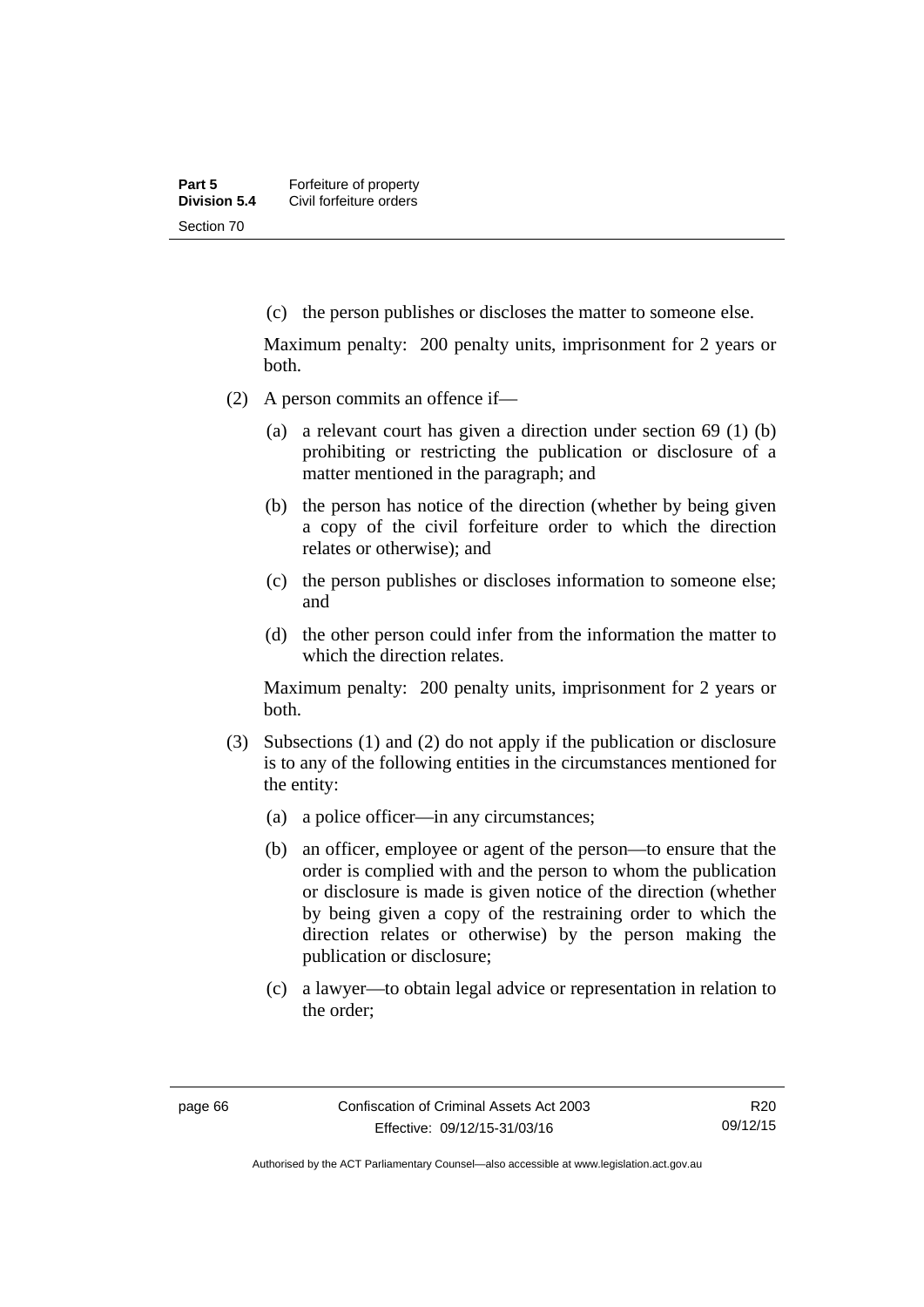(c) the person publishes or discloses the matter to someone else.

Maximum penalty: 200 penalty units, imprisonment for 2 years or both.

(2) A person commits an offence if—

(a) a relevant court has given a direction under section 69 (1) (b) prohibiting or restricting the publication or disclosure of a matter mentioned in the paragraph; and

(b) the person has notice of the direction (whether by being given a copy of the civil forfeiture order to which the direction relates or otherwise); and

(c) the person publishes or discloses information to someone else; and

(d) the other person could infer from the information the matter to which the direction relates.

Maximum penalty: 200 penalty units, imprisonment for 2 years or both.

(3) Subsections (1) and (2) do not apply if the publication or disclosure is to any of the following entities in the circumstances mentioned for the entity:

(a) a police officer—in any circumstances;

(b) an officer, employee or agent of the person—to ensure that the order is complied with and the person to whom the publication or disclosure is made is given notice of the direction (whether by being given a copy of the restraining order to which the direction relates or otherwise) by the person making the publication or disclosure;

(c) a lawyer—to obtain legal advice or representation in relation to the order;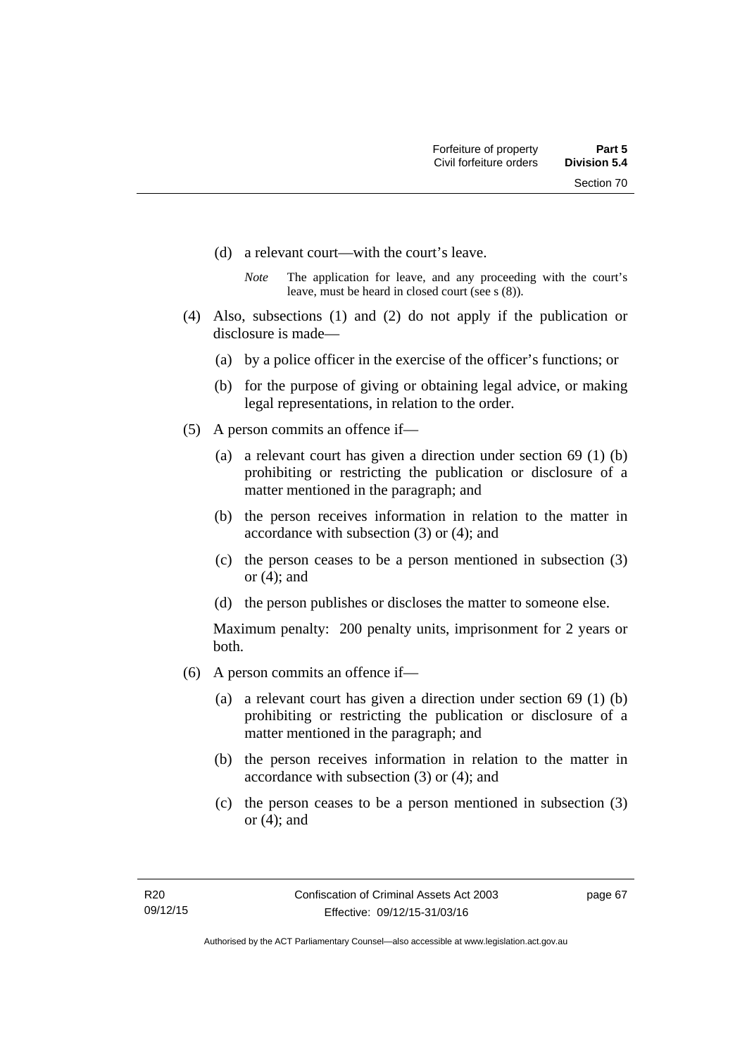(d) a relevant court—with the court's leave.

*Note* The application for leave, and any proceeding with the court's leave, must be heard in closed court (see s (8)).

(4) Also, subsections (1) and (2) do not apply if the publication or disclosure is made—

(a) by a police officer in the exercise of the officer's functions; or

(b) for the purpose of giving or obtaining legal advice, or making legal representations, in relation to the order.

(5) A person commits an offence if—

(a) a relevant court has given a direction under section 69 (1) (b) prohibiting or restricting the publication or disclosure of a matter mentioned in the paragraph; and

(b) the person receives information in relation to the matter in accordance with subsection (3) or (4); and

(c) the person ceases to be a person mentioned in subsection (3) or (4); and

(d) the person publishes or discloses the matter to someone else.

Maximum penalty: 200 penalty units, imprisonment for 2 years or both.

(6) A person commits an offence if—

(a) a relevant court has given a direction under section 69 (1) (b) prohibiting or restricting the publication or disclosure of a matter mentioned in the paragraph; and

(b) the person receives information in relation to the matter in accordance with subsection (3) or (4); and

(c) the person ceases to be a person mentioned in subsection (3) or (4); and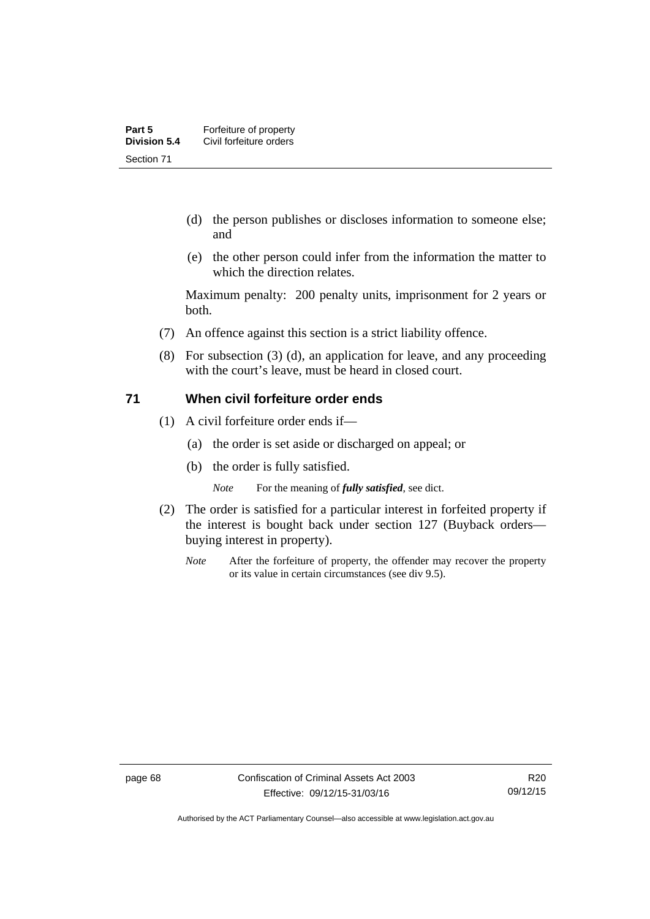(d) the person publishes or discloses information to someone else; and

(e) the other person could infer from the information the matter to which the direction relates.

Maximum penalty: 200 penalty units, imprisonment for 2 years or both.

(7) An offence against this section is a strict liability offence.

(8) For subsection (3) (d), an application for leave, and any proceeding with the court's leave, must be heard in closed court.

## 71 When civil forfeiture order ends

(1) A civil forfeiture order ends if—

(a) the order is set aside or discharged on appeal; or

(b) the order is fully satisfied.

*Note* For the meaning of ***fully satisfied***, see dict.

(2) The order is satisfied for a particular interest in forfeited property if the interest is bought back under section 127 (Buyback orders—buying interest in property).

*Note* After the forfeiture of property, the offender may recover the property or its value in certain circumstances (see div 9.5).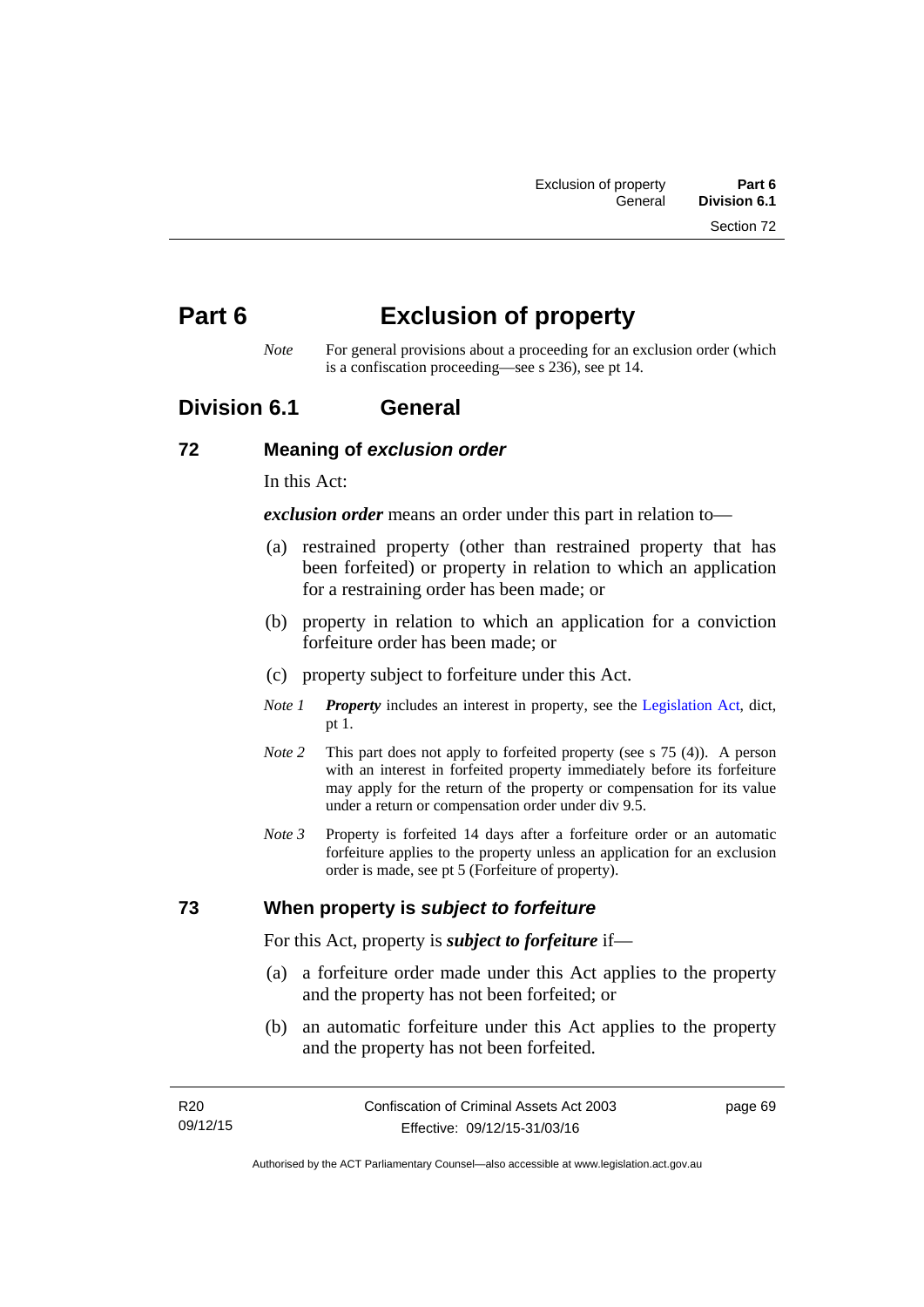# Part 6 Exclusion of property

*Note* For general provisions about a proceeding for an exclusion order (which is a confiscation proceeding—see s 236), see pt 14.

## Division 6.1 General

### 72 Meaning of *exclusion order*

In this Act:

***exclusion order*** means an order under this part in relation to—

(a) restrained property (other than restrained property that has been forfeited) or property in relation to which an application for a restraining order has been made; or

(b) property in relation to which an application for a conviction forfeiture order has been made; or

(c) property subject to forfeiture under this Act.

*Note 1* ***Property*** includes an interest in property, see the Legislation Act, dict, pt 1.

*Note 2* This part does not apply to forfeited property (see s 75 (4)). A person with an interest in forfeited property immediately before its forfeiture may apply for the return of the property or compensation for its value under a return or compensation order under div 9.5.

*Note 3* Property is forfeited 14 days after a forfeiture order or an automatic forfeiture applies to the property unless an application for an exclusion order is made, see pt 5 (Forfeiture of property).

### 73 When property is *subject to forfeiture*

For this Act, property is ***subject to forfeiture*** if—

(a) a forfeiture order made under this Act applies to the property and the property has not been forfeited; or

(b) an automatic forfeiture under this Act applies to the property and the property has not been forfeited.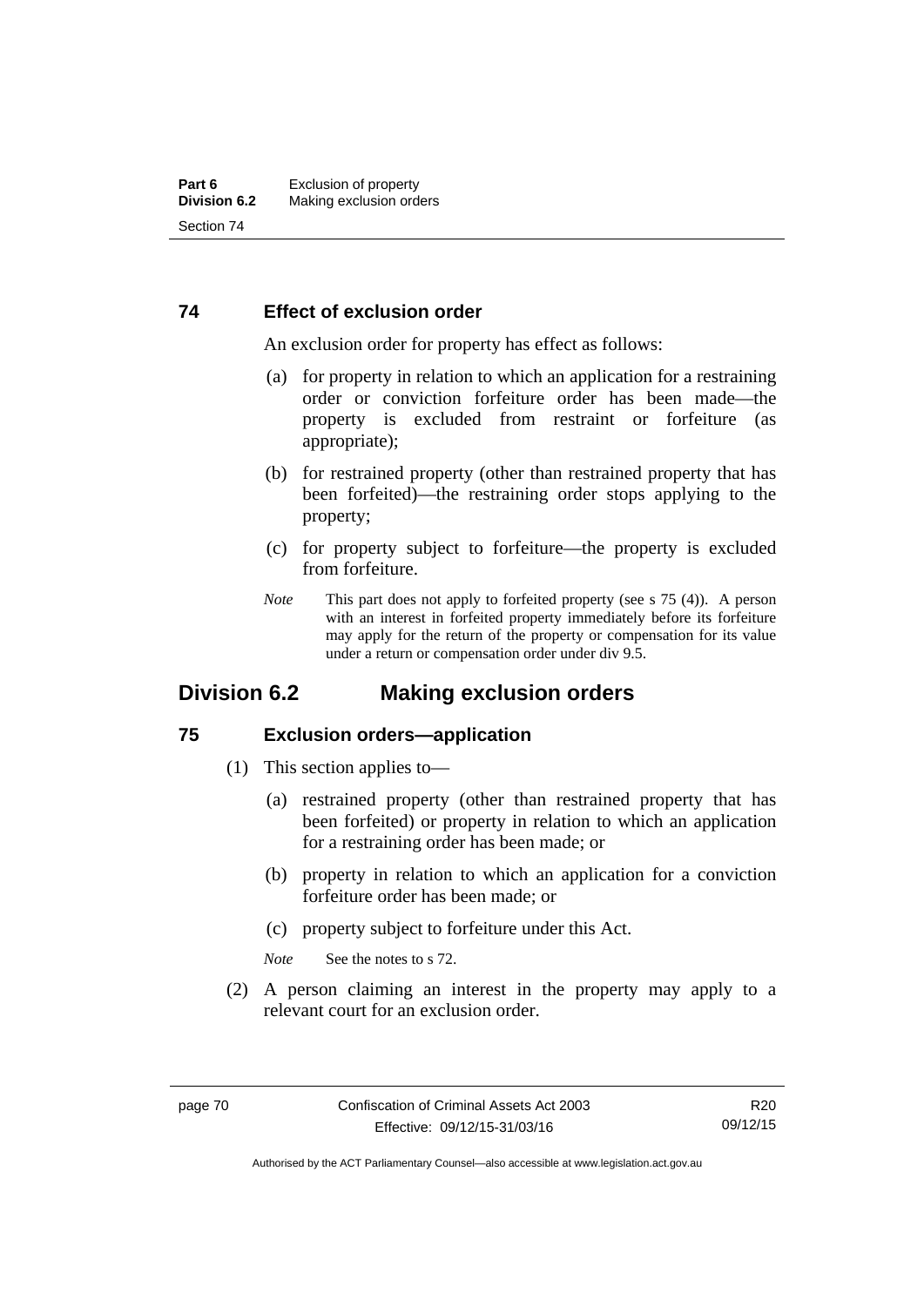### 74 Effect of exclusion order

An exclusion order for property has effect as follows:

(a) for property in relation to which an application for a restraining order or conviction forfeiture order has been made—the property is excluded from restraint or forfeiture (as appropriate);

(b) for restrained property (other than restrained property that has been forfeited)—the restraining order stops applying to the property;

(c) for property subject to forfeiture—the property is excluded from forfeiture.

*Note* This part does not apply to forfeited property (see s 75 (4)). A person with an interest in forfeited property immediately before its forfeiture may apply for the return of the property or compensation for its value under a return or compensation order under div 9.5.

## Division 6.2 Making exclusion orders

### 75 Exclusion orders—application

(1) This section applies to—

(a) restrained property (other than restrained property that has been forfeited) or property in relation to which an application for a restraining order has been made; or

(b) property in relation to which an application for a conviction forfeiture order has been made; or

(c) property subject to forfeiture under this Act.

*Note* See the notes to s 72.

(2) A person claiming an interest in the property may apply to a relevant court for an exclusion order.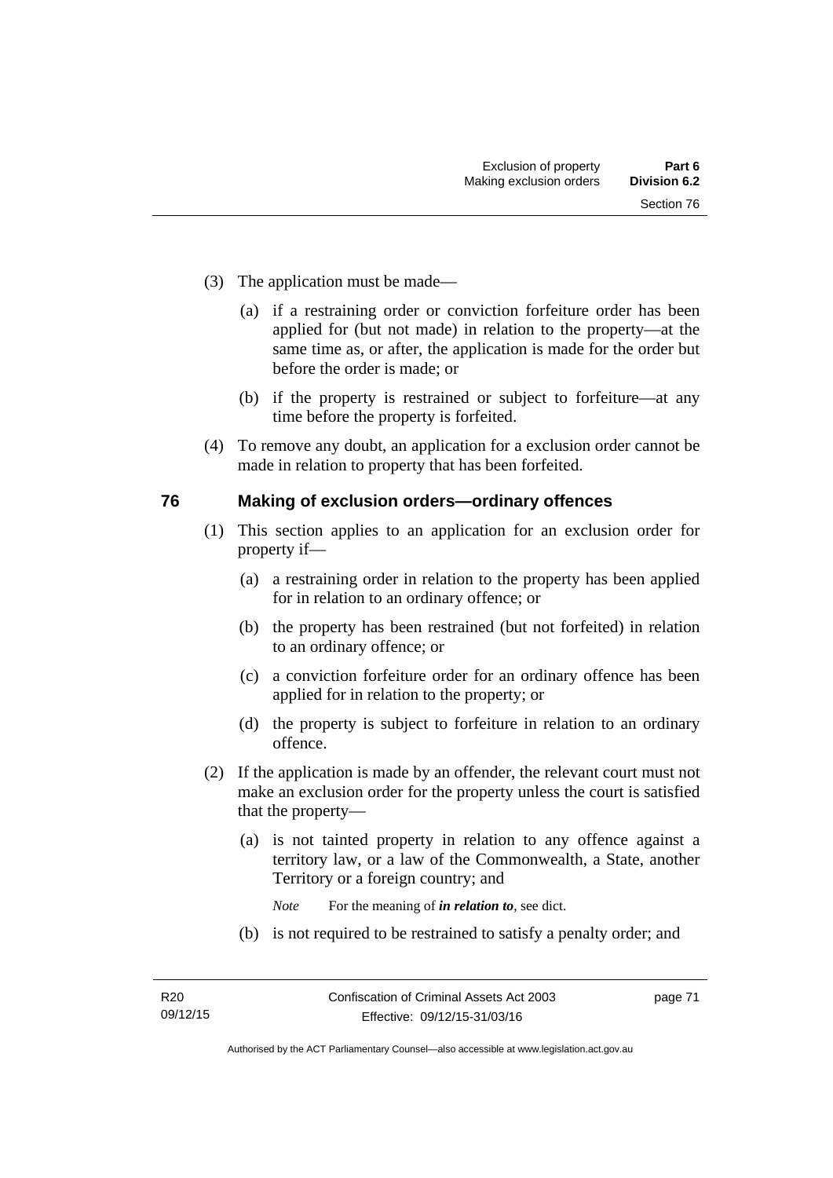(3) The application must be made—

(a) if a restraining order or conviction forfeiture order has been applied for (but not made) in relation to the property—at the same time as, or after, the application is made for the order but before the order is made; or

(b) if the property is restrained or subject to forfeiture—at any time before the property is forfeited.

(4) To remove any doubt, an application for a exclusion order cannot be made in relation to property that has been forfeited.

## 76 Making of exclusion orders—ordinary offences

(1) This section applies to an application for an exclusion order for property if—

(a) a restraining order in relation to the property has been applied for in relation to an ordinary offence; or

(b) the property has been restrained (but not forfeited) in relation to an ordinary offence; or

(c) a conviction forfeiture order for an ordinary offence has been applied for in relation to the property; or

(d) the property is subject to forfeiture in relation to an ordinary offence.

(2) If the application is made by an offender, the relevant court must not make an exclusion order for the property unless the court is satisfied that the property—

(a) is not tainted property in relation to any offence against a territory law, or a law of the Commonwealth, a State, another Territory or a foreign country; and

*Note* For the meaning of ***in relation to***, see dict.

(b) is not required to be restrained to satisfy a penalty order; and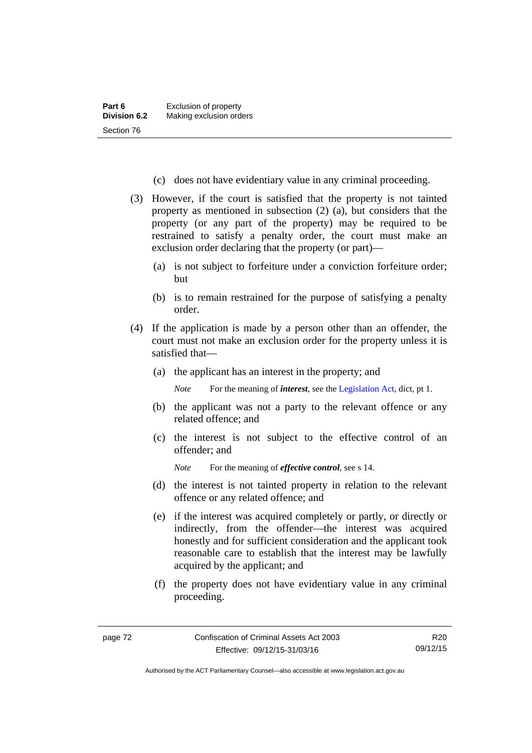(c) does not have evidentiary value in any criminal proceeding.

(3) However, if the court is satisfied that the property is not tainted property as mentioned in subsection (2) (a), but considers that the property (or any part of the property) may be required to be restrained to satisfy a penalty order, the court must make an exclusion order declaring that the property (or part)—

(a) is not subject to forfeiture under a conviction forfeiture order; but

(b) is to remain restrained for the purpose of satisfying a penalty order.

(4) If the application is made by a person other than an offender, the court must not make an exclusion order for the property unless it is satisfied that—

(a) the applicant has an interest in the property; and

*Note* For the meaning of ***interest***, see the Legislation Act, dict, pt 1.

(b) the applicant was not a party to the relevant offence or any related offence; and

(c) the interest is not subject to the effective control of an offender; and

*Note* For the meaning of ***effective control***, see s 14.

(d) the interest is not tainted property in relation to the relevant offence or any related offence; and

(e) if the interest was acquired completely or partly, or directly or indirectly, from the offender—the interest was acquired honestly and for sufficient consideration and the applicant took reasonable care to establish that the interest may be lawfully acquired by the applicant; and

(f) the property does not have evidentiary value in any criminal proceeding.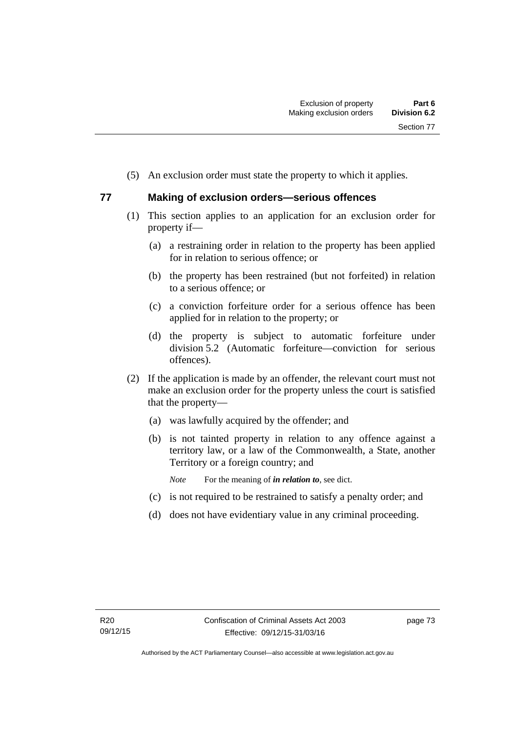(5) An exclusion order must state the property to which it applies.

## 77 Making of exclusion orders—serious offences

(1) This section applies to an application for an exclusion order for property if—

(a) a restraining order in relation to the property has been applied for in relation to serious offence; or

(b) the property has been restrained (but not forfeited) in relation to a serious offence; or

(c) a conviction forfeiture order for a serious offence has been applied for in relation to the property; or

(d) the property is subject to automatic forfeiture under division 5.2 (Automatic forfeiture—conviction for serious offences).

(2) If the application is made by an offender, the relevant court must not make an exclusion order for the property unless the court is satisfied that the property—

(a) was lawfully acquired by the offender; and

(b) is not tainted property in relation to any offence against a territory law, or a law of the Commonwealth, a State, another Territory or a foreign country; and

*Note* For the meaning of ***in relation to***, see dict.

(c) is not required to be restrained to satisfy a penalty order; and

(d) does not have evidentiary value in any criminal proceeding.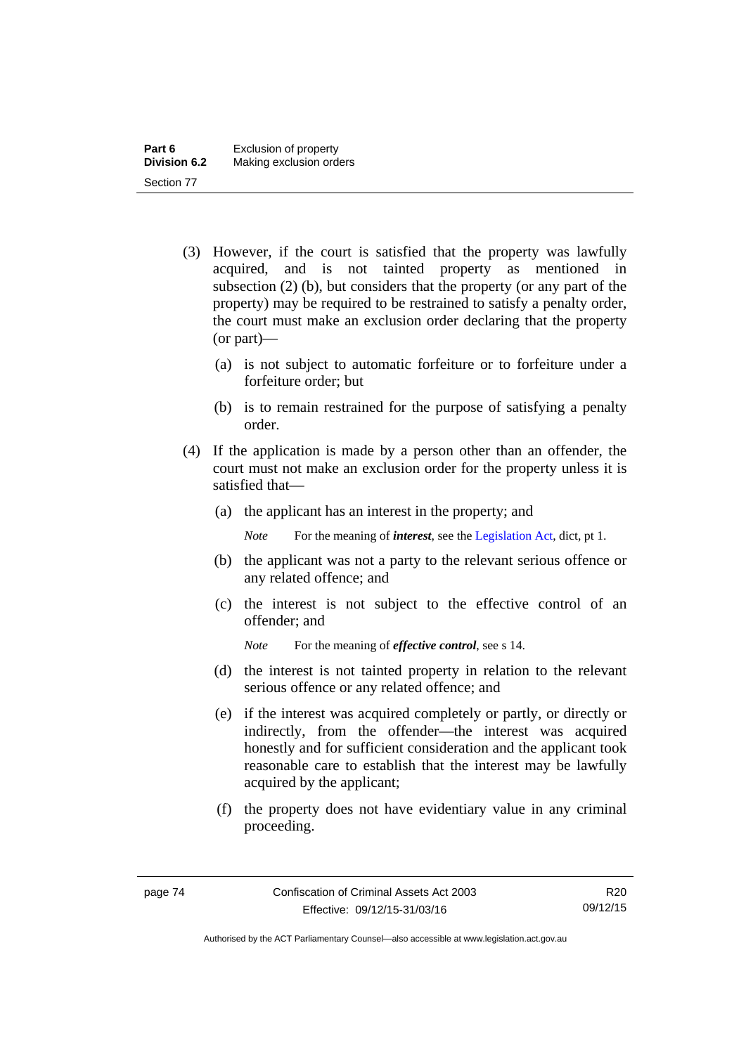(3) However, if the court is satisfied that the property was lawfully acquired, and is not tainted property as mentioned in subsection (2) (b), but considers that the property (or any part of the property) may be required to be restrained to satisfy a penalty order, the court must make an exclusion order declaring that the property (or part)—

(a) is not subject to automatic forfeiture or to forfeiture under a forfeiture order; but

(b) is to remain restrained for the purpose of satisfying a penalty order.

(4) If the application is made by a person other than an offender, the court must not make an exclusion order for the property unless it is satisfied that—

(a) the applicant has an interest in the property; and

*Note* For the meaning of ***interest***, see the Legislation Act, dict, pt 1.

(b) the applicant was not a party to the relevant serious offence or any related offence; and

(c) the interest is not subject to the effective control of an offender; and

*Note* For the meaning of ***effective control***, see s 14.

(d) the interest is not tainted property in relation to the relevant serious offence or any related offence; and

(e) if the interest was acquired completely or partly, or directly or indirectly, from the offender—the interest was acquired honestly and for sufficient consideration and the applicant took reasonable care to establish that the interest may be lawfully acquired by the applicant;

(f) the property does not have evidentiary value in any criminal proceeding.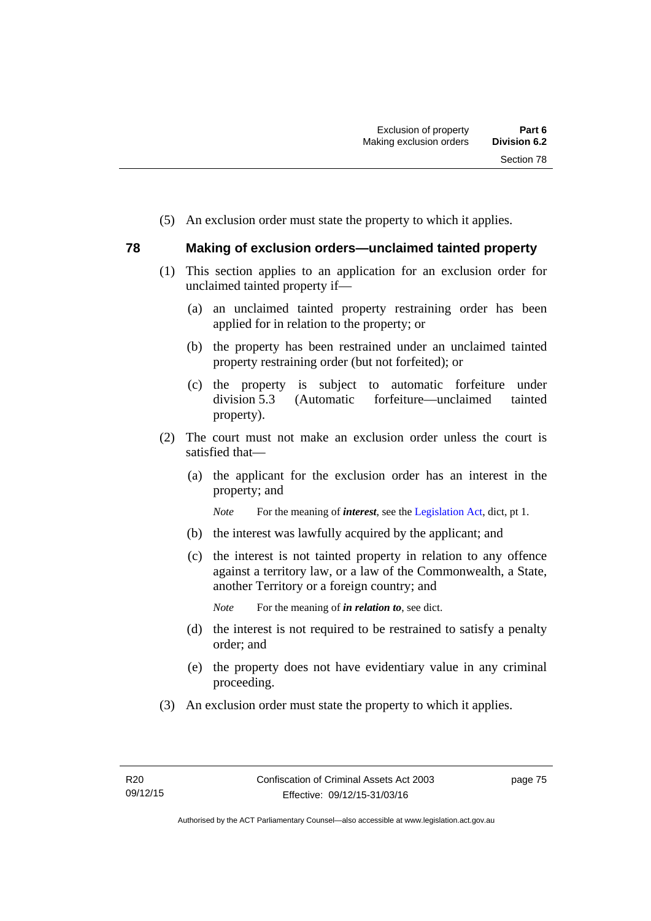(5) An exclusion order must state the property to which it applies.

## 78 Making of exclusion orders—unclaimed tainted property

(1) This section applies to an application for an exclusion order for unclaimed tainted property if—

(a) an unclaimed tainted property restraining order has been applied for in relation to the property; or

(b) the property has been restrained under an unclaimed tainted property restraining order (but not forfeited); or

(c) the property is subject to automatic forfeiture under division 5.3 (Automatic forfeiture—unclaimed tainted property).

(2) The court must not make an exclusion order unless the court is satisfied that—

(a) the applicant for the exclusion order has an interest in the property; and

*Note* For the meaning of ***interest***, see the Legislation Act, dict, pt 1.

(b) the interest was lawfully acquired by the applicant; and

(c) the interest is not tainted property in relation to any offence against a territory law, or a law of the Commonwealth, a State, another Territory or a foreign country; and

*Note* For the meaning of ***in relation to***, see dict.

(d) the interest is not required to be restrained to satisfy a penalty order; and

(e) the property does not have evidentiary value in any criminal proceeding.

(3) An exclusion order must state the property to which it applies.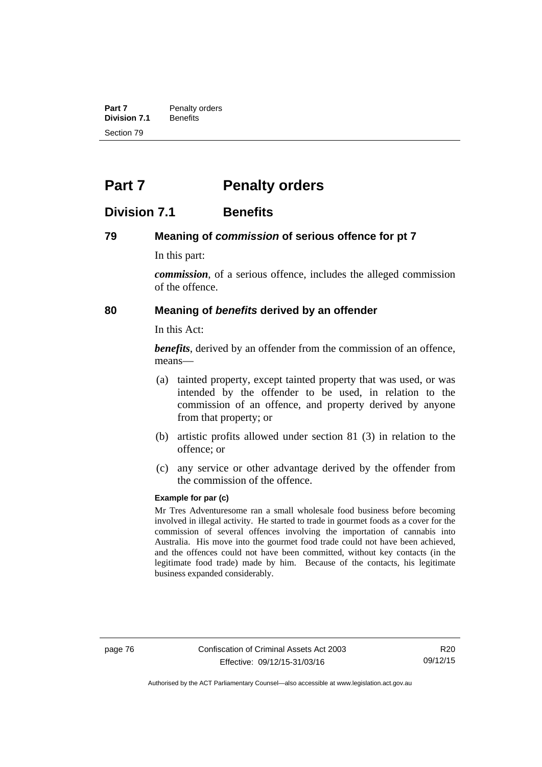# Part 7 Penalty orders

## Division 7.1 Benefits

### 79 Meaning of *commission* of serious offence for pt 7

In this part:

***commission***, of a serious offence, includes the alleged commission of the offence.

### 80 Meaning of *benefits* derived by an offender

In this Act:

***benefits***, derived by an offender from the commission of an offence, means—

(a) tainted property, except tainted property that was used, or was intended by the offender to be used, in relation to the commission of an offence, and property derived by anyone from that property; or

(b) artistic profits allowed under section 81 (3) in relation to the offence; or

(c) any service or other advantage derived by the offender from the commission of the offence.

**Example for par (c)**

Mr Tres Adventuresome ran a small wholesale food business before becoming involved in illegal activity. He started to trade in gourmet foods as a cover for the commission of several offences involving the importation of cannabis into Australia. His move into the gourmet food trade could not have been achieved, and the offences could not have been committed, without key contacts (in the legitimate food trade) made by him. Because of the contacts, his legitimate business expanded considerably.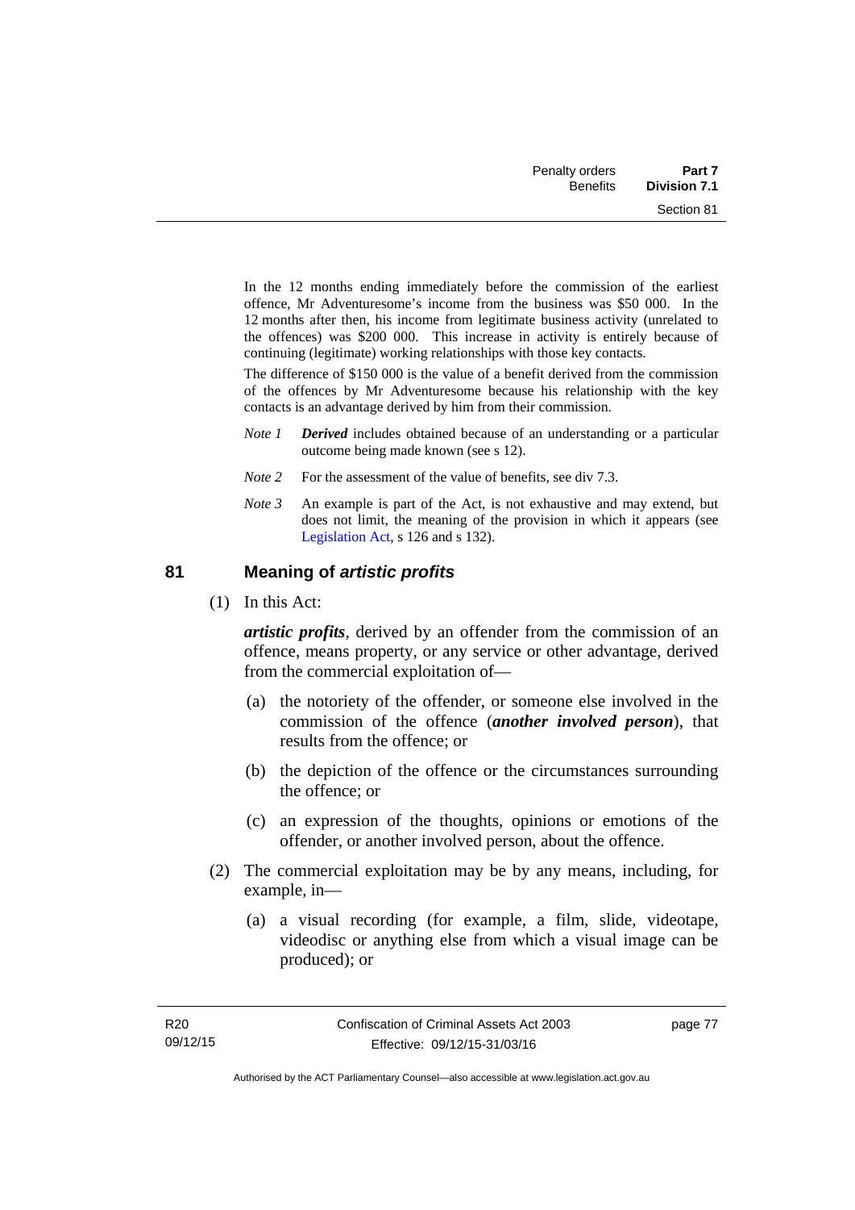In the 12 months ending immediately before the commission of the earliest offence, Mr Adventuresome's income from the business was $50 000. In the 12 months after then, his income from legitimate business activity (unrelated to the offences) was $200 000. This increase in activity is entirely because of continuing (legitimate) working relationships with those key contacts.

The difference of $150 000 is the value of a benefit derived from the commission of the offences by Mr Adventuresome because his relationship with the key contacts is an advantage derived by him from their commission.

*Note 1* ***Derived*** includes obtained because of an understanding or a particular outcome being made known (see s 12).

*Note 2* For the assessment of the value of benefits, see div 7.3.

*Note 3* An example is part of the Act, is not exhaustive and may extend, but does not limit, the meaning of the provision in which it appears (see Legislation Act, s 126 and s 132).

## 81 Meaning of *artistic profits*

(1) In this Act:

***artistic profits***, derived by an offender from the commission of an offence, means property, or any service or other advantage, derived from the commercial exploitation of—

(a) the notoriety of the offender, or someone else involved in the commission of the offence (***another involved person***), that results from the offence; or

(b) the depiction of the offence or the circumstances surrounding the offence; or

(c) an expression of the thoughts, opinions or emotions of the offender, or another involved person, about the offence.

(2) The commercial exploitation may be by any means, including, for example, in—

(a) a visual recording (for example, a film, slide, videotape, videodisc or anything else from which a visual image can be produced); or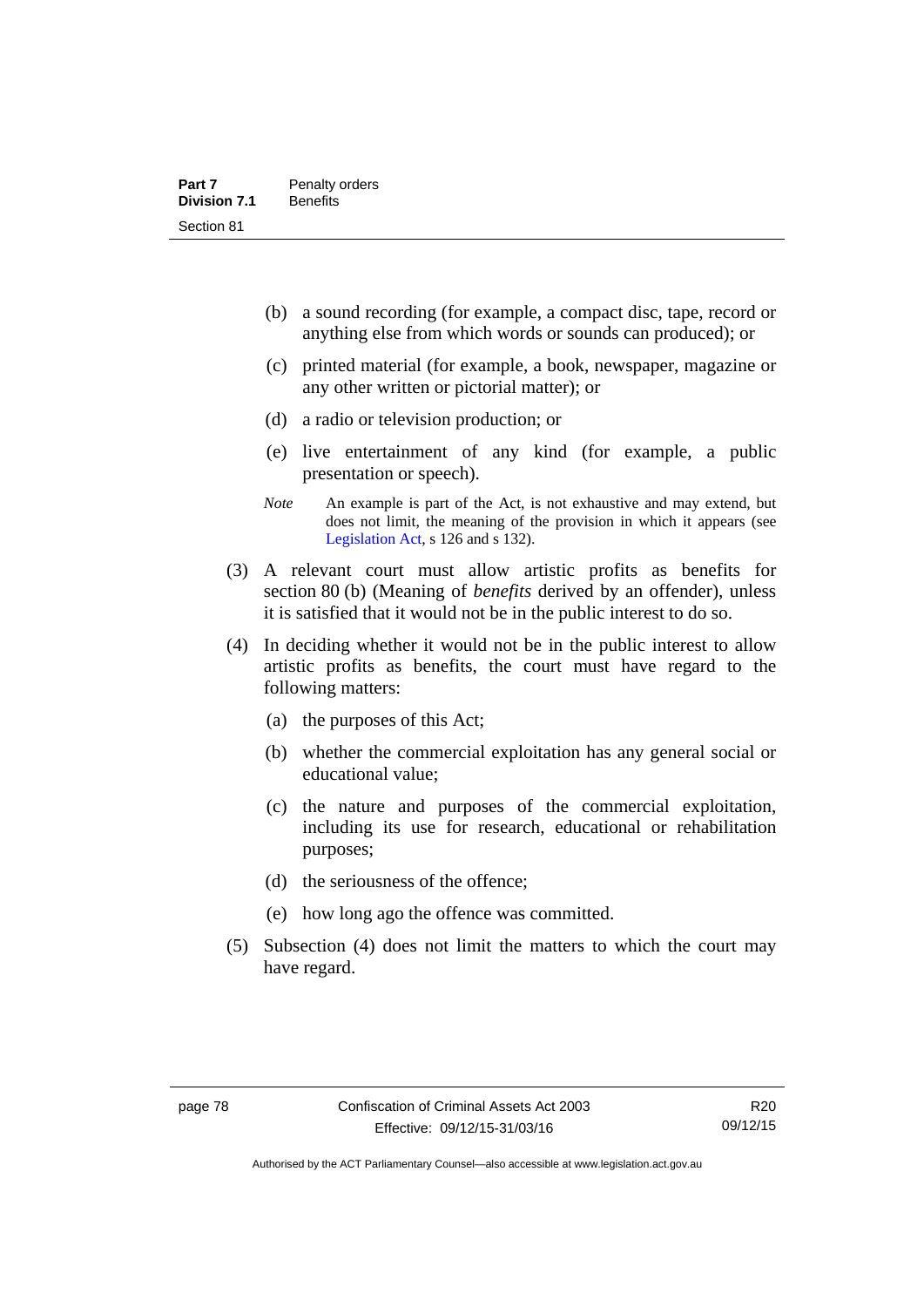(b) a sound recording (for example, a compact disc, tape, record or anything else from which words or sounds can produced); or

(c) printed material (for example, a book, newspaper, magazine or any other written or pictorial matter); or

(d) a radio or television production; or

(e) live entertainment of any kind (for example, a public presentation or speech).

*Note* An example is part of the Act, is not exhaustive and may extend, but does not limit, the meaning of the provision in which it appears (see Legislation Act, s 126 and s 132).

(3) A relevant court must allow artistic profits as benefits for section 80 (b) (Meaning of *benefits* derived by an offender), unless it is satisfied that it would not be in the public interest to do so.

(4) In deciding whether it would not be in the public interest to allow artistic profits as benefits, the court must have regard to the following matters:

(a) the purposes of this Act;

(b) whether the commercial exploitation has any general social or educational value;

(c) the nature and purposes of the commercial exploitation, including its use for research, educational or rehabilitation purposes;

(d) the seriousness of the offence;

(e) how long ago the offence was committed.

(5) Subsection (4) does not limit the matters to which the court may have regard.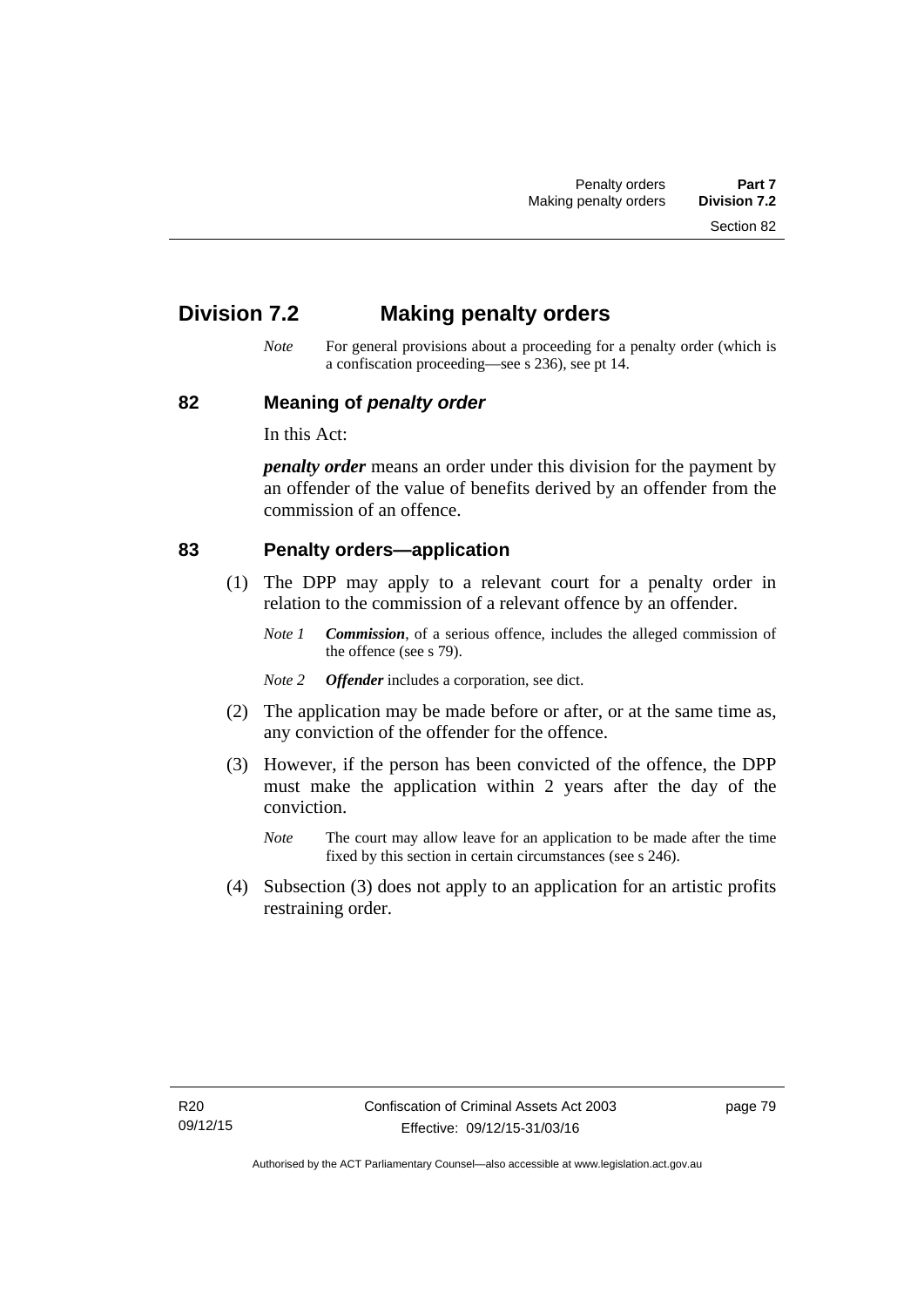## Division 7.2 Making penalty orders

*Note* For general provisions about a proceeding for a penalty order (which is a confiscation proceeding—see s 236), see pt 14.

### 82 Meaning of *penalty order*

In this Act:

***penalty order*** means an order under this division for the payment by an offender of the value of benefits derived by an offender from the commission of an offence.

### 83 Penalty orders—application

(1) The DPP may apply to a relevant court for a penalty order in relation to the commission of a relevant offence by an offender.

*Note 1* ***Commission***, of a serious offence, includes the alleged commission of the offence (see s 79).

*Note 2* ***Offender*** includes a corporation, see dict.

(2) The application may be made before or after, or at the same time as, any conviction of the offender for the offence.

(3) However, if the person has been convicted of the offence, the DPP must make the application within 2 years after the day of the conviction.

*Note* The court may allow leave for an application to be made after the time fixed by this section in certain circumstances (see s 246).

(4) Subsection (3) does not apply to an application for an artistic profits restraining order.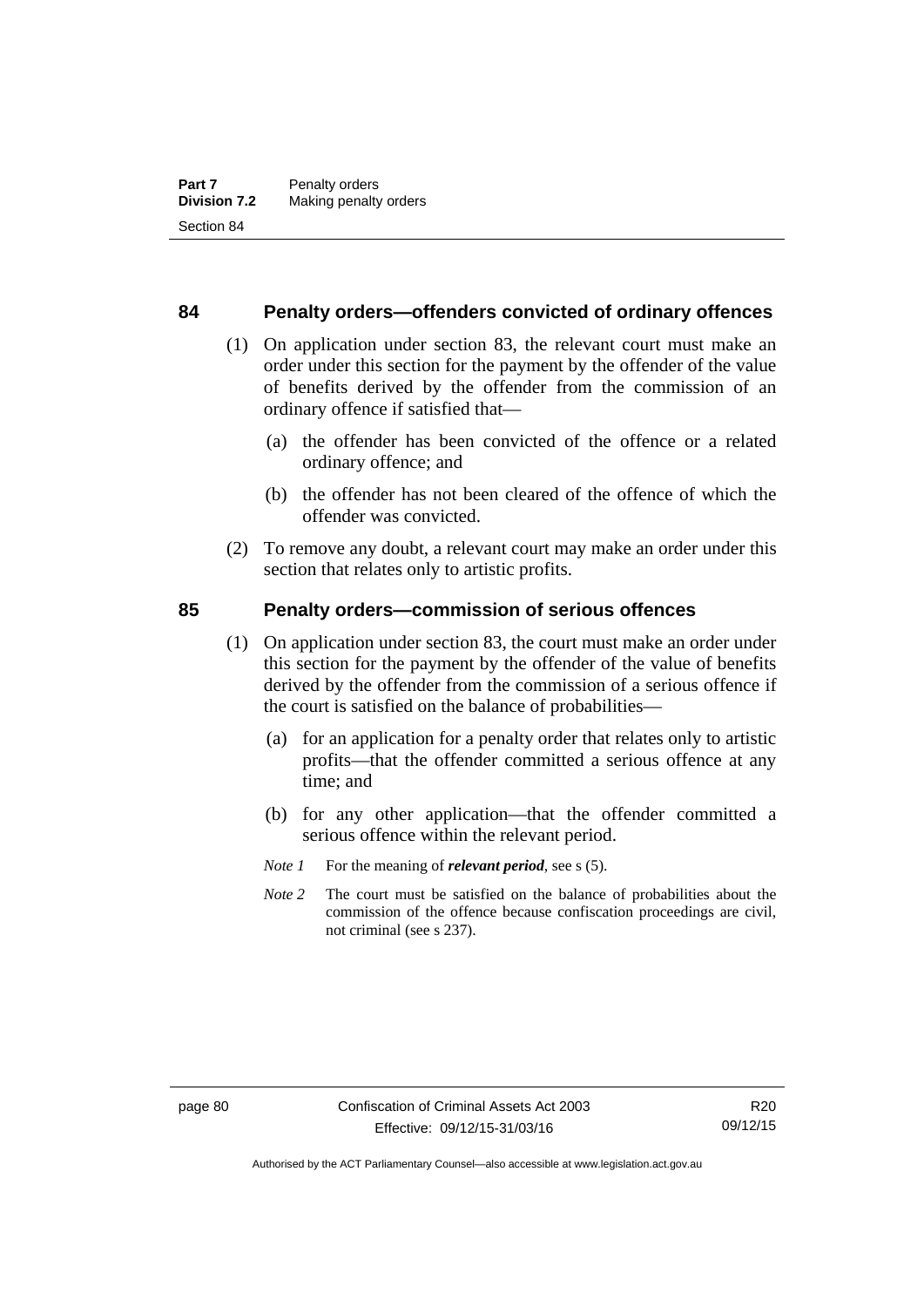## 84 Penalty orders—offenders convicted of ordinary offences

(1) On application under section 83, the relevant court must make an order under this section for the payment by the offender of the value of benefits derived by the offender from the commission of an ordinary offence if satisfied that—

(a) the offender has been convicted of the offence or a related ordinary offence; and

(b) the offender has not been cleared of the offence of which the offender was convicted.

(2) To remove any doubt, a relevant court may make an order under this section that relates only to artistic profits.

## 85 Penalty orders—commission of serious offences

(1) On application under section 83, the court must make an order under this section for the payment by the offender of the value of benefits derived by the offender from the commission of a serious offence if the court is satisfied on the balance of probabilities—

(a) for an application for a penalty order that relates only to artistic profits—that the offender committed a serious offence at any time; and

(b) for any other application—that the offender committed a serious offence within the relevant period.

*Note 1* For the meaning of ***relevant period***, see s (5).

*Note 2* The court must be satisfied on the balance of probabilities about the commission of the offence because confiscation proceedings are civil, not criminal (see s 237).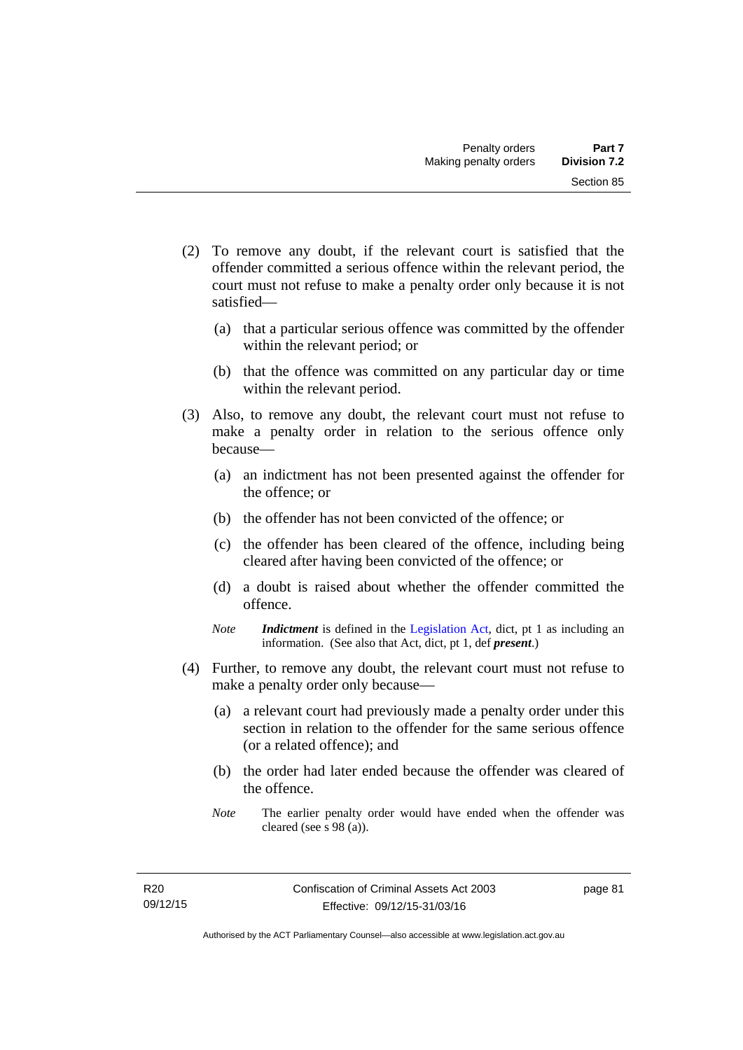(2) To remove any doubt, if the relevant court is satisfied that the offender committed a serious offence within the relevant period, the court must not refuse to make a penalty order only because it is not satisfied—

(a) that a particular serious offence was committed by the offender within the relevant period; or

(b) that the offence was committed on any particular day or time within the relevant period.

(3) Also, to remove any doubt, the relevant court must not refuse to make a penalty order in relation to the serious offence only because—

(a) an indictment has not been presented against the offender for the offence; or

(b) the offender has not been convicted of the offence; or

(c) the offender has been cleared of the offence, including being cleared after having been convicted of the offence; or

(d) a doubt is raised about whether the offender committed the offence.

*Note* ***Indictment*** is defined in the Legislation Act, dict, pt 1 as including an information. (See also that Act, dict, pt 1, def ***present***.)

(4) Further, to remove any doubt, the relevant court must not refuse to make a penalty order only because—

(a) a relevant court had previously made a penalty order under this section in relation to the offender for the same serious offence (or a related offence); and

(b) the order had later ended because the offender was cleared of the offence.

*Note* The earlier penalty order would have ended when the offender was cleared (see s 98 (a)).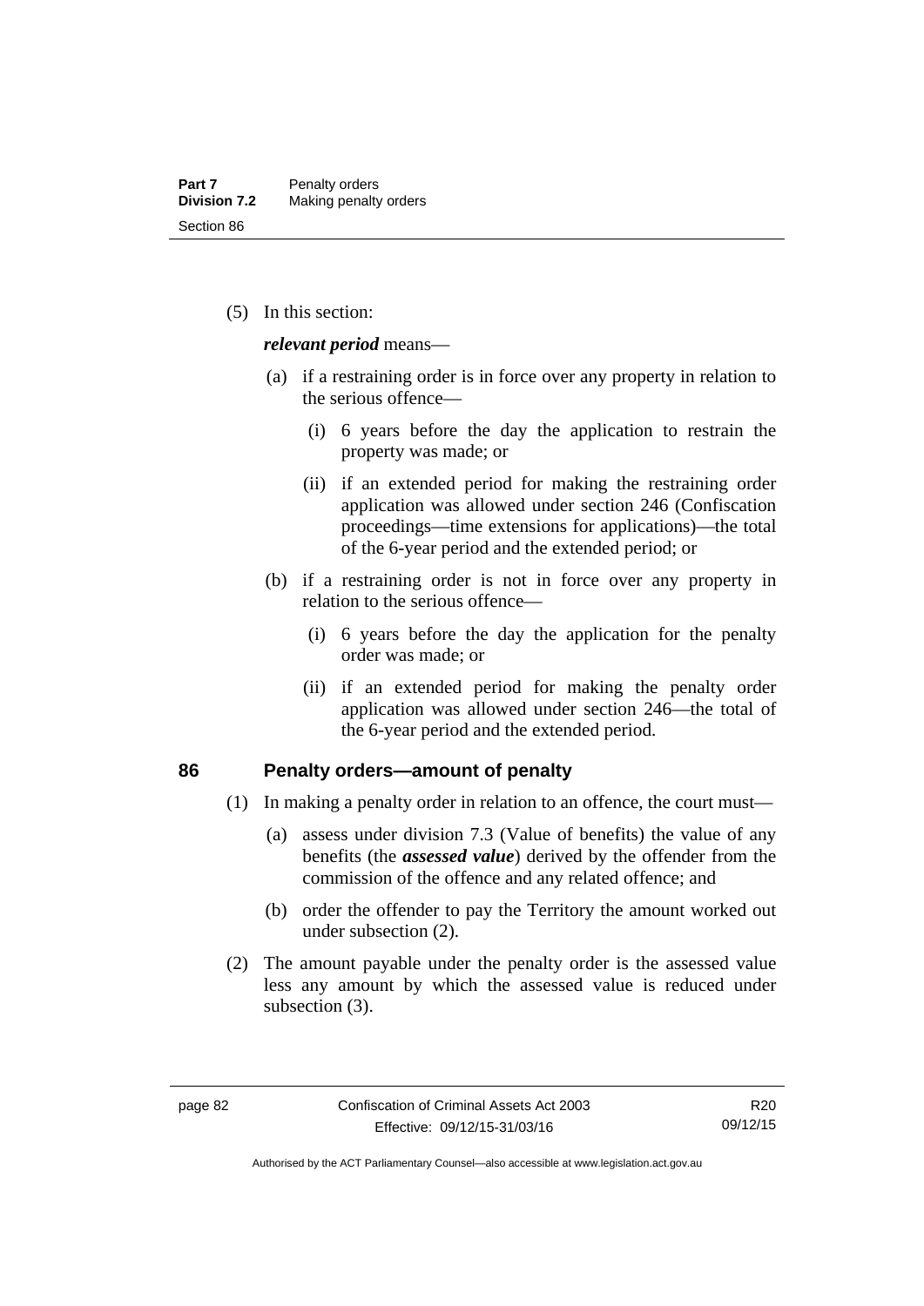(5) In this section:

***relevant period*** means—

(a) if a restraining order is in force over any property in relation to the serious offence—

(i) 6 years before the day the application to restrain the property was made; or

(ii) if an extended period for making the restraining order application was allowed under section 246 (Confiscation proceedings—time extensions for applications)—the total of the 6-year period and the extended period; or

(b) if a restraining order is not in force over any property in relation to the serious offence—

(i) 6 years before the day the application for the penalty order was made; or

(ii) if an extended period for making the penalty order application was allowed under section 246—the total of the 6-year period and the extended period.

## 86 Penalty orders—amount of penalty

(1) In making a penalty order in relation to an offence, the court must—

(a) assess under division 7.3 (Value of benefits) the value of any benefits (the ***assessed value***) derived by the offender from the commission of the offence and any related offence; and

(b) order the offender to pay the Territory the amount worked out under subsection (2).

(2) The amount payable under the penalty order is the assessed value less any amount by which the assessed value is reduced under subsection (3).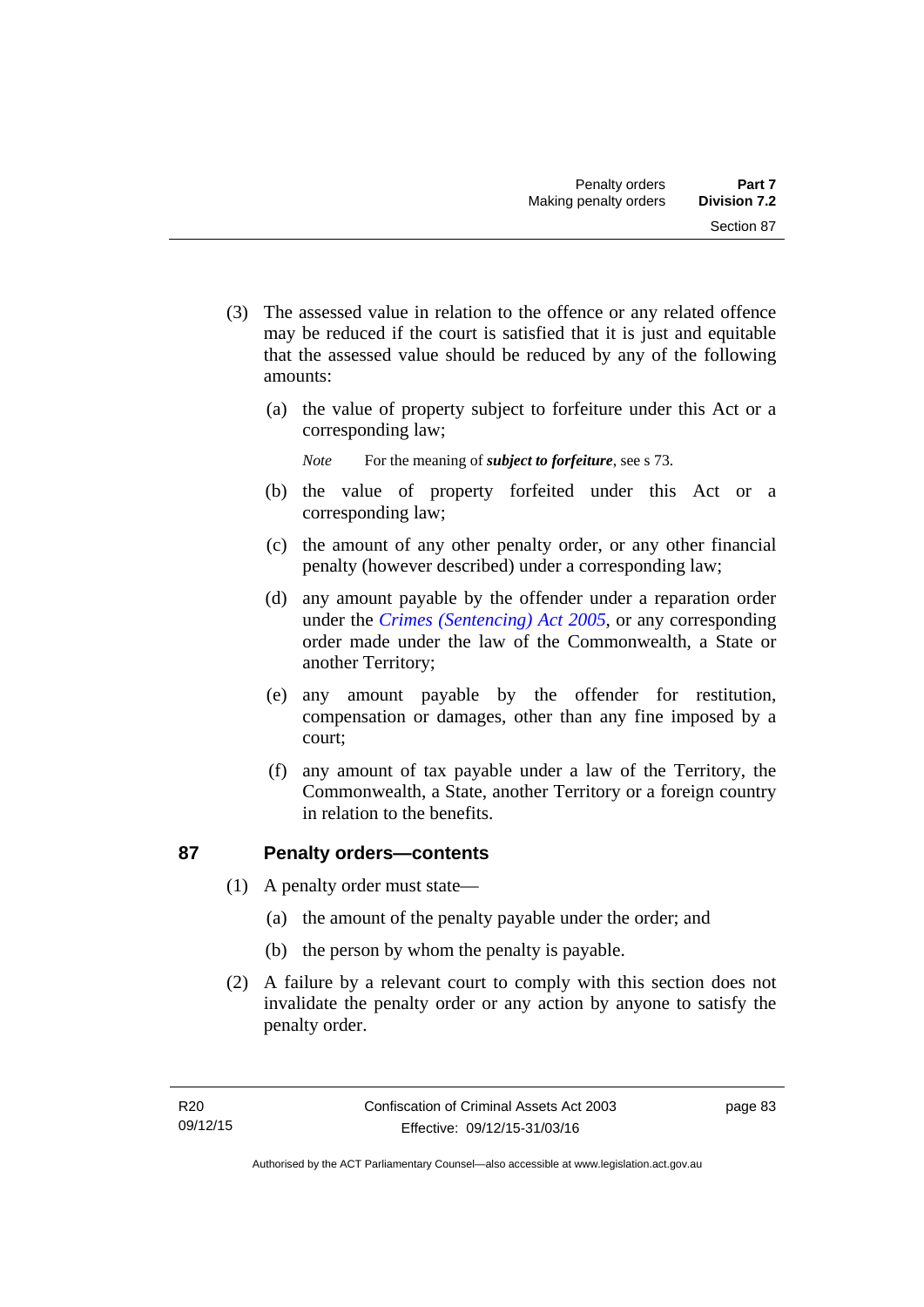(3) The assessed value in relation to the offence or any related offence may be reduced if the court is satisfied that it is just and equitable that the assessed value should be reduced by any of the following amounts:

(a) the value of property subject to forfeiture under this Act or a corresponding law;

*Note* For the meaning of ***subject to forfeiture***, see s 73.

(b) the value of property forfeited under this Act or a corresponding law;

(c) the amount of any other penalty order, or any other financial penalty (however described) under a corresponding law;

(d) any amount payable by the offender under a reparation order under the *Crimes (Sentencing) Act 2005*, or any corresponding order made under the law of the Commonwealth, a State or another Territory;

(e) any amount payable by the offender for restitution, compensation or damages, other than any fine imposed by a court;

(f) any amount of tax payable under a law of the Territory, the Commonwealth, a State, another Territory or a foreign country in relation to the benefits.

## 87 Penalty orders—contents

(1) A penalty order must state—

(a) the amount of the penalty payable under the order; and

(b) the person by whom the penalty is payable.

(2) A failure by a relevant court to comply with this section does not invalidate the penalty order or any action by anyone to satisfy the penalty order.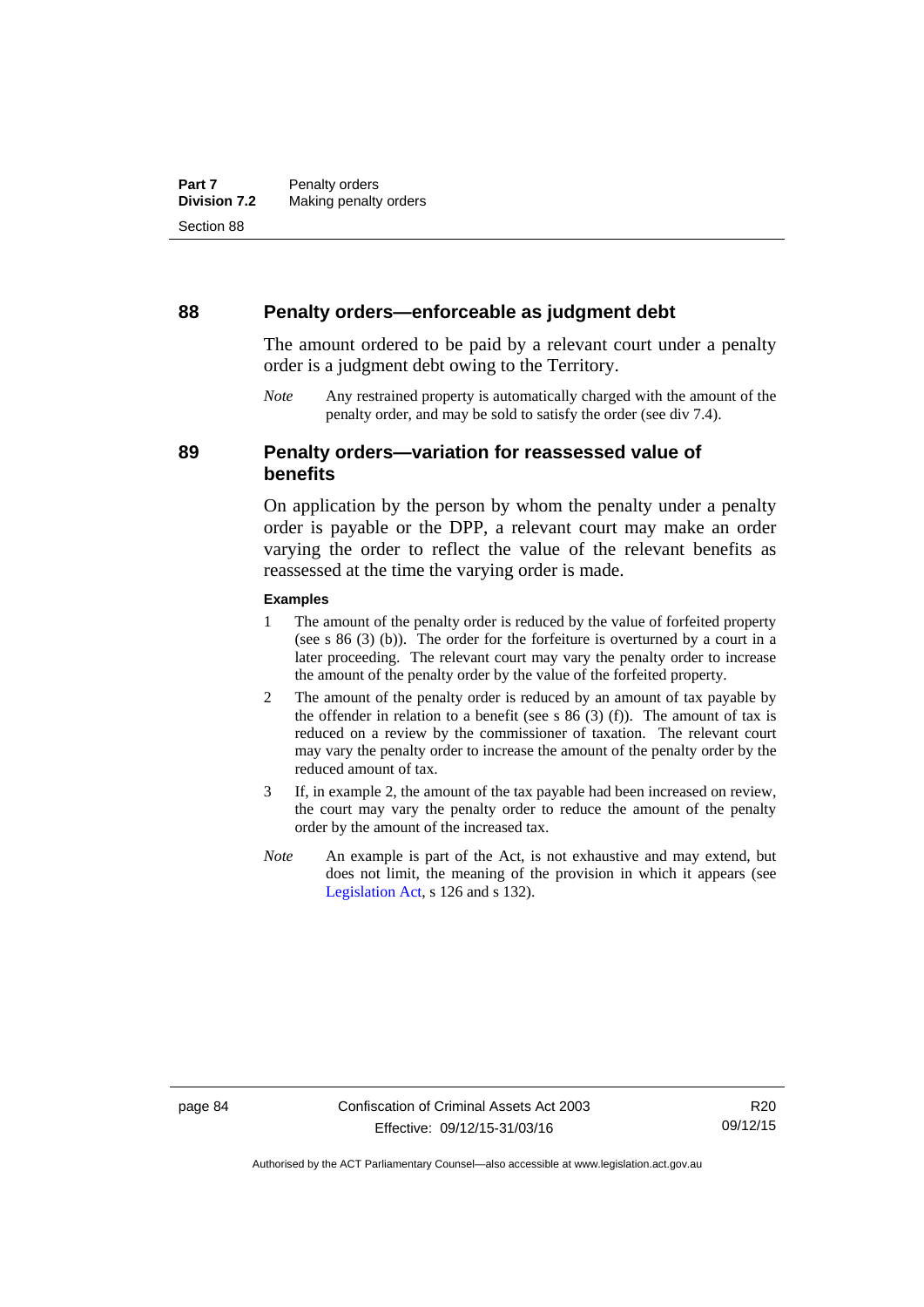## 88 Penalty orders—enforceable as judgment debt

The amount ordered to be paid by a relevant court under a penalty order is a judgment debt owing to the Territory.

*Note* Any restrained property is automatically charged with the amount of the penalty order, and may be sold to satisfy the order (see div 7.4).

## 89 Penalty orders—variation for reassessed value of benefits

On application by the person by whom the penalty under a penalty order is payable or the DPP, a relevant court may make an order varying the order to reflect the value of the relevant benefits as reassessed at the time the varying order is made.

**Examples**

1 The amount of the penalty order is reduced by the value of forfeited property (see s 86 (3) (b)). The order for the forfeiture is overturned by a court in a later proceeding. The relevant court may vary the penalty order to increase the amount of the penalty order by the value of the forfeited property.

2 The amount of the penalty order is reduced by an amount of tax payable by the offender in relation to a benefit (see s 86 (3) (f)). The amount of tax is reduced on a review by the commissioner of taxation. The relevant court may vary the penalty order to increase the amount of the penalty order by the reduced amount of tax.

3 If, in example 2, the amount of the tax payable had been increased on review, the court may vary the penalty order to reduce the amount of the penalty order by the amount of the increased tax.

*Note* An example is part of the Act, is not exhaustive and may extend, but does not limit, the meaning of the provision in which it appears (see Legislation Act, s 126 and s 132).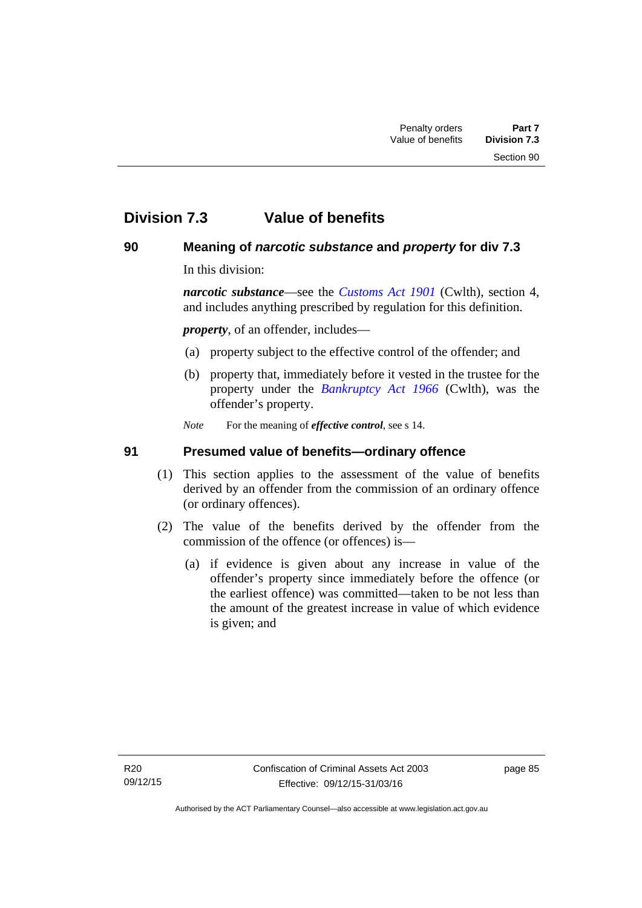## Division 7.3 Value of benefits

### 90 Meaning of *narcotic substance* and *property* for div 7.3

In this division:

***narcotic substance***—see the *Customs Act 1901* (Cwlth), section 4, and includes anything prescribed by regulation for this definition.

***property***, of an offender, includes—

(a) property subject to the effective control of the offender; and

(b) property that, immediately before it vested in the trustee for the property under the *Bankruptcy Act 1966* (Cwlth), was the offender's property.

*Note* For the meaning of ***effective control***, see s 14.

### 91 Presumed value of benefits—ordinary offence

(1) This section applies to the assessment of the value of benefits derived by an offender from the commission of an ordinary offence (or ordinary offences).

(2) The value of the benefits derived by the offender from the commission of the offence (or offences) is—

(a) if evidence is given about any increase in value of the offender's property since immediately before the offence (or the earliest offence) was committed—taken to be not less than the amount of the greatest increase in value of which evidence is given; and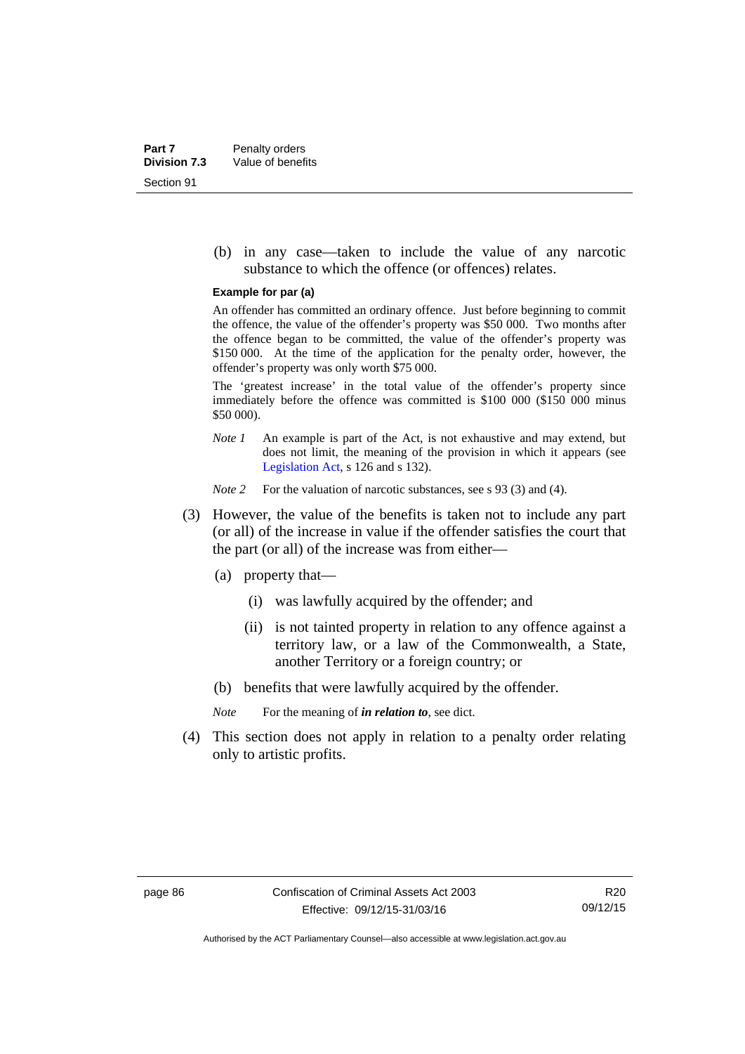(b) in any case—taken to include the value of any narcotic substance to which the offence (or offences) relates.

**Example for par (a)**

An offender has committed an ordinary offence. Just before beginning to commit the offence, the value of the offender's property was $50 000. Two months after the offence began to be committed, the value of the offender's property was $150 000. At the time of the application for the penalty order, however, the offender's property was only worth $75 000.

The 'greatest increase' in the total value of the offender's property since immediately before the offence was committed is $100 000 ($150 000 minus $50 000).

*Note 1* An example is part of the Act, is not exhaustive and may extend, but does not limit, the meaning of the provision in which it appears (see Legislation Act, s 126 and s 132).

*Note 2* For the valuation of narcotic substances, see s 93 (3) and (4).

(3) However, the value of the benefits is taken not to include any part (or all) of the increase in value if the offender satisfies the court that the part (or all) of the increase was from either—

(a) property that—

(i) was lawfully acquired by the offender; and

(ii) is not tainted property in relation to any offence against a territory law, or a law of the Commonwealth, a State, another Territory or a foreign country; or

(b) benefits that were lawfully acquired by the offender.

*Note* For the meaning of ***in relation to***, see dict.

(4) This section does not apply in relation to a penalty order relating only to artistic profits.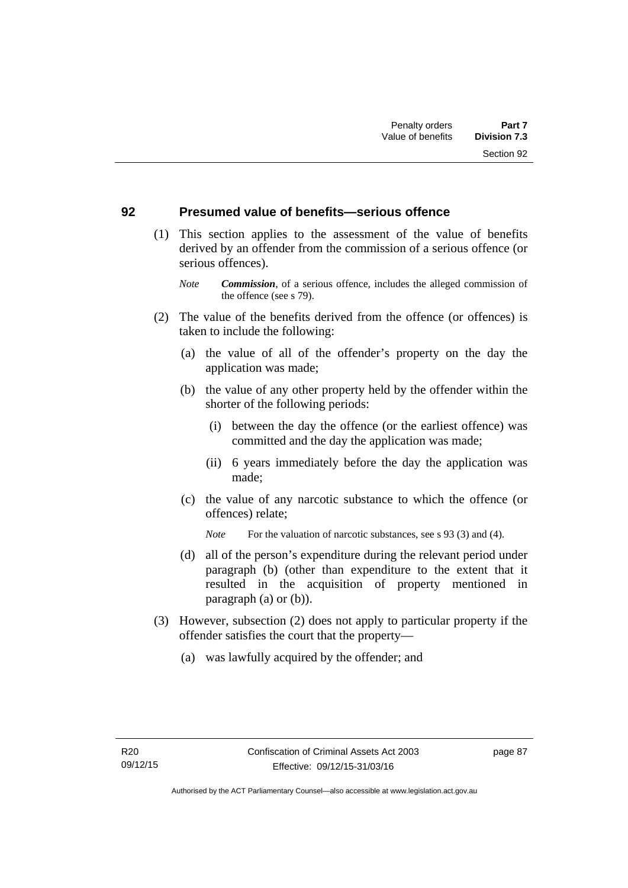## 92 Presumed value of benefits—serious offence

(1) This section applies to the assessment of the value of benefits derived by an offender from the commission of a serious offence (or serious offences).

*Note* ***Commission***, of a serious offence, includes the alleged commission of the offence (see s 79).

(2) The value of the benefits derived from the offence (or offences) is taken to include the following:

(a) the value of all of the offender's property on the day the application was made;

(b) the value of any other property held by the offender within the shorter of the following periods:

(i) between the day the offence (or the earliest offence) was committed and the day the application was made;

(ii) 6 years immediately before the day the application was made;

(c) the value of any narcotic substance to which the offence (or offences) relate;

*Note* For the valuation of narcotic substances, see s 93 (3) and (4).

(d) all of the person's expenditure during the relevant period under paragraph (b) (other than expenditure to the extent that it resulted in the acquisition of property mentioned in paragraph (a) or (b)).

(3) However, subsection (2) does not apply to particular property if the offender satisfies the court that the property—

(a) was lawfully acquired by the offender; and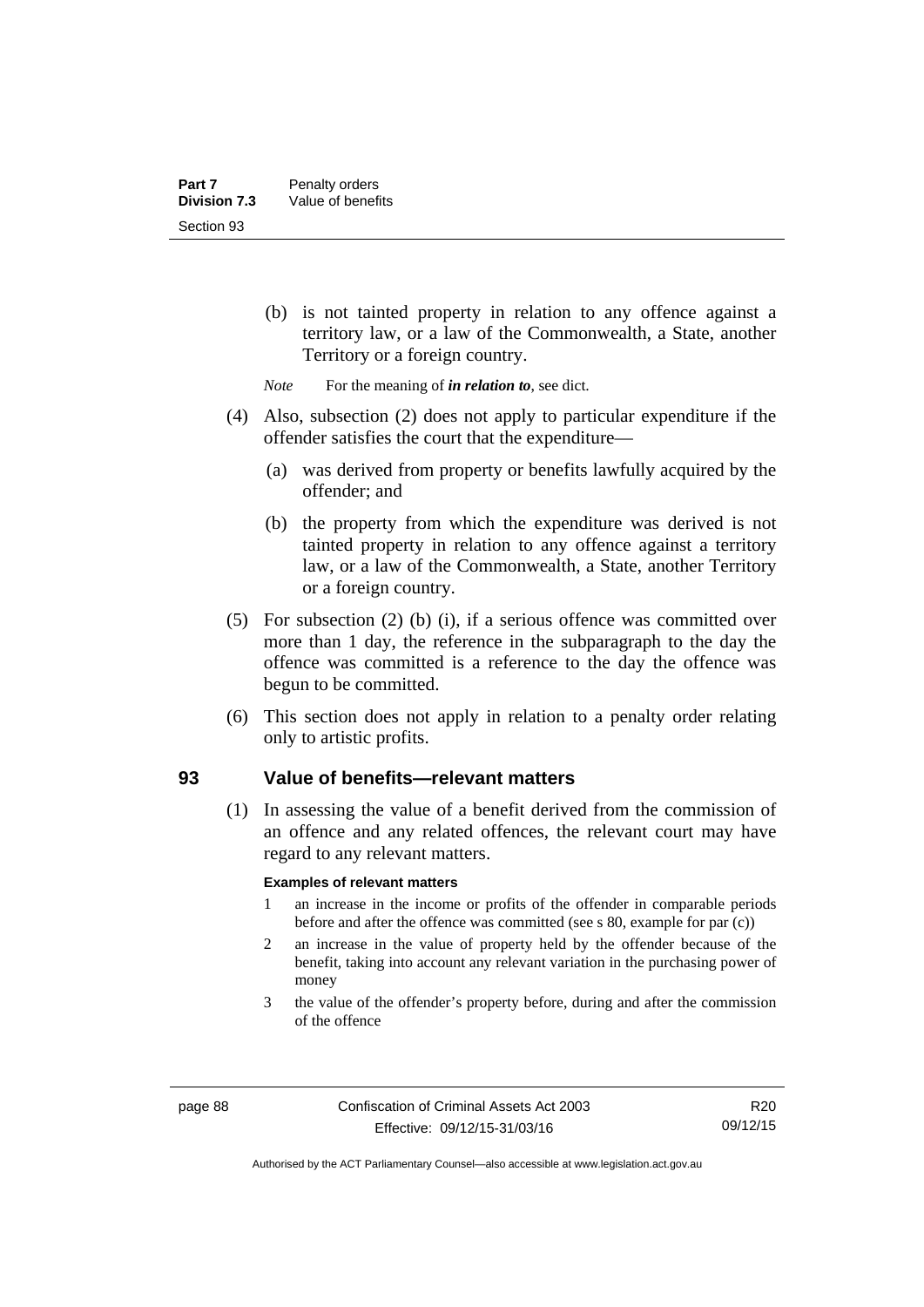(b) is not tainted property in relation to any offence against a territory law, or a law of the Commonwealth, a State, another Territory or a foreign country.

*Note* For the meaning of ***in relation to***, see dict.

(4) Also, subsection (2) does not apply to particular expenditure if the offender satisfies the court that the expenditure—

(a) was derived from property or benefits lawfully acquired by the offender; and

(b) the property from which the expenditure was derived is not tainted property in relation to any offence against a territory law, or a law of the Commonwealth, a State, another Territory or a foreign country.

(5) For subsection (2) (b) (i), if a serious offence was committed over more than 1 day, the reference in the subparagraph to the day the offence was committed is a reference to the day the offence was begun to be committed.

(6) This section does not apply in relation to a penalty order relating only to artistic profits.

## 93 Value of benefits—relevant matters

(1) In assessing the value of a benefit derived from the commission of an offence and any related offences, the relevant court may have regard to any relevant matters.

**Examples of relevant matters**

1 an increase in the income or profits of the offender in comparable periods before and after the offence was committed (see s 80, example for par (c))

2 an increase in the value of property held by the offender because of the benefit, taking into account any relevant variation in the purchasing power of money

3 the value of the offender's property before, during and after the commission of the offence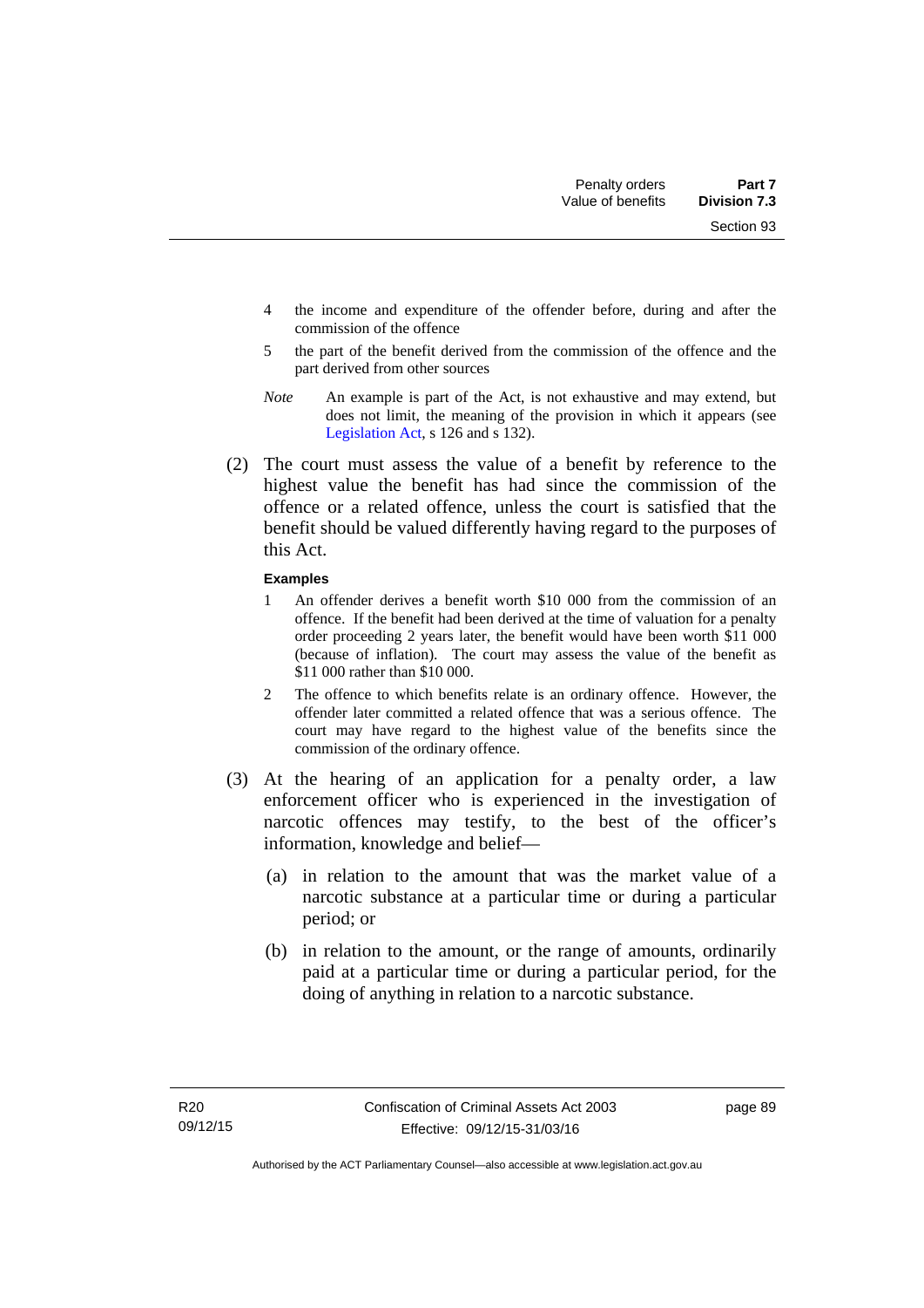4 the income and expenditure of the offender before, during and after the commission of the offence

5 the part of the benefit derived from the commission of the offence and the part derived from other sources

*Note* An example is part of the Act, is not exhaustive and may extend, but does not limit, the meaning of the provision in which it appears (see Legislation Act, s 126 and s 132).

(2) The court must assess the value of a benefit by reference to the highest value the benefit has had since the commission of the offence or a related offence, unless the court is satisfied that the benefit should be valued differently having regard to the purposes of this Act.

**Examples**

1 An offender derives a benefit worth $10 000 from the commission of an offence. If the benefit had been derived at the time of valuation for a penalty order proceeding 2 years later, the benefit would have been worth $11 000 (because of inflation). The court may assess the value of the benefit as $11 000 rather than $10 000.

2 The offence to which benefits relate is an ordinary offence. However, the offender later committed a related offence that was a serious offence. The court may have regard to the highest value of the benefits since the commission of the ordinary offence.

(3) At the hearing of an application for a penalty order, a law enforcement officer who is experienced in the investigation of narcotic offences may testify, to the best of the officer's information, knowledge and belief—

(a) in relation to the amount that was the market value of a narcotic substance at a particular time or during a particular period; or

(b) in relation to the amount, or the range of amounts, ordinarily paid at a particular time or during a particular period, for the doing of anything in relation to a narcotic substance.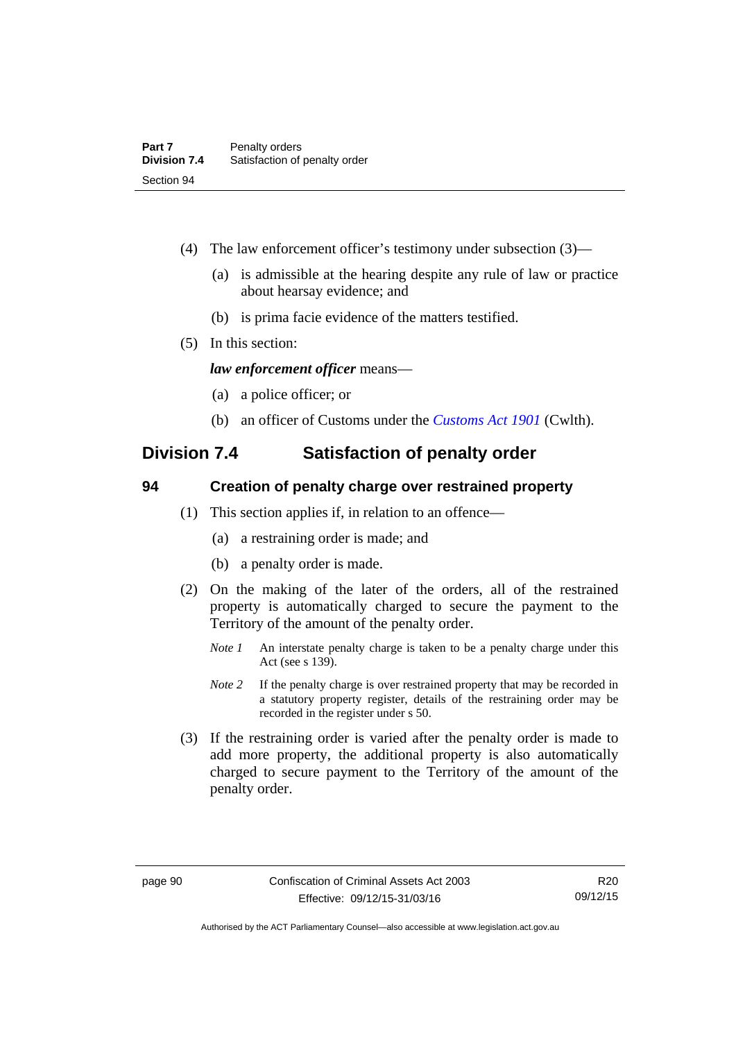(4) The law enforcement officer's testimony under subsection (3)—

(a) is admissible at the hearing despite any rule of law or practice about hearsay evidence; and

(b) is prima facie evidence of the matters testified.

(5) In this section:

***law enforcement officer*** means—

(a) a police officer; or

(b) an officer of Customs under the *Customs Act 1901* (Cwlth).

## Division 7.4 Satisfaction of penalty order

### 94 Creation of penalty charge over restrained property

(1) This section applies if, in relation to an offence—

(a) a restraining order is made; and

(b) a penalty order is made.

(2) On the making of the later of the orders, all of the restrained property is automatically charged to secure the payment to the Territory of the amount of the penalty order.

*Note 1* An interstate penalty charge is taken to be a penalty charge under this Act (see s 139).

*Note 2* If the penalty charge is over restrained property that may be recorded in a statutory property register, details of the restraining order may be recorded in the register under s 50.

(3) If the restraining order is varied after the penalty order is made to add more property, the additional property is also automatically charged to secure payment to the Territory of the amount of the penalty order.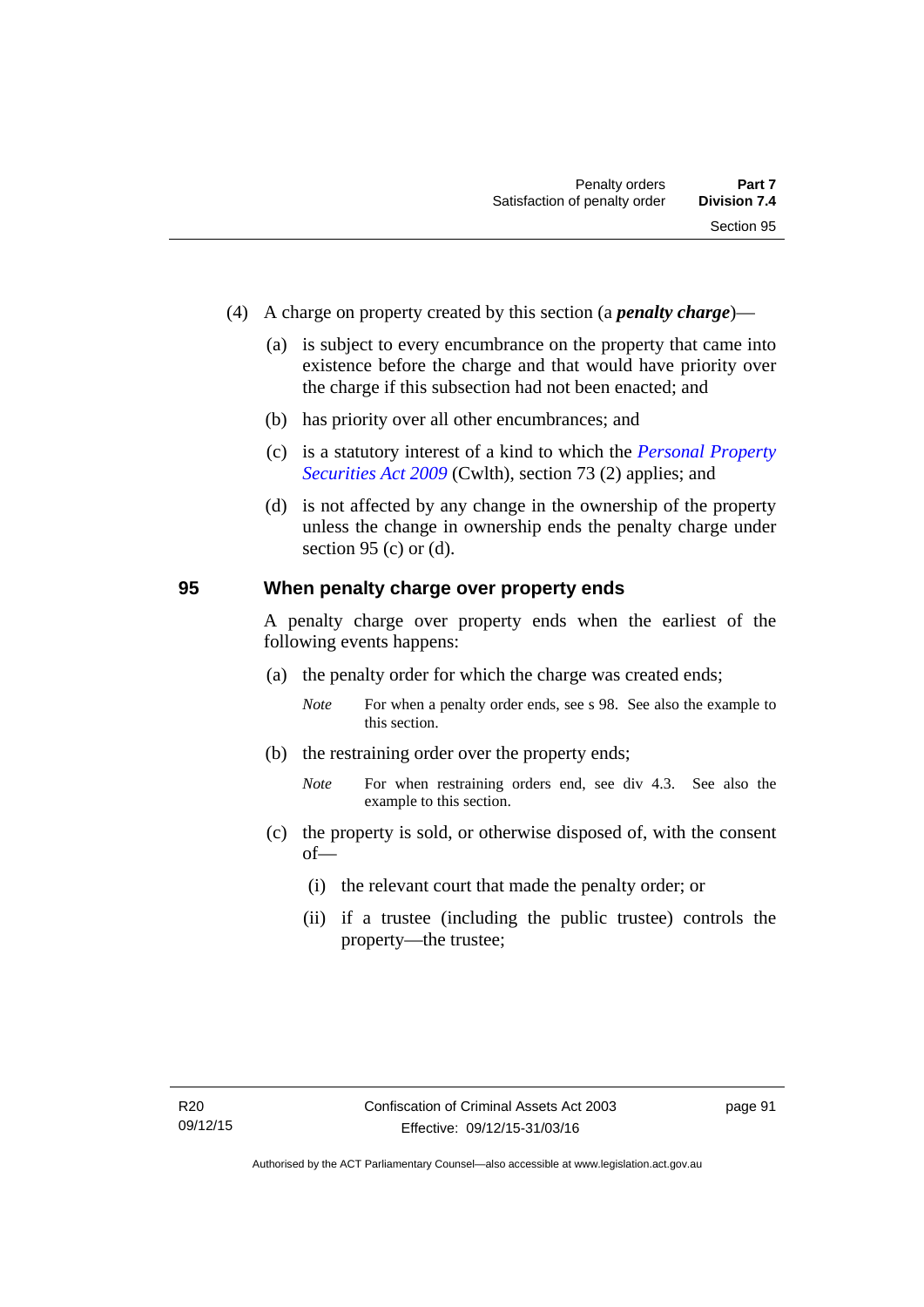(4) A charge on property created by this section (a ***penalty charge***)—

(a) is subject to every encumbrance on the property that came into existence before the charge and that would have priority over the charge if this subsection had not been enacted; and

(b) has priority over all other encumbrances; and

(c) is a statutory interest of a kind to which the *Personal Property Securities Act 2009* (Cwlth), section 73 (2) applies; and

(d) is not affected by any change in the ownership of the property unless the change in ownership ends the penalty charge under section 95 (c) or (d).

## 95 When penalty charge over property ends

A penalty charge over property ends when the earliest of the following events happens:

(a) the penalty order for which the charge was created ends;

*Note* For when a penalty order ends, see s 98. See also the example to this section.

(b) the restraining order over the property ends;

*Note* For when restraining orders end, see div 4.3. See also the example to this section.

(c) the property is sold, or otherwise disposed of, with the consent of—

(i) the relevant court that made the penalty order; or

(ii) if a trustee (including the public trustee) controls the property—the trustee;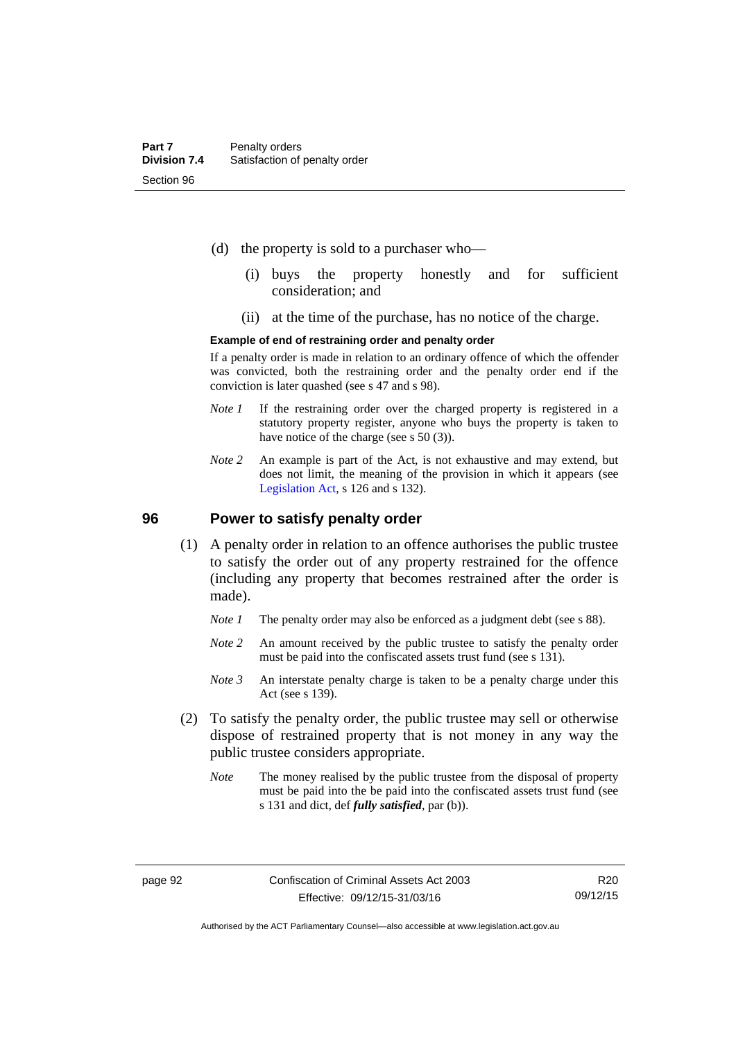(d) the property is sold to a purchaser who—

   (i) buys the property honestly and for sufficient consideration; and

   (ii) at the time of the purchase, has no notice of the charge.

**Example of end of restraining order and penalty order**

If a penalty order is made in relation to an ordinary offence of which the offender was convicted, both the restraining order and the penalty order end if the conviction is later quashed (see s 47 and s 98).

*Note 1* If the restraining order over the charged property is registered in a statutory property register, anyone who buys the property is taken to have notice of the charge (see s 50 (3)).

*Note 2* An example is part of the Act, is not exhaustive and may extend, but does not limit, the meaning of the provision in which it appears (see Legislation Act, s 126 and s 132).

## 96 Power to satisfy penalty order

(1) A penalty order in relation to an offence authorises the public trustee to satisfy the order out of any property restrained for the offence (including any property that becomes restrained after the order is made).

*Note 1* The penalty order may also be enforced as a judgment debt (see s 88).

*Note 2* An amount received by the public trustee to satisfy the penalty order must be paid into the confiscated assets trust fund (see s 131).

*Note 3* An interstate penalty charge is taken to be a penalty charge under this Act (see s 139).

(2) To satisfy the penalty order, the public trustee may sell or otherwise dispose of restrained property that is not money in any way the public trustee considers appropriate.

*Note* The money realised by the public trustee from the disposal of property must be paid into the be paid into the confiscated assets trust fund (see s 131 and dict, def ***fully satisfied***, par (b)).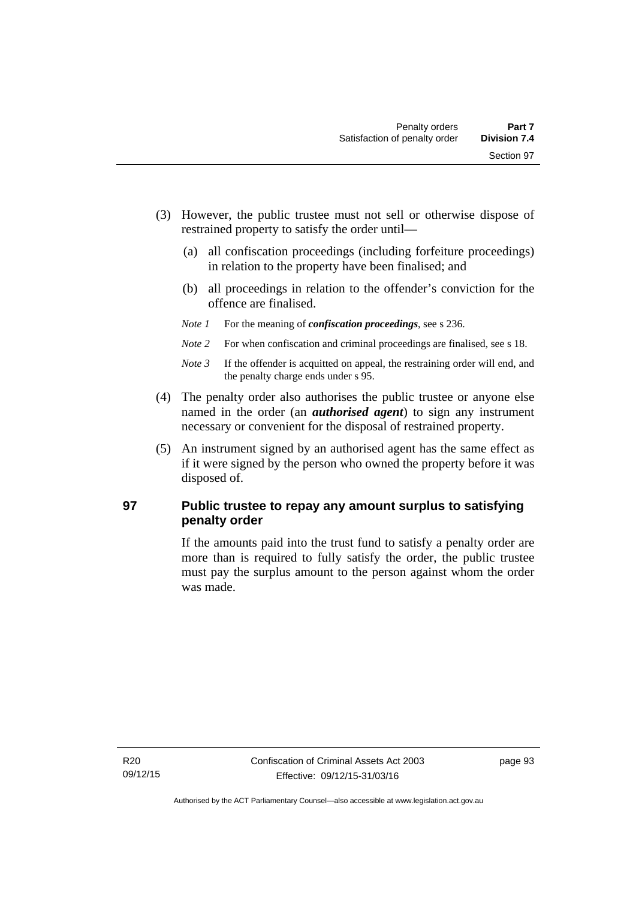(3) However, the public trustee must not sell or otherwise dispose of restrained property to satisfy the order until—

(a) all confiscation proceedings (including forfeiture proceedings) in relation to the property have been finalised; and

(b) all proceedings in relation to the offender's conviction for the offence are finalised.

*Note 1* For the meaning of ***confiscation proceedings***, see s 236.

*Note 2* For when confiscation and criminal proceedings are finalised, see s 18.

*Note 3* If the offender is acquitted on appeal, the restraining order will end, and the penalty charge ends under s 95.

(4) The penalty order also authorises the public trustee or anyone else named in the order (an ***authorised agent***) to sign any instrument necessary or convenient for the disposal of restrained property.

(5) An instrument signed by an authorised agent has the same effect as if it were signed by the person who owned the property before it was disposed of.

## 97 Public trustee to repay any amount surplus to satisfying penalty order

If the amounts paid into the trust fund to satisfy a penalty order are more than is required to fully satisfy the order, the public trustee must pay the surplus amount to the person against whom the order was made.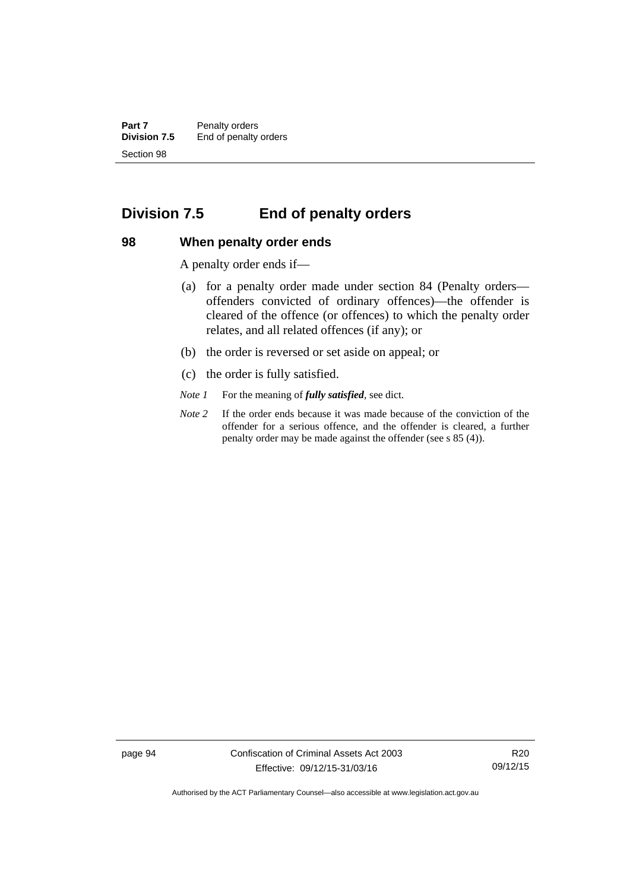## Division 7.5 End of penalty orders

### 98 When penalty order ends

A penalty order ends if—

(a) for a penalty order made under section 84 (Penalty orders—offenders convicted of ordinary offences)—the offender is cleared of the offence (or offences) to which the penalty order relates, and all related offences (if any); or

(b) the order is reversed or set aside on appeal; or

(c) the order is fully satisfied.

*Note 1* For the meaning of ***fully satisfied***, see dict.

*Note 2* If the order ends because it was made because of the conviction of the offender for a serious offence, and the offender is cleared, a further penalty order may be made against the offender (see s 85 (4)).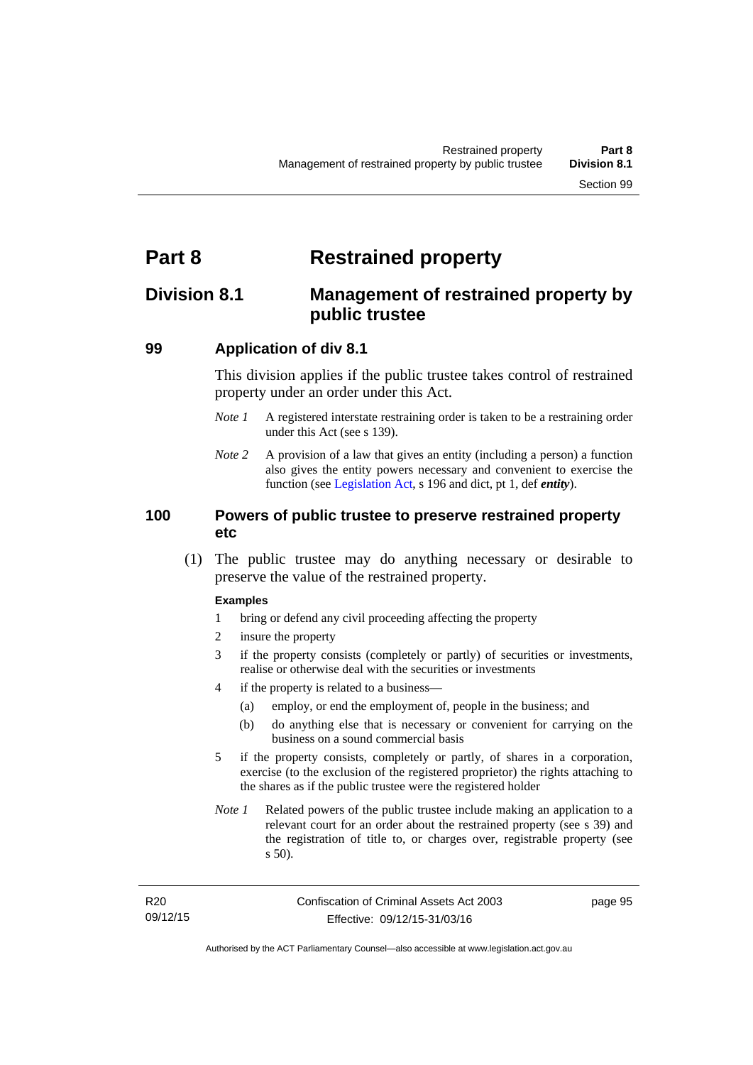# Part 8 Restrained property

## Division 8.1 Management of restrained property by public trustee

### 99 Application of div 8.1

This division applies if the public trustee takes control of restrained property under an order under this Act.

*Note 1* A registered interstate restraining order is taken to be a restraining order under this Act (see s 139).

*Note 2* A provision of a law that gives an entity (including a person) a function also gives the entity powers necessary and convenient to exercise the function (see Legislation Act, s 196 and dict, pt 1, def ***entity***).

### 100 Powers of public trustee to preserve restrained property etc

(1) The public trustee may do anything necessary or desirable to preserve the value of the restrained property.

**Examples**

1 bring or defend any civil proceeding affecting the property

2 insure the property

3 if the property consists (completely or partly) of securities or investments, realise or otherwise deal with the securities or investments

4 if the property is related to a business—

(a) employ, or end the employment of, people in the business; and

(b) do anything else that is necessary or convenient for carrying on the business on a sound commercial basis

5 if the property consists, completely or partly, of shares in a corporation, exercise (to the exclusion of the registered proprietor) the rights attaching to the shares as if the public trustee were the registered holder

*Note 1* Related powers of the public trustee include making an application to a relevant court for an order about the restrained property (see s 39) and the registration of title to, or charges over, registrable property (see s 50).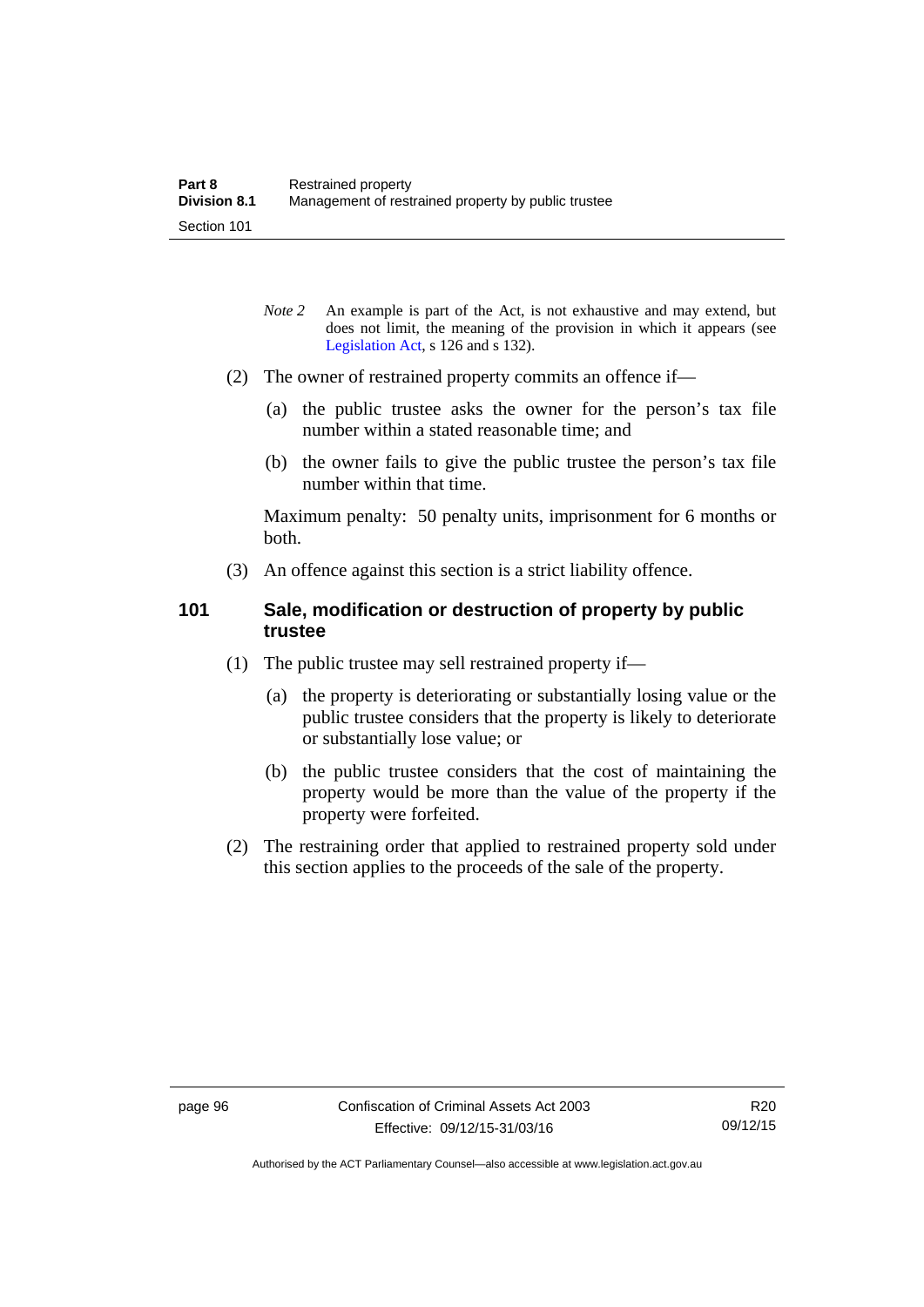*Note 2* An example is part of the Act, is not exhaustive and may extend, but does not limit, the meaning of the provision in which it appears (see Legislation Act, s 126 and s 132).

(2) The owner of restrained property commits an offence if—

(a) the public trustee asks the owner for the person's tax file number within a stated reasonable time; and

(b) the owner fails to give the public trustee the person's tax file number within that time.

Maximum penalty: 50 penalty units, imprisonment for 6 months or both.

(3) An offence against this section is a strict liability offence.

### 101 Sale, modification or destruction of property by public trustee

(1) The public trustee may sell restrained property if—

(a) the property is deteriorating or substantially losing value or the public trustee considers that the property is likely to deteriorate or substantially lose value; or

(b) the public trustee considers that the cost of maintaining the property would be more than the value of the property if the property were forfeited.

(2) The restraining order that applied to restrained property sold under this section applies to the proceeds of the sale of the property.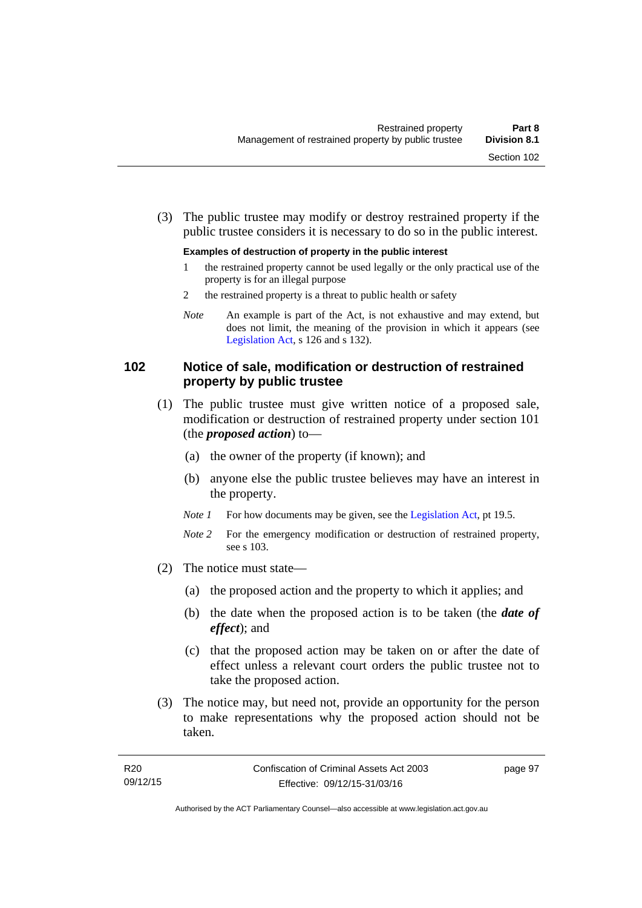(3) The public trustee may modify or destroy restrained property if the public trustee considers it is necessary to do so in the public interest.

**Examples of destruction of property in the public interest**

1 the restrained property cannot be used legally or the only practical use of the property is for an illegal purpose

2 the restrained property is a threat to public health or safety

*Note* An example is part of the Act, is not exhaustive and may extend, but does not limit, the meaning of the provision in which it appears (see Legislation Act, s 126 and s 132).

## 102 Notice of sale, modification or destruction of restrained property by public trustee

(1) The public trustee must give written notice of a proposed sale, modification or destruction of restrained property under section 101 (the ***proposed action***) to—

(a) the owner of the property (if known); and

(b) anyone else the public trustee believes may have an interest in the property.

*Note 1* For how documents may be given, see the Legislation Act, pt 19.5.

*Note 2* For the emergency modification or destruction of restrained property, see s 103.

(2) The notice must state—

(a) the proposed action and the property to which it applies; and

(b) the date when the proposed action is to be taken (the ***date of effect***); and

(c) that the proposed action may be taken on or after the date of effect unless a relevant court orders the public trustee not to take the proposed action.

(3) The notice may, but need not, provide an opportunity for the person to make representations why the proposed action should not be taken.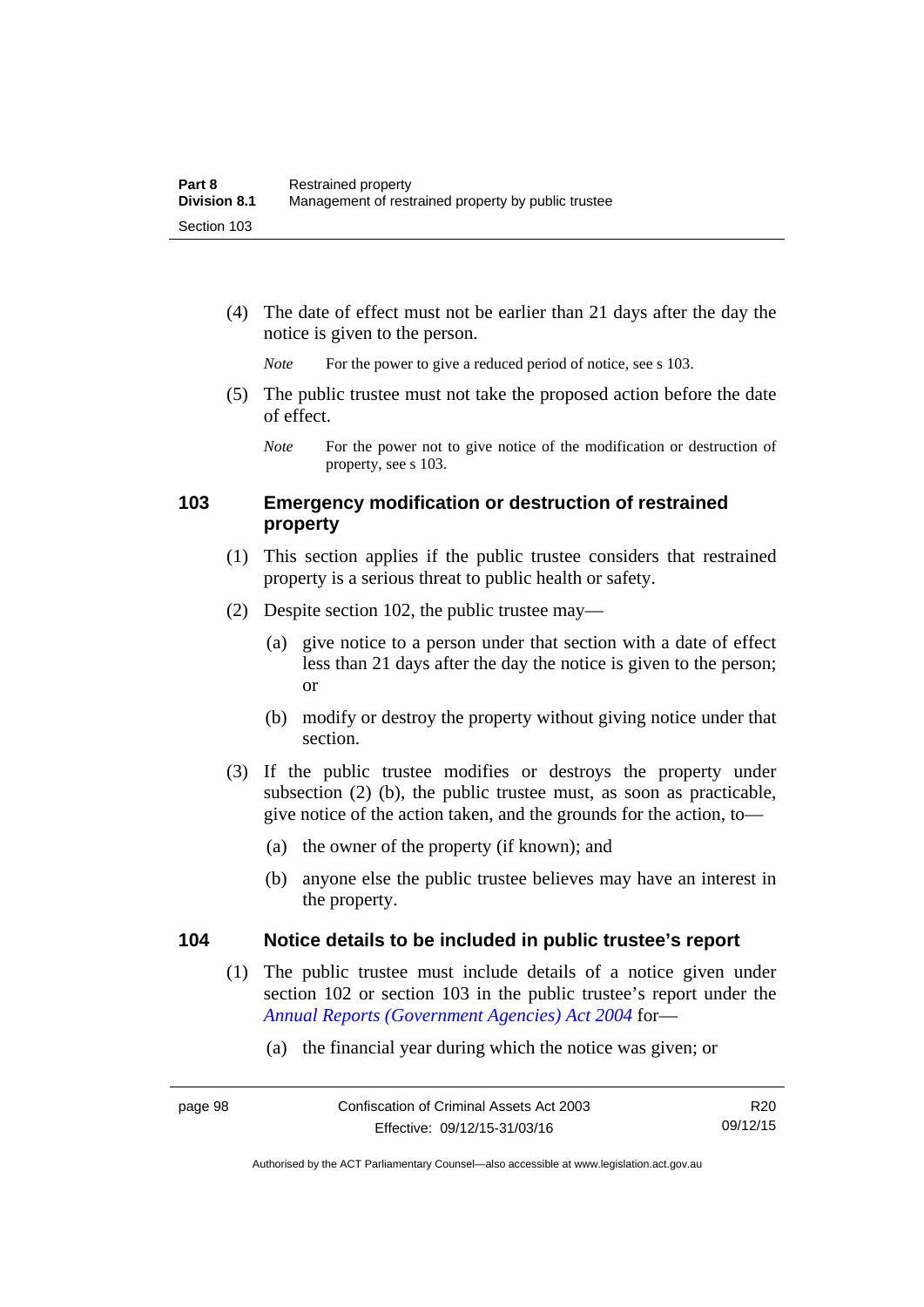(4) The date of effect must not be earlier than 21 days after the day the notice is given to the person.

*Note* For the power to give a reduced period of notice, see s 103.

(5) The public trustee must not take the proposed action before the date of effect.

*Note* For the power not to give notice of the modification or destruction of property, see s 103.

### 103 Emergency modification or destruction of restrained property

(1) This section applies if the public trustee considers that restrained property is a serious threat to public health or safety.

(2) Despite section 102, the public trustee may—

(a) give notice to a person under that section with a date of effect less than 21 days after the day the notice is given to the person; or

(b) modify or destroy the property without giving notice under that section.

(3) If the public trustee modifies or destroys the property under subsection (2) (b), the public trustee must, as soon as practicable, give notice of the action taken, and the grounds for the action, to—

(a) the owner of the property (if known); and

(b) anyone else the public trustee believes may have an interest in the property.

### 104 Notice details to be included in public trustee's report

(1) The public trustee must include details of a notice given under section 102 or section 103 in the public trustee's report under the *Annual Reports (Government Agencies) Act 2004* for—

(a) the financial year during which the notice was given; or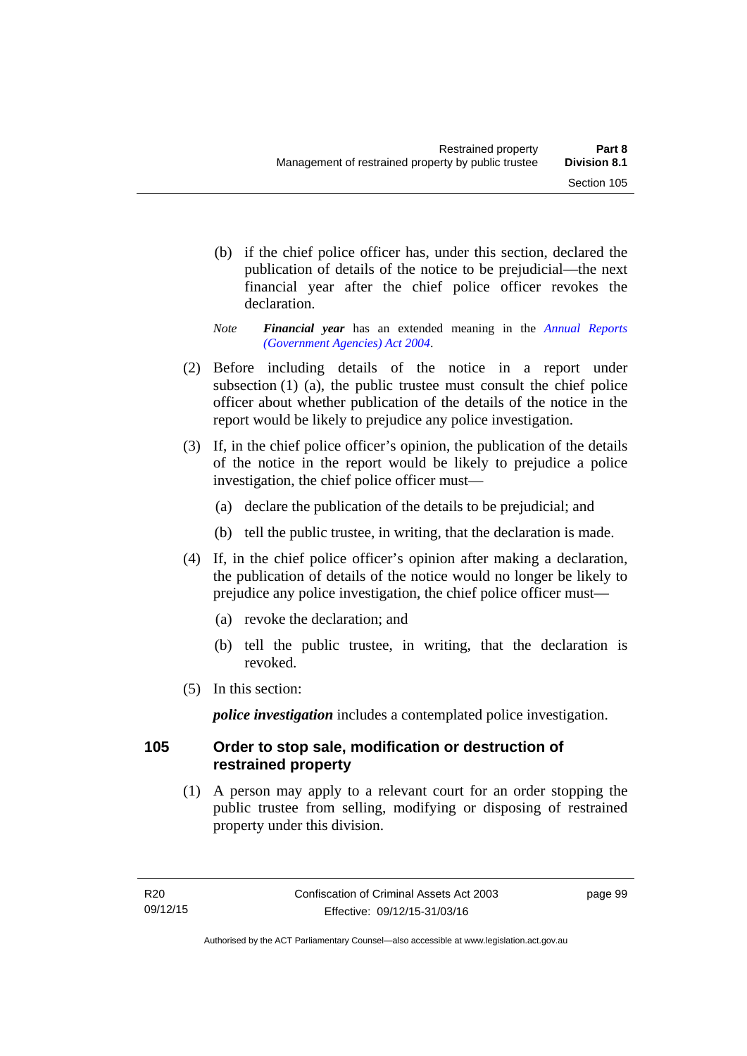(b) if the chief police officer has, under this section, declared the publication of details of the notice to be prejudicial—the next financial year after the chief police officer revokes the declaration.

*Note* ***Financial year*** has an extended meaning in the *Annual Reports (Government Agencies) Act 2004*.

(2) Before including details of the notice in a report under subsection (1) (a), the public trustee must consult the chief police officer about whether publication of the details of the notice in the report would be likely to prejudice any police investigation.

(3) If, in the chief police officer's opinion, the publication of the details of the notice in the report would be likely to prejudice a police investigation, the chief police officer must—

(a) declare the publication of the details to be prejudicial; and

(b) tell the public trustee, in writing, that the declaration is made.

(4) If, in the chief police officer's opinion after making a declaration, the publication of details of the notice would no longer be likely to prejudice any police investigation, the chief police officer must—

(a) revoke the declaration; and

(b) tell the public trustee, in writing, that the declaration is revoked.

(5) In this section:

***police investigation*** includes a contemplated police investigation.

## 105 Order to stop sale, modification or destruction of restrained property

(1) A person may apply to a relevant court for an order stopping the public trustee from selling, modifying or disposing of restrained property under this division.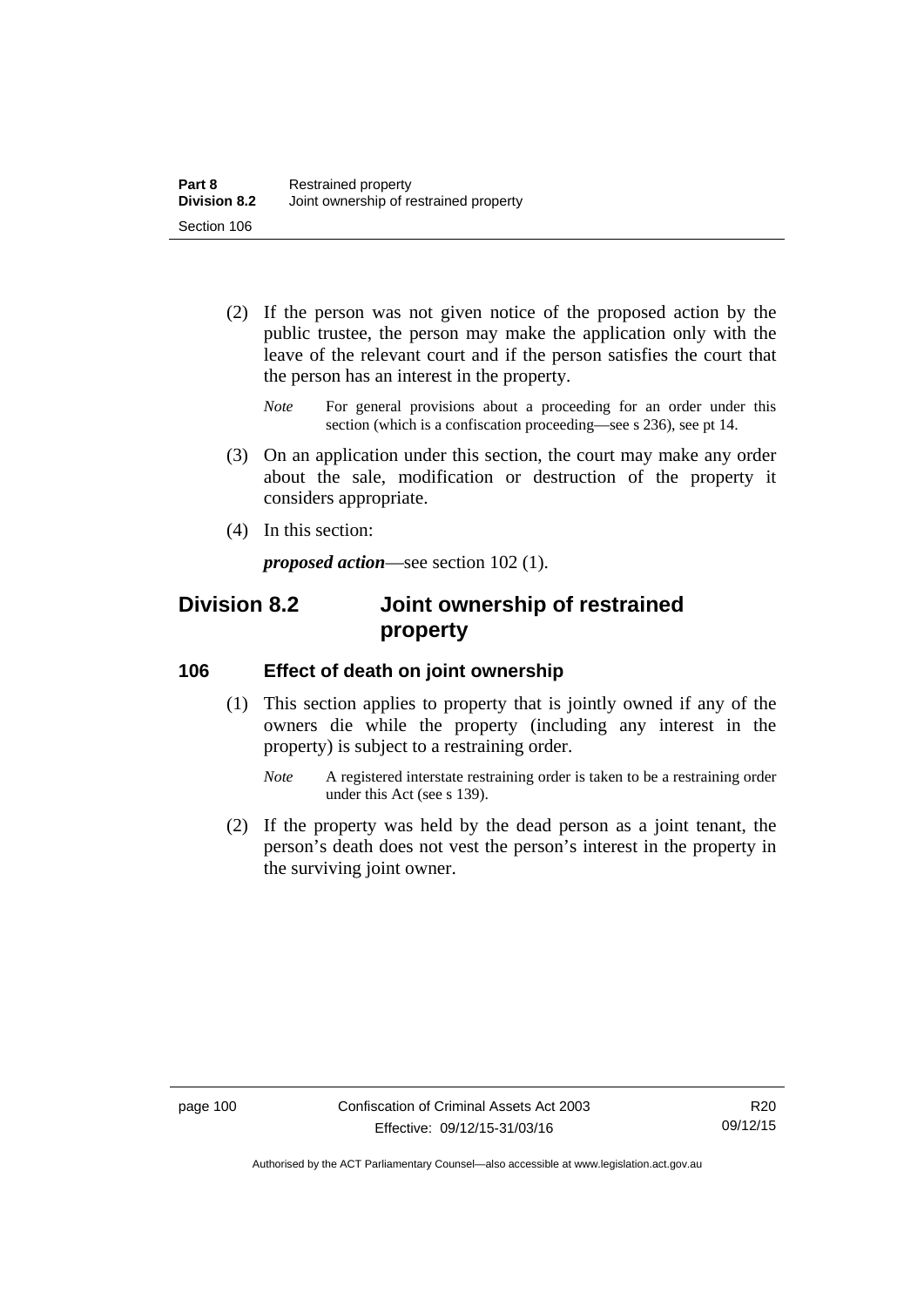(2) If the person was not given notice of the proposed action by the public trustee, the person may make the application only with the leave of the relevant court and if the person satisfies the court that the person has an interest in the property.

*Note* For general provisions about a proceeding for an order under this section (which is a confiscation proceeding—see s 236), see pt 14.

(3) On an application under this section, the court may make any order about the sale, modification or destruction of the property it considers appropriate.

(4) In this section:

***proposed action***—see section 102 (1).

## Division 8.2 Joint ownership of restrained property

### 106 Effect of death on joint ownership

(1) This section applies to property that is jointly owned if any of the owners die while the property (including any interest in the property) is subject to a restraining order.

*Note* A registered interstate restraining order is taken to be a restraining order under this Act (see s 139).

(2) If the property was held by the dead person as a joint tenant, the person's death does not vest the person's interest in the property in the surviving joint owner.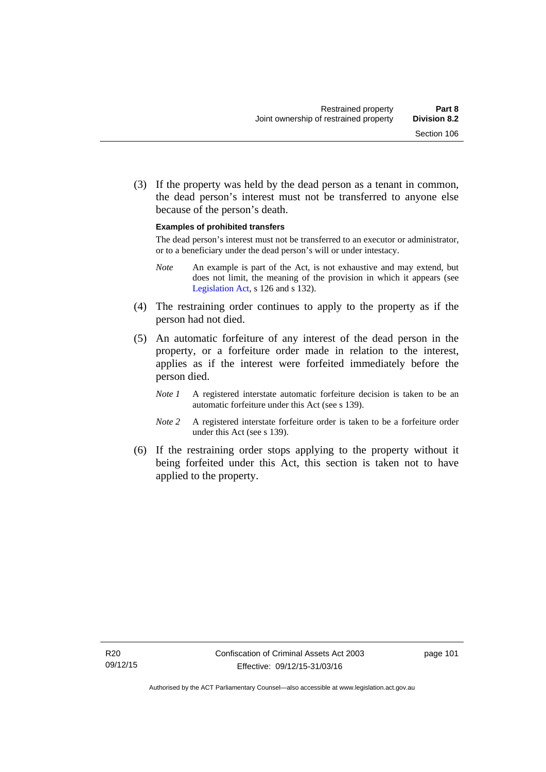(3) If the property was held by the dead person as a tenant in common, the dead person's interest must not be transferred to anyone else because of the person's death.

**Examples of prohibited transfers**

The dead person's interest must not be transferred to an executor or administrator, or to a beneficiary under the dead person's will or under intestacy.

*Note* An example is part of the Act, is not exhaustive and may extend, but does not limit, the meaning of the provision in which it appears (see Legislation Act, s 126 and s 132).

(4) The restraining order continues to apply to the property as if the person had not died.

(5) An automatic forfeiture of any interest of the dead person in the property, or a forfeiture order made in relation to the interest, applies as if the interest were forfeited immediately before the person died.

*Note 1* A registered interstate automatic forfeiture decision is taken to be an automatic forfeiture under this Act (see s 139).

*Note 2* A registered interstate forfeiture order is taken to be a forfeiture order under this Act (see s 139).

(6) If the restraining order stops applying to the property without it being forfeited under this Act, this section is taken not to have applied to the property.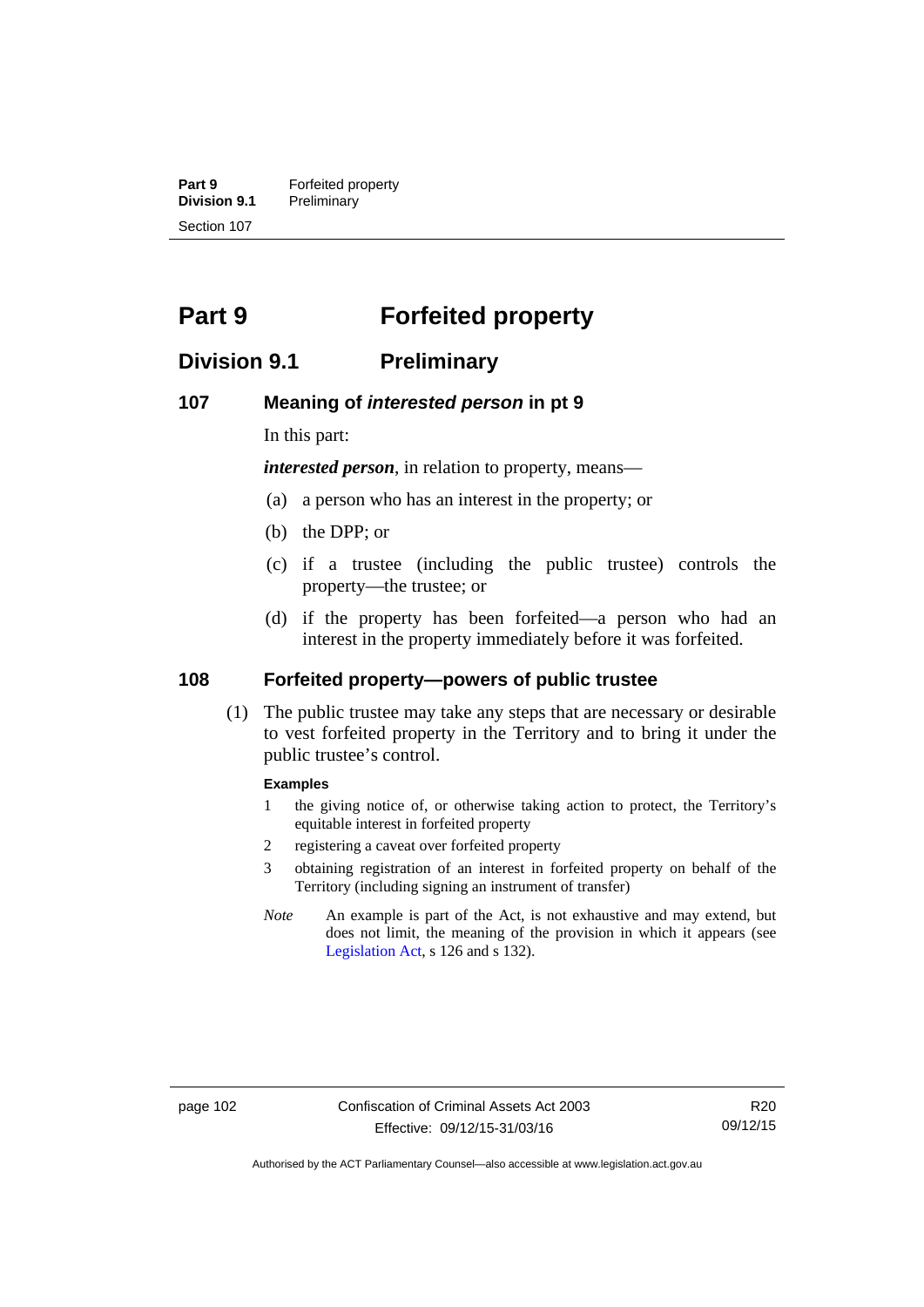# Part 9 Forfeited property

## Division 9.1 Preliminary

### 107 Meaning of *interested person* in pt 9

In this part:

***interested person***, in relation to property, means—

(a) a person who has an interest in the property; or

(b) the DPP; or

(c) if a trustee (including the public trustee) controls the property—the trustee; or

(d) if the property has been forfeited—a person who had an interest in the property immediately before it was forfeited.

### 108 Forfeited property—powers of public trustee

(1) The public trustee may take any steps that are necessary or desirable to vest forfeited property in the Territory and to bring it under the public trustee's control.

**Examples**

1 the giving notice of, or otherwise taking action to protect, the Territory's equitable interest in forfeited property

2 registering a caveat over forfeited property

3 obtaining registration of an interest in forfeited property on behalf of the Territory (including signing an instrument of transfer)

*Note* An example is part of the Act, is not exhaustive and may extend, but does not limit, the meaning of the provision in which it appears (see Legislation Act, s 126 and s 132).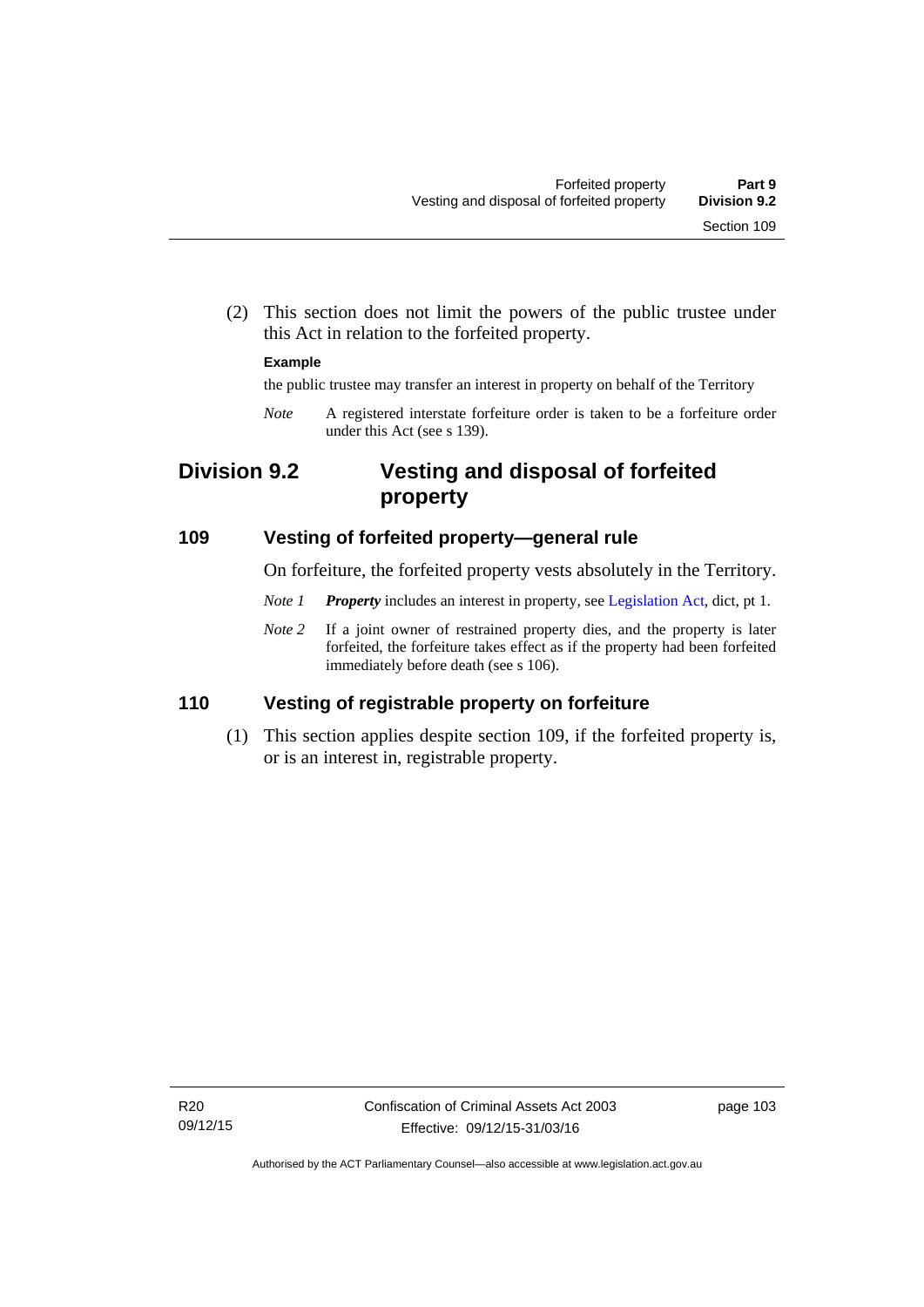(2) This section does not limit the powers of the public trustee under this Act in relation to the forfeited property.

**Example**

the public trustee may transfer an interest in property on behalf of the Territory

*Note* A registered interstate forfeiture order is taken to be a forfeiture order under this Act (see s 139).

## Division 9.2 Vesting and disposal of forfeited property

### 109 Vesting of forfeited property—general rule

On forfeiture, the forfeited property vests absolutely in the Territory.

*Note 1* ***Property*** includes an interest in property, see Legislation Act, dict, pt 1.

*Note 2* If a joint owner of restrained property dies, and the property is later forfeited, the forfeiture takes effect as if the property had been forfeited immediately before death (see s 106).

### 110 Vesting of registrable property on forfeiture

(1) This section applies despite section 109, if the forfeited property is, or is an interest in, registrable property.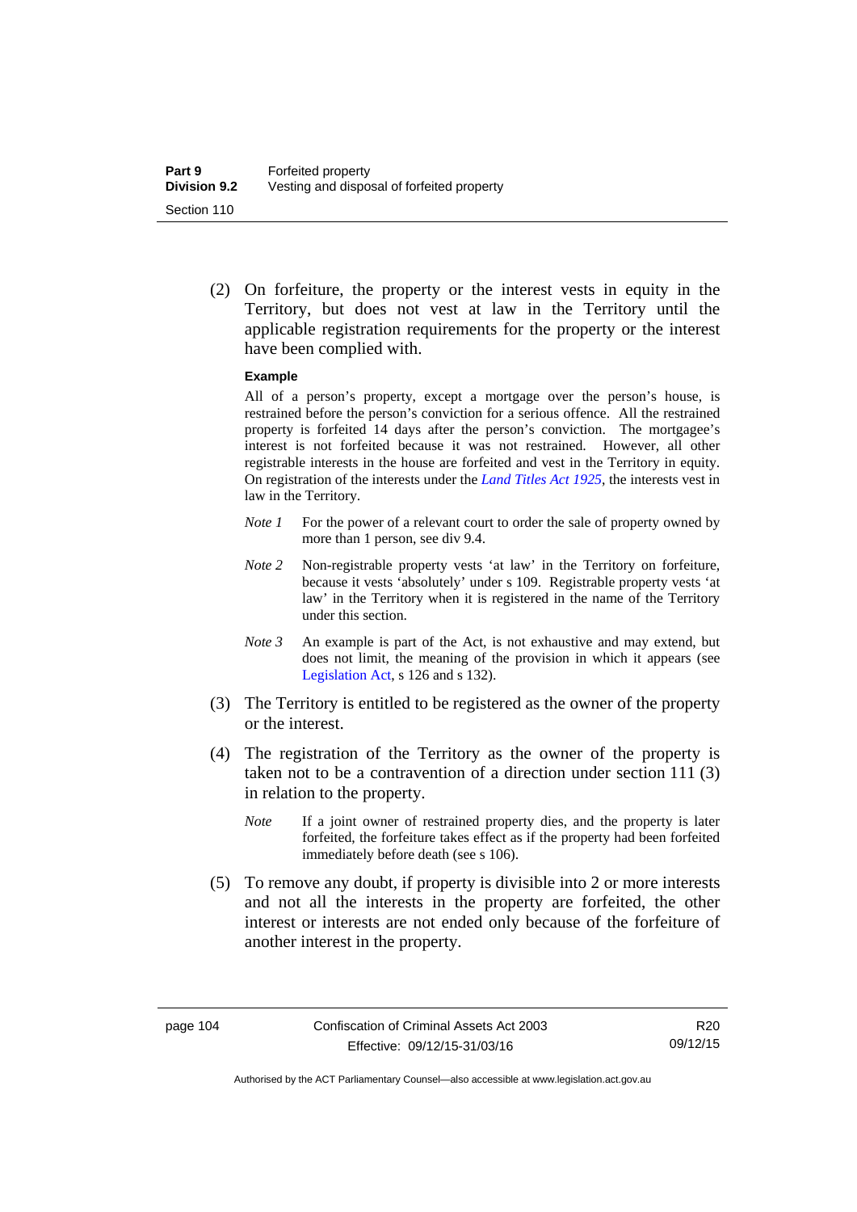(2) On forfeiture, the property or the interest vests in equity in the Territory, but does not vest at law in the Territory until the applicable registration requirements for the property or the interest have been complied with.

**Example**

All of a person's property, except a mortgage over the person's house, is restrained before the person's conviction for a serious offence. All the restrained property is forfeited 14 days after the person's conviction. The mortgagee's interest is not forfeited because it was not restrained. However, all other registrable interests in the house are forfeited and vest in the Territory in equity. On registration of the interests under the *Land Titles Act 1925*, the interests vest in law in the Territory.

*Note 1* For the power of a relevant court to order the sale of property owned by more than 1 person, see div 9.4.

*Note 2* Non-registrable property vests 'at law' in the Territory on forfeiture, because it vests 'absolutely' under s 109. Registrable property vests 'at law' in the Territory when it is registered in the name of the Territory under this section.

*Note 3* An example is part of the Act, is not exhaustive and may extend, but does not limit, the meaning of the provision in which it appears (see Legislation Act, s 126 and s 132).

(3) The Territory is entitled to be registered as the owner of the property or the interest.

(4) The registration of the Territory as the owner of the property is taken not to be a contravention of a direction under section 111 (3) in relation to the property.

*Note* If a joint owner of restrained property dies, and the property is later forfeited, the forfeiture takes effect as if the property had been forfeited immediately before death (see s 106).

(5) To remove any doubt, if property is divisible into 2 or more interests and not all the interests in the property are forfeited, the other interest or interests are not ended only because of the forfeiture of another interest in the property.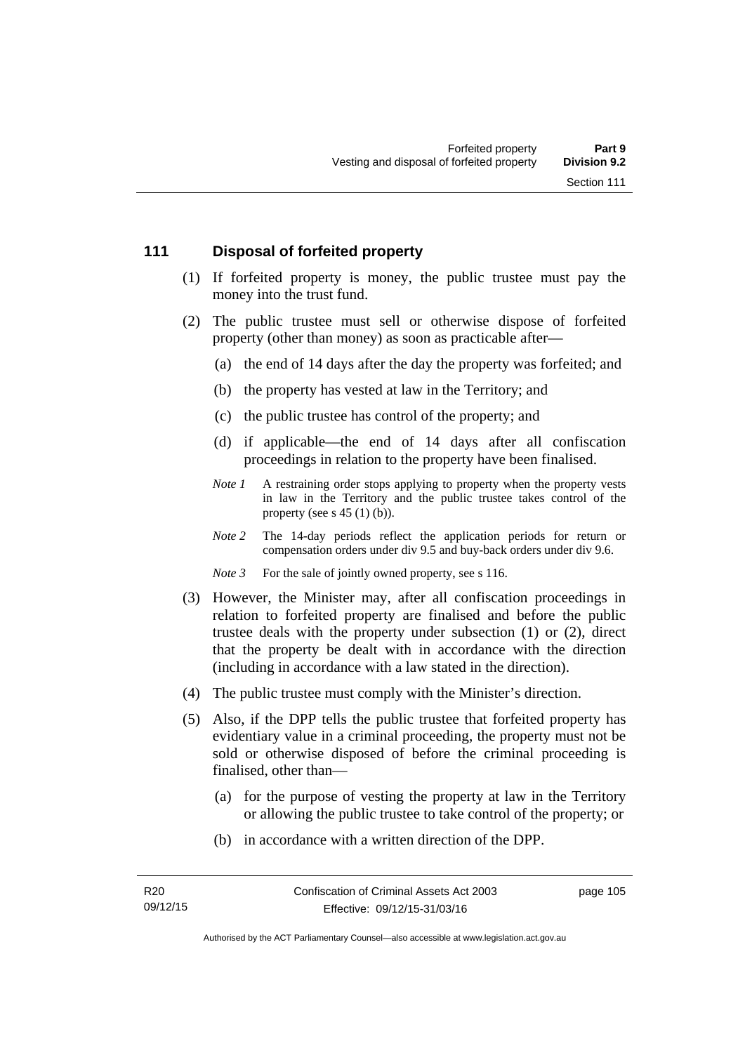## 111 Disposal of forfeited property

(1) If forfeited property is money, the public trustee must pay the money into the trust fund.

(2) The public trustee must sell or otherwise dispose of forfeited property (other than money) as soon as practicable after—

(a) the end of 14 days after the day the property was forfeited; and

(b) the property has vested at law in the Territory; and

(c) the public trustee has control of the property; and

(d) if applicable—the end of 14 days after all confiscation proceedings in relation to the property have been finalised.

*Note 1* A restraining order stops applying to property when the property vests in law in the Territory and the public trustee takes control of the property (see s 45 (1) (b)).

*Note 2* The 14-day periods reflect the application periods for return or compensation orders under div 9.5 and buy-back orders under div 9.6.

*Note 3* For the sale of jointly owned property, see s 116.

(3) However, the Minister may, after all confiscation proceedings in relation to forfeited property are finalised and before the public trustee deals with the property under subsection (1) or (2), direct that the property be dealt with in accordance with the direction (including in accordance with a law stated in the direction).

(4) The public trustee must comply with the Minister's direction.

(5) Also, if the DPP tells the public trustee that forfeited property has evidentiary value in a criminal proceeding, the property must not be sold or otherwise disposed of before the criminal proceeding is finalised, other than—

(a) for the purpose of vesting the property at law in the Territory or allowing the public trustee to take control of the property; or

(b) in accordance with a written direction of the DPP.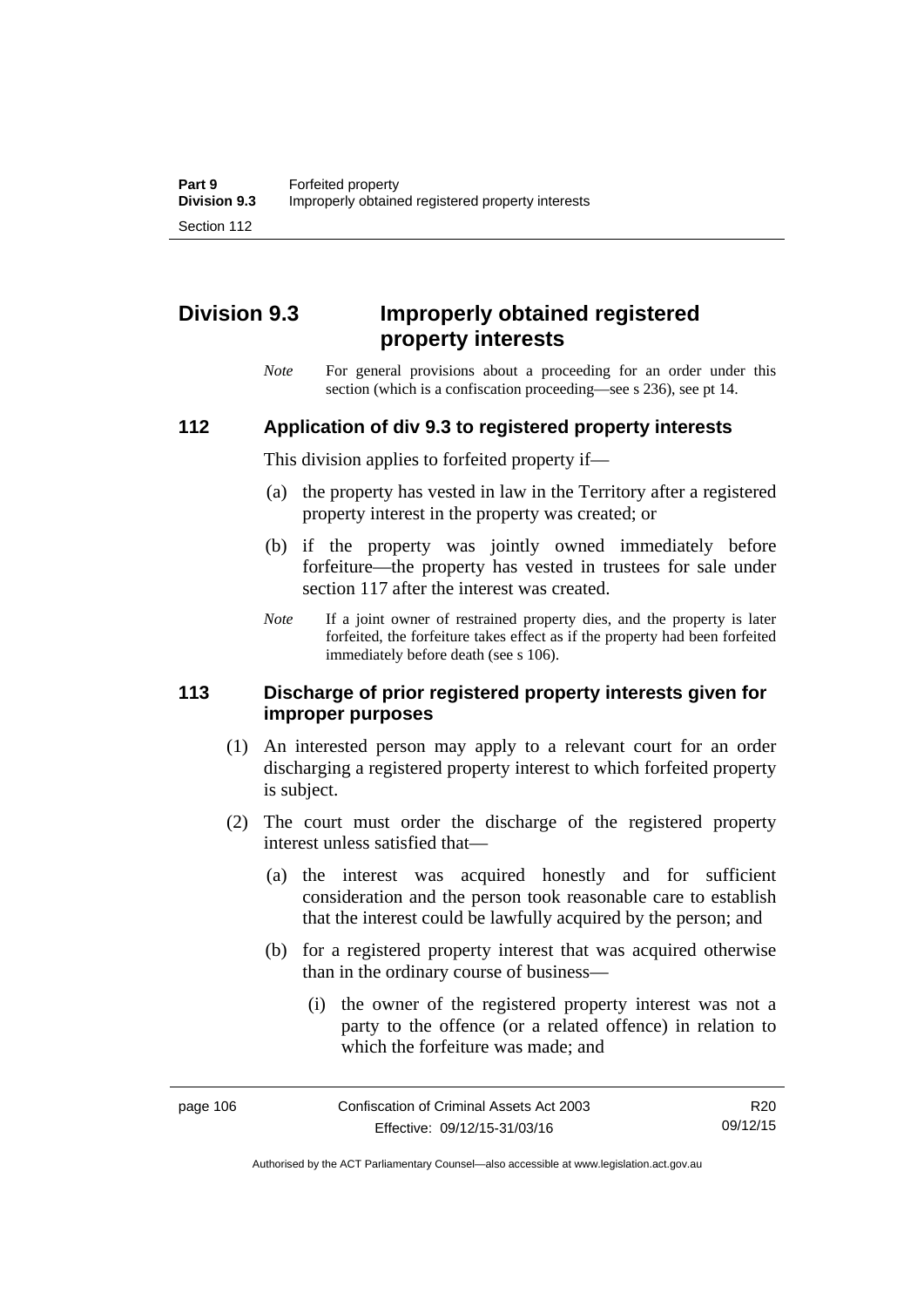## Division 9.3 Improperly obtained registered property interests

*Note* For general provisions about a proceeding for an order under this section (which is a confiscation proceeding—see s 236), see pt 14.

### 112 Application of div 9.3 to registered property interests

This division applies to forfeited property if—

(a) the property has vested in law in the Territory after a registered property interest in the property was created; or

(b) if the property was jointly owned immediately before forfeiture—the property has vested in trustees for sale under section 117 after the interest was created.

*Note* If a joint owner of restrained property dies, and the property is later forfeited, the forfeiture takes effect as if the property had been forfeited immediately before death (see s 106).

### 113 Discharge of prior registered property interests given for improper purposes

(1) An interested person may apply to a relevant court for an order discharging a registered property interest to which forfeited property is subject.

(2) The court must order the discharge of the registered property interest unless satisfied that—

(a) the interest was acquired honestly and for sufficient consideration and the person took reasonable care to establish that the interest could be lawfully acquired by the person; and

(b) for a registered property interest that was acquired otherwise than in the ordinary course of business—

(i) the owner of the registered property interest was not a party to the offence (or a related offence) in relation to which the forfeiture was made; and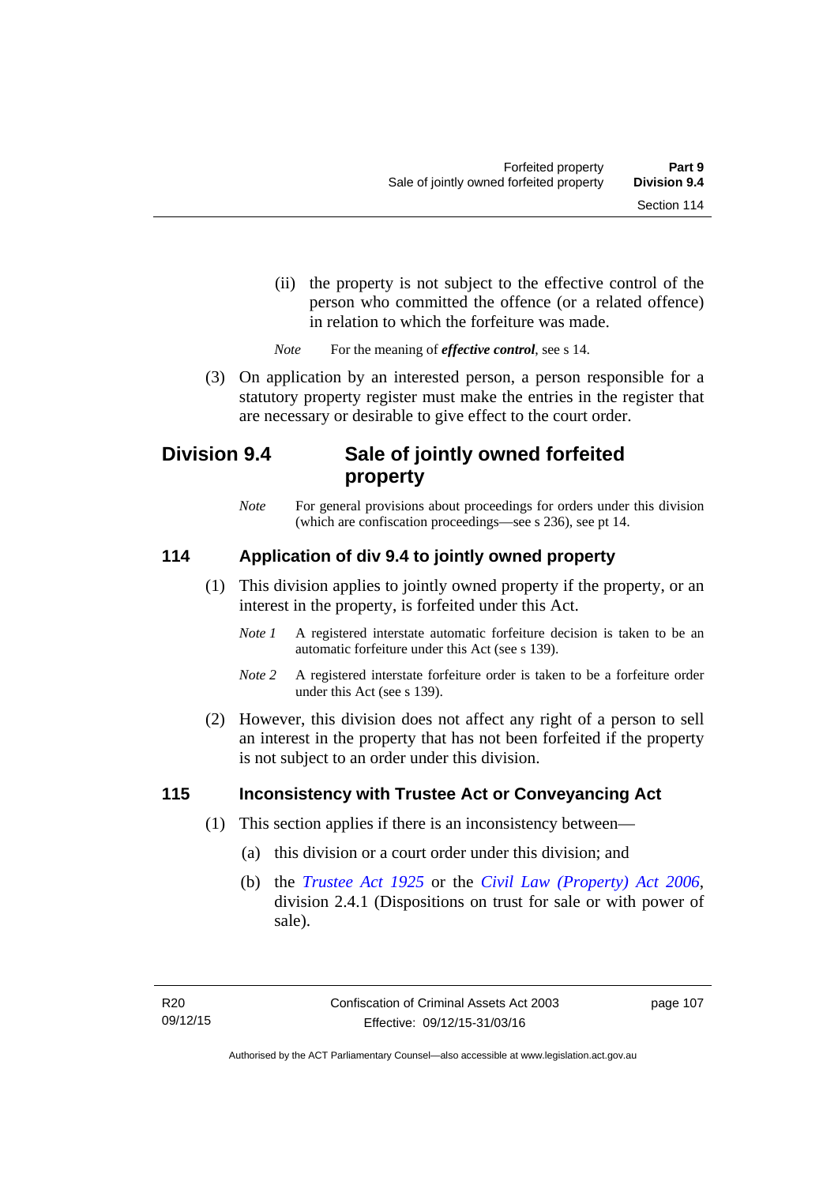(ii) the property is not subject to the effective control of the person who committed the offence (or a related offence) in relation to which the forfeiture was made.

*Note* For the meaning of ***effective control***, see s 14.

(3) On application by an interested person, a person responsible for a statutory property register must make the entries in the register that are necessary or desirable to give effect to the court order.

## Division 9.4 Sale of jointly owned forfeited property

*Note* For general provisions about proceedings for orders under this division (which are confiscation proceedings—see s 236), see pt 14.

### 114 Application of div 9.4 to jointly owned property

(1) This division applies to jointly owned property if the property, or an interest in the property, is forfeited under this Act.

*Note 1* A registered interstate automatic forfeiture decision is taken to be an automatic forfeiture under this Act (see s 139).

*Note 2* A registered interstate forfeiture order is taken to be a forfeiture order under this Act (see s 139).

(2) However, this division does not affect any right of a person to sell an interest in the property that has not been forfeited if the property is not subject to an order under this division.

### 115 Inconsistency with Trustee Act or Conveyancing Act

(1) This section applies if there is an inconsistency between—

(a) this division or a court order under this division; and

(b) the *Trustee Act 1925* or the *Civil Law (Property) Act 2006*, division 2.4.1 (Dispositions on trust for sale or with power of sale).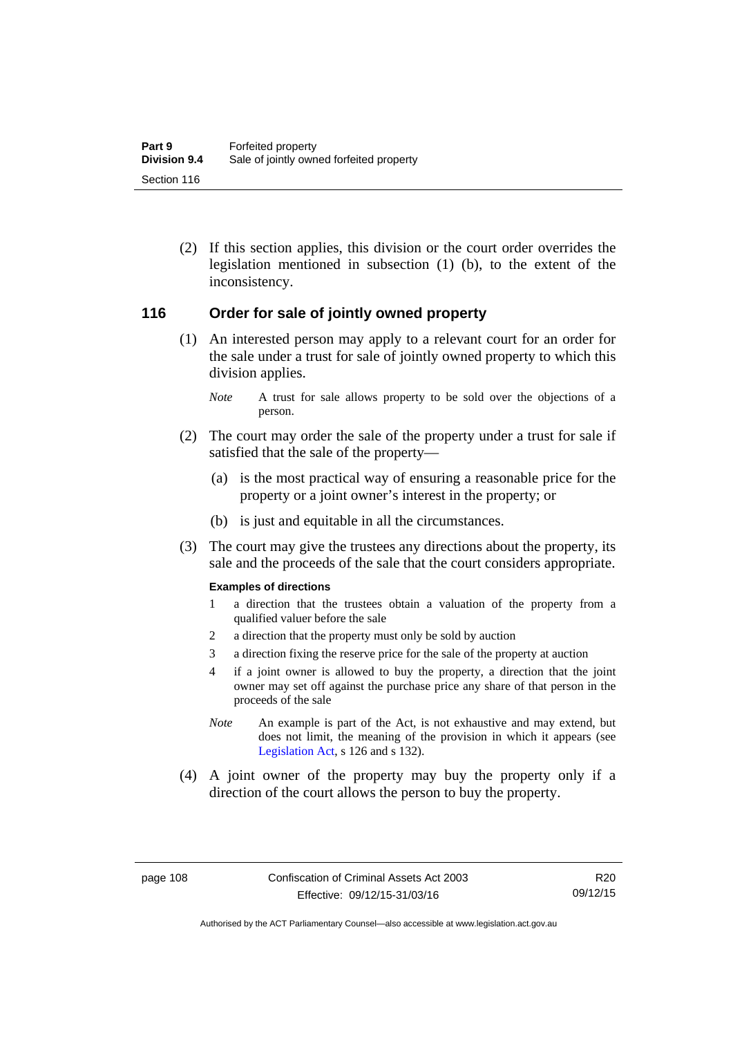(2) If this section applies, this division or the court order overrides the legislation mentioned in subsection (1) (b), to the extent of the inconsistency.

## 116 Order for sale of jointly owned property

(1) An interested person may apply to a relevant court for an order for the sale under a trust for sale of jointly owned property to which this division applies.

*Note* A trust for sale allows property to be sold over the objections of a person.

(2) The court may order the sale of the property under a trust for sale if satisfied that the sale of the property—

(a) is the most practical way of ensuring a reasonable price for the property or a joint owner's interest in the property; or

(b) is just and equitable in all the circumstances.

(3) The court may give the trustees any directions about the property, its sale and the proceeds of the sale that the court considers appropriate.

**Examples of directions**

1 a direction that the trustees obtain a valuation of the property from a qualified valuer before the sale

2 a direction that the property must only be sold by auction

3 a direction fixing the reserve price for the sale of the property at auction

4 if a joint owner is allowed to buy the property, a direction that the joint owner may set off against the purchase price any share of that person in the proceeds of the sale

*Note* An example is part of the Act, is not exhaustive and may extend, but does not limit, the meaning of the provision in which it appears (see Legislation Act, s 126 and s 132).

(4) A joint owner of the property may buy the property only if a direction of the court allows the person to buy the property.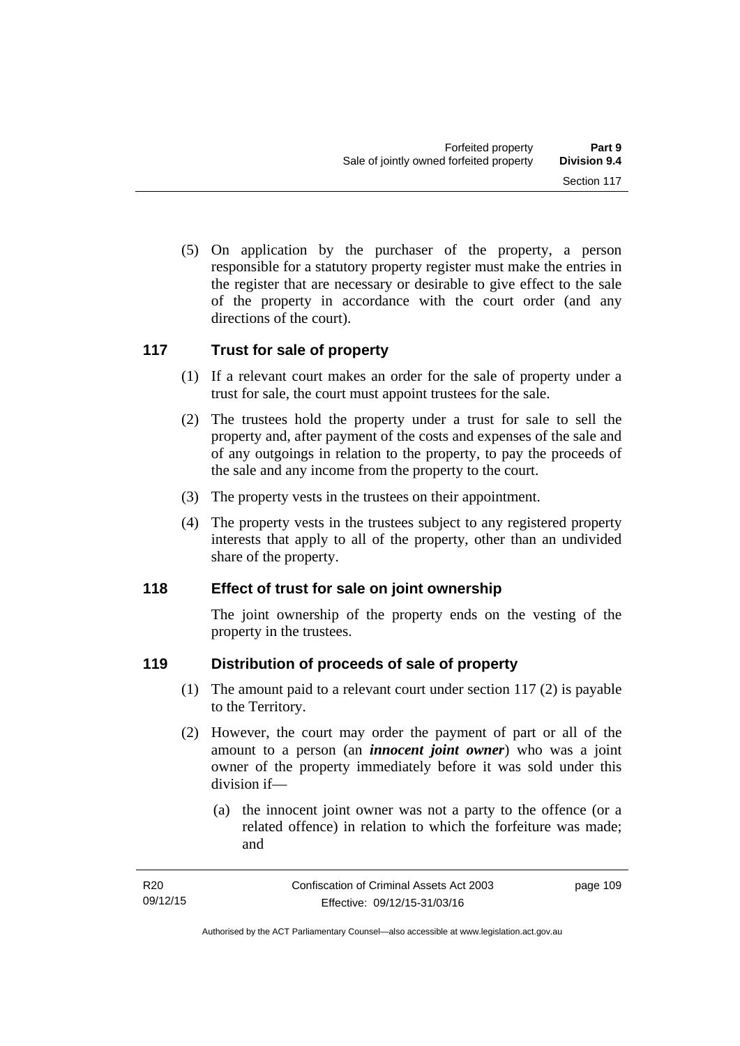(5) On application by the purchaser of the property, a person responsible for a statutory property register must make the entries in the register that are necessary or desirable to give effect to the sale of the property in accordance with the court order (and any directions of the court).

## 117 Trust for sale of property

(1) If a relevant court makes an order for the sale of property under a trust for sale, the court must appoint trustees for the sale.

(2) The trustees hold the property under a trust for sale to sell the property and, after payment of the costs and expenses of the sale and of any outgoings in relation to the property, to pay the proceeds of the sale and any income from the property to the court.

(3) The property vests in the trustees on their appointment.

(4) The property vests in the trustees subject to any registered property interests that apply to all of the property, other than an undivided share of the property.

## 118 Effect of trust for sale on joint ownership

The joint ownership of the property ends on the vesting of the property in the trustees.

## 119 Distribution of proceeds of sale of property

(1) The amount paid to a relevant court under section 117 (2) is payable to the Territory.

(2) However, the court may order the payment of part or all of the amount to a person (an ***innocent joint owner***) who was a joint owner of the property immediately before it was sold under this division if—

(a) the innocent joint owner was not a party to the offence (or a related offence) in relation to which the forfeiture was made; and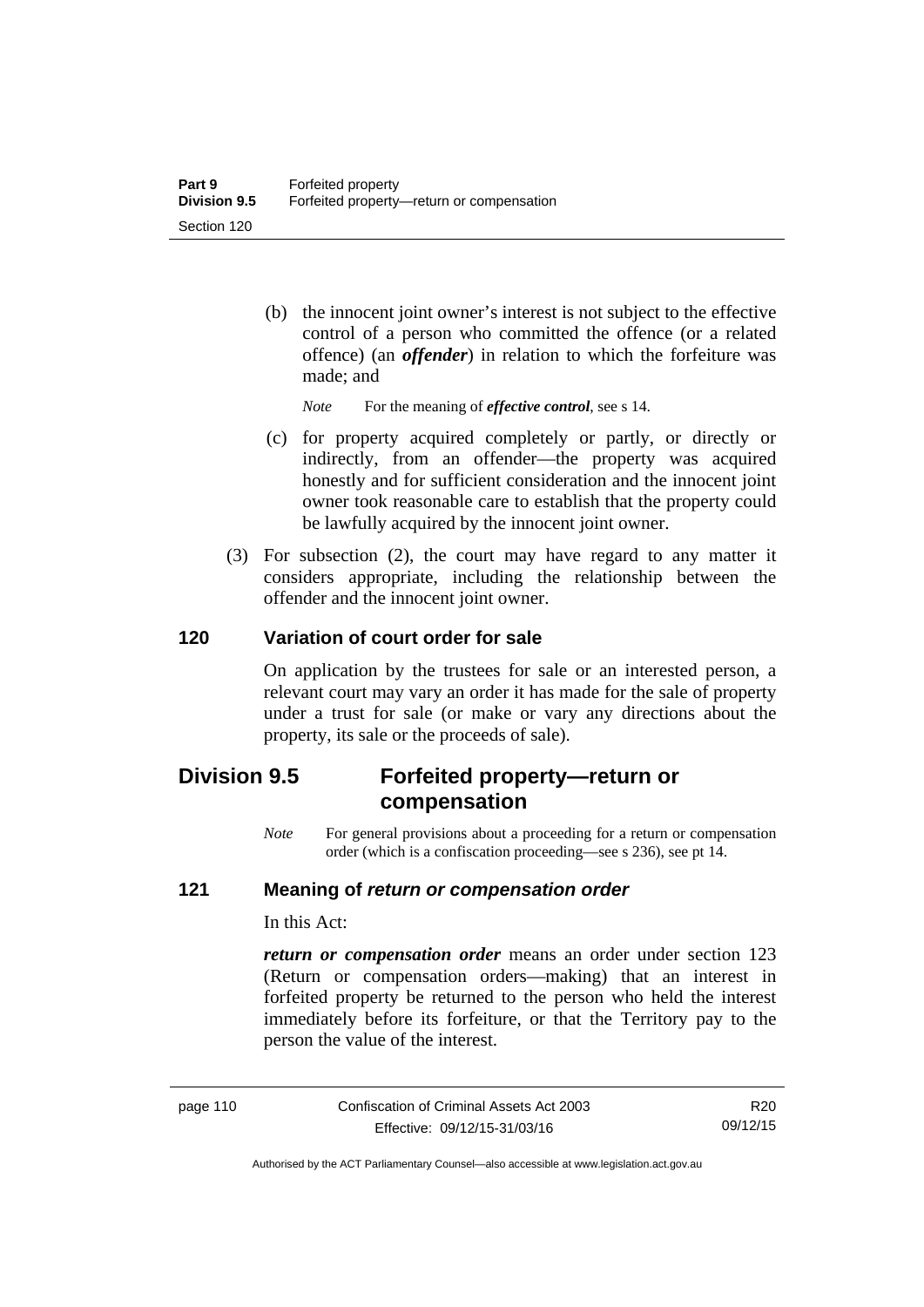(b) the innocent joint owner's interest is not subject to the effective control of a person who committed the offence (or a related offence) (an ***offender***) in relation to which the forfeiture was made; and

*Note* For the meaning of ***effective control***, see s 14.

(c) for property acquired completely or partly, or directly or indirectly, from an offender—the property was acquired honestly and for sufficient consideration and the innocent joint owner took reasonable care to establish that the property could be lawfully acquired by the innocent joint owner.

(3) For subsection (2), the court may have regard to any matter it considers appropriate, including the relationship between the offender and the innocent joint owner.

### 120 Variation of court order for sale

On application by the trustees for sale or an interested person, a relevant court may vary an order it has made for the sale of property under a trust for sale (or make or vary any directions about the property, its sale or the proceeds of sale).

## Division 9.5 Forfeited property—return or compensation

*Note* For general provisions about a proceeding for a return or compensation order (which is a confiscation proceeding—see s 236), see pt 14.

### 121 Meaning of *return or compensation order*

In this Act:

***return or compensation order*** means an order under section 123 (Return or compensation orders—making) that an interest in forfeited property be returned to the person who held the interest immediately before its forfeiture, or that the Territory pay to the person the value of the interest.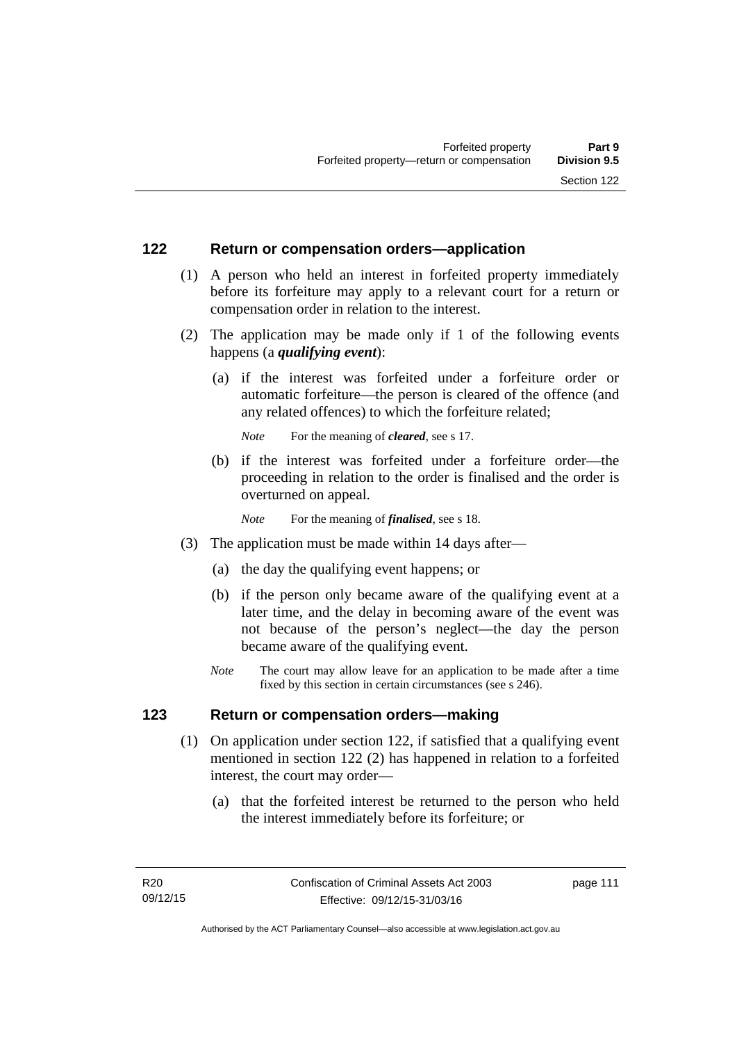## 122 Return or compensation orders—application

(1) A person who held an interest in forfeited property immediately before its forfeiture may apply to a relevant court for a return or compensation order in relation to the interest.

(2) The application may be made only if 1 of the following events happens (a ***qualifying event***):

(a) if the interest was forfeited under a forfeiture order or automatic forfeiture—the person is cleared of the offence (and any related offences) to which the forfeiture related;

*Note* For the meaning of ***cleared***, see s 17.

(b) if the interest was forfeited under a forfeiture order—the proceeding in relation to the order is finalised and the order is overturned on appeal.

*Note* For the meaning of ***finalised***, see s 18.

(3) The application must be made within 14 days after—

(a) the day the qualifying event happens; or

(b) if the person only became aware of the qualifying event at a later time, and the delay in becoming aware of the event was not because of the person's neglect—the day the person became aware of the qualifying event.

*Note* The court may allow leave for an application to be made after a time fixed by this section in certain circumstances (see s 246).

## 123 Return or compensation orders—making

(1) On application under section 122, if satisfied that a qualifying event mentioned in section 122 (2) has happened in relation to a forfeited interest, the court may order—

(a) that the forfeited interest be returned to the person who held the interest immediately before its forfeiture; or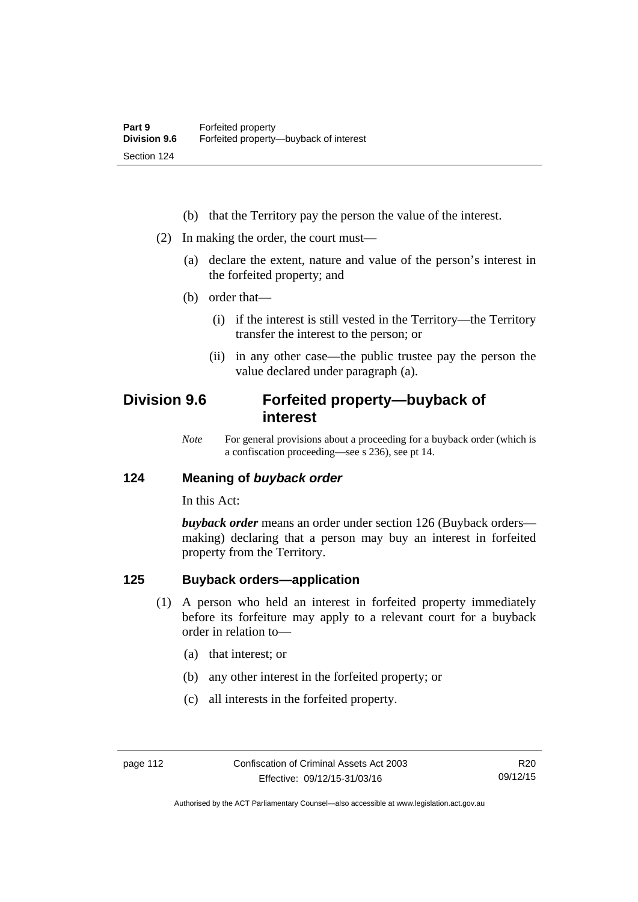(b) that the Territory pay the person the value of the interest.

(2) In making the order, the court must—

(a) declare the extent, nature and value of the person's interest in the forfeited property; and

(b) order that—

(i) if the interest is still vested in the Territory—the Territory transfer the interest to the person; or

(ii) in any other case—the public trustee pay the person the value declared under paragraph (a).

## Division 9.6 Forfeited property—buyback of interest

*Note* For general provisions about a proceeding for a buyback order (which is a confiscation proceeding—see s 236), see pt 14.

### 124 Meaning of *buyback order*

In this Act:

***buyback order*** means an order under section 126 (Buyback orders—making) declaring that a person may buy an interest in forfeited property from the Territory.

### 125 Buyback orders—application

(1) A person who held an interest in forfeited property immediately before its forfeiture may apply to a relevant court for a buyback order in relation to—

(a) that interest; or

(b) any other interest in the forfeited property; or

(c) all interests in the forfeited property.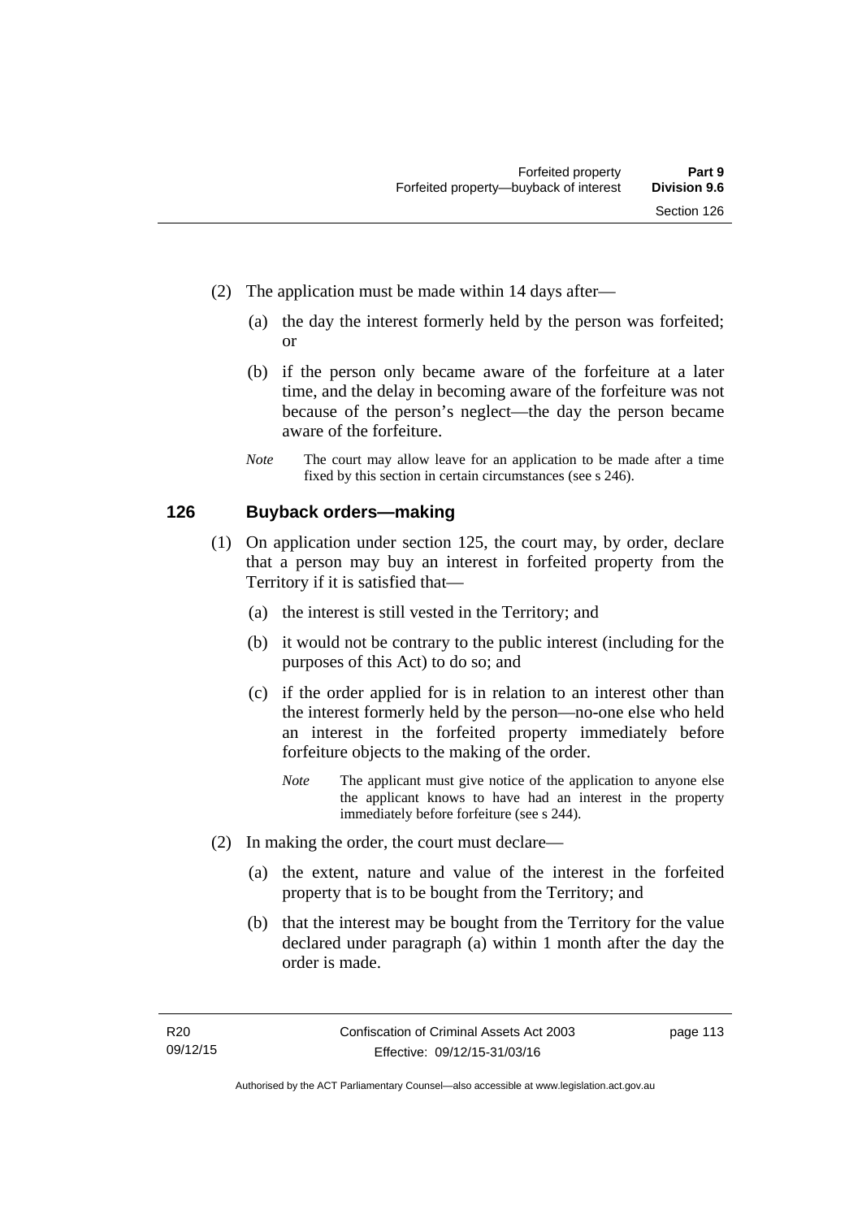(2) The application must be made within 14 days after—

(a) the day the interest formerly held by the person was forfeited; or

(b) if the person only became aware of the forfeiture at a later time, and the delay in becoming aware of the forfeiture was not because of the person's neglect—the day the person became aware of the forfeiture.

*Note* The court may allow leave for an application to be made after a time fixed by this section in certain circumstances (see s 246).

## 126 Buyback orders—making

(1) On application under section 125, the court may, by order, declare that a person may buy an interest in forfeited property from the Territory if it is satisfied that—

(a) the interest is still vested in the Territory; and

(b) it would not be contrary to the public interest (including for the purposes of this Act) to do so; and

(c) if the order applied for is in relation to an interest other than the interest formerly held by the person—no-one else who held an interest in the forfeited property immediately before forfeiture objects to the making of the order.

*Note* The applicant must give notice of the application to anyone else the applicant knows to have had an interest in the property immediately before forfeiture (see s 244).

(2) In making the order, the court must declare—

(a) the extent, nature and value of the interest in the forfeited property that is to be bought from the Territory; and

(b) that the interest may be bought from the Territory for the value declared under paragraph (a) within 1 month after the day the order is made.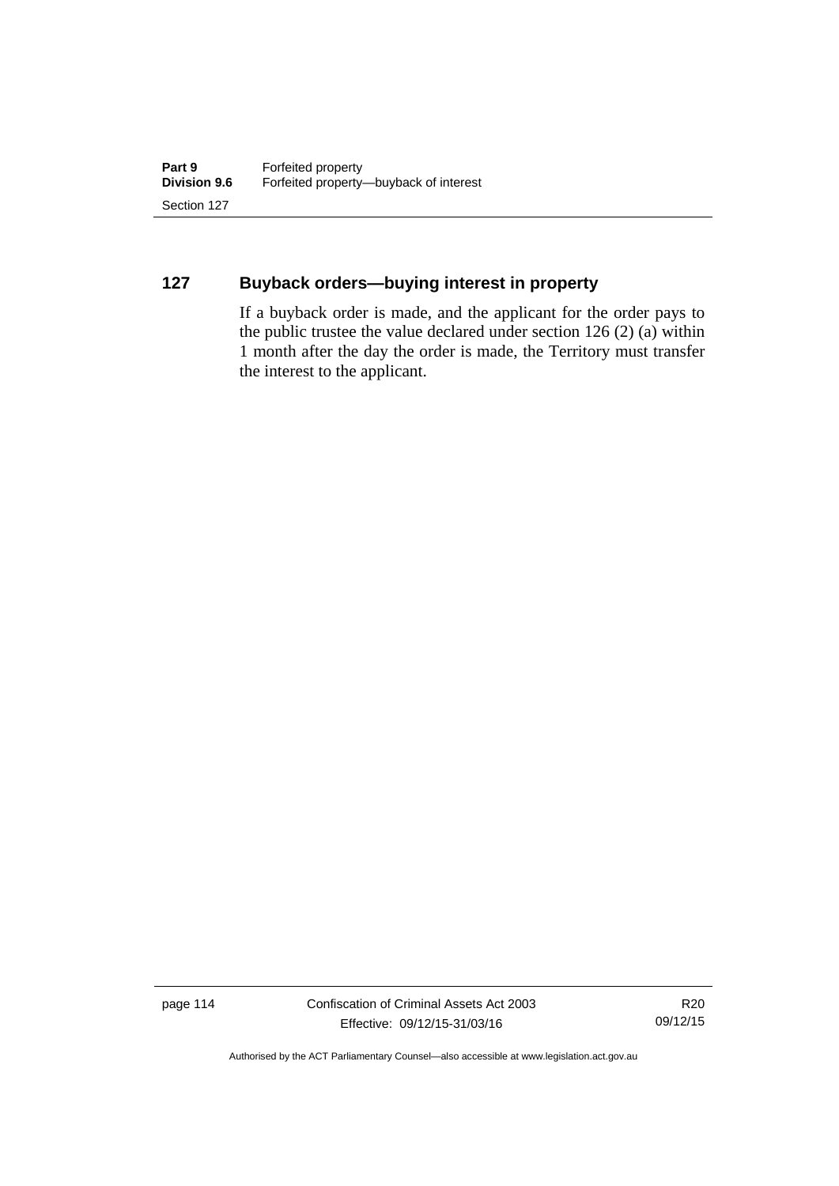## 127 Buyback orders—buying interest in property

If a buyback order is made, and the applicant for the order pays to the public trustee the value declared under section 126 (2) (a) within 1 month after the day the order is made, the Territory must transfer the interest to the applicant.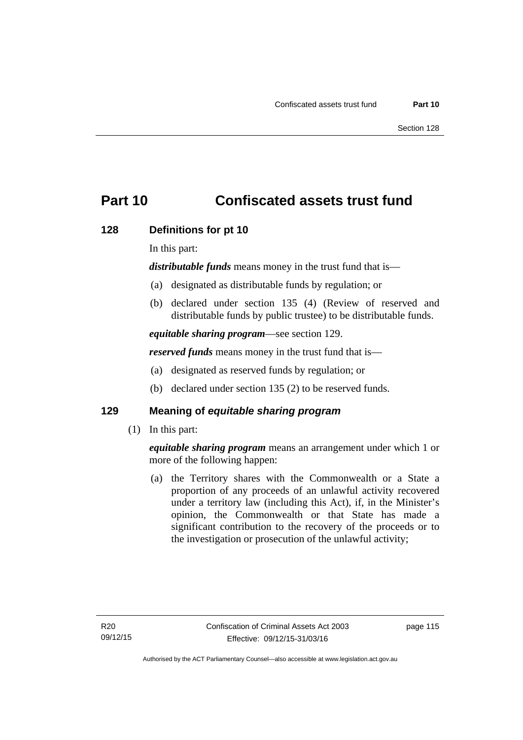# Part 10 Confiscated assets trust fund

## 128 Definitions for pt 10

In this part:

***distributable funds*** means money in the trust fund that is—

(a) designated as distributable funds by regulation; or

(b) declared under section 135 (4) (Review of reserved and distributable funds by public trustee) to be distributable funds.

***equitable sharing program***—see section 129.

***reserved funds*** means money in the trust fund that is—

(a) designated as reserved funds by regulation; or

(b) declared under section 135 (2) to be reserved funds.

## 129 Meaning of *equitable sharing program*

(1) In this part:

***equitable sharing program*** means an arrangement under which 1 or more of the following happen:

(a) the Territory shares with the Commonwealth or a State a proportion of any proceeds of an unlawful activity recovered under a territory law (including this Act), if, in the Minister's opinion, the Commonwealth or that State has made a significant contribution to the recovery of the proceeds or to the investigation or prosecution of the unlawful activity;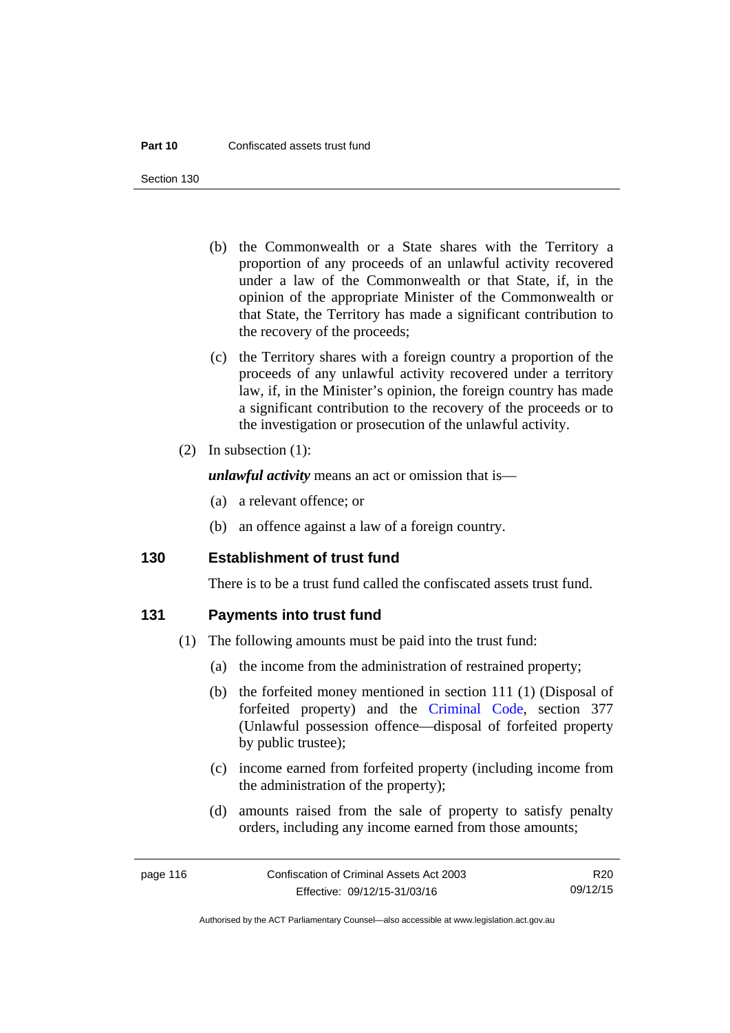(b) the Commonwealth or a State shares with the Territory a proportion of any proceeds of an unlawful activity recovered under a law of the Commonwealth or that State, if, in the opinion of the appropriate Minister of the Commonwealth or that State, the Territory has made a significant contribution to the recovery of the proceeds;

(c) the Territory shares with a foreign country a proportion of the proceeds of any unlawful activity recovered under a territory law, if, in the Minister's opinion, the foreign country has made a significant contribution to the recovery of the proceeds or to the investigation or prosecution of the unlawful activity.

(2) In subsection (1):

***unlawful activity*** means an act or omission that is—

(a) a relevant offence; or

(b) an offence against a law of a foreign country.

## 130 Establishment of trust fund

There is to be a trust fund called the confiscated assets trust fund.

## 131 Payments into trust fund

(1) The following amounts must be paid into the trust fund:

(a) the income from the administration of restrained property;

(b) the forfeited money mentioned in section 111 (1) (Disposal of forfeited property) and the Criminal Code, section 377 (Unlawful possession offence—disposal of forfeited property by public trustee);

(c) income earned from forfeited property (including income from the administration of the property);

(d) amounts raised from the sale of property to satisfy penalty orders, including any income earned from those amounts;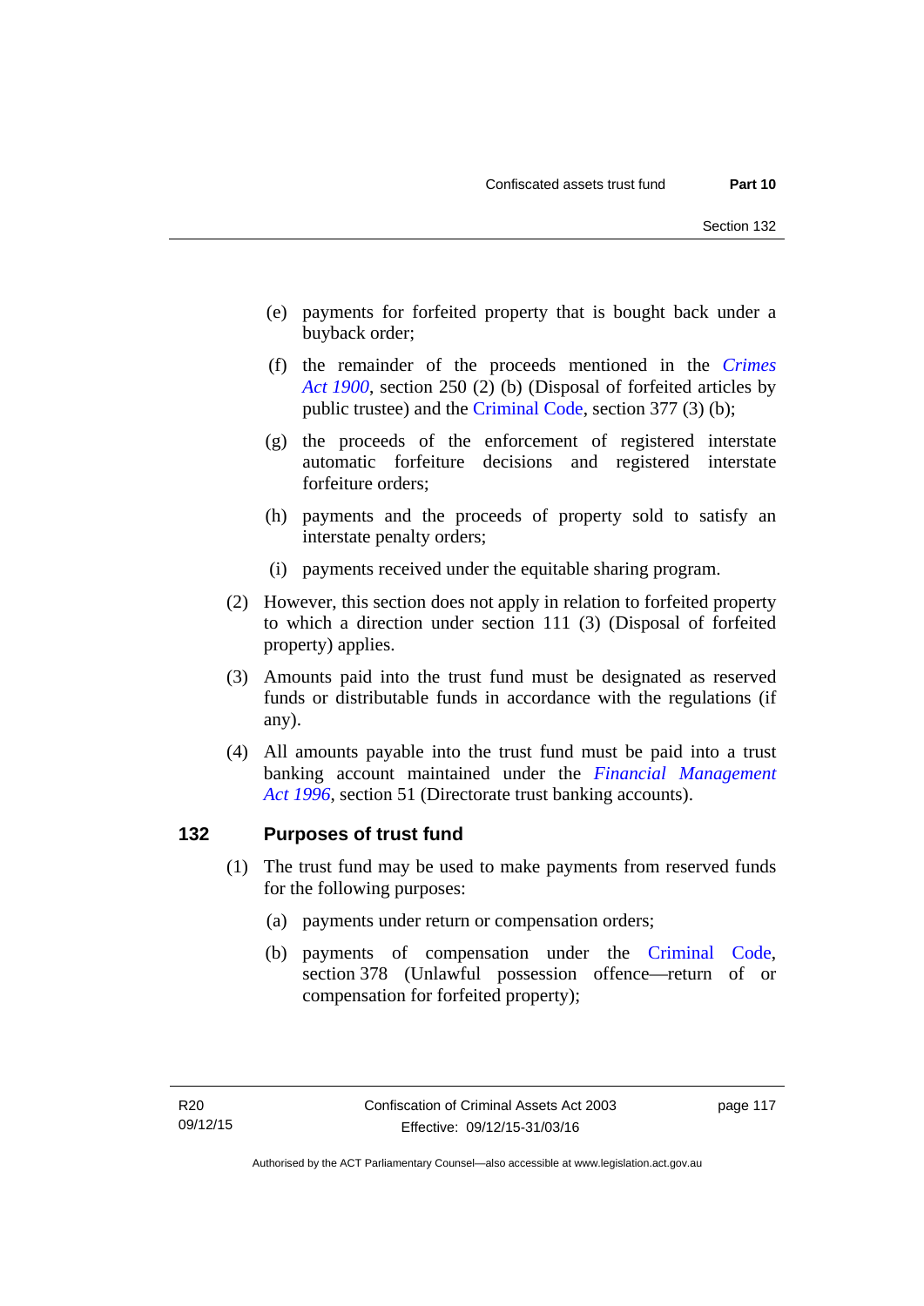(e) payments for forfeited property that is bought back under a buyback order;

(f) the remainder of the proceeds mentioned in the *Crimes Act 1900*, section 250 (2) (b) (Disposal of forfeited articles by public trustee) and the Criminal Code, section 377 (3) (b);

(g) the proceeds of the enforcement of registered interstate automatic forfeiture decisions and registered interstate forfeiture orders;

(h) payments and the proceeds of property sold to satisfy an interstate penalty orders;

(i) payments received under the equitable sharing program.

(2) However, this section does not apply in relation to forfeited property to which a direction under section 111 (3) (Disposal of forfeited property) applies.

(3) Amounts paid into the trust fund must be designated as reserved funds or distributable funds in accordance with the regulations (if any).

(4) All amounts payable into the trust fund must be paid into a trust banking account maintained under the *Financial Management Act 1996*, section 51 (Directorate trust banking accounts).

## 132 Purposes of trust fund

(1) The trust fund may be used to make payments from reserved funds for the following purposes:

(a) payments under return or compensation orders;

(b) payments of compensation under the Criminal Code, section 378 (Unlawful possession offence—return of or compensation for forfeited property);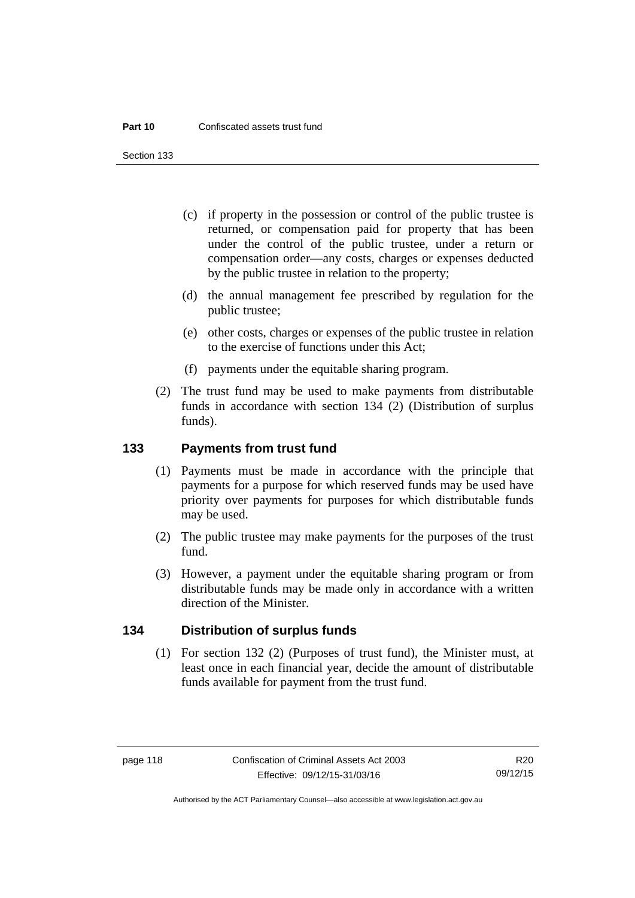(c) if property in the possession or control of the public trustee is returned, or compensation paid for property that has been under the control of the public trustee, under a return or compensation order—any costs, charges or expenses deducted by the public trustee in relation to the property;

(d) the annual management fee prescribed by regulation for the public trustee;

(e) other costs, charges or expenses of the public trustee in relation to the exercise of functions under this Act;

(f) payments under the equitable sharing program.

(2) The trust fund may be used to make payments from distributable funds in accordance with section 134 (2) (Distribution of surplus funds).

## 133 Payments from trust fund

(1) Payments must be made in accordance with the principle that payments for a purpose for which reserved funds may be used have priority over payments for purposes for which distributable funds may be used.

(2) The public trustee may make payments for the purposes of the trust fund.

(3) However, a payment under the equitable sharing program or from distributable funds may be made only in accordance with a written direction of the Minister.

## 134 Distribution of surplus funds

(1) For section 132 (2) (Purposes of trust fund), the Minister must, at least once in each financial year, decide the amount of distributable funds available for payment from the trust fund.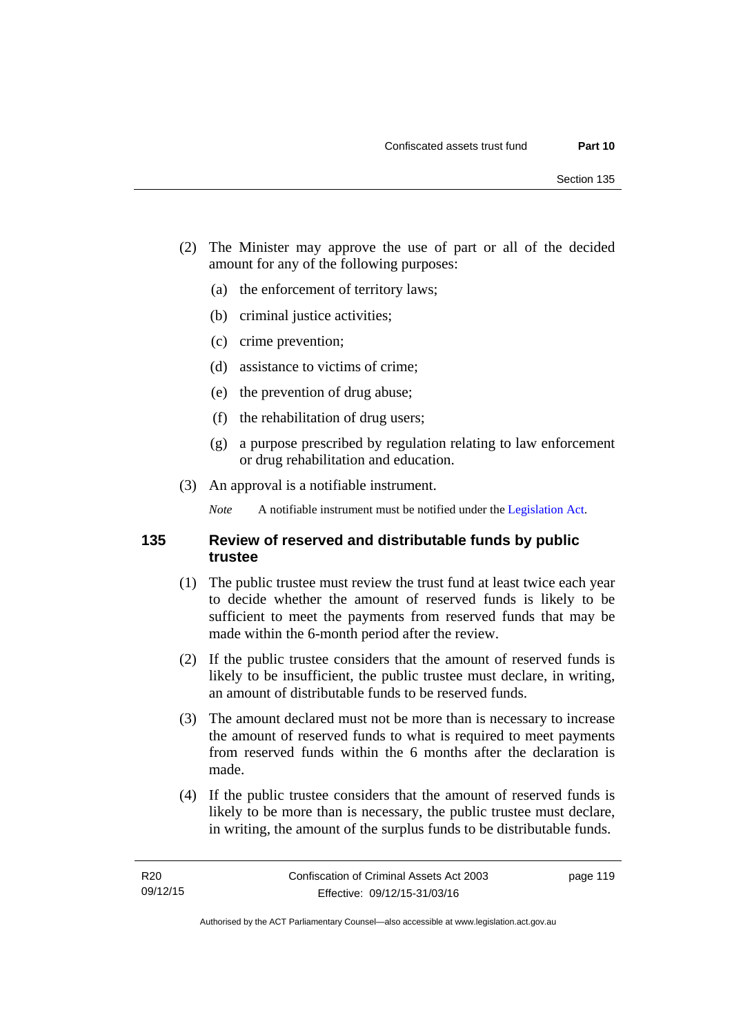(2) The Minister may approve the use of part or all of the decided amount for any of the following purposes:

(a) the enforcement of territory laws;

(b) criminal justice activities;

(c) crime prevention;

(d) assistance to victims of crime;

(e) the prevention of drug abuse;

(f) the rehabilitation of drug users;

(g) a purpose prescribed by regulation relating to law enforcement or drug rehabilitation and education.

(3) An approval is a notifiable instrument.

*Note* A notifiable instrument must be notified under the Legislation Act.

### 135 Review of reserved and distributable funds by public trustee

(1) The public trustee must review the trust fund at least twice each year to decide whether the amount of reserved funds is likely to be sufficient to meet the payments from reserved funds that may be made within the 6-month period after the review.

(2) If the public trustee considers that the amount of reserved funds is likely to be insufficient, the public trustee must declare, in writing, an amount of distributable funds to be reserved funds.

(3) The amount declared must not be more than is necessary to increase the amount of reserved funds to what is required to meet payments from reserved funds within the 6 months after the declaration is made.

(4) If the public trustee considers that the amount of reserved funds is likely to be more than is necessary, the public trustee must declare, in writing, the amount of the surplus funds to be distributable funds.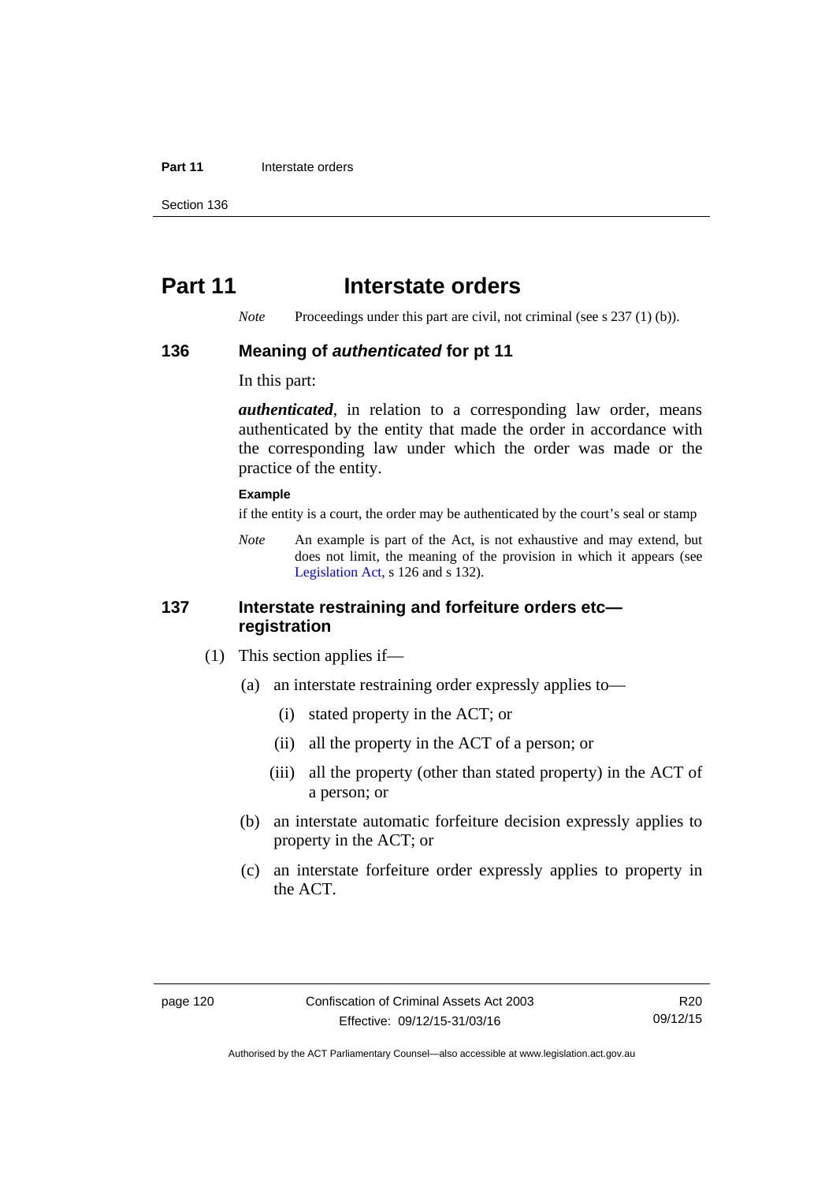# Part 11 Interstate orders

*Note* Proceedings under this part are civil, not criminal (see s 237 (1) (b)).

## 136 Meaning of *authenticated* for pt 11

In this part:

***authenticated***, in relation to a corresponding law order, means authenticated by the entity that made the order in accordance with the corresponding law under which the order was made or the practice of the entity.

**Example**

if the entity is a court, the order may be authenticated by the court's seal or stamp

*Note* An example is part of the Act, is not exhaustive and may extend, but does not limit, the meaning of the provision in which it appears (see Legislation Act, s 126 and s 132).

## 137 Interstate restraining and forfeiture orders etc—registration

(1) This section applies if—

(a) an interstate restraining order expressly applies to—

(i) stated property in the ACT; or

(ii) all the property in the ACT of a person; or

(iii) all the property (other than stated property) in the ACT of a person; or

(b) an interstate automatic forfeiture decision expressly applies to property in the ACT; or

(c) an interstate forfeiture order expressly applies to property in the ACT.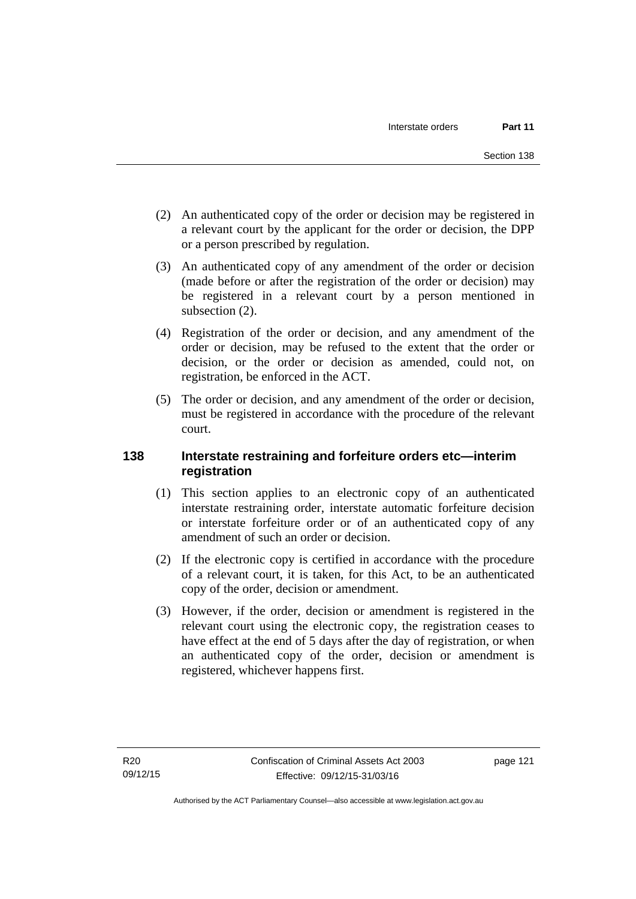(2) An authenticated copy of the order or decision may be registered in a relevant court by the applicant for the order or decision, the DPP or a person prescribed by regulation.

(3) An authenticated copy of any amendment of the order or decision (made before or after the registration of the order or decision) may be registered in a relevant court by a person mentioned in subsection (2).

(4) Registration of the order or decision, and any amendment of the order or decision, may be refused to the extent that the order or decision, or the order or decision as amended, could not, on registration, be enforced in the ACT.

(5) The order or decision, and any amendment of the order or decision, must be registered in accordance with the procedure of the relevant court.

## 138 Interstate restraining and forfeiture orders etc—interim registration

(1) This section applies to an electronic copy of an authenticated interstate restraining order, interstate automatic forfeiture decision or interstate forfeiture order or of an authenticated copy of any amendment of such an order or decision.

(2) If the electronic copy is certified in accordance with the procedure of a relevant court, it is taken, for this Act, to be an authenticated copy of the order, decision or amendment.

(3) However, if the order, decision or amendment is registered in the relevant court using the electronic copy, the registration ceases to have effect at the end of 5 days after the day of registration, or when an authenticated copy of the order, decision or amendment is registered, whichever happens first.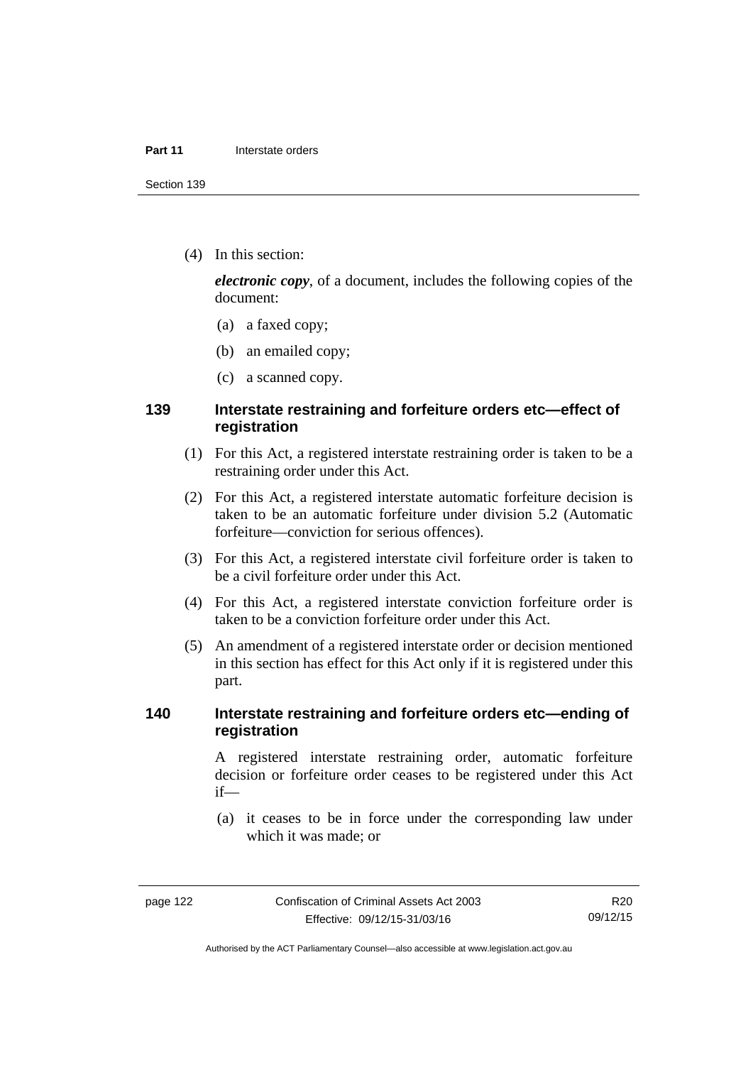(4) In this section:

***electronic copy***, of a document, includes the following copies of the document:

(a) a faxed copy;

(b) an emailed copy;

(c) a scanned copy.

### 139 Interstate restraining and forfeiture orders etc—effect of registration

(1) For this Act, a registered interstate restraining order is taken to be a restraining order under this Act.

(2) For this Act, a registered interstate automatic forfeiture decision is taken to be an automatic forfeiture under division 5.2 (Automatic forfeiture—conviction for serious offences).

(3) For this Act, a registered interstate civil forfeiture order is taken to be a civil forfeiture order under this Act.

(4) For this Act, a registered interstate conviction forfeiture order is taken to be a conviction forfeiture order under this Act.

(5) An amendment of a registered interstate order or decision mentioned in this section has effect for this Act only if it is registered under this part.

### 140 Interstate restraining and forfeiture orders etc—ending of registration

A registered interstate restraining order, automatic forfeiture decision or forfeiture order ceases to be registered under this Act if—

(a) it ceases to be in force under the corresponding law under which it was made; or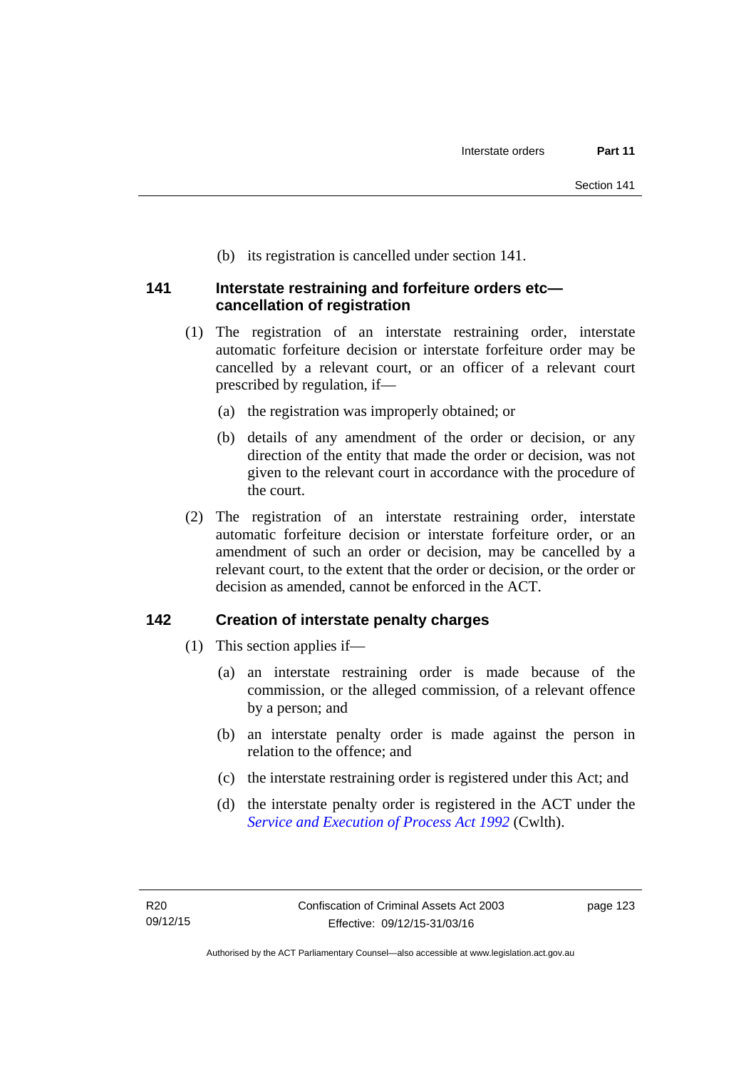(b) its registration is cancelled under section 141.

### 141 Interstate restraining and forfeiture orders etc—cancellation of registration

(1) The registration of an interstate restraining order, interstate automatic forfeiture decision or interstate forfeiture order may be cancelled by a relevant court, or an officer of a relevant court prescribed by regulation, if—

(a) the registration was improperly obtained; or

(b) details of any amendment of the order or decision, or any direction of the entity that made the order or decision, was not given to the relevant court in accordance with the procedure of the court.

(2) The registration of an interstate restraining order, interstate automatic forfeiture decision or interstate forfeiture order, or an amendment of such an order or decision, may be cancelled by a relevant court, to the extent that the order or decision, or the order or decision as amended, cannot be enforced in the ACT.

### 142 Creation of interstate penalty charges

(1) This section applies if—

(a) an interstate restraining order is made because of the commission, or the alleged commission, of a relevant offence by a person; and

(b) an interstate penalty order is made against the person in relation to the offence; and

(c) the interstate restraining order is registered under this Act; and

(d) the interstate penalty order is registered in the ACT under the *Service and Execution of Process Act 1992* (Cwlth).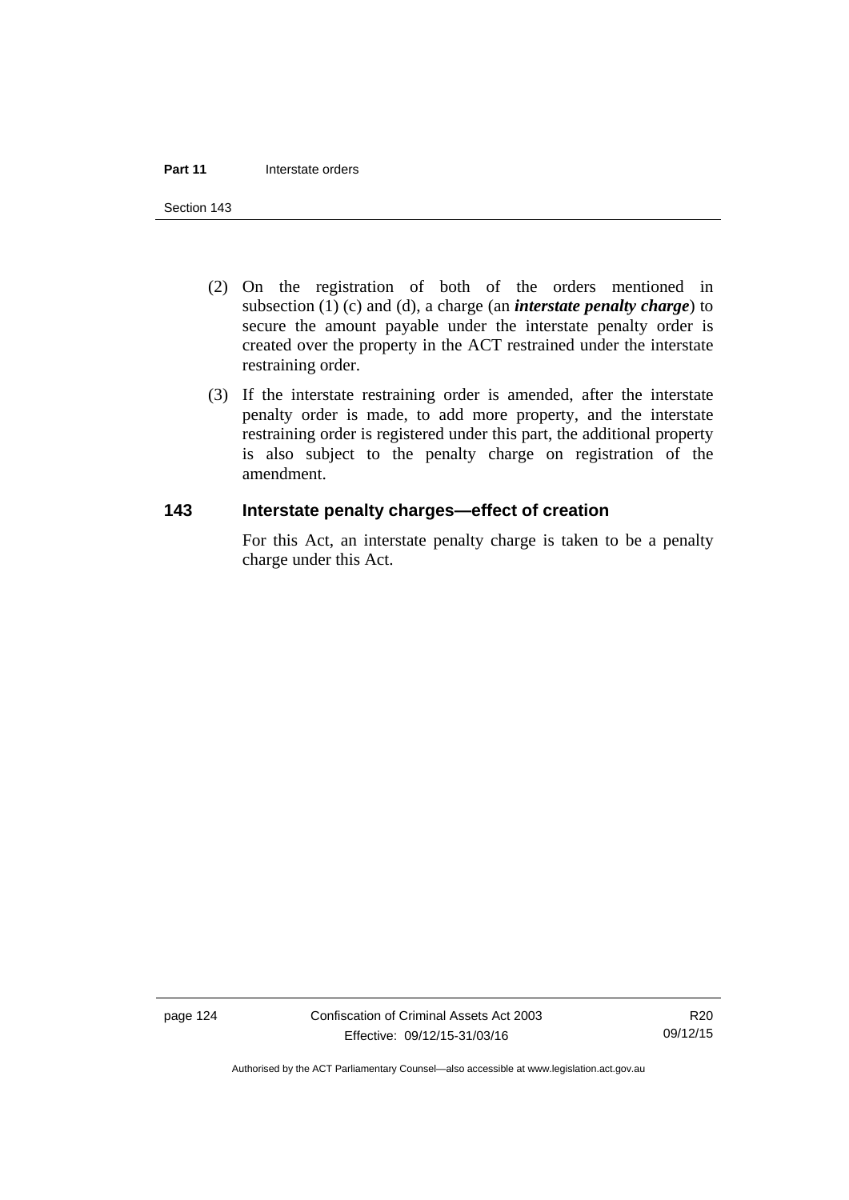(2) On the registration of both of the orders mentioned in subsection (1) (c) and (d), a charge (an ***interstate penalty charge***) to secure the amount payable under the interstate penalty order is created over the property in the ACT restrained under the interstate restraining order.

(3) If the interstate restraining order is amended, after the interstate penalty order is made, to add more property, and the interstate restraining order is registered under this part, the additional property is also subject to the penalty charge on registration of the amendment.

### 143 Interstate penalty charges—effect of creation

For this Act, an interstate penalty charge is taken to be a penalty charge under this Act.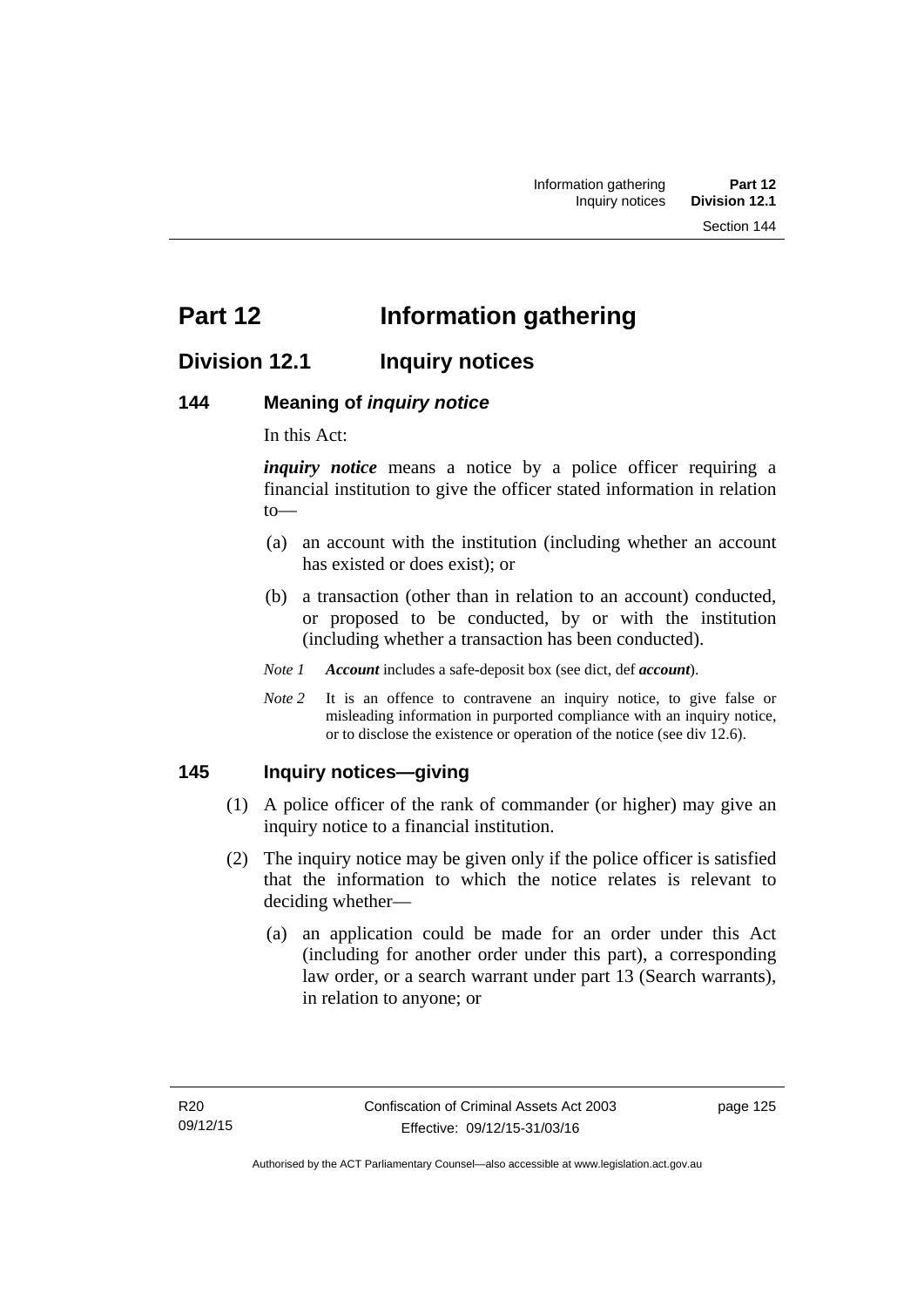# Part 12 Information gathering

## Division 12.1 Inquiry notices

### 144 Meaning of *inquiry notice*

In this Act:

***inquiry notice*** means a notice by a police officer requiring a financial institution to give the officer stated information in relation to—

(a) an account with the institution (including whether an account has existed or does exist); or

(b) a transaction (other than in relation to an account) conducted, or proposed to be conducted, by or with the institution (including whether a transaction has been conducted).

*Note 1* ***Account*** includes a safe-deposit box (see dict, def ***account***).

*Note 2* It is an offence to contravene an inquiry notice, to give false or misleading information in purported compliance with an inquiry notice, or to disclose the existence or operation of the notice (see div 12.6).

### 145 Inquiry notices—giving

(1) A police officer of the rank of commander (or higher) may give an inquiry notice to a financial institution.

(2) The inquiry notice may be given only if the police officer is satisfied that the information to which the notice relates is relevant to deciding whether—

(a) an application could be made for an order under this Act (including for another order under this part), a corresponding law order, or a search warrant under part 13 (Search warrants), in relation to anyone; or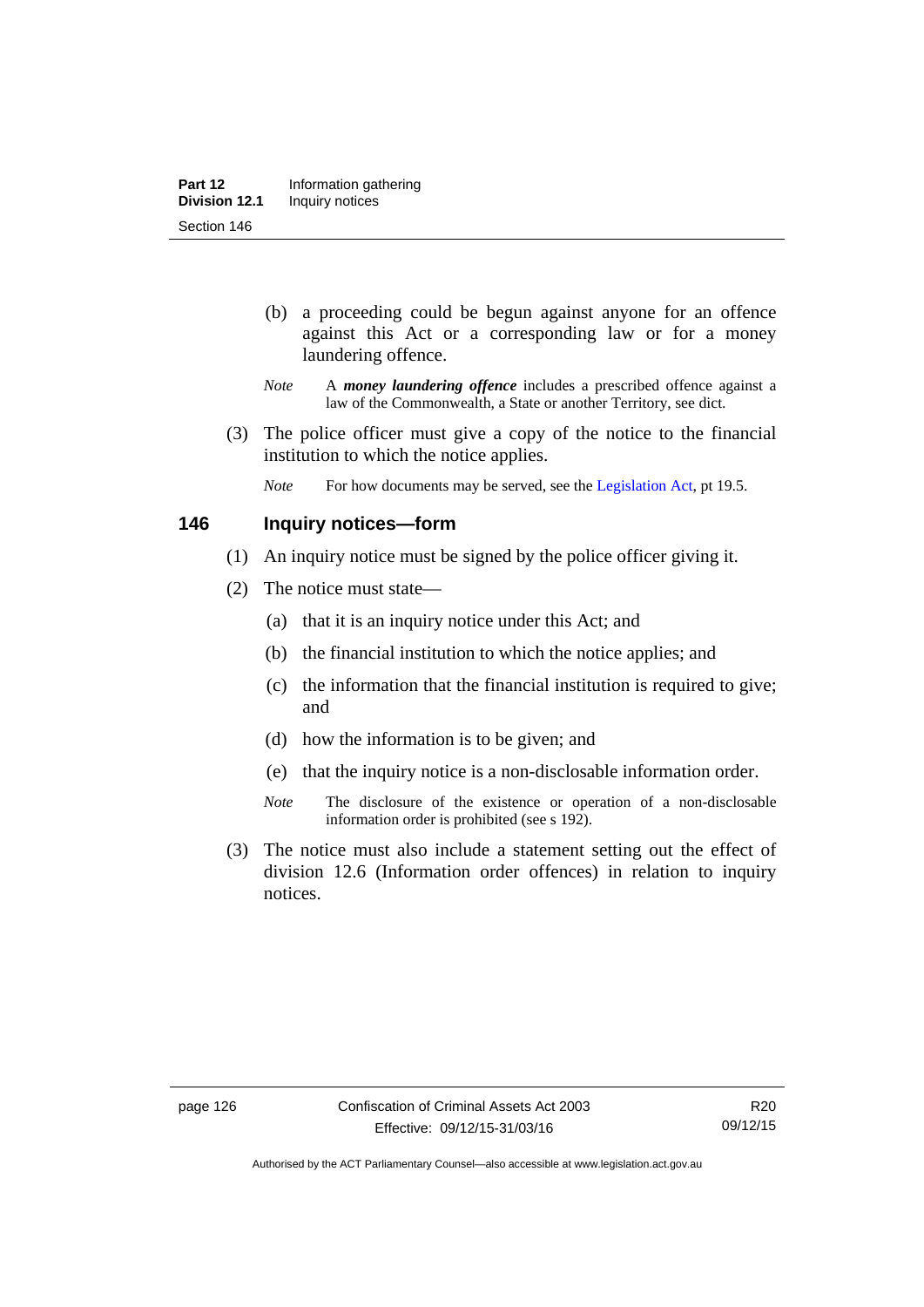(b) a proceeding could be begun against anyone for an offence against this Act or a corresponding law or for a money laundering offence.

*Note* A ***money laundering offence*** includes a prescribed offence against a law of the Commonwealth, a State or another Territory, see dict.

(3) The police officer must give a copy of the notice to the financial institution to which the notice applies.

*Note* For how documents may be served, see the Legislation Act, pt 19.5.

## 146 Inquiry notices—form

(1) An inquiry notice must be signed by the police officer giving it.

(2) The notice must state—

(a) that it is an inquiry notice under this Act; and

(b) the financial institution to which the notice applies; and

(c) the information that the financial institution is required to give; and

(d) how the information is to be given; and

(e) that the inquiry notice is a non-disclosable information order.

*Note* The disclosure of the existence or operation of a non-disclosable information order is prohibited (see s 192).

(3) The notice must also include a statement setting out the effect of division 12.6 (Information order offences) in relation to inquiry notices.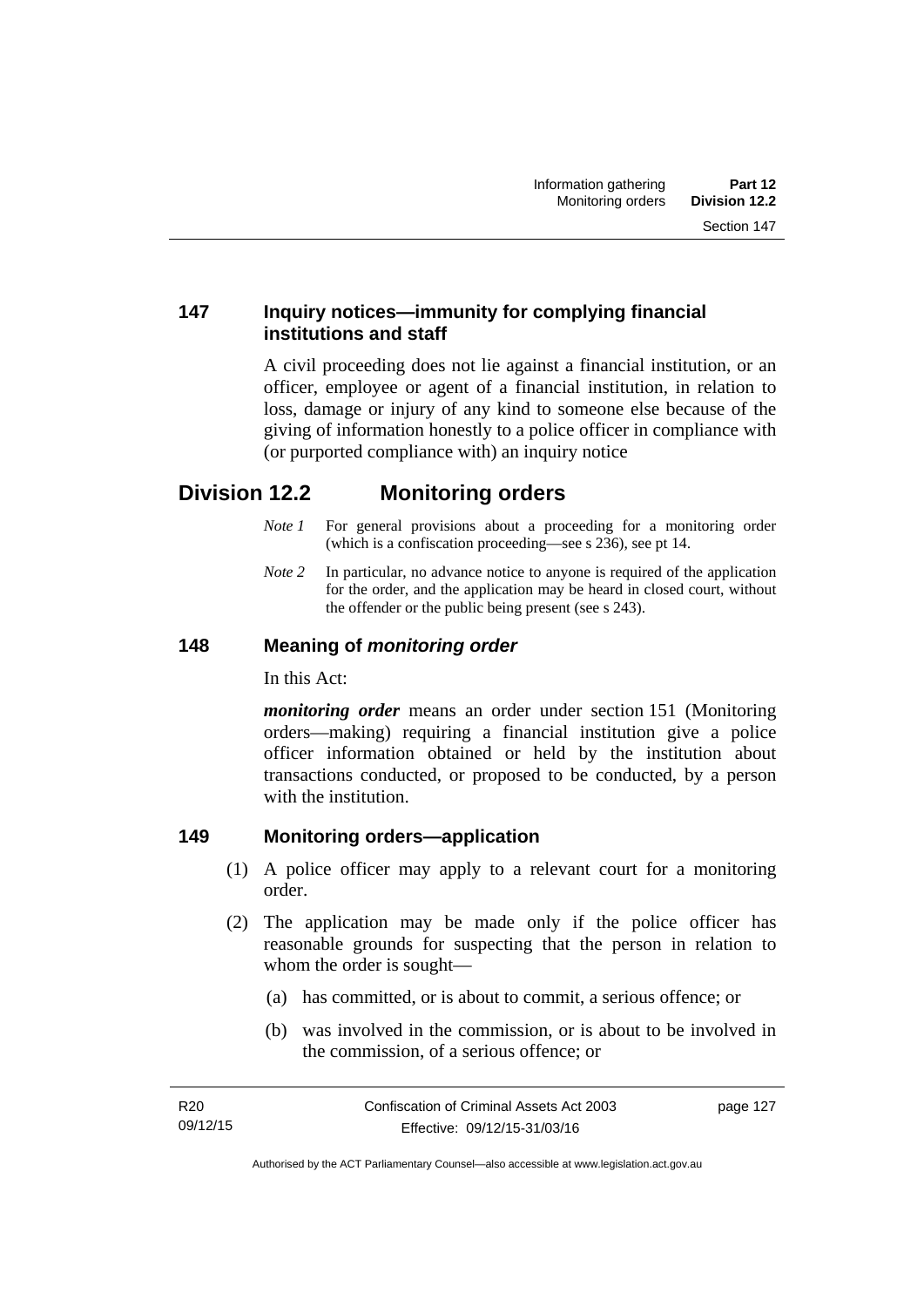### 147 Inquiry notices—immunity for complying financial institutions and staff

A civil proceeding does not lie against a financial institution, or an officer, employee or agent of a financial institution, in relation to loss, damage or injury of any kind to someone else because of the giving of information honestly to a police officer in compliance with (or purported compliance with) an inquiry notice

## Division 12.2 Monitoring orders

*Note 1* For general provisions about a proceeding for a monitoring order (which is a confiscation proceeding—see s 236), see pt 14.

*Note 2* In particular, no advance notice to anyone is required of the application for the order, and the application may be heard in closed court, without the offender or the public being present (see s 243).

### 148 Meaning of *monitoring order*

In this Act:

***monitoring order*** means an order under section 151 (Monitoring orders—making) requiring a financial institution give a police officer information obtained or held by the institution about transactions conducted, or proposed to be conducted, by a person with the institution.

### 149 Monitoring orders—application

(1) A police officer may apply to a relevant court for a monitoring order.

(2) The application may be made only if the police officer has reasonable grounds for suspecting that the person in relation to whom the order is sought—

(a) has committed, or is about to commit, a serious offence; or

(b) was involved in the commission, or is about to be involved in the commission, of a serious offence; or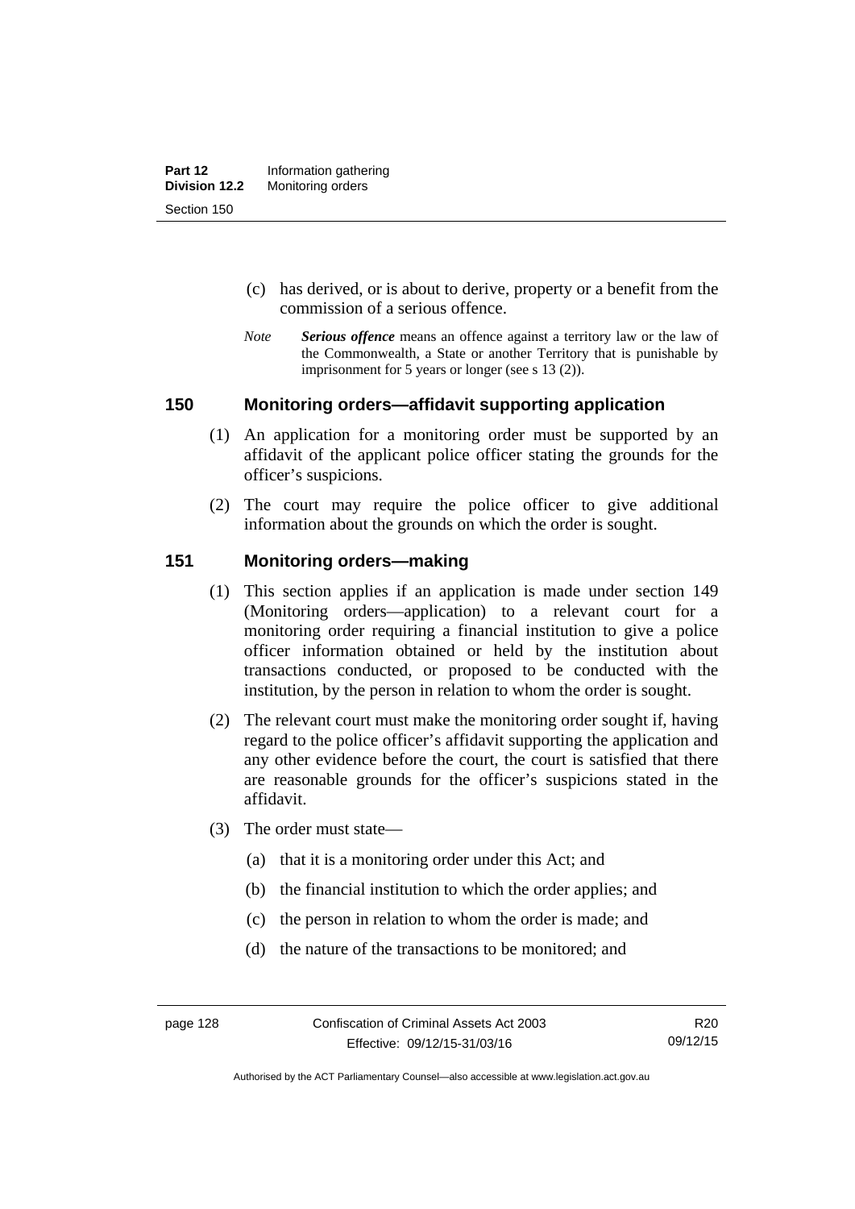(c) has derived, or is about to derive, property or a benefit from the commission of a serious offence.

*Note* ***Serious offence*** means an offence against a territory law or the law of the Commonwealth, a State or another Territory that is punishable by imprisonment for 5 years or longer (see s 13 (2)).

## 150 Monitoring orders—affidavit supporting application

(1) An application for a monitoring order must be supported by an affidavit of the applicant police officer stating the grounds for the officer's suspicions.

(2) The court may require the police officer to give additional information about the grounds on which the order is sought.

## 151 Monitoring orders—making

(1) This section applies if an application is made under section 149 (Monitoring orders—application) to a relevant court for a monitoring order requiring a financial institution to give a police officer information obtained or held by the institution about transactions conducted, or proposed to be conducted with the institution, by the person in relation to whom the order is sought.

(2) The relevant court must make the monitoring order sought if, having regard to the police officer's affidavit supporting the application and any other evidence before the court, the court is satisfied that there are reasonable grounds for the officer's suspicions stated in the affidavit.

(3) The order must state—

(a) that it is a monitoring order under this Act; and

(b) the financial institution to which the order applies; and

(c) the person in relation to whom the order is made; and

(d) the nature of the transactions to be monitored; and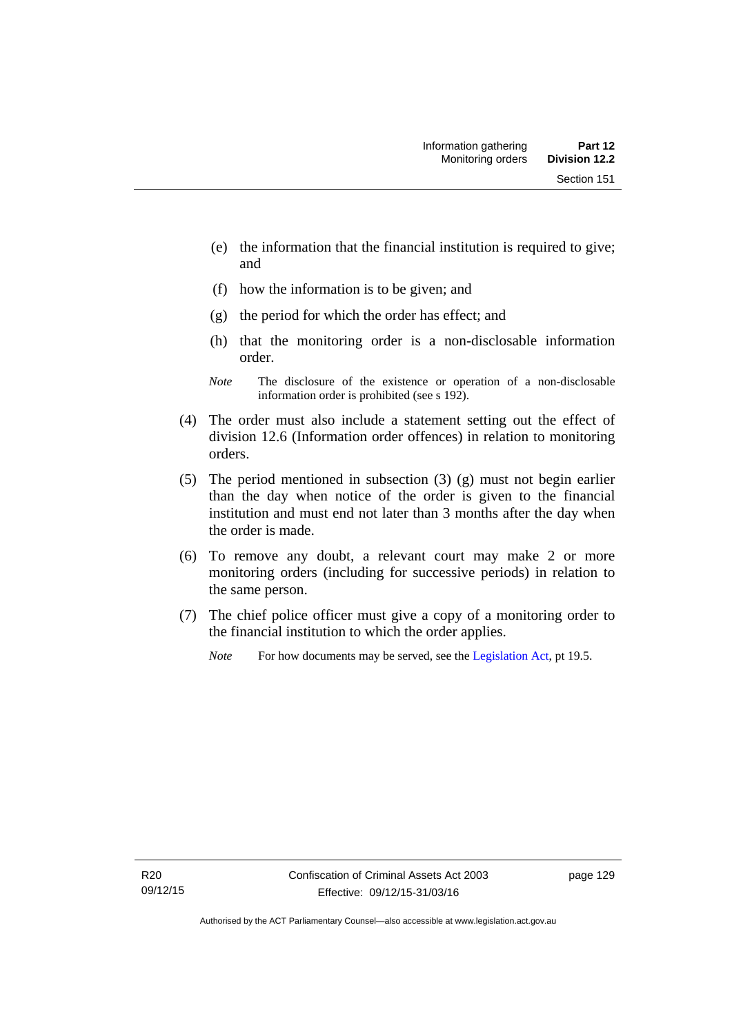(e) the information that the financial institution is required to give; and

(f) how the information is to be given; and

(g) the period for which the order has effect; and

(h) that the monitoring order is a non-disclosable information order.

*Note* The disclosure of the existence or operation of a non-disclosable information order is prohibited (see s 192).

(4) The order must also include a statement setting out the effect of division 12.6 (Information order offences) in relation to monitoring orders.

(5) The period mentioned in subsection (3) (g) must not begin earlier than the day when notice of the order is given to the financial institution and must end not later than 3 months after the day when the order is made.

(6) To remove any doubt, a relevant court may make 2 or more monitoring orders (including for successive periods) in relation to the same person.

(7) The chief police officer must give a copy of a monitoring order to the financial institution to which the order applies.

*Note* For how documents may be served, see the Legislation Act, pt 19.5.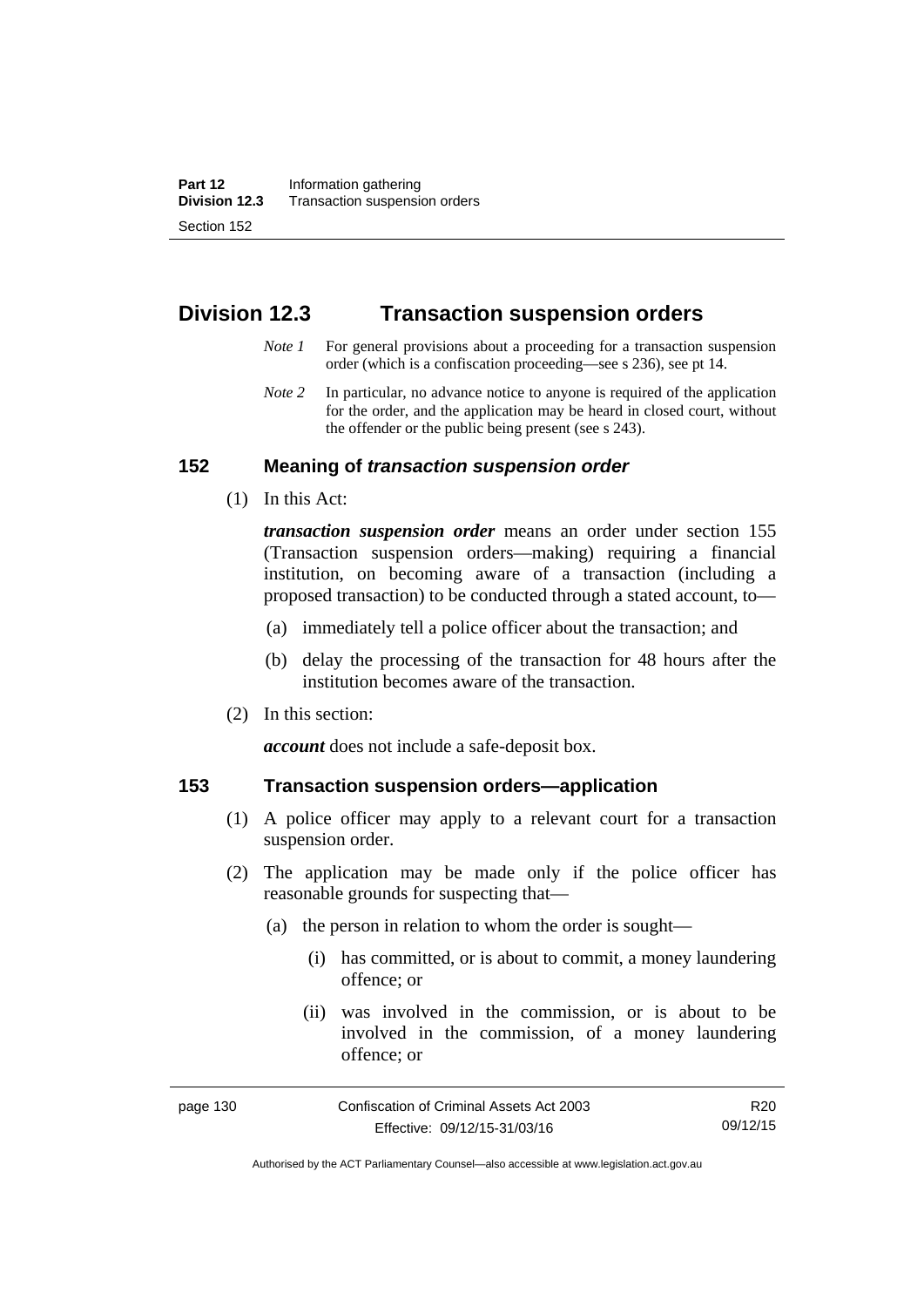## Division 12.3 Transaction suspension orders

*Note 1* For general provisions about a proceeding for a transaction suspension order (which is a confiscation proceeding—see s 236), see pt 14.

*Note 2* In particular, no advance notice to anyone is required of the application for the order, and the application may be heard in closed court, without the offender or the public being present (see s 243).

### 152 Meaning of *transaction suspension order*

(1) In this Act:

***transaction suspension order*** means an order under section 155 (Transaction suspension orders—making) requiring a financial institution, on becoming aware of a transaction (including a proposed transaction) to be conducted through a stated account, to—

(a) immediately tell a police officer about the transaction; and

(b) delay the processing of the transaction for 48 hours after the institution becomes aware of the transaction.

(2) In this section:

***account*** does not include a safe-deposit box.

### 153 Transaction suspension orders—application

(1) A police officer may apply to a relevant court for a transaction suspension order.

(2) The application may be made only if the police officer has reasonable grounds for suspecting that—

(a) the person in relation to whom the order is sought—

(i) has committed, or is about to commit, a money laundering offence; or

(ii) was involved in the commission, or is about to be involved in the commission, of a money laundering offence; or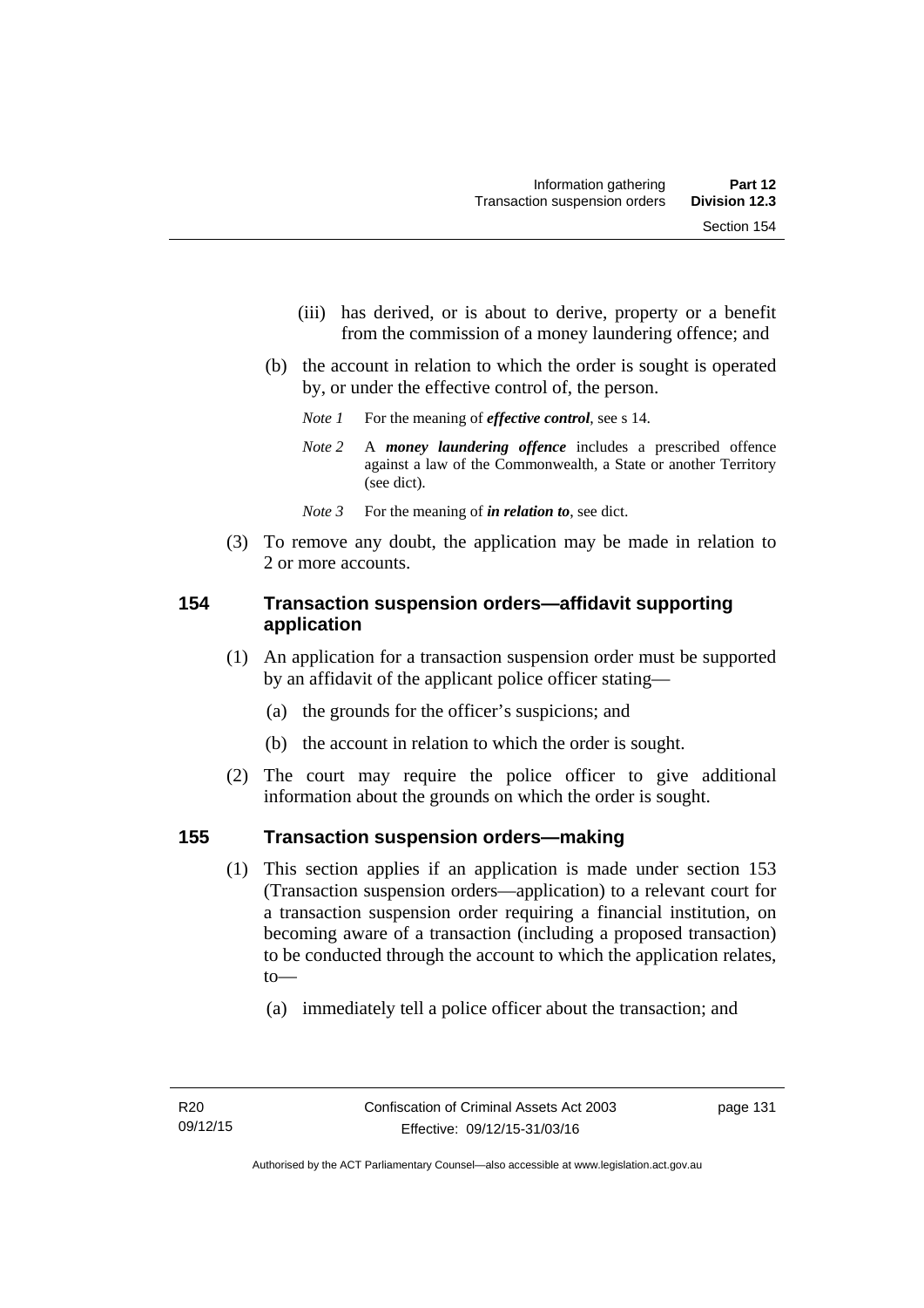(iii) has derived, or is about to derive, property or a benefit from the commission of a money laundering offence; and

(b) the account in relation to which the order is sought is operated by, or under the effective control of, the person.

*Note 1* For the meaning of ***effective control***, see s 14.

*Note 2* A ***money laundering offence*** includes a prescribed offence against a law of the Commonwealth, a State or another Territory (see dict).

*Note 3* For the meaning of ***in relation to***, see dict.

(3) To remove any doubt, the application may be made in relation to 2 or more accounts.

## 154 Transaction suspension orders—affidavit supporting application

(1) An application for a transaction suspension order must be supported by an affidavit of the applicant police officer stating—

(a) the grounds for the officer's suspicions; and

(b) the account in relation to which the order is sought.

(2) The court may require the police officer to give additional information about the grounds on which the order is sought.

## 155 Transaction suspension orders—making

(1) This section applies if an application is made under section 153 (Transaction suspension orders—application) to a relevant court for a transaction suspension order requiring a financial institution, on becoming aware of a transaction (including a proposed transaction) to be conducted through the account to which the application relates, to—

(a) immediately tell a police officer about the transaction; and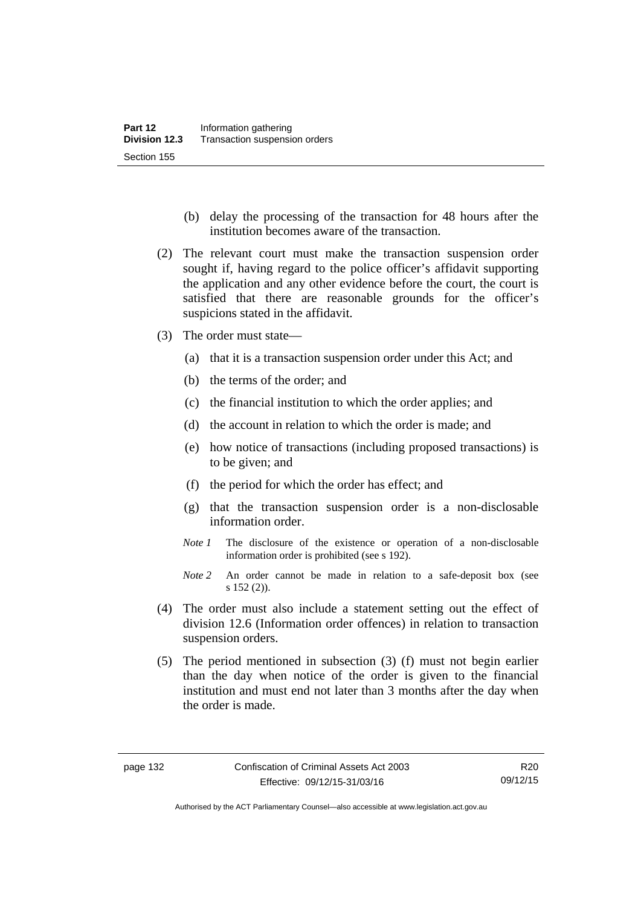(b) delay the processing of the transaction for 48 hours after the institution becomes aware of the transaction.

(2) The relevant court must make the transaction suspension order sought if, having regard to the police officer's affidavit supporting the application and any other evidence before the court, the court is satisfied that there are reasonable grounds for the officer's suspicions stated in the affidavit.

(3) The order must state—

(a) that it is a transaction suspension order under this Act; and

(b) the terms of the order; and

(c) the financial institution to which the order applies; and

(d) the account in relation to which the order is made; and

(e) how notice of transactions (including proposed transactions) is to be given; and

(f) the period for which the order has effect; and

(g) that the transaction suspension order is a non-disclosable information order.

*Note 1* The disclosure of the existence or operation of a non-disclosable information order is prohibited (see s 192).

*Note 2* An order cannot be made in relation to a safe-deposit box (see s 152 (2)).

(4) The order must also include a statement setting out the effect of division 12.6 (Information order offences) in relation to transaction suspension orders.

(5) The period mentioned in subsection (3) (f) must not begin earlier than the day when notice of the order is given to the financial institution and must end not later than 3 months after the day when the order is made.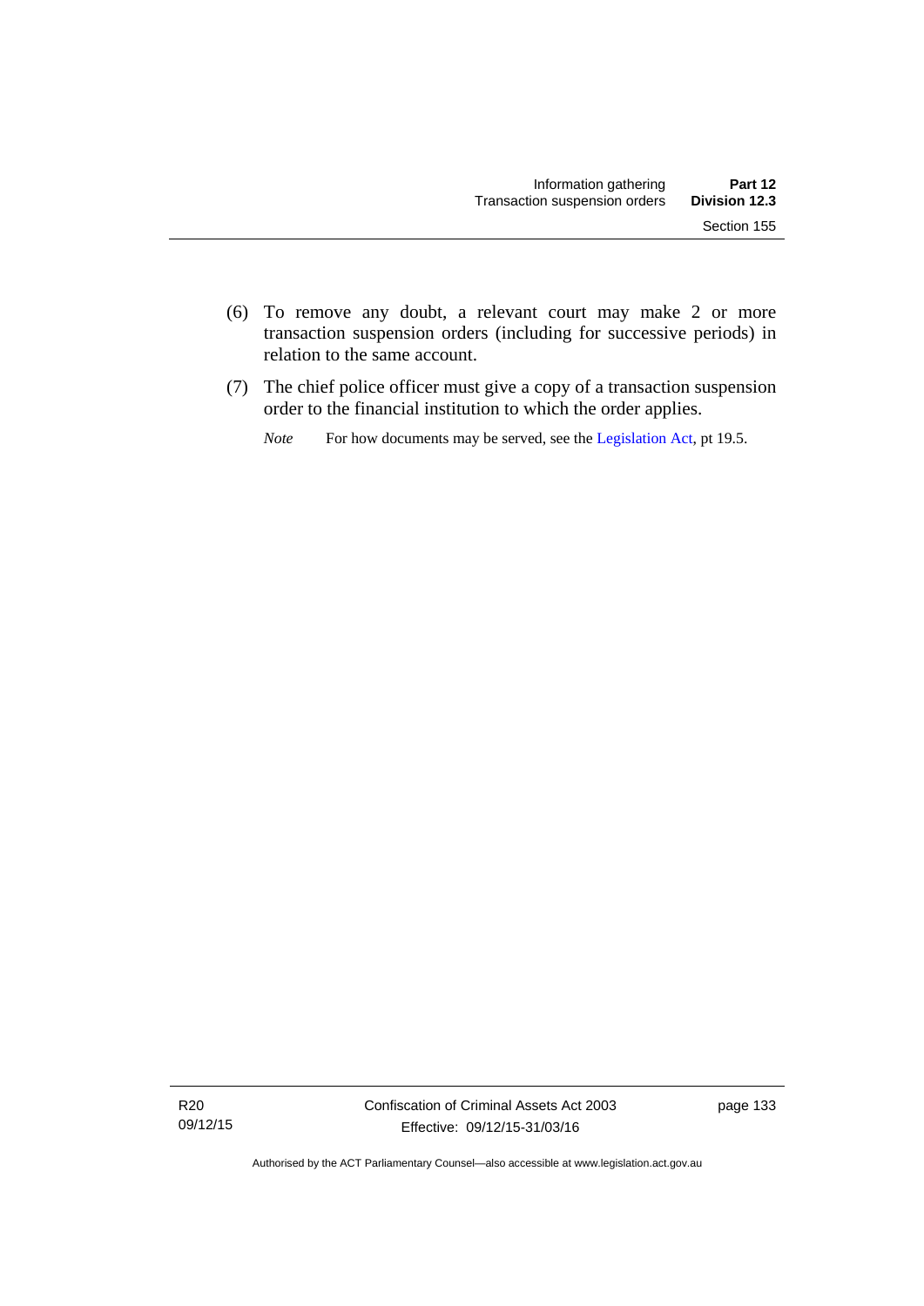(6) To remove any doubt, a relevant court may make 2 or more transaction suspension orders (including for successive periods) in relation to the same account.

(7) The chief police officer must give a copy of a transaction suspension order to the financial institution to which the order applies.

*Note* For how documents may be served, see the Legislation Act, pt 19.5.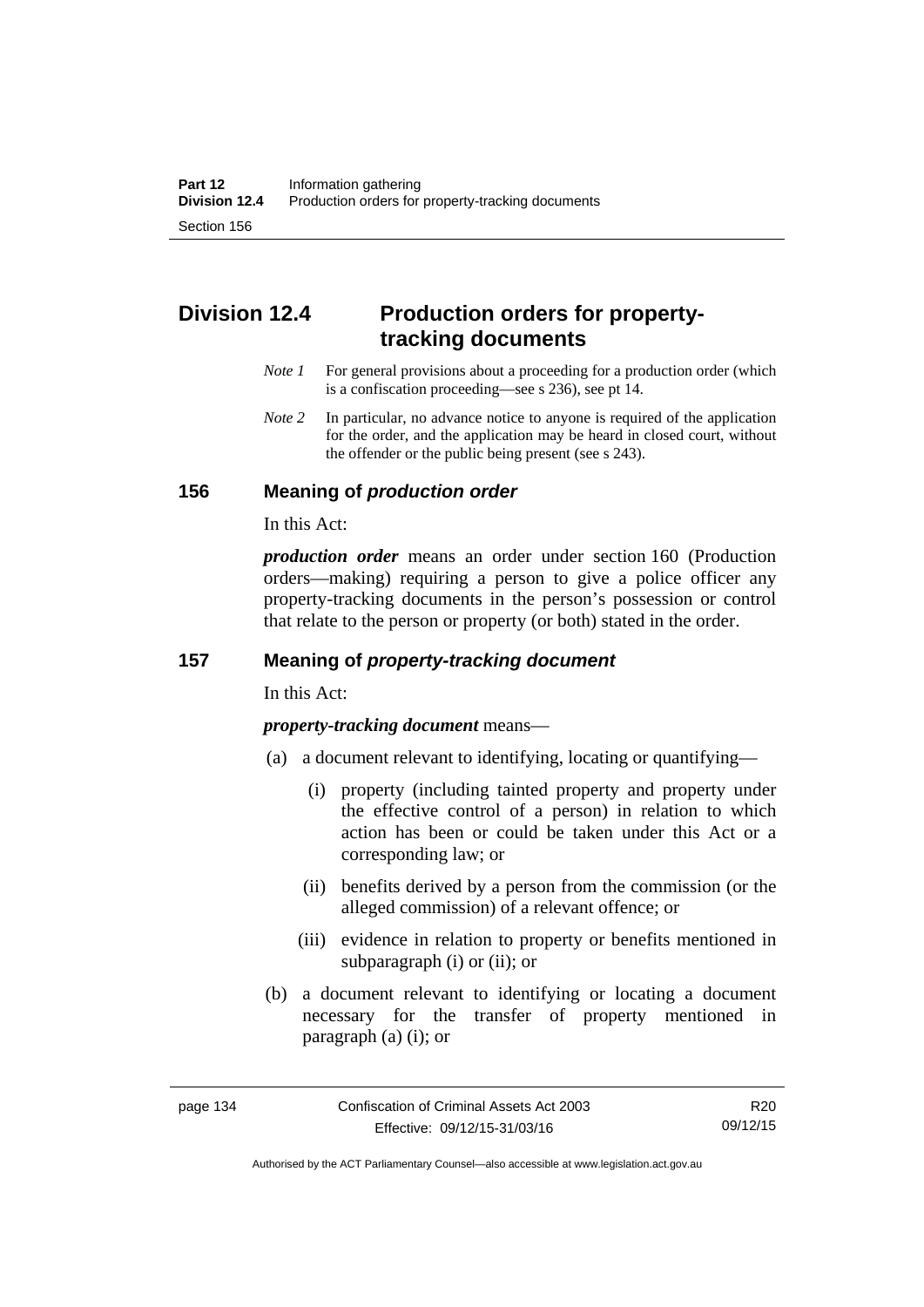## Division 12.4 Production orders for property-tracking documents

*Note 1* For general provisions about a proceeding for a production order (which is a confiscation proceeding—see s 236), see pt 14.

*Note 2* In particular, no advance notice to anyone is required of the application for the order, and the application may be heard in closed court, without the offender or the public being present (see s 243).

### 156 Meaning of *production order*

In this Act:

***production order*** means an order under section 160 (Production orders—making) requiring a person to give a police officer any property-tracking documents in the person's possession or control that relate to the person or property (or both) stated in the order.

### 157 Meaning of *property-tracking document*

In this Act:

***property-tracking document*** means—

(a) a document relevant to identifying, locating or quantifying—

(i) property (including tainted property and property under the effective control of a person) in relation to which action has been or could be taken under this Act or a corresponding law; or

(ii) benefits derived by a person from the commission (or the alleged commission) of a relevant offence; or

(iii) evidence in relation to property or benefits mentioned in subparagraph (i) or (ii); or

(b) a document relevant to identifying or locating a document necessary for the transfer of property mentioned in paragraph (a) (i); or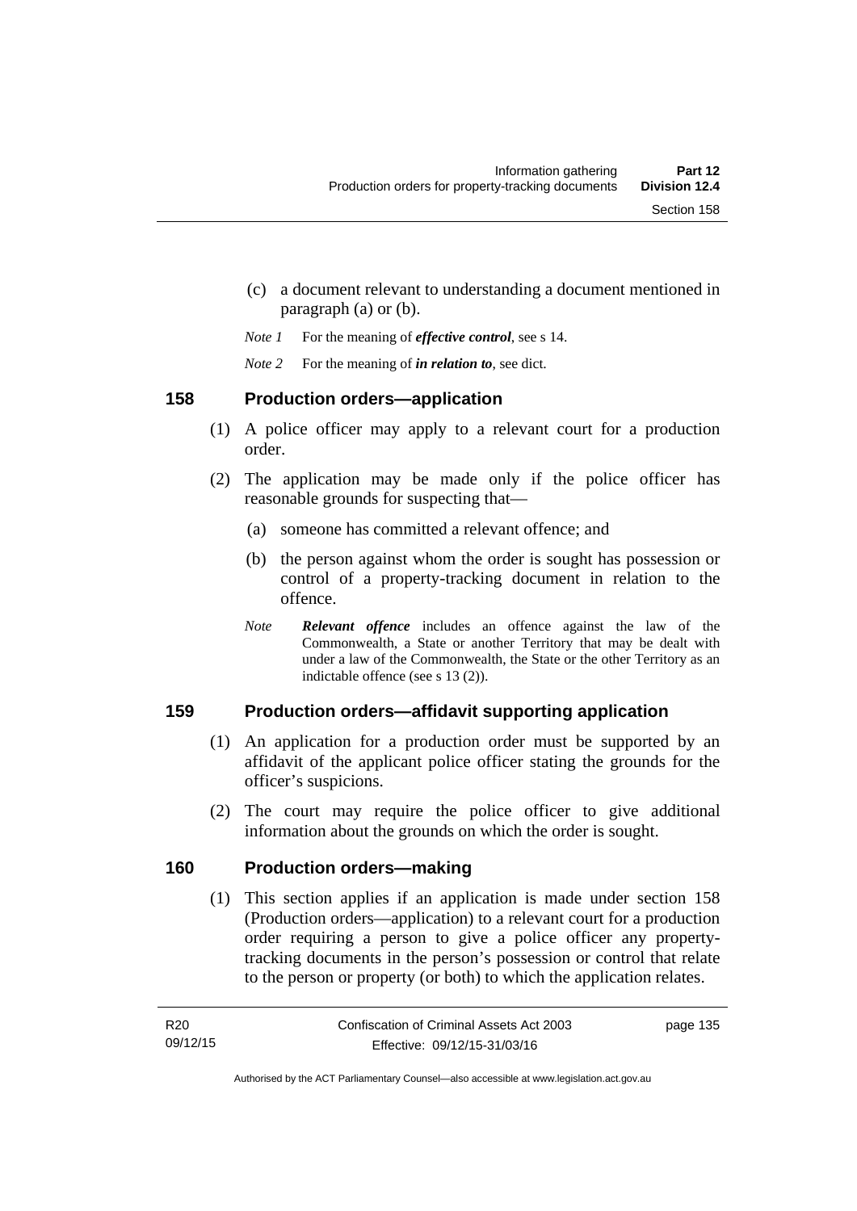(c) a document relevant to understanding a document mentioned in paragraph (a) or (b).

*Note 1* For the meaning of ***effective control***, see s 14.

*Note 2* For the meaning of ***in relation to***, see dict.

## 158 Production orders—application

(1) A police officer may apply to a relevant court for a production order.

(2) The application may be made only if the police officer has reasonable grounds for suspecting that—

(a) someone has committed a relevant offence; and

(b) the person against whom the order is sought has possession or control of a property-tracking document in relation to the offence.

*Note* ***Relevant offence*** includes an offence against the law of the Commonwealth, a State or another Territory that may be dealt with under a law of the Commonwealth, the State or the other Territory as an indictable offence (see s 13 (2)).

## 159 Production orders—affidavit supporting application

(1) An application for a production order must be supported by an affidavit of the applicant police officer stating the grounds for the officer's suspicions.

(2) The court may require the police officer to give additional information about the grounds on which the order is sought.

## 160 Production orders—making

(1) This section applies if an application is made under section 158 (Production orders—application) to a relevant court for a production order requiring a person to give a police officer any property-tracking documents in the person's possession or control that relate to the person or property (or both) to which the application relates.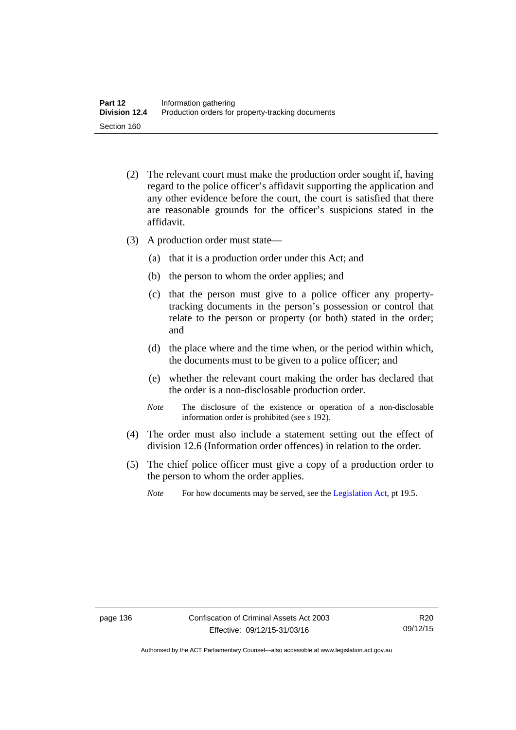(2) The relevant court must make the production order sought if, having regard to the police officer's affidavit supporting the application and any other evidence before the court, the court is satisfied that there are reasonable grounds for the officer's suspicions stated in the affidavit.

(3) A production order must state—

(a) that it is a production order under this Act; and

(b) the person to whom the order applies; and

(c) that the person must give to a police officer any property-tracking documents in the person's possession or control that relate to the person or property (or both) stated in the order; and

(d) the place where and the time when, or the period within which, the documents must to be given to a police officer; and

(e) whether the relevant court making the order has declared that the order is a non-disclosable production order.

*Note* The disclosure of the existence or operation of a non-disclosable information order is prohibited (see s 192).

(4) The order must also include a statement setting out the effect of division 12.6 (Information order offences) in relation to the order.

(5) The chief police officer must give a copy of a production order to the person to whom the order applies.

*Note* For how documents may be served, see the Legislation Act, pt 19.5.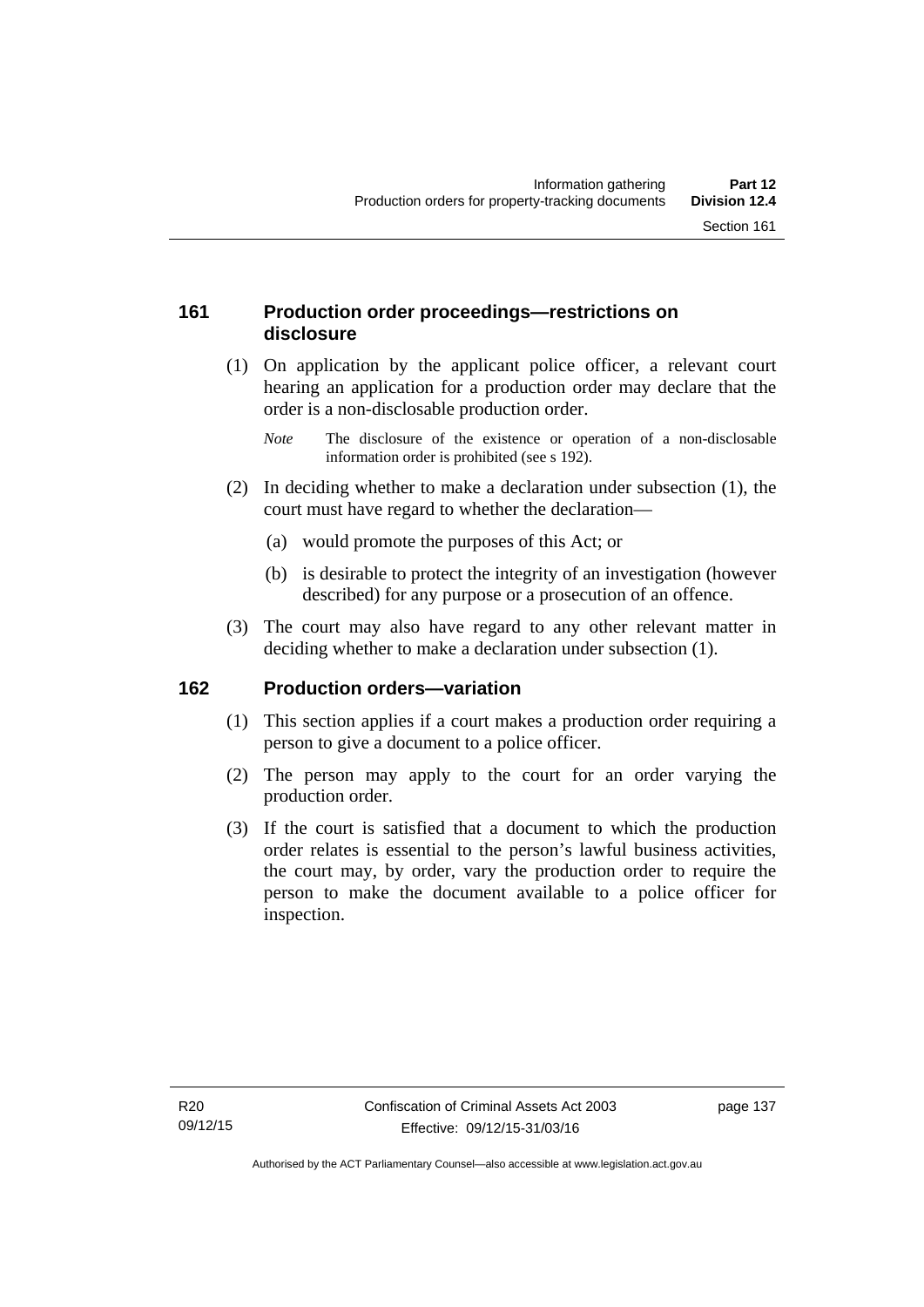### 161 Production order proceedings—restrictions on disclosure

(1) On application by the applicant police officer, a relevant court hearing an application for a production order may declare that the order is a non-disclosable production order.

*Note* The disclosure of the existence or operation of a non-disclosable information order is prohibited (see s 192).

(2) In deciding whether to make a declaration under subsection (1), the court must have regard to whether the declaration—

(a) would promote the purposes of this Act; or

(b) is desirable to protect the integrity of an investigation (however described) for any purpose or a prosecution of an offence.

(3) The court may also have regard to any other relevant matter in deciding whether to make a declaration under subsection (1).

### 162 Production orders—variation

(1) This section applies if a court makes a production order requiring a person to give a document to a police officer.

(2) The person may apply to the court for an order varying the production order.

(3) If the court is satisfied that a document to which the production order relates is essential to the person's lawful business activities, the court may, by order, vary the production order to require the person to make the document available to a police officer for inspection.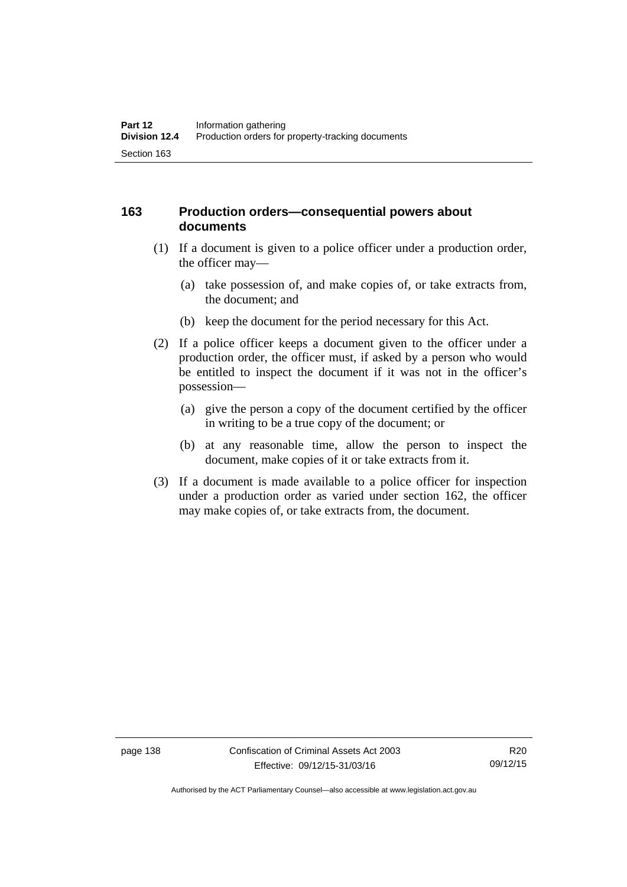## 163 Production orders—consequential powers about documents

(1) If a document is given to a police officer under a production order, the officer may—

(a) take possession of, and make copies of, or take extracts from, the document; and

(b) keep the document for the period necessary for this Act.

(2) If a police officer keeps a document given to the officer under a production order, the officer must, if asked by a person who would be entitled to inspect the document if it was not in the officer's possession—

(a) give the person a copy of the document certified by the officer in writing to be a true copy of the document; or

(b) at any reasonable time, allow the person to inspect the document, make copies of it or take extracts from it.

(3) If a document is made available to a police officer for inspection under a production order as varied under section 162, the officer may make copies of, or take extracts from, the document.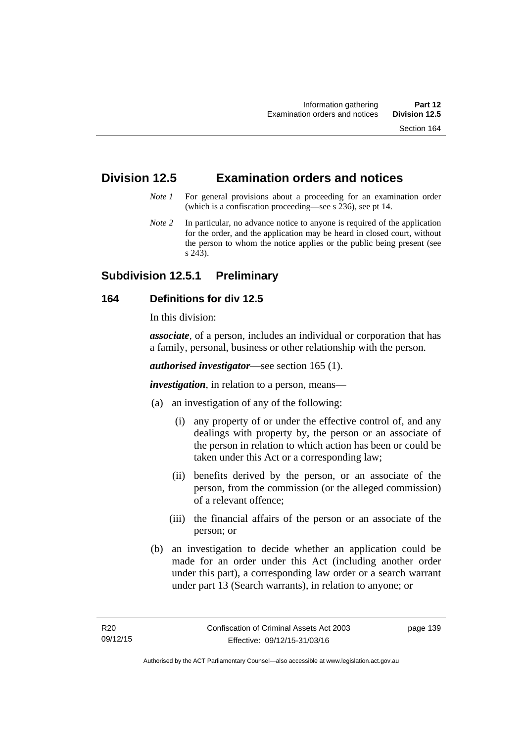# Division 12.5 Examination orders and notices

*Note 1* For general provisions about a proceeding for an examination order (which is a confiscation proceeding—see s 236), see pt 14.

*Note 2* In particular, no advance notice to anyone is required of the application for the order, and the application may be heard in closed court, without the person to whom the notice applies or the public being present (see s 243).

## Subdivision 12.5.1 Preliminary

### 164 Definitions for div 12.5

In this division:

***associate***, of a person, includes an individual or corporation that has a family, personal, business or other relationship with the person.

***authorised investigator***—see section 165 (1).

***investigation***, in relation to a person, means—

(a) an investigation of any of the following:

(i) any property of or under the effective control of, and any dealings with property by, the person or an associate of the person in relation to which action has been or could be taken under this Act or a corresponding law;

(ii) benefits derived by the person, or an associate of the person, from the commission (or the alleged commission) of a relevant offence;

(iii) the financial affairs of the person or an associate of the person; or

(b) an investigation to decide whether an application could be made for an order under this Act (including another order under this part), a corresponding law order or a search warrant under part 13 (Search warrants), in relation to anyone; or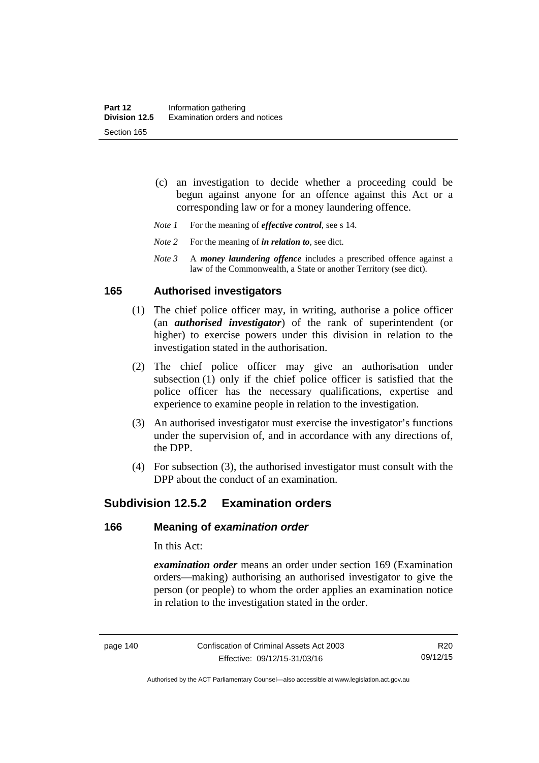(c) an investigation to decide whether a proceeding could be begun against anyone for an offence against this Act or a corresponding law or for a money laundering offence.

*Note 1* For the meaning of ***effective control***, see s 14.

*Note 2* For the meaning of ***in relation to***, see dict.

*Note 3* A ***money laundering offence*** includes a prescribed offence against a law of the Commonwealth, a State or another Territory (see dict).

### 165 Authorised investigators

(1) The chief police officer may, in writing, authorise a police officer (an ***authorised investigator***) of the rank of superintendent (or higher) to exercise powers under this division in relation to the investigation stated in the authorisation.

(2) The chief police officer may give an authorisation under subsection (1) only if the chief police officer is satisfied that the police officer has the necessary qualifications, expertise and experience to examine people in relation to the investigation.

(3) An authorised investigator must exercise the investigator's functions under the supervision of, and in accordance with any directions of, the DPP.

(4) For subsection (3), the authorised investigator must consult with the DPP about the conduct of an examination.

## Subdivision 12.5.2 Examination orders

### 166 Meaning of *examination order*

In this Act:

***examination order*** means an order under section 169 (Examination orders—making) authorising an authorised investigator to give the person (or people) to whom the order applies an examination notice in relation to the investigation stated in the order.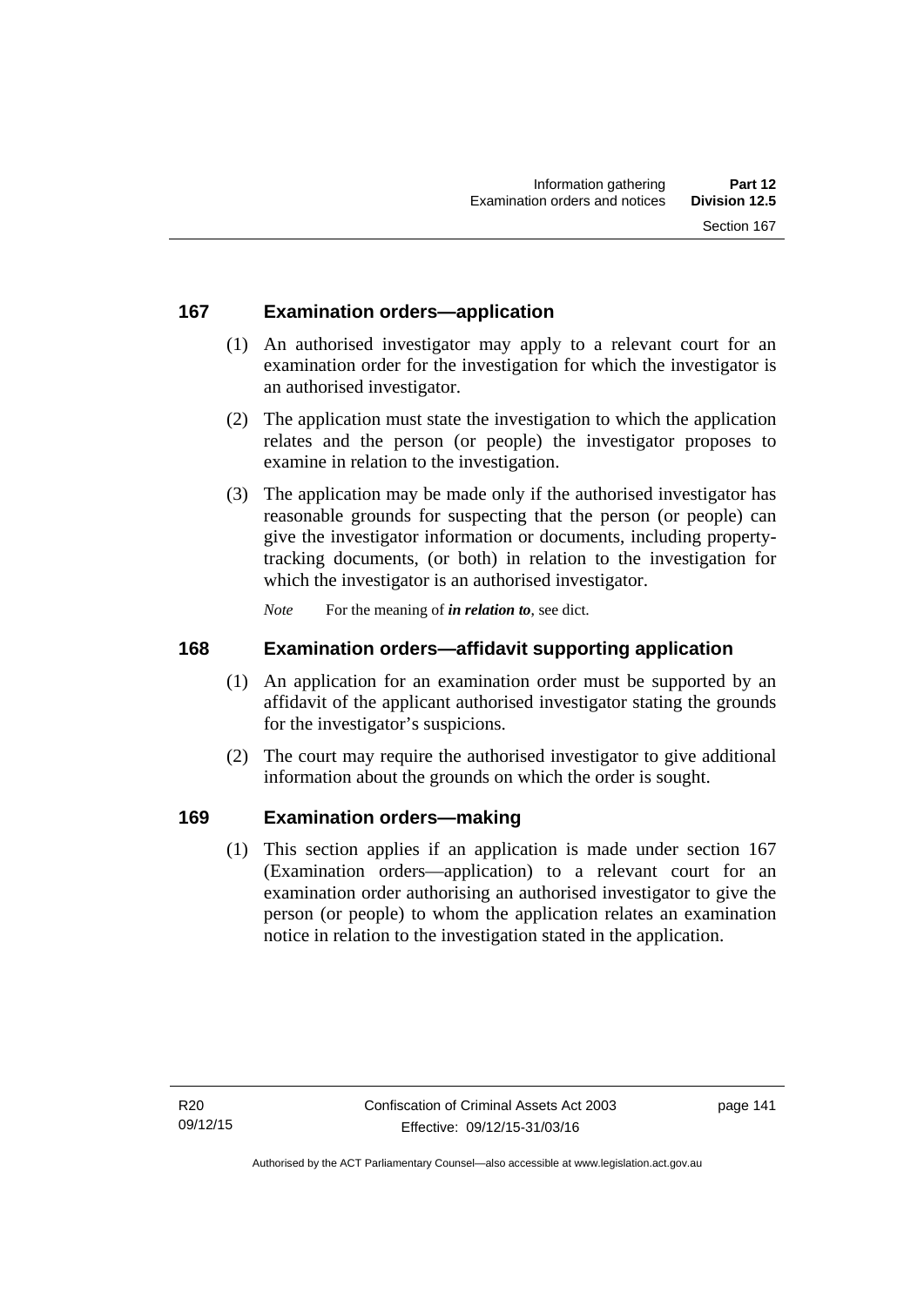## 167 Examination orders—application

(1) An authorised investigator may apply to a relevant court for an examination order for the investigation for which the investigator is an authorised investigator.

(2) The application must state the investigation to which the application relates and the person (or people) the investigator proposes to examine in relation to the investigation.

(3) The application may be made only if the authorised investigator has reasonable grounds for suspecting that the person (or people) can give the investigator information or documents, including property-tracking documents, (or both) in relation to the investigation for which the investigator is an authorised investigator.

*Note* For the meaning of ***in relation to***, see dict.

## 168 Examination orders—affidavit supporting application

(1) An application for an examination order must be supported by an affidavit of the applicant authorised investigator stating the grounds for the investigator's suspicions.

(2) The court may require the authorised investigator to give additional information about the grounds on which the order is sought.

## 169 Examination orders—making

(1) This section applies if an application is made under section 167 (Examination orders—application) to a relevant court for an examination order authorising an authorised investigator to give the person (or people) to whom the application relates an examination notice in relation to the investigation stated in the application.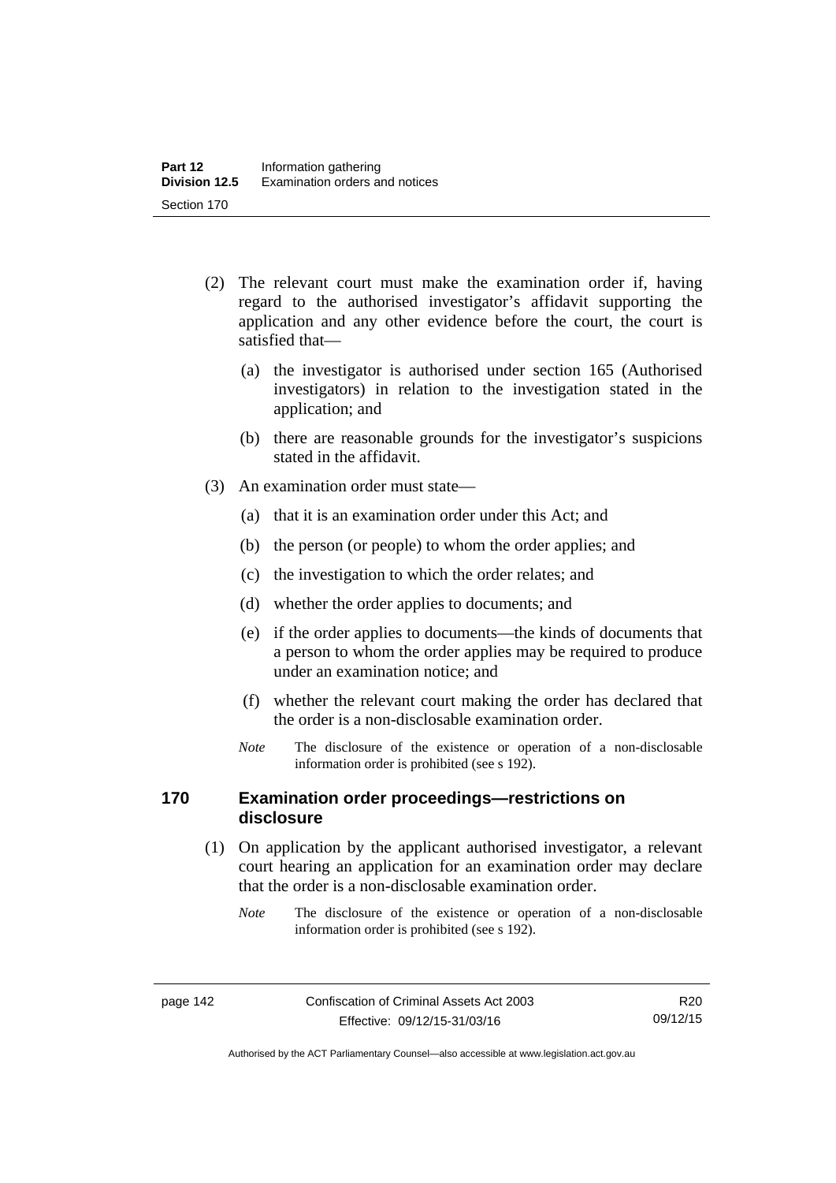(2) The relevant court must make the examination order if, having regard to the authorised investigator's affidavit supporting the application and any other evidence before the court, the court is satisfied that—

(a) the investigator is authorised under section 165 (Authorised investigators) in relation to the investigation stated in the application; and

(b) there are reasonable grounds for the investigator's suspicions stated in the affidavit.

(3) An examination order must state—

(a) that it is an examination order under this Act; and

(b) the person (or people) to whom the order applies; and

(c) the investigation to which the order relates; and

(d) whether the order applies to documents; and

(e) if the order applies to documents—the kinds of documents that a person to whom the order applies may be required to produce under an examination notice; and

(f) whether the relevant court making the order has declared that the order is a non-disclosable examination order.

*Note* The disclosure of the existence or operation of a non-disclosable information order is prohibited (see s 192).

## 170 Examination order proceedings—restrictions on disclosure

(1) On application by the applicant authorised investigator, a relevant court hearing an application for an examination order may declare that the order is a non-disclosable examination order.

*Note* The disclosure of the existence or operation of a non-disclosable information order is prohibited (see s 192).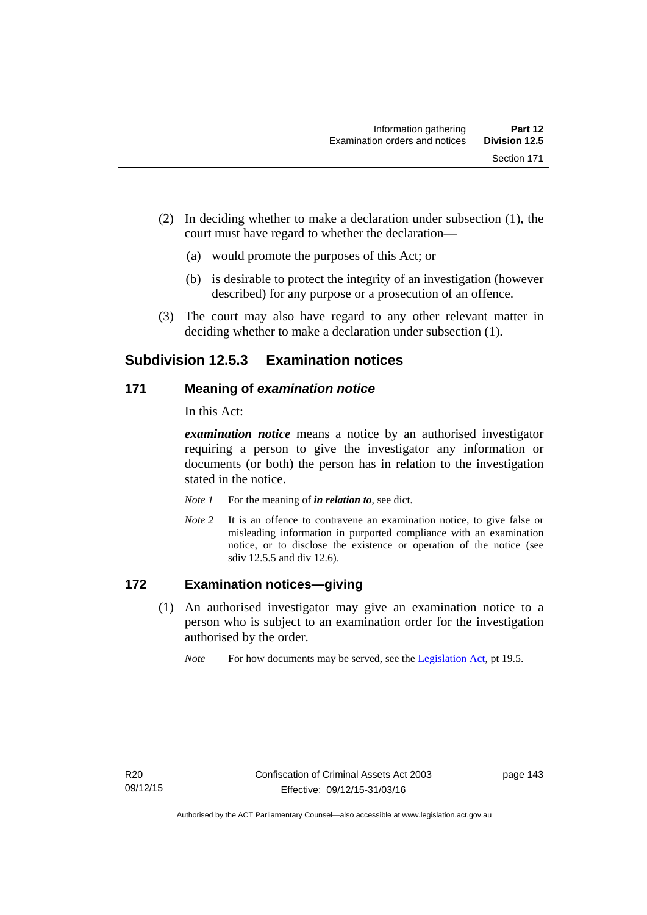(2) In deciding whether to make a declaration under subsection (1), the court must have regard to whether the declaration—

(a) would promote the purposes of this Act; or

(b) is desirable to protect the integrity of an investigation (however described) for any purpose or a prosecution of an offence.

(3) The court may also have regard to any other relevant matter in deciding whether to make a declaration under subsection (1).

## Subdivision 12.5.3 Examination notices

### 171 Meaning of *examination notice*

In this Act:

***examination notice*** means a notice by an authorised investigator requiring a person to give the investigator any information or documents (or both) the person has in relation to the investigation stated in the notice.

*Note 1* For the meaning of ***in relation to***, see dict.

*Note 2* It is an offence to contravene an examination notice, to give false or misleading information in purported compliance with an examination notice, or to disclose the existence or operation of the notice (see sdiv 12.5.5 and div 12.6).

### 172 Examination notices—giving

(1) An authorised investigator may give an examination notice to a person who is subject to an examination order for the investigation authorised by the order.

*Note* For how documents may be served, see the Legislation Act, pt 19.5.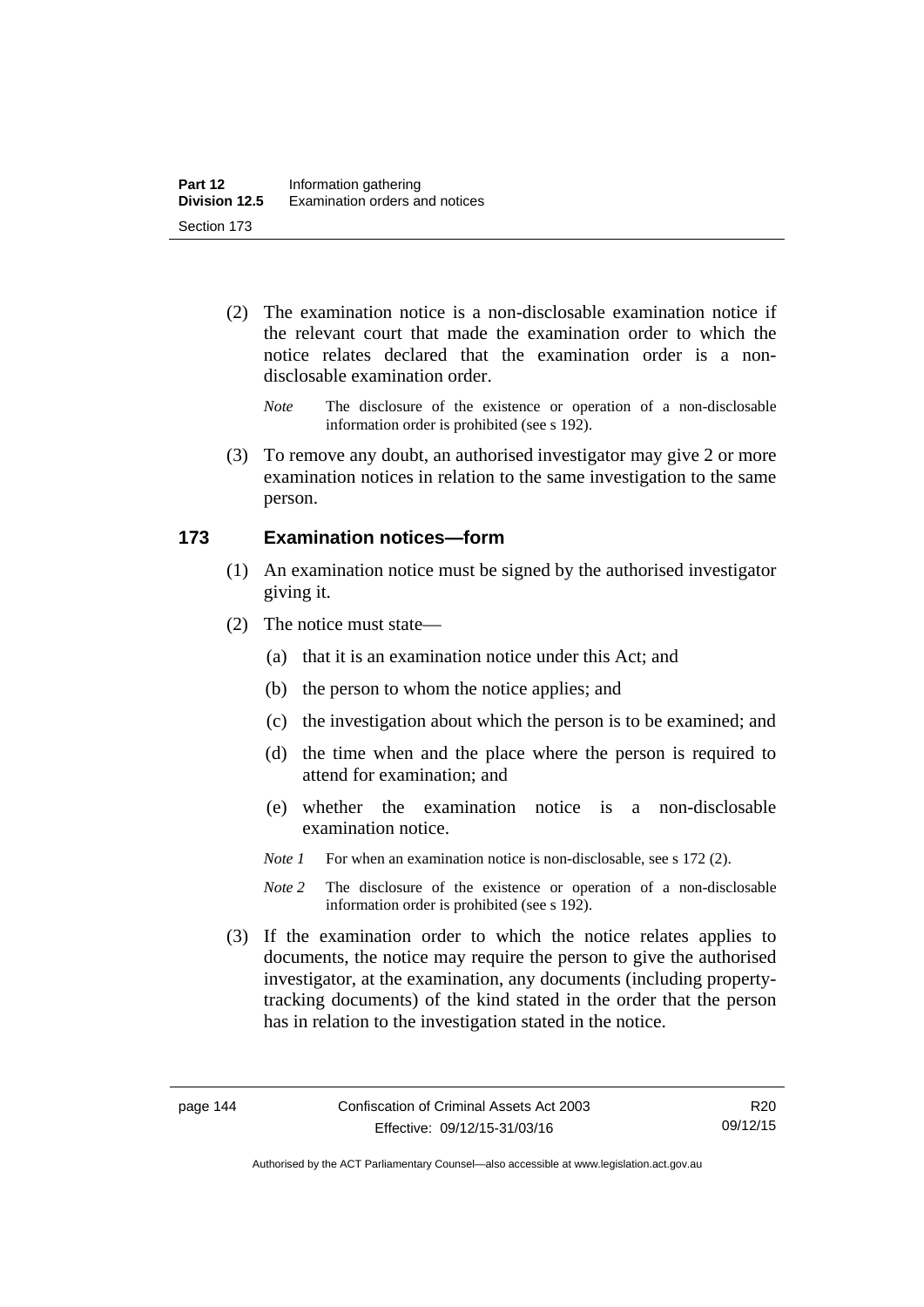(2) The examination notice is a non-disclosable examination notice if the relevant court that made the examination order to which the notice relates declared that the examination order is a non-disclosable examination order.

*Note* The disclosure of the existence or operation of a non-disclosable information order is prohibited (see s 192).

(3) To remove any doubt, an authorised investigator may give 2 or more examination notices in relation to the same investigation to the same person.

## 173 Examination notices—form

(1) An examination notice must be signed by the authorised investigator giving it.

(2) The notice must state—

(a) that it is an examination notice under this Act; and

(b) the person to whom the notice applies; and

(c) the investigation about which the person is to be examined; and

(d) the time when and the place where the person is required to attend for examination; and

(e) whether the examination notice is a non-disclosable examination notice.

*Note 1* For when an examination notice is non-disclosable, see s 172 (2).

*Note 2* The disclosure of the existence or operation of a non-disclosable information order is prohibited (see s 192).

(3) If the examination order to which the notice relates applies to documents, the notice may require the person to give the authorised investigator, at the examination, any documents (including property-tracking documents) of the kind stated in the order that the person has in relation to the investigation stated in the notice.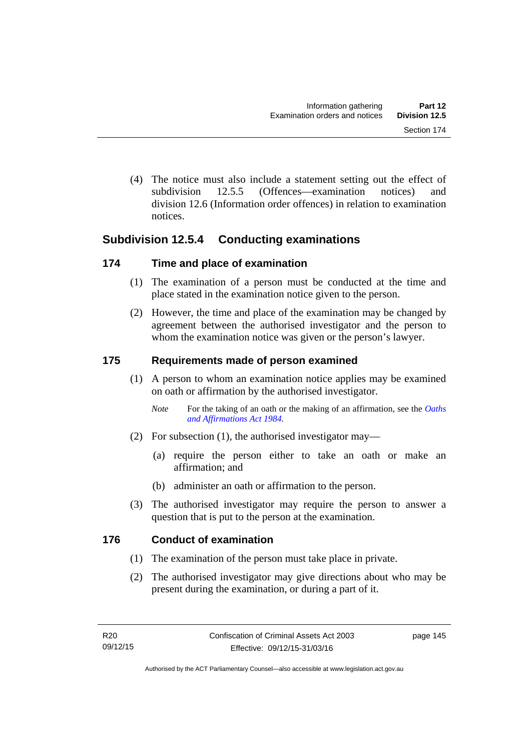(4) The notice must also include a statement setting out the effect of subdivision 12.5.5 (Offences—examination notices) and division 12.6 (Information order offences) in relation to examination notices.

### Subdivision 12.5.4 Conducting examinations

#### 174 Time and place of examination

(1) The examination of a person must be conducted at the time and place stated in the examination notice given to the person.

(2) However, the time and place of the examination may be changed by agreement between the authorised investigator and the person to whom the examination notice was given or the person's lawyer.

#### 175 Requirements made of person examined

(1) A person to whom an examination notice applies may be examined on oath or affirmation by the authorised investigator.

*Note* For the taking of an oath or the making of an affirmation, see the *Oaths and Affirmations Act 1984*.

(2) For subsection (1), the authorised investigator may—

(a) require the person either to take an oath or make an affirmation; and

(b) administer an oath or affirmation to the person.

(3) The authorised investigator may require the person to answer a question that is put to the person at the examination.

#### 176 Conduct of examination

(1) The examination of the person must take place in private.

(2) The authorised investigator may give directions about who may be present during the examination, or during a part of it.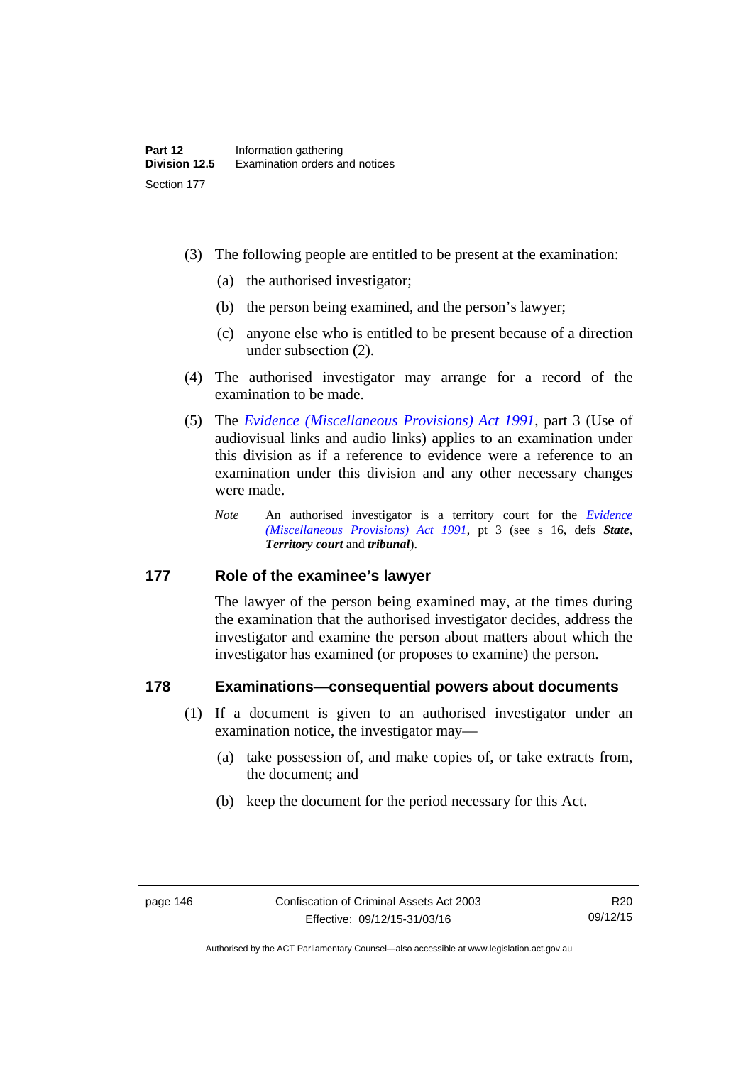(3) The following people are entitled to be present at the examination:

(a) the authorised investigator;

(b) the person being examined, and the person's lawyer;

(c) anyone else who is entitled to be present because of a direction under subsection (2).

(4) The authorised investigator may arrange for a record of the examination to be made.

(5) The *Evidence (Miscellaneous Provisions) Act 1991*, part 3 (Use of audiovisual links and audio links) applies to an examination under this division as if a reference to evidence were a reference to an examination under this division and any other necessary changes were made.

*Note* An authorised investigator is a territory court for the *Evidence (Miscellaneous Provisions) Act 1991*, pt 3 (see s 16, defs ***State***, ***Territory court*** and ***tribunal***).

## 177 Role of the examinee's lawyer

The lawyer of the person being examined may, at the times during the examination that the authorised investigator decides, address the investigator and examine the person about matters about which the investigator has examined (or proposes to examine) the person.

## 178 Examinations—consequential powers about documents

(1) If a document is given to an authorised investigator under an examination notice, the investigator may—

(a) take possession of, and make copies of, or take extracts from, the document; and

(b) keep the document for the period necessary for this Act.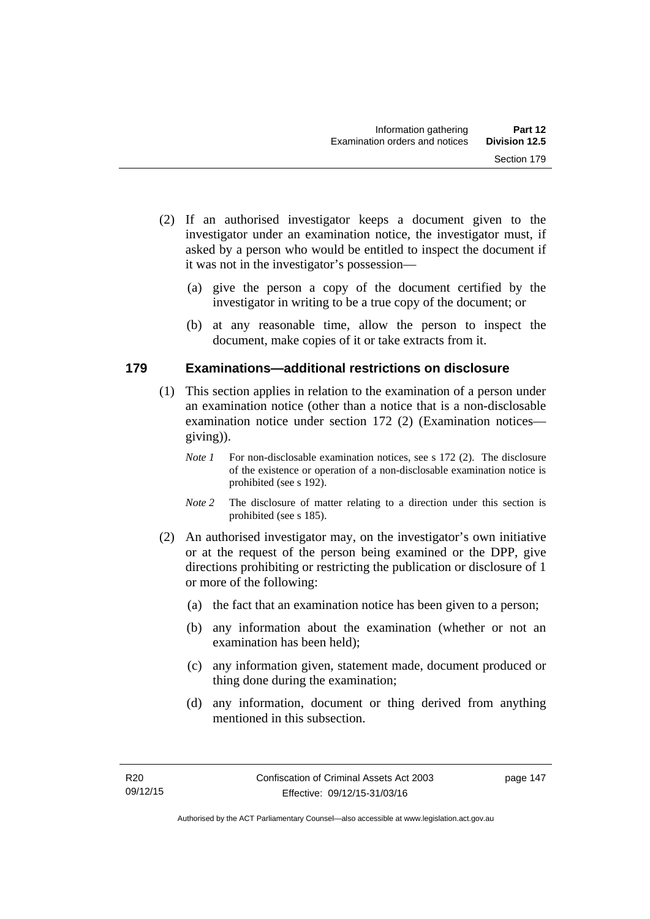(2) If an authorised investigator keeps a document given to the investigator under an examination notice, the investigator must, if asked by a person who would be entitled to inspect the document if it was not in the investigator's possession—

(a) give the person a copy of the document certified by the investigator in writing to be a true copy of the document; or

(b) at any reasonable time, allow the person to inspect the document, make copies of it or take extracts from it.

## 179 Examinations—additional restrictions on disclosure

(1) This section applies in relation to the examination of a person under an examination notice (other than a notice that is a non-disclosable examination notice under section 172 (2) (Examination notices—giving)).

*Note 1* For non-disclosable examination notices, see s 172 (2). The disclosure of the existence or operation of a non-disclosable examination notice is prohibited (see s 192).

*Note 2* The disclosure of matter relating to a direction under this section is prohibited (see s 185).

(2) An authorised investigator may, on the investigator's own initiative or at the request of the person being examined or the DPP, give directions prohibiting or restricting the publication or disclosure of 1 or more of the following:

(a) the fact that an examination notice has been given to a person;

(b) any information about the examination (whether or not an examination has been held);

(c) any information given, statement made, document produced or thing done during the examination;

(d) any information, document or thing derived from anything mentioned in this subsection.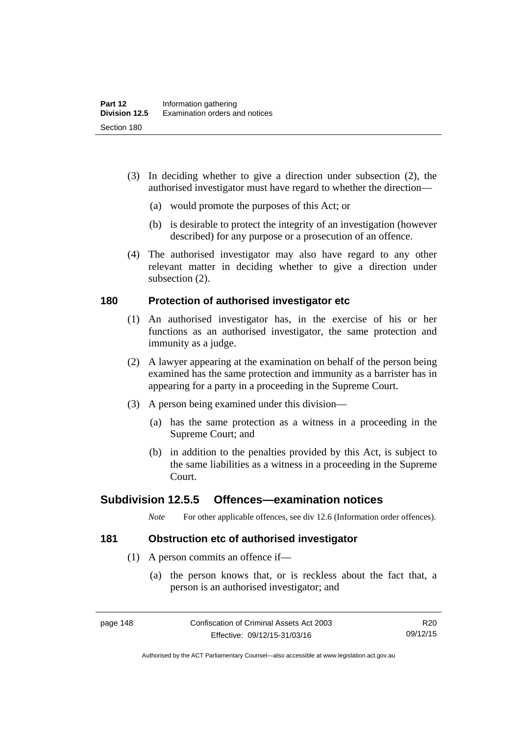(3) In deciding whether to give a direction under subsection (2), the authorised investigator must have regard to whether the direction—

(a) would promote the purposes of this Act; or

(b) is desirable to protect the integrity of an investigation (however described) for any purpose or a prosecution of an offence.

(4) The authorised investigator may also have regard to any other relevant matter in deciding whether to give a direction under subsection (2).

### 180 Protection of authorised investigator etc

(1) An authorised investigator has, in the exercise of his or her functions as an authorised investigator, the same protection and immunity as a judge.

(2) A lawyer appearing at the examination on behalf of the person being examined has the same protection and immunity as a barrister has in appearing for a party in a proceeding in the Supreme Court.

(3) A person being examined under this division—

(a) has the same protection as a witness in a proceeding in the Supreme Court; and

(b) in addition to the penalties provided by this Act, is subject to the same liabilities as a witness in a proceeding in the Supreme Court.

## Subdivision 12.5.5 Offences—examination notices

*Note* For other applicable offences, see div 12.6 (Information order offences).

### 181 Obstruction etc of authorised investigator

(1) A person commits an offence if—

(a) the person knows that, or is reckless about the fact that, a person is an authorised investigator; and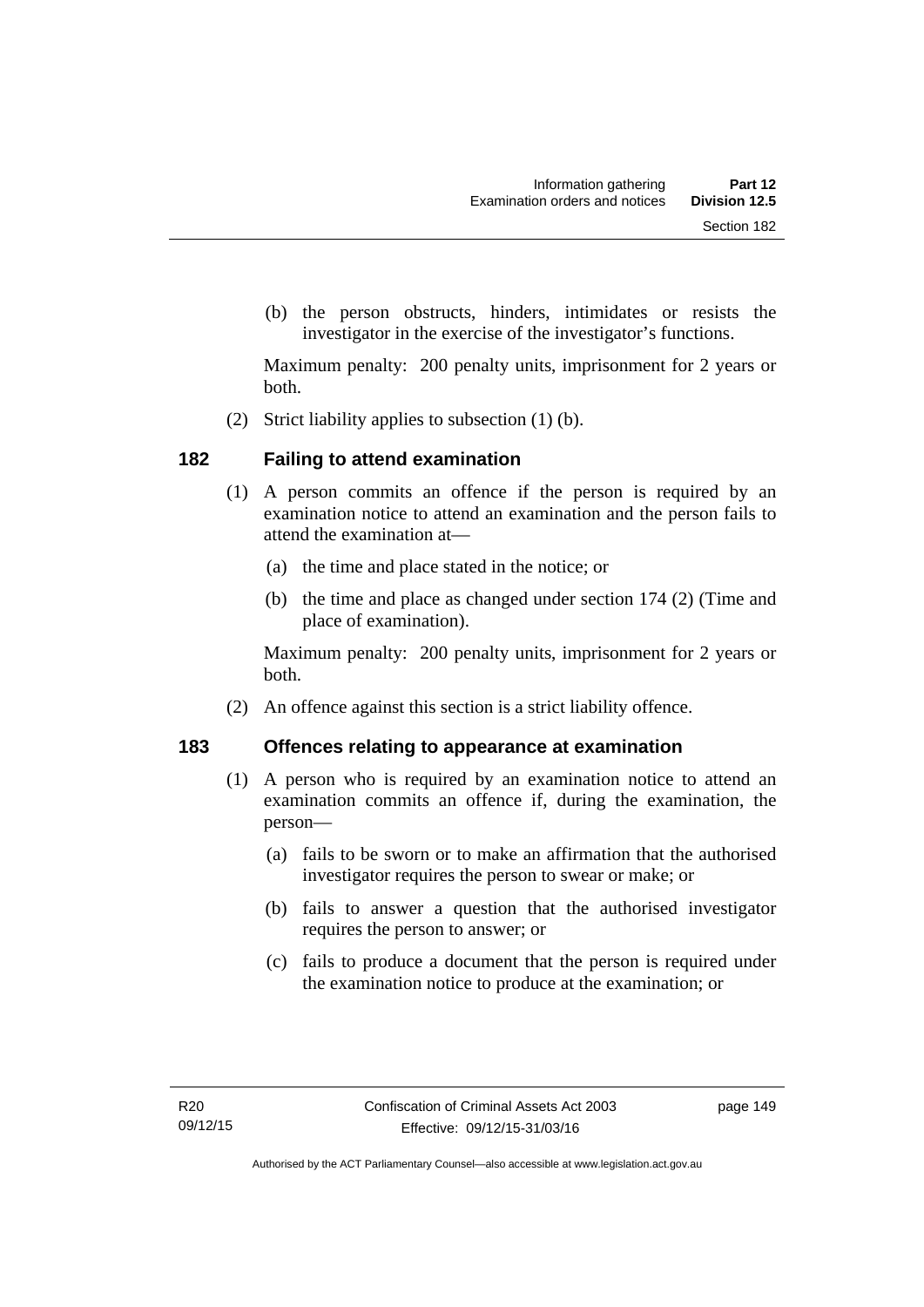(b) the person obstructs, hinders, intimidates or resists the investigator in the exercise of the investigator's functions.

Maximum penalty: 200 penalty units, imprisonment for 2 years or both.

(2) Strict liability applies to subsection (1) (b).

## 182 Failing to attend examination

(1) A person commits an offence if the person is required by an examination notice to attend an examination and the person fails to attend the examination at—

(a) the time and place stated in the notice; or

(b) the time and place as changed under section 174 (2) (Time and place of examination).

Maximum penalty: 200 penalty units, imprisonment for 2 years or both.

(2) An offence against this section is a strict liability offence.

## 183 Offences relating to appearance at examination

(1) A person who is required by an examination notice to attend an examination commits an offence if, during the examination, the person—

(a) fails to be sworn or to make an affirmation that the authorised investigator requires the person to swear or make; or

(b) fails to answer a question that the authorised investigator requires the person to answer; or

(c) fails to produce a document that the person is required under the examination notice to produce at the examination; or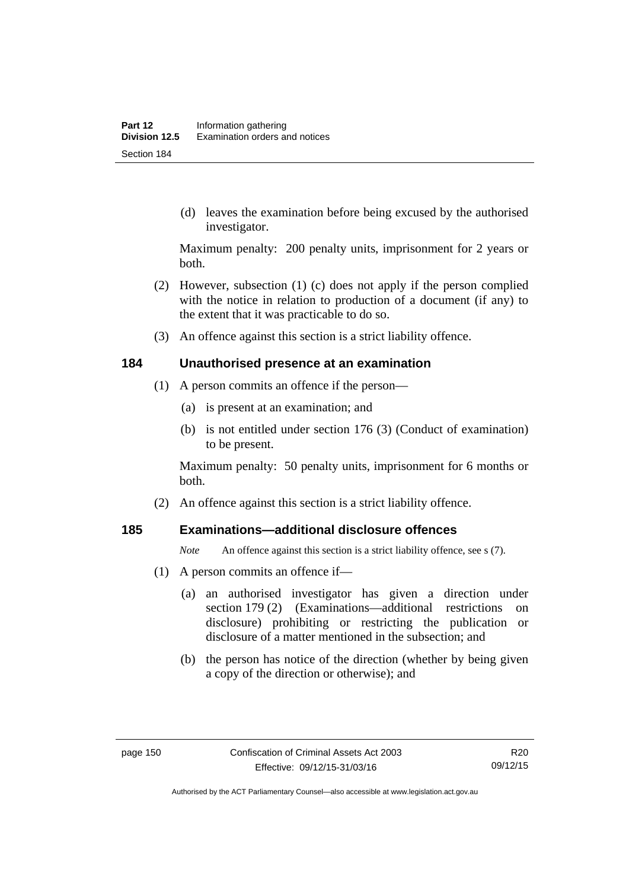(d) leaves the examination before being excused by the authorised investigator.

Maximum penalty: 200 penalty units, imprisonment for 2 years or both.

(2) However, subsection (1) (c) does not apply if the person complied with the notice in relation to production of a document (if any) to the extent that it was practicable to do so.

(3) An offence against this section is a strict liability offence.

## 184 Unauthorised presence at an examination

(1) A person commits an offence if the person—

(a) is present at an examination; and

(b) is not entitled under section 176 (3) (Conduct of examination) to be present.

Maximum penalty: 50 penalty units, imprisonment for 6 months or both.

(2) An offence against this section is a strict liability offence.

## 185 Examinations—additional disclosure offences

*Note* An offence against this section is a strict liability offence, see s (7).

(1) A person commits an offence if—

(a) an authorised investigator has given a direction under section 179 (2) (Examinations—additional restrictions on disclosure) prohibiting or restricting the publication or disclosure of a matter mentioned in the subsection; and

(b) the person has notice of the direction (whether by being given a copy of the direction or otherwise); and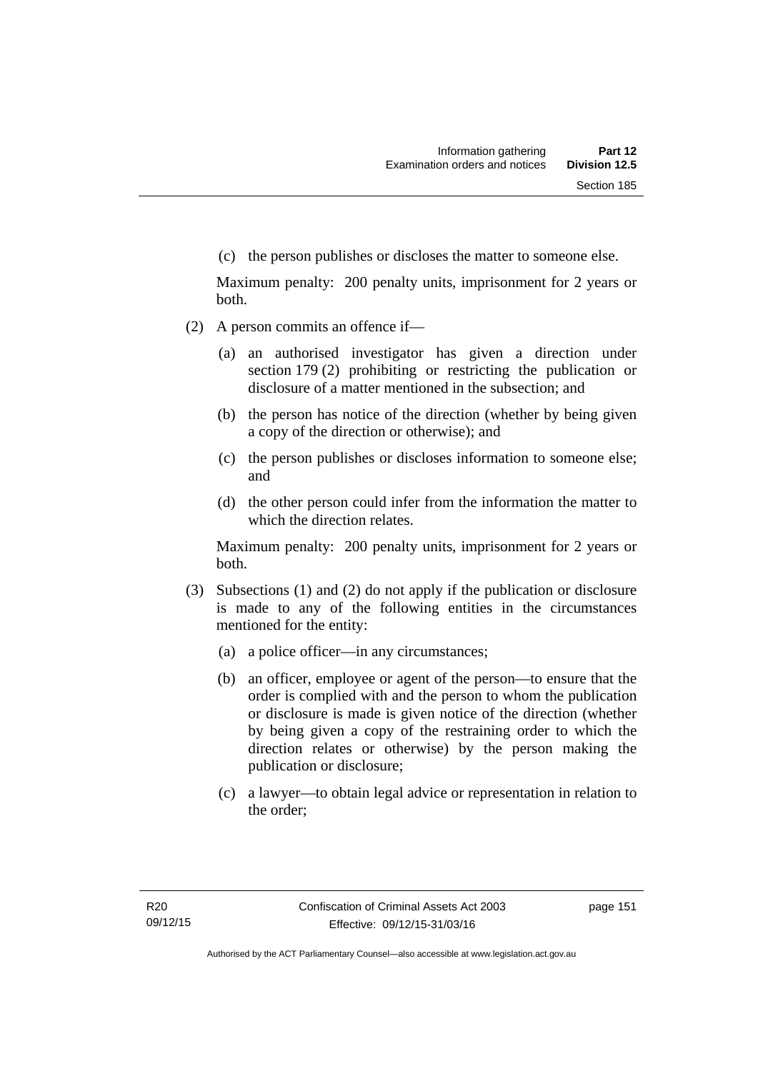(c) the person publishes or discloses the matter to someone else.

Maximum penalty: 200 penalty units, imprisonment for 2 years or both.

(2) A person commits an offence if—

(a) an authorised investigator has given a direction under section 179 (2) prohibiting or restricting the publication or disclosure of a matter mentioned in the subsection; and

(b) the person has notice of the direction (whether by being given a copy of the direction or otherwise); and

(c) the person publishes or discloses information to someone else; and

(d) the other person could infer from the information the matter to which the direction relates.

Maximum penalty: 200 penalty units, imprisonment for 2 years or both.

(3) Subsections (1) and (2) do not apply if the publication or disclosure is made to any of the following entities in the circumstances mentioned for the entity:

(a) a police officer—in any circumstances;

(b) an officer, employee or agent of the person—to ensure that the order is complied with and the person to whom the publication or disclosure is made is given notice of the direction (whether by being given a copy of the restraining order to which the direction relates or otherwise) by the person making the publication or disclosure;

(c) a lawyer—to obtain legal advice or representation in relation to the order;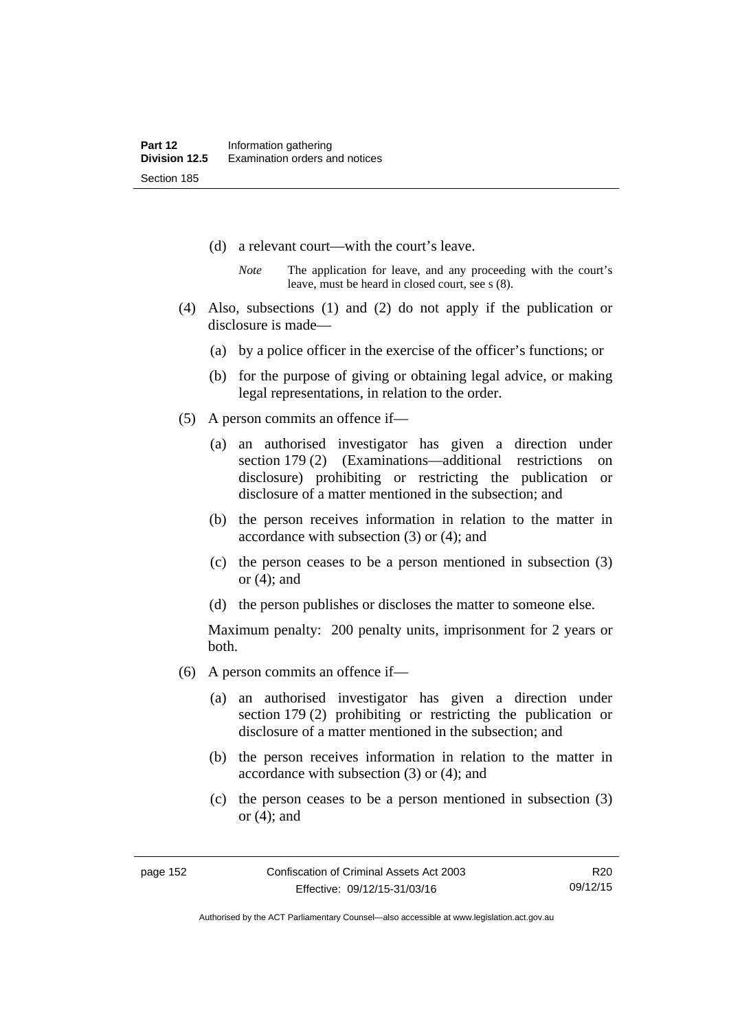(d) a relevant court—with the court's leave.

*Note* The application for leave, and any proceeding with the court's leave, must be heard in closed court, see s (8).

(4) Also, subsections (1) and (2) do not apply if the publication or disclosure is made—

(a) by a police officer in the exercise of the officer's functions; or

(b) for the purpose of giving or obtaining legal advice, or making legal representations, in relation to the order.

(5) A person commits an offence if—

(a) an authorised investigator has given a direction under section 179 (2) (Examinations—additional restrictions on disclosure) prohibiting or restricting the publication or disclosure of a matter mentioned in the subsection; and

(b) the person receives information in relation to the matter in accordance with subsection (3) or (4); and

(c) the person ceases to be a person mentioned in subsection (3) or (4); and

(d) the person publishes or discloses the matter to someone else.

Maximum penalty: 200 penalty units, imprisonment for 2 years or both.

(6) A person commits an offence if—

(a) an authorised investigator has given a direction under section 179 (2) prohibiting or restricting the publication or disclosure of a matter mentioned in the subsection; and

(b) the person receives information in relation to the matter in accordance with subsection (3) or (4); and

(c) the person ceases to be a person mentioned in subsection (3) or (4); and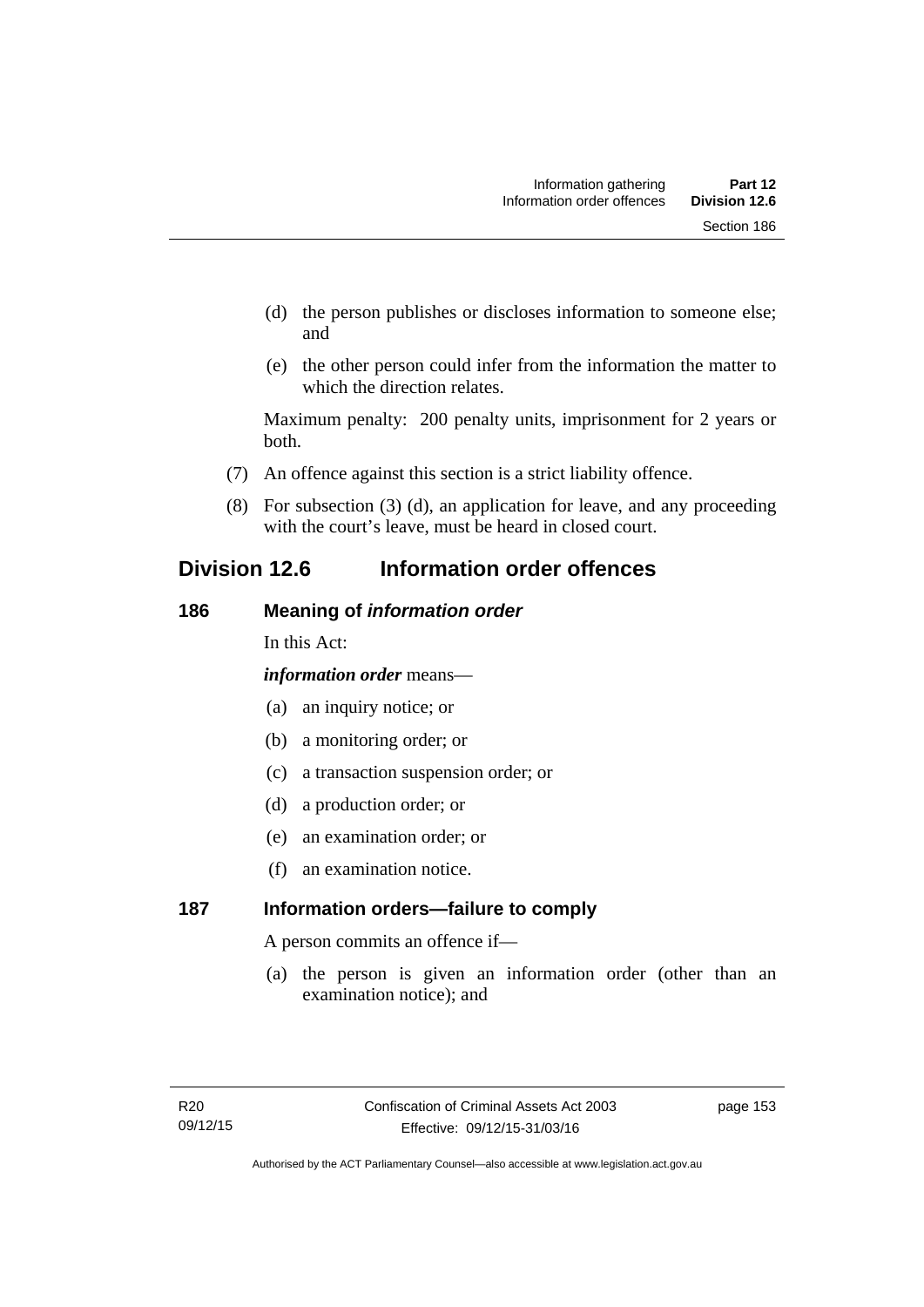(d) the person publishes or discloses information to someone else; and

(e) the other person could infer from the information the matter to which the direction relates.

Maximum penalty: 200 penalty units, imprisonment for 2 years or both.

(7) An offence against this section is a strict liability offence.

(8) For subsection (3) (d), an application for leave, and any proceeding with the court's leave, must be heard in closed court.

## Division 12.6 Information order offences

### 186 Meaning of *information order*

In this Act:

***information order*** means—

(a) an inquiry notice; or

(b) a monitoring order; or

(c) a transaction suspension order; or

(d) a production order; or

(e) an examination order; or

(f) an examination notice.

### 187 Information orders—failure to comply

A person commits an offence if—

(a) the person is given an information order (other than an examination notice); and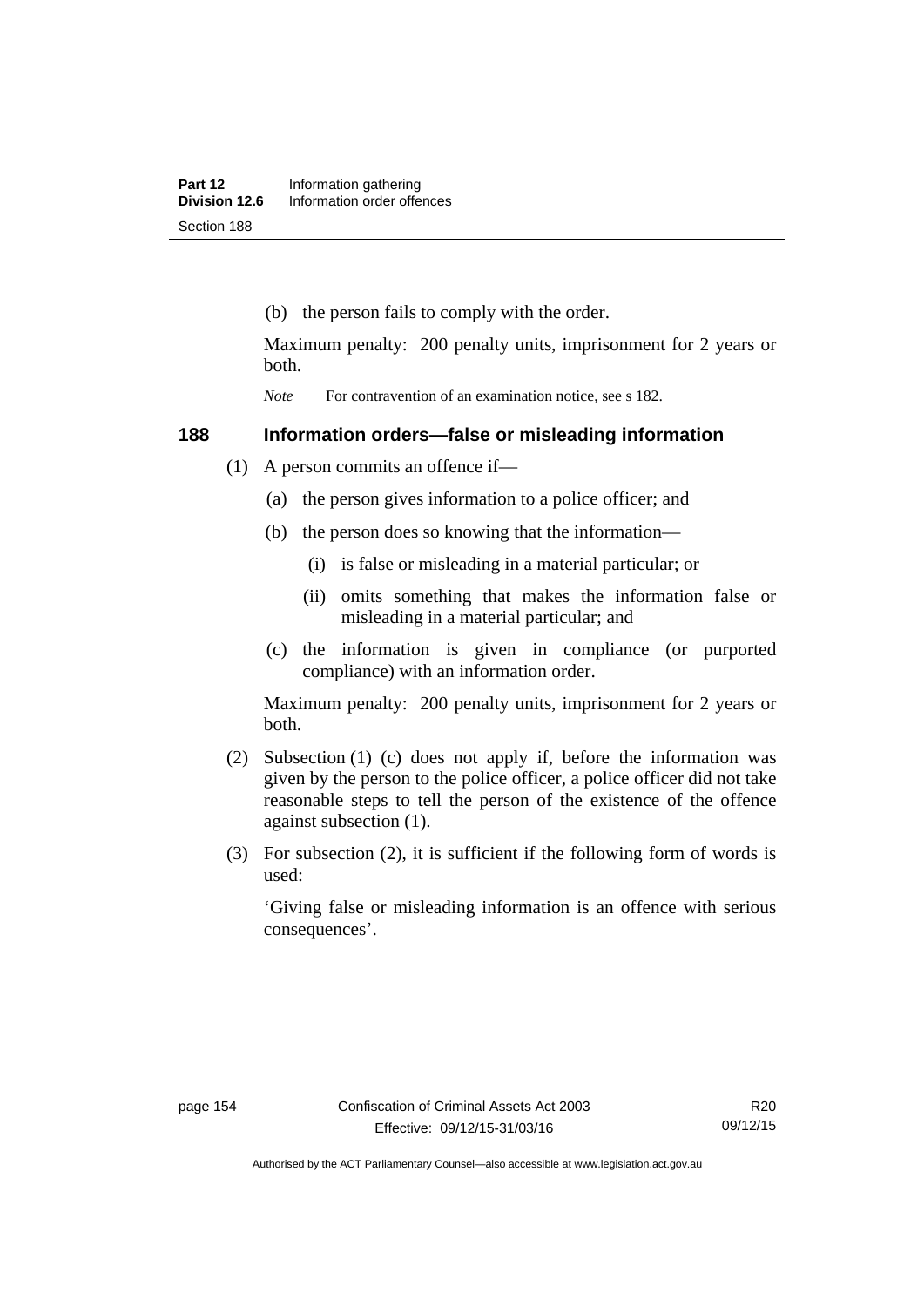(b) the person fails to comply with the order.

Maximum penalty: 200 penalty units, imprisonment for 2 years or both.

*Note* For contravention of an examination notice, see s 182.

## 188 Information orders—false or misleading information

(1) A person commits an offence if—

(a) the person gives information to a police officer; and

(b) the person does so knowing that the information—

(i) is false or misleading in a material particular; or

(ii) omits something that makes the information false or misleading in a material particular; and

(c) the information is given in compliance (or purported compliance) with an information order.

Maximum penalty: 200 penalty units, imprisonment for 2 years or both.

(2) Subsection (1) (c) does not apply if, before the information was given by the person to the police officer, a police officer did not take reasonable steps to tell the person of the existence of the offence against subsection (1).

(3) For subsection (2), it is sufficient if the following form of words is used:

'Giving false or misleading information is an offence with serious consequences'.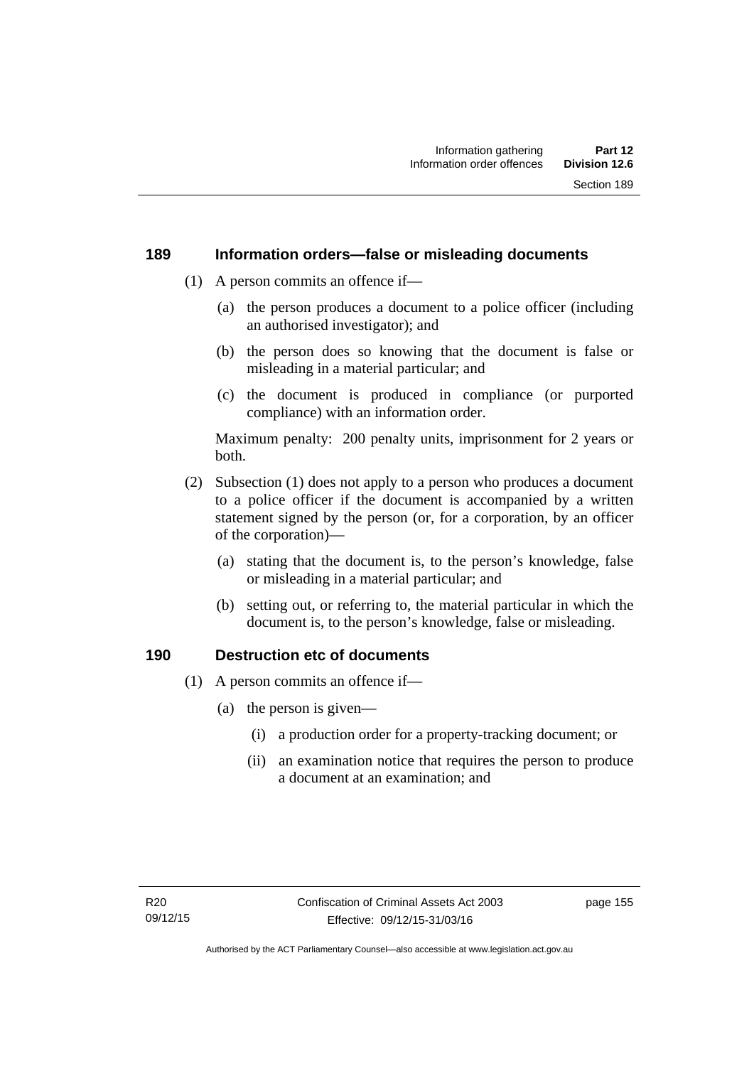## 189 Information orders—false or misleading documents

(1) A person commits an offence if—

(a) the person produces a document to a police officer (including an authorised investigator); and

(b) the person does so knowing that the document is false or misleading in a material particular; and

(c) the document is produced in compliance (or purported compliance) with an information order.

Maximum penalty: 200 penalty units, imprisonment for 2 years or both.

(2) Subsection (1) does not apply to a person who produces a document to a police officer if the document is accompanied by a written statement signed by the person (or, for a corporation, by an officer of the corporation)—

(a) stating that the document is, to the person's knowledge, false or misleading in a material particular; and

(b) setting out, or referring to, the material particular in which the document is, to the person's knowledge, false or misleading.

## 190 Destruction etc of documents

(1) A person commits an offence if—

(a) the person is given—

(i) a production order for a property-tracking document; or

(ii) an examination notice that requires the person to produce a document at an examination; and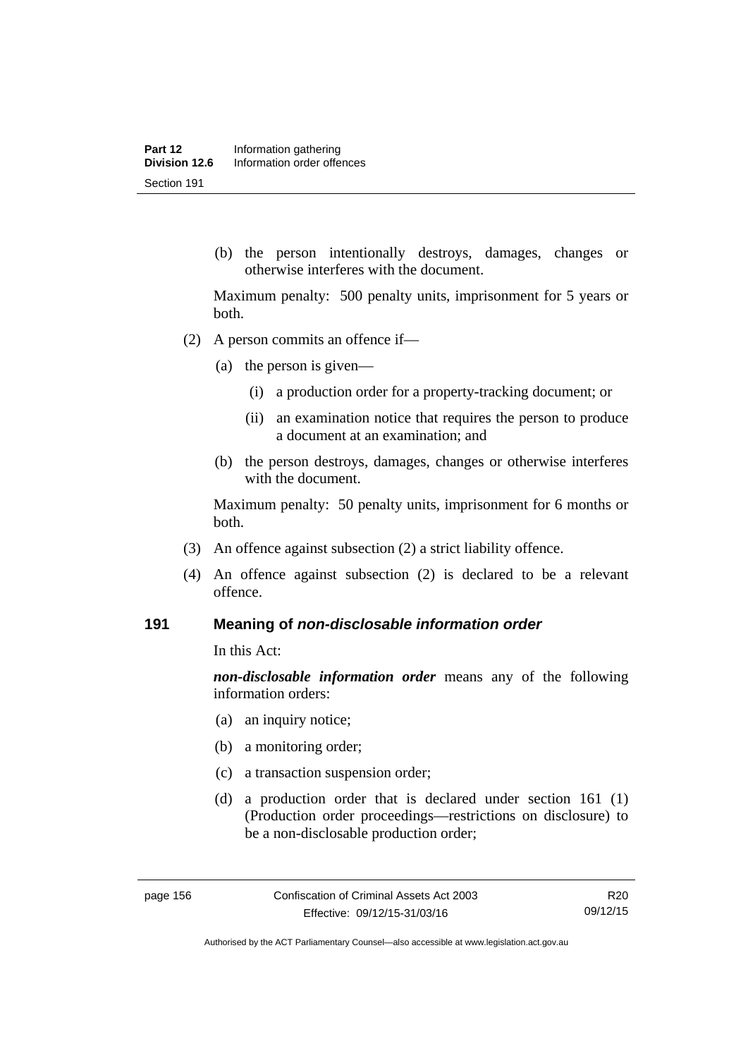(b) the person intentionally destroys, damages, changes or otherwise interferes with the document.

Maximum penalty: 500 penalty units, imprisonment for 5 years or both.

(2) A person commits an offence if—

(a) the person is given—

(i) a production order for a property-tracking document; or

(ii) an examination notice that requires the person to produce a document at an examination; and

(b) the person destroys, damages, changes or otherwise interferes with the document.

Maximum penalty: 50 penalty units, imprisonment for 6 months or both.

(3) An offence against subsection (2) a strict liability offence.

(4) An offence against subsection (2) is declared to be a relevant offence.

## 191 Meaning of *non-disclosable information order*

In this Act:

***non-disclosable information order*** means any of the following information orders:

(a) an inquiry notice;

(b) a monitoring order;

(c) a transaction suspension order;

(d) a production order that is declared under section 161 (1) (Production order proceedings—restrictions on disclosure) to be a non-disclosable production order;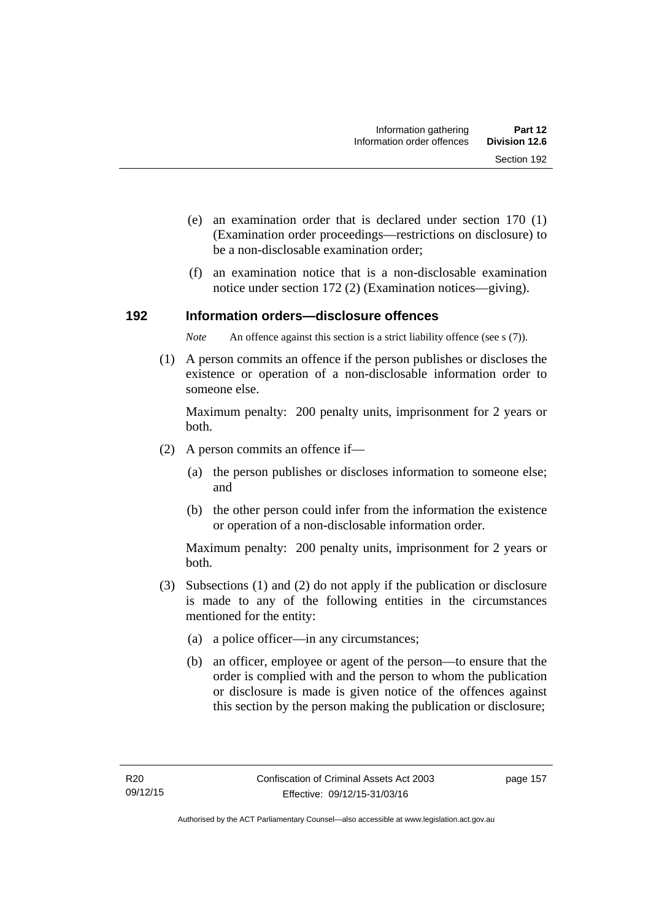(e) an examination order that is declared under section 170 (1) (Examination order proceedings—restrictions on disclosure) to be a non-disclosable examination order;

(f) an examination notice that is a non-disclosable examination notice under section 172 (2) (Examination notices—giving).

### 192 Information orders—disclosure offences

*Note* An offence against this section is a strict liability offence (see s (7)).

(1) A person commits an offence if the person publishes or discloses the existence or operation of a non-disclosable information order to someone else.

Maximum penalty: 200 penalty units, imprisonment for 2 years or both.

(2) A person commits an offence if—

(a) the person publishes or discloses information to someone else; and

(b) the other person could infer from the information the existence or operation of a non-disclosable information order.

Maximum penalty: 200 penalty units, imprisonment for 2 years or both.

(3) Subsections (1) and (2) do not apply if the publication or disclosure is made to any of the following entities in the circumstances mentioned for the entity:

(a) a police officer—in any circumstances;

(b) an officer, employee or agent of the person—to ensure that the order is complied with and the person to whom the publication or disclosure is made is given notice of the offences against this section by the person making the publication or disclosure;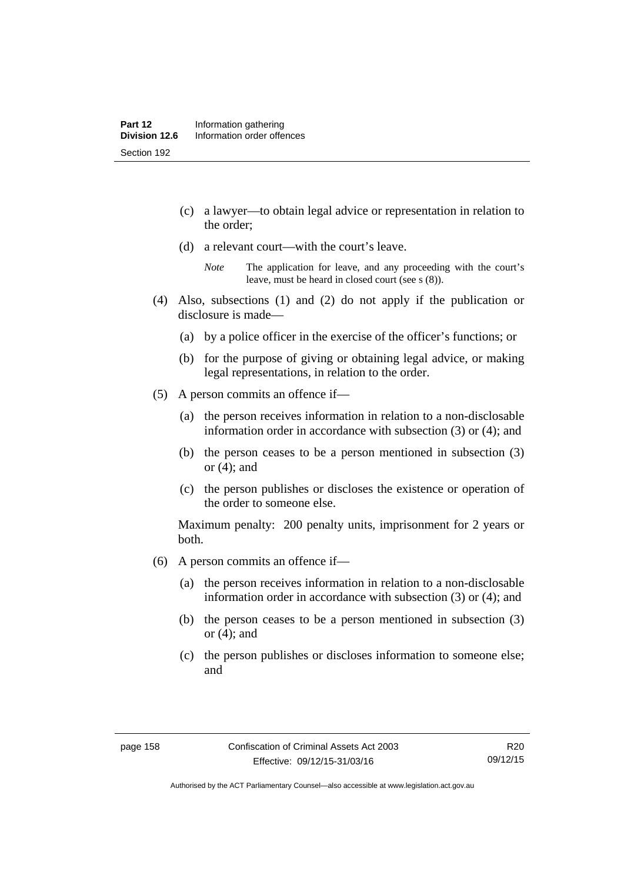(c) a lawyer—to obtain legal advice or representation in relation to the order;

(d) a relevant court—with the court's leave.

*Note* The application for leave, and any proceeding with the court's leave, must be heard in closed court (see s (8)).

(4) Also, subsections (1) and (2) do not apply if the publication or disclosure is made—

(a) by a police officer in the exercise of the officer's functions; or

(b) for the purpose of giving or obtaining legal advice, or making legal representations, in relation to the order.

(5) A person commits an offence if—

(a) the person receives information in relation to a non-disclosable information order in accordance with subsection (3) or (4); and

(b) the person ceases to be a person mentioned in subsection (3) or (4); and

(c) the person publishes or discloses the existence or operation of the order to someone else.

Maximum penalty: 200 penalty units, imprisonment for 2 years or both.

(6) A person commits an offence if—

(a) the person receives information in relation to a non-disclosable information order in accordance with subsection (3) or (4); and

(b) the person ceases to be a person mentioned in subsection (3) or (4); and

(c) the person publishes or discloses information to someone else; and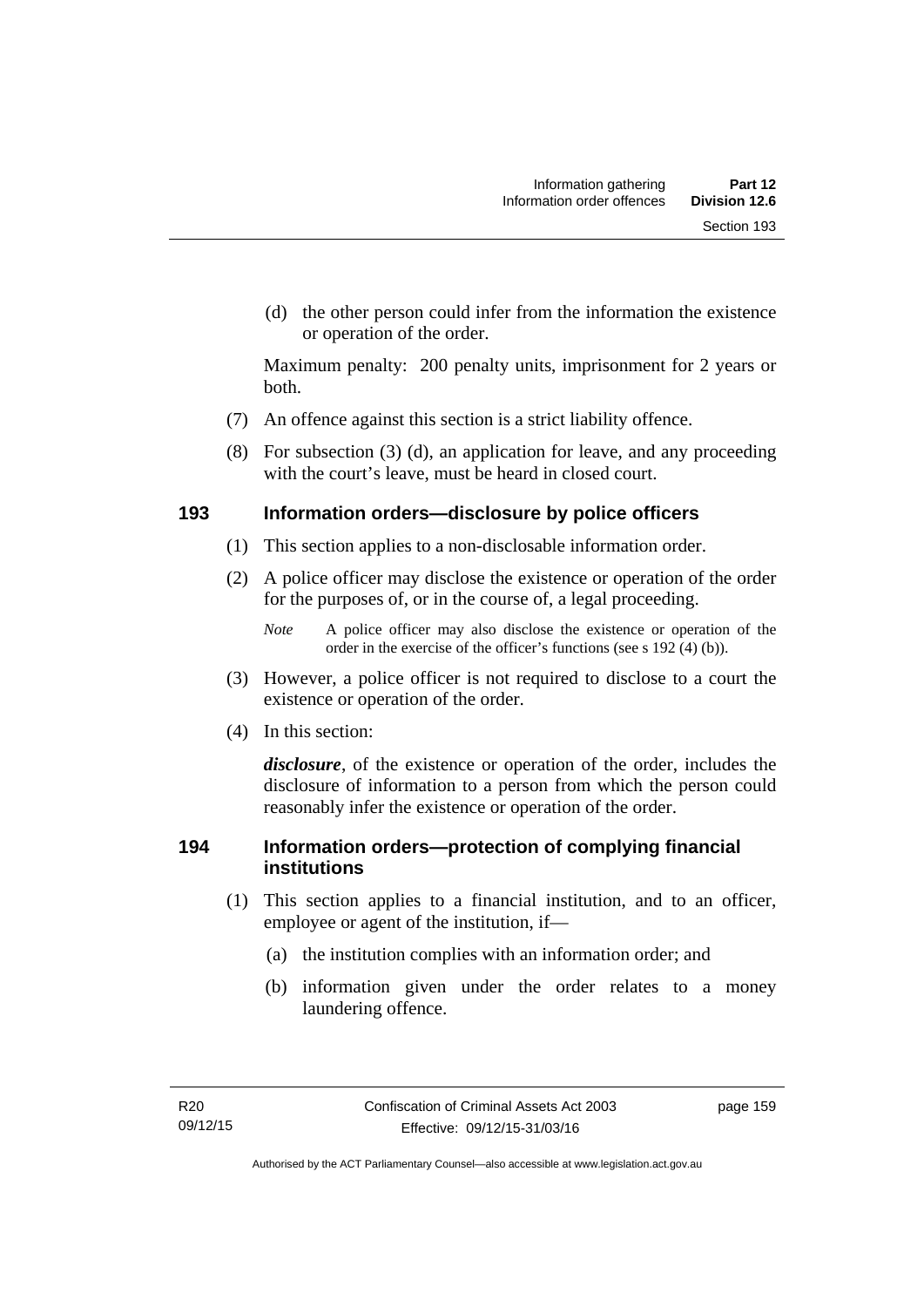(d) the other person could infer from the information the existence or operation of the order.

Maximum penalty: 200 penalty units, imprisonment for 2 years or both.

(7) An offence against this section is a strict liability offence.

(8) For subsection (3) (d), an application for leave, and any proceeding with the court's leave, must be heard in closed court.

## 193 Information orders—disclosure by police officers

(1) This section applies to a non-disclosable information order.

(2) A police officer may disclose the existence or operation of the order for the purposes of, or in the course of, a legal proceeding.

*Note* A police officer may also disclose the existence or operation of the order in the exercise of the officer's functions (see s 192 (4) (b)).

(3) However, a police officer is not required to disclose to a court the existence or operation of the order.

(4) In this section:

***disclosure***, of the existence or operation of the order, includes the disclosure of information to a person from which the person could reasonably infer the existence or operation of the order.

## 194 Information orders—protection of complying financial institutions

(1) This section applies to a financial institution, and to an officer, employee or agent of the institution, if—

(a) the institution complies with an information order; and

(b) information given under the order relates to a money laundering offence.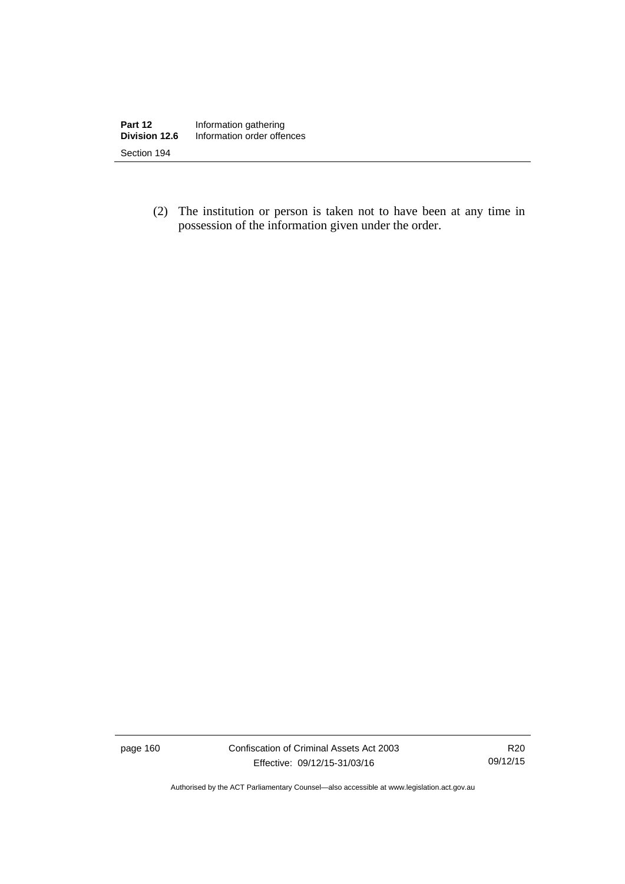(2) The institution or person is taken not to have been at any time in possession of the information given under the order.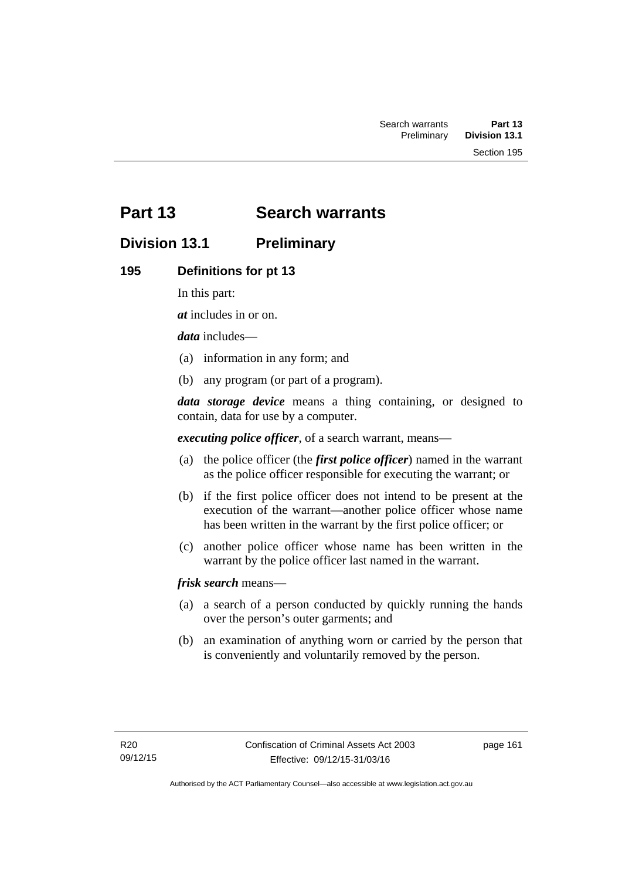# Part 13 Search warrants

## Division 13.1 Preliminary

### 195 Definitions for pt 13

In this part:

***at*** includes in or on.

***data*** includes—

(a) information in any form; and

(b) any program (or part of a program).

***data storage device*** means a thing containing, or designed to contain, data for use by a computer.

***executing police officer***, of a search warrant, means—

(a) the police officer (the ***first police officer***) named in the warrant as the police officer responsible for executing the warrant; or

(b) if the first police officer does not intend to be present at the execution of the warrant—another police officer whose name has been written in the warrant by the first police officer; or

(c) another police officer whose name has been written in the warrant by the police officer last named in the warrant.

***frisk search*** means—

(a) a search of a person conducted by quickly running the hands over the person's outer garments; and

(b) an examination of anything worn or carried by the person that is conveniently and voluntarily removed by the person.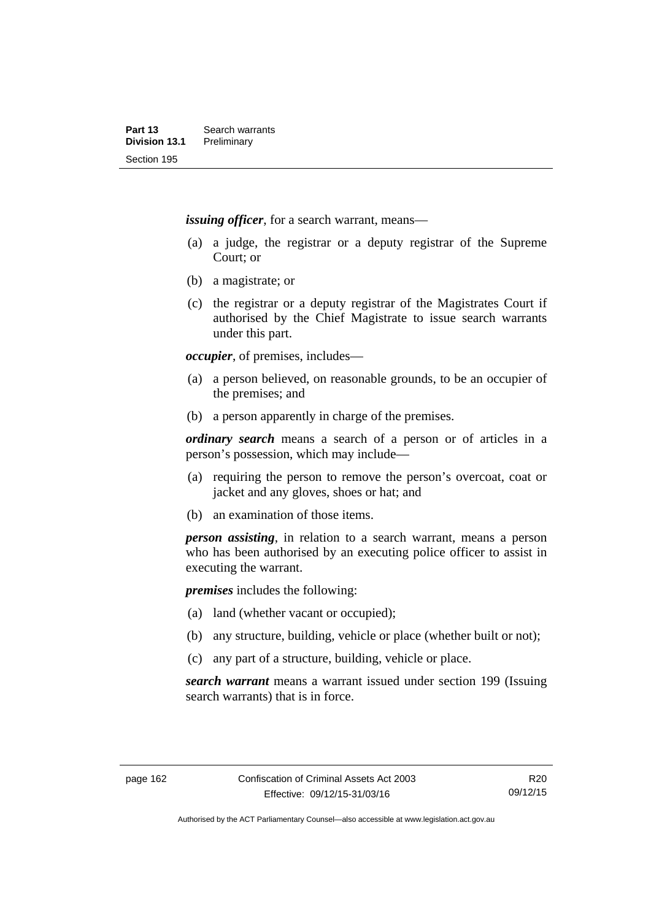***issuing officer***, for a search warrant, means—

(a) a judge, the registrar or a deputy registrar of the Supreme Court; or

(b) a magistrate; or

(c) the registrar or a deputy registrar of the Magistrates Court if authorised by the Chief Magistrate to issue search warrants under this part.

***occupier***, of premises, includes—

(a) a person believed, on reasonable grounds, to be an occupier of the premises; and

(b) a person apparently in charge of the premises.

***ordinary search*** means a search of a person or of articles in a person's possession, which may include—

(a) requiring the person to remove the person's overcoat, coat or jacket and any gloves, shoes or hat; and

(b) an examination of those items.

***person assisting***, in relation to a search warrant, means a person who has been authorised by an executing police officer to assist in executing the warrant.

***premises*** includes the following:

(a) land (whether vacant or occupied);

(b) any structure, building, vehicle or place (whether built or not);

(c) any part of a structure, building, vehicle or place.

***search warrant*** means a warrant issued under section 199 (Issuing search warrants) that is in force.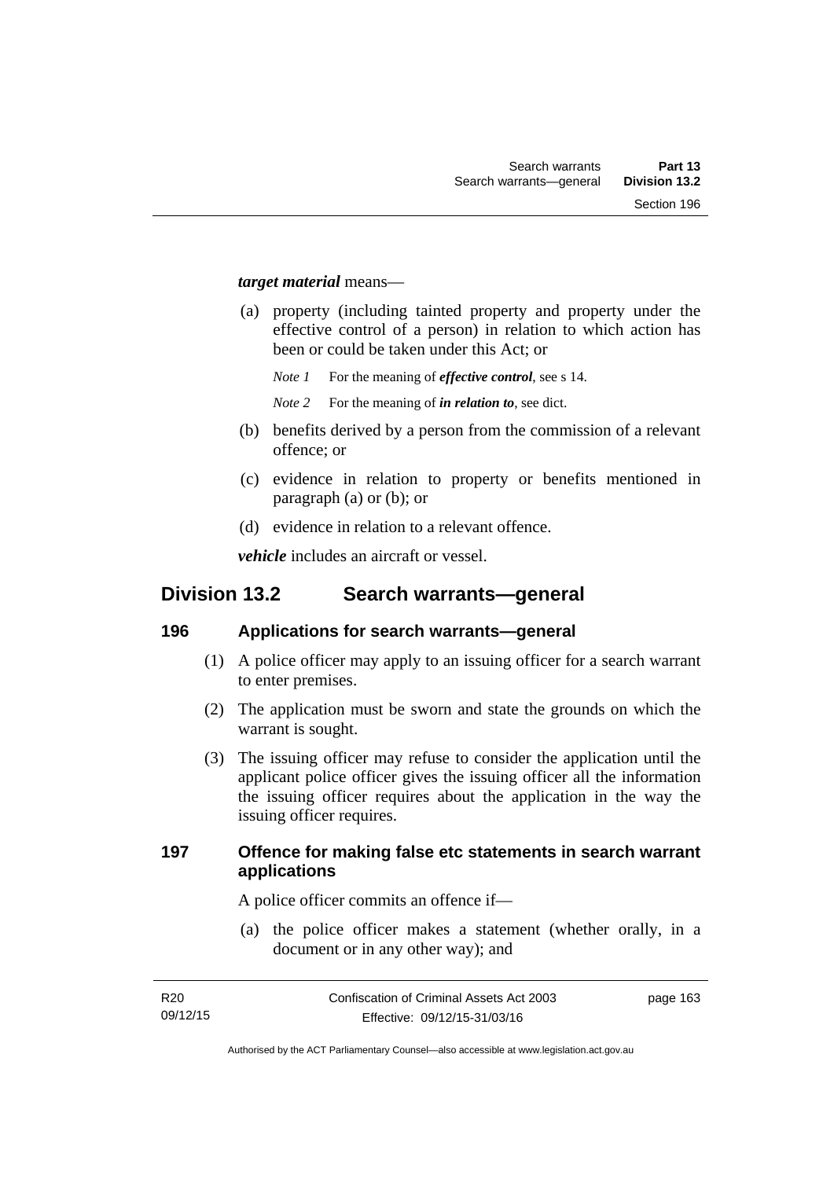***target material*** means—

(a) property (including tainted property and property under the effective control of a person) in relation to which action has been or could be taken under this Act; or

*Note 1* For the meaning of ***effective control***, see s 14.

*Note 2* For the meaning of ***in relation to***, see dict.

(b) benefits derived by a person from the commission of a relevant offence; or

(c) evidence in relation to property or benefits mentioned in paragraph (a) or (b); or

(d) evidence in relation to a relevant offence.

***vehicle*** includes an aircraft or vessel.

## Division 13.2 Search warrants—general

### 196 Applications for search warrants—general

(1) A police officer may apply to an issuing officer for a search warrant to enter premises.

(2) The application must be sworn and state the grounds on which the warrant is sought.

(3) The issuing officer may refuse to consider the application until the applicant police officer gives the issuing officer all the information the issuing officer requires about the application in the way the issuing officer requires.

### 197 Offence for making false etc statements in search warrant applications

A police officer commits an offence if—

(a) the police officer makes a statement (whether orally, in a document or in any other way); and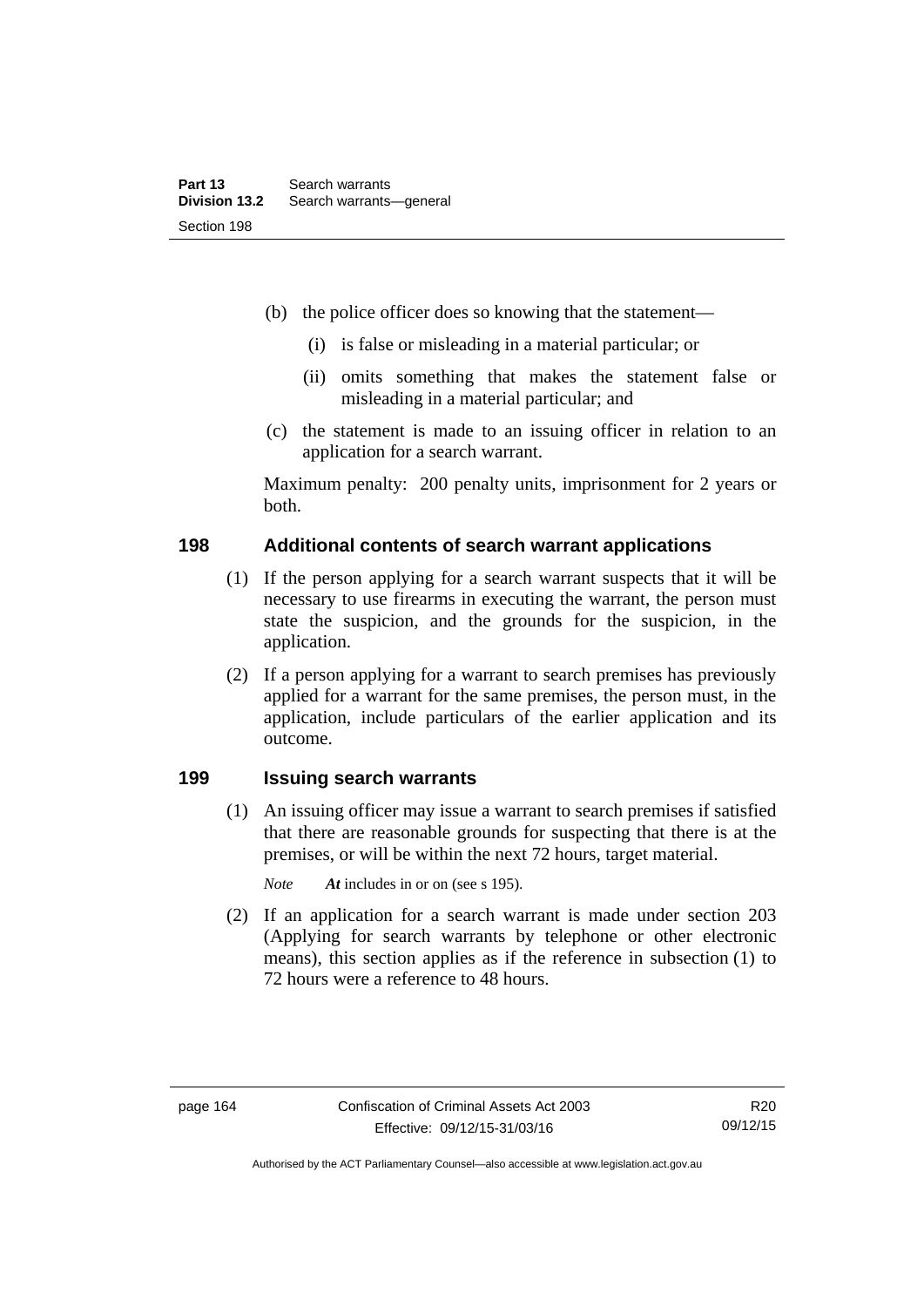(b) the police officer does so knowing that the statement—

(i) is false or misleading in a material particular; or

(ii) omits something that makes the statement false or misleading in a material particular; and

(c) the statement is made to an issuing officer in relation to an application for a search warrant.

Maximum penalty: 200 penalty units, imprisonment for 2 years or both.

### 198 Additional contents of search warrant applications

(1) If the person applying for a search warrant suspects that it will be necessary to use firearms in executing the warrant, the person must state the suspicion, and the grounds for the suspicion, in the application.

(2) If a person applying for a warrant to search premises has previously applied for a warrant for the same premises, the person must, in the application, include particulars of the earlier application and its outcome.

### 199 Issuing search warrants

(1) An issuing officer may issue a warrant to search premises if satisfied that there are reasonable grounds for suspecting that there is at the premises, or will be within the next 72 hours, target material.

*Note* ***At*** includes in or on (see s 195).

(2) If an application for a search warrant is made under section 203 (Applying for search warrants by telephone or other electronic means), this section applies as if the reference in subsection (1) to 72 hours were a reference to 48 hours.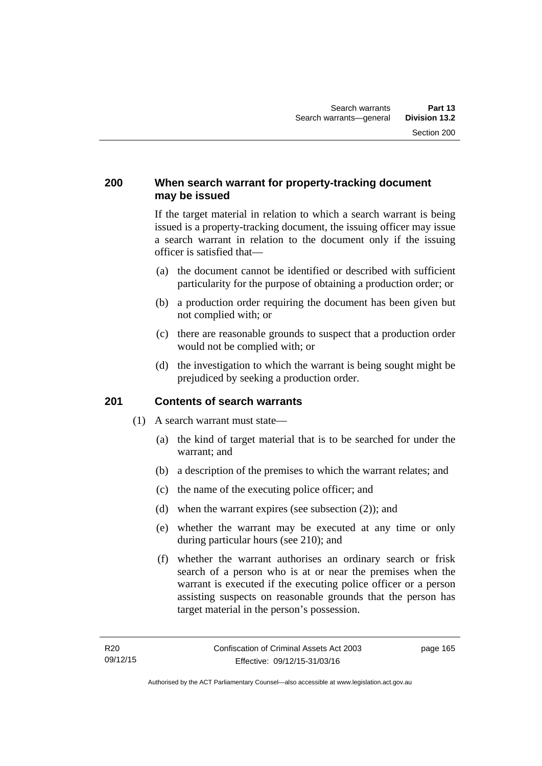## 200 When search warrant for property-tracking document may be issued

If the target material in relation to which a search warrant is being issued is a property-tracking document, the issuing officer may issue a search warrant in relation to the document only if the issuing officer is satisfied that—

(a) the document cannot be identified or described with sufficient particularity for the purpose of obtaining a production order; or

(b) a production order requiring the document has been given but not complied with; or

(c) there are reasonable grounds to suspect that a production order would not be complied with; or

(d) the investigation to which the warrant is being sought might be prejudiced by seeking a production order.

## 201 Contents of search warrants

(1) A search warrant must state—

(a) the kind of target material that is to be searched for under the warrant; and

(b) a description of the premises to which the warrant relates; and

(c) the name of the executing police officer; and

(d) when the warrant expires (see subsection (2)); and

(e) whether the warrant may be executed at any time or only during particular hours (see 210); and

(f) whether the warrant authorises an ordinary search or frisk search of a person who is at or near the premises when the warrant is executed if the executing police officer or a person assisting suspects on reasonable grounds that the person has target material in the person's possession.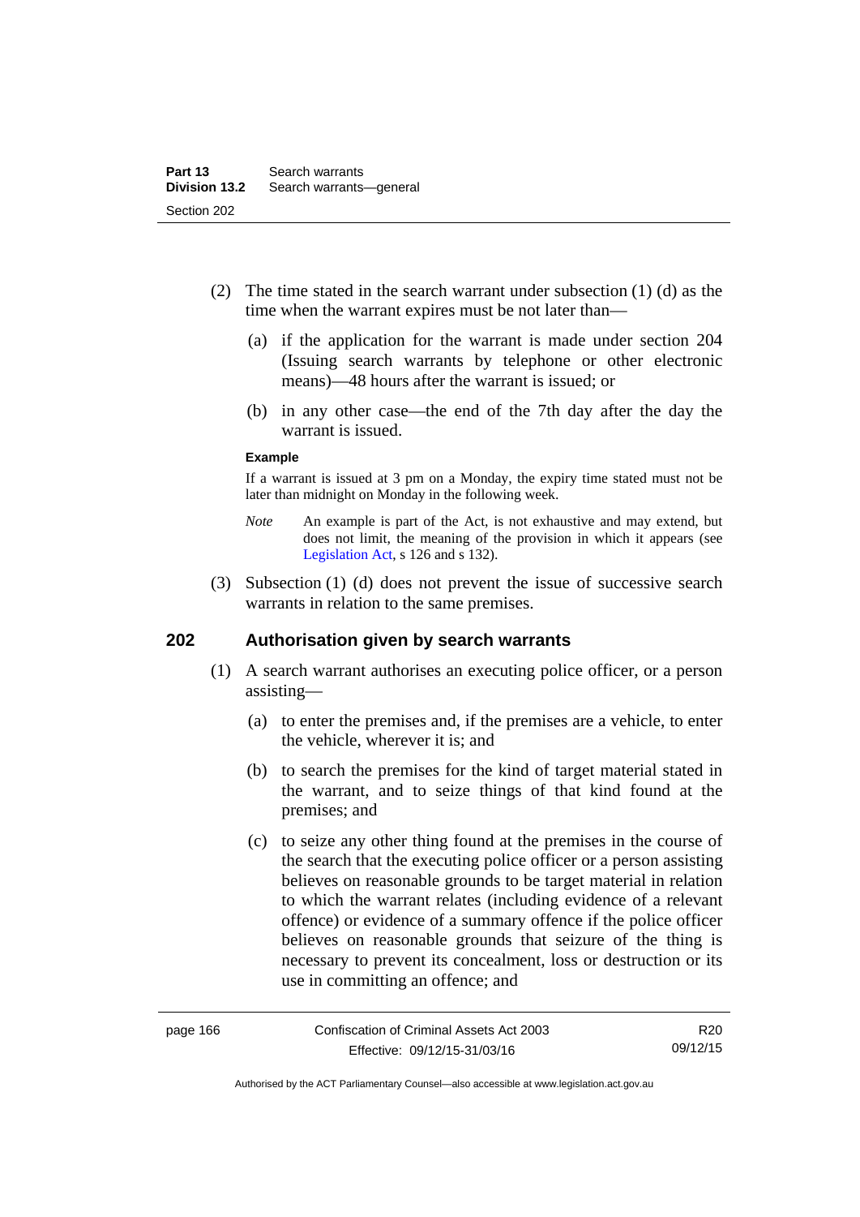(2) The time stated in the search warrant under subsection (1) (d) as the time when the warrant expires must be not later than—

  (a) if the application for the warrant is made under section 204 (Issuing search warrants by telephone or other electronic means)—48 hours after the warrant is issued; or

  (b) in any other case—the end of the 7th day after the day the warrant is issued.

**Example**

If a warrant is issued at 3 pm on a Monday, the expiry time stated must not be later than midnight on Monday in the following week.

*Note* An example is part of the Act, is not exhaustive and may extend, but does not limit, the meaning of the provision in which it appears (see Legislation Act, s 126 and s 132).

(3) Subsection (1) (d) does not prevent the issue of successive search warrants in relation to the same premises.

## 202 Authorisation given by search warrants

(1) A search warrant authorises an executing police officer, or a person assisting—

  (a) to enter the premises and, if the premises are a vehicle, to enter the vehicle, wherever it is; and

  (b) to search the premises for the kind of target material stated in the warrant, and to seize things of that kind found at the premises; and

  (c) to seize any other thing found at the premises in the course of the search that the executing police officer or a person assisting believes on reasonable grounds to be target material in relation to which the warrant relates (including evidence of a relevant offence) or evidence of a summary offence if the police officer believes on reasonable grounds that seizure of the thing is necessary to prevent its concealment, loss or destruction or its use in committing an offence; and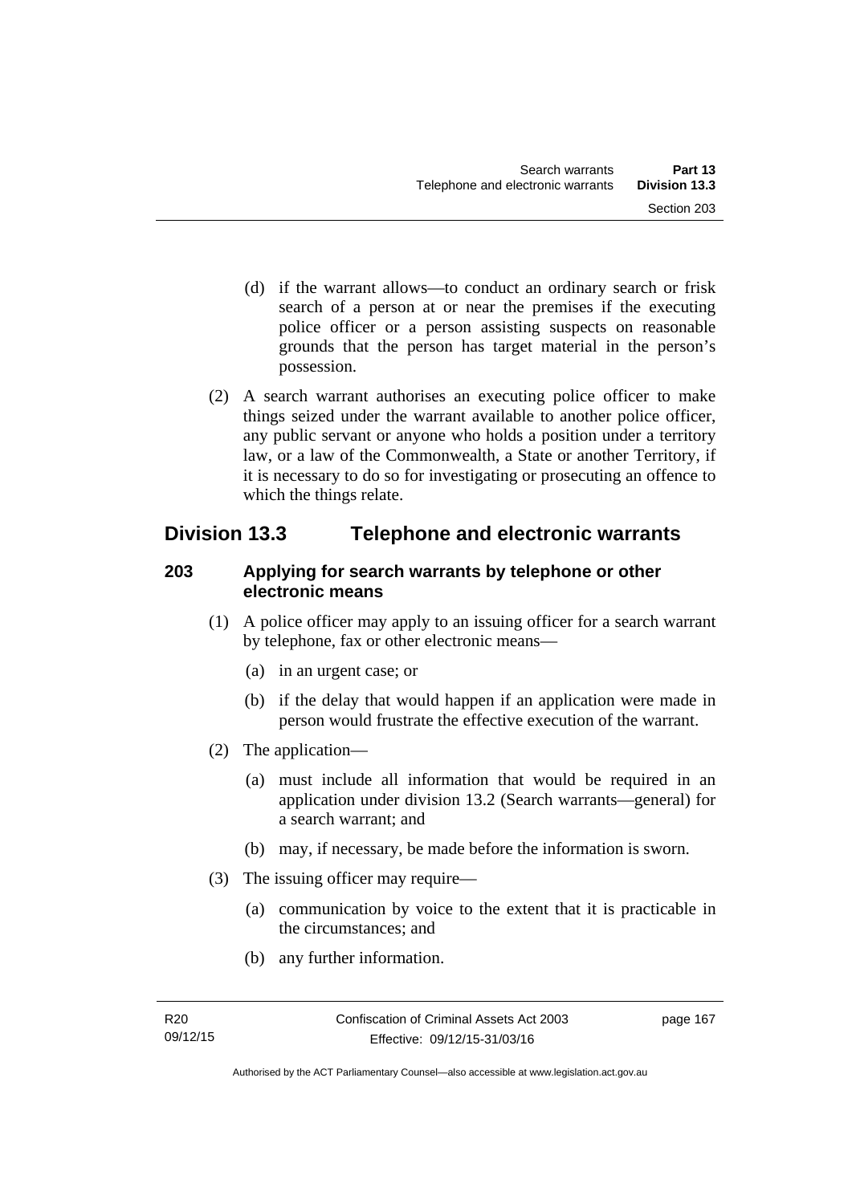(d) if the warrant allows—to conduct an ordinary search or frisk search of a person at or near the premises if the executing police officer or a person assisting suspects on reasonable grounds that the person has target material in the person's possession.

(2) A search warrant authorises an executing police officer to make things seized under the warrant available to another police officer, any public servant or anyone who holds a position under a territory law, or a law of the Commonwealth, a State or another Territory, if it is necessary to do so for investigating or prosecuting an offence to which the things relate.

## Division 13.3 Telephone and electronic warrants

### 203 Applying for search warrants by telephone or other electronic means

(1) A police officer may apply to an issuing officer for a search warrant by telephone, fax or other electronic means—

(a) in an urgent case; or

(b) if the delay that would happen if an application were made in person would frustrate the effective execution of the warrant.

(2) The application—

(a) must include all information that would be required in an application under division 13.2 (Search warrants—general) for a search warrant; and

(b) may, if necessary, be made before the information is sworn.

(3) The issuing officer may require—

(a) communication by voice to the extent that it is practicable in the circumstances; and

(b) any further information.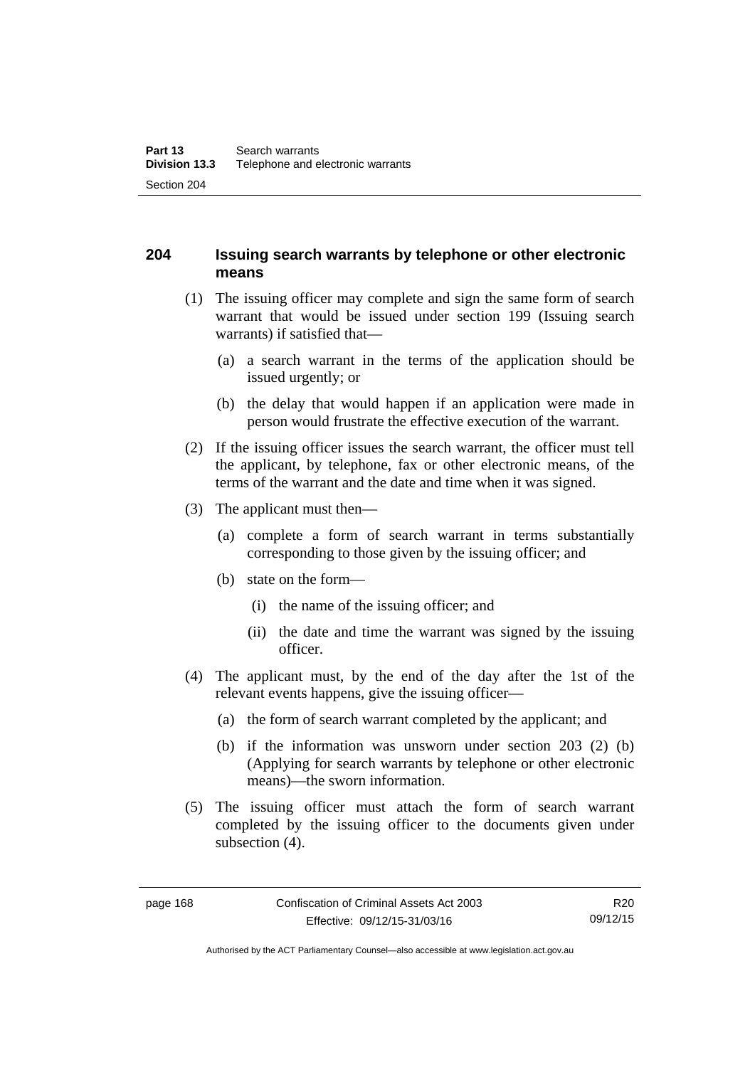## 204 Issuing search warrants by telephone or other electronic means

(1) The issuing officer may complete and sign the same form of search warrant that would be issued under section 199 (Issuing search warrants) if satisfied that—

(a) a search warrant in the terms of the application should be issued urgently; or

(b) the delay that would happen if an application were made in person would frustrate the effective execution of the warrant.

(2) If the issuing officer issues the search warrant, the officer must tell the applicant, by telephone, fax or other electronic means, of the terms of the warrant and the date and time when it was signed.

(3) The applicant must then—

(a) complete a form of search warrant in terms substantially corresponding to those given by the issuing officer; and

(b) state on the form—

(i) the name of the issuing officer; and

(ii) the date and time the warrant was signed by the issuing officer.

(4) The applicant must, by the end of the day after the 1st of the relevant events happens, give the issuing officer—

(a) the form of search warrant completed by the applicant; and

(b) if the information was unsworn under section 203 (2) (b) (Applying for search warrants by telephone or other electronic means)—the sworn information.

(5) The issuing officer must attach the form of search warrant completed by the issuing officer to the documents given under subsection (4).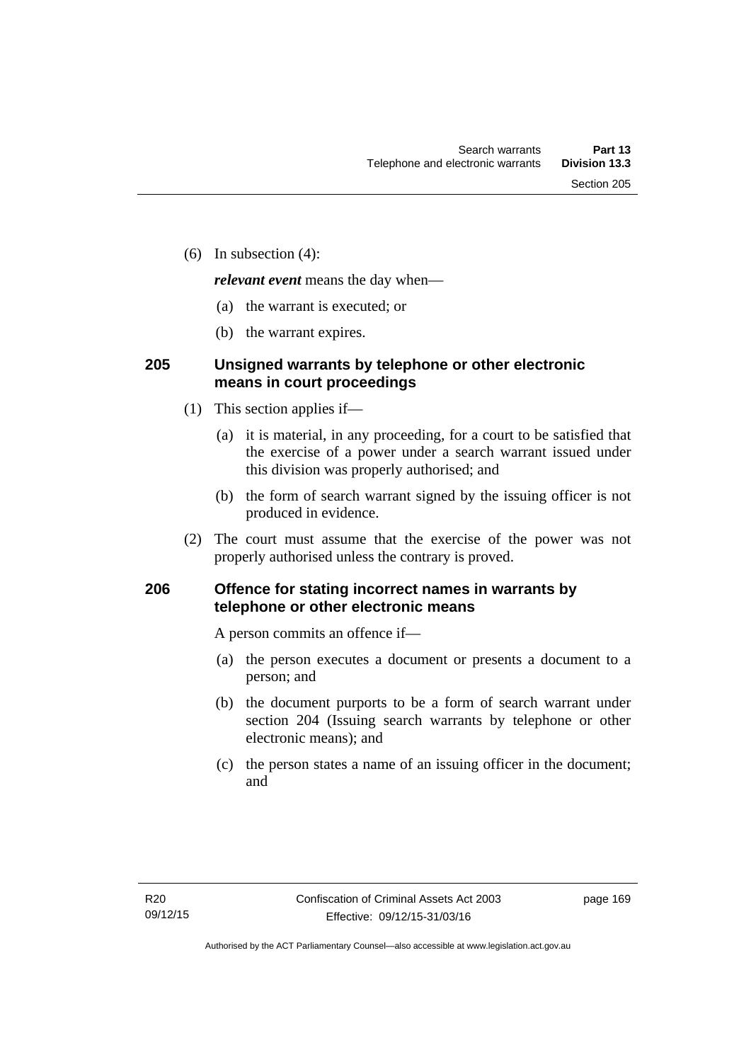(6) In subsection (4):

***relevant event*** means the day when—

(a) the warrant is executed; or

(b) the warrant expires.

## 205 Unsigned warrants by telephone or other electronic means in court proceedings

(1) This section applies if—

(a) it is material, in any proceeding, for a court to be satisfied that the exercise of a power under a search warrant issued under this division was properly authorised; and

(b) the form of search warrant signed by the issuing officer is not produced in evidence.

(2) The court must assume that the exercise of the power was not properly authorised unless the contrary is proved.

## 206 Offence for stating incorrect names in warrants by telephone or other electronic means

A person commits an offence if—

(a) the person executes a document or presents a document to a person; and

(b) the document purports to be a form of search warrant under section 204 (Issuing search warrants by telephone or other electronic means); and

(c) the person states a name of an issuing officer in the document; and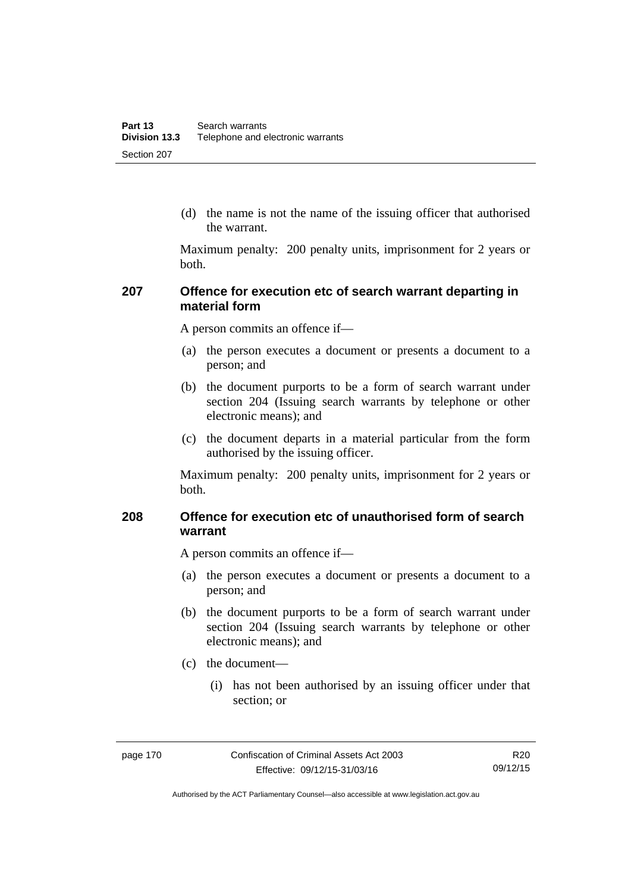(d) the name is not the name of the issuing officer that authorised the warrant.

Maximum penalty: 200 penalty units, imprisonment for 2 years or both.

### 207 Offence for execution etc of search warrant departing in material form

A person commits an offence if—

(a) the person executes a document or presents a document to a person; and

(b) the document purports to be a form of search warrant under section 204 (Issuing search warrants by telephone or other electronic means); and

(c) the document departs in a material particular from the form authorised by the issuing officer.

Maximum penalty: 200 penalty units, imprisonment for 2 years or both.

### 208 Offence for execution etc of unauthorised form of search warrant

A person commits an offence if—

(a) the person executes a document or presents a document to a person; and

(b) the document purports to be a form of search warrant under section 204 (Issuing search warrants by telephone or other electronic means); and

(c) the document—

(i) has not been authorised by an issuing officer under that section; or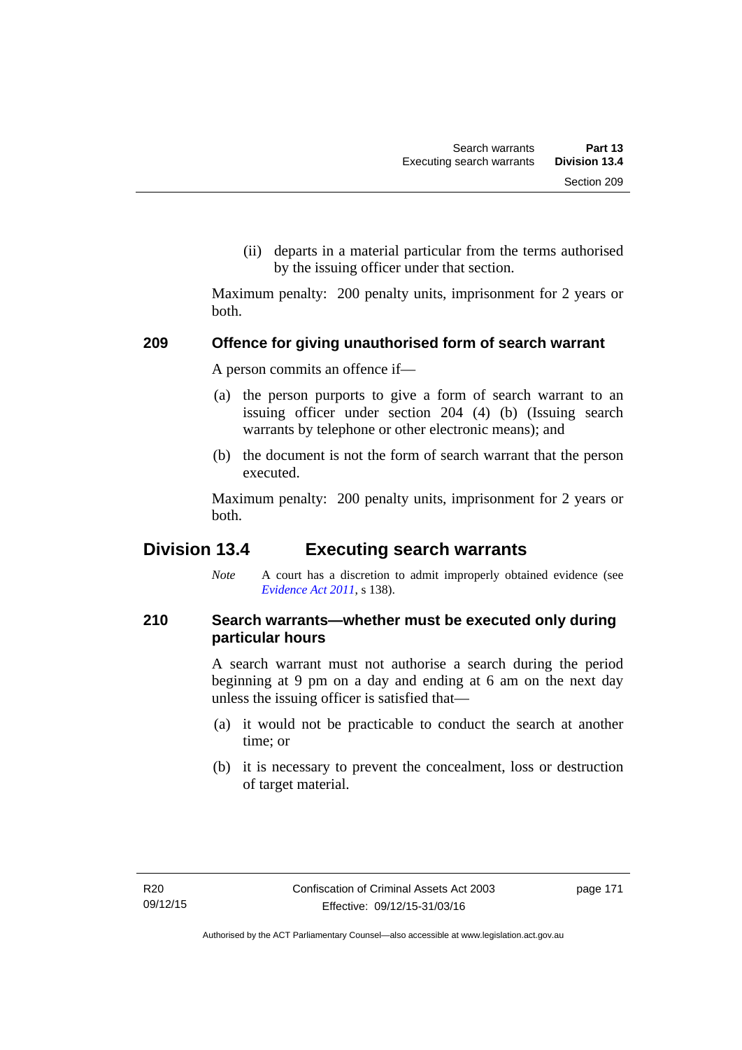(ii) departs in a material particular from the terms authorised by the issuing officer under that section.

Maximum penalty: 200 penalty units, imprisonment for 2 years or both.

### 209 Offence for giving unauthorised form of search warrant

A person commits an offence if—

(a) the person purports to give a form of search warrant to an issuing officer under section 204 (4) (b) (Issuing search warrants by telephone or other electronic means); and

(b) the document is not the form of search warrant that the person executed.

Maximum penalty: 200 penalty units, imprisonment for 2 years or both.

## Division 13.4 Executing search warrants

*Note* A court has a discretion to admit improperly obtained evidence (see *Evidence Act 2011*, s 138).

### 210 Search warrants—whether must be executed only during particular hours

A search warrant must not authorise a search during the period beginning at 9 pm on a day and ending at 6 am on the next day unless the issuing officer is satisfied that—

(a) it would not be practicable to conduct the search at another time; or

(b) it is necessary to prevent the concealment, loss or destruction of target material.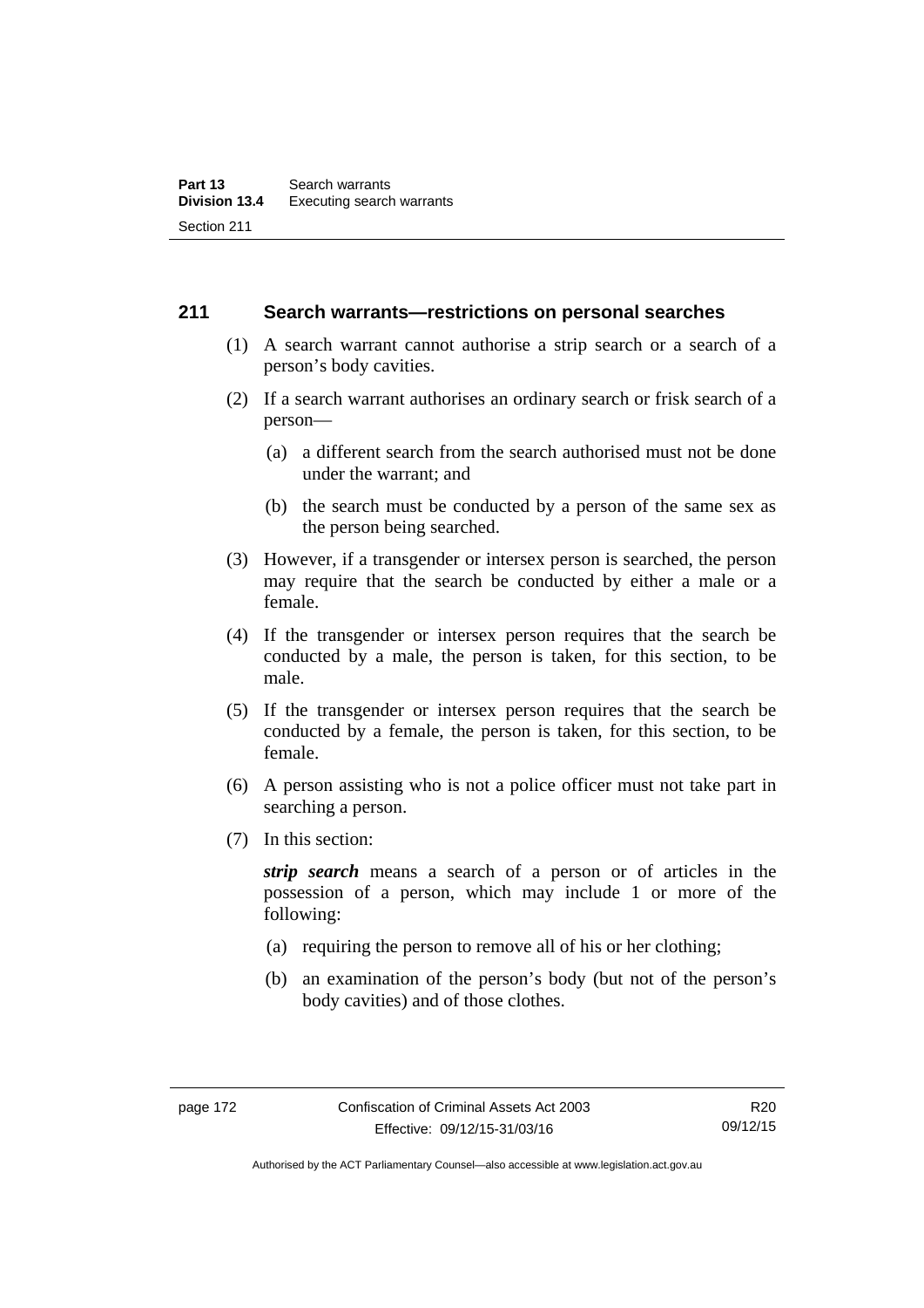## 211 Search warrants—restrictions on personal searches

(1) A search warrant cannot authorise a strip search or a search of a person's body cavities.

(2) If a search warrant authorises an ordinary search or frisk search of a person—

(a) a different search from the search authorised must not be done under the warrant; and

(b) the search must be conducted by a person of the same sex as the person being searched.

(3) However, if a transgender or intersex person is searched, the person may require that the search be conducted by either a male or a female.

(4) If the transgender or intersex person requires that the search be conducted by a male, the person is taken, for this section, to be male.

(5) If the transgender or intersex person requires that the search be conducted by a female, the person is taken, for this section, to be female.

(6) A person assisting who is not a police officer must not take part in searching a person.

(7) In this section:

***strip search*** means a search of a person or of articles in the possession of a person, which may include 1 or more of the following:

(a) requiring the person to remove all of his or her clothing;

(b) an examination of the person's body (but not of the person's body cavities) and of those clothes.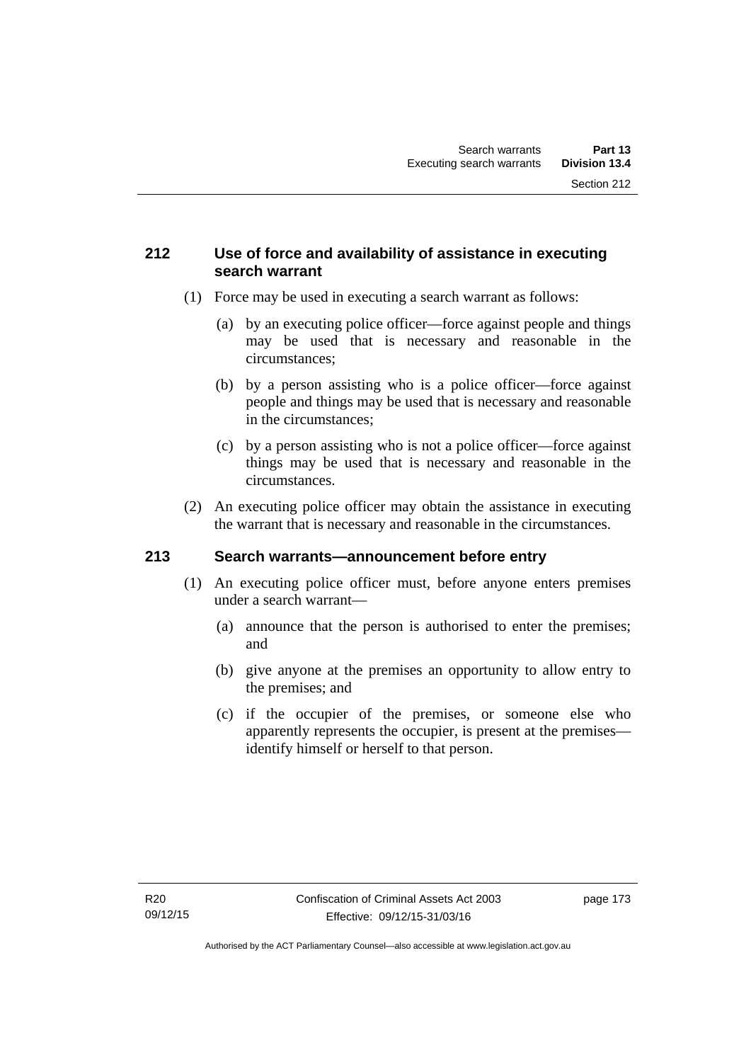## 212 Use of force and availability of assistance in executing search warrant

(1) Force may be used in executing a search warrant as follows:

(a) by an executing police officer—force against people and things may be used that is necessary and reasonable in the circumstances;

(b) by a person assisting who is a police officer—force against people and things may be used that is necessary and reasonable in the circumstances;

(c) by a person assisting who is not a police officer—force against things may be used that is necessary and reasonable in the circumstances.

(2) An executing police officer may obtain the assistance in executing the warrant that is necessary and reasonable in the circumstances.

## 213 Search warrants—announcement before entry

(1) An executing police officer must, before anyone enters premises under a search warrant—

(a) announce that the person is authorised to enter the premises; and

(b) give anyone at the premises an opportunity to allow entry to the premises; and

(c) if the occupier of the premises, or someone else who apparently represents the occupier, is present at the premises—identify himself or herself to that person.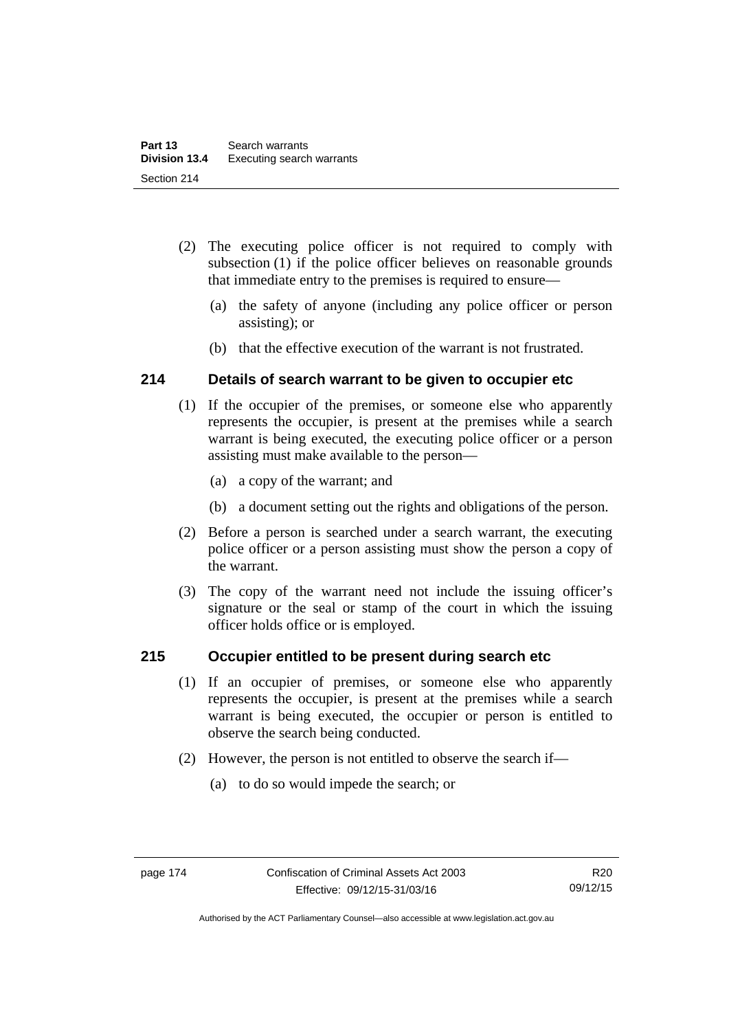(2) The executing police officer is not required to comply with subsection (1) if the police officer believes on reasonable grounds that immediate entry to the premises is required to ensure—

(a) the safety of anyone (including any police officer or person assisting); or

(b) that the effective execution of the warrant is not frustrated.

### 214 Details of search warrant to be given to occupier etc

(1) If the occupier of the premises, or someone else who apparently represents the occupier, is present at the premises while a search warrant is being executed, the executing police officer or a person assisting must make available to the person—

(a) a copy of the warrant; and

(b) a document setting out the rights and obligations of the person.

(2) Before a person is searched under a search warrant, the executing police officer or a person assisting must show the person a copy of the warrant.

(3) The copy of the warrant need not include the issuing officer's signature or the seal or stamp of the court in which the issuing officer holds office or is employed.

### 215 Occupier entitled to be present during search etc

(1) If an occupier of premises, or someone else who apparently represents the occupier, is present at the premises while a search warrant is being executed, the occupier or person is entitled to observe the search being conducted.

(2) However, the person is not entitled to observe the search if—

(a) to do so would impede the search; or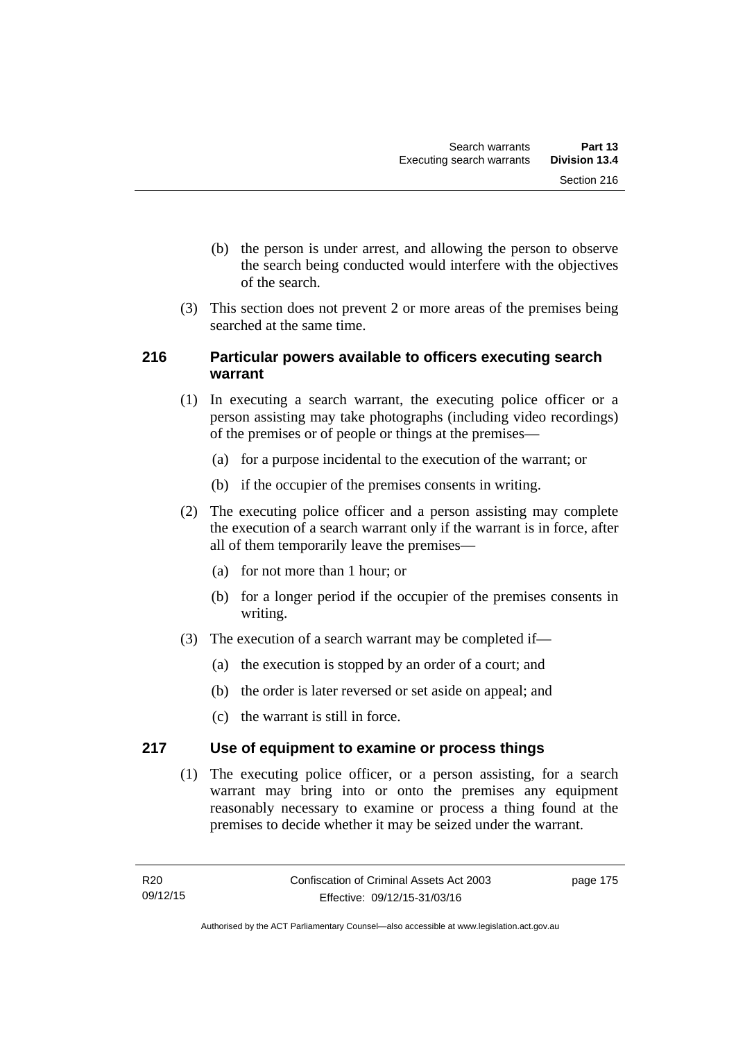(b) the person is under arrest, and allowing the person to observe the search being conducted would interfere with the objectives of the search.

(3) This section does not prevent 2 or more areas of the premises being searched at the same time.

### 216 Particular powers available to officers executing search warrant

(1) In executing a search warrant, the executing police officer or a person assisting may take photographs (including video recordings) of the premises or of people or things at the premises—

(a) for a purpose incidental to the execution of the warrant; or

(b) if the occupier of the premises consents in writing.

(2) The executing police officer and a person assisting may complete the execution of a search warrant only if the warrant is in force, after all of them temporarily leave the premises—

(a) for not more than 1 hour; or

(b) for a longer period if the occupier of the premises consents in writing.

(3) The execution of a search warrant may be completed if—

(a) the execution is stopped by an order of a court; and

(b) the order is later reversed or set aside on appeal; and

(c) the warrant is still in force.

### 217 Use of equipment to examine or process things

(1) The executing police officer, or a person assisting, for a search warrant may bring into or onto the premises any equipment reasonably necessary to examine or process a thing found at the premises to decide whether it may be seized under the warrant.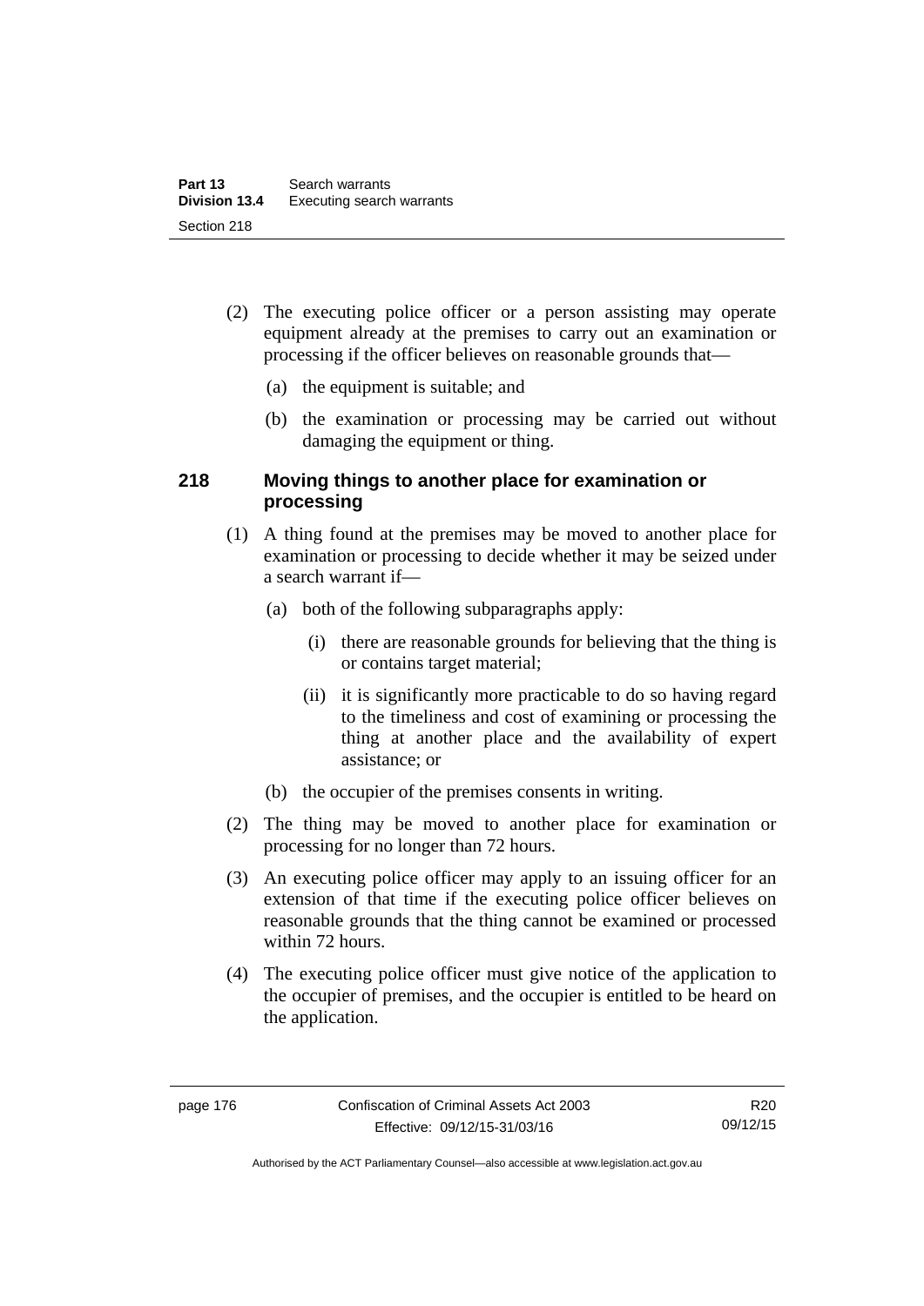(2) The executing police officer or a person assisting may operate equipment already at the premises to carry out an examination or processing if the officer believes on reasonable grounds that—

(a) the equipment is suitable; and

(b) the examination or processing may be carried out without damaging the equipment or thing.

### 218 Moving things to another place for examination or processing

(1) A thing found at the premises may be moved to another place for examination or processing to decide whether it may be seized under a search warrant if—

(a) both of the following subparagraphs apply:

(i) there are reasonable grounds for believing that the thing is or contains target material;

(ii) it is significantly more practicable to do so having regard to the timeliness and cost of examining or processing the thing at another place and the availability of expert assistance; or

(b) the occupier of the premises consents in writing.

(2) The thing may be moved to another place for examination or processing for no longer than 72 hours.

(3) An executing police officer may apply to an issuing officer for an extension of that time if the executing police officer believes on reasonable grounds that the thing cannot be examined or processed within 72 hours.

(4) The executing police officer must give notice of the application to the occupier of premises, and the occupier is entitled to be heard on the application.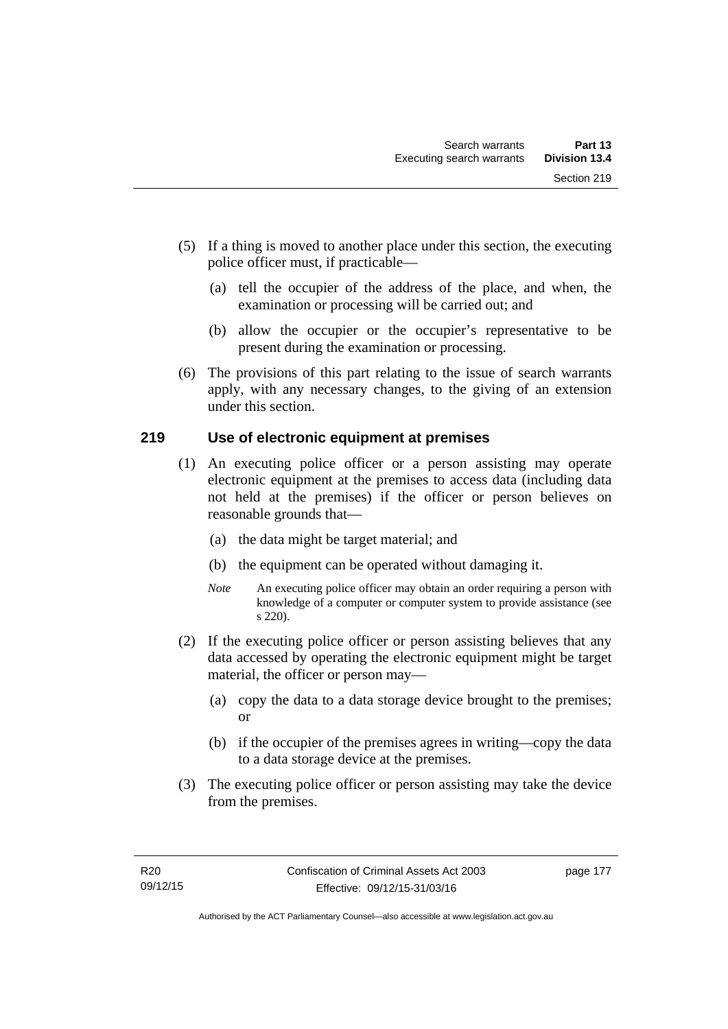(5) If a thing is moved to another place under this section, the executing police officer must, if practicable—

(a) tell the occupier of the address of the place, and when, the examination or processing will be carried out; and

(b) allow the occupier or the occupier's representative to be present during the examination or processing.

(6) The provisions of this part relating to the issue of search warrants apply, with any necessary changes, to the giving of an extension under this section.

## 219 Use of electronic equipment at premises

(1) An executing police officer or a person assisting may operate electronic equipment at the premises to access data (including data not held at the premises) if the officer or person believes on reasonable grounds that—

(a) the data might be target material; and

(b) the equipment can be operated without damaging it.

*Note* An executing police officer may obtain an order requiring a person with knowledge of a computer or computer system to provide assistance (see s 220).

(2) If the executing police officer or person assisting believes that any data accessed by operating the electronic equipment might be target material, the officer or person may—

(a) copy the data to a data storage device brought to the premises; or

(b) if the occupier of the premises agrees in writing—copy the data to a data storage device at the premises.

(3) The executing police officer or person assisting may take the device from the premises.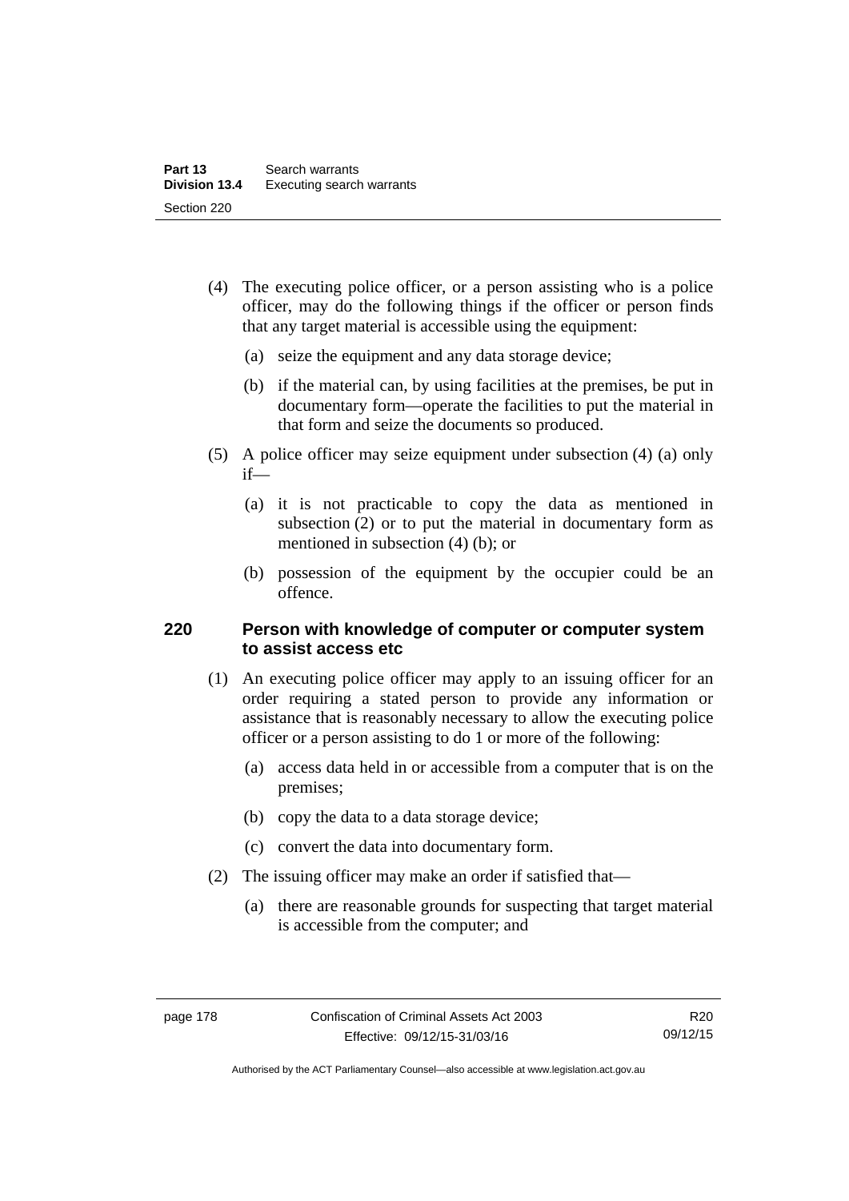(4) The executing police officer, or a person assisting who is a police officer, may do the following things if the officer or person finds that any target material is accessible using the equipment:

(a) seize the equipment and any data storage device;

(b) if the material can, by using facilities at the premises, be put in documentary form—operate the facilities to put the material in that form and seize the documents so produced.

(5) A police officer may seize equipment under subsection (4) (a) only if—

(a) it is not practicable to copy the data as mentioned in subsection (2) or to put the material in documentary form as mentioned in subsection (4) (b); or

(b) possession of the equipment by the occupier could be an offence.

### 220 Person with knowledge of computer or computer system to assist access etc

(1) An executing police officer may apply to an issuing officer for an order requiring a stated person to provide any information or assistance that is reasonably necessary to allow the executing police officer or a person assisting to do 1 or more of the following:

(a) access data held in or accessible from a computer that is on the premises;

(b) copy the data to a data storage device;

(c) convert the data into documentary form.

(2) The issuing officer may make an order if satisfied that—

(a) there are reasonable grounds for suspecting that target material is accessible from the computer; and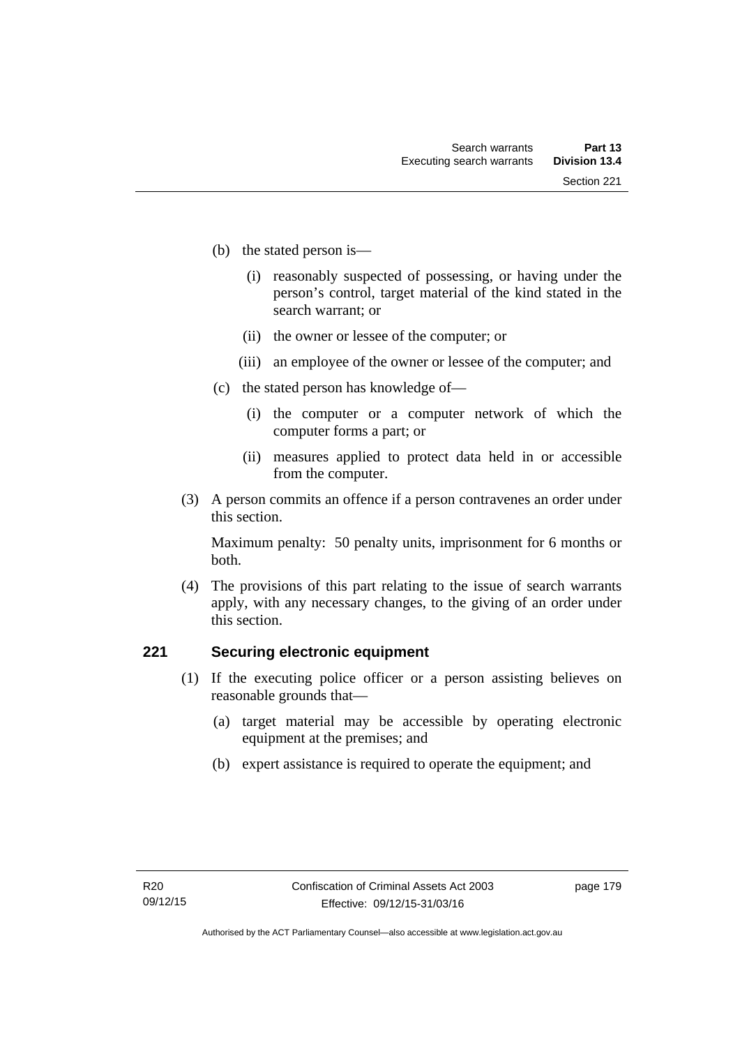(b) the stated person is—

(i) reasonably suspected of possessing, or having under the person's control, target material of the kind stated in the search warrant; or

(ii) the owner or lessee of the computer; or

(iii) an employee of the owner or lessee of the computer; and

(c) the stated person has knowledge of—

(i) the computer or a computer network of which the computer forms a part; or

(ii) measures applied to protect data held in or accessible from the computer.

(3) A person commits an offence if a person contravenes an order under this section.

Maximum penalty: 50 penalty units, imprisonment for 6 months or both.

(4) The provisions of this part relating to the issue of search warrants apply, with any necessary changes, to the giving of an order under this section.

## 221 Securing electronic equipment

(1) If the executing police officer or a person assisting believes on reasonable grounds that—

(a) target material may be accessible by operating electronic equipment at the premises; and

(b) expert assistance is required to operate the equipment; and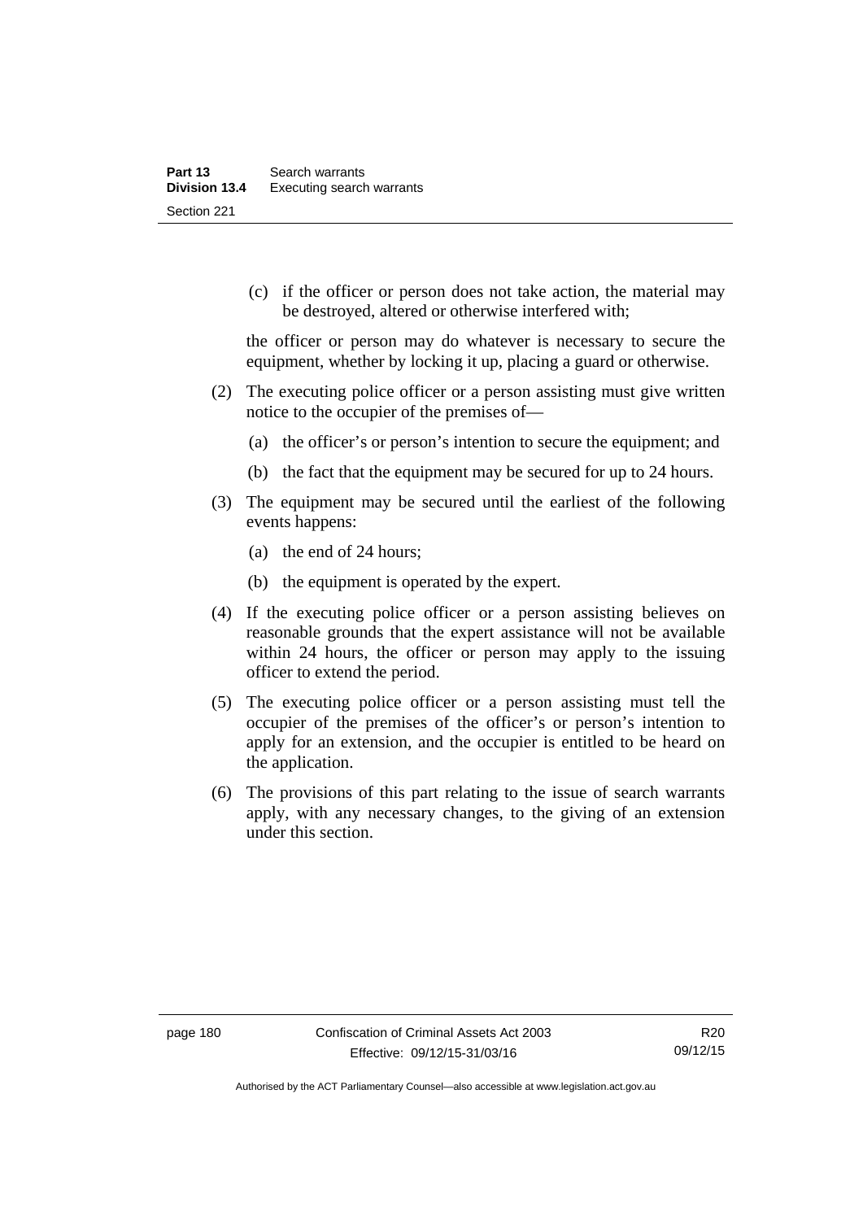(c) if the officer or person does not take action, the material may be destroyed, altered or otherwise interfered with;

the officer or person may do whatever is necessary to secure the equipment, whether by locking it up, placing a guard or otherwise.

(2) The executing police officer or a person assisting must give written notice to the occupier of the premises of—

(a) the officer's or person's intention to secure the equipment; and

(b) the fact that the equipment may be secured for up to 24 hours.

(3) The equipment may be secured until the earliest of the following events happens:

(a) the end of 24 hours;

(b) the equipment is operated by the expert.

(4) If the executing police officer or a person assisting believes on reasonable grounds that the expert assistance will not be available within 24 hours, the officer or person may apply to the issuing officer to extend the period.

(5) The executing police officer or a person assisting must tell the occupier of the premises of the officer's or person's intention to apply for an extension, and the occupier is entitled to be heard on the application.

(6) The provisions of this part relating to the issue of search warrants apply, with any necessary changes, to the giving of an extension under this section.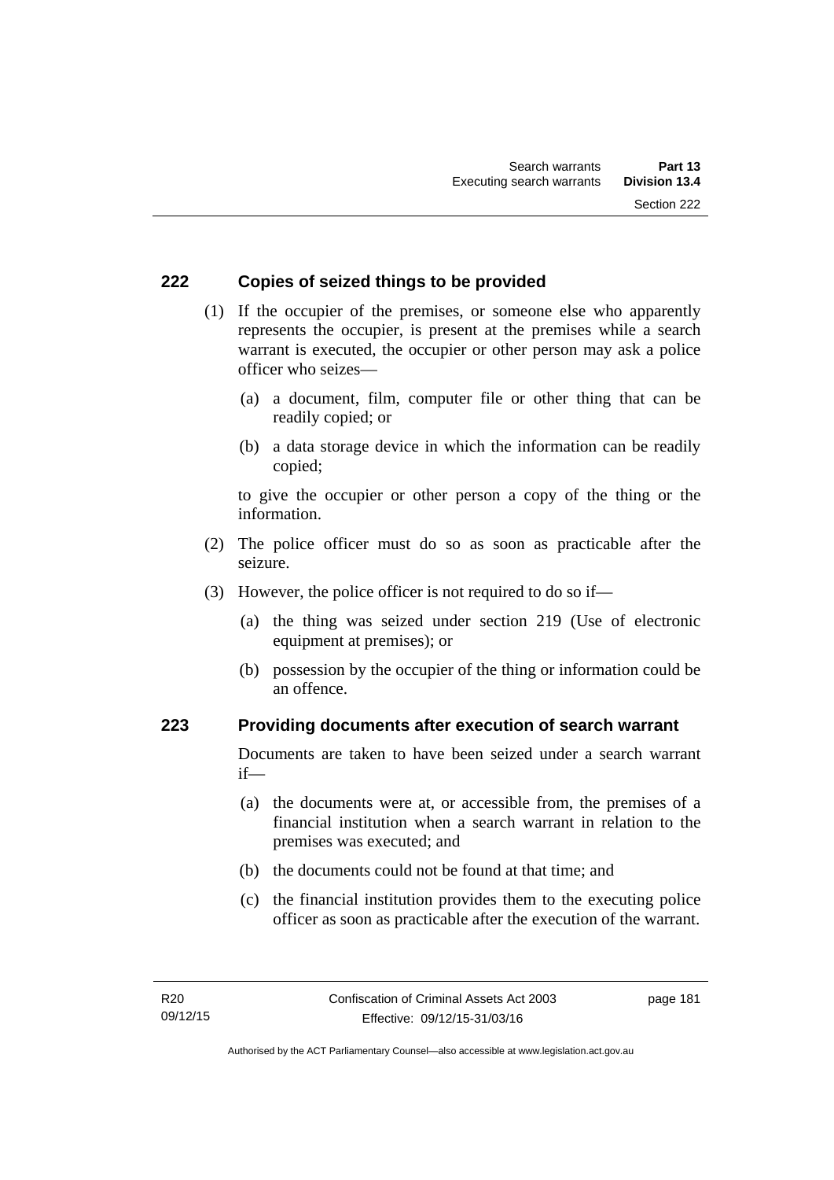## 222 Copies of seized things to be provided

(1) If the occupier of the premises, or someone else who apparently represents the occupier, is present at the premises while a search warrant is executed, the occupier or other person may ask a police officer who seizes—

(a) a document, film, computer file or other thing that can be readily copied; or

(b) a data storage device in which the information can be readily copied;

to give the occupier or other person a copy of the thing or the information.

(2) The police officer must do so as soon as practicable after the seizure.

(3) However, the police officer is not required to do so if—

(a) the thing was seized under section 219 (Use of electronic equipment at premises); or

(b) possession by the occupier of the thing or information could be an offence.

## 223 Providing documents after execution of search warrant

Documents are taken to have been seized under a search warrant if—

(a) the documents were at, or accessible from, the premises of a financial institution when a search warrant in relation to the premises was executed; and

(b) the documents could not be found at that time; and

(c) the financial institution provides them to the executing police officer as soon as practicable after the execution of the warrant.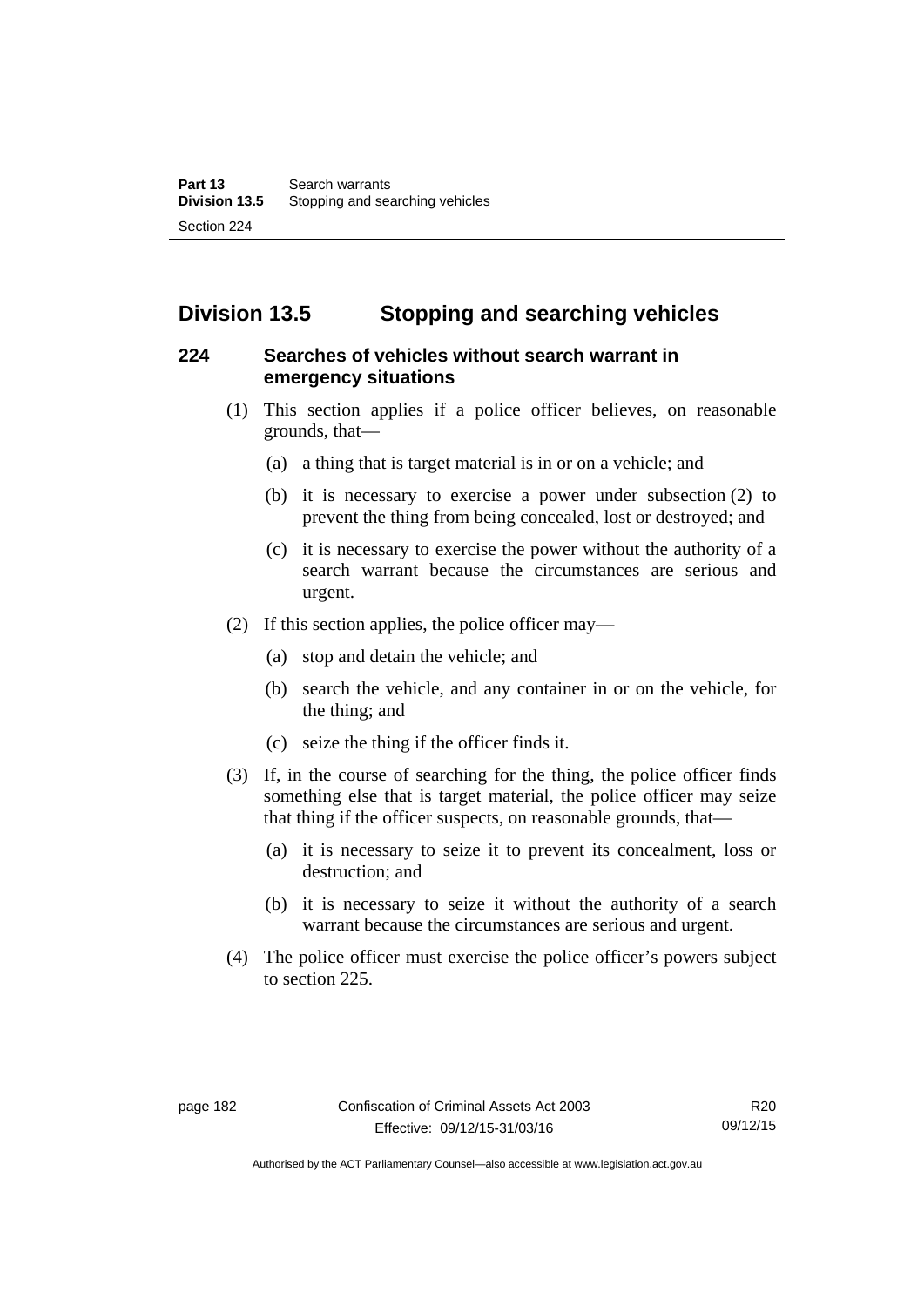## Division 13.5 Stopping and searching vehicles

### 224 Searches of vehicles without search warrant in emergency situations

(1) This section applies if a police officer believes, on reasonable grounds, that—

(a) a thing that is target material is in or on a vehicle; and

(b) it is necessary to exercise a power under subsection (2) to prevent the thing from being concealed, lost or destroyed; and

(c) it is necessary to exercise the power without the authority of a search warrant because the circumstances are serious and urgent.

(2) If this section applies, the police officer may—

(a) stop and detain the vehicle; and

(b) search the vehicle, and any container in or on the vehicle, for the thing; and

(c) seize the thing if the officer finds it.

(3) If, in the course of searching for the thing, the police officer finds something else that is target material, the police officer may seize that thing if the officer suspects, on reasonable grounds, that—

(a) it is necessary to seize it to prevent its concealment, loss or destruction; and

(b) it is necessary to seize it without the authority of a search warrant because the circumstances are serious and urgent.

(4) The police officer must exercise the police officer's powers subject to section 225.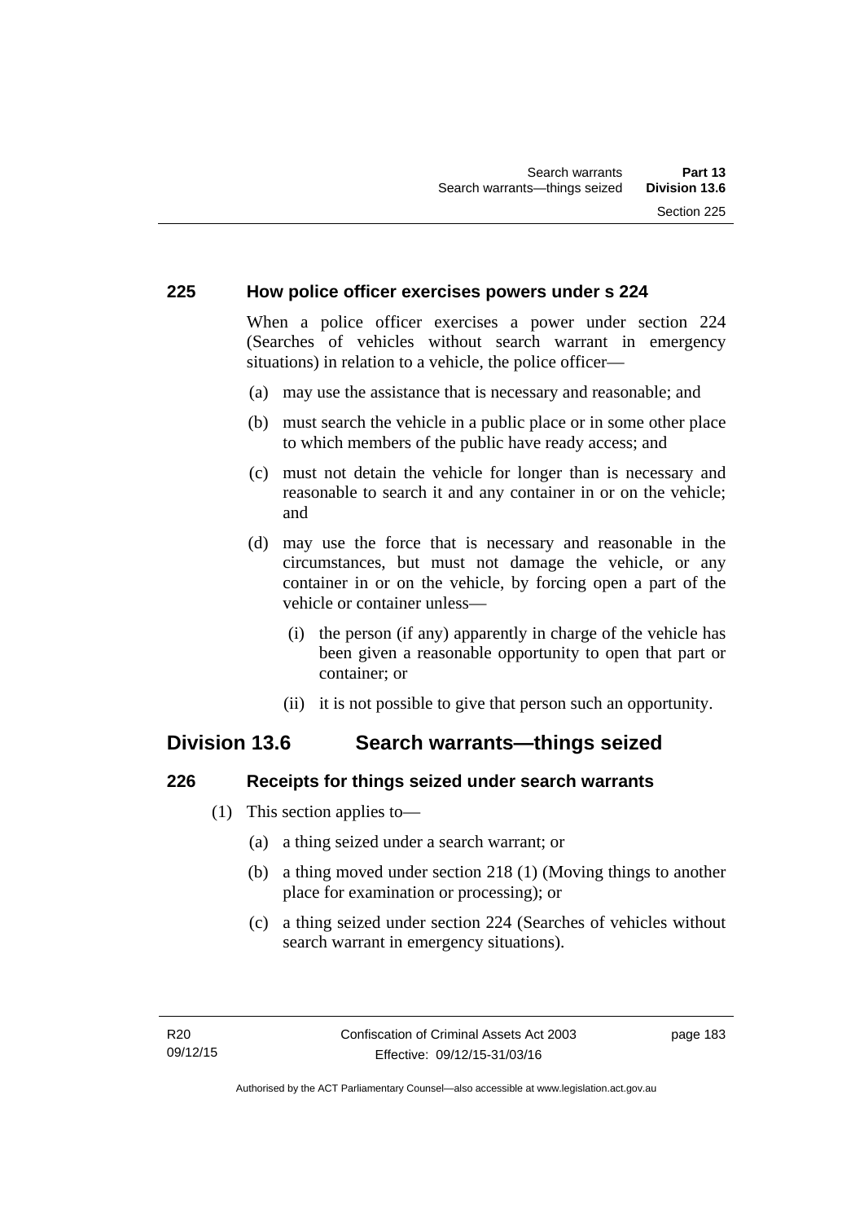### 225 How police officer exercises powers under s 224

When a police officer exercises a power under section 224 (Searches of vehicles without search warrant in emergency situations) in relation to a vehicle, the police officer—

(a) may use the assistance that is necessary and reasonable; and

(b) must search the vehicle in a public place or in some other place to which members of the public have ready access; and

(c) must not detain the vehicle for longer than is necessary and reasonable to search it and any container in or on the vehicle; and

(d) may use the force that is necessary and reasonable in the circumstances, but must not damage the vehicle, or any container in or on the vehicle, by forcing open a part of the vehicle or container unless—

(i) the person (if any) apparently in charge of the vehicle has been given a reasonable opportunity to open that part or container; or

(ii) it is not possible to give that person such an opportunity.

## Division 13.6 Search warrants—things seized

### 226 Receipts for things seized under search warrants

(1) This section applies to—

(a) a thing seized under a search warrant; or

(b) a thing moved under section 218 (1) (Moving things to another place for examination or processing); or

(c) a thing seized under section 224 (Searches of vehicles without search warrant in emergency situations).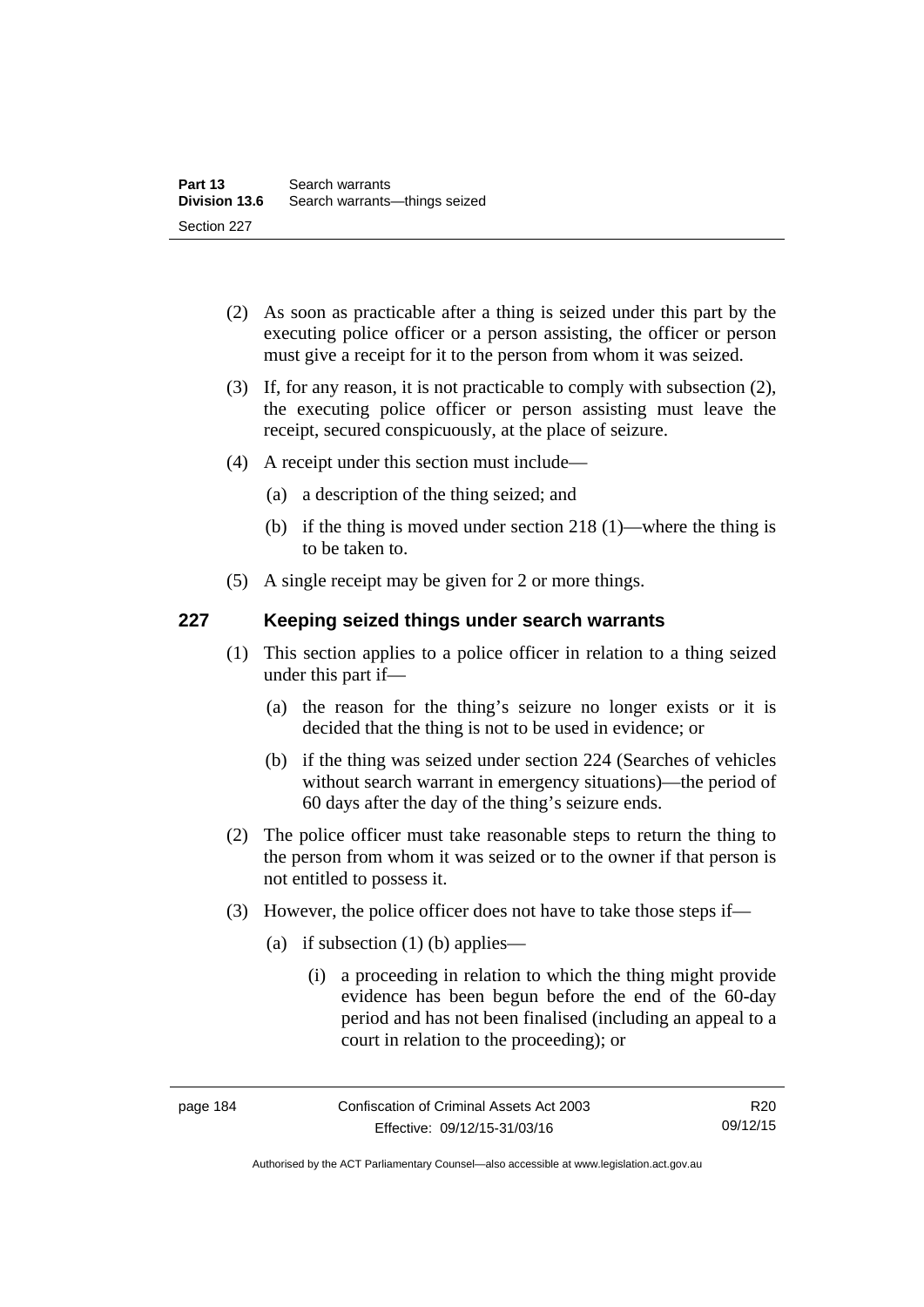(2) As soon as practicable after a thing is seized under this part by the executing police officer or a person assisting, the officer or person must give a receipt for it to the person from whom it was seized.

(3) If, for any reason, it is not practicable to comply with subsection (2), the executing police officer or person assisting must leave the receipt, secured conspicuously, at the place of seizure.

(4) A receipt under this section must include—

(a) a description of the thing seized; and

(b) if the thing is moved under section 218 (1)—where the thing is to be taken to.

(5) A single receipt may be given for 2 or more things.

## 227 Keeping seized things under search warrants

(1) This section applies to a police officer in relation to a thing seized under this part if—

(a) the reason for the thing's seizure no longer exists or it is decided that the thing is not to be used in evidence; or

(b) if the thing was seized under section 224 (Searches of vehicles without search warrant in emergency situations)—the period of 60 days after the day of the thing's seizure ends.

(2) The police officer must take reasonable steps to return the thing to the person from whom it was seized or to the owner if that person is not entitled to possess it.

(3) However, the police officer does not have to take those steps if—

(a) if subsection (1) (b) applies—

(i) a proceeding in relation to which the thing might provide evidence has been begun before the end of the 60-day period and has not been finalised (including an appeal to a court in relation to the proceeding); or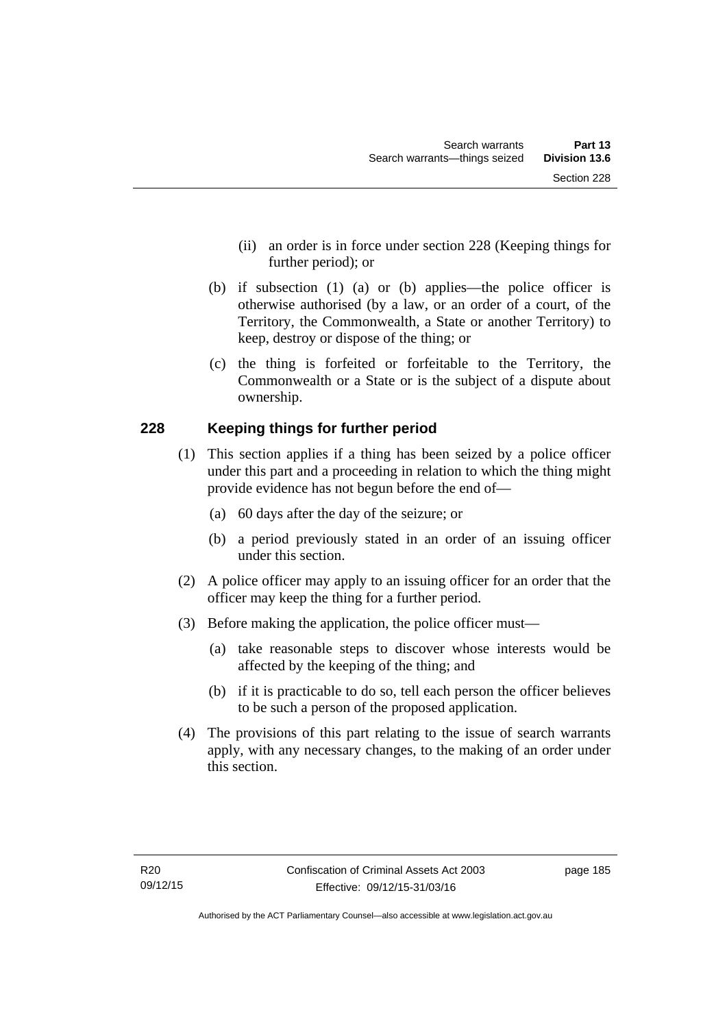(ii) an order is in force under section 228 (Keeping things for further period); or

(b) if subsection (1) (a) or (b) applies—the police officer is otherwise authorised (by a law, or an order of a court, of the Territory, the Commonwealth, a State or another Territory) to keep, destroy or dispose of the thing; or

(c) the thing is forfeited or forfeitable to the Territory, the Commonwealth or a State or is the subject of a dispute about ownership.

## 228 Keeping things for further period

(1) This section applies if a thing has been seized by a police officer under this part and a proceeding in relation to which the thing might provide evidence has not begun before the end of—

(a) 60 days after the day of the seizure; or

(b) a period previously stated in an order of an issuing officer under this section.

(2) A police officer may apply to an issuing officer for an order that the officer may keep the thing for a further period.

(3) Before making the application, the police officer must—

(a) take reasonable steps to discover whose interests would be affected by the keeping of the thing; and

(b) if it is practicable to do so, tell each person the officer believes to be such a person of the proposed application.

(4) The provisions of this part relating to the issue of search warrants apply, with any necessary changes, to the making of an order under this section.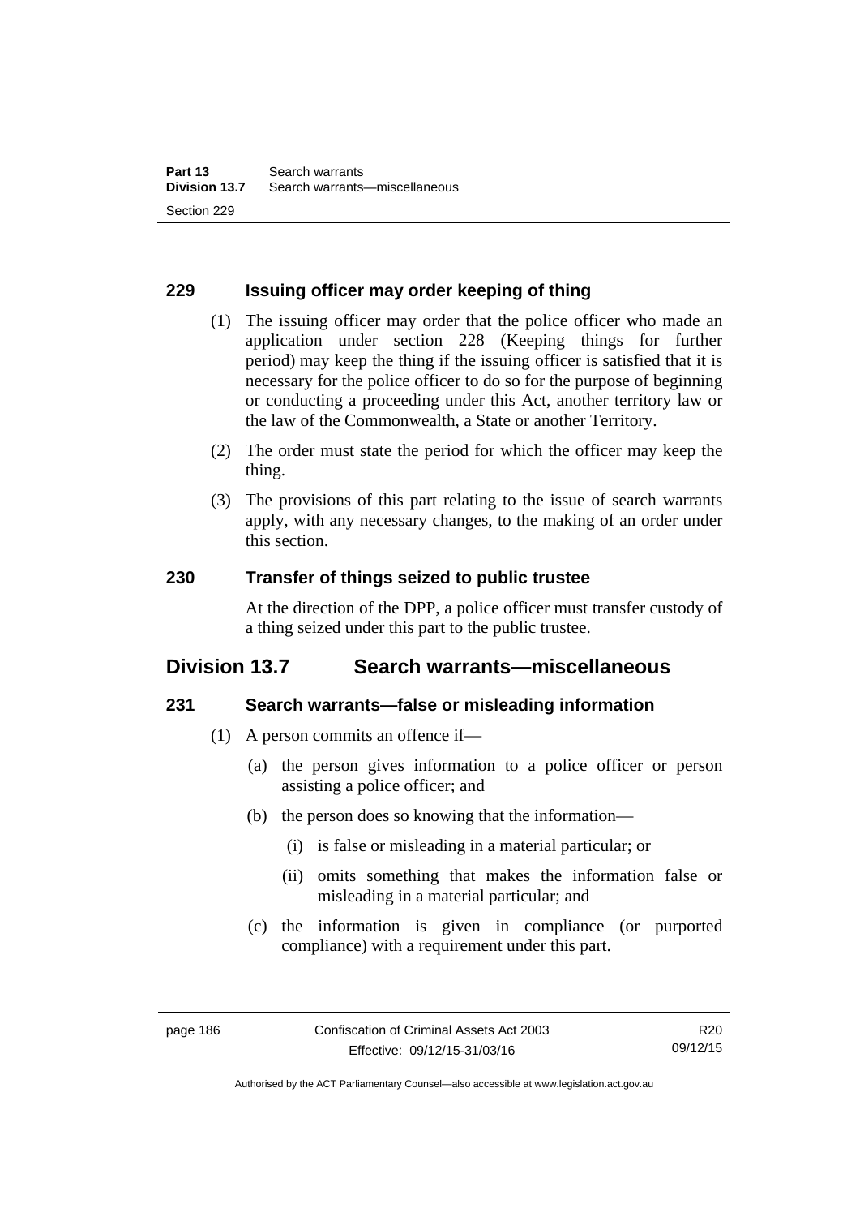## 229 Issuing officer may order keeping of thing

(1) The issuing officer may order that the police officer who made an application under section 228 (Keeping things for further period) may keep the thing if the issuing officer is satisfied that it is necessary for the police officer to do so for the purpose of beginning or conducting a proceeding under this Act, another territory law or the law of the Commonwealth, a State or another Territory.

(2) The order must state the period for which the officer may keep the thing.

(3) The provisions of this part relating to the issue of search warrants apply, with any necessary changes, to the making of an order under this section.

## 230 Transfer of things seized to public trustee

At the direction of the DPP, a police officer must transfer custody of a thing seized under this part to the public trustee.

# Division 13.7 Search warrants—miscellaneous

## 231 Search warrants—false or misleading information

(1) A person commits an offence if—

(a) the person gives information to a police officer or person assisting a police officer; and

(b) the person does so knowing that the information—

(i) is false or misleading in a material particular; or

(ii) omits something that makes the information false or misleading in a material particular; and

(c) the information is given in compliance (or purported compliance) with a requirement under this part.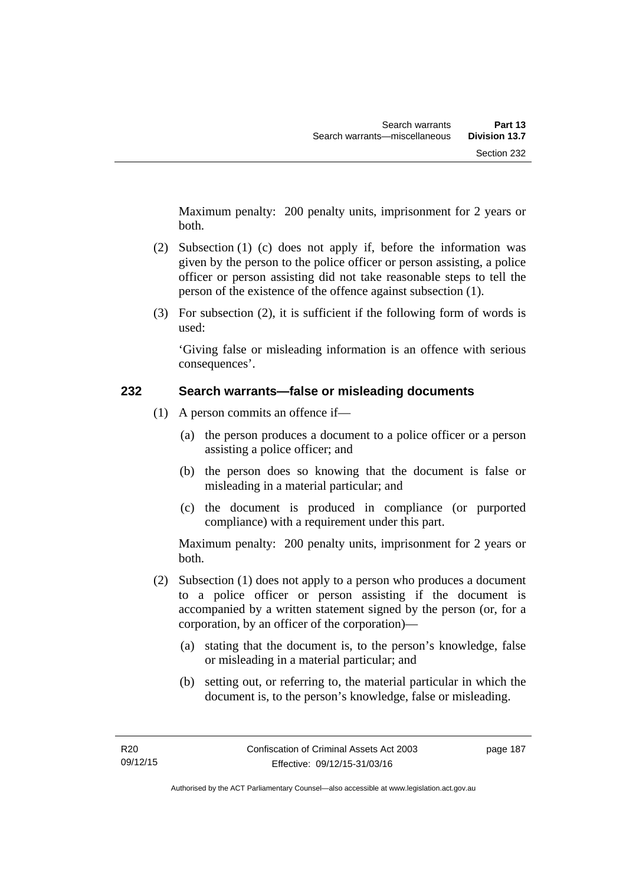Maximum penalty: 200 penalty units, imprisonment for 2 years or both.

(2) Subsection (1) (c) does not apply if, before the information was given by the person to the police officer or person assisting, a police officer or person assisting did not take reasonable steps to tell the person of the existence of the offence against subsection (1).

(3) For subsection (2), it is sufficient if the following form of words is used:

'Giving false or misleading information is an offence with serious consequences'.

### 232 Search warrants—false or misleading documents

(1) A person commits an offence if—

(a) the person produces a document to a police officer or a person assisting a police officer; and

(b) the person does so knowing that the document is false or misleading in a material particular; and

(c) the document is produced in compliance (or purported compliance) with a requirement under this part.

Maximum penalty: 200 penalty units, imprisonment for 2 years or both.

(2) Subsection (1) does not apply to a person who produces a document to a police officer or person assisting if the document is accompanied by a written statement signed by the person (or, for a corporation, by an officer of the corporation)—

(a) stating that the document is, to the person's knowledge, false or misleading in a material particular; and

(b) setting out, or referring to, the material particular in which the document is, to the person's knowledge, false or misleading.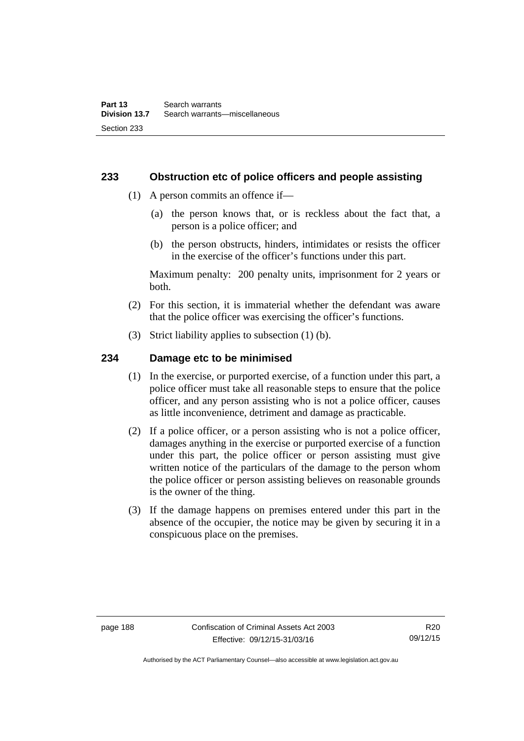## 233 Obstruction etc of police officers and people assisting

(1) A person commits an offence if—

  (a) the person knows that, or is reckless about the fact that, a person is a police officer; and

  (b) the person obstructs, hinders, intimidates or resists the officer in the exercise of the officer's functions under this part.

Maximum penalty: 200 penalty units, imprisonment for 2 years or both.

(2) For this section, it is immaterial whether the defendant was aware that the police officer was exercising the officer's functions.

(3) Strict liability applies to subsection (1) (b).

## 234 Damage etc to be minimised

(1) In the exercise, or purported exercise, of a function under this part, a police officer must take all reasonable steps to ensure that the police officer, and any person assisting who is not a police officer, causes as little inconvenience, detriment and damage as practicable.

(2) If a police officer, or a person assisting who is not a police officer, damages anything in the exercise or purported exercise of a function under this part, the police officer or person assisting must give written notice of the particulars of the damage to the person whom the police officer or person assisting believes on reasonable grounds is the owner of the thing.

(3) If the damage happens on premises entered under this part in the absence of the occupier, the notice may be given by securing it in a conspicuous place on the premises.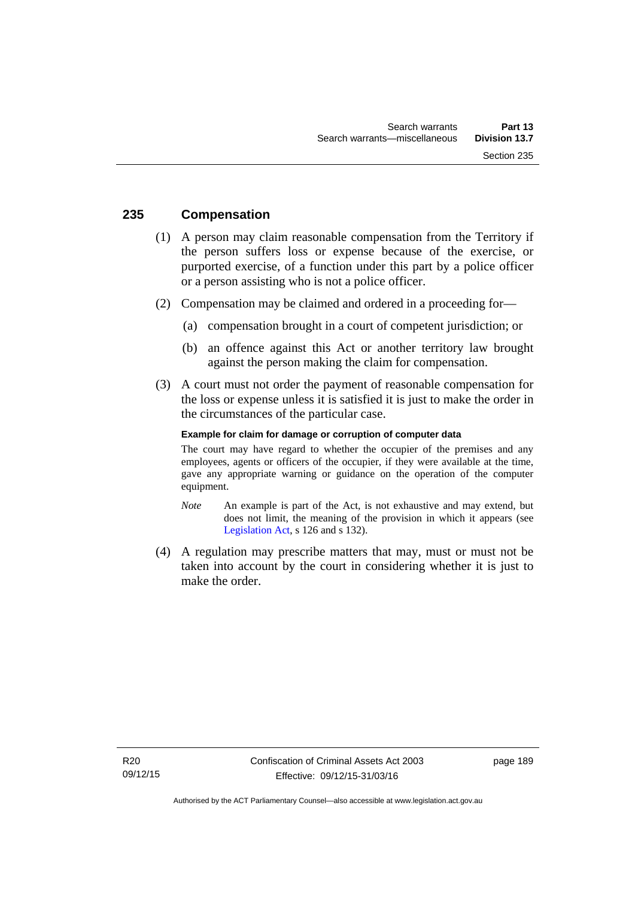## 235 Compensation

(1) A person may claim reasonable compensation from the Territory if the person suffers loss or expense because of the exercise, or purported exercise, of a function under this part by a police officer or a person assisting who is not a police officer.

(2) Compensation may be claimed and ordered in a proceeding for—

(a) compensation brought in a court of competent jurisdiction; or

(b) an offence against this Act or another territory law brought against the person making the claim for compensation.

(3) A court must not order the payment of reasonable compensation for the loss or expense unless it is satisfied it is just to make the order in the circumstances of the particular case.

**Example for claim for damage or corruption of computer data**

The court may have regard to whether the occupier of the premises and any employees, agents or officers of the occupier, if they were available at the time, gave any appropriate warning or guidance on the operation of the computer equipment.

*Note* An example is part of the Act, is not exhaustive and may extend, but does not limit, the meaning of the provision in which it appears (see Legislation Act, s 126 and s 132).

(4) A regulation may prescribe matters that may, must or must not be taken into account by the court in considering whether it is just to make the order.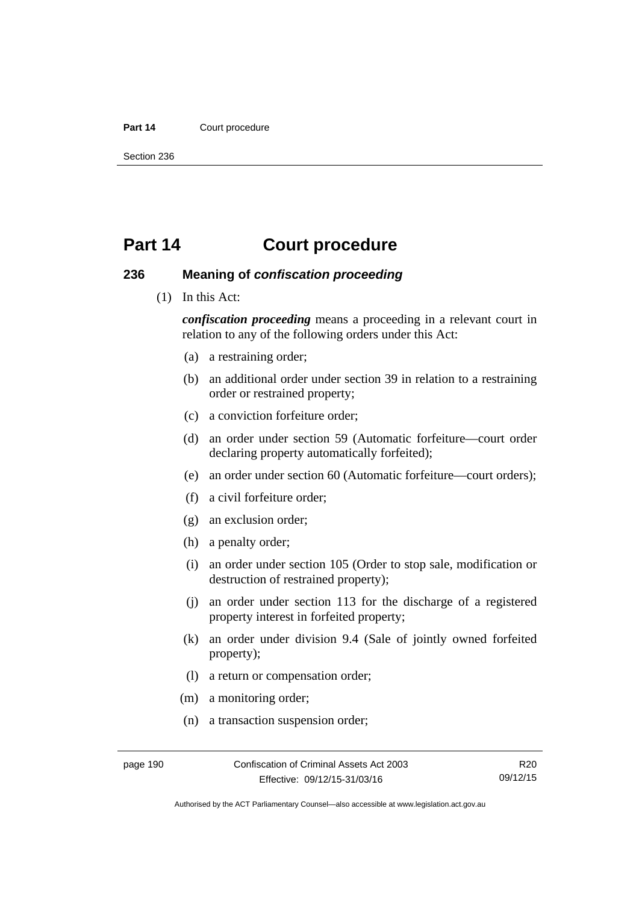# Part 14 Court procedure

## 236 Meaning of *confiscation proceeding*

(1) In this Act:

***confiscation proceeding*** means a proceeding in a relevant court in relation to any of the following orders under this Act:

(a) a restraining order;

(b) an additional order under section 39 in relation to a restraining order or restrained property;

(c) a conviction forfeiture order;

(d) an order under section 59 (Automatic forfeiture—court order declaring property automatically forfeited);

(e) an order under section 60 (Automatic forfeiture—court orders);

(f) a civil forfeiture order;

(g) an exclusion order;

(h) a penalty order;

(i) an order under section 105 (Order to stop sale, modification or destruction of restrained property);

(j) an order under section 113 for the discharge of a registered property interest in forfeited property;

(k) an order under division 9.4 (Sale of jointly owned forfeited property);

(l) a return or compensation order;

(m) a monitoring order;

(n) a transaction suspension order;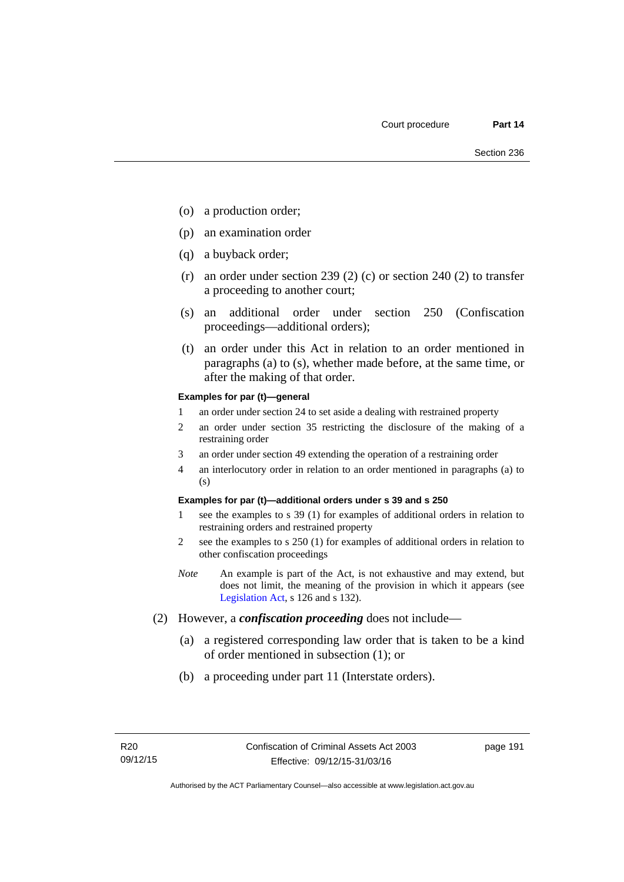(o) a production order;

(p) an examination order

(q) a buyback order;

(r) an order under section 239 (2) (c) or section 240 (2) to transfer a proceeding to another court;

(s) an additional order under section 250 (Confiscation proceedings—additional orders);

(t) an order under this Act in relation to an order mentioned in paragraphs (a) to (s), whether made before, at the same time, or after the making of that order.

**Examples for par (t)—general**

1 an order under section 24 to set aside a dealing with restrained property

2 an order under section 35 restricting the disclosure of the making of a restraining order

3 an order under section 49 extending the operation of a restraining order

4 an interlocutory order in relation to an order mentioned in paragraphs (a) to (s)

**Examples for par (t)—additional orders under s 39 and s 250**

1 see the examples to s 39 (1) for examples of additional orders in relation to restraining orders and restrained property

2 see the examples to s 250 (1) for examples of additional orders in relation to other confiscation proceedings

*Note* An example is part of the Act, is not exhaustive and may extend, but does not limit, the meaning of the provision in which it appears (see Legislation Act, s 126 and s 132).

(2) However, a ***confiscation proceeding*** does not include—

(a) a registered corresponding law order that is taken to be a kind of order mentioned in subsection (1); or

(b) a proceeding under part 11 (Interstate orders).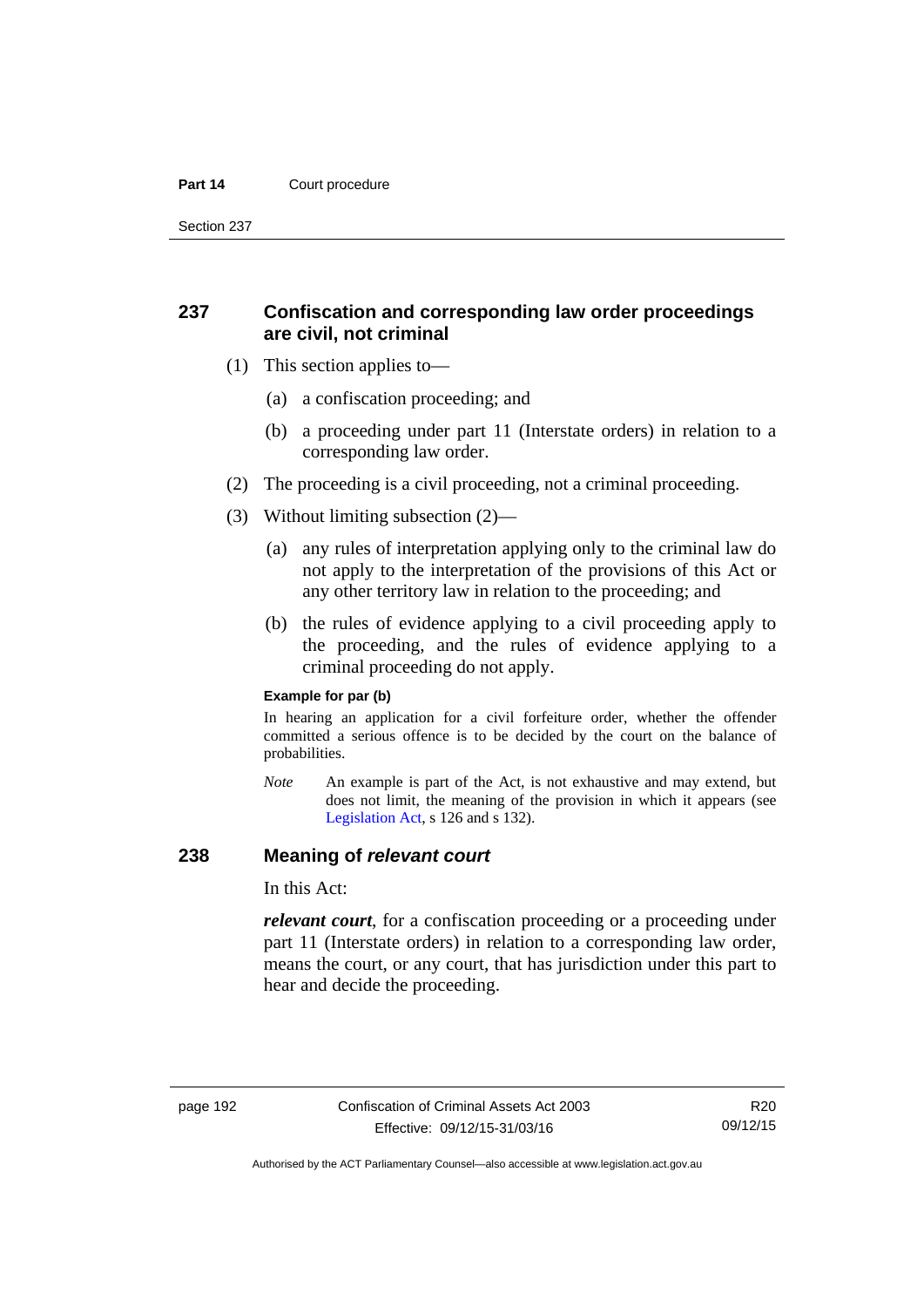## 237 Confiscation and corresponding law order proceedings are civil, not criminal

(1) This section applies to—

(a) a confiscation proceeding; and

(b) a proceeding under part 11 (Interstate orders) in relation to a corresponding law order.

(2) The proceeding is a civil proceeding, not a criminal proceeding.

(3) Without limiting subsection (2)—

(a) any rules of interpretation applying only to the criminal law do not apply to the interpretation of the provisions of this Act or any other territory law in relation to the proceeding; and

(b) the rules of evidence applying to a civil proceeding apply to the proceeding, and the rules of evidence applying to a criminal proceeding do not apply.

**Example for par (b)**

In hearing an application for a civil forfeiture order, whether the offender committed a serious offence is to be decided by the court on the balance of probabilities.

*Note* An example is part of the Act, is not exhaustive and may extend, but does not limit, the meaning of the provision in which it appears (see Legislation Act, s 126 and s 132).

## 238 Meaning of *relevant court*

In this Act:

***relevant court***, for a confiscation proceeding or a proceeding under part 11 (Interstate orders) in relation to a corresponding law order, means the court, or any court, that has jurisdiction under this part to hear and decide the proceeding.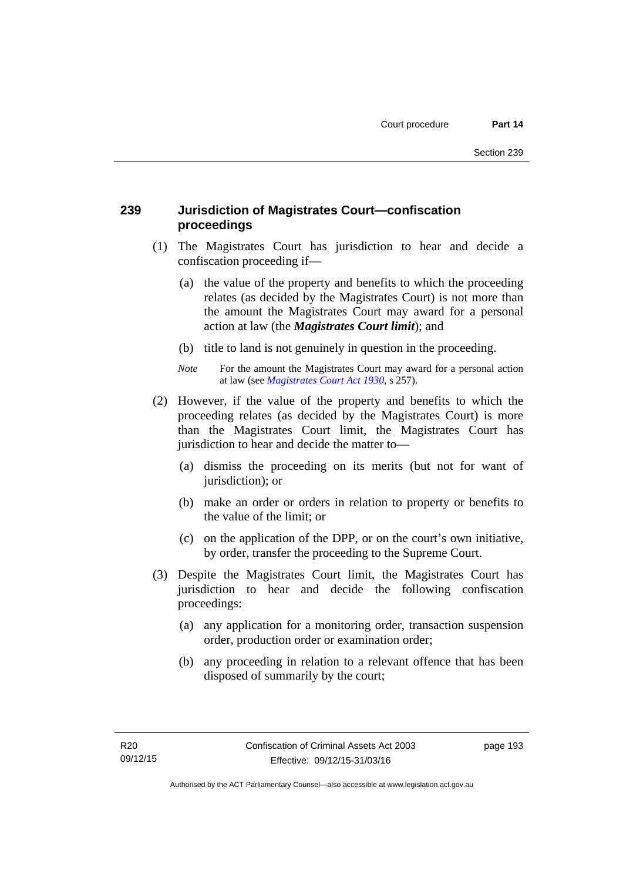## 239 Jurisdiction of Magistrates Court—confiscation proceedings

(1) The Magistrates Court has jurisdiction to hear and decide a confiscation proceeding if—

(a) the value of the property and benefits to which the proceeding relates (as decided by the Magistrates Court) is not more than the amount the Magistrates Court may award for a personal action at law (the ***Magistrates Court limit***); and

(b) title to land is not genuinely in question in the proceeding.

*Note* For the amount the Magistrates Court may award for a personal action at law (see *Magistrates Court Act 1930*, s 257).

(2) However, if the value of the property and benefits to which the proceeding relates (as decided by the Magistrates Court) is more than the Magistrates Court limit, the Magistrates Court has jurisdiction to hear and decide the matter to—

(a) dismiss the proceeding on its merits (but not for want of jurisdiction); or

(b) make an order or orders in relation to property or benefits to the value of the limit; or

(c) on the application of the DPP, or on the court's own initiative, by order, transfer the proceeding to the Supreme Court.

(3) Despite the Magistrates Court limit, the Magistrates Court has jurisdiction to hear and decide the following confiscation proceedings:

(a) any application for a monitoring order, transaction suspension order, production order or examination order;

(b) any proceeding in relation to a relevant offence that has been disposed of summarily by the court;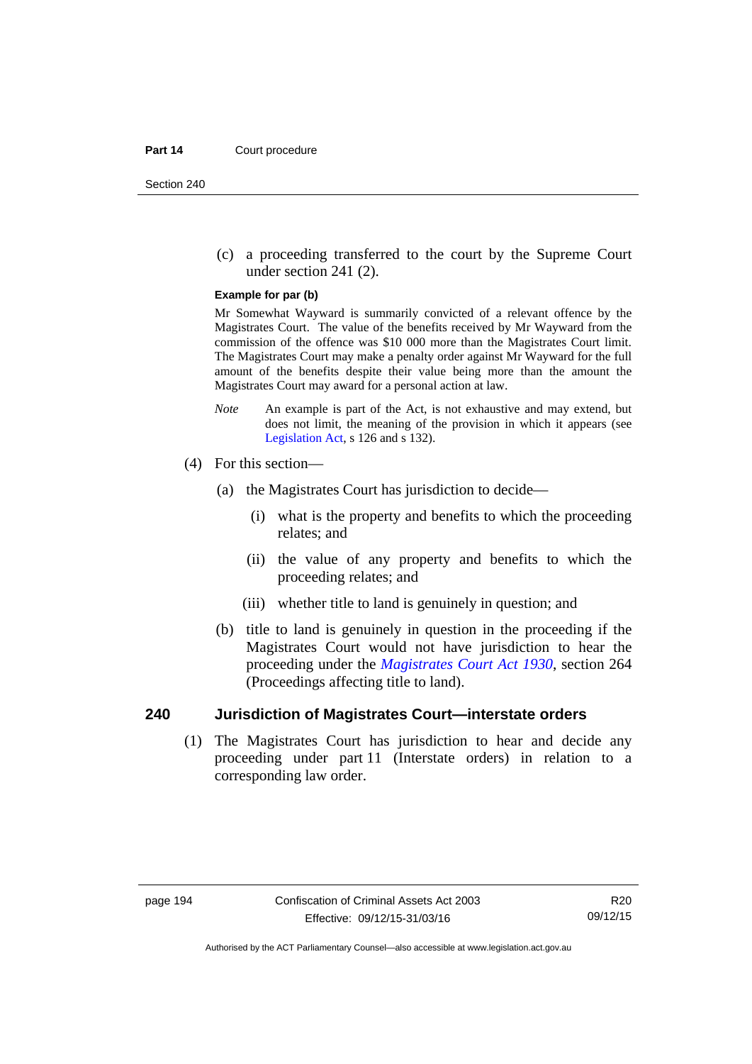(c) a proceeding transferred to the court by the Supreme Court under section 241 (2).

**Example for par (b)**

Mr Somewhat Wayward is summarily convicted of a relevant offence by the Magistrates Court. The value of the benefits received by Mr Wayward from the commission of the offence was $10 000 more than the Magistrates Court limit. The Magistrates Court may make a penalty order against Mr Wayward for the full amount of the benefits despite their value being more than the amount the Magistrates Court may award for a personal action at law.

*Note* An example is part of the Act, is not exhaustive and may extend, but does not limit, the meaning of the provision in which it appears (see Legislation Act, s 126 and s 132).

(4) For this section—

(a) the Magistrates Court has jurisdiction to decide—

(i) what is the property and benefits to which the proceeding relates; and

(ii) the value of any property and benefits to which the proceeding relates; and

(iii) whether title to land is genuinely in question; and

(b) title to land is genuinely in question in the proceeding if the Magistrates Court would not have jurisdiction to hear the proceeding under the *Magistrates Court Act 1930*, section 264 (Proceedings affecting title to land).

## 240 Jurisdiction of Magistrates Court—interstate orders

(1) The Magistrates Court has jurisdiction to hear and decide any proceeding under part 11 (Interstate orders) in relation to a corresponding law order.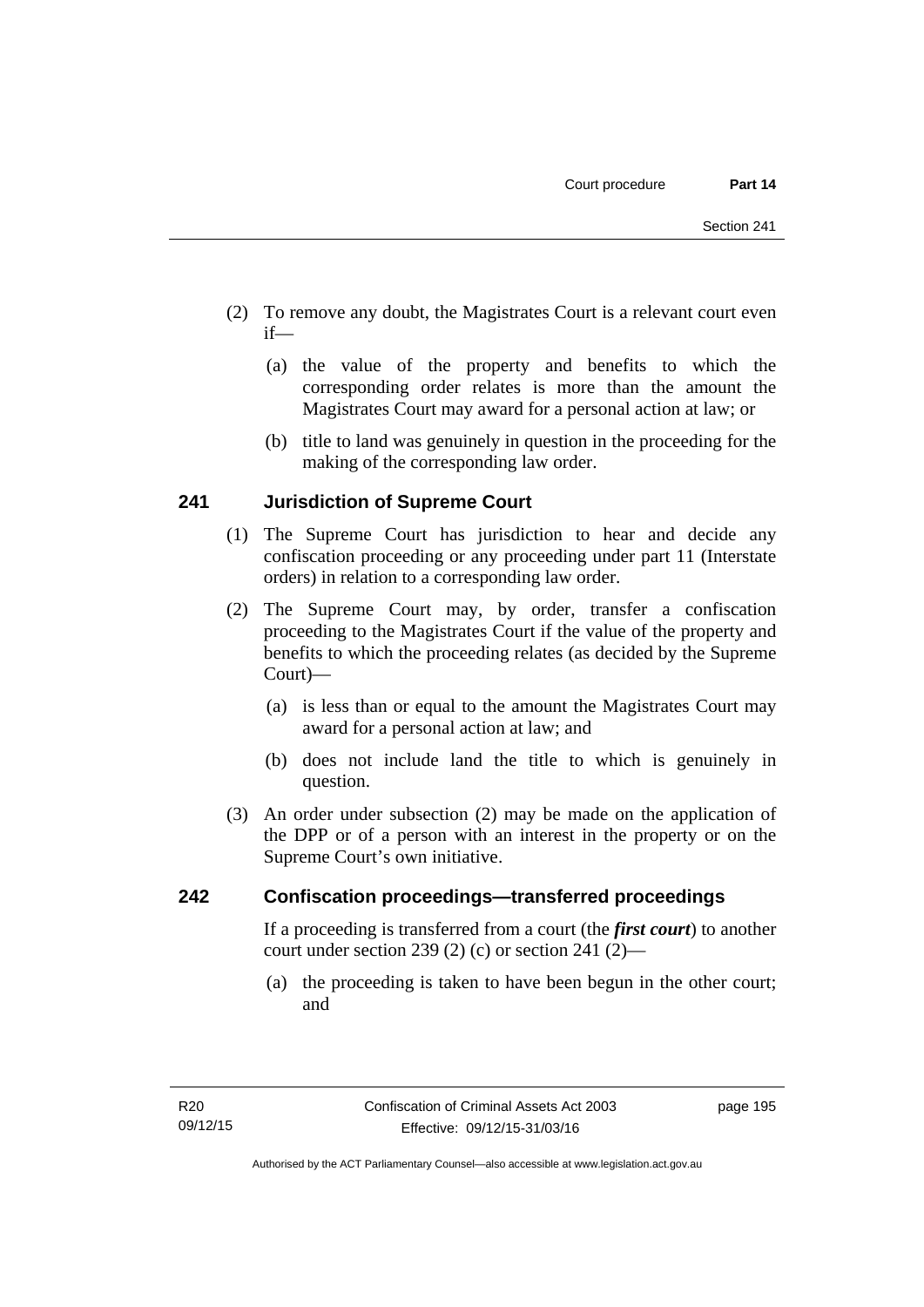(2) To remove any doubt, the Magistrates Court is a relevant court even if—

(a) the value of the property and benefits to which the corresponding order relates is more than the amount the Magistrates Court may award for a personal action at law; or

(b) title to land was genuinely in question in the proceeding for the making of the corresponding law order.

## 241 Jurisdiction of Supreme Court

(1) The Supreme Court has jurisdiction to hear and decide any confiscation proceeding or any proceeding under part 11 (Interstate orders) in relation to a corresponding law order.

(2) The Supreme Court may, by order, transfer a confiscation proceeding to the Magistrates Court if the value of the property and benefits to which the proceeding relates (as decided by the Supreme Court)—

(a) is less than or equal to the amount the Magistrates Court may award for a personal action at law; and

(b) does not include land the title to which is genuinely in question.

(3) An order under subsection (2) may be made on the application of the DPP or of a person with an interest in the property or on the Supreme Court's own initiative.

## 242 Confiscation proceedings—transferred proceedings

If a proceeding is transferred from a court (the ***first court***) to another court under section 239 (2) (c) or section 241 (2)—

(a) the proceeding is taken to have been begun in the other court; and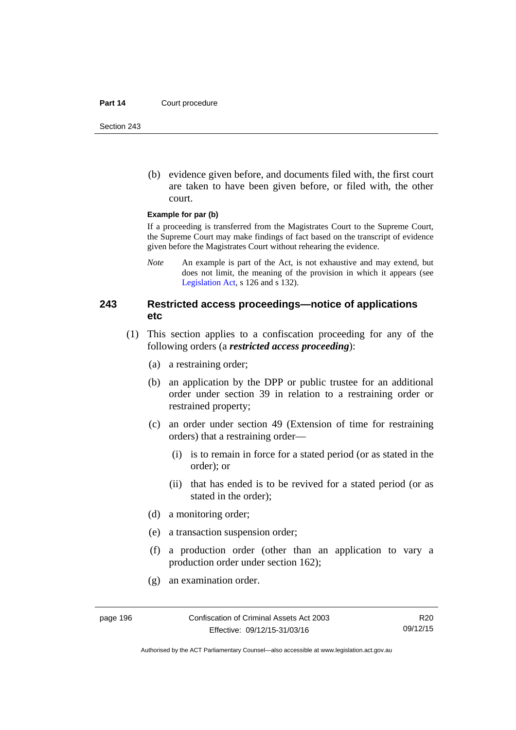(b) evidence given before, and documents filed with, the first court are taken to have been given before, or filed with, the other court.

**Example for par (b)**

If a proceeding is transferred from the Magistrates Court to the Supreme Court, the Supreme Court may make findings of fact based on the transcript of evidence given before the Magistrates Court without rehearing the evidence.

*Note* An example is part of the Act, is not exhaustive and may extend, but does not limit, the meaning of the provision in which it appears (see Legislation Act, s 126 and s 132).

### 243 Restricted access proceedings—notice of applications etc

(1) This section applies to a confiscation proceeding for any of the following orders (a ***restricted access proceeding***):

(a) a restraining order;

(b) an application by the DPP or public trustee for an additional order under section 39 in relation to a restraining order or restrained property;

(c) an order under section 49 (Extension of time for restraining orders) that a restraining order—

(i) is to remain in force for a stated period (or as stated in the order); or

(ii) that has ended is to be revived for a stated period (or as stated in the order);

(d) a monitoring order;

(e) a transaction suspension order;

(f) a production order (other than an application to vary a production order under section 162);

(g) an examination order.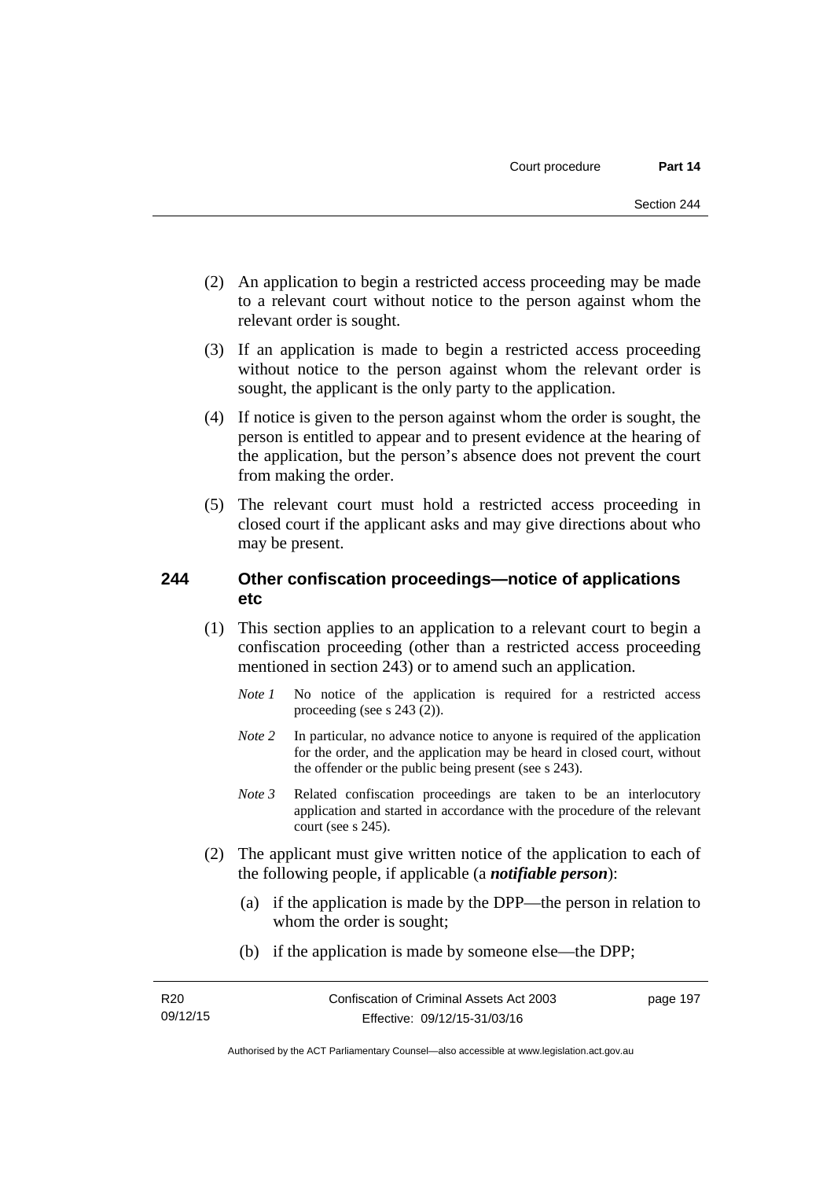(2) An application to begin a restricted access proceeding may be made to a relevant court without notice to the person against whom the relevant order is sought.

(3) If an application is made to begin a restricted access proceeding without notice to the person against whom the relevant order is sought, the applicant is the only party to the application.

(4) If notice is given to the person against whom the order is sought, the person is entitled to appear and to present evidence at the hearing of the application, but the person's absence does not prevent the court from making the order.

(5) The relevant court must hold a restricted access proceeding in closed court if the applicant asks and may give directions about who may be present.

### 244 Other confiscation proceedings—notice of applications etc

(1) This section applies to an application to a relevant court to begin a confiscation proceeding (other than a restricted access proceeding mentioned in section 243) or to amend such an application.

*Note 1* No notice of the application is required for a restricted access proceeding (see s 243 (2)).

*Note 2* In particular, no advance notice to anyone is required of the application for the order, and the application may be heard in closed court, without the offender or the public being present (see s 243).

*Note 3* Related confiscation proceedings are taken to be an interlocutory application and started in accordance with the procedure of the relevant court (see s 245).

(2) The applicant must give written notice of the application to each of the following people, if applicable (a ***notifiable person***):

(a) if the application is made by the DPP—the person in relation to whom the order is sought;

(b) if the application is made by someone else—the DPP;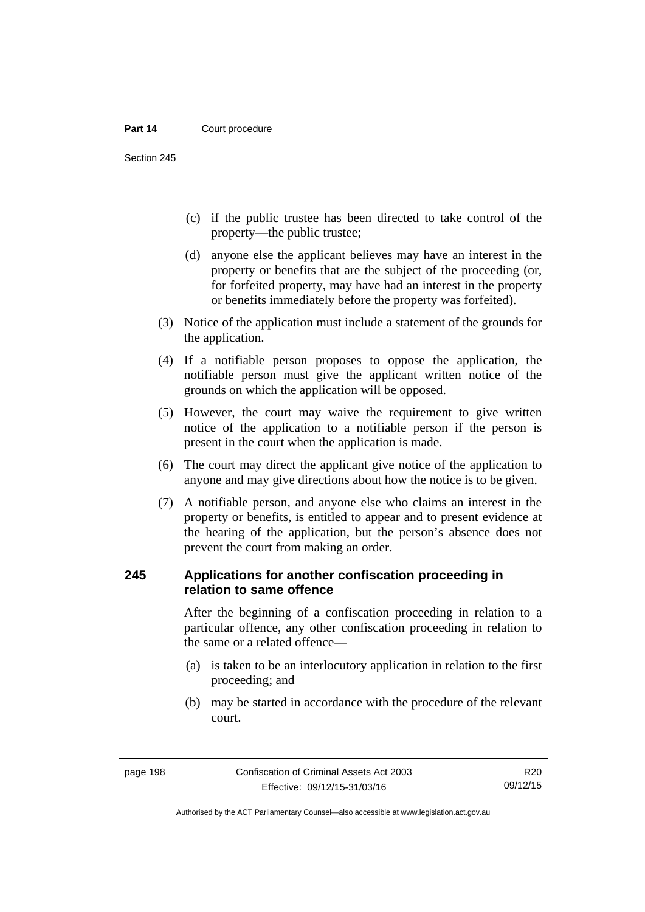(c) if the public trustee has been directed to take control of the property—the public trustee;

(d) anyone else the applicant believes may have an interest in the property or benefits that are the subject of the proceeding (or, for forfeited property, may have had an interest in the property or benefits immediately before the property was forfeited).

(3) Notice of the application must include a statement of the grounds for the application.

(4) If a notifiable person proposes to oppose the application, the notifiable person must give the applicant written notice of the grounds on which the application will be opposed.

(5) However, the court may waive the requirement to give written notice of the application to a notifiable person if the person is present in the court when the application is made.

(6) The court may direct the applicant give notice of the application to anyone and may give directions about how the notice is to be given.

(7) A notifiable person, and anyone else who claims an interest in the property or benefits, is entitled to appear and to present evidence at the hearing of the application, but the person's absence does not prevent the court from making an order.

### 245 Applications for another confiscation proceeding in relation to same offence

After the beginning of a confiscation proceeding in relation to a particular offence, any other confiscation proceeding in relation to the same or a related offence—

(a) is taken to be an interlocutory application in relation to the first proceeding; and

(b) may be started in accordance with the procedure of the relevant court.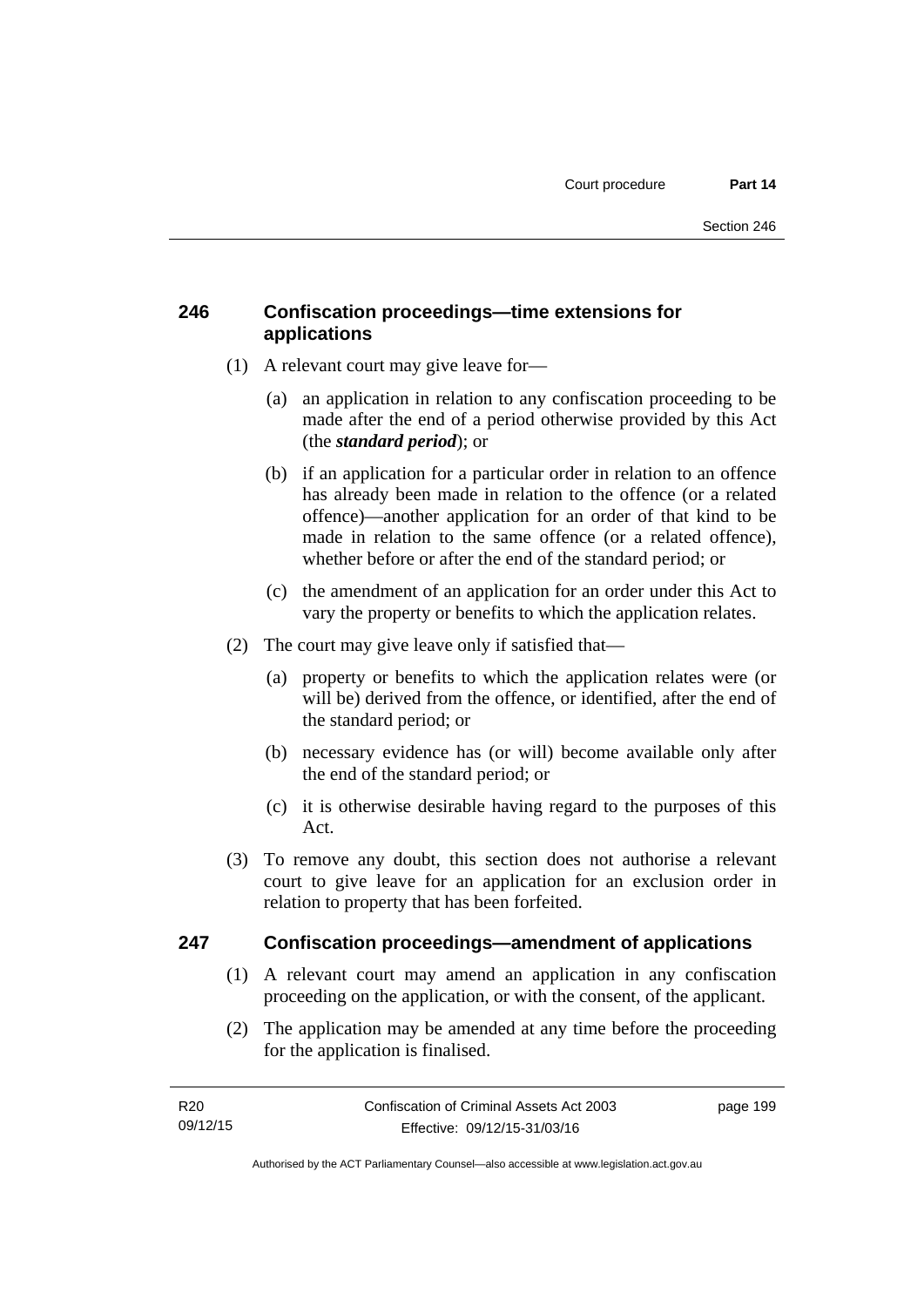## 246 Confiscation proceedings—time extensions for applications

(1) A relevant court may give leave for—

(a) an application in relation to any confiscation proceeding to be made after the end of a period otherwise provided by this Act (the ***standard period***); or

(b) if an application for a particular order in relation to an offence has already been made in relation to the offence (or a related offence)—another application for an order of that kind to be made in relation to the same offence (or a related offence), whether before or after the end of the standard period; or

(c) the amendment of an application for an order under this Act to vary the property or benefits to which the application relates.

(2) The court may give leave only if satisfied that—

(a) property or benefits to which the application relates were (or will be) derived from the offence, or identified, after the end of the standard period; or

(b) necessary evidence has (or will) become available only after the end of the standard period; or

(c) it is otherwise desirable having regard to the purposes of this Act.

(3) To remove any doubt, this section does not authorise a relevant court to give leave for an application for an exclusion order in relation to property that has been forfeited.

## 247 Confiscation proceedings—amendment of applications

(1) A relevant court may amend an application in any confiscation proceeding on the application, or with the consent, of the applicant.

(2) The application may be amended at any time before the proceeding for the application is finalised.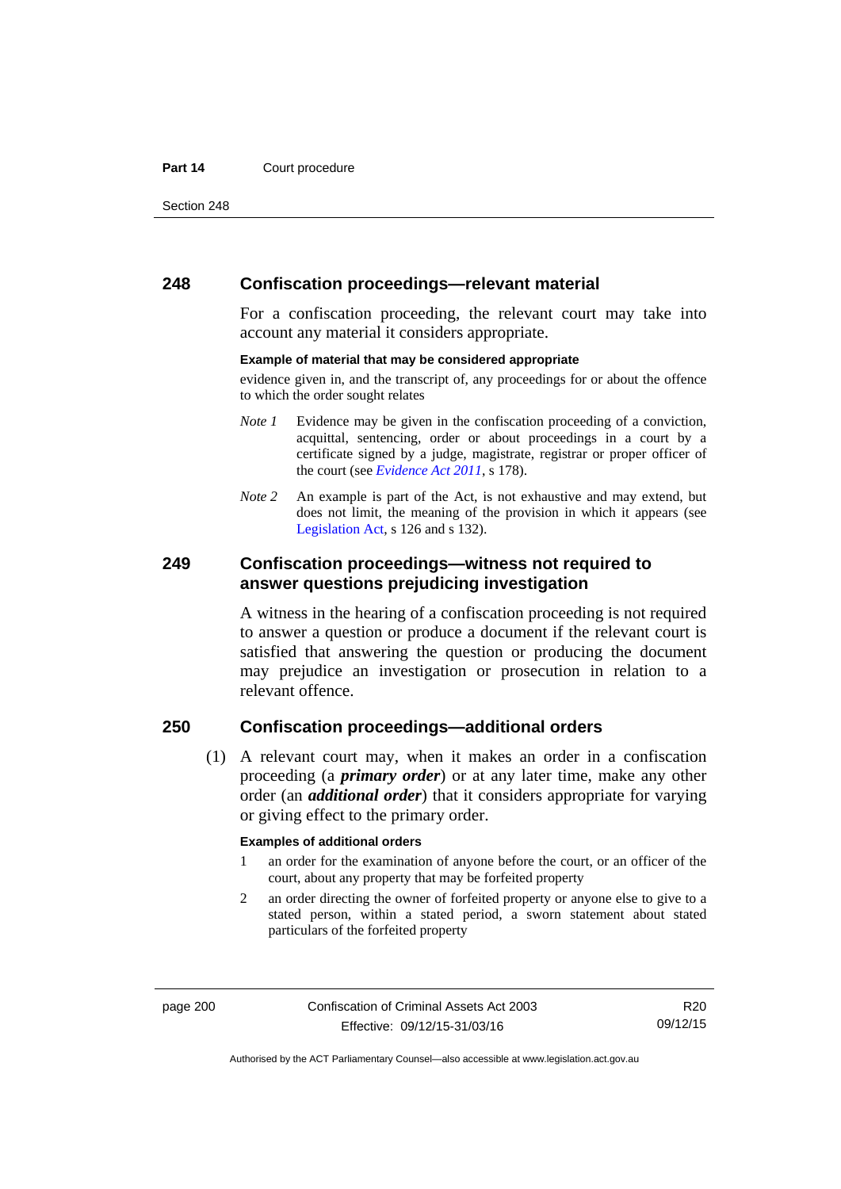## 248 Confiscation proceedings—relevant material

For a confiscation proceeding, the relevant court may take into account any material it considers appropriate.

**Example of material that may be considered appropriate**

evidence given in, and the transcript of, any proceedings for or about the offence to which the order sought relates

*Note 1* Evidence may be given in the confiscation proceeding of a conviction, acquittal, sentencing, order or about proceedings in a court by a certificate signed by a judge, magistrate, registrar or proper officer of the court (see *Evidence Act 2011*, s 178).

*Note 2* An example is part of the Act, is not exhaustive and may extend, but does not limit, the meaning of the provision in which it appears (see Legislation Act, s 126 and s 132).

## 249 Confiscation proceedings—witness not required to answer questions prejudicing investigation

A witness in the hearing of a confiscation proceeding is not required to answer a question or produce a document if the relevant court is satisfied that answering the question or producing the document may prejudice an investigation or prosecution in relation to a relevant offence.

## 250 Confiscation proceedings—additional orders

(1) A relevant court may, when it makes an order in a confiscation proceeding (a ***primary order***) or at any later time, make any other order (an ***additional order***) that it considers appropriate for varying or giving effect to the primary order.

**Examples of additional orders**

1 an order for the examination of anyone before the court, or an officer of the court, about any property that may be forfeited property

2 an order directing the owner of forfeited property or anyone else to give to a stated person, within a stated period, a sworn statement about stated particulars of the forfeited property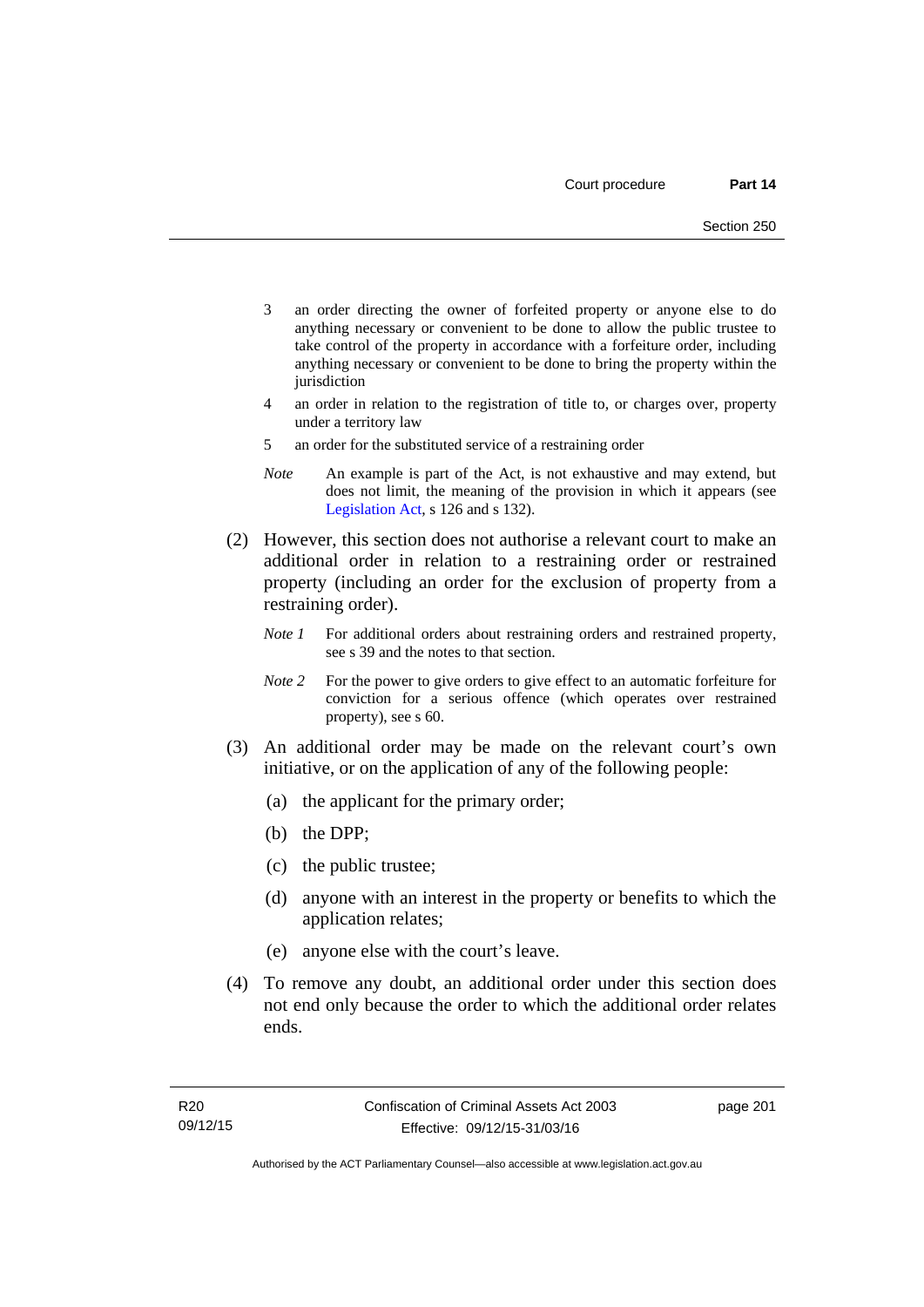3 an order directing the owner of forfeited property or anyone else to do anything necessary or convenient to be done to allow the public trustee to take control of the property in accordance with a forfeiture order, including anything necessary or convenient to be done to bring the property within the jurisdiction

4 an order in relation to the registration of title to, or charges over, property under a territory law

5 an order for the substituted service of a restraining order

*Note* An example is part of the Act, is not exhaustive and may extend, but does not limit, the meaning of the provision in which it appears (see Legislation Act, s 126 and s 132).

(2) However, this section does not authorise a relevant court to make an additional order in relation to a restraining order or restrained property (including an order for the exclusion of property from a restraining order).

*Note 1* For additional orders about restraining orders and restrained property, see s 39 and the notes to that section.

*Note 2* For the power to give orders to give effect to an automatic forfeiture for conviction for a serious offence (which operates over restrained property), see s 60.

(3) An additional order may be made on the relevant court's own initiative, or on the application of any of the following people:

(a) the applicant for the primary order;

(b) the DPP;

(c) the public trustee;

(d) anyone with an interest in the property or benefits to which the application relates;

(e) anyone else with the court's leave.

(4) To remove any doubt, an additional order under this section does not end only because the order to which the additional order relates ends.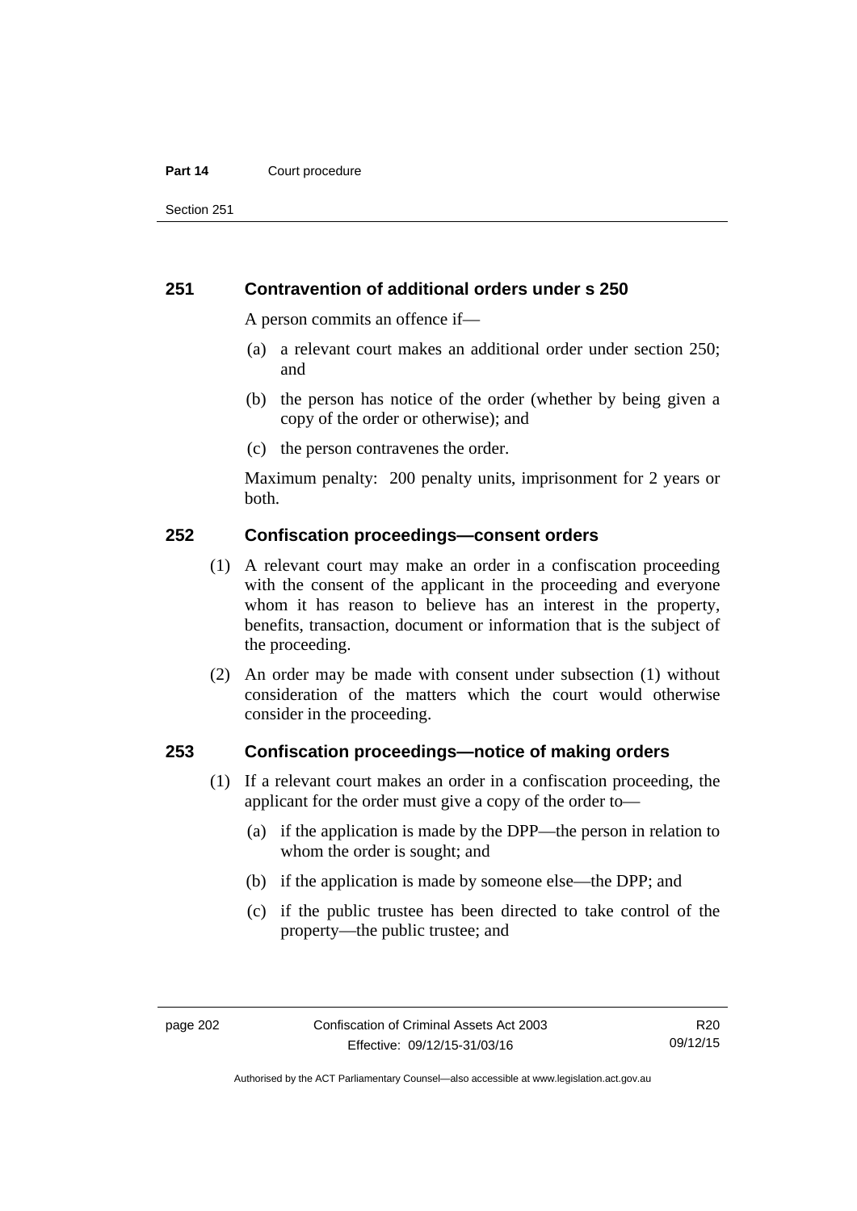## 251 Contravention of additional orders under s 250

A person commits an offence if—

(a) a relevant court makes an additional order under section 250; and

(b) the person has notice of the order (whether by being given a copy of the order or otherwise); and

(c) the person contravenes the order.

Maximum penalty: 200 penalty units, imprisonment for 2 years or both.

## 252 Confiscation proceedings—consent orders

(1) A relevant court may make an order in a confiscation proceeding with the consent of the applicant in the proceeding and everyone whom it has reason to believe has an interest in the property, benefits, transaction, document or information that is the subject of the proceeding.

(2) An order may be made with consent under subsection (1) without consideration of the matters which the court would otherwise consider in the proceeding.

## 253 Confiscation proceedings—notice of making orders

(1) If a relevant court makes an order in a confiscation proceeding, the applicant for the order must give a copy of the order to—

(a) if the application is made by the DPP—the person in relation to whom the order is sought; and

(b) if the application is made by someone else—the DPP; and

(c) if the public trustee has been directed to take control of the property—the public trustee; and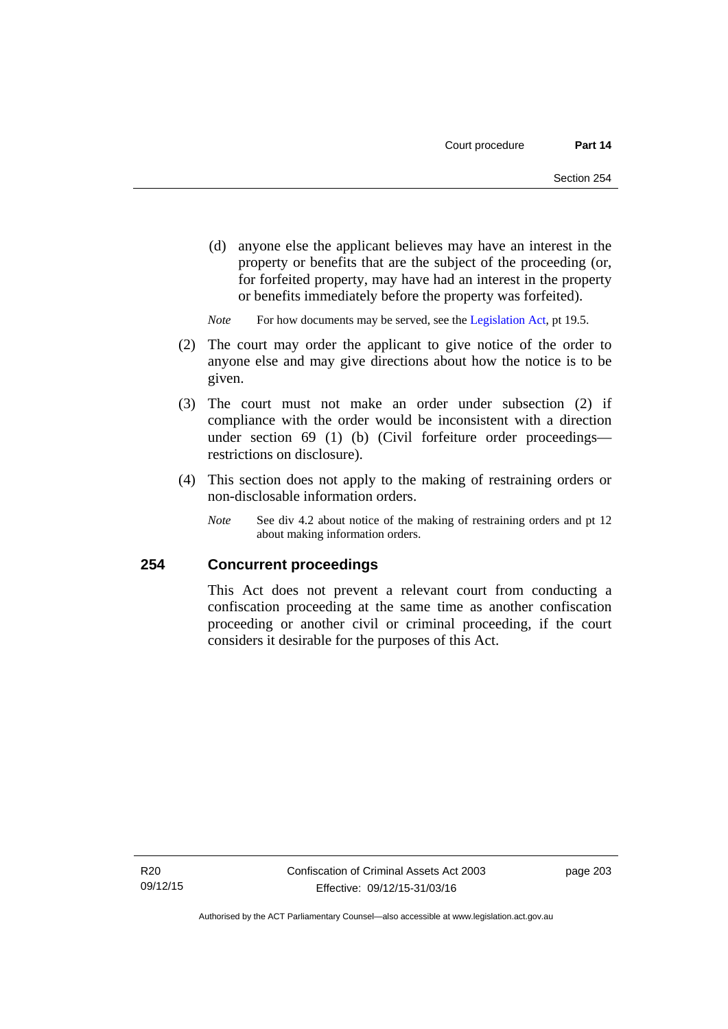(d) anyone else the applicant believes may have an interest in the property or benefits that are the subject of the proceeding (or, for forfeited property, may have had an interest in the property or benefits immediately before the property was forfeited).

*Note* For how documents may be served, see the Legislation Act, pt 19.5.

(2) The court may order the applicant to give notice of the order to anyone else and may give directions about how the notice is to be given.

(3) The court must not make an order under subsection (2) if compliance with the order would be inconsistent with a direction under section 69 (1) (b) (Civil forfeiture order proceedings—restrictions on disclosure).

(4) This section does not apply to the making of restraining orders or non-disclosable information orders.

*Note* See div 4.2 about notice of the making of restraining orders and pt 12 about making information orders.

## 254 Concurrent proceedings

This Act does not prevent a relevant court from conducting a confiscation proceeding at the same time as another confiscation proceeding or another civil or criminal proceeding, if the court considers it desirable for the purposes of this Act.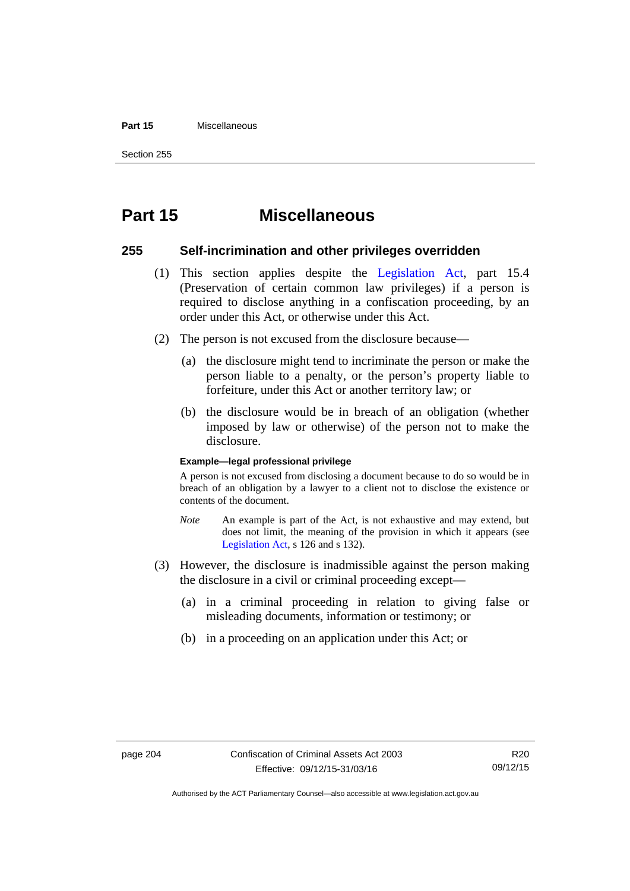# Part 15 Miscellaneous

## 255 Self-incrimination and other privileges overridden

(1) This section applies despite the Legislation Act, part 15.4 (Preservation of certain common law privileges) if a person is required to disclose anything in a confiscation proceeding, by an order under this Act, or otherwise under this Act.

(2) The person is not excused from the disclosure because—

(a) the disclosure might tend to incriminate the person or make the person liable to a penalty, or the person's property liable to forfeiture, under this Act or another territory law; or

(b) the disclosure would be in breach of an obligation (whether imposed by law or otherwise) of the person not to make the disclosure.

**Example—legal professional privilege**

A person is not excused from disclosing a document because to do so would be in breach of an obligation by a lawyer to a client not to disclose the existence or contents of the document.

*Note* An example is part of the Act, is not exhaustive and may extend, but does not limit, the meaning of the provision in which it appears (see Legislation Act, s 126 and s 132).

(3) However, the disclosure is inadmissible against the person making the disclosure in a civil or criminal proceeding except—

(a) in a criminal proceeding in relation to giving false or misleading documents, information or testimony; or

(b) in a proceeding on an application under this Act; or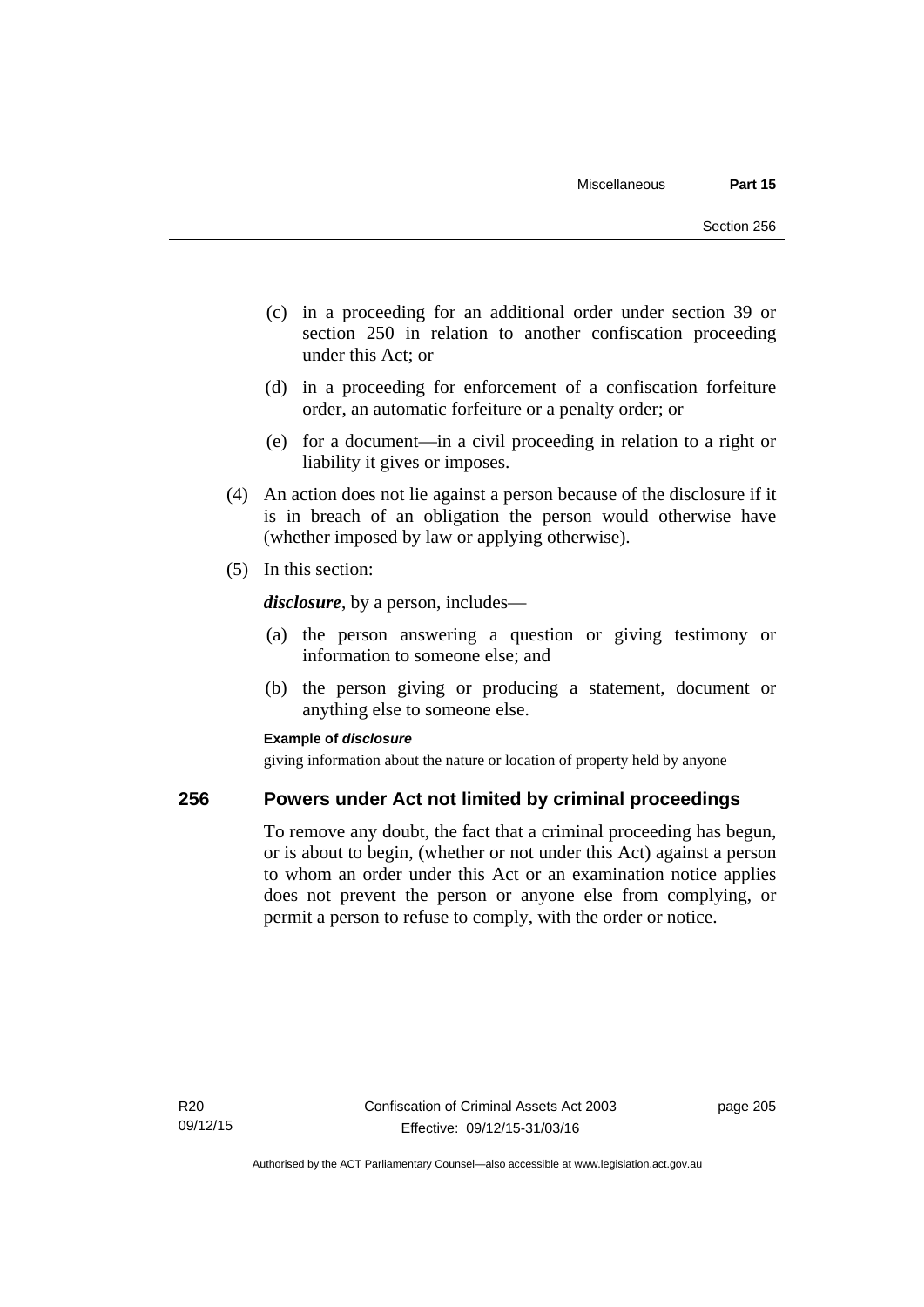(c) in a proceeding for an additional order under section 39 or section 250 in relation to another confiscation proceeding under this Act; or

(d) in a proceeding for enforcement of a confiscation forfeiture order, an automatic forfeiture or a penalty order; or

(e) for a document—in a civil proceeding in relation to a right or liability it gives or imposes.

(4) An action does not lie against a person because of the disclosure if it is in breach of an obligation the person would otherwise have (whether imposed by law or applying otherwise).

(5) In this section:

***disclosure***, by a person, includes—

(a) the person answering a question or giving testimony or information to someone else; and

(b) the person giving or producing a statement, document or anything else to someone else.

**Example of *disclosure***

giving information about the nature or location of property held by anyone

## 256 Powers under Act not limited by criminal proceedings

To remove any doubt, the fact that a criminal proceeding has begun, or is about to begin, (whether or not under this Act) against a person to whom an order under this Act or an examination notice applies does not prevent the person or anyone else from complying, or permit a person to refuse to comply, with the order or notice.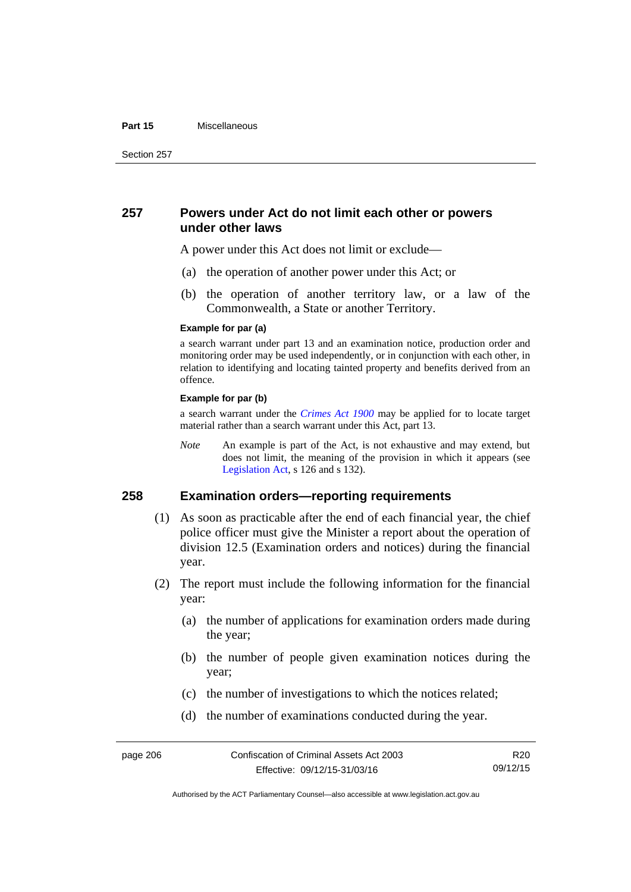## 257 Powers under Act do not limit each other or powers under other laws

A power under this Act does not limit or exclude—

(a) the operation of another power under this Act; or

(b) the operation of another territory law, or a law of the Commonwealth, a State or another Territory.

**Example for par (a)**

a search warrant under part 13 and an examination notice, production order and monitoring order may be used independently, or in conjunction with each other, in relation to identifying and locating tainted property and benefits derived from an offence.

**Example for par (b)**

a search warrant under the *Crimes Act 1900* may be applied for to locate target material rather than a search warrant under this Act, part 13.

*Note* An example is part of the Act, is not exhaustive and may extend, but does not limit, the meaning of the provision in which it appears (see Legislation Act, s 126 and s 132).

## 258 Examination orders—reporting requirements

(1) As soon as practicable after the end of each financial year, the chief police officer must give the Minister a report about the operation of division 12.5 (Examination orders and notices) during the financial year.

(2) The report must include the following information for the financial year:

(a) the number of applications for examination orders made during the year;

(b) the number of people given examination notices during the year;

(c) the number of investigations to which the notices related;

(d) the number of examinations conducted during the year.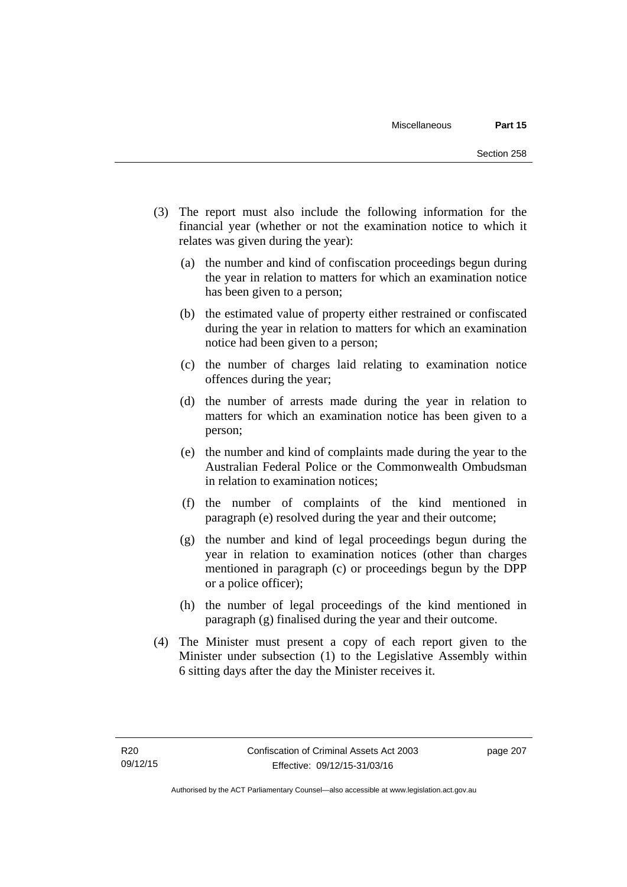(3) The report must also include the following information for the financial year (whether or not the examination notice to which it relates was given during the year):

(a) the number and kind of confiscation proceedings begun during the year in relation to matters for which an examination notice has been given to a person;

(b) the estimated value of property either restrained or confiscated during the year in relation to matters for which an examination notice had been given to a person;

(c) the number of charges laid relating to examination notice offences during the year;

(d) the number of arrests made during the year in relation to matters for which an examination notice has been given to a person;

(e) the number and kind of complaints made during the year to the Australian Federal Police or the Commonwealth Ombudsman in relation to examination notices;

(f) the number of complaints of the kind mentioned in paragraph (e) resolved during the year and their outcome;

(g) the number and kind of legal proceedings begun during the year in relation to examination notices (other than charges mentioned in paragraph (c) or proceedings begun by the DPP or a police officer);

(h) the number of legal proceedings of the kind mentioned in paragraph (g) finalised during the year and their outcome.

(4) The Minister must present a copy of each report given to the Minister under subsection (1) to the Legislative Assembly within 6 sitting days after the day the Minister receives it.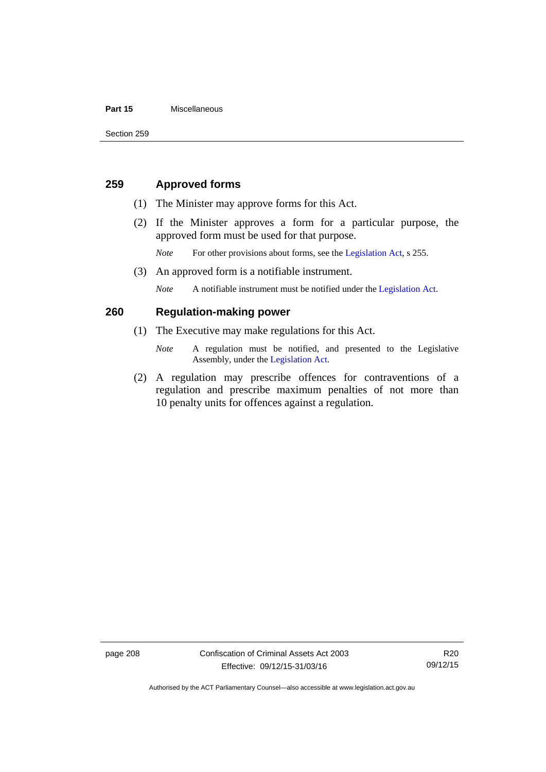## 259 Approved forms

(1) The Minister may approve forms for this Act.

(2) If the Minister approves a form for a particular purpose, the approved form must be used for that purpose.

*Note* For other provisions about forms, see the Legislation Act, s 255.

(3) An approved form is a notifiable instrument.

*Note* A notifiable instrument must be notified under the Legislation Act.

## 260 Regulation-making power

(1) The Executive may make regulations for this Act.

*Note* A regulation must be notified, and presented to the Legislative Assembly, under the Legislation Act.

(2) A regulation may prescribe offences for contraventions of a regulation and prescribe maximum penalties of not more than 10 penalty units for offences against a regulation.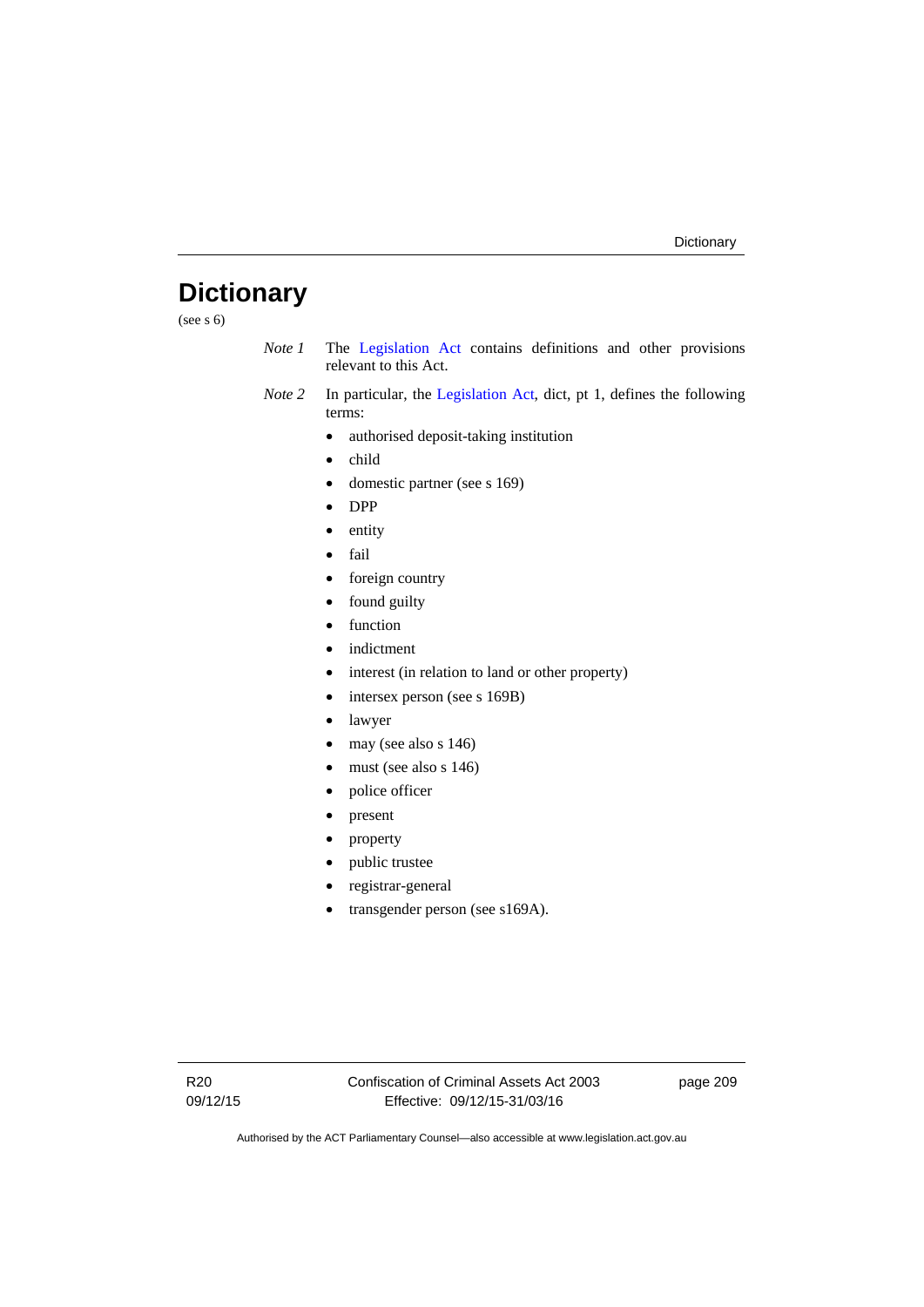# Dictionary

(see s 6)

*Note 1* The Legislation Act contains definitions and other provisions relevant to this Act.

*Note 2* In particular, the Legislation Act, dict, pt 1, defines the following terms:

- authorised deposit-taking institution
- child
- domestic partner (see s 169)
- DPP
- entity
- fail
- foreign country
- found guilty
- function
- indictment
- interest (in relation to land or other property)
- intersex person (see s 169B)
- lawyer
- may (see also s 146)
- must (see also s 146)
- police officer
- present
- property
- public trustee
- registrar-general
- transgender person (see s169A).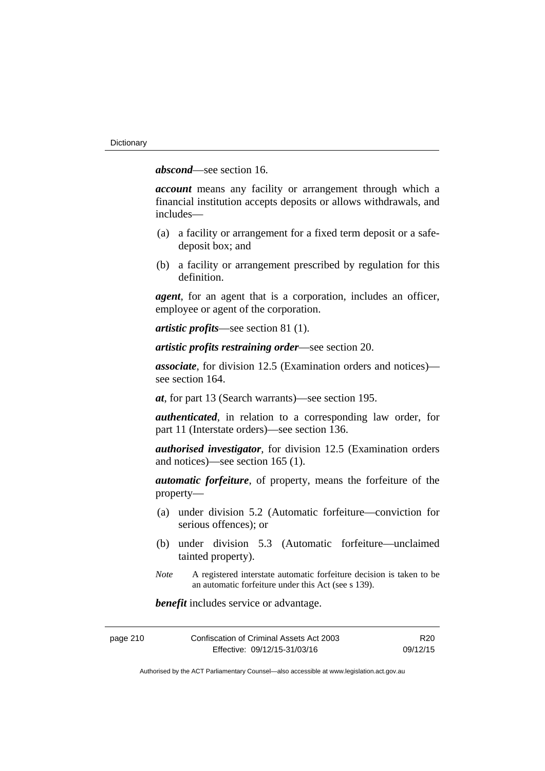***abscond***—see section 16.

***account*** means any facility or arrangement through which a financial institution accepts deposits or allows withdrawals, and includes—

- (a) a facility or arrangement for a fixed term deposit or a safe-deposit box; and
- (b) a facility or arrangement prescribed by regulation for this definition.

***agent***, for an agent that is a corporation, includes an officer, employee or agent of the corporation.

***artistic profits***—see section 81 (1).

***artistic profits restraining order***—see section 20.

***associate***, for division 12.5 (Examination orders and notices)—see section 164.

***at***, for part 13 (Search warrants)—see section 195.

***authenticated***, in relation to a corresponding law order, for part 11 (Interstate orders)—see section 136.

***authorised investigator***, for division 12.5 (Examination orders and notices)—see section 165 (1).

***automatic forfeiture***, of property, means the forfeiture of the property—

- (a) under division 5.2 (Automatic forfeiture—conviction for serious offences); or
- (b) under division 5.3 (Automatic forfeiture—unclaimed tainted property).

*Note* A registered interstate automatic forfeiture decision is taken to be an automatic forfeiture under this Act (see s 139).

***benefit*** includes service or advantage.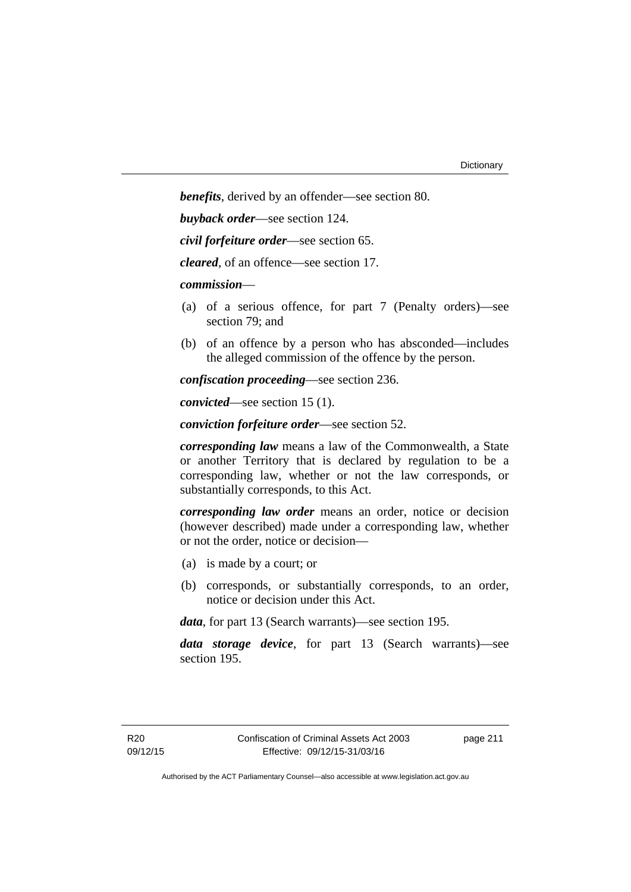***benefits***, derived by an offender—see section 80.

***buyback order***—see section 124.

***civil forfeiture order***—see section 65.

***cleared***, of an offence—see section 17.

***commission***—

(a) of a serious offence, for part 7 (Penalty orders)—see section 79; and

(b) of an offence by a person who has absconded—includes the alleged commission of the offence by the person.

***confiscation proceeding***—see section 236.

***convicted***—see section 15 (1).

***conviction forfeiture order***—see section 52.

***corresponding law*** means a law of the Commonwealth, a State or another Territory that is declared by regulation to be a corresponding law, whether or not the law corresponds, or substantially corresponds, to this Act.

***corresponding law order*** means an order, notice or decision (however described) made under a corresponding law, whether or not the order, notice or decision—

(a) is made by a court; or

(b) corresponds, or substantially corresponds, to an order, notice or decision under this Act.

***data***, for part 13 (Search warrants)—see section 195.

***data storage device***, for part 13 (Search warrants)—see section 195.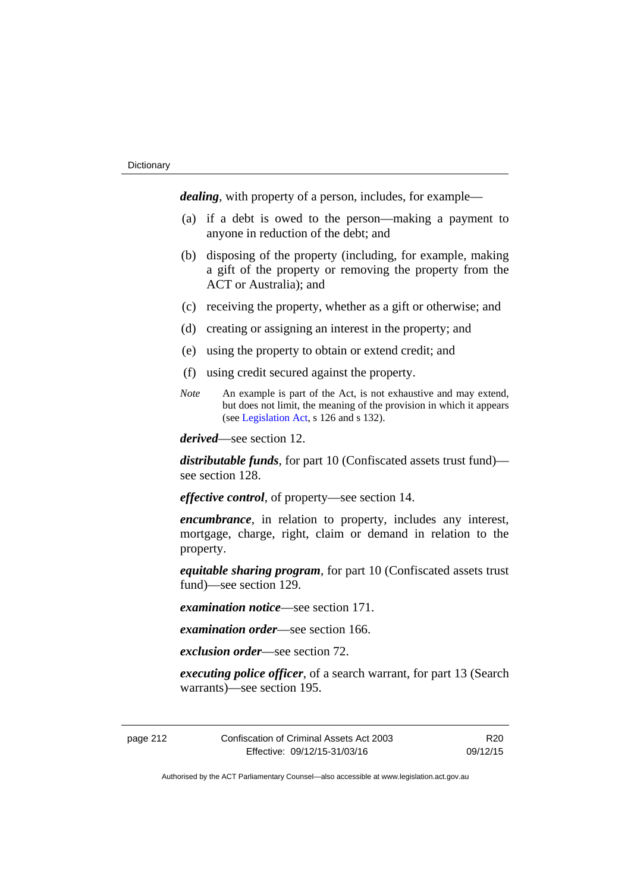***dealing***, with property of a person, includes, for example—

(a) if a debt is owed to the person—making a payment to anyone in reduction of the debt; and

(b) disposing of the property (including, for example, making a gift of the property or removing the property from the ACT or Australia); and

(c) receiving the property, whether as a gift or otherwise; and

(d) creating or assigning an interest in the property; and

(e) using the property to obtain or extend credit; and

(f) using credit secured against the property.

*Note* An example is part of the Act, is not exhaustive and may extend, but does not limit, the meaning of the provision in which it appears (see Legislation Act, s 126 and s 132).

***derived***—see section 12.

***distributable funds***, for part 10 (Confiscated assets trust fund)—see section 128.

***effective control***, of property—see section 14.

***encumbrance***, in relation to property, includes any interest, mortgage, charge, right, claim or demand in relation to the property.

***equitable sharing program***, for part 10 (Confiscated assets trust fund)—see section 129.

***examination notice***—see section 171.

***examination order***—see section 166.

***exclusion order***—see section 72.

***executing police officer***, of a search warrant, for part 13 (Search warrants)—see section 195.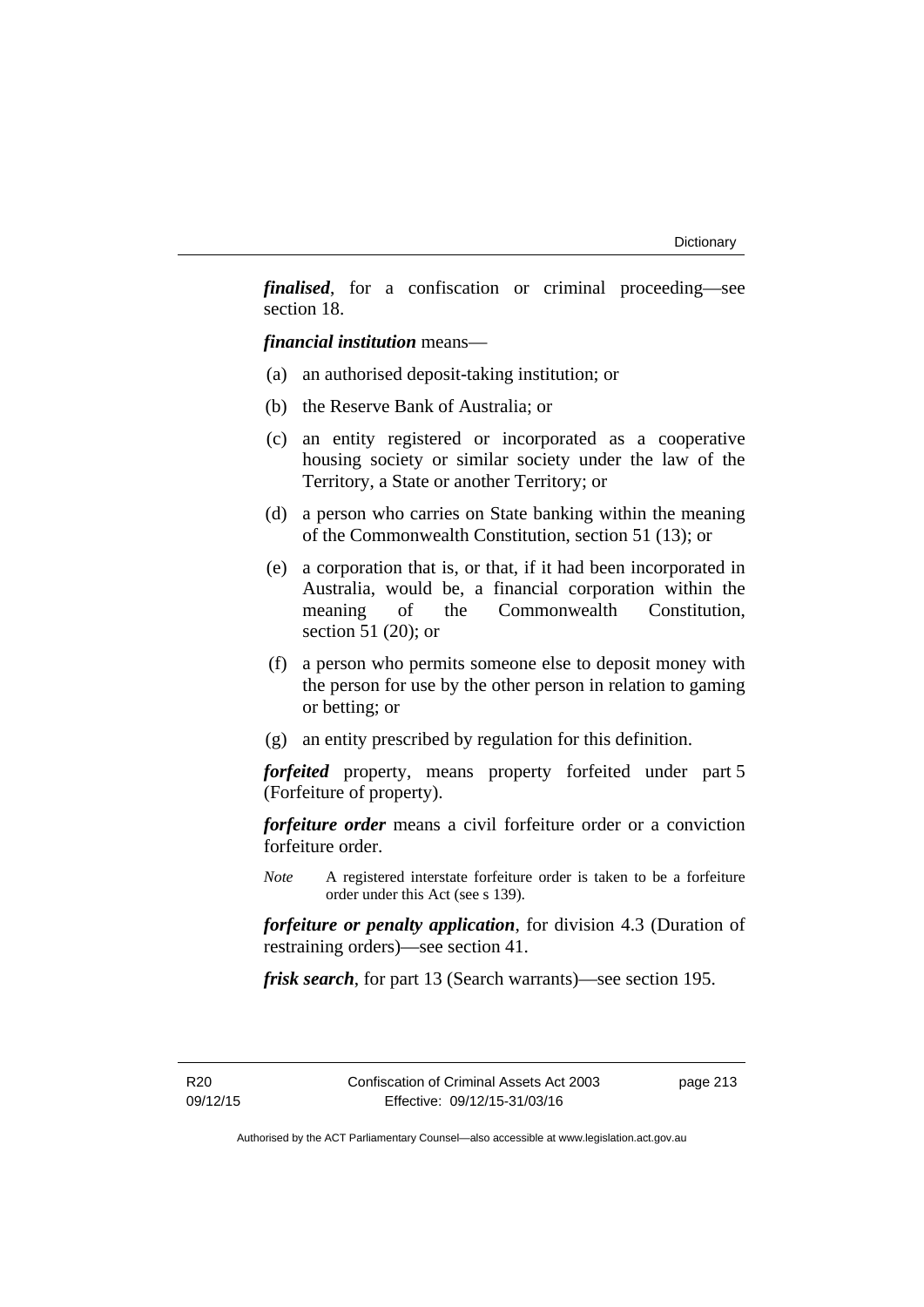***finalised***, for a confiscation or criminal proceeding—see section 18.

***financial institution*** means—

(a) an authorised deposit-taking institution; or

(b) the Reserve Bank of Australia; or

(c) an entity registered or incorporated as a cooperative housing society or similar society under the law of the Territory, a State or another Territory; or

(d) a person who carries on State banking within the meaning of the Commonwealth Constitution, section 51 (13); or

(e) a corporation that is, or that, if it had been incorporated in Australia, would be, a financial corporation within the meaning of the Commonwealth Constitution, section 51 (20); or

(f) a person who permits someone else to deposit money with the person for use by the other person in relation to gaming or betting; or

(g) an entity prescribed by regulation for this definition.

***forfeited*** property, means property forfeited under part 5 (Forfeiture of property).

***forfeiture order*** means a civil forfeiture order or a conviction forfeiture order.

*Note* A registered interstate forfeiture order is taken to be a forfeiture order under this Act (see s 139).

***forfeiture or penalty application***, for division 4.3 (Duration of restraining orders)—see section 41.

***frisk search***, for part 13 (Search warrants)—see section 195.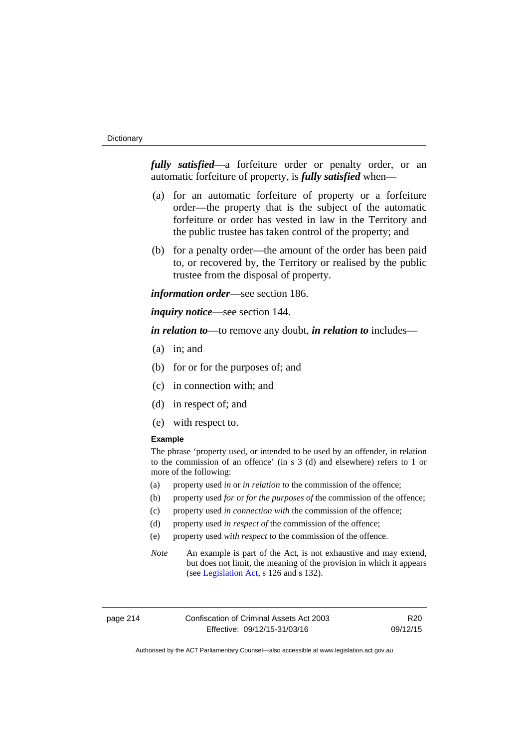***fully satisfied***—a forfeiture order or penalty order, or an automatic forfeiture of property, is ***fully satisfied*** when—

(a) for an automatic forfeiture of property or a forfeiture order—the property that is the subject of the automatic forfeiture or order has vested in law in the Territory and the public trustee has taken control of the property; and

(b) for a penalty order—the amount of the order has been paid to, or recovered by, the Territory or realised by the public trustee from the disposal of property.

***information order***—see section 186.

***inquiry notice***—see section 144.

***in relation to***—to remove any doubt, ***in relation to*** includes—

(a) in; and

(b) for or for the purposes of; and

(c) in connection with; and

(d) in respect of; and

(e) with respect to.

**Example**

The phrase 'property used, or intended to be used by an offender, in relation to the commission of an offence' (in s 3 (d) and elsewhere) refers to 1 or more of the following:

(a) property used *in* or *in relation to* the commission of the offence;

(b) property used *for* or *for the purposes of* the commission of the offence;

(c) property used *in connection with* the commission of the offence;

(d) property used *in respect of* the commission of the offence;

(e) property used *with respect to* the commission of the offence.

*Note* An example is part of the Act, is not exhaustive and may extend, but does not limit, the meaning of the provision in which it appears (see Legislation Act, s 126 and s 132).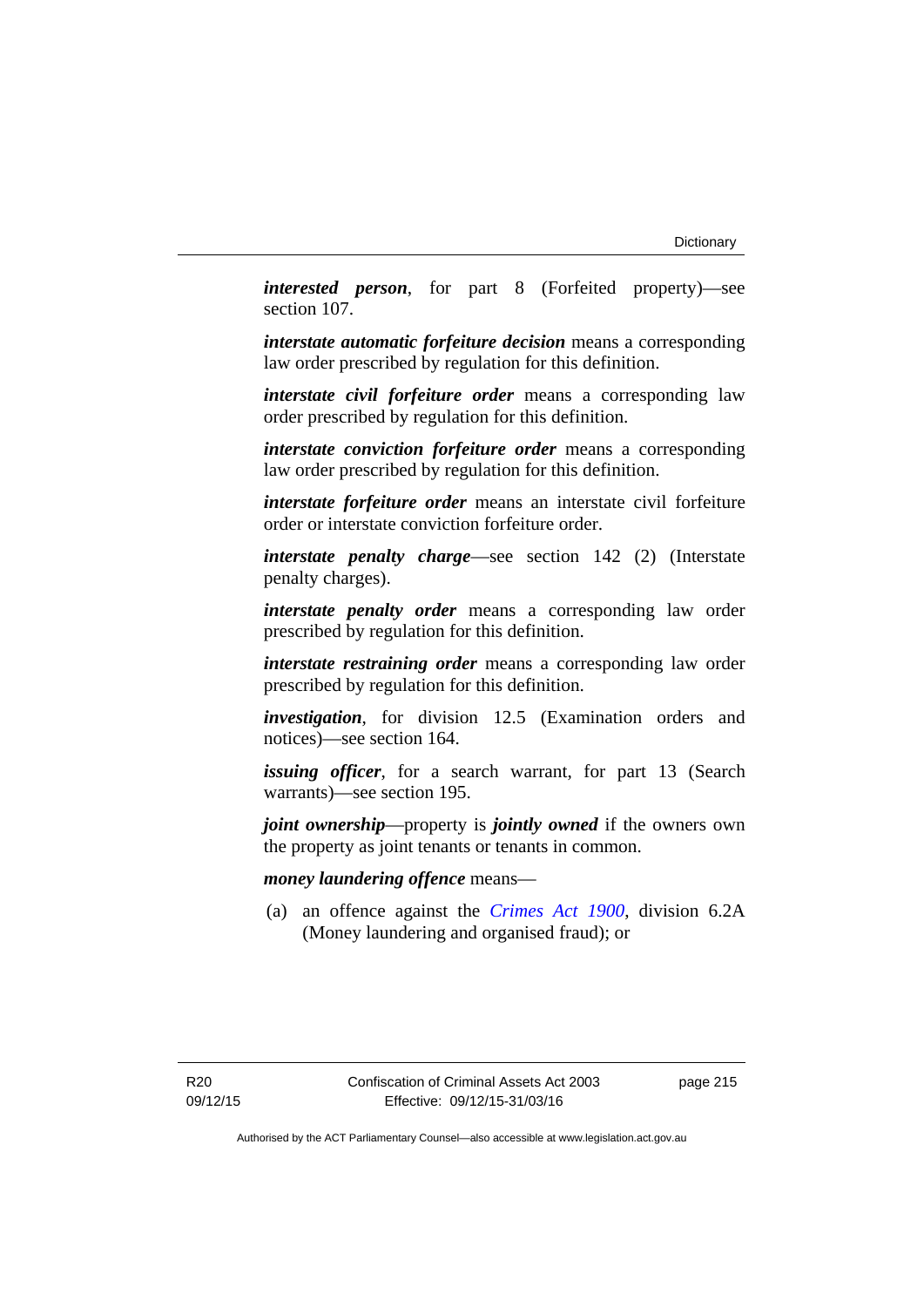***interested person***, for part 8 (Forfeited property)—see section 107.

***interstate automatic forfeiture decision*** means a corresponding law order prescribed by regulation for this definition.

***interstate civil forfeiture order*** means a corresponding law order prescribed by regulation for this definition.

***interstate conviction forfeiture order*** means a corresponding law order prescribed by regulation for this definition.

***interstate forfeiture order*** means an interstate civil forfeiture order or interstate conviction forfeiture order.

***interstate penalty charge***—see section 142 (2) (Interstate penalty charges).

***interstate penalty order*** means a corresponding law order prescribed by regulation for this definition.

***interstate restraining order*** means a corresponding law order prescribed by regulation for this definition.

***investigation***, for division 12.5 (Examination orders and notices)—see section 164.

***issuing officer***, for a search warrant, for part 13 (Search warrants)—see section 195.

***joint ownership***—property is ***jointly owned*** if the owners own the property as joint tenants or tenants in common.

***money laundering offence*** means—

(a) an offence against the *Crimes Act 1900*, division 6.2A (Money laundering and organised fraud); or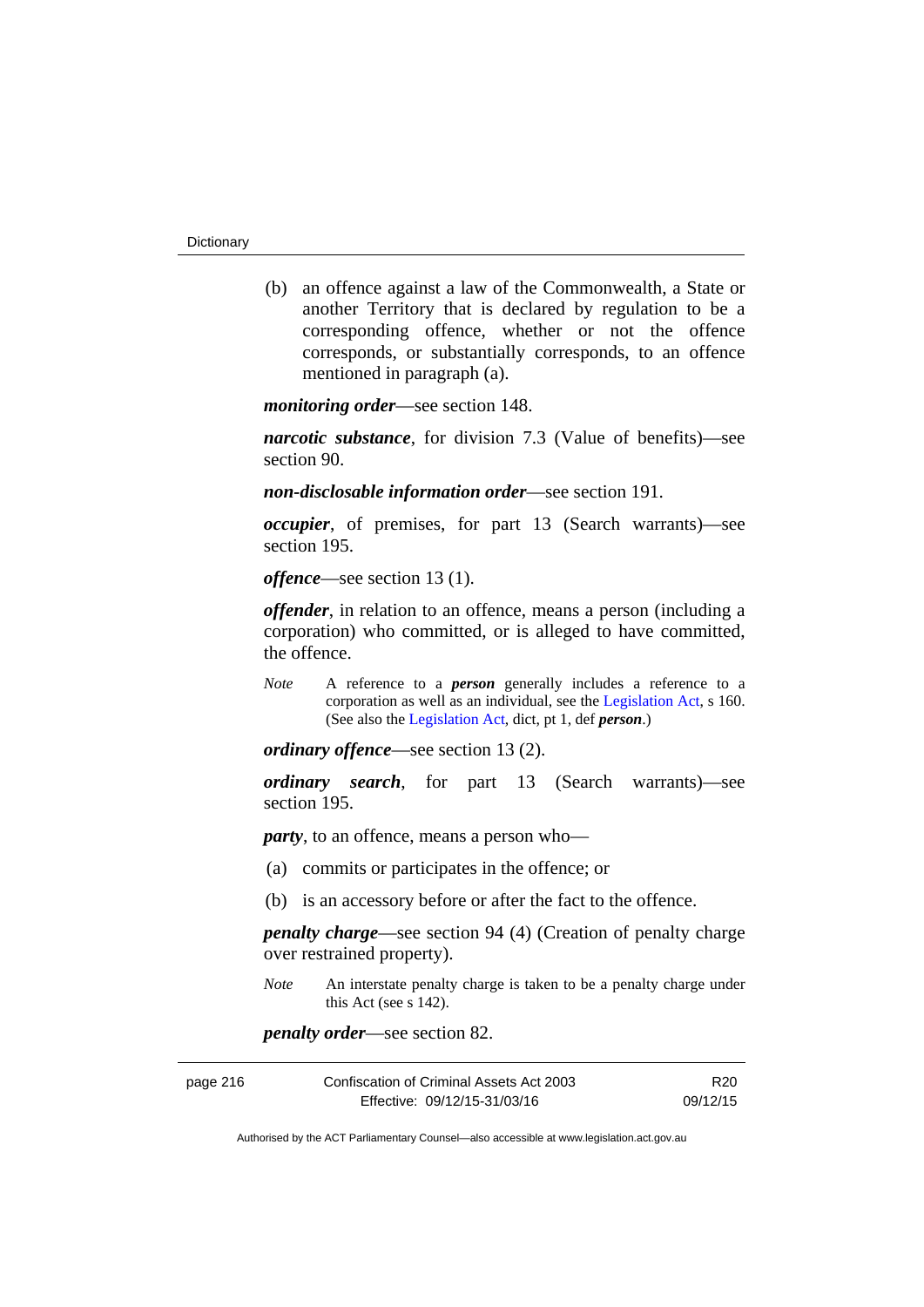(b) an offence against a law of the Commonwealth, a State or another Territory that is declared by regulation to be a corresponding offence, whether or not the offence corresponds, or substantially corresponds, to an offence mentioned in paragraph (a).

***monitoring order***—see section 148.

***narcotic substance***, for division 7.3 (Value of benefits)—see section 90.

***non-disclosable information order***—see section 191.

***occupier***, of premises, for part 13 (Search warrants)—see section 195.

***offence***—see section 13 (1).

***offender***, in relation to an offence, means a person (including a corporation) who committed, or is alleged to have committed, the offence.

*Note* A reference to a ***person*** generally includes a reference to a corporation as well as an individual, see the Legislation Act, s 160. (See also the Legislation Act, dict, pt 1, def ***person***.)

***ordinary offence***—see section 13 (2).

***ordinary search***, for part 13 (Search warrants)—see section 195.

***party***, to an offence, means a person who—

(a) commits or participates in the offence; or

(b) is an accessory before or after the fact to the offence.

***penalty charge***—see section 94 (4) (Creation of penalty charge over restrained property).

*Note* An interstate penalty charge is taken to be a penalty charge under this Act (see s 142).

***penalty order***—see section 82.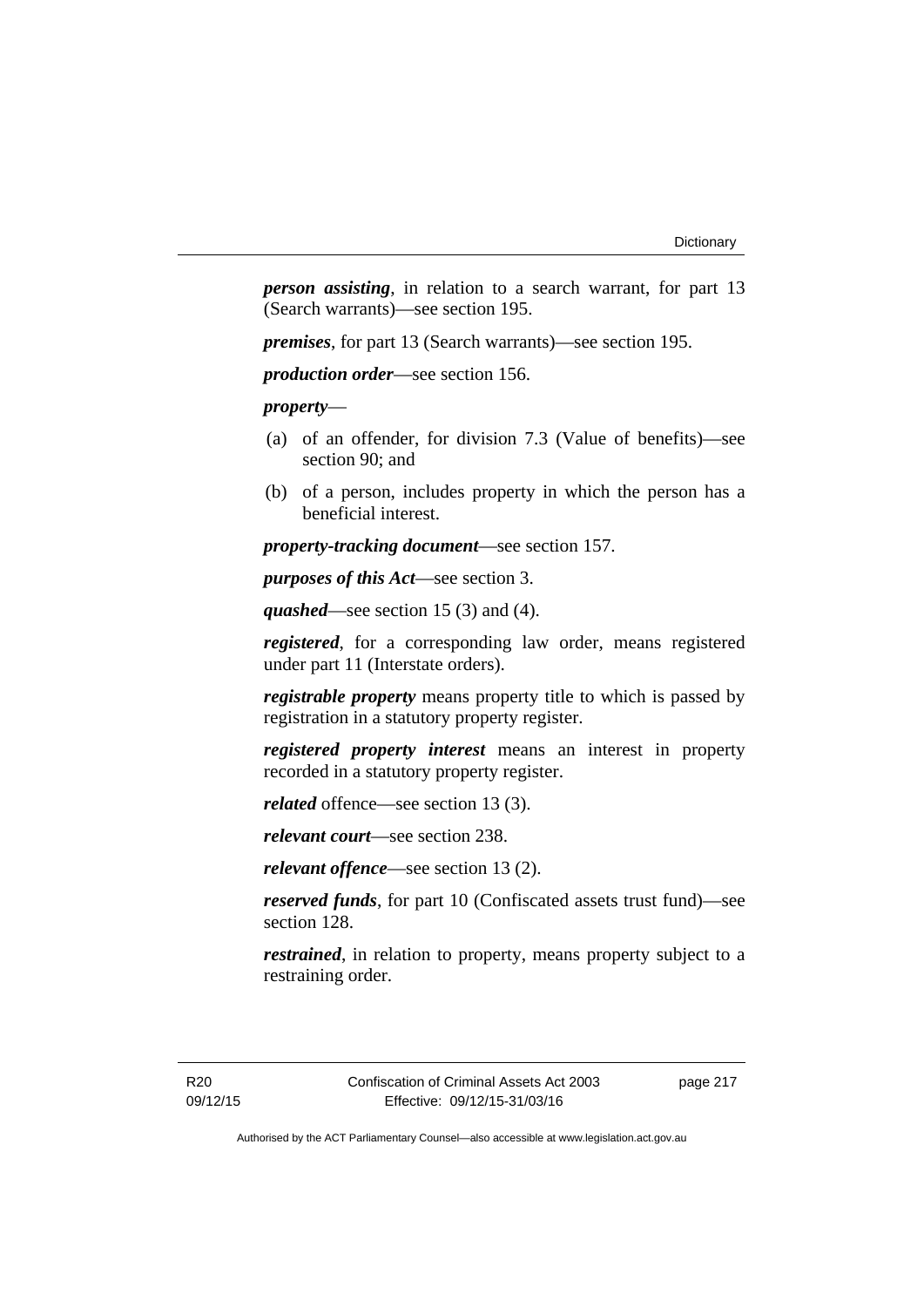***person assisting***, in relation to a search warrant, for part 13 (Search warrants)—see section 195.

***premises***, for part 13 (Search warrants)—see section 195.

***production order***—see section 156.

***property***—

(a) of an offender, for division 7.3 (Value of benefits)—see section 90; and

(b) of a person, includes property in which the person has a beneficial interest.

***property-tracking document***—see section 157.

***purposes of this Act***—see section 3.

***quashed***—see section 15 (3) and (4).

***registered***, for a corresponding law order, means registered under part 11 (Interstate orders).

***registrable property*** means property title to which is passed by registration in a statutory property register.

***registered property interest*** means an interest in property recorded in a statutory property register.

***related*** offence—see section 13 (3).

***relevant court***—see section 238.

***relevant offence***—see section 13 (2).

***reserved funds***, for part 10 (Confiscated assets trust fund)—see section 128.

***restrained***, in relation to property, means property subject to a restraining order.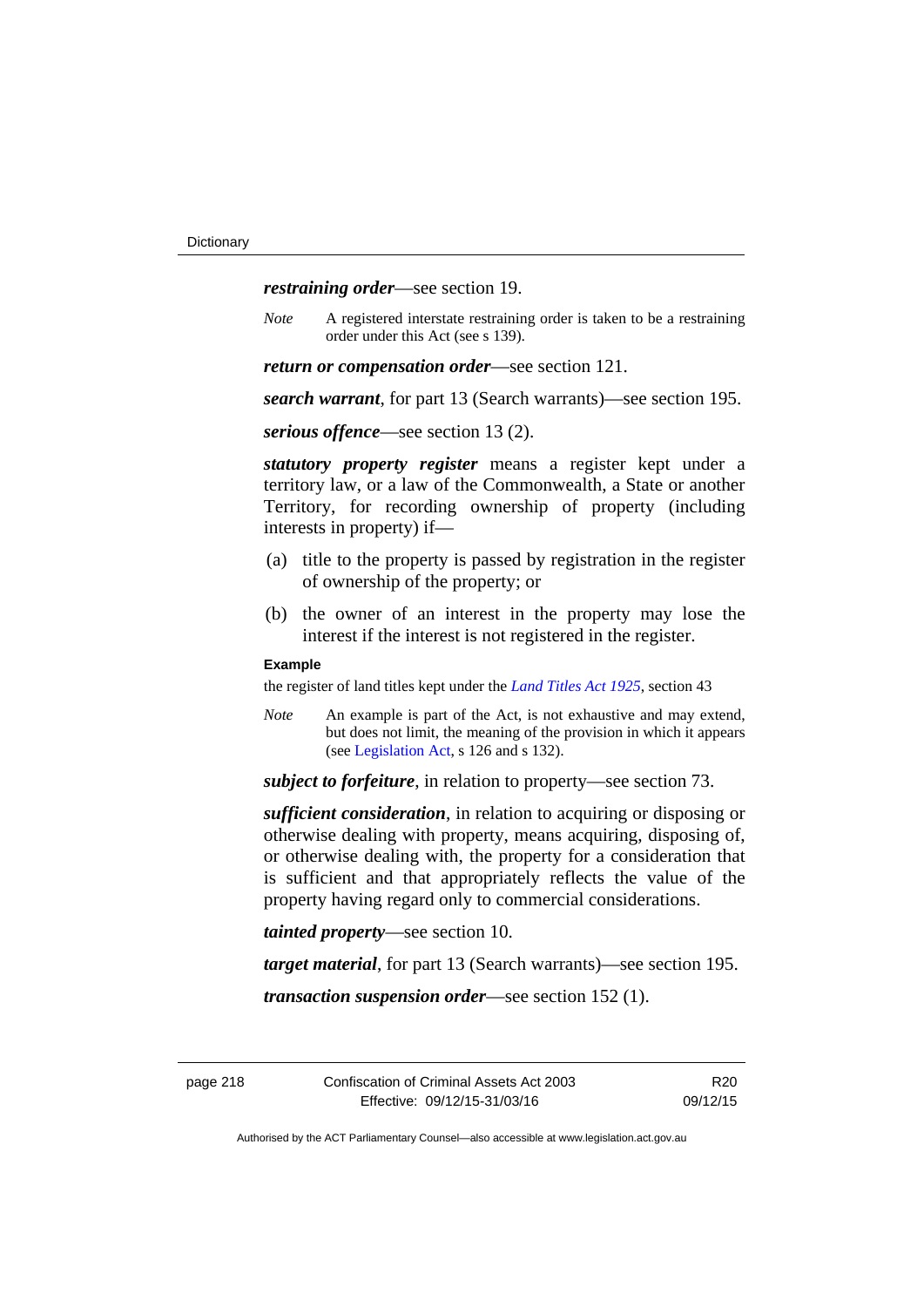***restraining order***—see section 19.

*Note* A registered interstate restraining order is taken to be a restraining order under this Act (see s 139).

***return or compensation order***—see section 121.

***search warrant***, for part 13 (Search warrants)—see section 195.

***serious offence***—see section 13 (2).

***statutory property register*** means a register kept under a territory law, or a law of the Commonwealth, a State or another Territory, for recording ownership of property (including interests in property) if—

(a) title to the property is passed by registration in the register of ownership of the property; or

(b) the owner of an interest in the property may lose the interest if the interest is not registered in the register.

**Example**

the register of land titles kept under the *Land Titles Act 1925*, section 43

*Note* An example is part of the Act, is not exhaustive and may extend, but does not limit, the meaning of the provision in which it appears (see Legislation Act, s 126 and s 132).

***subject to forfeiture***, in relation to property—see section 73.

***sufficient consideration***, in relation to acquiring or disposing or otherwise dealing with property, means acquiring, disposing of, or otherwise dealing with, the property for a consideration that is sufficient and that appropriately reflects the value of the property having regard only to commercial considerations.

***tainted property***—see section 10.

***target material***, for part 13 (Search warrants)—see section 195.

***transaction suspension order***—see section 152 (1).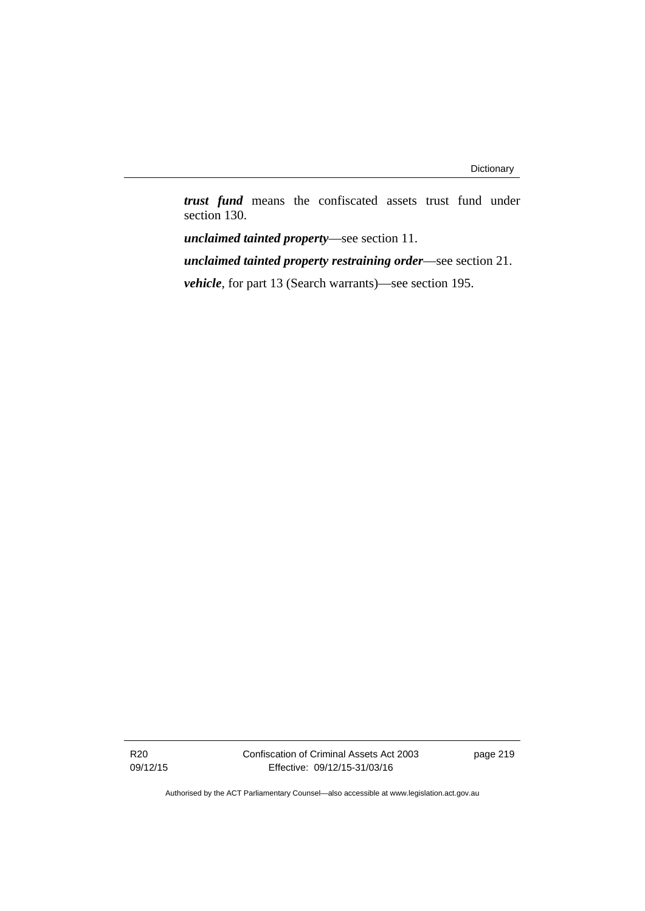***trust fund*** means the confiscated assets trust fund under section 130.

***unclaimed tainted property***—see section 11.

***unclaimed tainted property restraining order***—see section 21.

***vehicle***, for part 13 (Search warrants)—see section 195.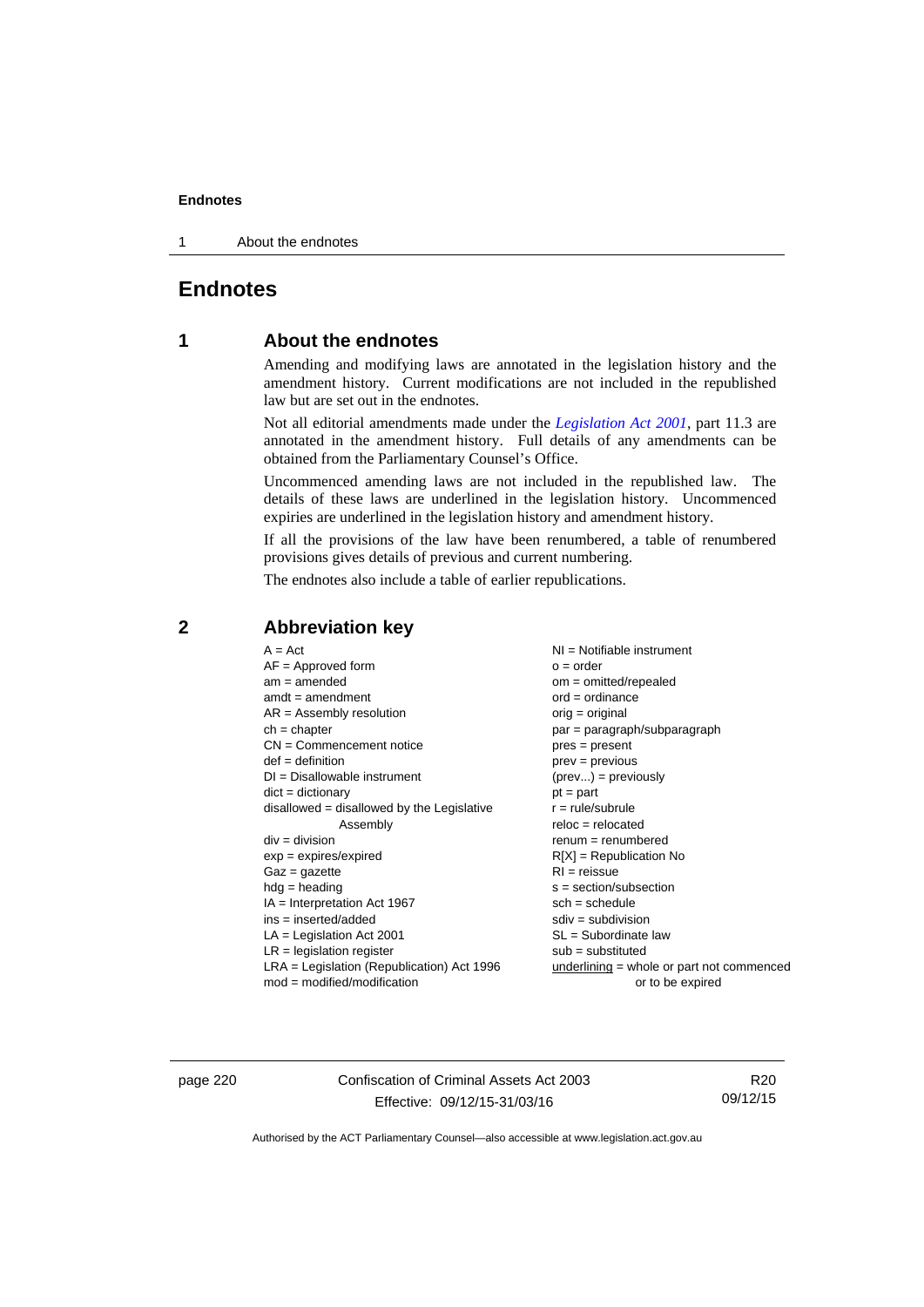# Endnotes

## 1 About the endnotes

Amending and modifying laws are annotated in the legislation history and the amendment history. Current modifications are not included in the republished law but are set out in the endnotes.

Not all editorial amendments made under the *Legislation Act 2001*, part 11.3 are annotated in the amendment history. Full details of any amendments can be obtained from the Parliamentary Counsel's Office.

Uncommenced amending laws are not included in the republished law. The details of these laws are underlined in the legislation history. Uncommenced expiries are underlined in the legislation history and amendment history.

If all the provisions of the law have been renumbered, a table of renumbered provisions gives details of previous and current numbering.

The endnotes also include a table of earlier republications.

## 2 Abbreviation key

A = Act
AF = Approved form
am = amended
amdt = amendment
AR = Assembly resolution
ch = chapter
CN = Commencement notice
def = definition
DI = Disallowable instrument
dict = dictionary
disallowed = disallowed by the Legislative Assembly
div = division
exp = expires/expired
Gaz = gazette
hdg = heading
IA = Interpretation Act 1967
ins = inserted/added
LA = Legislation Act 2001
LR = legislation register
LRA = Legislation (Republication) Act 1996
mod = modified/modification
NI = Notifiable instrument
o = order
om = omitted/repealed
ord = ordinance
orig = original
par = paragraph/subparagraph
pres = present
prev = previous
(prev...) = previously
pt = part
r = rule/subrule
reloc = relocated
renum = renumbered
R[X] = Republication No
RI = reissue
s = section/subsection
sch = schedule
sdiv = subdivision
SL = Subordinate law
sub = substituted
underlining = whole or part not commenced or to be expired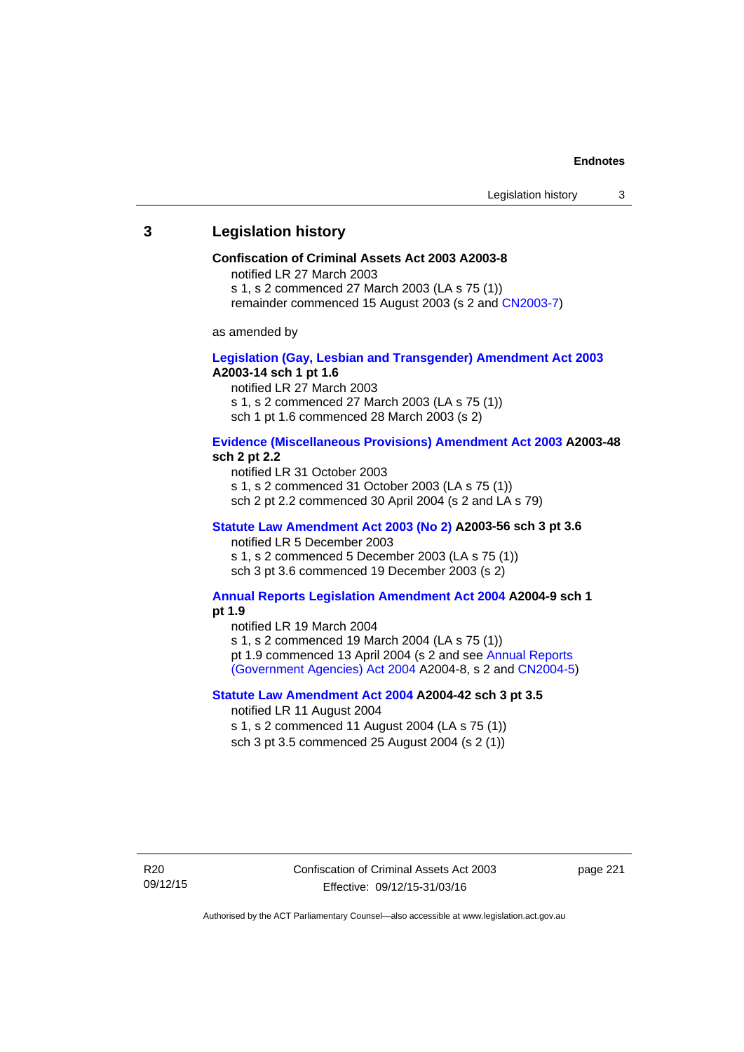## 3 Legislation history

**Confiscation of Criminal Assets Act 2003 A2003-8**

notified LR 27 March 2003

s 1, s 2 commenced 27 March 2003 (LA s 75 (1))

remainder commenced 15 August 2003 (s 2 and CN2003-7)

as amended by

**Legislation (Gay, Lesbian and Transgender) Amendment Act 2003 A2003-14 sch 1 pt 1.6**

notified LR 27 March 2003

s 1, s 2 commenced 27 March 2003 (LA s 75 (1))

sch 1 pt 1.6 commenced 28 March 2003 (s 2)

**Evidence (Miscellaneous Provisions) Amendment Act 2003 A2003-48 sch 2 pt 2.2**

notified LR 31 October 2003

s 1, s 2 commenced 31 October 2003 (LA s 75 (1))

sch 2 pt 2.2 commenced 30 April 2004 (s 2 and LA s 79)

**Statute Law Amendment Act 2003 (No 2) A2003-56 sch 3 pt 3.6**

notified LR 5 December 2003

s 1, s 2 commenced 5 December 2003 (LA s 75 (1))

sch 3 pt 3.6 commenced 19 December 2003 (s 2)

**Annual Reports Legislation Amendment Act 2004 A2004-9 sch 1 pt 1.9**

notified LR 19 March 2004

s 1, s 2 commenced 19 March 2004 (LA s 75 (1))

pt 1.9 commenced 13 April 2004 (s 2 and see Annual Reports (Government Agencies) Act 2004 A2004-8, s 2 and CN2004-5)

**Statute Law Amendment Act 2004 A2004-42 sch 3 pt 3.5**

notified LR 11 August 2004

s 1, s 2 commenced 11 August 2004 (LA s 75 (1))

sch 3 pt 3.5 commenced 25 August 2004 (s 2 (1))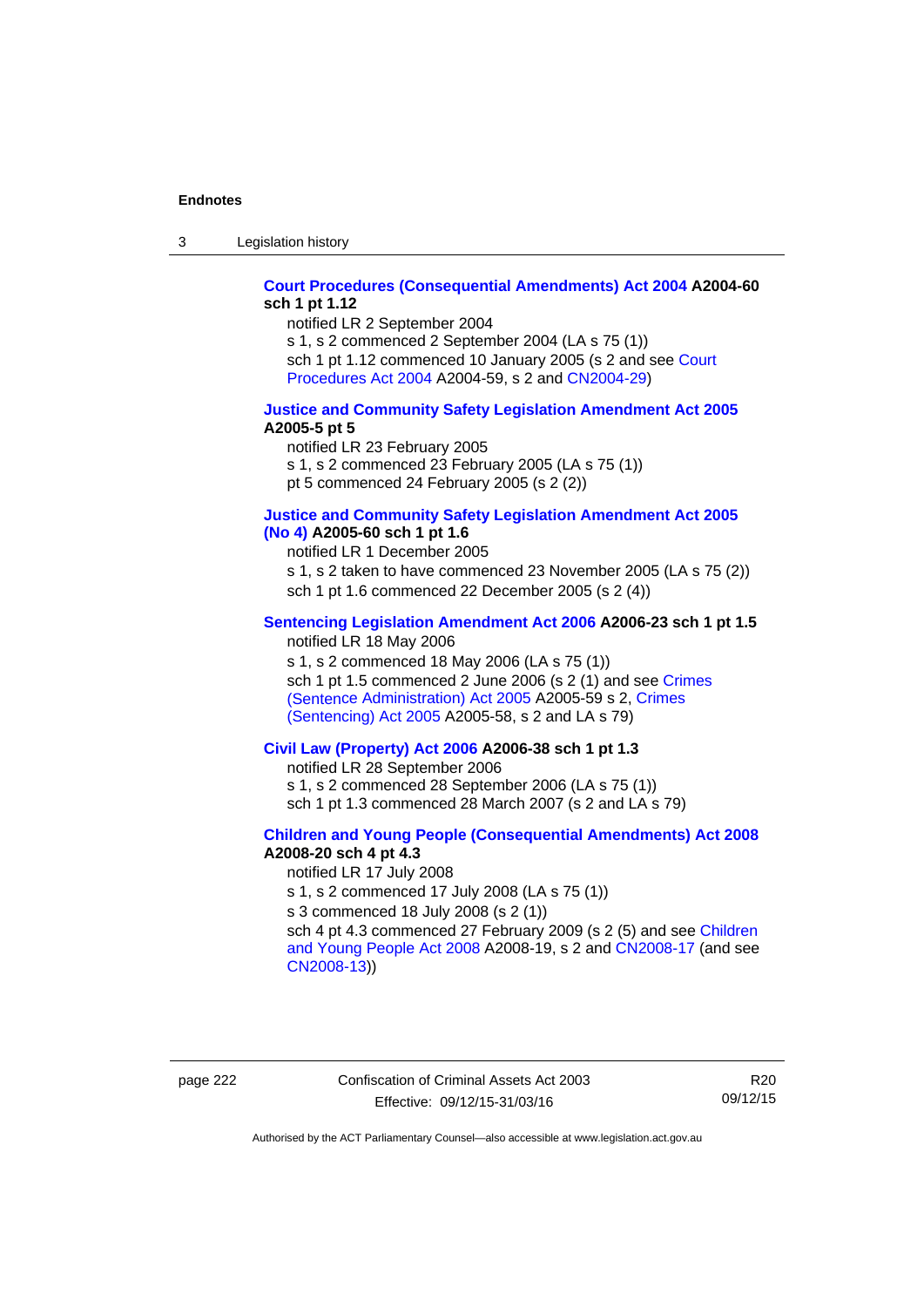**Court Procedures (Consequential Amendments) Act 2004 A2004-60 sch 1 pt 1.12**

notified LR 2 September 2004

s 1, s 2 commenced 2 September 2004 (LA s 75 (1))

sch 1 pt 1.12 commenced 10 January 2005 (s 2 and see Court Procedures Act 2004 A2004-59, s 2 and CN2004-29)

**Justice and Community Safety Legislation Amendment Act 2005 A2005-5 pt 5**

notified LR 23 February 2005

s 1, s 2 commenced 23 February 2005 (LA s 75 (1))

pt 5 commenced 24 February 2005 (s 2 (2))

**Justice and Community Safety Legislation Amendment Act 2005 (No 4) A2005-60 sch 1 pt 1.6**

notified LR 1 December 2005

s 1, s 2 taken to have commenced 23 November 2005 (LA s 75 (2))

sch 1 pt 1.6 commenced 22 December 2005 (s 2 (4))

**Sentencing Legislation Amendment Act 2006 A2006-23 sch 1 pt 1.5**

notified LR 18 May 2006

s 1, s 2 commenced 18 May 2006 (LA s 75 (1))

sch 1 pt 1.5 commenced 2 June 2006 (s 2 (1) and see Crimes (Sentence Administration) Act 2005 A2005-59 s 2, Crimes (Sentencing) Act 2005 A2005-58, s 2 and LA s 79)

**Civil Law (Property) Act 2006 A2006-38 sch 1 pt 1.3**

notified LR 28 September 2006

s 1, s 2 commenced 28 September 2006 (LA s 75 (1))

sch 1 pt 1.3 commenced 28 March 2007 (s 2 and LA s 79)

**Children and Young People (Consequential Amendments) Act 2008 A2008-20 sch 4 pt 4.3**

notified LR 17 July 2008

s 1, s 2 commenced 17 July 2008 (LA s 75 (1))

s 3 commenced 18 July 2008 (s 2 (1))

sch 4 pt 4.3 commenced 27 February 2009 (s 2 (5) and see Children and Young People Act 2008 A2008-19, s 2 and CN2008-17 (and see CN2008-13))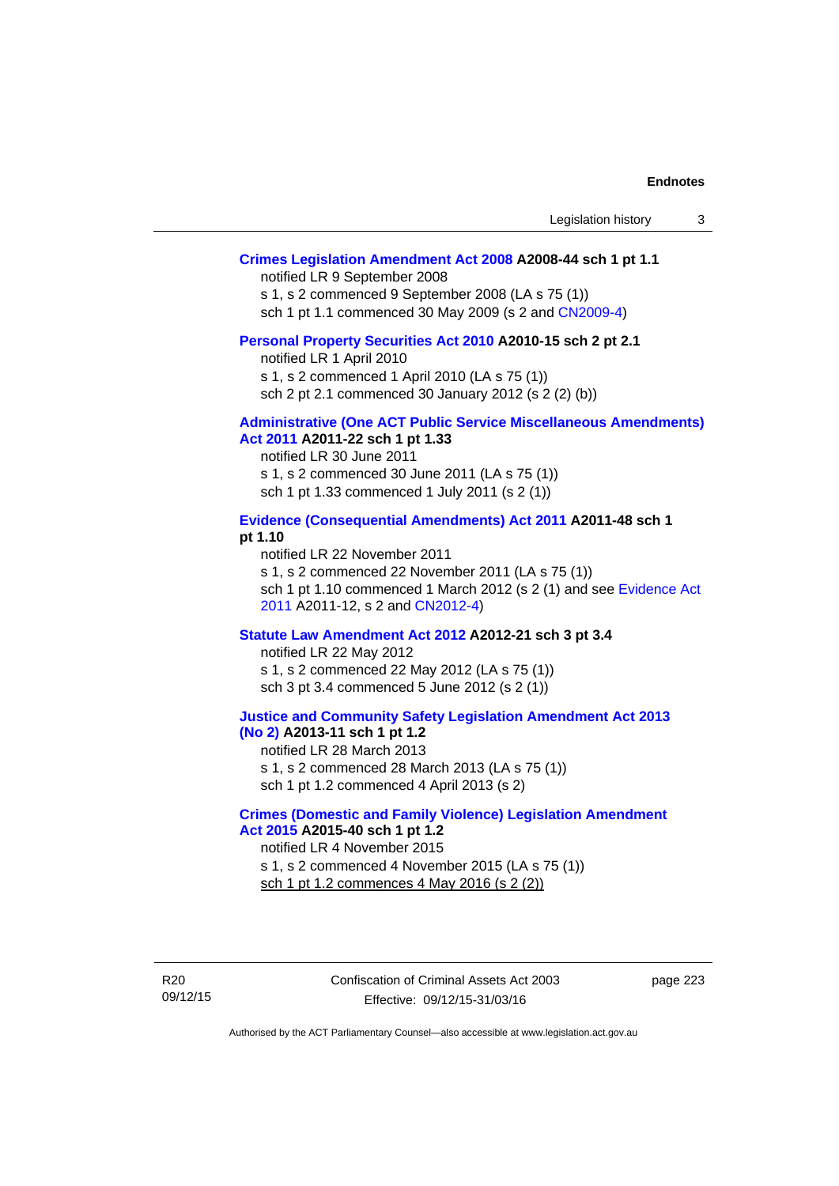**Crimes Legislation Amendment Act 2008 A2008-44 sch 1 pt 1.1**

notified LR 9 September 2008

s 1, s 2 commenced 9 September 2008 (LA s 75 (1))

sch 1 pt 1.1 commenced 30 May 2009 (s 2 and CN2009-4)

**Personal Property Securities Act 2010 A2010-15 sch 2 pt 2.1**

notified LR 1 April 2010

s 1, s 2 commenced 1 April 2010 (LA s 75 (1))

sch 2 pt 2.1 commenced 30 January 2012 (s 2 (2) (b))

**Administrative (One ACT Public Service Miscellaneous Amendments) Act 2011 A2011-22 sch 1 pt 1.33**

notified LR 30 June 2011

s 1, s 2 commenced 30 June 2011 (LA s 75 (1))

sch 1 pt 1.33 commenced 1 July 2011 (s 2 (1))

**Evidence (Consequential Amendments) Act 2011 A2011-48 sch 1 pt 1.10**

notified LR 22 November 2011

s 1, s 2 commenced 22 November 2011 (LA s 75 (1))

sch 1 pt 1.10 commenced 1 March 2012 (s 2 (1) and see Evidence Act 2011 A2011-12, s 2 and CN2012-4)

**Statute Law Amendment Act 2012 A2012-21 sch 3 pt 3.4**

notified LR 22 May 2012

s 1, s 2 commenced 22 May 2012 (LA s 75 (1))

sch 3 pt 3.4 commenced 5 June 2012 (s 2 (1))

**Justice and Community Safety Legislation Amendment Act 2013 (No 2) A2013-11 sch 1 pt 1.2**

notified LR 28 March 2013

s 1, s 2 commenced 28 March 2013 (LA s 75 (1))

sch 1 pt 1.2 commenced 4 April 2013 (s 2)

**Crimes (Domestic and Family Violence) Legislation Amendment Act 2015 A2015-40 sch 1 pt 1.2**

notified LR 4 November 2015

s 1, s 2 commenced 4 November 2015 (LA s 75 (1))

sch 1 pt 1.2 commences 4 May 2016 (s 2 (2))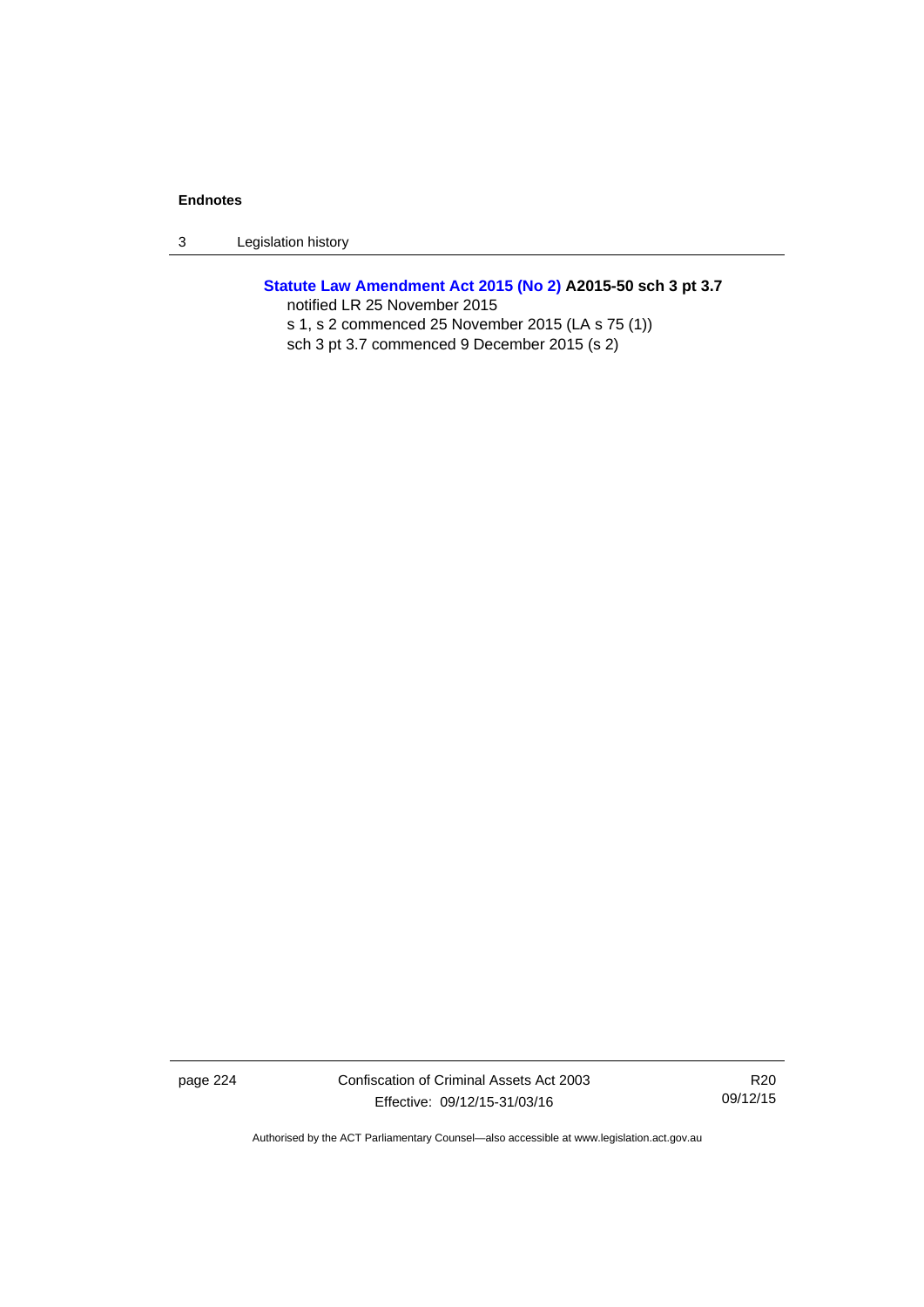**Statute Law Amendment Act 2015 (No 2) A2015-50 sch 3 pt 3.7**

notified LR 25 November 2015

s 1, s 2 commenced 25 November 2015 (LA s 75 (1))

sch 3 pt 3.7 commenced 9 December 2015 (s 2)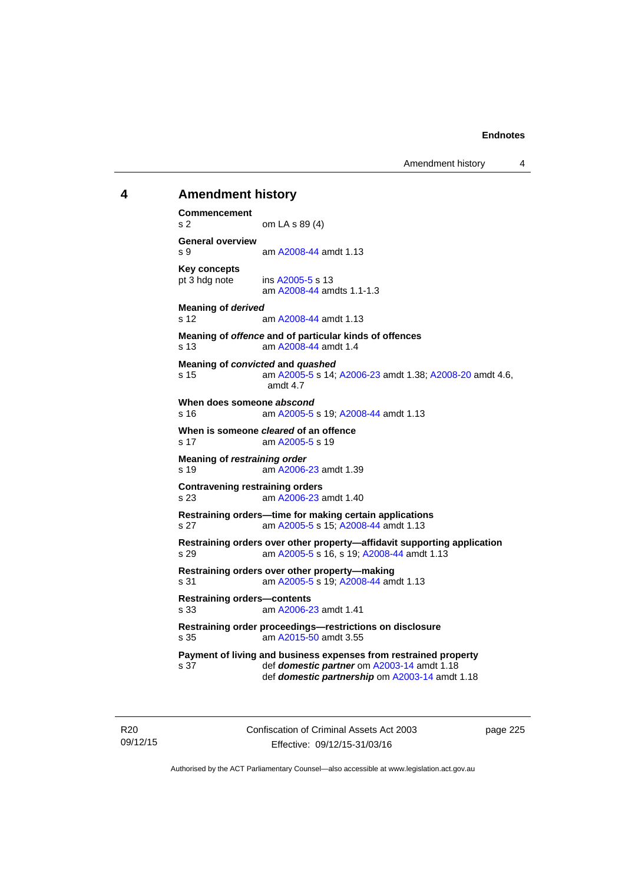## 4 Amendment history

**Commencement**
s 2 om LA s 89 (4)

**General overview**
s 9 am A2008-44 amdt 1.13

**Key concepts**
pt 3 hdg note ins A2005-5 s 13
am A2008-44 amdts 1.1-1.3

**Meaning of *derived***
s 12 am A2008-44 amdt 1.13

**Meaning of *offence* and of particular kinds of offences**
s 13 am A2008-44 amdt 1.4

**Meaning of *convicted* and *quashed***
s 15 am A2005-5 s 14; A2006-23 amdt 1.38; A2008-20 amdt 4.6, amdt 4.7

**When does someone *abscond***
s 16 am A2005-5 s 19; A2008-44 amdt 1.13

**When is someone *cleared* of an offence**
s 17 am A2005-5 s 19

**Meaning of *restraining order***
s 19 am A2006-23 amdt 1.39

**Contravening restraining orders**
s 23 am A2006-23 amdt 1.40

**Restraining orders—time for making certain applications**
s 27 am A2005-5 s 15; A2008-44 amdt 1.13

**Restraining orders over other property—affidavit supporting application**
s 29 am A2005-5 s 16, s 19; A2008-44 amdt 1.13

**Restraining orders over other property—making**
s 31 am A2005-5 s 19; A2008-44 amdt 1.13

**Restraining orders—contents**
s 33 am A2006-23 amdt 1.41

**Restraining order proceedings—restrictions on disclosure**
s 35 am A2015-50 amdt 3.55

**Payment of living and business expenses from restrained property**
s 37 def ***domestic partner*** om A2003-14 amdt 1.18
def ***domestic partnership*** om A2003-14 amdt 1.18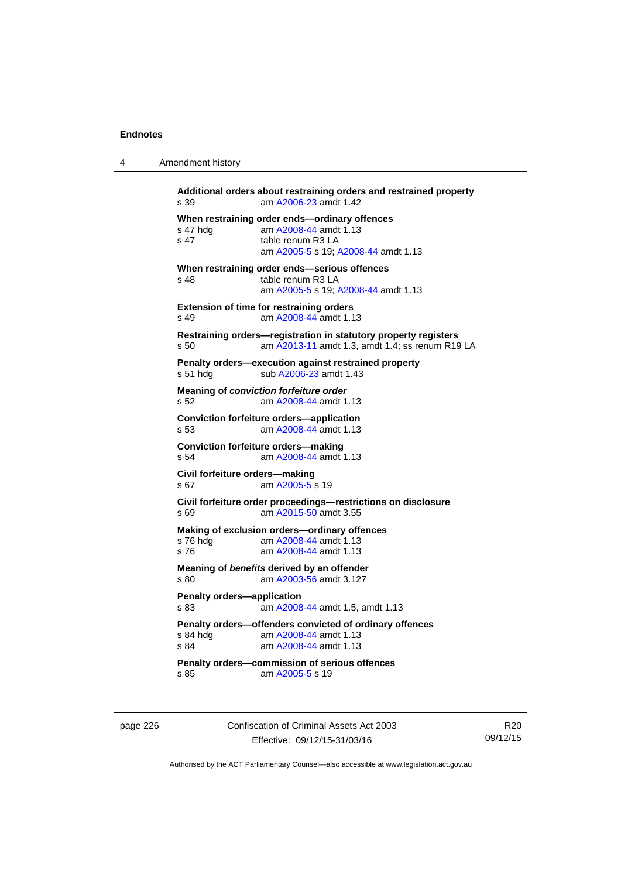**Additional orders about restraining orders and restrained property**
s 39 am A2006-23 amdt 1.42

**When restraining order ends—ordinary offences**
s 47 hdg am A2008-44 amdt 1.13
s 47 table renum R3 LA
am A2005-5 s 19; A2008-44 amdt 1.13

**When restraining order ends—serious offences**
s 48 table renum R3 LA
am A2005-5 s 19; A2008-44 amdt 1.13

**Extension of time for restraining orders**
s 49 am A2008-44 amdt 1.13

**Restraining orders—registration in statutory property registers**
s 50 am A2013-11 amdt 1.3, amdt 1.4; ss renum R19 LA

**Penalty orders—execution against restrained property**
s 51 hdg sub A2006-23 amdt 1.43

**Meaning of *conviction forfeiture order***
s 52 am A2008-44 amdt 1.13

**Conviction forfeiture orders—application**
s 53 am A2008-44 amdt 1.13

**Conviction forfeiture orders—making**
s 54 am A2008-44 amdt 1.13

**Civil forfeiture orders—making**
s 67 am A2005-5 s 19

**Civil forfeiture order proceedings—restrictions on disclosure**
s 69 am A2015-50 amdt 3.55

**Making of exclusion orders—ordinary offences**
s 76 hdg am A2008-44 amdt 1.13
s 76 am A2008-44 amdt 1.13

**Meaning of *benefits* derived by an offender**
s 80 am A2003-56 amdt 3.127

**Penalty orders—application**
s 83 am A2008-44 amdt 1.5, amdt 1.13

**Penalty orders—offenders convicted of ordinary offences**
s 84 hdg am A2008-44 amdt 1.13
s 84 am A2008-44 amdt 1.13

**Penalty orders—commission of serious offences**
s 85 am A2005-5 s 19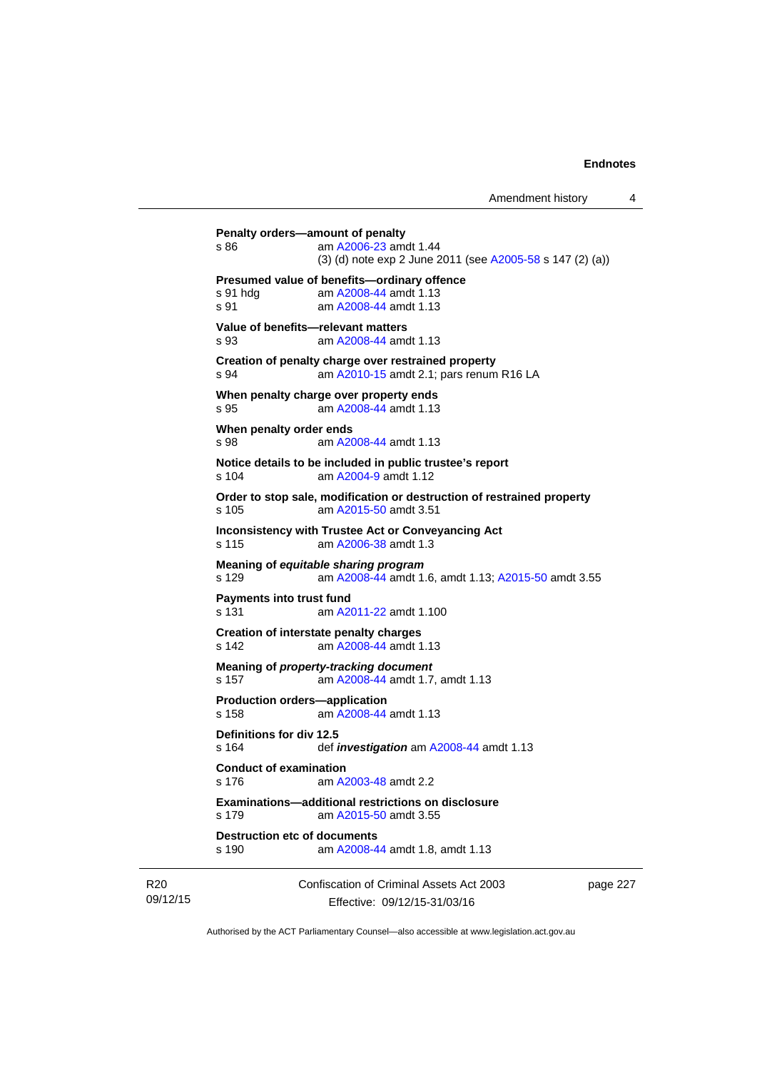**Penalty orders—amount of penalty**
s 86 am A2006-23 amdt 1.44
(3) (d) note exp 2 June 2011 (see A2005-58 s 147 (2) (a))

**Presumed value of benefits—ordinary offence**
s 91 hdg am A2008-44 amdt 1.13
s 91 am A2008-44 amdt 1.13

**Value of benefits—relevant matters**
s 93 am A2008-44 amdt 1.13

**Creation of penalty charge over restrained property**
s 94 am A2010-15 amdt 2.1; pars renum R16 LA

**When penalty charge over property ends**
s 95 am A2008-44 amdt 1.13

**When penalty order ends**
s 98 am A2008-44 amdt 1.13

**Notice details to be included in public trustee's report**
s 104 am A2004-9 amdt 1.12

**Order to stop sale, modification or destruction of restrained property**
s 105 am A2015-50 amdt 3.51

**Inconsistency with Trustee Act or Conveyancing Act**
s 115 am A2006-38 amdt 1.3

**Meaning of *equitable sharing program***
s 129 am A2008-44 amdt 1.6, amdt 1.13; A2015-50 amdt 3.55

**Payments into trust fund**
s 131 am A2011-22 amdt 1.100

**Creation of interstate penalty charges**
s 142 am A2008-44 amdt 1.13

**Meaning of *property-tracking document***
s 157 am A2008-44 amdt 1.7, amdt 1.13

**Production orders—application**
s 158 am A2008-44 amdt 1.13

**Definitions for div 12.5**
s 164 def ***investigation*** am A2008-44 amdt 1.13

**Conduct of examination**
s 176 am A2003-48 amdt 2.2

**Examinations—additional restrictions on disclosure**
s 179 am A2015-50 amdt 3.55

**Destruction etc of documents**
s 190 am A2008-44 amdt 1.8, amdt 1.13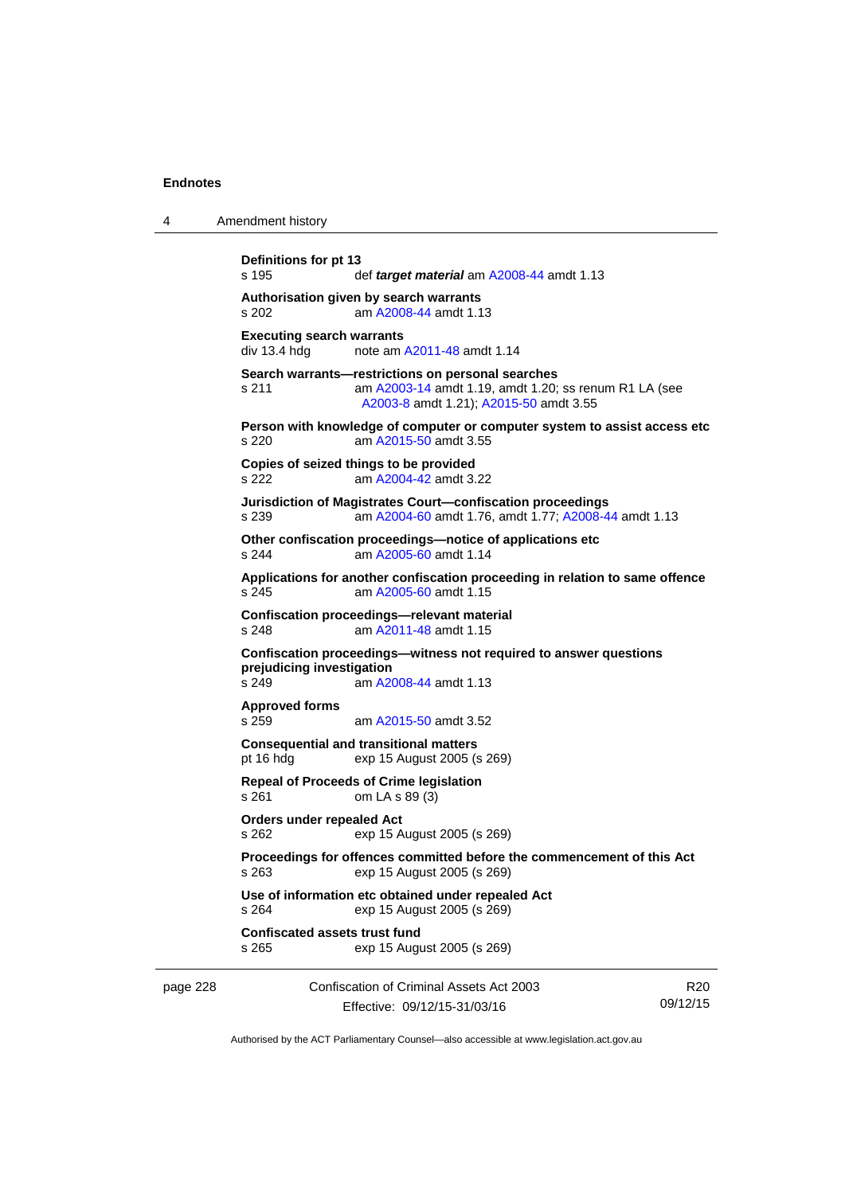**Definitions for pt 13**
s 195 def ***target material*** am A2008-44 amdt 1.13

**Authorisation given by search warrants**
s 202 am A2008-44 amdt 1.13

**Executing search warrants**
div 13.4 hdg note am A2011-48 amdt 1.14

**Search warrants—restrictions on personal searches**
s 211 am A2003-14 amdt 1.19, amdt 1.20; ss renum R1 LA (see A2003-8 amdt 1.21); A2015-50 amdt 3.55

**Person with knowledge of computer or computer system to assist access etc**
s 220 am A2015-50 amdt 3.55

**Copies of seized things to be provided**
s 222 am A2004-42 amdt 3.22

**Jurisdiction of Magistrates Court—confiscation proceedings**
s 239 am A2004-60 amdt 1.76, amdt 1.77; A2008-44 amdt 1.13

**Other confiscation proceedings—notice of applications etc**
s 244 am A2005-60 amdt 1.14

**Applications for another confiscation proceeding in relation to same offence**
s 245 am A2005-60 amdt 1.15

**Confiscation proceedings—relevant material**
s 248 am A2011-48 amdt 1.15

**Confiscation proceedings—witness not required to answer questions prejudicing investigation**
s 249 am A2008-44 amdt 1.13

**Approved forms**
s 259 am A2015-50 amdt 3.52

**Consequential and transitional matters**
pt 16 hdg exp 15 August 2005 (s 269)

**Repeal of Proceeds of Crime legislation**
s 261 om LA s 89 (3)

**Orders under repealed Act**
s 262 exp 15 August 2005 (s 269)

**Proceedings for offences committed before the commencement of this Act**
s 263 exp 15 August 2005 (s 269)

**Use of information etc obtained under repealed Act**
s 264 exp 15 August 2005 (s 269)

**Confiscated assets trust fund**
s 265 exp 15 August 2005 (s 269)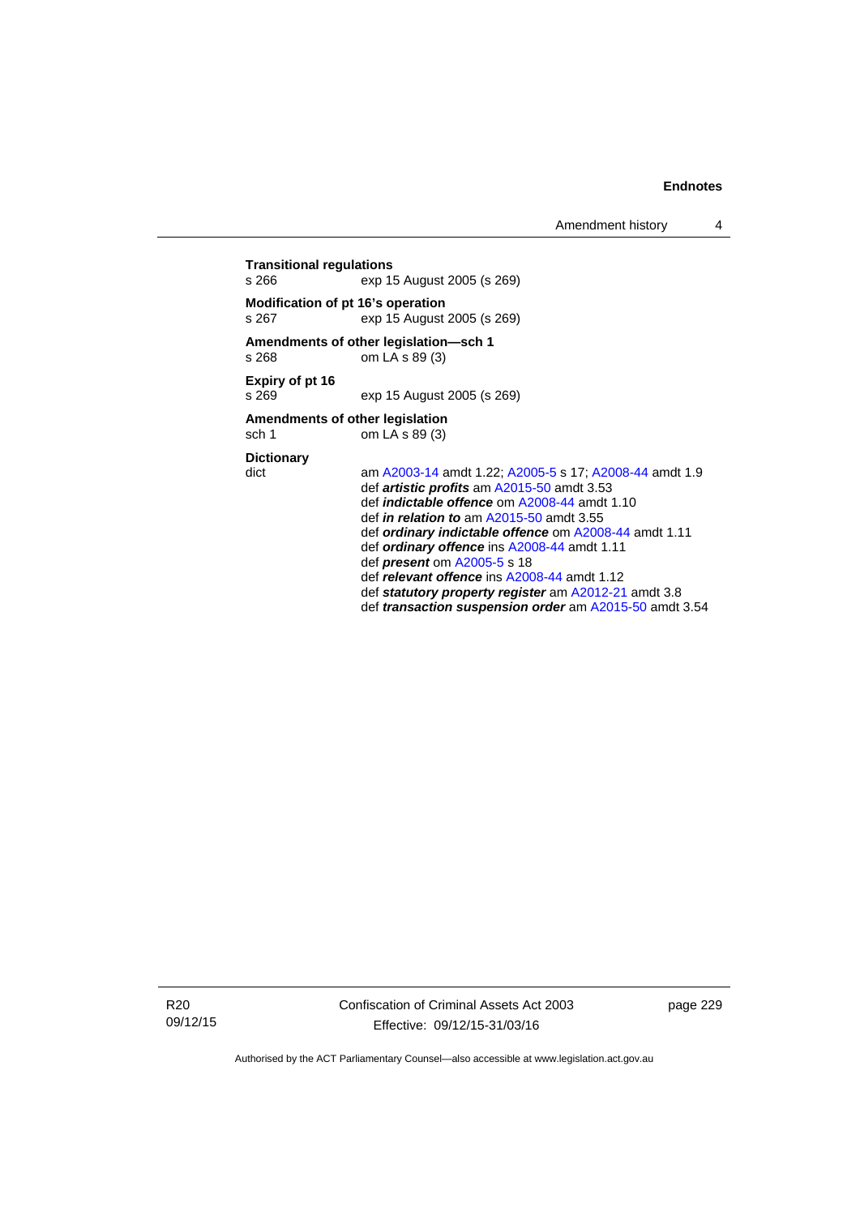**Transitional regulations**
s 266 exp 15 August 2005 (s 269)

**Modification of pt 16's operation**
s 267 exp 15 August 2005 (s 269)

**Amendments of other legislation—sch 1**
s 268 om LA s 89 (3)

**Expiry of pt 16**
s 269 exp 15 August 2005 (s 269)

**Amendments of other legislation**
sch 1 om LA s 89 (3)

**Dictionary**
dict am A2003-14 amdt 1.22; A2005-5 s 17; A2008-44 amdt 1.9
def ***artistic profits*** am A2015-50 amdt 3.53
def ***indictable offence*** om A2008-44 amdt 1.10
def ***in relation to*** am A2015-50 amdt 3.55
def ***ordinary indictable offence*** om A2008-44 amdt 1.11
def ***ordinary offence*** ins A2008-44 amdt 1.11
def ***present*** om A2005-5 s 18
def ***relevant offence*** ins A2008-44 amdt 1.12
def ***statutory property register*** am A2012-21 amdt 3.8
def ***transaction suspension order*** am A2015-50 amdt 3.54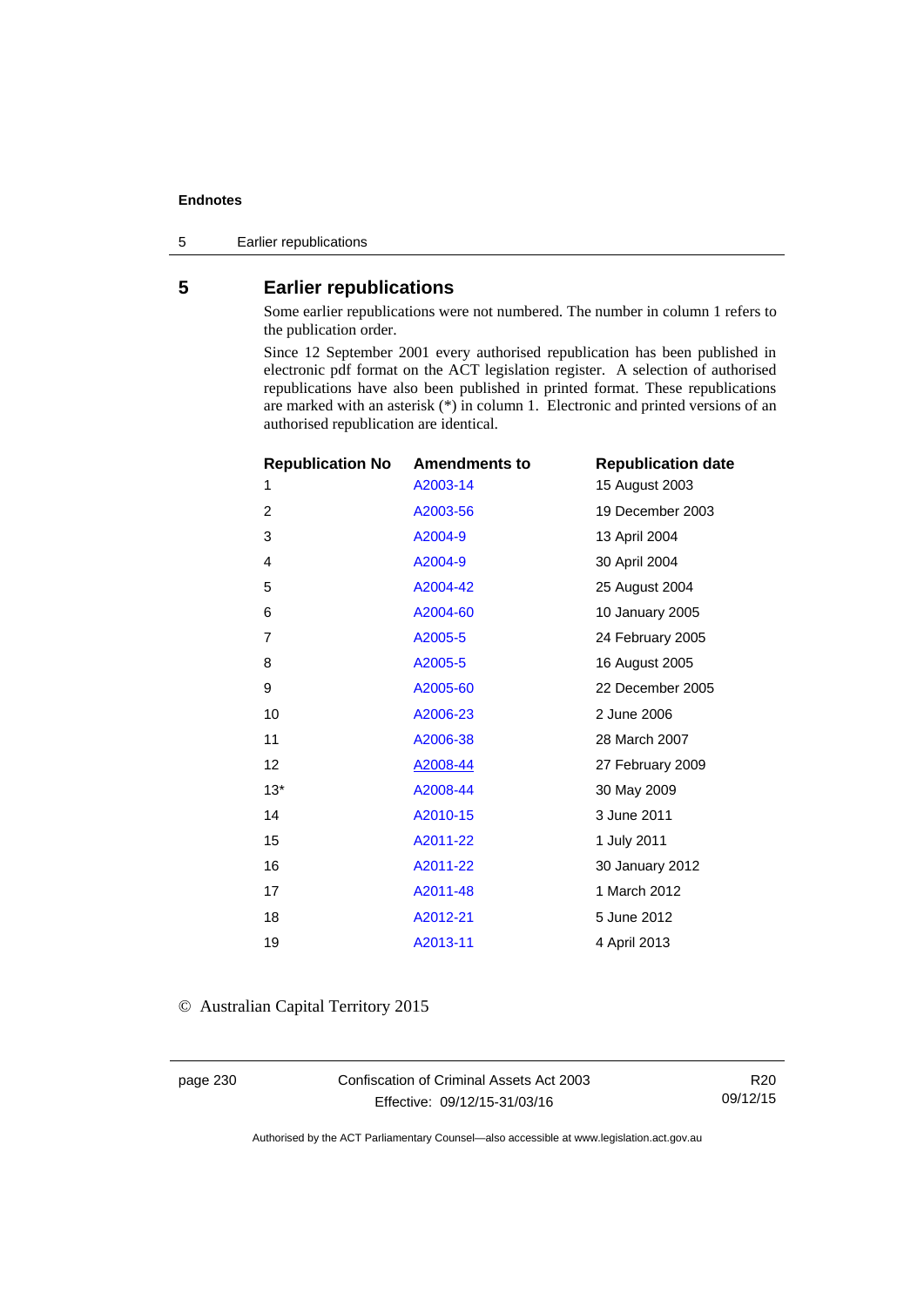## 5 Earlier republications

Some earlier republications were not numbered. The number in column 1 refers to the publication order.

Since 12 September 2001 every authorised republication has been published in electronic pdf format on the ACT legislation register. A selection of authorised republications have also been published in printed format. These republications are marked with an asterisk (*) in column 1. Electronic and printed versions of an authorised republication are identical.

| Republication No | Amendments to | Republication date |
|---|---|---|
| 1 | A2003-14 | 15 August 2003 |
| 2 | A2003-56 | 19 December 2003 |
| 3 | A2004-9 | 13 April 2004 |
| 4 | A2004-9 | 30 April 2004 |
| 5 | A2004-42 | 25 August 2004 |
| 6 | A2004-60 | 10 January 2005 |
| 7 | A2005-5 | 24 February 2005 |
| 8 | A2005-5 | 16 August 2005 |
| 9 | A2005-60 | 22 December 2005 |
| 10 | A2006-23 | 2 June 2006 |
| 11 | A2006-38 | 28 March 2007 |
| 12 | A2008-44 | 27 February 2009 |
| 13* | A2008-44 | 30 May 2009 |
| 14 | A2010-15 | 3 June 2011 |
| 15 | A2011-22 | 1 July 2011 |
| 16 | A2011-22 | 30 January 2012 |
| 17 | A2011-48 | 1 March 2012 |
| 18 | A2012-21 | 5 June 2012 |
| 19 | A2013-11 | 4 April 2013 |

© Australian Capital Territory 2015